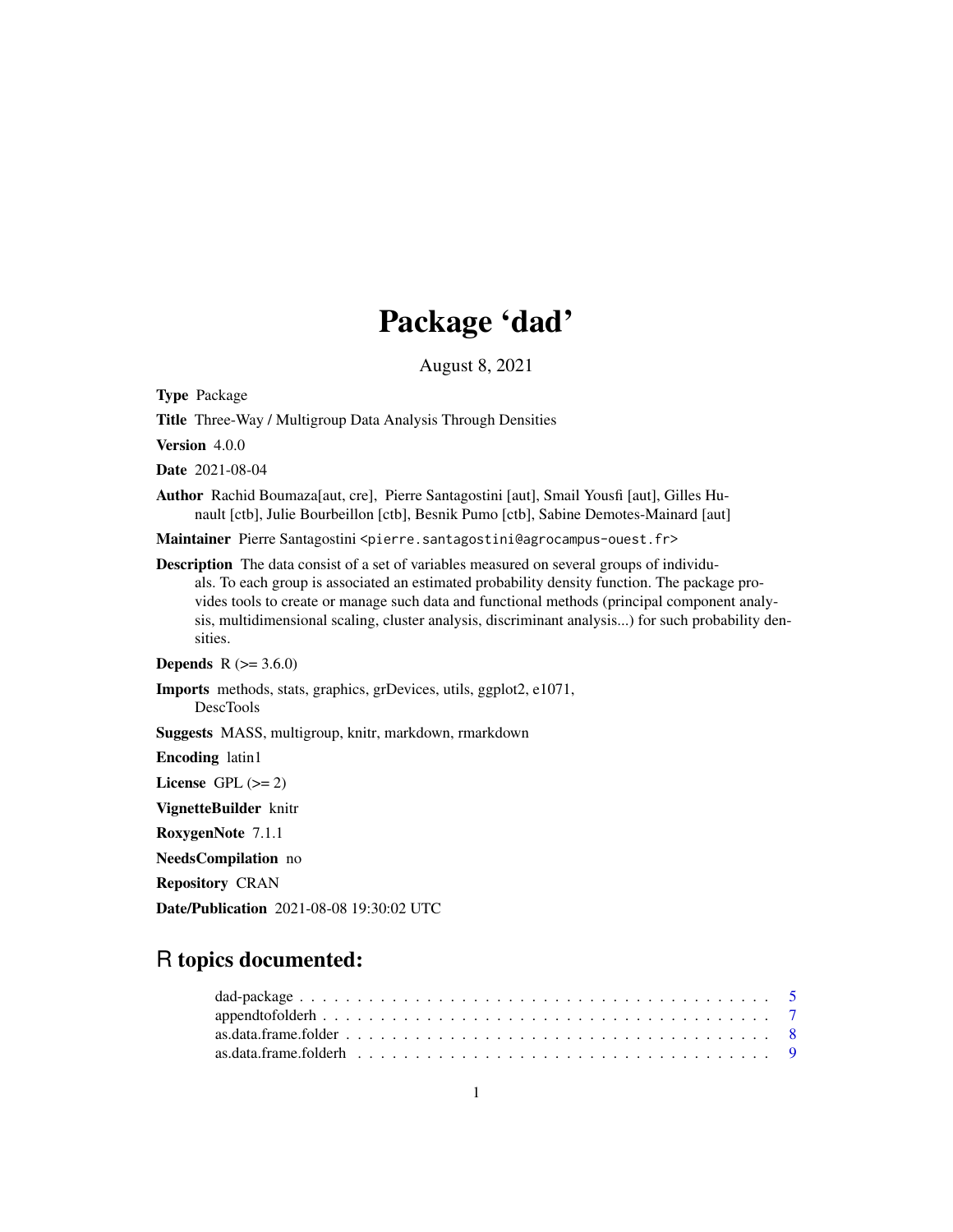# Package 'dad'

August 8, 2021

**Type** Package

**Title** Three-Way / Multigroup Data Analysis Through Densities

**Version** 4.0.0

**Date** 2021-08-04

**Author** Rachid Boumaza[aut, cre], Pierre Santagostini [aut], Smail Yousfi [aut], Gilles Hunault [ctb], Julie Bourbeillon [ctb], Besnik Pumo [ctb], Sabine Demotes-Mainard [aut]

**Maintainer** Pierre Santagostini <pierre.santagostini@agrocampus-ouest.fr>

**Description** The data consist of a set of variables measured on several groups of individuals. To each group is associated an estimated probability density function. The package provides tools to create or manage such data and functional methods (principal component analysis, multidimensional scaling, cluster analysis, discriminant analysis...) for such probability densities.

**Depends** R (>= 3.6.0)

**Imports** methods, stats, graphics, grDevices, utils, ggplot2, e1071, DescTools

**Suggests** MASS, multigroup, knitr, markdown, rmarkdown

**Encoding** latin1

**License** GPL (>= 2)

**VignetteBuilder** knitr

**RoxygenNote** 7.1.1

**NeedsCompilation** no

**Repository** CRAN

**Date/Publication** 2021-08-08 19:30:02 UTC

## R topics documented:

- dad-package . . . . . . . . . . . . . . . . . . . . . . . . . . . . . . . . . . . . . . . . 5
- appendtofolderh . . . . . . . . . . . . . . . . . . . . . . . . . . . . . . . . . . . . . . . 7
- as.data.frame.folder . . . . . . . . . . . . . . . . . . . . . . . . . . . . . . . . . . . . 8
- as.data.frame.folderh . . . . . . . . . . . . . . . . . . . . . . . . . . . . . . . . . . . 9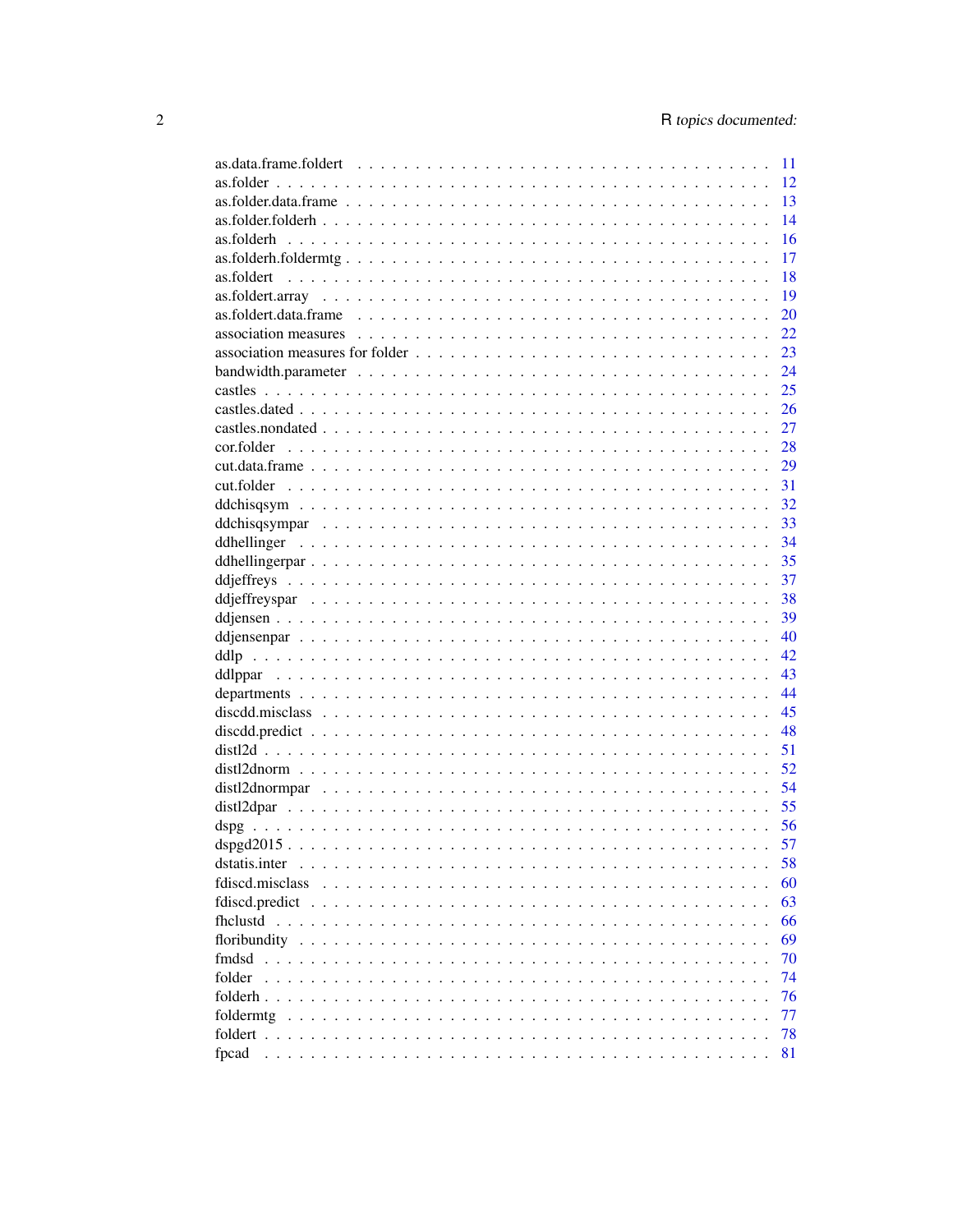as.data.frame.foldert . . . . . . . . . . . . . . . . . . . . . . . . . . . . . . . . . . 11
as.folder . . . . . . . . . . . . . . . . . . . . . . . . . . . . . . . . . . . . . . . . . 12
as.folder.data.frame . . . . . . . . . . . . . . . . . . . . . . . . . . . . . . . . . . . 13
as.folder.folderh . . . . . . . . . . . . . . . . . . . . . . . . . . . . . . . . . . . . . 14
as.folderh . . . . . . . . . . . . . . . . . . . . . . . . . . . . . . . . . . . . . . . . 16
as.folderh.foldermtg . . . . . . . . . . . . . . . . . . . . . . . . . . . . . . . . . . . 17
as.foldert . . . . . . . . . . . . . . . . . . . . . . . . . . . . . . . . . . . . . . . . 18
as.foldert.array . . . . . . . . . . . . . . . . . . . . . . . . . . . . . . . . . . . . . 19
as.foldert.data.frame . . . . . . . . . . . . . . . . . . . . . . . . . . . . . . . . . . 20
association measures . . . . . . . . . . . . . . . . . . . . . . . . . . . . . . . . . . . 22
association measures for folder . . . . . . . . . . . . . . . . . . . . . . . . . . . . . 23
bandwidth.parameter . . . . . . . . . . . . . . . . . . . . . . . . . . . . . . . . . . . 24
castles . . . . . . . . . . . . . . . . . . . . . . . . . . . . . . . . . . . . . . . . . . 25
castles.dated . . . . . . . . . . . . . . . . . . . . . . . . . . . . . . . . . . . . . . . 26
castles.nondated . . . . . . . . . . . . . . . . . . . . . . . . . . . . . . . . . . . . . 27
cor.folder . . . . . . . . . . . . . . . . . . . . . . . . . . . . . . . . . . . . . . . . 28
cut.data.frame . . . . . . . . . . . . . . . . . . . . . . . . . . . . . . . . . . . . . . 29
cut.folder . . . . . . . . . . . . . . . . . . . . . . . . . . . . . . . . . . . . . . . . 31
ddchisqsym . . . . . . . . . . . . . . . . . . . . . . . . . . . . . . . . . . . . . . . . 32
ddchisqsympar . . . . . . . . . . . . . . . . . . . . . . . . . . . . . . . . . . . . . . 33
ddhellinger . . . . . . . . . . . . . . . . . . . . . . . . . . . . . . . . . . . . . . . . 34
ddhellingerpar . . . . . . . . . . . . . . . . . . . . . . . . . . . . . . . . . . . . . . 35
ddjeffreys . . . . . . . . . . . . . . . . . . . . . . . . . . . . . . . . . . . . . . . . 37
ddjeffreyspar . . . . . . . . . . . . . . . . . . . . . . . . . . . . . . . . . . . . . . . 38
ddjensen . . . . . . . . . . . . . . . . . . . . . . . . . . . . . . . . . . . . . . . . . 39
ddjensenpar . . . . . . . . . . . . . . . . . . . . . . . . . . . . . . . . . . . . . . . . 40
ddlp . . . . . . . . . . . . . . . . . . . . . . . . . . . . . . . . . . . . . . . . . . . 42
ddlppar . . . . . . . . . . . . . . . . . . . . . . . . . . . . . . . . . . . . . . . . . . 43
departments . . . . . . . . . . . . . . . . . . . . . . . . . . . . . . . . . . . . . . . . 44
discdd.misclass . . . . . . . . . . . . . . . . . . . . . . . . . . . . . . . . . . . . . . 45
discdd.predict . . . . . . . . . . . . . . . . . . . . . . . . . . . . . . . . . . . . . . . 48
distl2d . . . . . . . . . . . . . . . . . . . . . . . . . . . . . . . . . . . . . . . . . . 51
distl2dnorm . . . . . . . . . . . . . . . . . . . . . . . . . . . . . . . . . . . . . . . . 52
distl2dnormpar . . . . . . . . . . . . . . . . . . . . . . . . . . . . . . . . . . . . . . 54
distl2dpar . . . . . . . . . . . . . . . . . . . . . . . . . . . . . . . . . . . . . . . . 55
dspg . . . . . . . . . . . . . . . . . . . . . . . . . . . . . . . . . . . . . . . . . . . 56
dspgd2015 . . . . . . . . . . . . . . . . . . . . . . . . . . . . . . . . . . . . . . . . . 57
dstatis.inter . . . . . . . . . . . . . . . . . . . . . . . . . . . . . . . . . . . . . . . 58
fdiscd.misclass . . . . . . . . . . . . . . . . . . . . . . . . . . . . . . . . . . . . . . 60
fdiscd.predict . . . . . . . . . . . . . . . . . . . . . . . . . . . . . . . . . . . . . . . 63
fhclustd . . . . . . . . . . . . . . . . . . . . . . . . . . . . . . . . . . . . . . . . . 66
floribundity . . . . . . . . . . . . . . . . . . . . . . . . . . . . . . . . . . . . . . . . 69
fmdsd . . . . . . . . . . . . . . . . . . . . . . . . . . . . . . . . . . . . . . . . . . . 70
folder . . . . . . . . . . . . . . . . . . . . . . . . . . . . . . . . . . . . . . . . . . 74
folderh . . . . . . . . . . . . . . . . . . . . . . . . . . . . . . . . . . . . . . . . . . 76
foldermtg . . . . . . . . . . . . . . . . . . . . . . . . . . . . . . . . . . . . . . . . . 77
foldert . . . . . . . . . . . . . . . . . . . . . . . . . . . . . . . . . . . . . . . . . . 78
fpcad . . . . . . . . . . . . . . . . . . . . . . . . . . . . . . . . . . . . . . . . . . . 81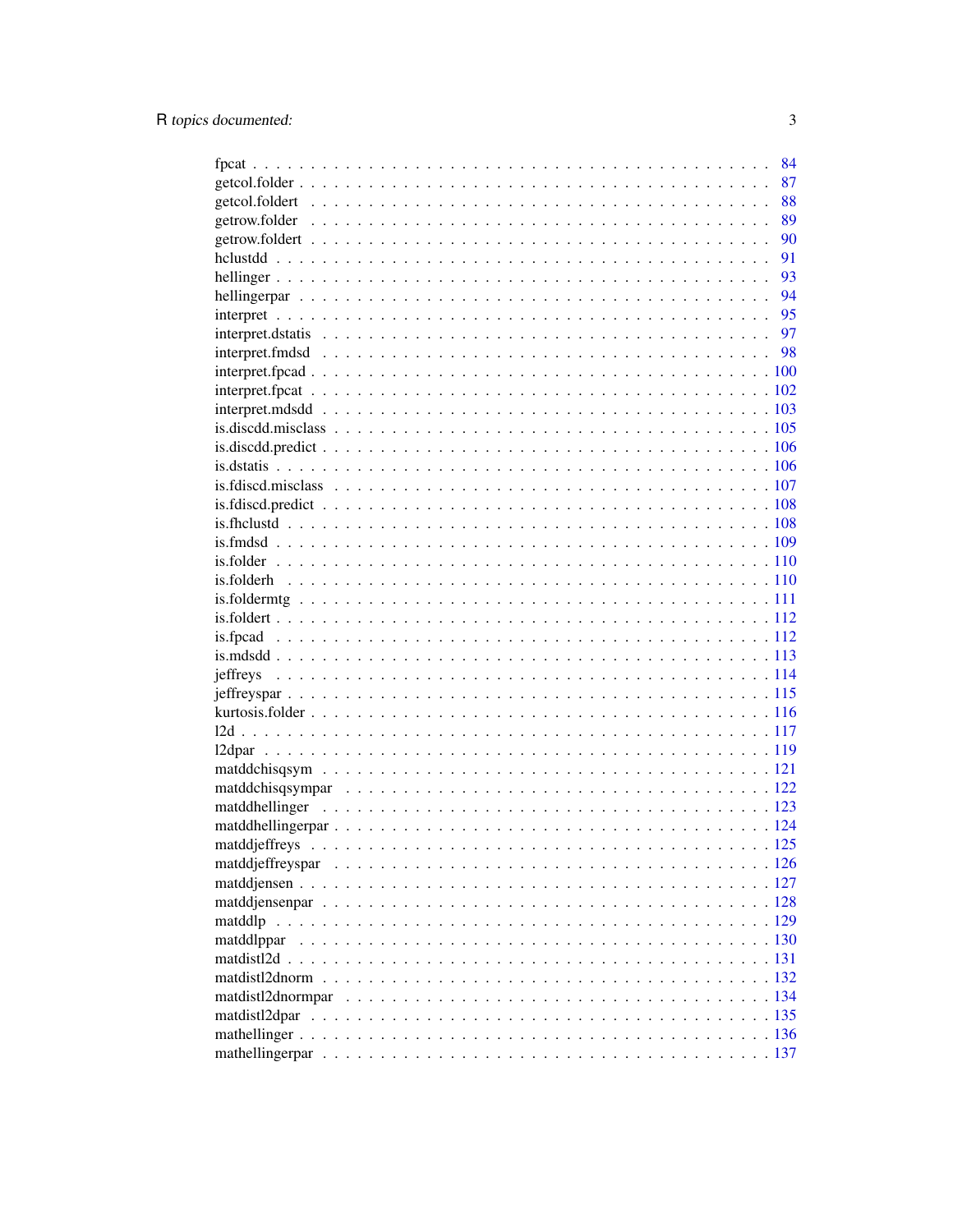fpcat . . . . . . . . . . . . . . . . . . . . . . . . . . . . . . . . . . . . . . . . . 84
getcol.folder . . . . . . . . . . . . . . . . . . . . . . . . . . . . . . . . . . . . . . 87
getcol.foldert . . . . . . . . . . . . . . . . . . . . . . . . . . . . . . . . . . . . . 88
getrow.folder . . . . . . . . . . . . . . . . . . . . . . . . . . . . . . . . . . . . . 89
getrow.foldert . . . . . . . . . . . . . . . . . . . . . . . . . . . . . . . . . . . . . 90
hclustdd . . . . . . . . . . . . . . . . . . . . . . . . . . . . . . . . . . . . . . . . 91
hellinger . . . . . . . . . . . . . . . . . . . . . . . . . . . . . . . . . . . . . . . . 93
hellingerpar . . . . . . . . . . . . . . . . . . . . . . . . . . . . . . . . . . . . . . 94
interpret . . . . . . . . . . . . . . . . . . . . . . . . . . . . . . . . . . . . . . . . 95
interpret.dstatis . . . . . . . . . . . . . . . . . . . . . . . . . . . . . . . . . . . . 97
interpret.fmdsd . . . . . . . . . . . . . . . . . . . . . . . . . . . . . . . . . . . . 98
interpret.fpcad . . . . . . . . . . . . . . . . . . . . . . . . . . . . . . . . . . . . 100
interpret.fpcat . . . . . . . . . . . . . . . . . . . . . . . . . . . . . . . . . . . . 102
interpret.mdsdd . . . . . . . . . . . . . . . . . . . . . . . . . . . . . . . . . . . . 103
is.discdd.misclass . . . . . . . . . . . . . . . . . . . . . . . . . . . . . . . . . . . 105
is.discdd.predict . . . . . . . . . . . . . . . . . . . . . . . . . . . . . . . . . . . 106
is.dstatis . . . . . . . . . . . . . . . . . . . . . . . . . . . . . . . . . . . . . . . 106
is.fdiscd.misclass . . . . . . . . . . . . . . . . . . . . . . . . . . . . . . . . . . . 107
is.fdiscd.predict . . . . . . . . . . . . . . . . . . . . . . . . . . . . . . . . . . . 108
is.fhclustd . . . . . . . . . . . . . . . . . . . . . . . . . . . . . . . . . . . . . . 108
is.fmdsd . . . . . . . . . . . . . . . . . . . . . . . . . . . . . . . . . . . . . . . . 109
is.folder . . . . . . . . . . . . . . . . . . . . . . . . . . . . . . . . . . . . . . . 110
is.folderh . . . . . . . . . . . . . . . . . . . . . . . . . . . . . . . . . . . . . . . 110
is.foldermtg . . . . . . . . . . . . . . . . . . . . . . . . . . . . . . . . . . . . . . 111
is.foldert . . . . . . . . . . . . . . . . . . . . . . . . . . . . . . . . . . . . . . . 112
is.fpcad . . . . . . . . . . . . . . . . . . . . . . . . . . . . . . . . . . . . . . . . 112
is.mdsdd . . . . . . . . . . . . . . . . . . . . . . . . . . . . . . . . . . . . . . . . 113
jeffreys . . . . . . . . . . . . . . . . . . . . . . . . . . . . . . . . . . . . . . . . 114
jeffreyspar . . . . . . . . . . . . . . . . . . . . . . . . . . . . . . . . . . . . . . . 115
kurtosis.folder . . . . . . . . . . . . . . . . . . . . . . . . . . . . . . . . . . . . 116
l2d . . . . . . . . . . . . . . . . . . . . . . . . . . . . . . . . . . . . . . . . . . . 117
l2dpar . . . . . . . . . . . . . . . . . . . . . . . . . . . . . . . . . . . . . . . . . 119
matddchisqsym . . . . . . . . . . . . . . . . . . . . . . . . . . . . . . . . . . . . 121
matddchisqsympar . . . . . . . . . . . . . . . . . . . . . . . . . . . . . . . . . . . 122
matddhellinger . . . . . . . . . . . . . . . . . . . . . . . . . . . . . . . . . . . . 123
matddhellingerpar . . . . . . . . . . . . . . . . . . . . . . . . . . . . . . . . . . . 124
matddjeffreys . . . . . . . . . . . . . . . . . . . . . . . . . . . . . . . . . . . . . 125
matddjeffreyspar . . . . . . . . . . . . . . . . . . . . . . . . . . . . . . . . . . . 126
matddjensen . . . . . . . . . . . . . . . . . . . . . . . . . . . . . . . . . . . . . . 127
matddjensenpar . . . . . . . . . . . . . . . . . . . . . . . . . . . . . . . . . . . . 128
matddlp . . . . . . . . . . . . . . . . . . . . . . . . . . . . . . . . . . . . . . . . 129
matddlppar . . . . . . . . . . . . . . . . . . . . . . . . . . . . . . . . . . . . . . . 130
matdistl2d . . . . . . . . . . . . . . . . . . . . . . . . . . . . . . . . . . . . . . . 131
matdistl2dnorm . . . . . . . . . . . . . . . . . . . . . . . . . . . . . . . . . . . . 132
matdistl2dnormpar . . . . . . . . . . . . . . . . . . . . . . . . . . . . . . . . . . 134
matdistl2dpar . . . . . . . . . . . . . . . . . . . . . . . . . . . . . . . . . . . . . 135
mathellinger . . . . . . . . . . . . . . . . . . . . . . . . . . . . . . . . . . . . . . 136
mathellingerpar . . . . . . . . . . . . . . . . . . . . . . . . . . . . . . . . . . . . 137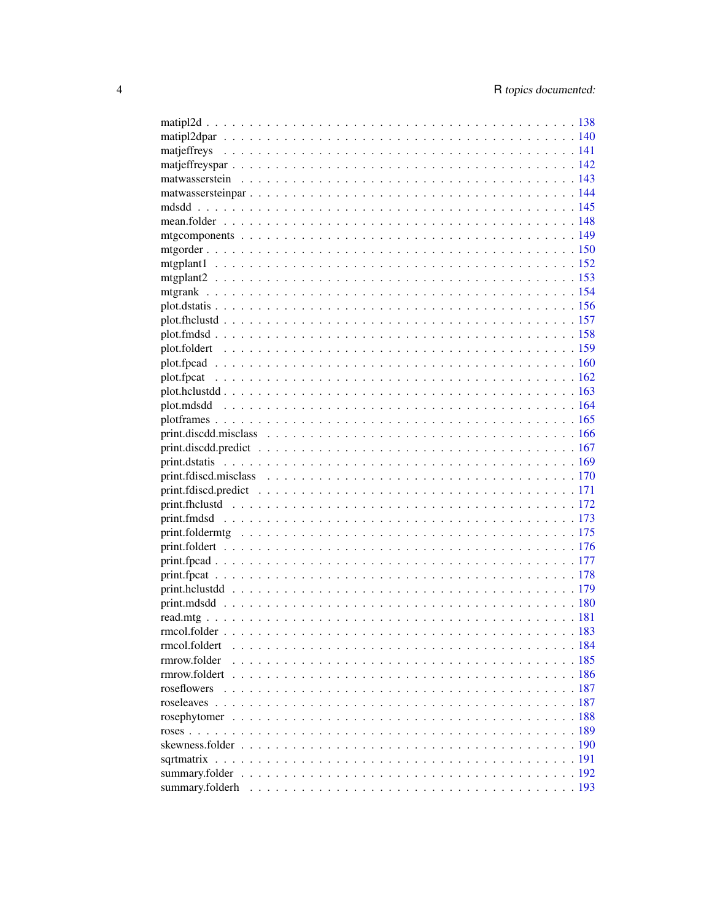matipl2d . . . . . . . . . . . . . . . . . . . . . . . . . . . . . . . . . . . . . . . . . 138
matipl2dpar . . . . . . . . . . . . . . . . . . . . . . . . . . . . . . . . . . . . . . . 140
matjeffreys . . . . . . . . . . . . . . . . . . . . . . . . . . . . . . . . . . . . . . . . 141
matjeffreyspar . . . . . . . . . . . . . . . . . . . . . . . . . . . . . . . . . . . . . . 142
matwasserstein . . . . . . . . . . . . . . . . . . . . . . . . . . . . . . . . . . . . . . 143
matwassersteinpar . . . . . . . . . . . . . . . . . . . . . . . . . . . . . . . . . . . . 144
mdsdd . . . . . . . . . . . . . . . . . . . . . . . . . . . . . . . . . . . . . . . . . . . 145
mean.folder . . . . . . . . . . . . . . . . . . . . . . . . . . . . . . . . . . . . . . . . 148
mtgcomponents . . . . . . . . . . . . . . . . . . . . . . . . . . . . . . . . . . . . . . 149
mtgorder . . . . . . . . . . . . . . . . . . . . . . . . . . . . . . . . . . . . . . . . . 150
mtgplant1 . . . . . . . . . . . . . . . . . . . . . . . . . . . . . . . . . . . . . . . . . 152
mtgplant2 . . . . . . . . . . . . . . . . . . . . . . . . . . . . . . . . . . . . . . . . . 153
mtgrank . . . . . . . . . . . . . . . . . . . . . . . . . . . . . . . . . . . . . . . . . . 154
plot.dstatis . . . . . . . . . . . . . . . . . . . . . . . . . . . . . . . . . . . . . . . . 156
plot.fhclustd . . . . . . . . . . . . . . . . . . . . . . . . . . . . . . . . . . . . . . . 157
plot.fmdsd . . . . . . . . . . . . . . . . . . . . . . . . . . . . . . . . . . . . . . . . . 158
plot.foldert . . . . . . . . . . . . . . . . . . . . . . . . . . . . . . . . . . . . . . . . 159
plot.fpcad . . . . . . . . . . . . . . . . . . . . . . . . . . . . . . . . . . . . . . . . . 160
plot.fpcat . . . . . . . . . . . . . . . . . . . . . . . . . . . . . . . . . . . . . . . . . 162
plot.hclustdd . . . . . . . . . . . . . . . . . . . . . . . . . . . . . . . . . . . . . . . 163
plot.mdsdd . . . . . . . . . . . . . . . . . . . . . . . . . . . . . . . . . . . . . . . . . 164
plotframes . . . . . . . . . . . . . . . . . . . . . . . . . . . . . . . . . . . . . . . . . 165
print.discdd.misclass . . . . . . . . . . . . . . . . . . . . . . . . . . . . . . . . . . . 166
print.discdd.predict . . . . . . . . . . . . . . . . . . . . . . . . . . . . . . . . . . . . 167
print.dstatis . . . . . . . . . . . . . . . . . . . . . . . . . . . . . . . . . . . . . . . . 169
print.fdiscd.misclass . . . . . . . . . . . . . . . . . . . . . . . . . . . . . . . . . . . 170
print.fdiscd.predict . . . . . . . . . . . . . . . . . . . . . . . . . . . . . . . . . . . . 171
print.fhclustd . . . . . . . . . . . . . . . . . . . . . . . . . . . . . . . . . . . . . . . 172
print.fmdsd . . . . . . . . . . . . . . . . . . . . . . . . . . . . . . . . . . . . . . . . . 173
print.foldermtg . . . . . . . . . . . . . . . . . . . . . . . . . . . . . . . . . . . . . . 175
print.foldert . . . . . . . . . . . . . . . . . . . . . . . . . . . . . . . . . . . . . . . . 176
print.fpcad . . . . . . . . . . . . . . . . . . . . . . . . . . . . . . . . . . . . . . . . . 177
print.fpcat . . . . . . . . . . . . . . . . . . . . . . . . . . . . . . . . . . . . . . . . . 178
print.hclustdd . . . . . . . . . . . . . . . . . . . . . . . . . . . . . . . . . . . . . . . 179
print.mdsdd . . . . . . . . . . . . . . . . . . . . . . . . . . . . . . . . . . . . . . . . . 180
read.mtg . . . . . . . . . . . . . . . . . . . . . . . . . . . . . . . . . . . . . . . . . . 181
rmcol.folder . . . . . . . . . . . . . . . . . . . . . . . . . . . . . . . . . . . . . . . . 183
rmcol.foldert . . . . . . . . . . . . . . . . . . . . . . . . . . . . . . . . . . . . . . . 184
rmrow.folder . . . . . . . . . . . . . . . . . . . . . . . . . . . . . . . . . . . . . . . . 185
rmrow.foldert . . . . . . . . . . . . . . . . . . . . . . . . . . . . . . . . . . . . . . . 186
roseflowers . . . . . . . . . . . . . . . . . . . . . . . . . . . . . . . . . . . . . . . . . 187
roseleaves . . . . . . . . . . . . . . . . . . . . . . . . . . . . . . . . . . . . . . . . . . 187
rosephytomer . . . . . . . . . . . . . . . . . . . . . . . . . . . . . . . . . . . . . . . . 188
roses . . . . . . . . . . . . . . . . . . . . . . . . . . . . . . . . . . . . . . . . . . . . 189
skewness.folder . . . . . . . . . . . . . . . . . . . . . . . . . . . . . . . . . . . . . . 190
sqrtmatrix . . . . . . . . . . . . . . . . . . . . . . . . . . . . . . . . . . . . . . . . . 191
summary.folder . . . . . . . . . . . . . . . . . . . . . . . . . . . . . . . . . . . . . . . 192
summary.folderh . . . . . . . . . . . . . . . . . . . . . . . . . . . . . . . . . . . . . . 193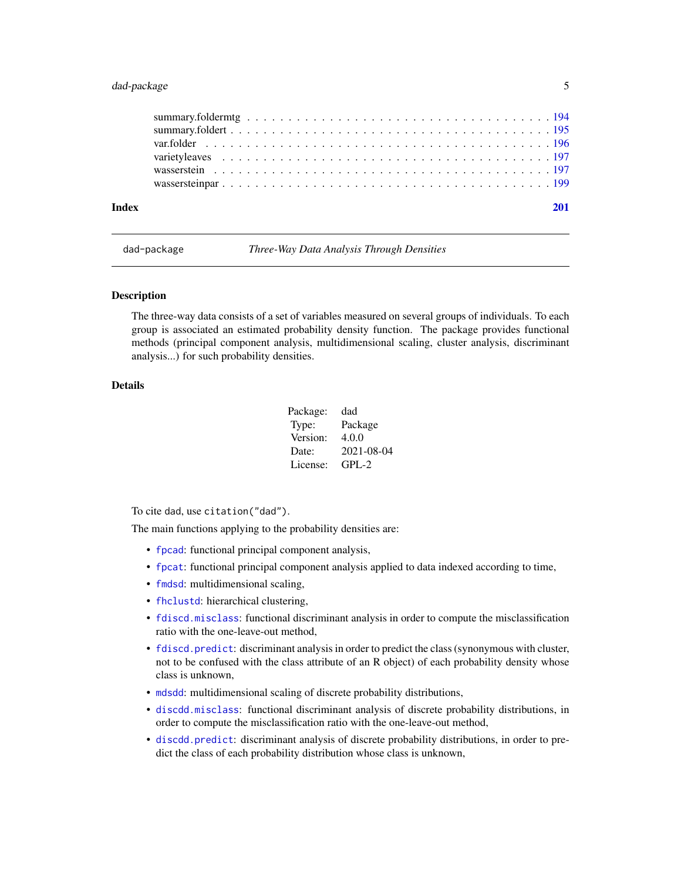summary.foldermtg . . . . . . . . . . . . . . . . . . . . . . . . . . . . . . . . . . 194
summary.foldert . . . . . . . . . . . . . . . . . . . . . . . . . . . . . . . . . . . 195
var.folder . . . . . . . . . . . . . . . . . . . . . . . . . . . . . . . . . . . . . 196
varietyleaves . . . . . . . . . . . . . . . . . . . . . . . . . . . . . . . . . . . . 197
wasserstein . . . . . . . . . . . . . . . . . . . . . . . . . . . . . . . . . . . . . 197
wassersteinpar . . . . . . . . . . . . . . . . . . . . . . . . . . . . . . . . . . . . 199

**Index** **201**

---

`dad-package` *Three-Way Data Analysis Through Densities*

---

## Description

The three-way data consists of a set of variables measured on several groups of individuals. To each group is associated an estimated probability density function. The package provides functional methods (principal component analysis, multidimensional scaling, cluster analysis, discriminant analysis...) for such probability densities.

## Details

| | |
|---|---|
| Package: | dad |
| Type: | Package |
| Version: | 4.0.0 |
| Date: | 2021-08-04 |
| License: | GPL-2 |

To cite dad, use `citation("dad")`.

The main functions applying to the probability densities are:

- `fpcad`: functional principal component analysis,
- `fpcat`: functional principal component analysis applied to data indexed according to time,
- `fmdsd`: multidimensional scaling,
- `fhclustd`: hierarchical clustering,
- `fdiscd.misclass`: functional discriminant analysis in order to compute the misclassification ratio with the one-leave-out method,
- `fdiscd.predict`: discriminant analysis in order to predict the class (synonymous with cluster, not to be confused with the class attribute of an R object) of each probability density whose class is unknown,
- `mdsdd`: multidimensional scaling of discrete probability distributions,
- `discdd.misclass`: functional discriminant analysis of discrete probability distributions, in order to compute the misclassification ratio with the one-leave-out method,
- `discdd.predict`: discriminant analysis of discrete probability distributions, in order to predict the class of each probability distribution whose class is unknown,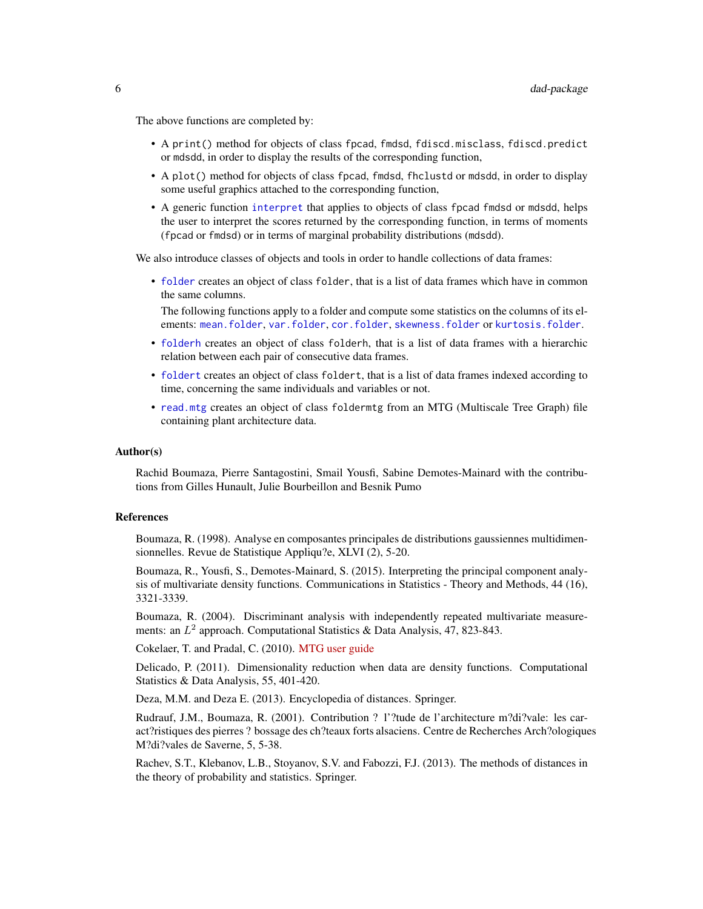The above functions are completed by:

- A `print()` method for objects of class `fpcad`, `fmdsd`, `fdiscd.misclass`, `fdiscd.predict` or `mdsdd`, in order to display the results of the corresponding function,
- A `plot()` method for objects of class `fpcad`, `fmdsd`, `fhclustd` or `mdsdd`, in order to display some useful graphics attached to the corresponding function,
- A generic function `interpret` that applies to objects of class `fpcad` `fmdsd` or `mdsdd`, helps the user to interpret the scores returned by the corresponding function, in terms of moments (`fpcad` or `fmdsd`) or in terms of marginal probability distributions (`mdsdd`).

We also introduce classes of objects and tools in order to handle collections of data frames:

- `folder` creates an object of class `folder`, that is a list of data frames which have in common the same columns.

  The following functions apply to a folder and compute some statistics on the columns of its elements: `mean.folder`, `var.folder`, `cor.folder`, `skewness.folder` or `kurtosis.folder`.
- `folderh` creates an object of class `folderh`, that is a list of data frames with a hierarchic relation between each pair of consecutive data frames.
- `foldert` creates an object of class `foldert`, that is a list of data frames indexed according to time, concerning the same individuals and variables or not.
- `read.mtg` creates an object of class `foldermtg` from an MTG (Multiscale Tree Graph) file containing plant architecture data.

### Author(s)

Rachid Boumaza, Pierre Santagostini, Smail Yousfi, Sabine Demotes-Mainard with the contributions from Gilles Hunault, Julie Bourbeillon and Besnik Pumo

### References

Boumaza, R. (1998). Analyse en composantes principales de distributions gaussiennes multidimensionnelles. Revue de Statistique Appliqu?e, XLVI (2), 5-20.

Boumaza, R., Yousfi, S., Demotes-Mainard, S. (2015). Interpreting the principal component analysis of multivariate density functions. Communications in Statistics - Theory and Methods, 44 (16), 3321-3339.

Boumaza, R. (2004). Discriminant analysis with independently repeated multivariate measurements: an $L^2$ approach. Computational Statistics & Data Analysis, 47, 823-843.

Cokelaer, T. and Pradal, C. (2010). MTG user guide

Delicado, P. (2011). Dimensionality reduction when data are density functions. Computational Statistics & Data Analysis, 55, 401-420.

Deza, M.M. and Deza E. (2013). Encyclopedia of distances. Springer.

Rudrauf, J.M., Boumaza, R. (2001). Contribution ? l'?tude de l'architecture m?di?vale: les caract?ristiques des pierres ? bossage des ch?teaux forts alsaciens. Centre de Recherches Arch?ologiques M?di?vales de Saverne, 5, 5-38.

Rachev, S.T., Klebanov, L.B., Stoyanov, S.V. and Fabozzi, F.J. (2013). The methods of distances in the theory of probability and statistics. Springer.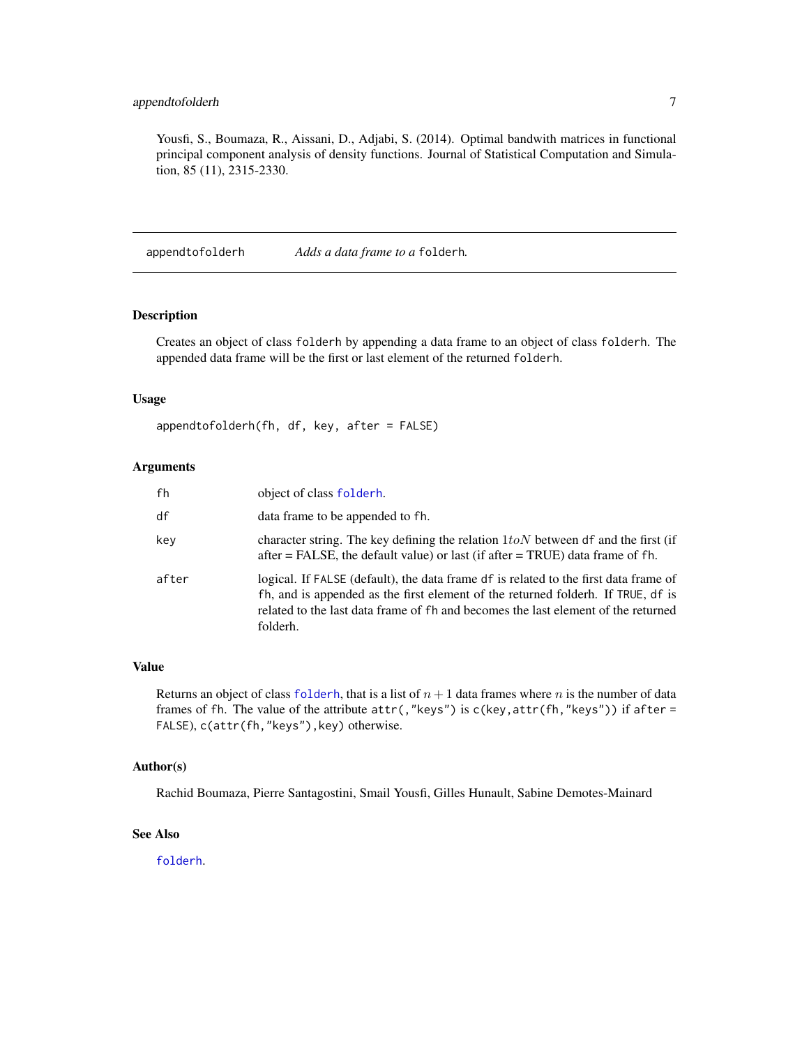Yousfi, S., Boumaza, R., Aissani, D., Adjabi, S. (2014). Optimal bandwith matrices in functional principal component analysis of density functions. Journal of Statistical Computation and Simulation, 85 (11), 2315-2330.

---

## appendtofolderh — *Adds a data frame to a* `folderh`*.*

### Description

Creates an object of class `folderh` by appending a data frame to an object of class `folderh`. The appended data frame will be the first or last element of the returned `folderh`.

### Usage

```
appendtofolderh(fh, df, key, after = FALSE)
```

### Arguments

| | |
|---|---|
| `fh` | object of class `folderh`. |
| `df` | data frame to be appended to `fh`. |
| `key` | character string. The key defining the relation $1 to N$ between `df` and the first (if after = FALSE, the default value) or last (if after = TRUE) data frame of `fh`. |
| `after` | logical. If `FALSE` (default), the data frame `df` is related to the first data frame of `fh`, and is appended as the first element of the returned folderh. If `TRUE`, `df` is related to the last data frame of `fh` and becomes the last element of the returned folderh. |

### Value

Returns an object of class `folderh`, that is a list of $n + 1$ data frames where $n$ is the number of data frames of `fh`. The value of the attribute `attr(,"keys")` is `c(key,attr(fh,"keys"))` if `after = FALSE`), `c(attr(fh,"keys"),key)` otherwise.

### Author(s)

Rachid Boumaza, Pierre Santagostini, Smail Yousfi, Gilles Hunault, Sabine Demotes-Mainard

### See Also

`folderh`.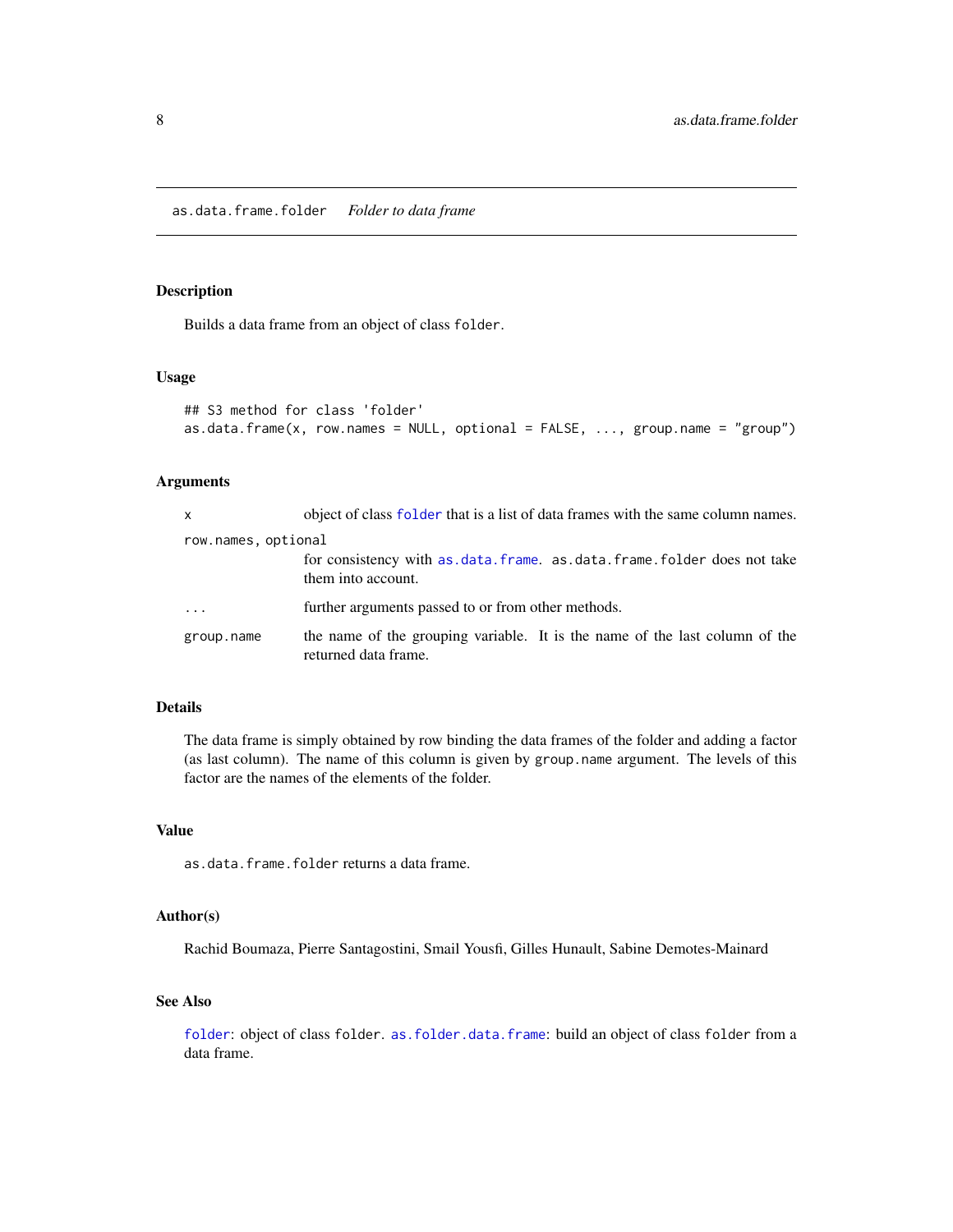## as.data.frame.folder *Folder to data frame*

### Description

Builds a data frame from an object of class `folder`.

### Usage

```
## S3 method for class 'folder'
as.data.frame(x, row.names = NULL, optional = FALSE, ..., group.name = "group")
```

### Arguments

| | |
|---|---|
| `x` | object of class `folder` that is a list of data frames with the same column names. |
| `row.names, optional` | for consistency with `as.data.frame`. `as.data.frame.folder` does not take them into account. |
| `...` | further arguments passed to or from other methods. |
| `group.name` | the name of the grouping variable. It is the name of the last column of the returned data frame. |

### Details

The data frame is simply obtained by row binding the data frames of the folder and adding a factor (as last column). The name of this column is given by `group.name` argument. The levels of this factor are the names of the elements of the folder.

### Value

`as.data.frame.folder` returns a data frame.

### Author(s)

Rachid Boumaza, Pierre Santagostini, Smail Yousfi, Gilles Hunault, Sabine Demotes-Mainard

### See Also

`folder`: object of class `folder`. `as.folder.data.frame`: build an object of class `folder` from a data frame.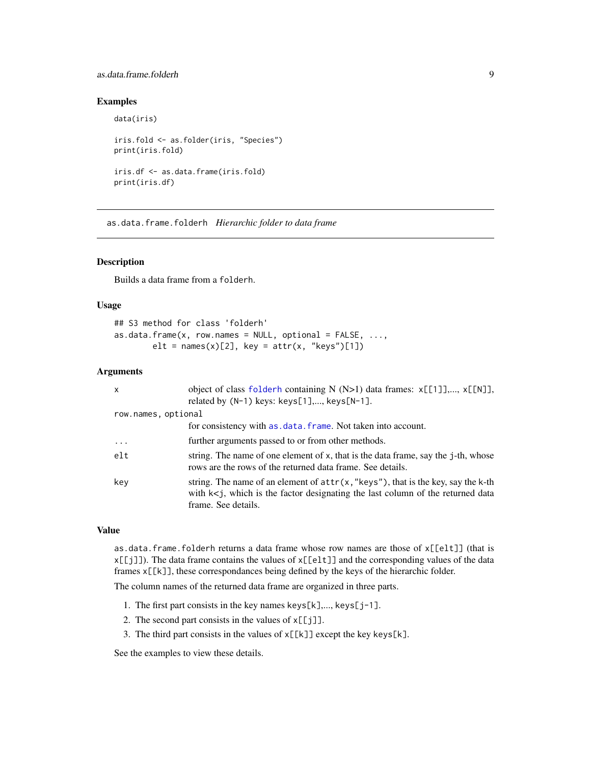## Examples

```
data(iris)

iris.fold <- as.folder(iris, "Species")
print(iris.fold)

iris.df <- as.data.frame(iris.fold)
print(iris.df)
```

---

# as.data.frame.folderh *Hierarchic folder to data frame*

---

## Description

Builds a data frame from a `folderh`.

## Usage

```
## S3 method for class 'folderh'
as.data.frame(x, row.names = NULL, optional = FALSE, ...,
        elt = names(x)[2], key = attr(x, "keys")[1])
```

## Arguments

| | |
|---|---|
| `x` | object of class `folderh` containing N (N>1) data frames: `x[[1]],..., x[[N]]`, related by `(N-1)` keys: `keys[1],..., keys[N-1]`. |
| `row.names, optional` | for consistency with `as.data.frame`. Not taken into account. |
| `...` | further arguments passed to or from other methods. |
| `elt` | string. The name of one element of `x`, that is the data frame, say the `j`-th, whose rows are the rows of the returned data frame. See details. |
| `key` | string. The name of an element of `attr(x,"keys")`, that is the key, say the `k`-th with `k<j`, which is the factor designating the last column of the returned data frame. See details. |

## Value

`as.data.frame.folderh` returns a data frame whose row names are those of `x[[elt]]` (that is `x[[j]]`). The data frame contains the values of `x[[elt]]` and the corresponding values of the data frames `x[[k]]`, these correspondances being defined by the keys of the hierarchic folder.

The column names of the returned data frame are organized in three parts.

1. The first part consists in the key names `keys[k],..., keys[j-1]`.
2. The second part consists in the values of `x[[j]]`.
3. The third part consists in the values of `x[[k]]` except the key `keys[k]`.

See the examples to view these details.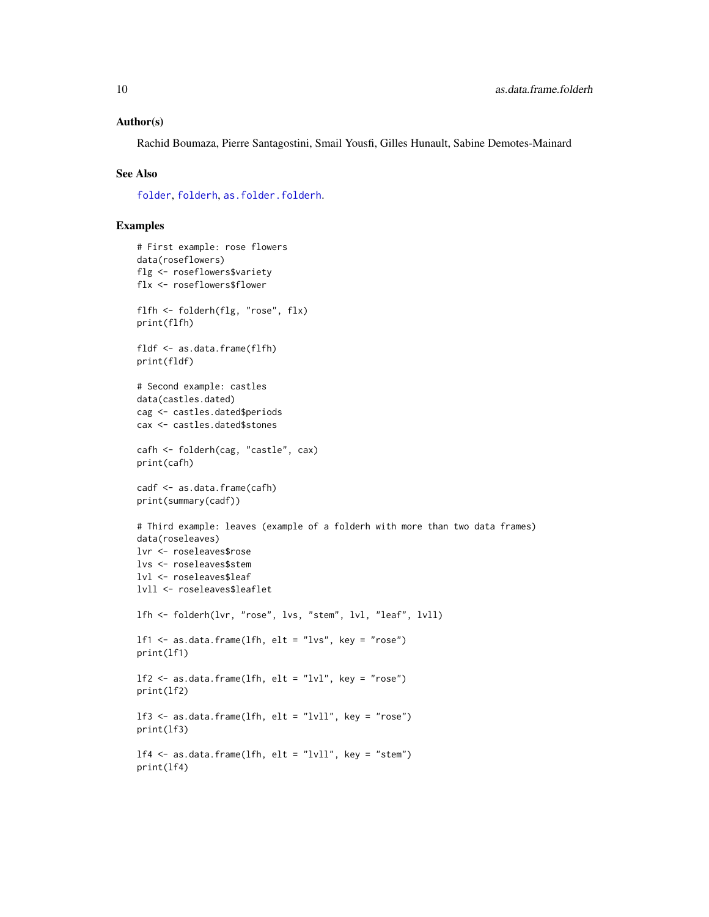### Author(s)

Rachid Boumaza, Pierre Santagostini, Smail Yousfi, Gilles Hunault, Sabine Demotes-Mainard

### See Also

folder, folderh, as.folder.folderh.

### Examples

```
# First example: rose flowers
data(roseflowers)
flg <- roseflowers$variety
flx <- roseflowers$flower

flfh <- folderh(flg, "rose", flx)
print(flfh)

fldf <- as.data.frame(flfh)
print(fldf)

# Second example: castles
data(castles.dated)
cag <- castles.dated$periods
cax <- castles.dated$stones

cafh <- folderh(cag, "castle", cax)
print(cafh)

cadf <- as.data.frame(cafh)
print(summary(cadf))

# Third example: leaves (example of a folderh with more than two data frames)
data(roseleaves)
lvr <- roseleaves$rose
lvs <- roseleaves$stem
lvl <- roseleaves$leaf
lvll <- roseleaves$leaflet

lfh <- folderh(lvr, "rose", lvs, "stem", lvl, "leaf", lvll)

lf1 <- as.data.frame(lfh, elt = "lvs", key = "rose")
print(lf1)

lf2 <- as.data.frame(lfh, elt = "lvl", key = "rose")
print(lf2)

lf3 <- as.data.frame(lfh, elt = "lvll", key = "rose")
print(lf3)

lf4 <- as.data.frame(lfh, elt = "lvll", key = "stem")
print(lf4)
```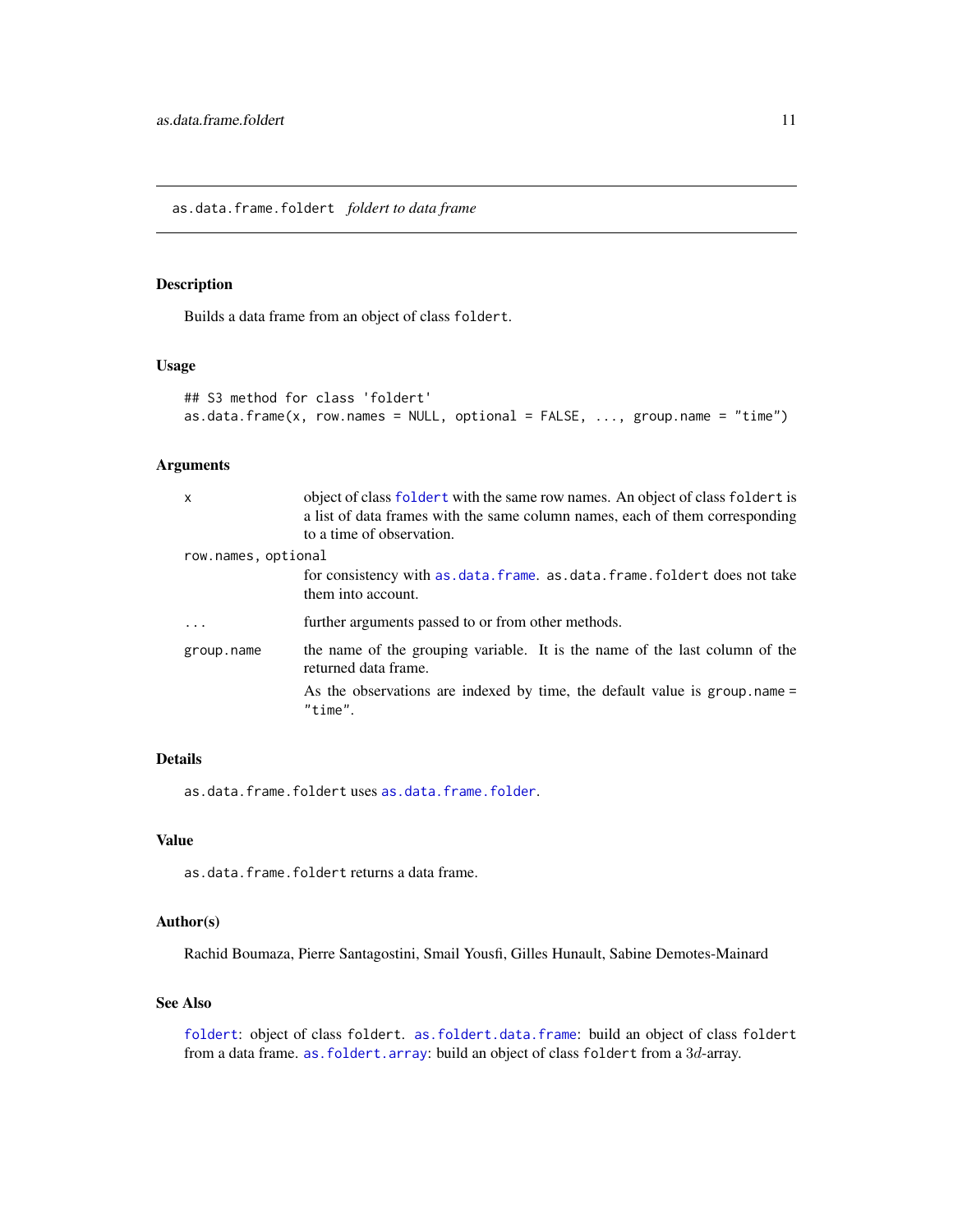## as.data.frame.foldert *foldert to data frame*

### Description

Builds a data frame from an object of class `foldert`.

### Usage

```
## S3 method for class 'foldert'
as.data.frame(x, row.names = NULL, optional = FALSE, ..., group.name = "time")
```

### Arguments

| | |
|---|---|
| `x` | object of class `foldert` with the same row names. An object of class `foldert` is a list of data frames with the same column names, each of them corresponding to a time of observation. |
| `row.names, optional` | for consistency with `as.data.frame`. `as.data.frame.foldert` does not take them into account. |
| `...` | further arguments passed to or from other methods. |
| `group.name` | the name of the grouping variable. It is the name of the last column of the returned data frame. As the observations are indexed by time, the default value is `group.name = "time"`. |

### Details

`as.data.frame.foldert` uses `as.data.frame.folder`.

### Value

`as.data.frame.foldert` returns a data frame.

### Author(s)

Rachid Boumaza, Pierre Santagostini, Smail Yousfi, Gilles Hunault, Sabine Demotes-Mainard

### See Also

`foldert`: object of class `foldert`. `as.foldert.data.frame`: build an object of class `foldert` from a data frame. `as.foldert.array`: build an object of class `foldert` from a $3d$-array.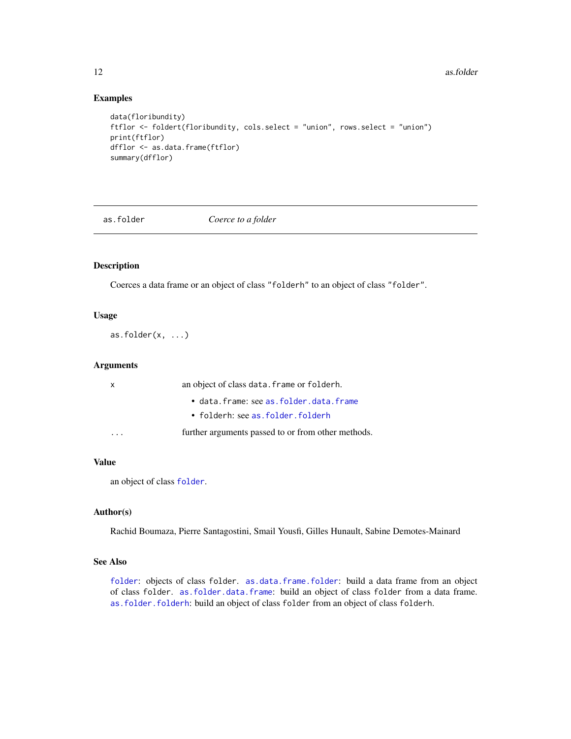### Examples

```
data(floribundity)
ftflor <- foldert(floribundity, cols.select = "union", rows.select = "union")
print(ftflor)
dfflor <- as.data.frame(ftflor)
summary(dfflor)
```

---

## as.folder — *Coerce to a folder*

---

### Description

Coerces a data frame or an object of class "folderh" to an object of class "folder".

### Usage

```
as.folder(x, ...)
```

### Arguments

| | |
|---|---|
| x | an object of class data.frame or folderh.<br>• data.frame: see as.folder.data.frame<br>• folderh: see as.folder.folderh |
| ... | further arguments passed to or from other methods. |

### Value

an object of class folder.

### Author(s)

Rachid Boumaza, Pierre Santagostini, Smail Yousfi, Gilles Hunault, Sabine Demotes-Mainard

### See Also

folder: objects of class folder. as.data.frame.folder: build a data frame from an object of class folder. as.folder.data.frame: build an object of class folder from a data frame. as.folder.folderh: build an object of class folder from an object of class folderh.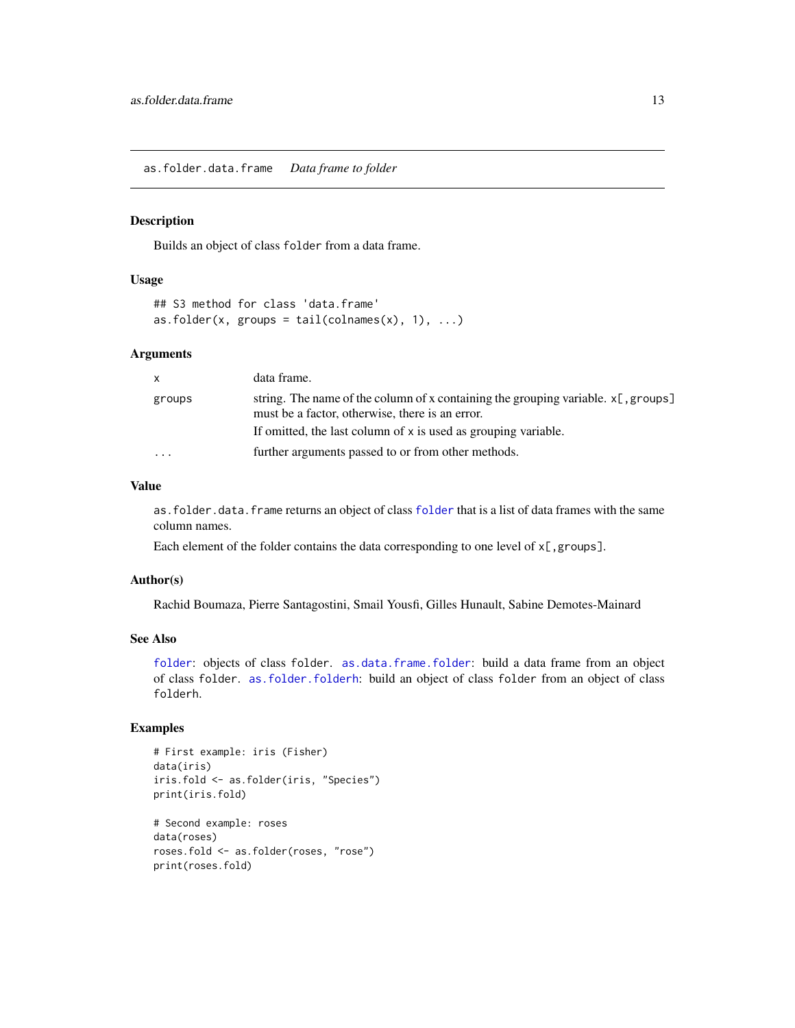as.folder.data.frame    *Data frame to folder*

### Description

Builds an object of class `folder` from a data frame.

### Usage

```
## S3 method for class 'data.frame'
as.folder(x, groups = tail(colnames(x), 1), ...)
```

### Arguments

| | |
|---|---|
| `x` | data frame. |
| `groups` | string. The name of the column of x containing the grouping variable. `x[,groups]` must be a factor, otherwise, there is an error. If omitted, the last column of x is used as grouping variable. |
| `...` | further arguments passed to or from other methods. |

### Value

`as.folder.data.frame` returns an object of class `folder` that is a list of data frames with the same column names.

Each element of the folder contains the data corresponding to one level of `x[,groups]`.

### Author(s)

Rachid Boumaza, Pierre Santagostini, Smail Yousfi, Gilles Hunault, Sabine Demotes-Mainard

### See Also

`folder`: objects of class `folder`. `as.data.frame.folder`: build a data frame from an object of class `folder`. `as.folder.folderh`: build an object of class `folder` from an object of class `folderh`.

### Examples

```
# First example: iris (Fisher)
data(iris)
iris.fold <- as.folder(iris, "Species")
print(iris.fold)

# Second example: roses
data(roses)
roses.fold <- as.folder(roses, "rose")
print(roses.fold)
```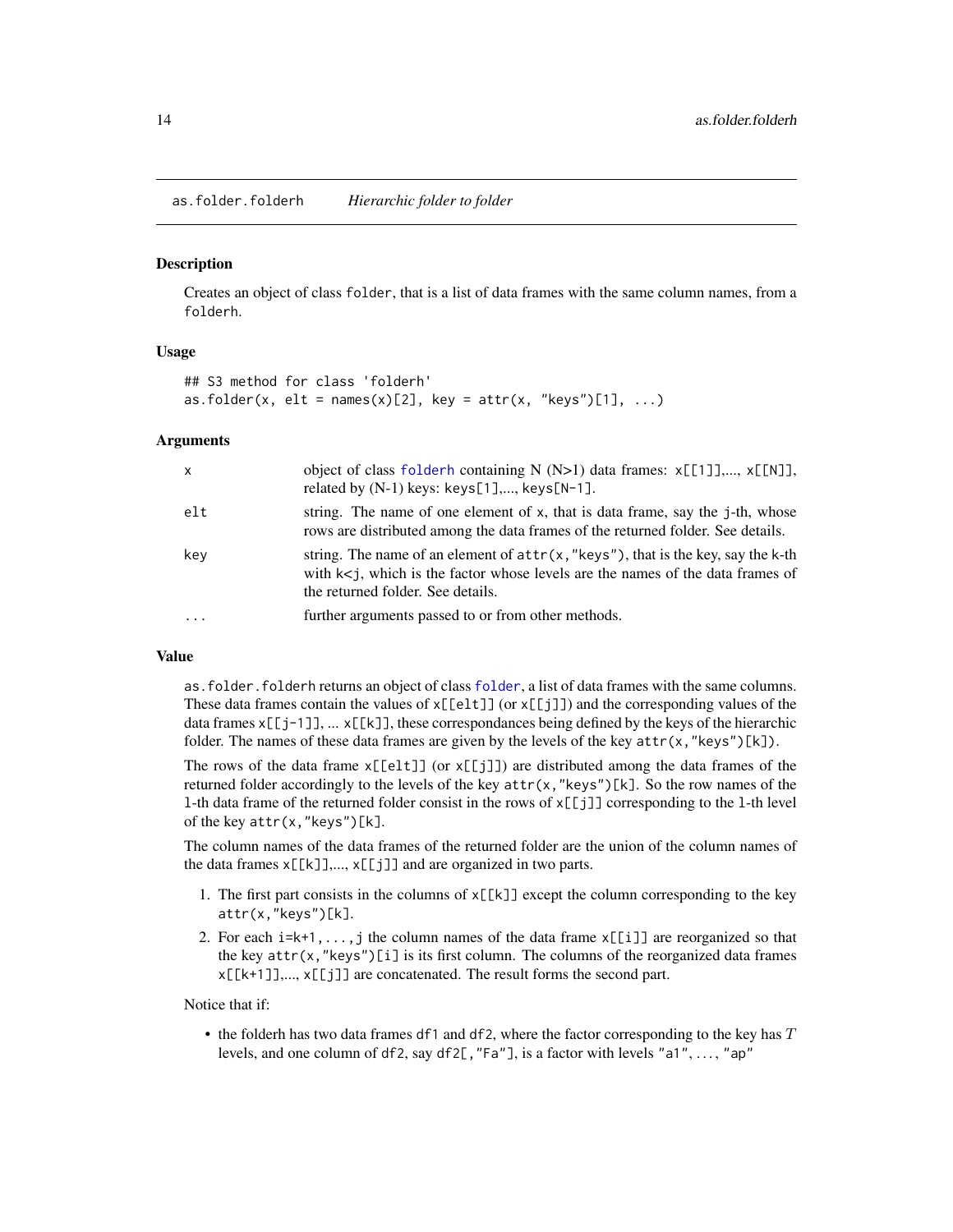## as.folder.folderh &nbsp;&nbsp;&nbsp; *Hierarchic folder to folder*

### Description

Creates an object of class `folder`, that is a list of data frames with the same column names, from a `folderh`.

### Usage

```
## S3 method for class 'folderh'
as.folder(x, elt = names(x)[2], key = attr(x, "keys")[1], ...)
```

### Arguments

| | |
|---|---|
| `x` | object of class `folderh` containing N (N>1) data frames: `x[[1]]`,..., `x[[N]]`, related by (N-1) keys: `keys[1]`,..., `keys[N-1]`. |
| `elt` | string. The name of one element of `x`, that is data frame, say the `j`-th, whose rows are distributed among the data frames of the returned folder. See details. |
| `key` | string. The name of an element of `attr(x,"keys")`, that is the key, say the `k`-th with `k<j`, which is the factor whose levels are the names of the data frames of the returned folder. See details. |
| `...` | further arguments passed to or from other methods. |

### Value

`as.folder.folderh` returns an object of class `folder`, a list of data frames with the same columns. These data frames contain the values of `x[[elt]]` (or `x[[j]]`) and the corresponding values of the data frames `x[[j-1]]`, ... `x[[k]]`, these correspondances being defined by the keys of the hierarchic folder. The names of these data frames are given by the levels of the key `attr(x,"keys")[k])`.

The rows of the data frame `x[[elt]]` (or `x[[j]]`) are distributed among the data frames of the returned folder accordingly to the levels of the key `attr(x,"keys")[k]`. So the row names of the `l`-th data frame of the returned folder consist in the rows of `x[[j]]` corresponding to the `l`-th level of the key `attr(x,"keys")[k]`.

The column names of the data frames of the returned folder are the union of the column names of the data frames `x[[k]]`,..., `x[[j]]` and are organized in two parts.

1. The first part consists in the columns of `x[[k]]` except the column corresponding to the key `attr(x,"keys")[k]`.
2. For each `i=k+1,...,j` the column names of the data frame `x[[i]]` are reorganized so that the key `attr(x,"keys")[i]` is its first column. The columns of the reorganized data frames `x[[k+1]]`,..., `x[[j]]` are concatenated. The result forms the second part.

Notice that if:

- the folderh has two data frames `df1` and `df2`, where the factor corresponding to the key has $T$ levels, and one column of `df2`, say `df2[,"Fa"]`, is a factor with levels `"a1"`, ..., `"ap"`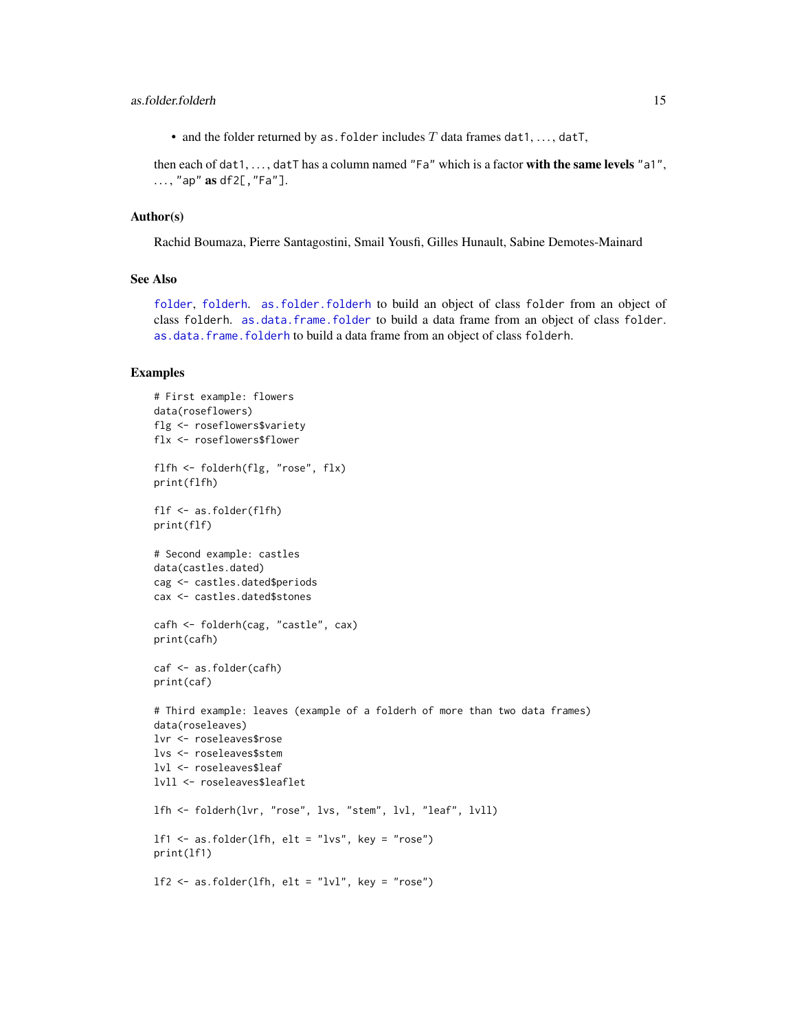- and the folder returned by `as.folder` includes $T$ data frames `dat1`, ..., `datT`,

then each of `dat1`, ..., `datT` has a column named `"Fa"` which is a factor **with the same levels** `"a1"`, ..., `"ap"` **as** `df2[,"Fa"]`.

### Author(s)

Rachid Boumaza, Pierre Santagostini, Smail Yousfi, Gilles Hunault, Sabine Demotes-Mainard

### See Also

`folder`, `folderh`. `as.folder.folderh` to build an object of class `folder` from an object of class `folderh`. `as.data.frame.folder` to build a data frame from an object of class `folder`. `as.data.frame.folderh` to build a data frame from an object of class `folderh`.

### Examples

```
# First example: flowers
data(roseflowers)
flg <- roseflowers$variety
flx <- roseflowers$flower

flfh <- folderh(flg, "rose", flx)
print(flfh)

flf <- as.folder(flfh)
print(flf)

# Second example: castles
data(castles.dated)
cag <- castles.dated$periods
cax <- castles.dated$stones

cafh <- folderh(cag, "castle", cax)
print(cafh)

caf <- as.folder(cafh)
print(caf)

# Third example: leaves (example of a folderh of more than two data frames)
data(roseleaves)
lvr <- roseleaves$rose
lvs <- roseleaves$stem
lvl <- roseleaves$leaf
lvll <- roseleaves$leaflet

lfh <- folderh(lvr, "rose", lvs, "stem", lvl, "leaf", lvll)

lf1 <- as.folder(lfh, elt = "lvs", key = "rose")
print(lf1)

lf2 <- as.folder(lfh, elt = "lvl", key = "rose")
```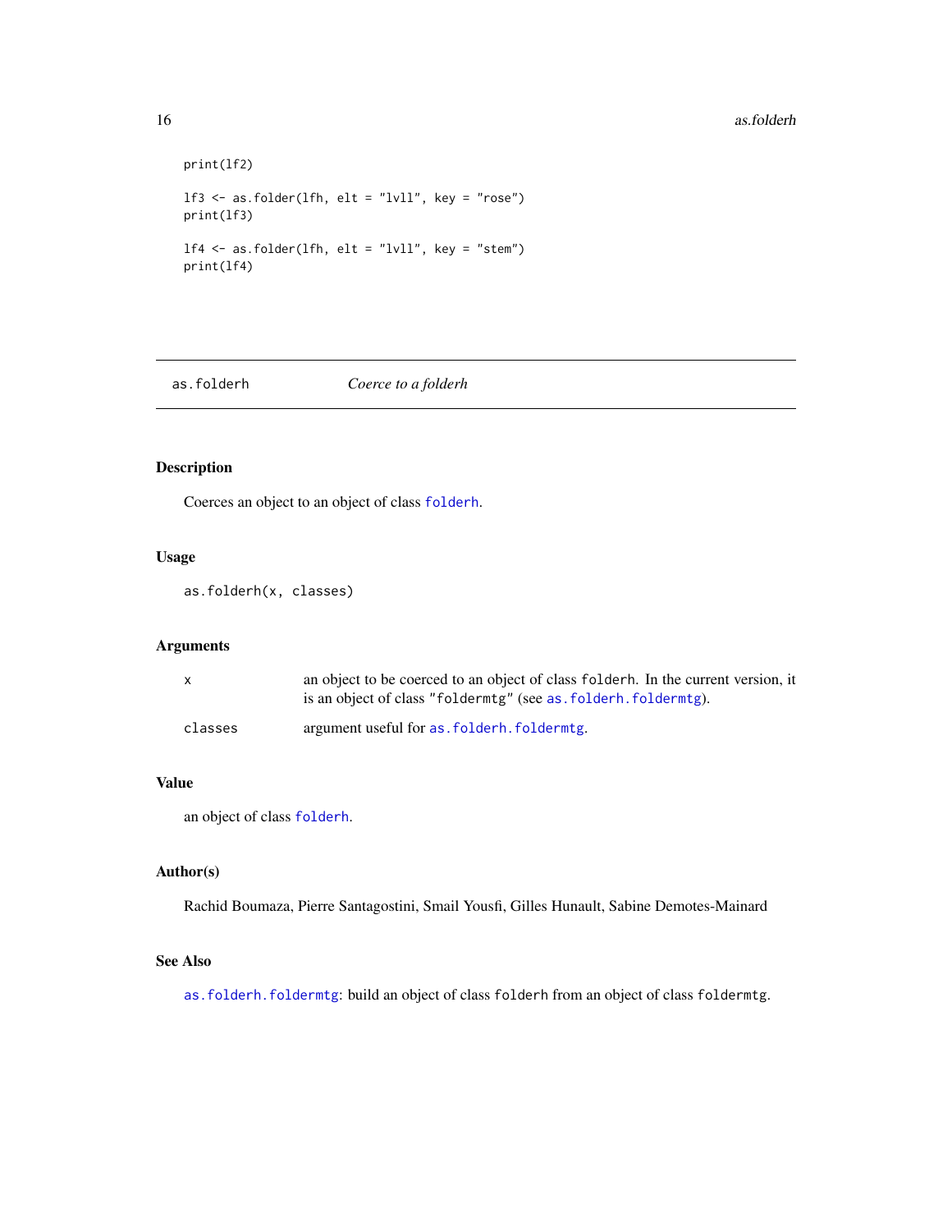```
print(lf2)

lf3 <- as.folder(lfh, elt = "lvll", key = "rose")
print(lf3)

lf4 <- as.folder(lfh, elt = "lvll", key = "stem")
print(lf4)
```

## as.folderh — *Coerce to a folderh*

### Description

Coerces an object to an object of class `folderh`.

### Usage

```
as.folderh(x, classes)
```

### Arguments

| | |
|---|---|
| `x` | an object to be coerced to an object of class `folderh`. In the current version, it is an object of class `"foldermtg"` (see `as.folderh.foldermtg`). |
| `classes` | argument useful for `as.folderh.foldermtg`. |

### Value

an object of class `folderh`.

### Author(s)

Rachid Boumaza, Pierre Santagostini, Smail Yousfi, Gilles Hunault, Sabine Demotes-Mainard

### See Also

`as.folderh.foldermtg`: build an object of class `folderh` from an object of class `foldermtg`.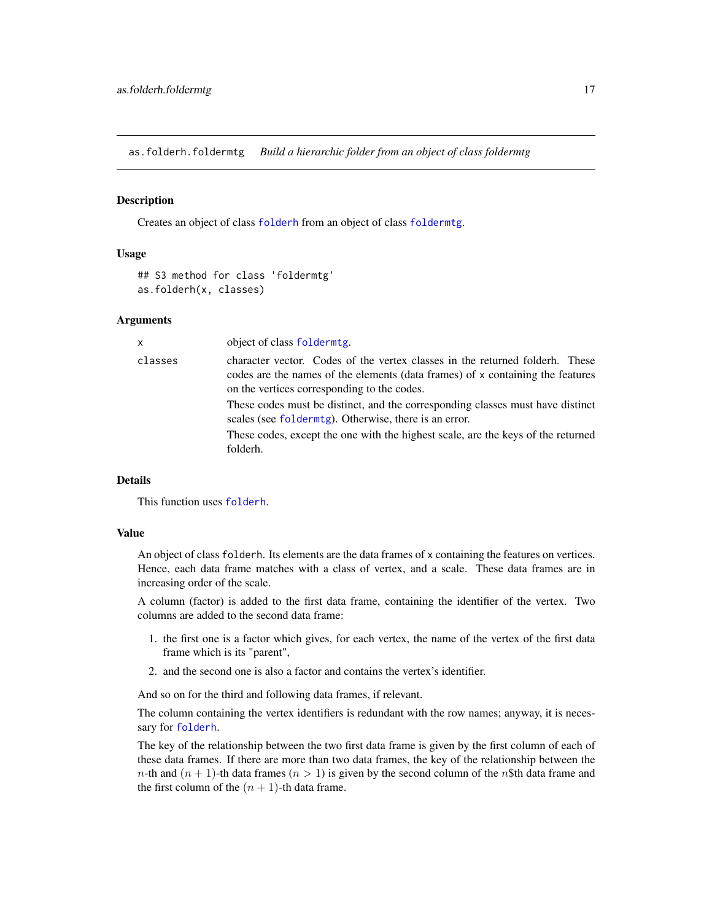## as.folderh.foldermtg *Build a hierarchic folder from an object of class foldermtg*

### Description

Creates an object of class `folderh` from an object of class `foldermtg`.

### Usage

```
## S3 method for class 'foldermtg'
as.folderh(x, classes)
```

### Arguments

| | |
|---|---|
| `x` | object of class `foldermtg`. |
| `classes` | character vector. Codes of the vertex classes in the returned folderh. These codes are the names of the elements (data frames) of `x` containing the features on the vertices corresponding to the codes.<br>These codes must be distinct, and the corresponding classes must have distinct scales (see `foldermtg`). Otherwise, there is an error.<br>These codes, except the one with the highest scale, are the keys of the returned folderh. |

### Details

This function uses `folderh`.

### Value

An object of class `folderh`. Its elements are the data frames of `x` containing the features on vertices. Hence, each data frame matches with a class of vertex, and a scale. These data frames are in increasing order of the scale.

A column (factor) is added to the first data frame, containing the identifier of the vertex. Two columns are added to the second data frame:

1. the first one is a factor which gives, for each vertex, the name of the vertex of the first data frame which is its "parent",
2. and the second one is also a factor and contains the vertex's identifier.

And so on for the third and following data frames, if relevant.

The column containing the vertex identifiers is redundant with the row names; anyway, it is necessary for `folderh`.

The key of the relationship between the two first data frame is given by the first column of each of these data frames. If there are more than two data frames, the key of the relationship between the $n$-th and $(n+1)$-th data frames ($n > 1$) is given by the second column of the $n$$th data frame and the first column of the $(n+1)$-th data frame.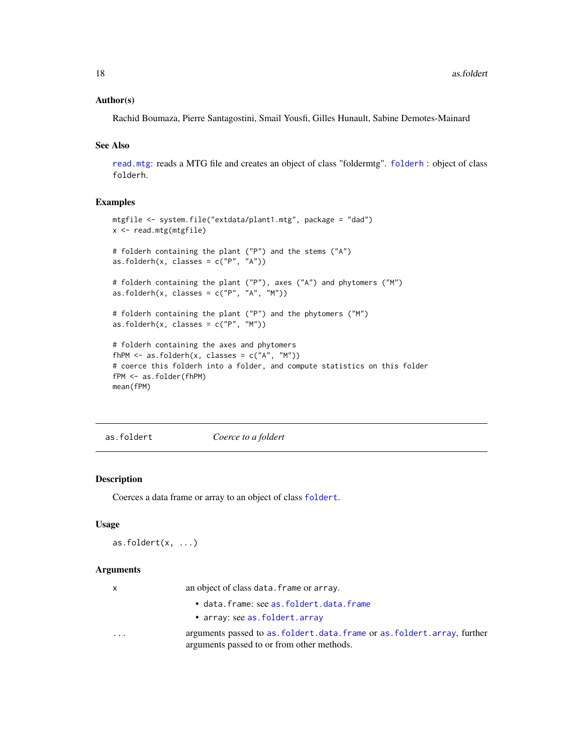### Author(s)

Rachid Boumaza, Pierre Santagostini, Smail Yousfi, Gilles Hunault, Sabine Demotes-Mainard

### See Also

read.mtg: reads a MTG file and creates an object of class "foldermtg". folderh : object of class folderh.

### Examples

```
mtgfile <- system.file("extdata/plant1.mtg", package = "dad")
x <- read.mtg(mtgfile)

# folderh containing the plant ("P") and the stems ("A")
as.folderh(x, classes = c("P", "A"))

# folderh containing the plant ("P"), axes ("A") and phytomers ("M")
as.folderh(x, classes = c("P", "A", "M"))

# folderh containing the plant ("P") and the phytomers ("M")
as.folderh(x, classes = c("P", "M"))

# folderh containing the axes and phytomers
fhPM <- as.folderh(x, classes = c("A", "M"))
# coerce this folderh into a folder, and compute statistics on this folder
fPM <- as.folder(fhPM)
mean(fPM)
```

---

## as.foldert    *Coerce to a foldert*

### Description

Coerces a data frame or array to an object of class foldert.

### Usage

```
as.foldert(x, ...)
```

### Arguments

| | |
|---|---|
| x | an object of class data.frame or array.<br>• data.frame: see as.foldert.data.frame<br>• array: see as.foldert.array |
| ... | arguments passed to as.foldert.data.frame or as.foldert.array, further arguments passed to or from other methods. |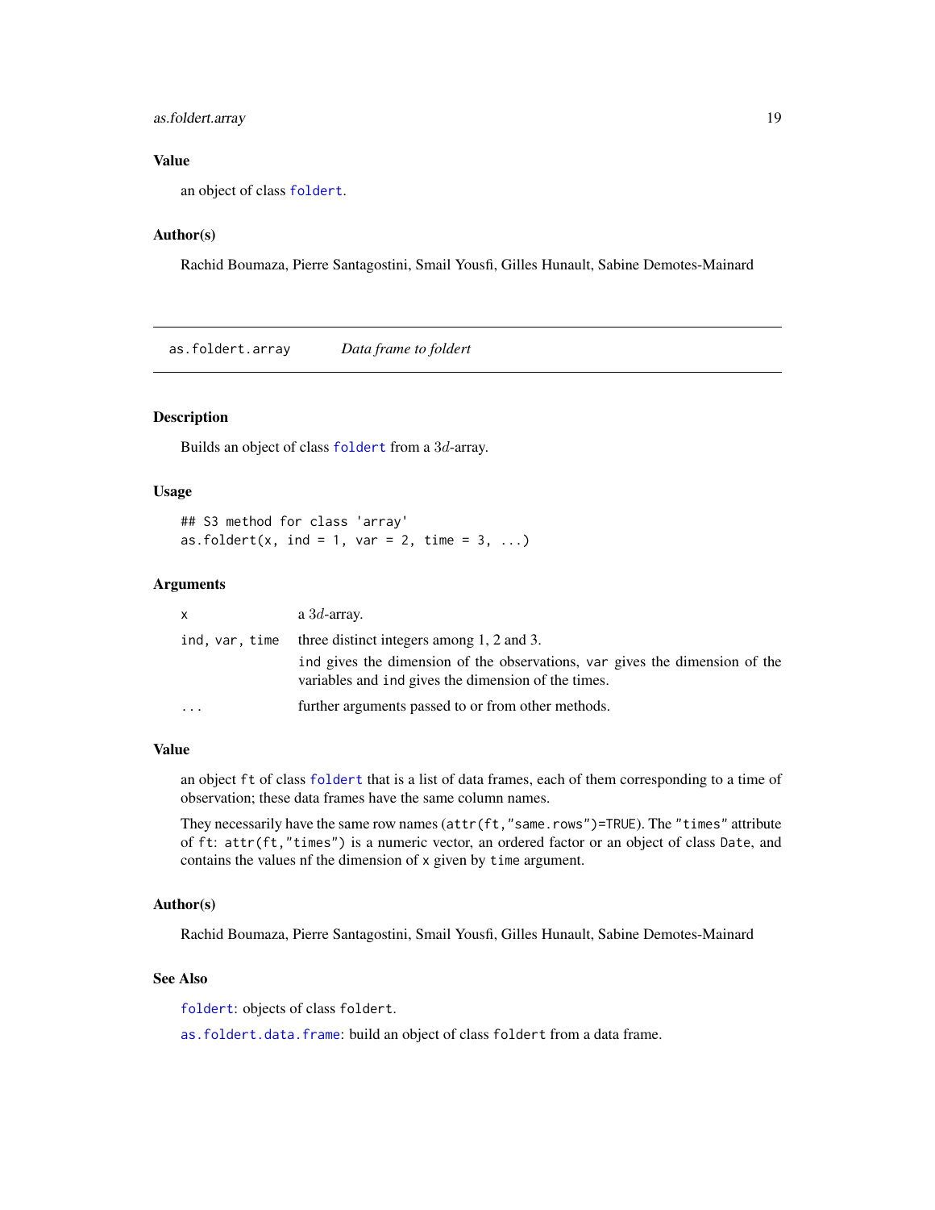### Value

an object of class `foldert`.

### Author(s)

Rachid Boumaza, Pierre Santagostini, Smail Yousfi, Gilles Hunault, Sabine Demotes-Mainard

---

`as.foldert.array` *Data frame to foldert*

---

### Description

Builds an object of class `foldert` from a $3d$-array.

### Usage

```
## S3 method for class 'array'
as.foldert(x, ind = 1, var = 2, time = 3, ...)
```

### Arguments

| | |
|---|---|
| `x` | a $3d$-array. |
| `ind, var, time` | three distinct integers among 1, 2 and 3. `ind` gives the dimension of the observations, `var` gives the dimension of the variables and `ind` gives the dimension of the times. |
| `...` | further arguments passed to or from other methods. |

### Value

an object `ft` of class `foldert` that is a list of data frames, each of them corresponding to a time of observation; these data frames have the same column names.

They necessarily have the same row names (`attr(ft,"same.rows")=TRUE`). The `"times"` attribute of `ft`: `attr(ft,"times")` is a numeric vector, an ordered factor or an object of class `Date`, and contains the values nf the dimension of `x` given by `time` argument.

### Author(s)

Rachid Boumaza, Pierre Santagostini, Smail Yousfi, Gilles Hunault, Sabine Demotes-Mainard

### See Also

`foldert`: objects of class `foldert`.

`as.foldert.data.frame`: build an object of class `foldert` from a data frame.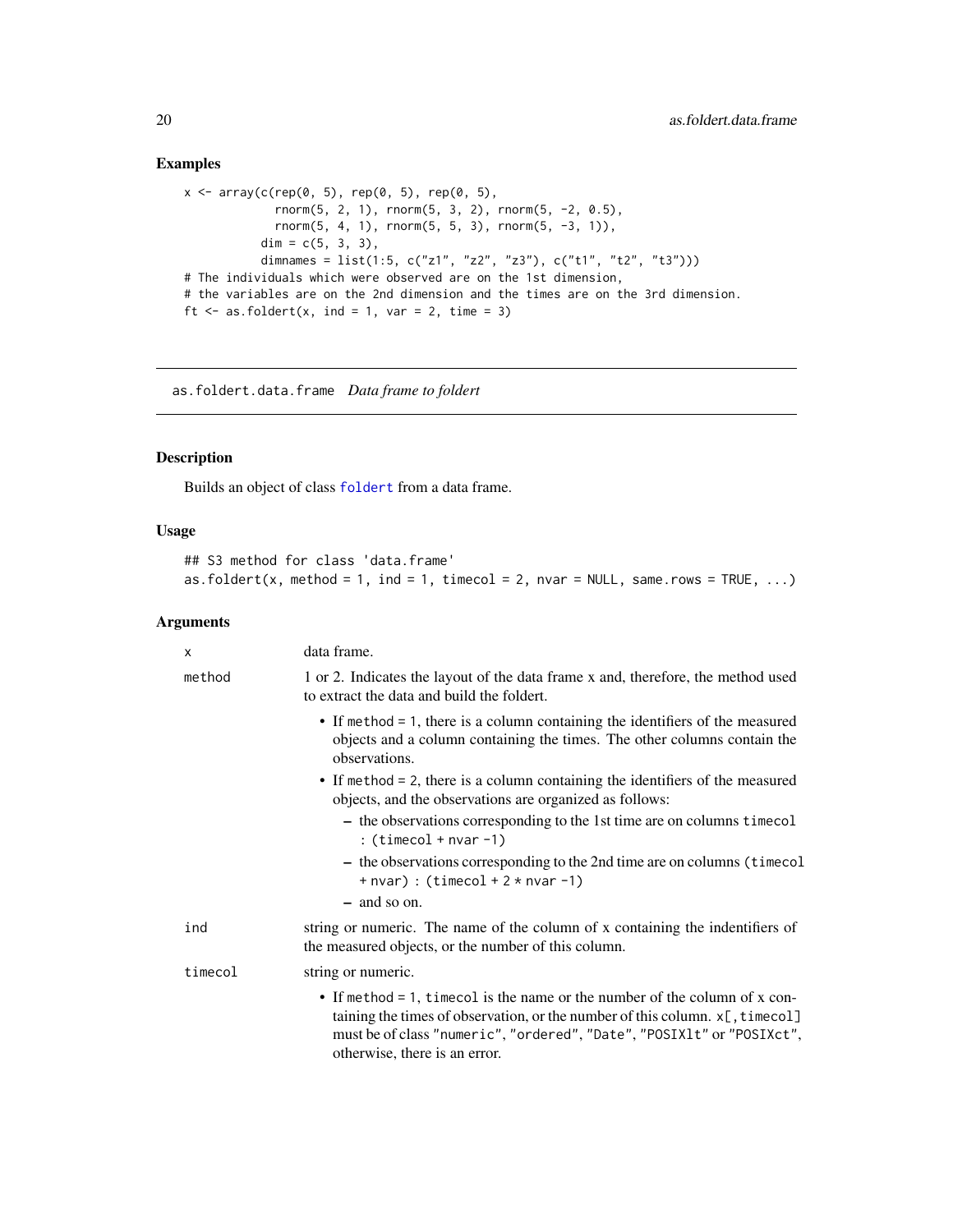## Examples

```
x <- array(c(rep(0, 5), rep(0, 5), rep(0, 5),
             rnorm(5, 2, 1), rnorm(5, 3, 2), rnorm(5, -2, 0.5),
             rnorm(5, 4, 1), rnorm(5, 5, 3), rnorm(5, -3, 1)),
           dim = c(5, 3, 3),
           dimnames = list(1:5, c("z1", "z2", "z3"), c("t1", "t2", "t3")))
# The individuals which were observed are on the 1st dimension,
# the variables are on the 2nd dimension and the times are on the 3rd dimension.
ft <- as.foldert(x, ind = 1, var = 2, time = 3)
```

# as.foldert.data.frame *Data frame to foldert*

## Description

Builds an object of class `foldert` from a data frame.

## Usage

```
## S3 method for class 'data.frame'
as.foldert(x, method = 1, ind = 1, timecol = 2, nvar = NULL, same.rows = TRUE, ...)
```

## Arguments

`x` data frame.

`method` 1 or 2. Indicates the layout of the data frame x and, therefore, the method used to extract the data and build the foldert.

- If `method = 1`, there is a column containing the identifiers of the measured objects and a column containing the times. The other columns contain the observations.
- If `method = 2`, there is a column containing the identifiers of the measured objects, and the observations are organized as follows:
  - the observations corresponding to the 1st time are on columns `timecol : (timecol + nvar -1)`
  - the observations corresponding to the 2nd time are on columns `(timecol + nvar) : (timecol + 2 * nvar -1)`
  - and so on.

`ind` string or numeric. The name of the column of x containing the indentifiers of the measured objects, or the number of this column.

`timecol` string or numeric.

- If `method = 1`, `timecol` is the name or the number of the column of x containing the times of observation, or the number of this column. `x[,timecol]` must be of class `"numeric"`, `"ordered"`, `"Date"`, `"POSIXlt"` or `"POSIXct"`, otherwise, there is an error.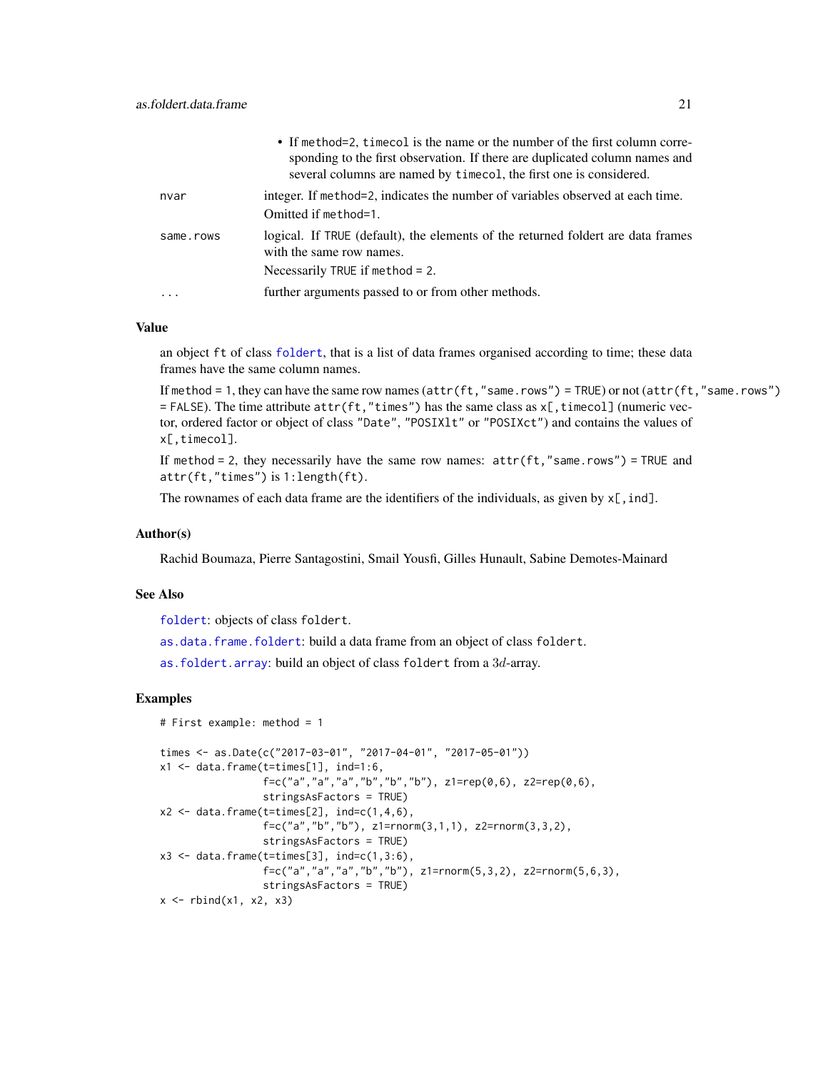- If method=2, timecol is the name or the number of the first column corresponding to the first observation. If there are duplicated column names and several columns are named by timecol, the first one is considered.

| | |
|---|---|
| nvar | integer. If method=2, indicates the number of variables observed at each time. Omitted if method=1. |
| same.rows | logical. If TRUE (default), the elements of the returned foldert are data frames with the same row names. Necessarily TRUE if method = 2. |
| ... | further arguments passed to or from other methods. |

### Value

an object ft of class foldert, that is a list of data frames organised according to time; these data frames have the same column names.

If method = 1, they can have the same row names (attr(ft,"same.rows") = TRUE) or not (attr(ft,"same.rows") = FALSE). The time attribute attr(ft,"times") has the same class as x[,timecol] (numeric vector, ordered factor or object of class "Date", "POSIXlt" or "POSIXct") and contains the values of x[,timecol].

If method = 2, they necessarily have the same row names: attr(ft,"same.rows") = TRUE and attr(ft,"times") is 1:length(ft).

The rownames of each data frame are the identifiers of the individuals, as given by x[,ind].

### Author(s)

Rachid Boumaza, Pierre Santagostini, Smail Yousfi, Gilles Hunault, Sabine Demotes-Mainard

### See Also

foldert: objects of class foldert.

as.data.frame.foldert: build a data frame from an object of class foldert.

as.foldert.array: build an object of class foldert from a $3d$-array.

### Examples

```
# First example: method = 1

times <- as.Date(c("2017-03-01", "2017-04-01", "2017-05-01"))
x1 <- data.frame(t=times[1], ind=1:6,
                 f=c("a","a","a","b","b","b"), z1=rep(0,6), z2=rep(0,6),
                 stringsAsFactors = TRUE)
x2 <- data.frame(t=times[2], ind=c(1,4,6),
                 f=c("a","b","b"), z1=rnorm(3,1,1), z2=rnorm(3,3,2),
                 stringsAsFactors = TRUE)
x3 <- data.frame(t=times[3], ind=c(1,3:6),
                 f=c("a","a","a","b","b"), z1=rnorm(5,3,2), z2=rnorm(5,6,3),
                 stringsAsFactors = TRUE)
x <- rbind(x1, x2, x3)
```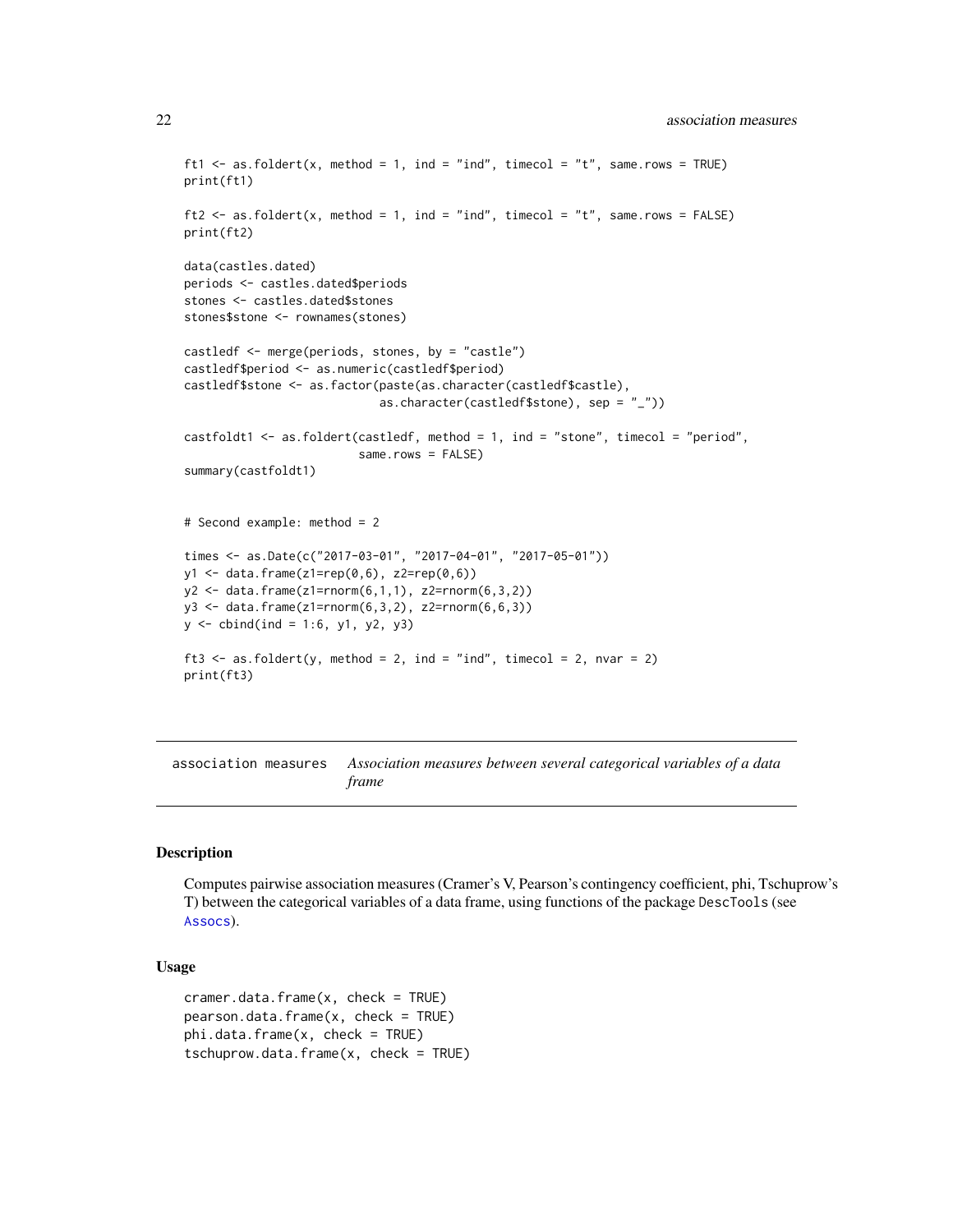```
ft1 <- as.foldert(x, method = 1, ind = "ind", timecol = "t", same.rows = TRUE)
print(ft1)

ft2 <- as.foldert(x, method = 1, ind = "ind", timecol = "t", same.rows = FALSE)
print(ft2)

data(castles.dated)
periods <- castles.dated$periods
stones <- castles.dated$stones
stones$stone <- rownames(stones)

castledf <- merge(periods, stones, by = "castle")
castledf$period <- as.numeric(castledf$period)
castledf$stone <- as.factor(paste(as.character(castledf$castle),
                            as.character(castledf$stone), sep = "_"))

castfoldt1 <- as.foldert(castledf, method = 1, ind = "stone", timecol = "period",
                         same.rows = FALSE)
summary(castfoldt1)


# Second example: method = 2

times <- as.Date(c("2017-03-01", "2017-04-01", "2017-05-01"))
y1 <- data.frame(z1=rep(0,6), z2=rep(0,6))
y2 <- data.frame(z1=rnorm(6,1,1), z2=rnorm(6,3,2))
y3 <- data.frame(z1=rnorm(6,3,2), z2=rnorm(6,6,3))
y <- cbind(ind = 1:6, y1, y2, y3)

ft3 <- as.foldert(y, method = 2, ind = "ind", timecol = 2, nvar = 2)
print(ft3)
```

## association measures — *Association measures between several categorical variables of a data frame*

### Description

Computes pairwise association measures (Cramer's V, Pearson's contingency coefficient, phi, Tschuprow's T) between the categorical variables of a data frame, using functions of the package DescTools (see Assocs).

### Usage

```
cramer.data.frame(x, check = TRUE)
pearson.data.frame(x, check = TRUE)
phi.data.frame(x, check = TRUE)
tschuprow.data.frame(x, check = TRUE)
```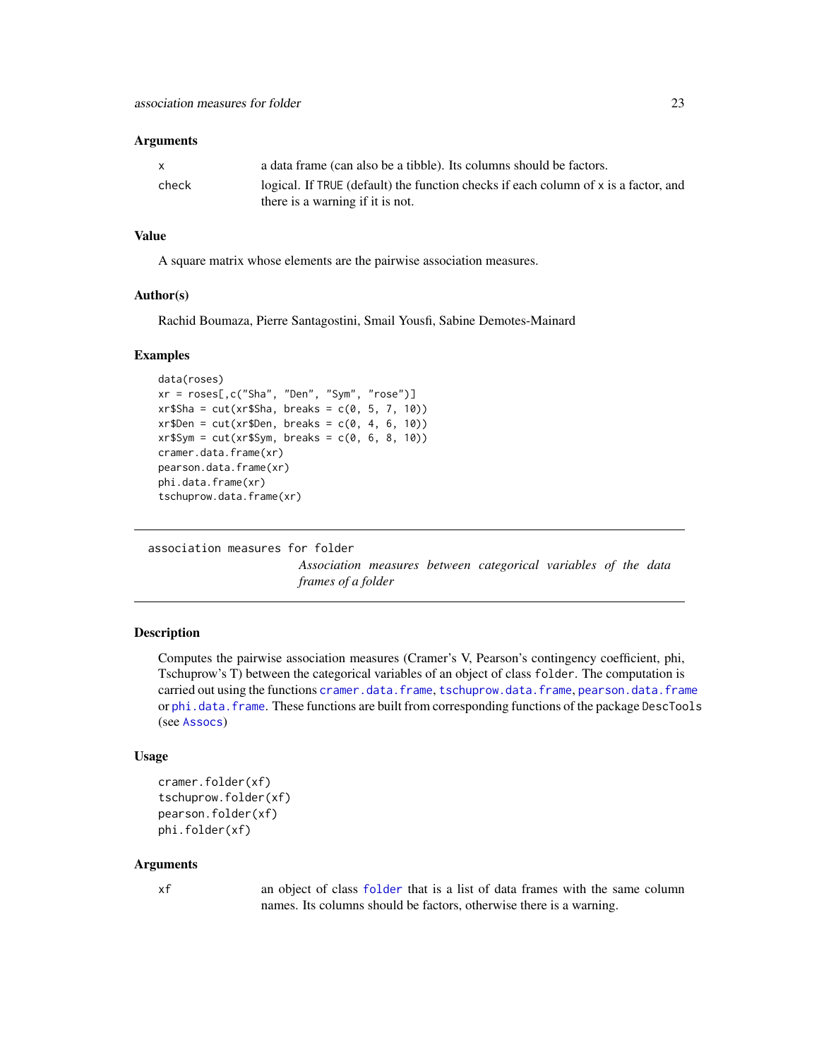### Arguments

| | |
|---|---|
| x | a data frame (can also be a tibble). Its columns should be factors. |
| check | logical. If TRUE (default) the function checks if each column of x is a factor, and there is a warning if it is not. |

### Value

A square matrix whose elements are the pairwise association measures.

### Author(s)

Rachid Boumaza, Pierre Santagostini, Smail Yousfi, Sabine Demotes-Mainard

### Examples

```
data(roses)
xr = roses[,c("Sha", "Den", "Sym", "rose")]
xr$Sha = cut(xr$Sha, breaks = c(0, 5, 7, 10))
xr$Den = cut(xr$Den, breaks = c(0, 4, 6, 10))
xr$Sym = cut(xr$Sym, breaks = c(0, 6, 8, 10))
cramer.data.frame(xr)
pearson.data.frame(xr)
phi.data.frame(xr)
tschuprow.data.frame(xr)
```

---

## association measures for folder

*Association measures between categorical variables of the data frames of a folder*

---

### Description

Computes the pairwise association measures (Cramer's V, Pearson's contingency coefficient, phi, Tschuprow's T) between the categorical variables of an object of class folder. The computation is carried out using the functions cramer.data.frame, tschuprow.data.frame, pearson.data.frame or phi.data.frame. These functions are built from corresponding functions of the package DescTools (see Assocs)

### Usage

```
cramer.folder(xf)
tschuprow.folder(xf)
pearson.folder(xf)
phi.folder(xf)
```

### Arguments

| | |
|---|---|
| xf | an object of class folder that is a list of data frames with the same column names. Its columns should be factors, otherwise there is a warning. |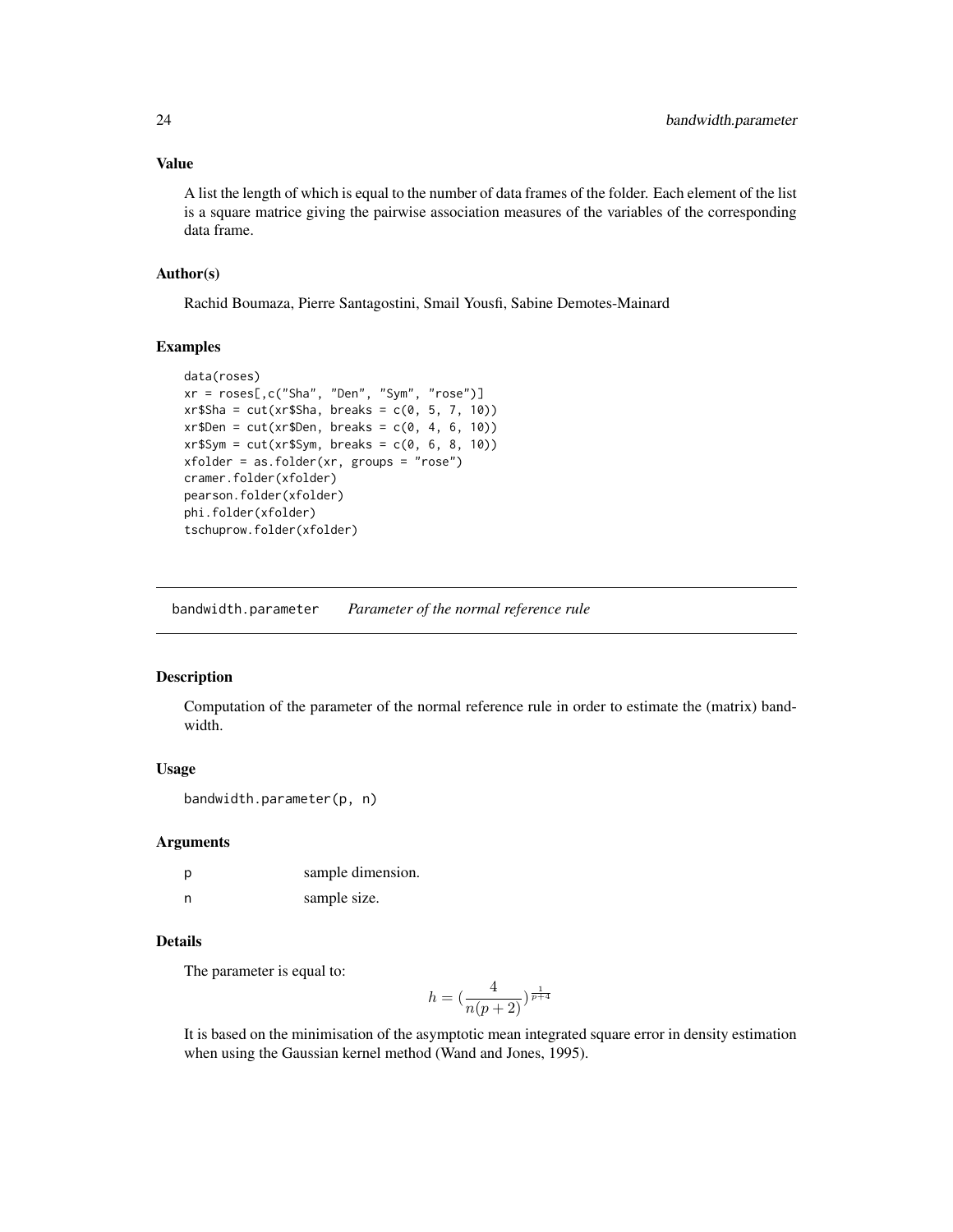### Value

A list the length of which is equal to the number of data frames of the folder. Each element of the list is a square matrice giving the pairwise association measures of the variables of the corresponding data frame.

### Author(s)

Rachid Boumaza, Pierre Santagostini, Smail Yousfi, Sabine Demotes-Mainard

### Examples

```
data(roses)
xr = roses[,c("Sha", "Den", "Sym", "rose")]
xr$Sha = cut(xr$Sha, breaks = c(0, 5, 7, 10))
xr$Den = cut(xr$Den, breaks = c(0, 4, 6, 10))
xr$Sym = cut(xr$Sym, breaks = c(0, 6, 8, 10))
xfolder = as.folder(xr, groups = "rose")
cramer.folder(xfolder)
pearson.folder(xfolder)
phi.folder(xfolder)
tschuprow.folder(xfolder)
```

---

## bandwidth.parameter *Parameter of the normal reference rule*

### Description

Computation of the parameter of the normal reference rule in order to estimate the (matrix) bandwidth.

### Usage

```
bandwidth.parameter(p, n)
```

### Arguments

| | |
|---|---|
| p | sample dimension. |
| n | sample size. |

### Details

The parameter is equal to:

$$h = (\frac{4}{n(p+2)})^{\frac{1}{p+4}}$$

It is based on the minimisation of the asymptotic mean integrated square error in density estimation when using the Gaussian kernel method (Wand and Jones, 1995).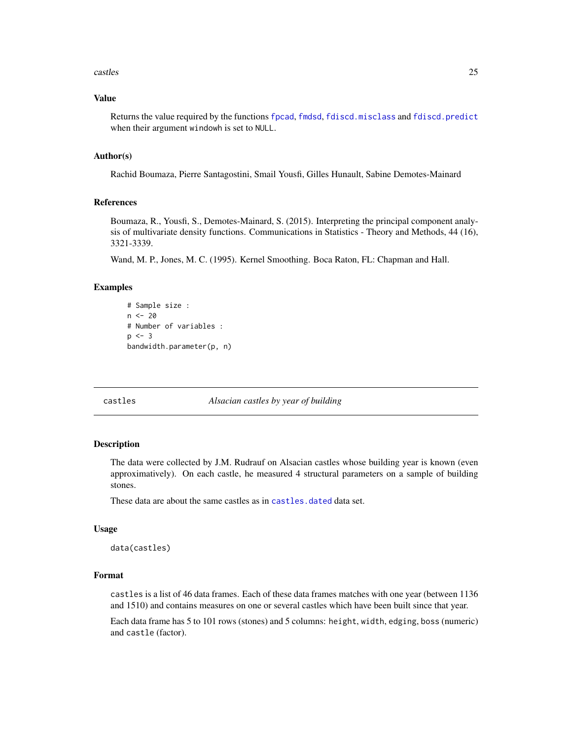### Value

Returns the value required by the functions `fpcad`, `fmdsd`, `fdiscd.misclass` and `fdiscd.predict` when their argument `windowh` is set to `NULL`.

### Author(s)

Rachid Boumaza, Pierre Santagostini, Smail Yousfi, Gilles Hunault, Sabine Demotes-Mainard

### References

Boumaza, R., Yousfi, S., Demotes-Mainard, S. (2015). Interpreting the principal component analysis of multivariate density functions. Communications in Statistics - Theory and Methods, 44 (16), 3321-3339.

Wand, M. P., Jones, M. C. (1995). Kernel Smoothing. Boca Raton, FL: Chapman and Hall.

### Examples

```
# Sample size :
n <- 20
# Number of variables :
p <- 3
bandwidth.parameter(p, n)
```

---

## castles — *Alsacian castles by year of building*

---

### Description

The data were collected by J.M. Rudrauf on Alsacian castles whose building year is known (even approximatively). On each castle, he measured 4 structural parameters on a sample of building stones.

These data are about the same castles as in `castles.dated` data set.

### Usage

```
data(castles)
```

### Format

`castles` is a list of 46 data frames. Each of these data frames matches with one year (between 1136 and 1510) and contains measures on one or several castles which have been built since that year.

Each data frame has 5 to 101 rows (stones) and 5 columns: `height`, `width`, `edging`, `boss` (numeric) and `castle` (factor).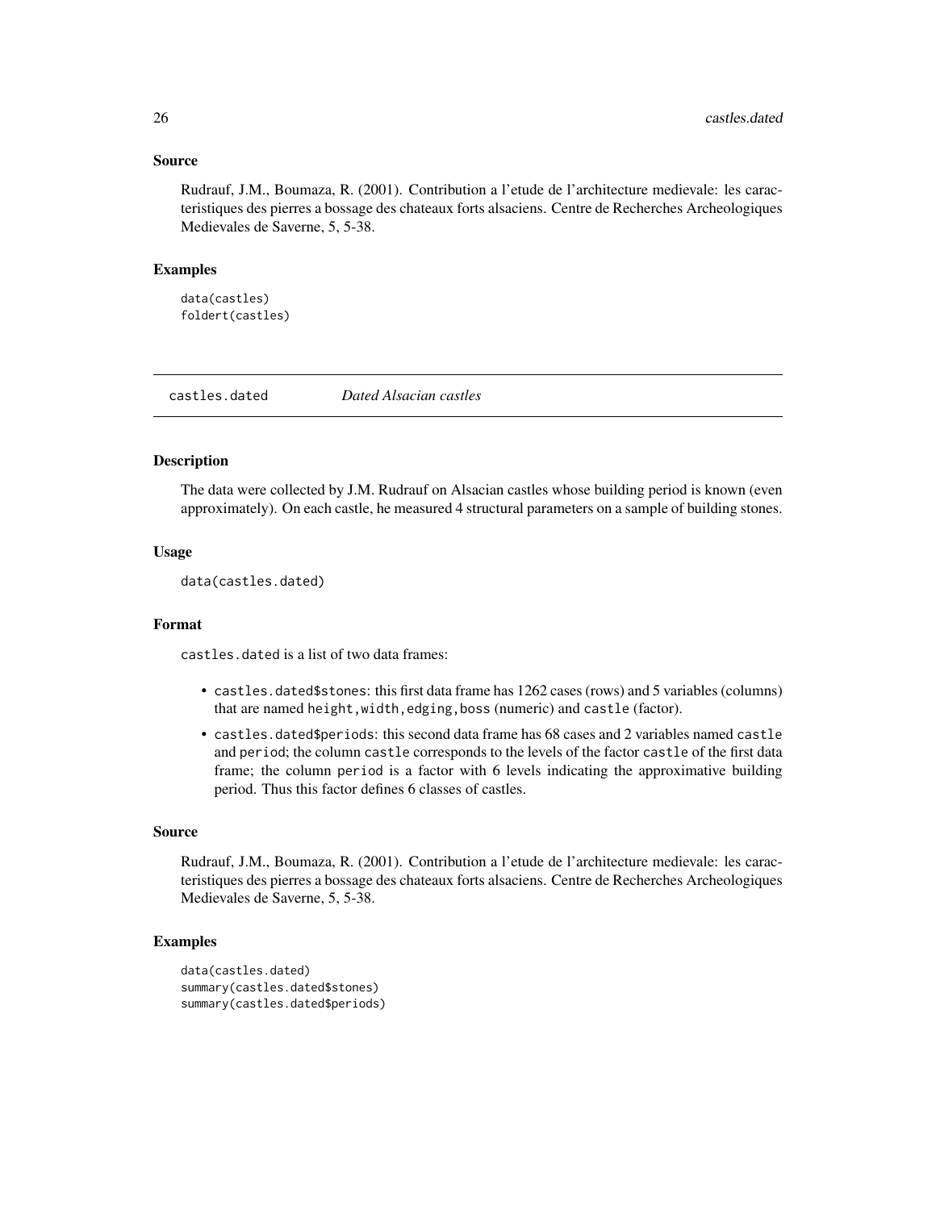## Source

Rudrauf, J.M., Boumaza, R. (2001). Contribution a l'etude de l'architecture medievale: les caracteristiques des pierres a bossage des chateaux forts alsaciens. Centre de Recherches Archeologiques Medievales de Saverne, 5, 5-38.

## Examples

```
data(castles)
foldert(castles)
```

---

castles.dated    *Dated Alsacian castles*

---

## Description

The data were collected by J.M. Rudrauf on Alsacian castles whose building period is known (even approximately). On each castle, he measured 4 structural parameters on a sample of building stones.

## Usage

```
data(castles.dated)
```

## Format

castles.dated is a list of two data frames:

- castles.dated$stones: this first data frame has 1262 cases (rows) and 5 variables (columns) that are named height,width,edging,boss (numeric) and castle (factor).
- castles.dated$periods: this second data frame has 68 cases and 2 variables named castle and period; the column castle corresponds to the levels of the factor castle of the first data frame; the column period is a factor with 6 levels indicating the approximative building period. Thus this factor defines 6 classes of castles.

## Source

Rudrauf, J.M., Boumaza, R. (2001). Contribution a l'etude de l'architecture medievale: les caracteristiques des pierres a bossage des chateaux forts alsaciens. Centre de Recherches Archeologiques Medievales de Saverne, 5, 5-38.

## Examples

```
data(castles.dated)
summary(castles.dated$stones)
summary(castles.dated$periods)
```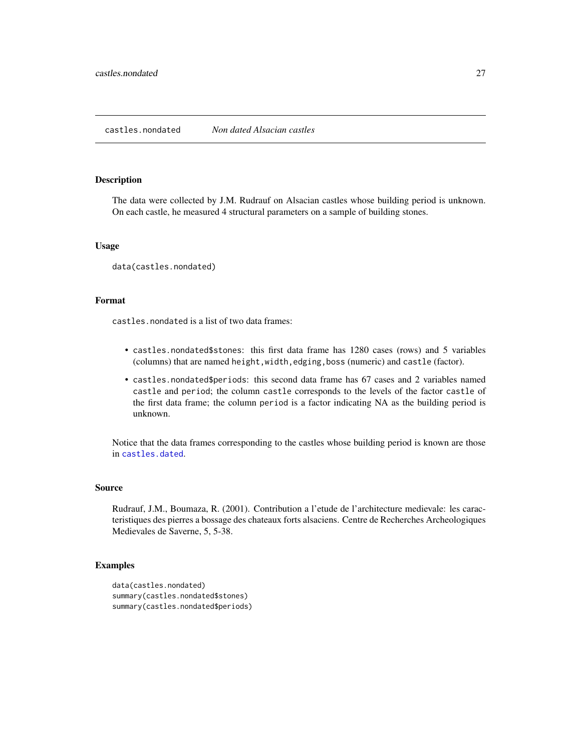castles.nondated    *Non dated Alsacian castles*

## Description

The data were collected by J.M. Rudrauf on Alsacian castles whose building period is unknown. On each castle, he measured 4 structural parameters on a sample of building stones.

## Usage

```
data(castles.nondated)
```

## Format

`castles.nondated` is a list of two data frames:

- `castles.nondated$stones`: this first data frame has 1280 cases (rows) and 5 variables (columns) that are named `height,width,edging,boss` (numeric) and `castle` (factor).
- `castles.nondated$periods`: this second data frame has 67 cases and 2 variables named `castle` and `period`; the column `castle` corresponds to the levels of the factor `castle` of the first data frame; the column `period` is a factor indicating NA as the building period is unknown.

Notice that the data frames corresponding to the castles whose building period is known are those in `castles.dated`.

## Source

Rudrauf, J.M., Boumaza, R. (2001). Contribution a l'etude de l'architecture medievale: les caracteristiques des pierres a bossage des chateaux forts alsaciens. Centre de Recherches Archeologiques Medievales de Saverne, 5, 5-38.

## Examples

```
data(castles.nondated)
summary(castles.nondated$stones)
summary(castles.nondated$periods)
```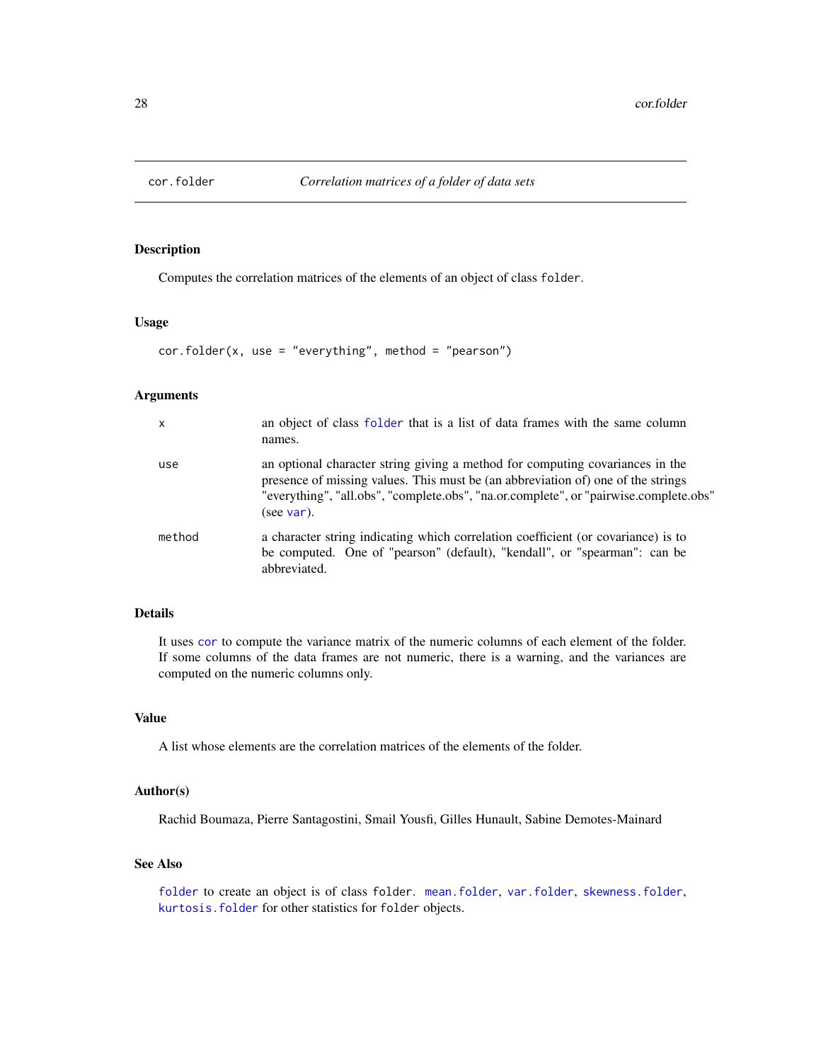cor.folder *Correlation matrices of a folder of data sets*

## Description

Computes the correlation matrices of the elements of an object of class `folder`.

## Usage

```
cor.folder(x, use = "everything", method = "pearson")
```

## Arguments

| | |
|---|---|
| x | an object of class `folder` that is a list of data frames with the same column names. |
| use | an optional character string giving a method for computing covariances in the presence of missing values. This must be (an abbreviation of) one of the strings "everything", "all.obs", "complete.obs", "na.or.complete", or "pairwise.complete.obs" (see `var`). |
| method | a character string indicating which correlation coefficient (or covariance) is to be computed. One of "pearson" (default), "kendall", or "spearman": can be abbreviated. |

## Details

It uses `cor` to compute the variance matrix of the numeric columns of each element of the folder. If some columns of the data frames are not numeric, there is a warning, and the variances are computed on the numeric columns only.

## Value

A list whose elements are the correlation matrices of the elements of the folder.

## Author(s)

Rachid Boumaza, Pierre Santagostini, Smail Yousfi, Gilles Hunault, Sabine Demotes-Mainard

## See Also

`folder` to create an object is of class `folder`. `mean.folder`, `var.folder`, `skewness.folder`, `kurtosis.folder` for other statistics for `folder` objects.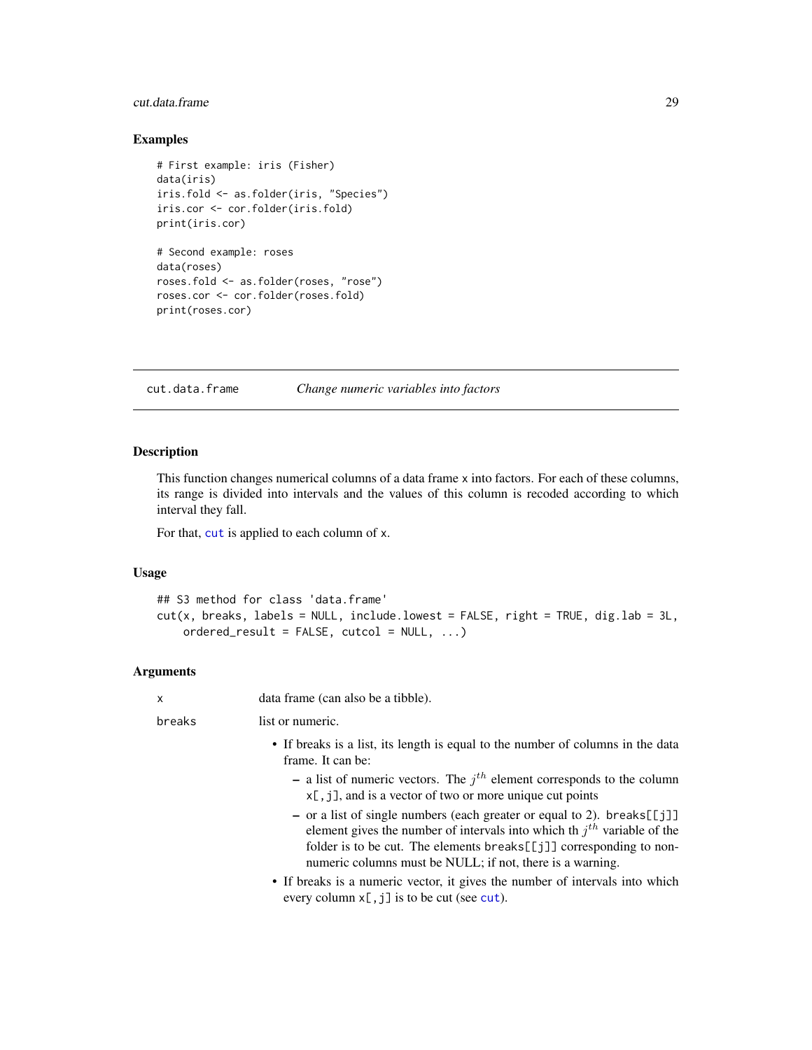## Examples

```
# First example: iris (Fisher)
data(iris)
iris.fold <- as.folder(iris, "Species")
iris.cor <- cor.folder(iris.fold)
print(iris.cor)

# Second example: roses
data(roses)
roses.fold <- as.folder(roses, "rose")
roses.cor <- cor.folder(roses.fold)
print(roses.cor)
```

---

# cut.data.frame — *Change numeric variables into factors*

## Description

This function changes numerical columns of a data frame x into factors. For each of these columns, its range is divided into intervals and the values of this column is recoded according to which interval they fall.

For that, cut is applied to each column of x.

## Usage

```
## S3 method for class 'data.frame'
cut(x, breaks, labels = NULL, include.lowest = FALSE, right = TRUE, dig.lab = 3L,
    ordered_result = FALSE, cutcol = NULL, ...)
```

## Arguments

x — data frame (can also be a tibble).

breaks — list or numeric.

- If breaks is a list, its length is equal to the number of columns in the data frame. It can be:
  - a list of numeric vectors. The $j^{th}$ element corresponds to the column x[,j], and is a vector of two or more unique cut points
  - or a list of single numbers (each greater or equal to 2). breaks[[j]] element gives the number of intervals into which th $j^{th}$ variable of the folder is to be cut. The elements breaks[[j]] corresponding to non-numeric columns must be NULL; if not, there is a warning.
- If breaks is a numeric vector, it gives the number of intervals into which every column x[,j] is to be cut (see cut).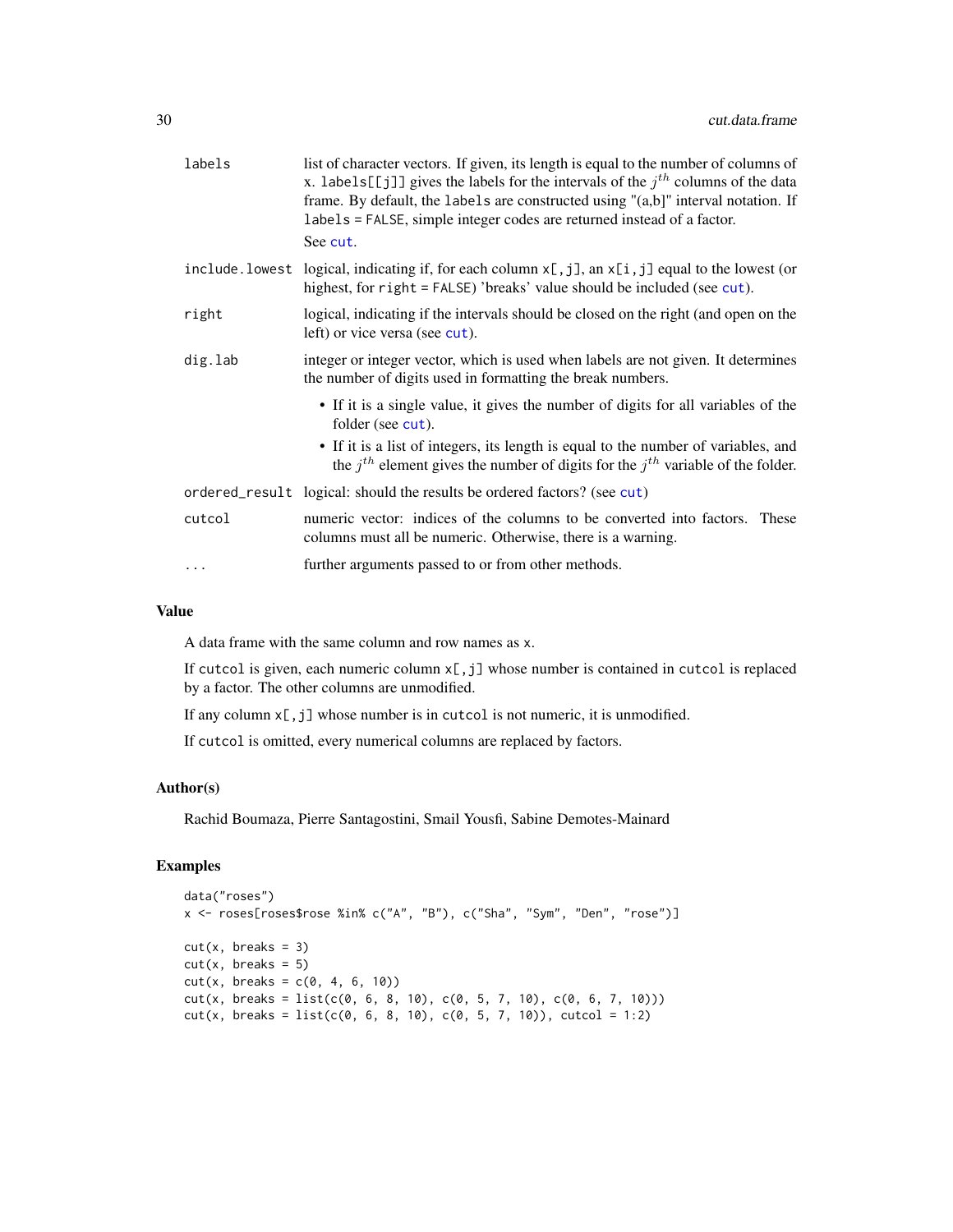| | |
|---|---|
| labels | list of character vectors. If given, its length is equal to the number of columns of x. labels[[j]] gives the labels for the intervals of the $j^{th}$ columns of the data frame. By default, the labels are constructed using "(a,b]" interval notation. If labels = FALSE, simple integer codes are returned instead of a factor. See cut. |
| include.lowest | logical, indicating if, for each column x[,j], an x[i,j] equal to the lowest (or highest, for right = FALSE) 'breaks' value should be included (see cut). |
| right | logical, indicating if the intervals should be closed on the right (and open on the left) or vice versa (see cut). |
| dig.lab | integer or integer vector, which is used when labels are not given. It determines the number of digits used in formatting the break numbers. • If it is a single value, it gives the number of digits for all variables of the folder (see cut). • If it is a list of integers, its length is equal to the number of variables, and the $j^{th}$ element gives the number of digits for the $j^{th}$ variable of the folder. |
| ordered_result | logical: should the results be ordered factors? (see cut) |
| cutcol | numeric vector: indices of the columns to be converted into factors. These columns must all be numeric. Otherwise, there is a warning. |
| ... | further arguments passed to or from other methods. |

## Value

A data frame with the same column and row names as x.

If cutcol is given, each numeric column x[,j] whose number is contained in cutcol is replaced by a factor. The other columns are unmodified.

If any column x[,j] whose number is in cutcol is not numeric, it is unmodified.

If cutcol is omitted, every numerical columns are replaced by factors.

## Author(s)

Rachid Boumaza, Pierre Santagostini, Smail Yousfi, Sabine Demotes-Mainard

## Examples

```
data("roses")
x <- roses[roses$rose %in% c("A", "B"), c("Sha", "Sym", "Den", "rose")]

cut(x, breaks = 3)
cut(x, breaks = 5)
cut(x, breaks = c(0, 4, 6, 10))
cut(x, breaks = list(c(0, 6, 8, 10), c(0, 5, 7, 10), c(0, 6, 7, 10)))
cut(x, breaks = list(c(0, 6, 8, 10), c(0, 5, 7, 10)), cutcol = 1:2)
```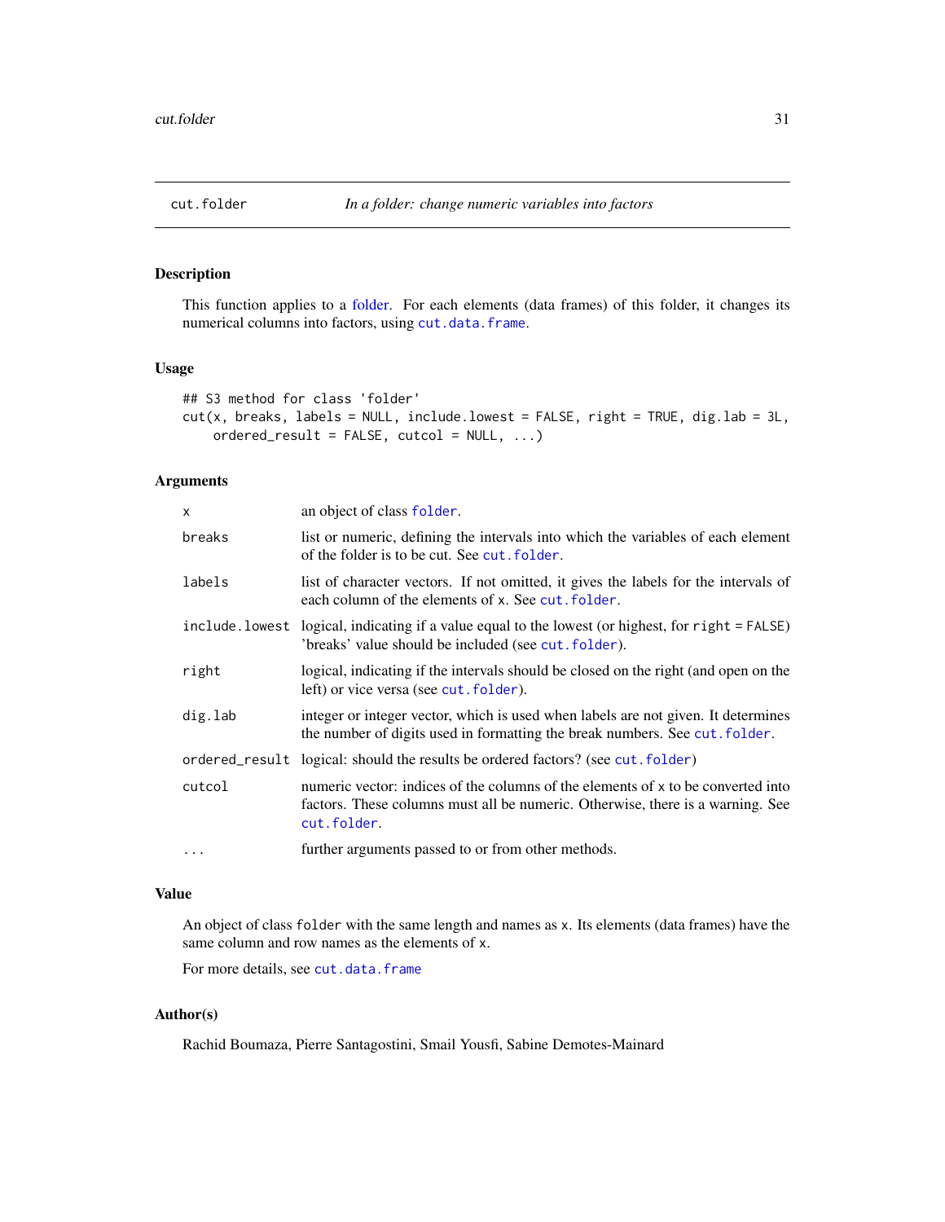cut.folder &nbsp;&nbsp;&nbsp;&nbsp; *In a folder: change numeric variables into factors*

## Description

This function applies to a folder. For each elements (data frames) of this folder, it changes its numerical columns into factors, using `cut.data.frame`.

## Usage

```
## S3 method for class 'folder'
cut(x, breaks, labels = NULL, include.lowest = FALSE, right = TRUE, dig.lab = 3L,
    ordered_result = FALSE, cutcol = NULL, ...)
```

## Arguments

| | |
|---|---|
| `x` | an object of class `folder`. |
| `breaks` | list or numeric, defining the intervals into which the variables of each element of the folder is to be cut. See `cut.folder`. |
| `labels` | list of character vectors. If not omitted, it gives the labels for the intervals of each column of the elements of `x`. See `cut.folder`. |
| `include.lowest` | logical, indicating if a value equal to the lowest (or highest, for `right = FALSE`) 'breaks' value should be included (see `cut.folder`). |
| `right` | logical, indicating if the intervals should be closed on the right (and open on the left) or vice versa (see `cut.folder`). |
| `dig.lab` | integer or integer vector, which is used when labels are not given. It determines the number of digits used in formatting the break numbers. See `cut.folder`. |
| `ordered_result` | logical: should the results be ordered factors? (see `cut.folder`) |
| `cutcol` | numeric vector: indices of the columns of the elements of `x` to be converted into factors. These columns must all be numeric. Otherwise, there is a warning. See `cut.folder`. |
| `...` | further arguments passed to or from other methods. |

## Value

An object of class `folder` with the same length and names as `x`. Its elements (data frames) have the same column and row names as the elements of `x`.

For more details, see `cut.data.frame`

## Author(s)

Rachid Boumaza, Pierre Santagostini, Smail Yousfi, Sabine Demotes-Mainard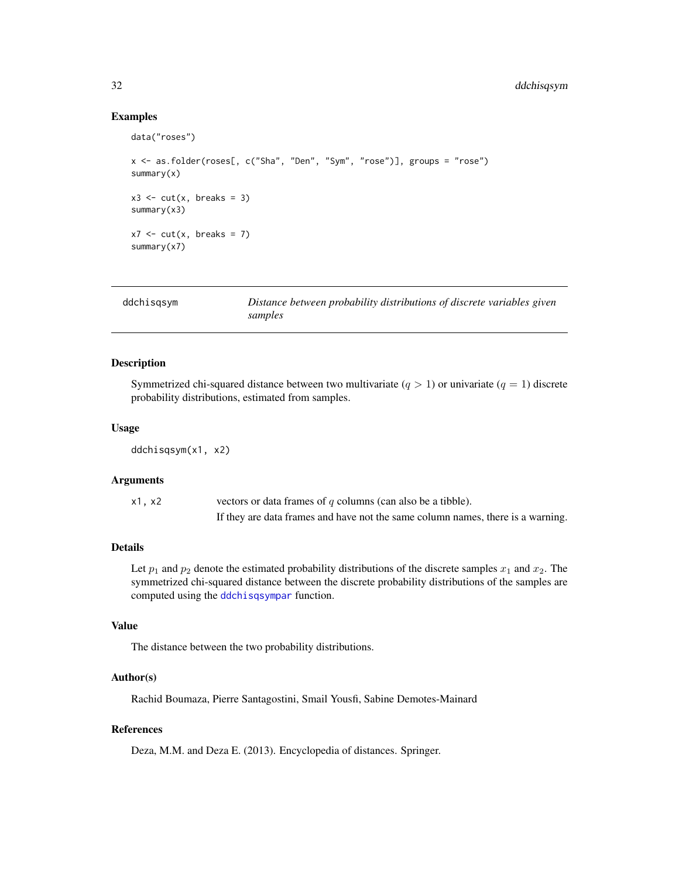## Examples

```
data("roses")

x <- as.folder(roses[, c("Sha", "Den", "Sym", "rose")], groups = "rose")
summary(x)

x3 <- cut(x, breaks = 3)
summary(x3)

x7 <- cut(x, breaks = 7)
summary(x7)
```

---

# ddchisqsym *Distance between probability distributions of discrete variables given samples*

## Description

Symmetrized chi-squared distance between two multivariate ($q > 1$) or univariate ($q = 1$) discrete probability distributions, estimated from samples.

## Usage

```
ddchisqsym(x1, x2)
```

## Arguments

| | |
|---|---|
| x1, x2 | vectors or data frames of $q$ columns (can also be a tibble). If they are data frames and have not the same column names, there is a warning. |

## Details

Let $p_1$ and $p_2$ denote the estimated probability distributions of the discrete samples $x_1$ and $x_2$. The symmetrized chi-squared distance between the discrete probability distributions of the samples are computed using the ddchisqsympar function.

## Value

The distance between the two probability distributions.

## Author(s)

Rachid Boumaza, Pierre Santagostini, Smail Yousfi, Sabine Demotes-Mainard

## References

Deza, M.M. and Deza E. (2013). Encyclopedia of distances. Springer.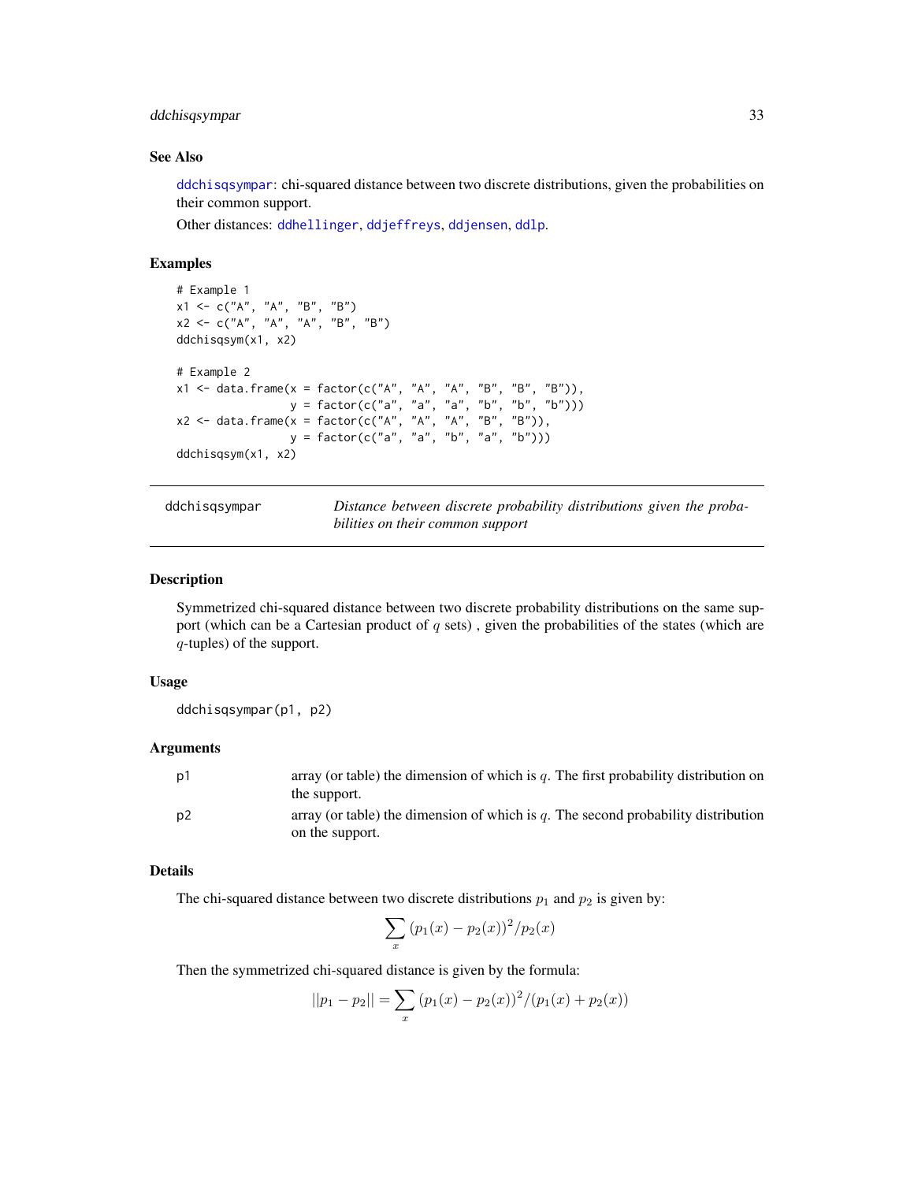## See Also

ddchisqsympar: chi-squared distance between two discrete distributions, given the probabilities on their common support.

Other distances: ddhellinger, ddjeffreys, ddjensen, ddlp.

## Examples

```
# Example 1
x1 <- c("A", "A", "B", "B")
x2 <- c("A", "A", "A", "B", "B")
ddchisqsym(x1, x2)

# Example 2
x1 <- data.frame(x = factor(c("A", "A", "A", "B", "B", "B")),
                 y = factor(c("a", "a", "a", "b", "b", "b")))
x2 <- data.frame(x = factor(c("A", "A", "A", "B", "B")),
                 y = factor(c("a", "a", "b", "a", "b")))
ddchisqsym(x1, x2)
```

---

# ddchisqsympar — *Distance between discrete probability distributions given the probabilities on their common support*

## Description

Symmetrized chi-squared distance between two discrete probability distributions on the same support (which can be a Cartesian product of $q$ sets) , given the probabilities of the states (which are $q$-tuples) of the support.

## Usage

```
ddchisqsympar(p1, p2)
```

## Arguments

| | |
|---|---|
| p1 | array (or table) the dimension of which is $q$. The first probability distribution on the support. |
| p2 | array (or table) the dimension of which is $q$. The second probability distribution on the support. |

## Details

The chi-squared distance between two discrete distributions $p_1$ and $p_2$ is given by:

$$\sum_x (p_1(x) - p_2(x))^2 / p_2(x)$$

Then the symmetrized chi-squared distance is given by the formula:

$$||p_1 - p_2|| = \sum_x (p_1(x) - p_2(x))^2 / (p_1(x) + p_2(x))$$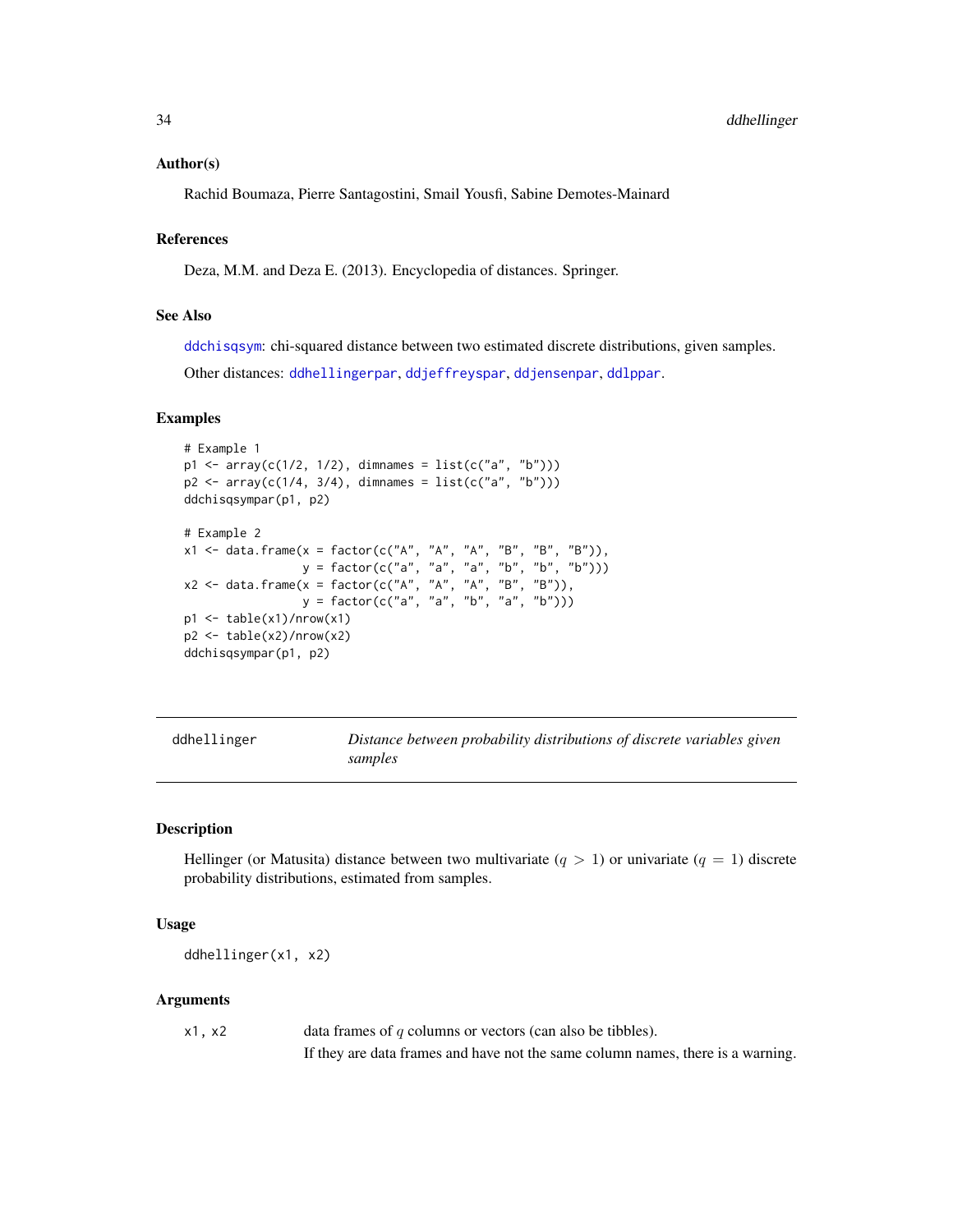### Author(s)

Rachid Boumaza, Pierre Santagostini, Smail Yousfi, Sabine Demotes-Mainard

### References

Deza, M.M. and Deza E. (2013). Encyclopedia of distances. Springer.

### See Also

ddchisqsym: chi-squared distance between two estimated discrete distributions, given samples.

Other distances: ddhellingerpar, ddjeffreyspar, ddjensenpar, ddlppar.

### Examples

```
# Example 1
p1 <- array(c(1/2, 1/2), dimnames = list(c("a", "b")))
p2 <- array(c(1/4, 3/4), dimnames = list(c("a", "b")))
ddchisqsympar(p1, p2)

# Example 2
x1 <- data.frame(x = factor(c("A", "A", "A", "B", "B", "B")),
                 y = factor(c("a", "a", "a", "b", "b", "b")))
x2 <- data.frame(x = factor(c("A", "A", "A", "B", "B")),
                 y = factor(c("a", "a", "b", "a", "b")))
p1 <- table(x1)/nrow(x1)
p2 <- table(x2)/nrow(x2)
ddchisqsympar(p1, p2)
```

---

## ddhellinger — *Distance between probability distributions of discrete variables given samples*

---

### Description

Hellinger (or Matusita) distance between two multivariate ($q > 1$) or univariate ($q = 1$) discrete probability distributions, estimated from samples.

### Usage

```
ddhellinger(x1, x2)
```

### Arguments

| | |
|---|---|
| x1, x2 | data frames of $q$ columns or vectors (can also be tibbles). If they are data frames and have not the same column names, there is a warning. |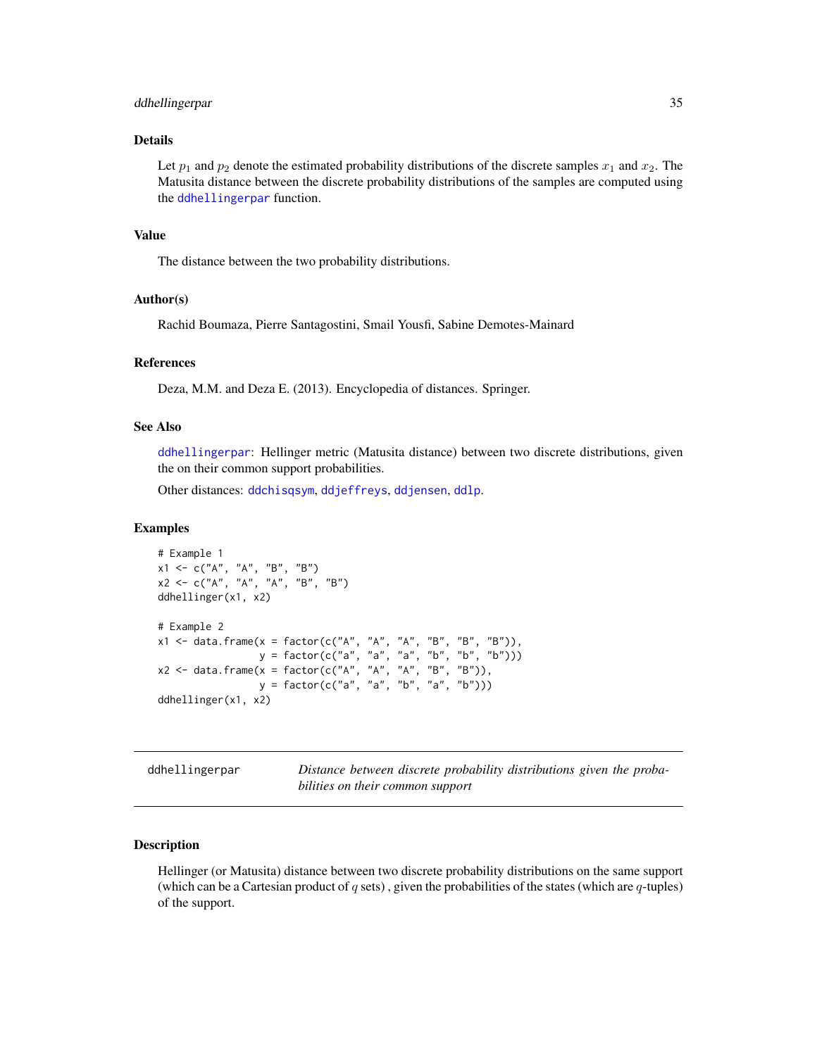### Details

Let $p_1$ and $p_2$ denote the estimated probability distributions of the discrete samples $x_1$ and $x_2$. The Matusita distance between the discrete probability distributions of the samples are computed using the ddhellingerpar function.

### Value

The distance between the two probability distributions.

### Author(s)

Rachid Boumaza, Pierre Santagostini, Smail Yousfi, Sabine Demotes-Mainard

### References

Deza, M.M. and Deza E. (2013). Encyclopedia of distances. Springer.

### See Also

ddhellingerpar: Hellinger metric (Matusita distance) between two discrete distributions, given the on their common support probabilities.

Other distances: ddchisqsym, ddjeffreys, ddjensen, ddlp.

### Examples

```
# Example 1
x1 <- c("A", "A", "B", "B")
x2 <- c("A", "A", "A", "B", "B")
ddhellinger(x1, x2)

# Example 2
x1 <- data.frame(x = factor(c("A", "A", "A", "B", "B", "B")),
                 y = factor(c("a", "a", "a", "b", "b", "b")))
x2 <- data.frame(x = factor(c("A", "A", "A", "B", "B")),
                 y = factor(c("a", "a", "b", "a", "b")))
ddhellinger(x1, x2)
```

---

## ddhellingerpar — *Distance between discrete probability distributions given the probabilities on their common support*

---

### Description

Hellinger (or Matusita) distance between two discrete probability distributions on the same support (which can be a Cartesian product of $q$ sets) , given the probabilities of the states (which are $q$-tuples) of the support.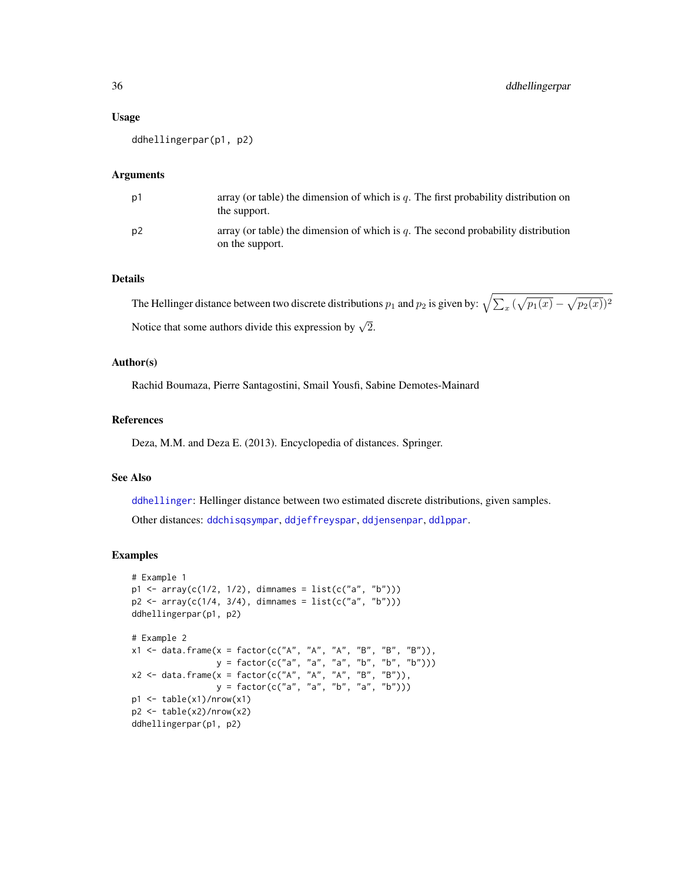### Usage

```
ddhellingerpar(p1, p2)
```

### Arguments

| | |
|---|---|
| p1 | array (or table) the dimension of which is $q$. The first probability distribution on the support. |
| p2 | array (or table) the dimension of which is $q$. The second probability distribution on the support. |

### Details

The Hellinger distance between two discrete distributions $p_1$ and $p_2$ is given by: $\sqrt{\sum_x \left(\sqrt{p_1(x)} - \sqrt{p_2(x)}\right)^2}$

Notice that some authors divide this expression by $\sqrt{2}$.

### Author(s)

Rachid Boumaza, Pierre Santagostini, Smail Yousfi, Sabine Demotes-Mainard

### References

Deza, M.M. and Deza E. (2013). Encyclopedia of distances. Springer.

### See Also

ddhellinger: Hellinger distance between two estimated discrete distributions, given samples.

Other distances: ddchisqsympar, ddjeffreyspar, ddjensenpar, ddlppar.

### Examples

```
# Example 1
p1 <- array(c(1/2, 1/2), dimnames = list(c("a", "b")))
p2 <- array(c(1/4, 3/4), dimnames = list(c("a", "b")))
ddhellingerpar(p1, p2)

# Example 2
x1 <- data.frame(x = factor(c("A", "A", "A", "B", "B", "B")),
                 y = factor(c("a", "a", "a", "b", "b", "b")))
x2 <- data.frame(x = factor(c("A", "A", "A", "B", "B")),
                 y = factor(c("a", "a", "b", "a", "b")))
p1 <- table(x1)/nrow(x1)
p2 <- table(x2)/nrow(x2)
ddhellingerpar(p1, p2)
```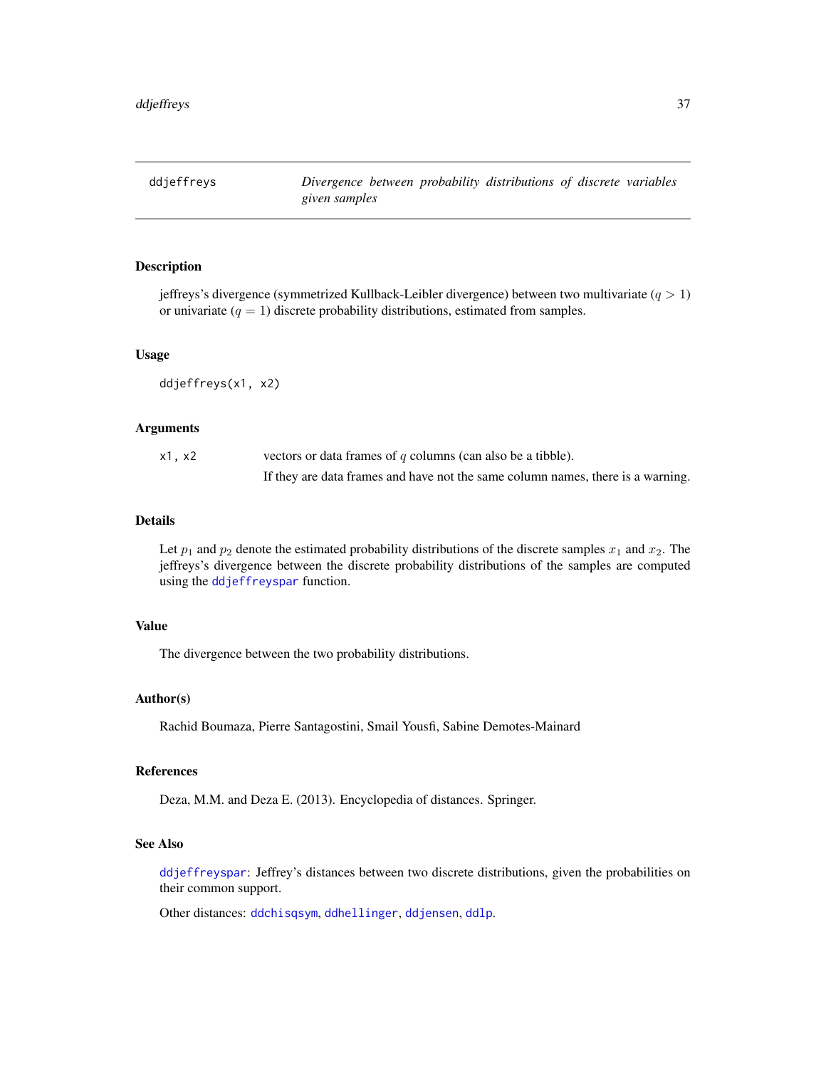# ddjeffreys — *Divergence between probability distributions of discrete variables given samples*

## Description

jeffreys's divergence (symmetrized Kullback-Leibler divergence) between two multivariate ($q > 1$) or univariate ($q = 1$) discrete probability distributions, estimated from samples.

## Usage

```
ddjeffreys(x1, x2)
```

## Arguments

| | |
|---|---|
| x1, x2 | vectors or data frames of $q$ columns (can also be a tibble). If they are data frames and have not the same column names, there is a warning. |

## Details

Let $p_1$ and $p_2$ denote the estimated probability distributions of the discrete samples $x_1$ and $x_2$. The jeffreys's divergence between the discrete probability distributions of the samples are computed using the `ddjeffreyspar` function.

## Value

The divergence between the two probability distributions.

## Author(s)

Rachid Boumaza, Pierre Santagostini, Smail Yousfi, Sabine Demotes-Mainard

## References

Deza, M.M. and Deza E. (2013). Encyclopedia of distances. Springer.

## See Also

`ddjeffreyspar`: Jeffrey's distances between two discrete distributions, given the probabilities on their common support.

Other distances: `ddchisqsym`, `ddhellinger`, `ddjensen`, `ddlp`.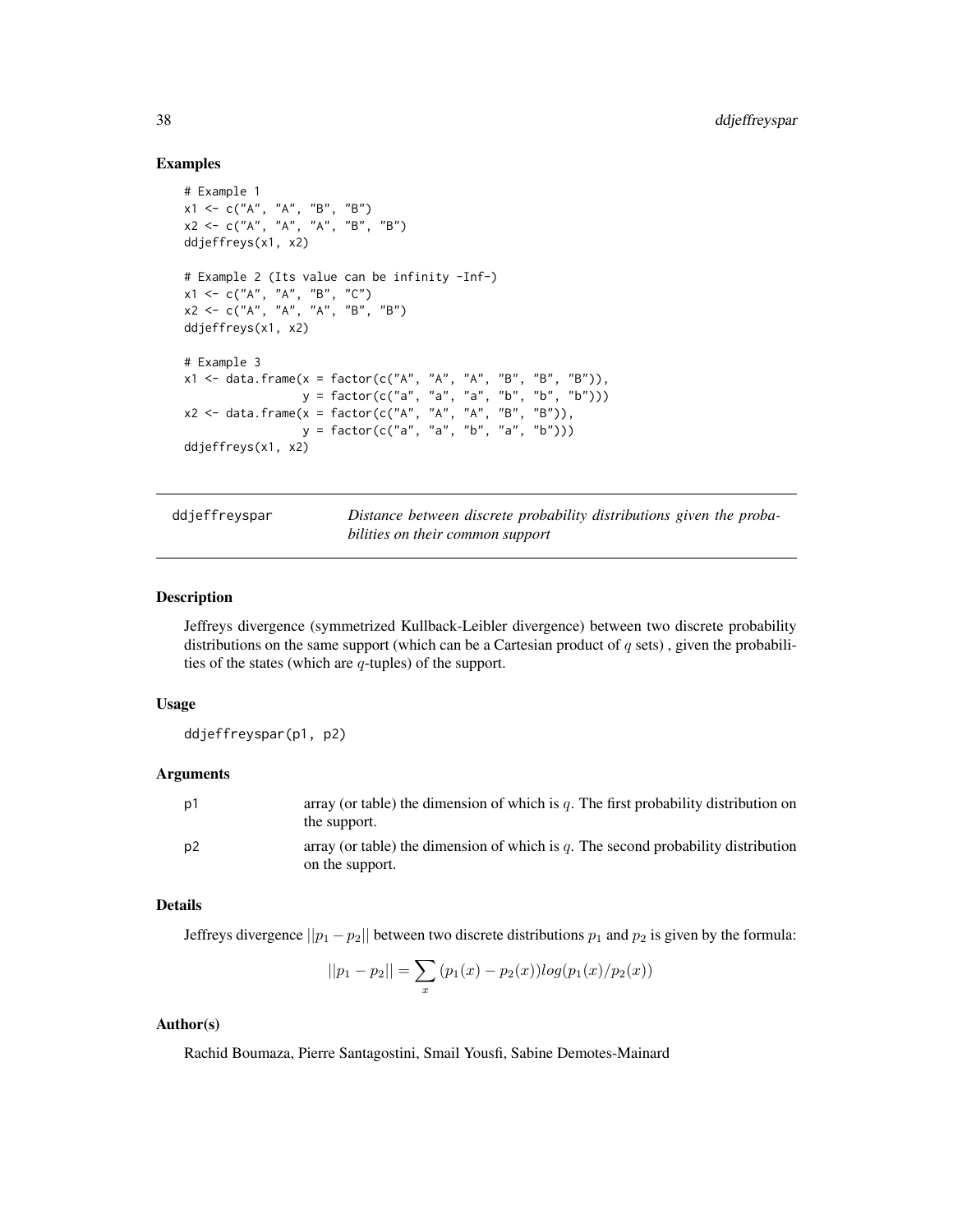### Examples

```
# Example 1
x1 <- c("A", "A", "B", "B")
x2 <- c("A", "A", "A", "B", "B")
ddjeffreys(x1, x2)

# Example 2 (Its value can be infinity -Inf-)
x1 <- c("A", "A", "B", "C")
x2 <- c("A", "A", "A", "B", "B")
ddjeffreys(x1, x2)

# Example 3
x1 <- data.frame(x = factor(c("A", "A", "A", "B", "B", "B")),
                 y = factor(c("a", "a", "a", "b", "b", "b")))
x2 <- data.frame(x = factor(c("A", "A", "A", "B", "B")),
                 y = factor(c("a", "a", "b", "a", "b")))
ddjeffreys(x1, x2)
```

---

## ddjeffreyspar

*Distance between discrete probability distributions given the probabilities on their common support*

### Description

Jeffreys divergence (symmetrized Kullback-Leibler divergence) between two discrete probability distributions on the same support (which can be a Cartesian product of $q$ sets) , given the probabilities of the states (which are $q$-tuples) of the support.

### Usage

```
ddjeffreyspar(p1, p2)
```

### Arguments

| | |
|---|---|
| p1 | array (or table) the dimension of which is $q$. The first probability distribution on the support. |
| p2 | array (or table) the dimension of which is $q$. The second probability distribution on the support. |

### Details

Jeffreys divergence $||p_1 - p_2||$ between two discrete distributions $p_1$ and $p_2$ is given by the formula:

$$||p_1 - p_2|| = \sum_x (p_1(x) - p_2(x)) log(p_1(x)/p_2(x))$$

### Author(s)

Rachid Boumaza, Pierre Santagostini, Smail Yousfi, Sabine Demotes-Mainard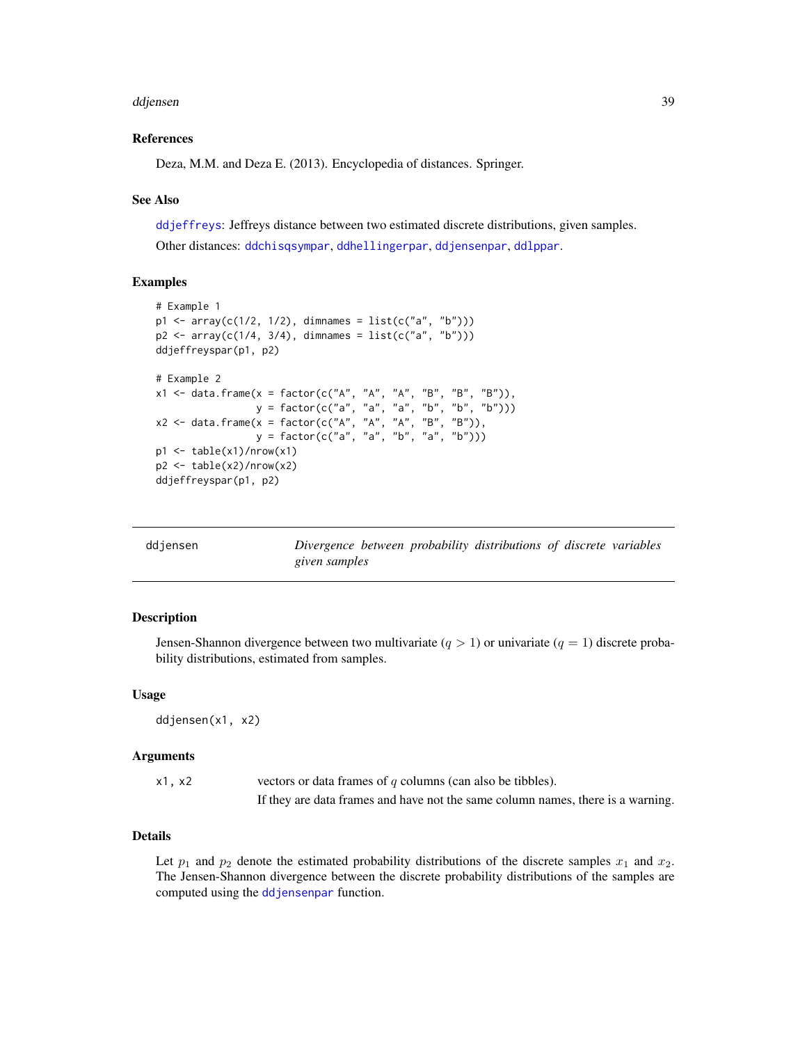### References

Deza, M.M. and Deza E. (2013). Encyclopedia of distances. Springer.

### See Also

ddjeffreys: Jeffreys distance between two estimated discrete distributions, given samples.

Other distances: ddchisqsympar, ddhellingerpar, ddjensenpar, ddlppar.

### Examples

```
# Example 1
p1 <- array(c(1/2, 1/2), dimnames = list(c("a", "b")))
p2 <- array(c(1/4, 3/4), dimnames = list(c("a", "b")))
ddjeffreyspar(p1, p2)

# Example 2
x1 <- data.frame(x = factor(c("A", "A", "A", "B", "B", "B")),
                 y = factor(c("a", "a", "a", "b", "b", "b")))
x2 <- data.frame(x = factor(c("A", "A", "A", "B", "B")),
                 y = factor(c("a", "a", "b", "a", "b")))
p1 <- table(x1)/nrow(x1)
p2 <- table(x2)/nrow(x2)
ddjeffreyspar(p1, p2)
```

---

## ddjensen — *Divergence between probability distributions of discrete variables given samples*

### Description

Jensen-Shannon divergence between two multivariate ($q > 1$) or univariate ($q = 1$) discrete probability distributions, estimated from samples.

### Usage

```
ddjensen(x1, x2)
```

### Arguments

| | |
|---|---|
| x1, x2 | vectors or data frames of $q$ columns (can also be tibbles). If they are data frames and have not the same column names, there is a warning. |

### Details

Let $p_1$ and $p_2$ denote the estimated probability distributions of the discrete samples $x_1$ and $x_2$. The Jensen-Shannon divergence between the discrete probability distributions of the samples are computed using the ddjensenpar function.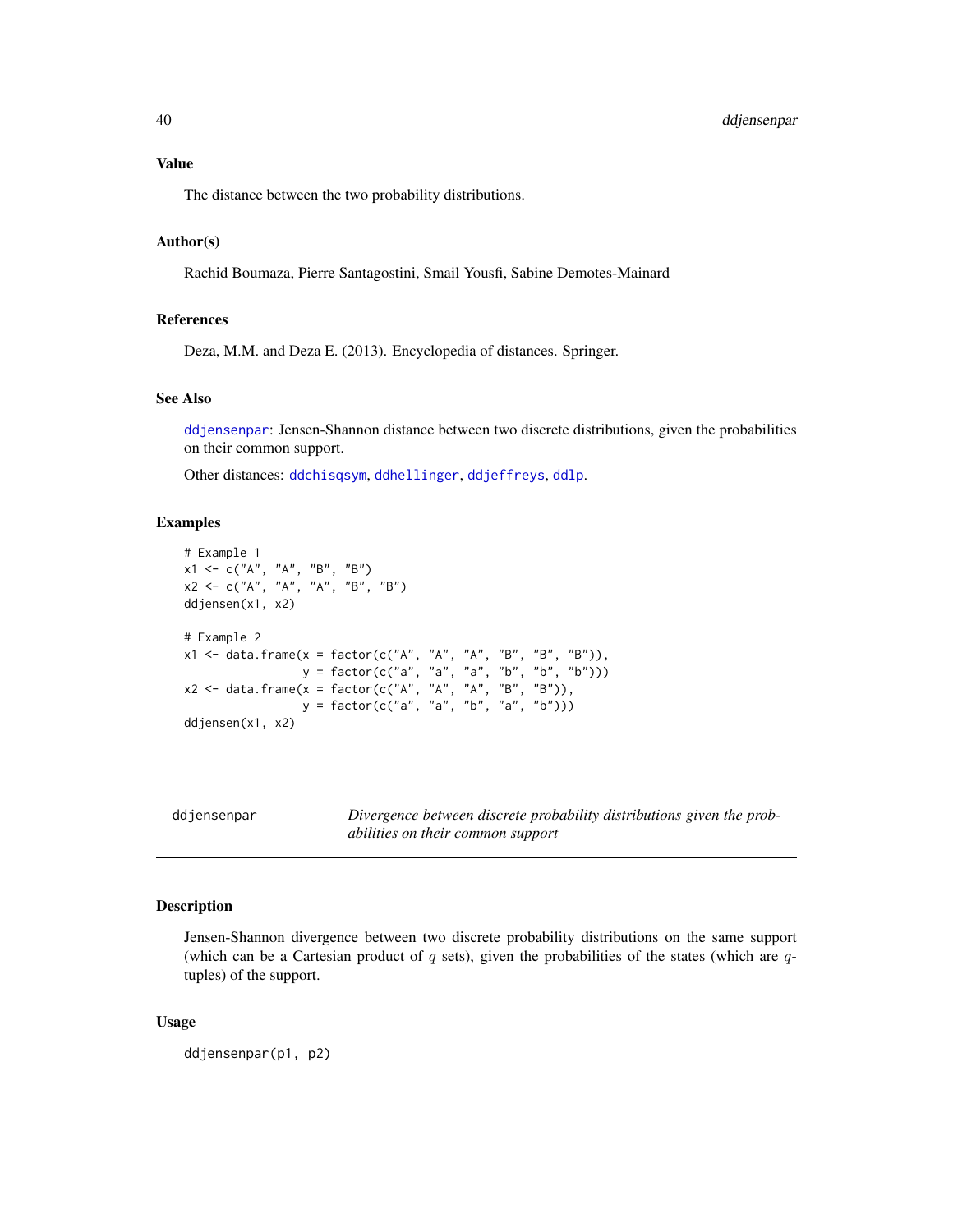## Value

The distance between the two probability distributions.

## Author(s)

Rachid Boumaza, Pierre Santagostini, Smail Yousfi, Sabine Demotes-Mainard

## References

Deza, M.M. and Deza E. (2013). Encyclopedia of distances. Springer.

## See Also

ddjensenpar: Jensen-Shannon distance between two discrete distributions, given the probabilities on their common support.

Other distances: ddchisqsym, ddhellinger, ddjeffreys, ddlp.

## Examples

```
# Example 1
x1 <- c("A", "A", "B", "B")
x2 <- c("A", "A", "A", "B", "B")
ddjensen(x1, x2)

# Example 2
x1 <- data.frame(x = factor(c("A", "A", "A", "B", "B", "B")),
                 y = factor(c("a", "a", "a", "b", "b", "b")))
x2 <- data.frame(x = factor(c("A", "A", "A", "B", "B")),
                 y = factor(c("a", "a", "b", "a", "b")))
ddjensen(x1, x2)
```

---

# ddjensenpar — *Divergence between discrete probability distributions given the probabilities on their common support*

## Description

Jensen-Shannon divergence between two discrete probability distributions on the same support (which can be a Cartesian product of $q$ sets), given the probabilities of the states (which are $q$-tuples) of the support.

## Usage

```
ddjensenpar(p1, p2)
```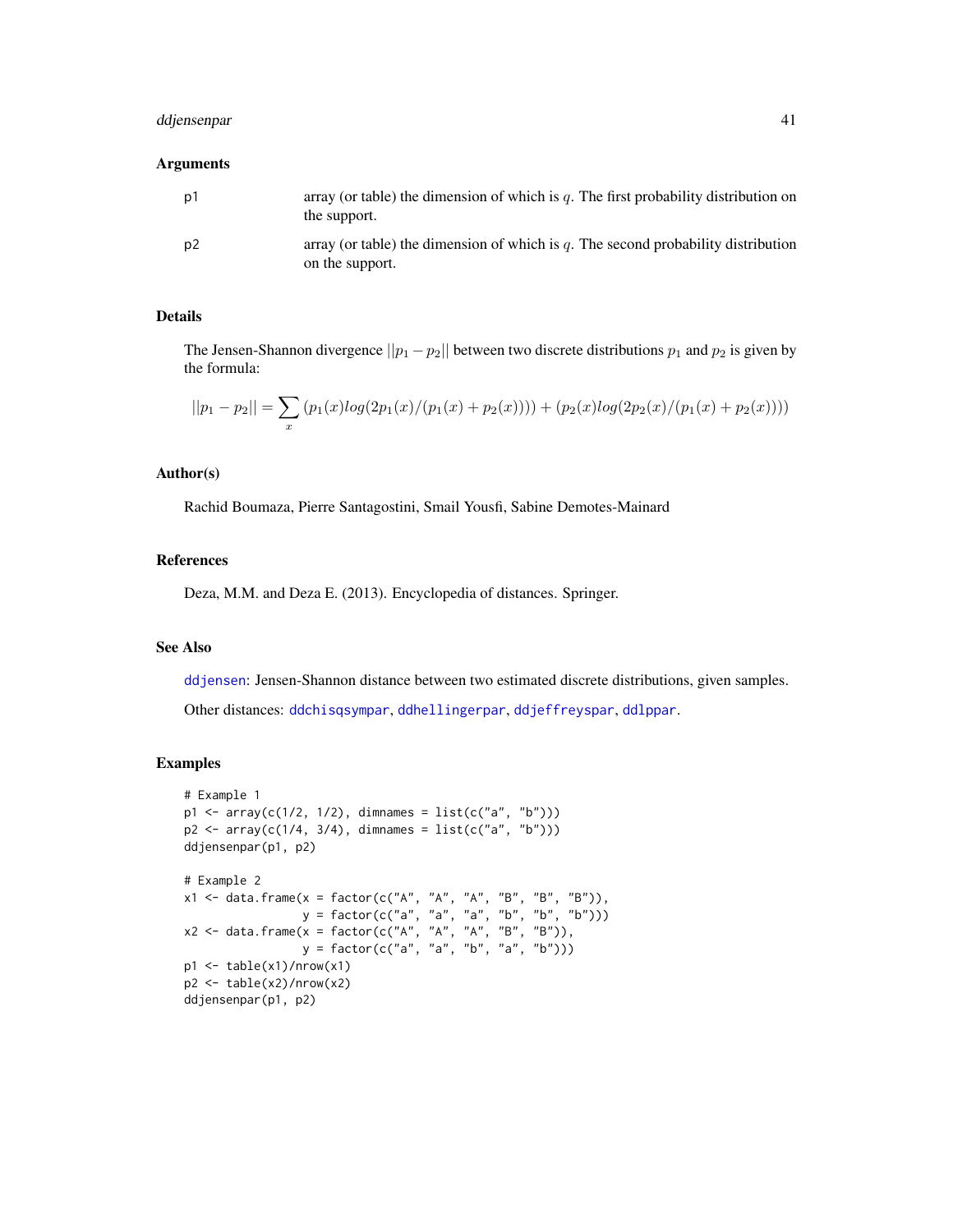### Arguments

| | |
|---|---|
| p1 | array (or table) the dimension of which is $q$. The first probability distribution on the support. |
| p2 | array (or table) the dimension of which is $q$. The second probability distribution on the support. |

### Details

The Jensen-Shannon divergence $||p_1 - p_2||$ between two discrete distributions $p_1$ and $p_2$ is given by the formula:

$$||p_1 - p_2|| = \sum_x (p_1(x) log(2p_1(x)/(p_1(x) + p_2(x)))) + (p_2(x) log(2p_2(x)/(p_1(x) + p_2(x))))$$

### Author(s)

Rachid Boumaza, Pierre Santagostini, Smail Yousfi, Sabine Demotes-Mainard

### References

Deza, M.M. and Deza E. (2013). Encyclopedia of distances. Springer.

### See Also

ddjensen: Jensen-Shannon distance between two estimated discrete distributions, given samples.

Other distances: ddchisqsympar, ddhellingerpar, ddjeffreyspar, ddlppar.

### Examples

```
# Example 1
p1 <- array(c(1/2, 1/2), dimnames = list(c("a", "b")))
p2 <- array(c(1/4, 3/4), dimnames = list(c("a", "b")))
ddjensenpar(p1, p2)

# Example 2
x1 <- data.frame(x = factor(c("A", "A", "A", "B", "B", "B")),
                 y = factor(c("a", "a", "a", "b", "b", "b")))
x2 <- data.frame(x = factor(c("A", "A", "A", "B", "B")),
                 y = factor(c("a", "a", "b", "a", "b")))
p1 <- table(x1)/nrow(x1)
p2 <- table(x2)/nrow(x2)
ddjensenpar(p1, p2)
```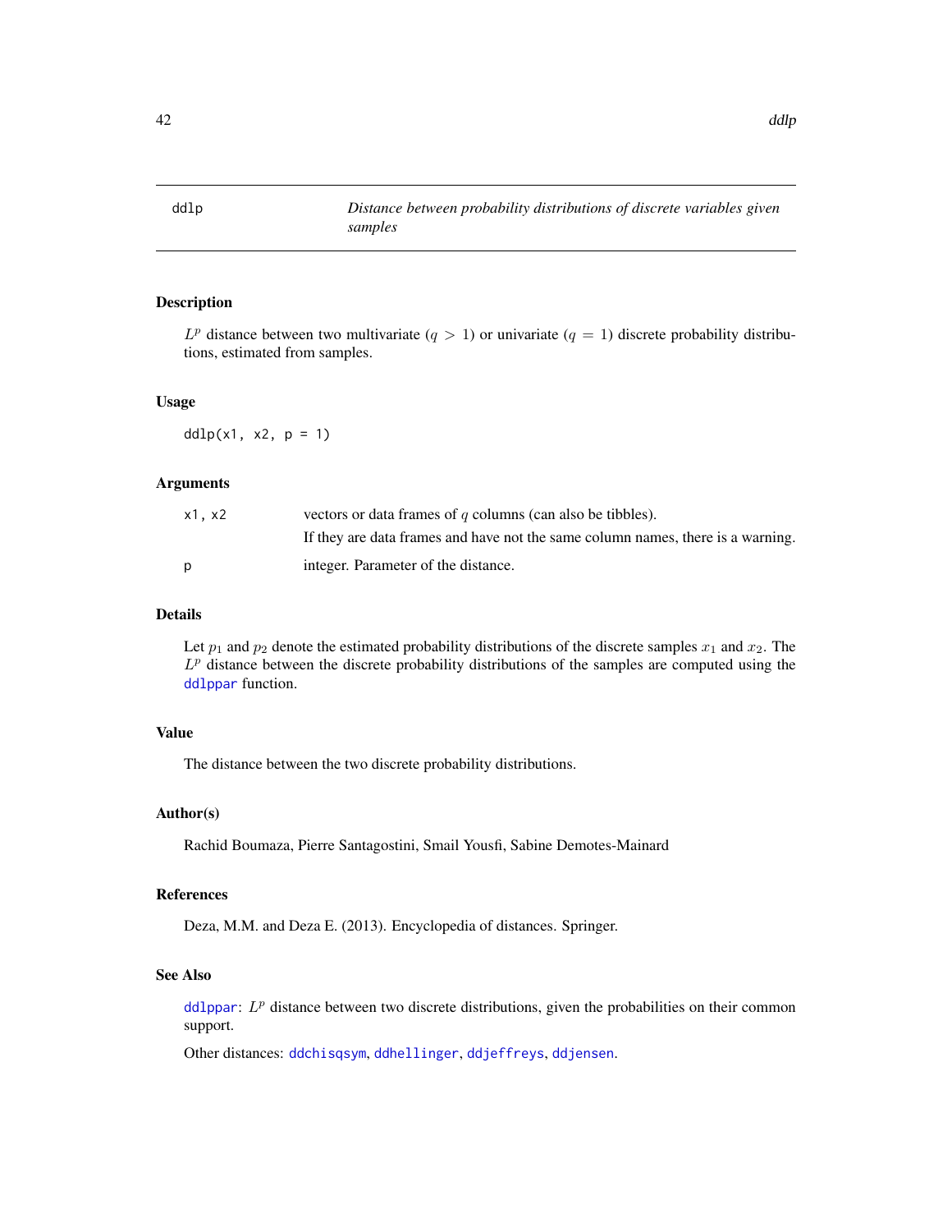## ddlp — *Distance between probability distributions of discrete variables given samples*

### Description

$L^p$ distance between two multivariate ($q > 1$) or univariate ($q = 1$) discrete probability distributions, estimated from samples.

### Usage

```
ddlp(x1, x2, p = 1)
```

### Arguments

| | |
|---|---|
| x1, x2 | vectors or data frames of $q$ columns (can also be tibbles). If they are data frames and have not the same column names, there is a warning. |
| p | integer. Parameter of the distance. |

### Details

Let $p_1$ and $p_2$ denote the estimated probability distributions of the discrete samples $x_1$ and $x_2$. The $L^p$ distance between the discrete probability distributions of the samples are computed using the `ddlppar` function.

### Value

The distance between the two discrete probability distributions.

### Author(s)

Rachid Boumaza, Pierre Santagostini, Smail Yousfi, Sabine Demotes-Mainard

### References

Deza, M.M. and Deza E. (2013). Encyclopedia of distances. Springer.

### See Also

`ddlppar`: $L^p$ distance between two discrete distributions, given the probabilities on their common support.

Other distances: `ddchisqsym`, `ddhellinger`, `ddjeffreys`, `ddjensen`.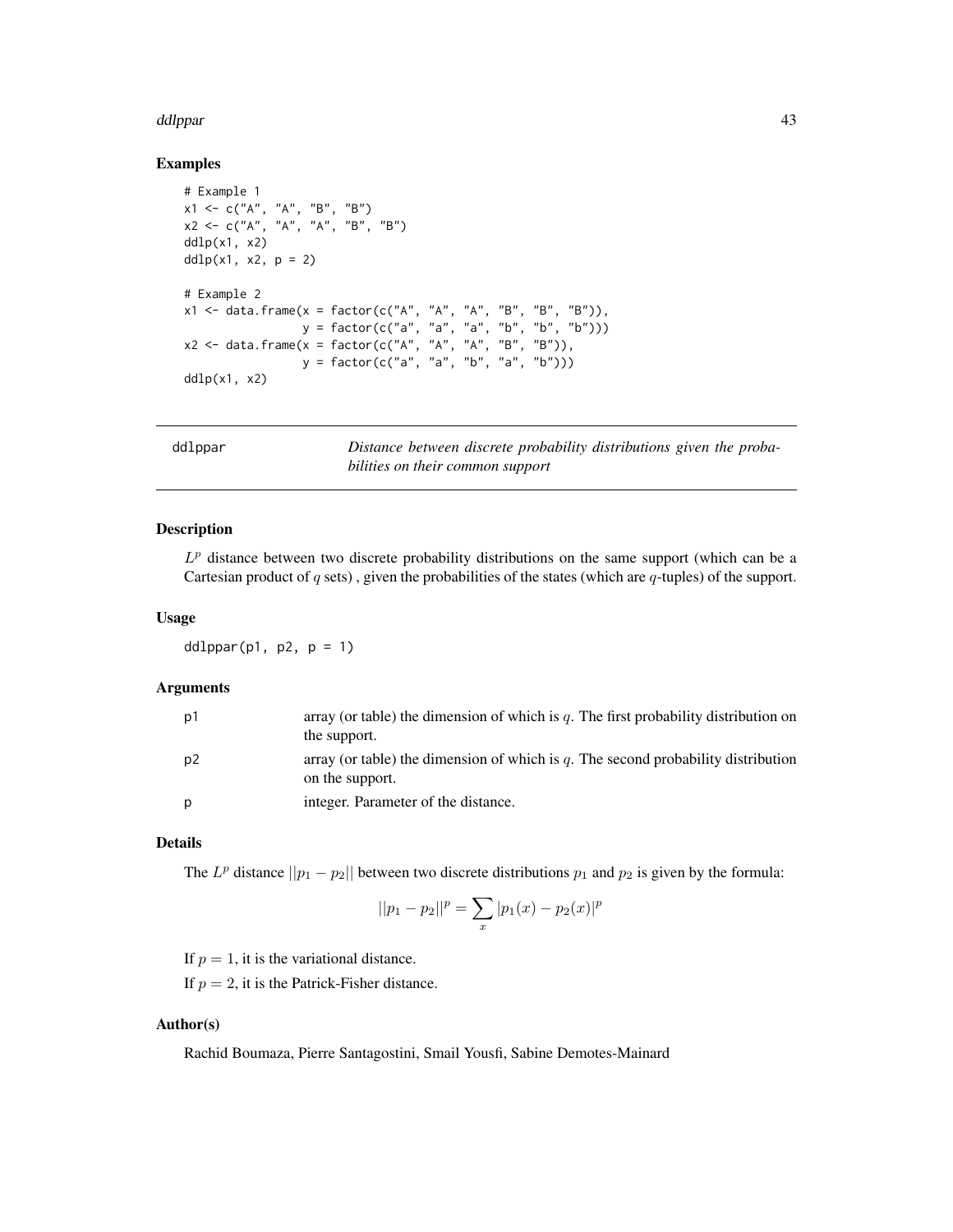### Examples

```
# Example 1
x1 <- c("A", "A", "B", "B")
x2 <- c("A", "A", "A", "B", "B")
ddlp(x1, x2)
ddlp(x1, x2, p = 2)

# Example 2
x1 <- data.frame(x = factor(c("A", "A", "A", "B", "B", "B")),
                 y = factor(c("a", "a", "a", "b", "b", "b")))
x2 <- data.frame(x = factor(c("A", "A", "A", "B", "B")),
                 y = factor(c("a", "a", "b", "a", "b")))
ddlp(x1, x2)
```

---

## ddlppar — *Distance between discrete probability distributions given the probabilities on their common support*

---

### Description

$L^p$ distance between two discrete probability distributions on the same support (which can be a Cartesian product of $q$ sets) , given the probabilities of the states (which are $q$-tuples) of the support.

### Usage

```
ddlppar(p1, p2, p = 1)
```

### Arguments

| | |
|---|---|
| p1 | array (or table) the dimension of which is $q$. The first probability distribution on the support. |
| p2 | array (or table) the dimension of which is $q$. The second probability distribution on the support. |
| p | integer. Parameter of the distance. |

### Details

The $L^p$ distance $||p_1 - p_2||$ between two discrete distributions $p_1$ and $p_2$ is given by the formula:

$$||p_1 - p_2||^p = \sum_x |p_1(x) - p_2(x)|^p$$

If $p = 1$, it is the variational distance.

If $p = 2$, it is the Patrick-Fisher distance.

### Author(s)

Rachid Boumaza, Pierre Santagostini, Smail Yousfi, Sabine Demotes-Mainard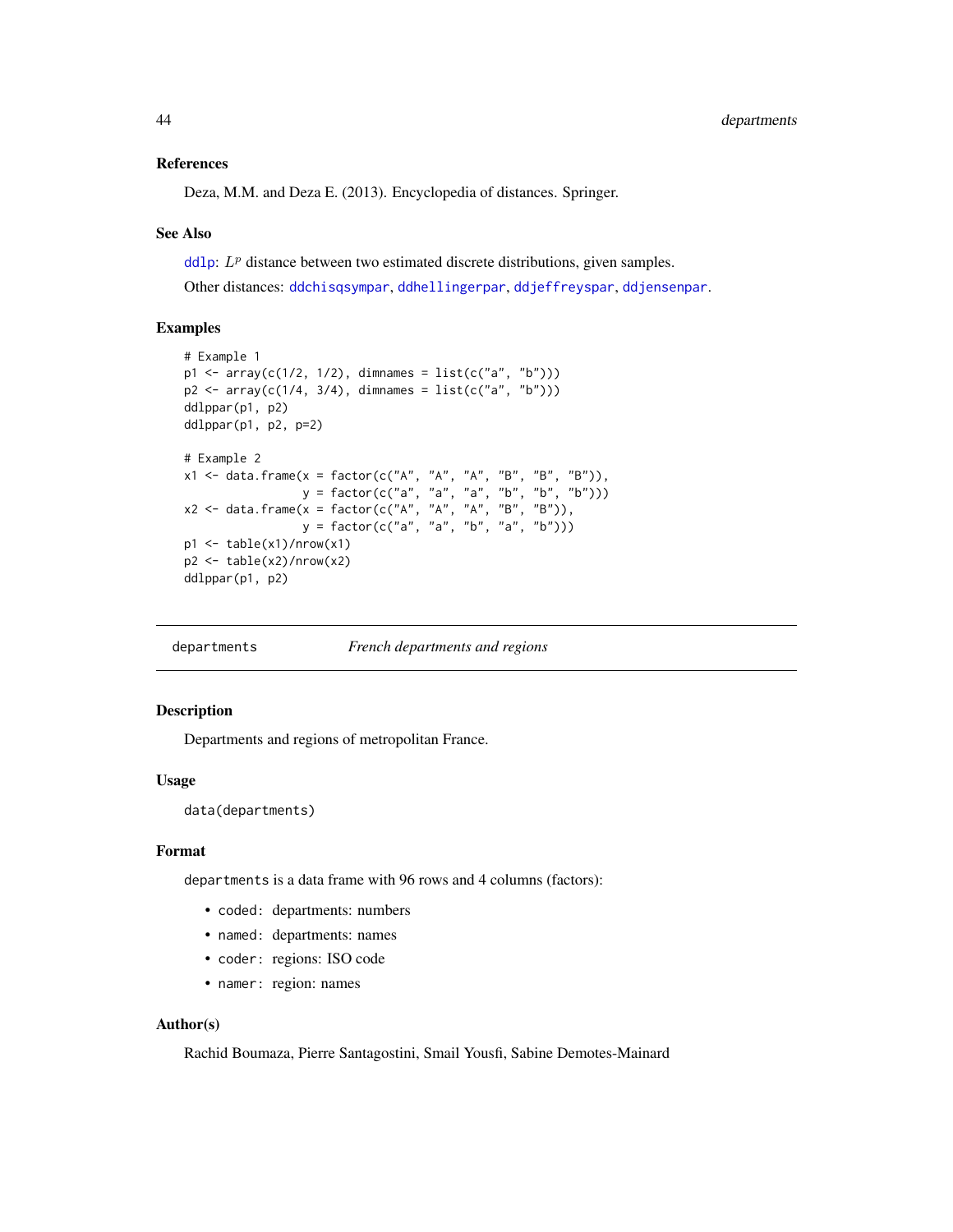### References

Deza, M.M. and Deza E. (2013). Encyclopedia of distances. Springer.

### See Also

ddlp: $L^p$ distance between two estimated discrete distributions, given samples.

Other distances: ddchisqsympar, ddhellingerpar, ddjeffreyspar, ddjensenpar.

### Examples

```
# Example 1
p1 <- array(c(1/2, 1/2), dimnames = list(c("a", "b")))
p2 <- array(c(1/4, 3/4), dimnames = list(c("a", "b")))
ddlppar(p1, p2)
ddlppar(p1, p2, p=2)

# Example 2
x1 <- data.frame(x = factor(c("A", "A", "A", "B", "B", "B")),
                 y = factor(c("a", "a", "a", "b", "b", "b")))
x2 <- data.frame(x = factor(c("A", "A", "A", "B", "B")),
                 y = factor(c("a", "a", "b", "a", "b")))
p1 <- table(x1)/nrow(x1)
p2 <- table(x2)/nrow(x2)
ddlppar(p1, p2)
```

---

## departments — *French departments and regions*

---

### Description

Departments and regions of metropolitan France.

### Usage

```
data(departments)
```

### Format

`departments` is a data frame with 96 rows and 4 columns (factors):

- `coded:` departments: numbers
- `named:` departments: names
- `coder:` regions: ISO code
- `namer:` region: names

### Author(s)

Rachid Boumaza, Pierre Santagostini, Smail Yousfi, Sabine Demotes-Mainard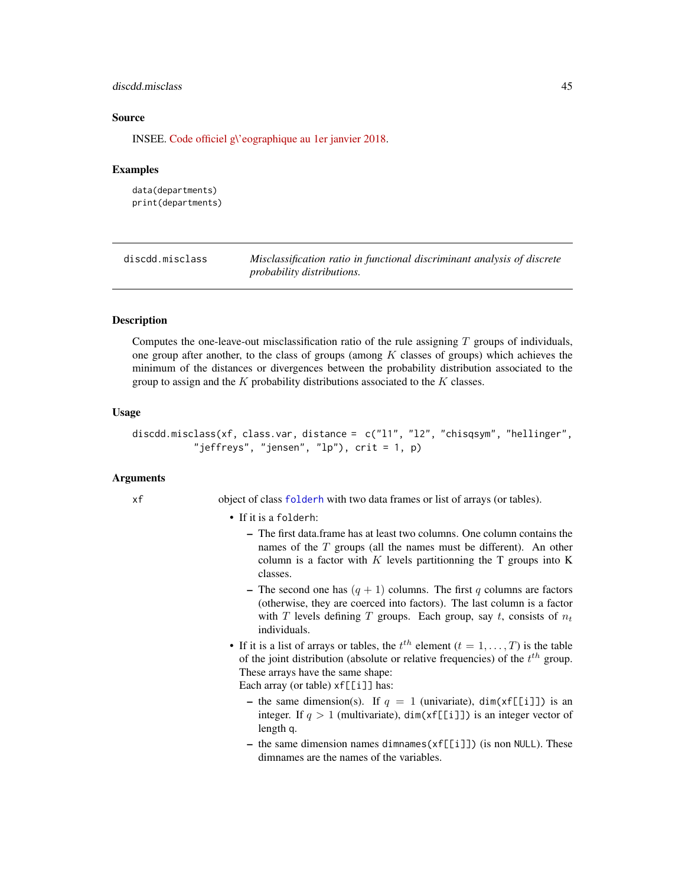## Source

INSEE. Code officiel g\'eographique au 1er janvier 2018.

## Examples

```
data(departments)
print(departments)
```

---

discdd.misclass — *Misclassification ratio in functional discriminant analysis of discrete probability distributions.*

---

## Description

Computes the one-leave-out misclassification ratio of the rule assigning $T$ groups of individuals, one group after another, to the class of groups (among $K$ classes of groups) which achieves the minimum of the distances or divergences between the probability distribution associated to the group to assign and the $K$ probability distributions associated to the $K$ classes.

## Usage

```
discdd.misclass(xf, class.var, distance =  c("l1", "l2", "chisqsym", "hellinger",
          "jeffreys", "jensen", "lp"), crit = 1, p)
```

## Arguments

xf
: object of class folderh with two data frames or list of arrays (or tables).

- If it is a folderh:
  - The first data.frame has at least two columns. One column contains the names of the $T$ groups (all the names must be different). An other column is a factor with $K$ levels partitionning the T groups into K classes.
  - The second one has $(q+1)$ columns. The first $q$ columns are factors (otherwise, they are coerced into factors). The last column is a factor with $T$ levels defining $T$ groups. Each group, say $t$, consists of $n_t$ individuals.
- If it is a list of arrays or tables, the $t^{th}$ element ($t = 1, \ldots, T$) is the table of the joint distribution (absolute or relative frequencies) of the $t^{th}$ group. These arrays have the same shape:
  Each array (or table) xf[[i]] has:
  - the same dimension(s). If $q = 1$ (univariate), dim(xf[[i]]) is an integer. If $q > 1$ (multivariate), dim(xf[[i]]) is an integer vector of length q.
  - the same dimension names dimnames(xf[[i]]) (is non NULL). These dimnames are the names of the variables.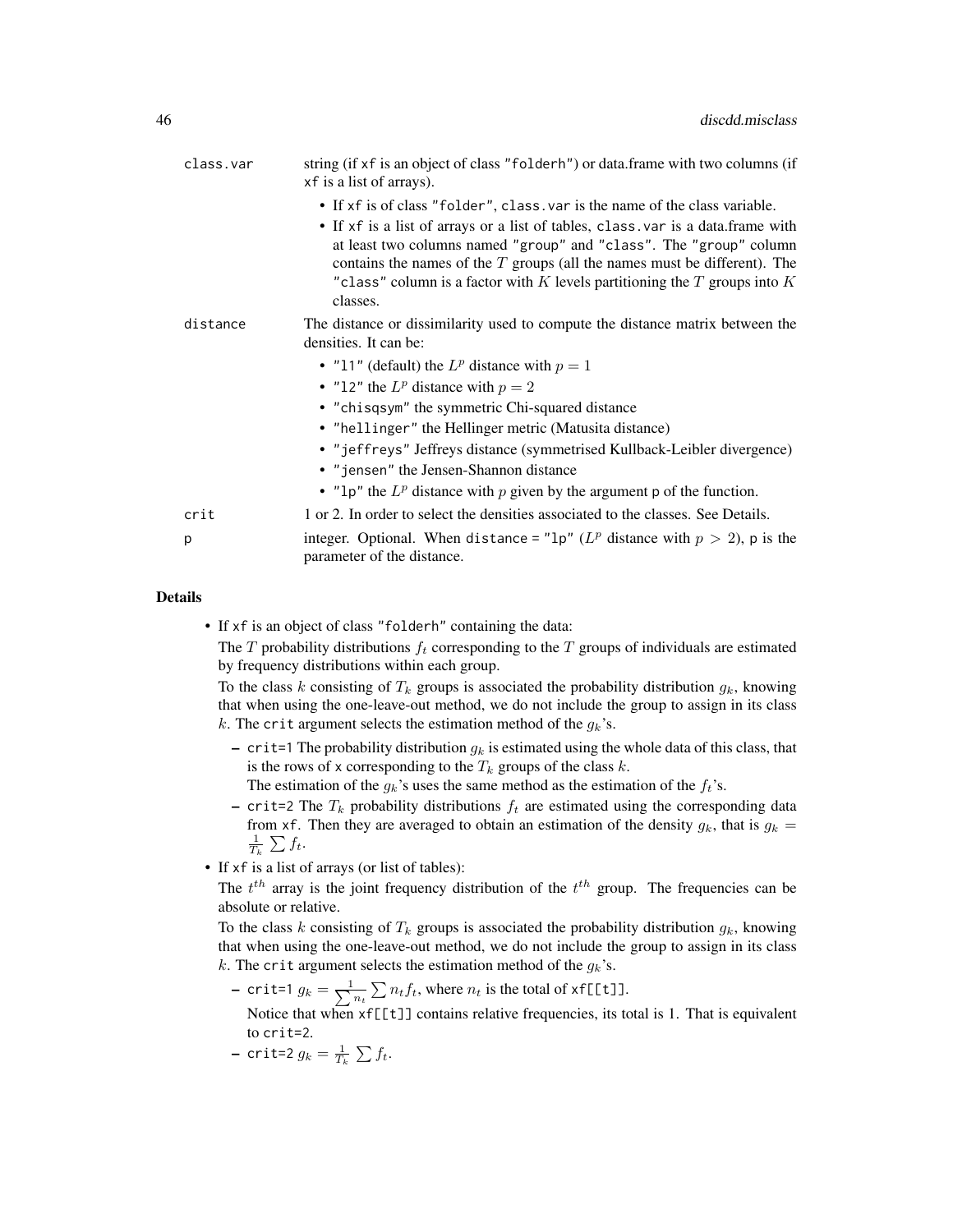class.var
: string (if `xf` is an object of class `"folderh"`) or data.frame with two columns (if `xf` is a list of arrays).

- If `xf` is of class `"folder"`, `class.var` is the name of the class variable.
- If `xf` is a list of arrays or a list of tables, `class.var` is a data.frame with at least two columns named `"group"` and `"class"`. The `"group"` column contains the names of the $T$ groups (all the names must be different). The `"class"` column is a factor with $K$ levels partitioning the $T$ groups into $K$ classes.

distance
: The distance or dissimilarity used to compute the distance matrix between the densities. It can be:

- `"l1"` (default) the $L^p$ distance with $p = 1$
- `"l2"` the $L^p$ distance with $p = 2$
- `"chisqsym"` the symmetric Chi-squared distance
- `"hellinger"` the Hellinger metric (Matusita distance)
- `"jeffreys"` Jeffreys distance (symmetrised Kullback-Leibler divergence)
- `"jensen"` the Jensen-Shannon distance
- `"lp"` the $L^p$ distance with $p$ given by the argument `p` of the function.

crit
: 1 or 2. In order to select the densities associated to the classes. See Details.

p
: integer. Optional. When `distance = "lp"` ($L^p$ distance with $p > 2$), `p` is the parameter of the distance.

## Details

- If `xf` is an object of class `"folderh"` containing the data:

  The $T$ probability distributions $f_t$ corresponding to the $T$ groups of individuals are estimated by frequency distributions within each group.

  To the class $k$ consisting of $T_k$ groups is associated the probability distribution $g_k$, knowing that when using the one-leave-out method, we do not include the group to assign in its class $k$. The `crit` argument selects the estimation method of the $g_k$'s.

  - `crit=1` The probability distribution $g_k$ is estimated using the whole data of this class, that is the rows of `x` corresponding to the $T_k$ groups of the class $k$.
    The estimation of the $g_k$'s uses the same method as the estimation of the $f_t$'s.
  - `crit=2` The $T_k$ probability distributions $f_t$ are estimated using the corresponding data from `xf`. Then they are averaged to obtain an estimation of the density $g_k$, that is $g_k = \frac{1}{T_k} \sum f_t$.

- If `xf` is a list of arrays (or list of tables):

  The $t^{th}$ array is the joint frequency distribution of the $t^{th}$ group. The frequencies can be absolute or relative.

  To the class $k$ consisting of $T_k$ groups is associated the probability distribution $g_k$, knowing that when using the one-leave-out method, we do not include the group to assign in its class $k$. The `crit` argument selects the estimation method of the $g_k$'s.

  - `crit=1` $g_k = \frac{1}{\sum n_t} \sum n_t f_t$, where $n_t$ is the total of `xf[[t]]`.
    Notice that when `xf[[t]]` contains relative frequencies, its total is 1. That is equivalent to `crit=2`.
  - `crit=2` $g_k = \frac{1}{T_k} \sum f_t$.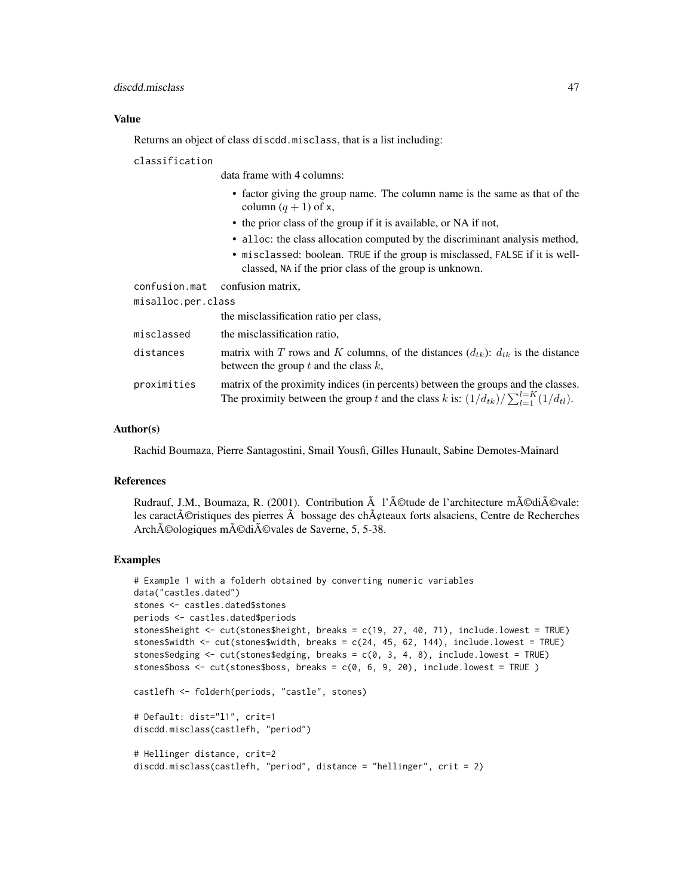### Value

Returns an object of class discdd.misclass, that is a list including:

classification
: data frame with 4 columns:

  - factor giving the group name. The column name is the same as that of the column $(q+1)$ of x,
  - the prior class of the group if it is available, or NA if not,
  - alloc: the class allocation computed by the discriminant analysis method,
  - misclassed: boolean. TRUE if the group is misclassed, FALSE if it is well-classed, NA if the prior class of the group is unknown.

confusion.mat
: confusion matrix,

misalloc.per.class
: the misclassification ratio per class,

misclassed
: the misclassification ratio,

distances
: matrix with $T$ rows and $K$ columns, of the distances $(d_{tk})$: $d_{tk}$ is the distance between the group $t$ and the class $k$,

proximities
: matrix of the proximity indices (in percents) between the groups and the classes. The proximity between the group $t$ and the class $k$ is: $(1/d_{tk})/\sum_{l=1}^{l=K}(1/d_{tl})$.

### Author(s)

Rachid Boumaza, Pierre Santagostini, Smail Yousfi, Gilles Hunault, Sabine Demotes-Mainard

### References

Rudrauf, J.M., Boumaza, R. (2001). Contribution Ã  l'Ã©tude de l'architecture mÃ©diÃ©vale: les caractÃ©ristiques des pierres Ã  bossage des chÃ¢teaux forts alsaciens, Centre de Recherches ArchÃ©ologiques mÃ©diÃ©vales de Saverne, 5, 5-38.

### Examples

```
# Example 1 with a folderh obtained by converting numeric variables
data("castles.dated")
stones <- castles.dated$stones
periods <- castles.dated$periods
stones$height <- cut(stones$height, breaks = c(19, 27, 40, 71), include.lowest = TRUE)
stones$width <- cut(stones$width, breaks = c(24, 45, 62, 144), include.lowest = TRUE)
stones$edging <- cut(stones$edging, breaks = c(0, 3, 4, 8), include.lowest = TRUE)
stones$boss <- cut(stones$boss, breaks = c(0, 6, 9, 20), include.lowest = TRUE )

castlefh <- folderh(periods, "castle", stones)

# Default: dist="l1", crit=1
discdd.misclass(castlefh, "period")

# Hellinger distance, crit=2
discdd.misclass(castlefh, "period", distance = "hellinger", crit = 2)
```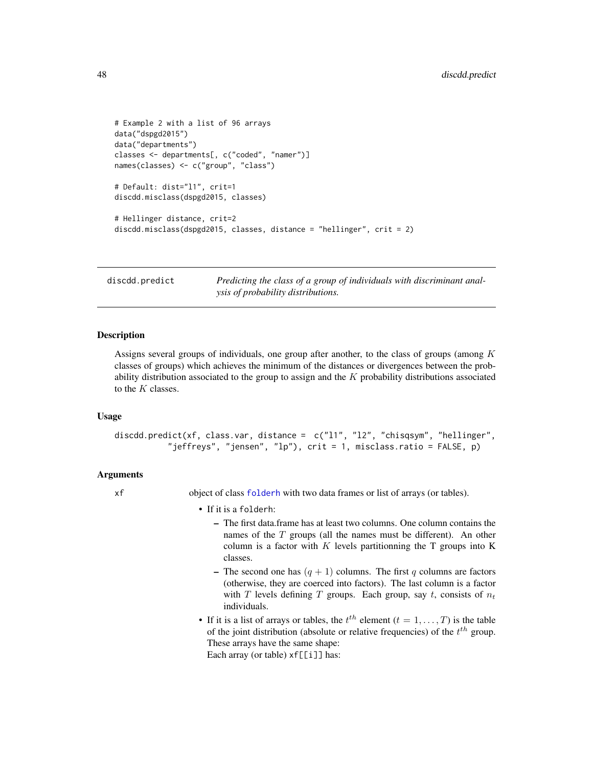```
# Example 2 with a list of 96 arrays
data("dspgd2015")
data("departments")
classes <- departments[, c("coded", "namer")]
names(classes) <- c("group", "class")

# Default: dist="l1", crit=1
discdd.misclass(dspgd2015, classes)

# Hellinger distance, crit=2
discdd.misclass(dspgd2015, classes, distance = "hellinger", crit = 2)
```

---

## discdd.predict — *Predicting the class of a group of individuals with discriminant analysis of probability distributions.*

---

### Description

Assigns several groups of individuals, one group after another, to the class of groups (among $K$ classes of groups) which achieves the minimum of the distances or divergences between the probability distribution associated to the group to assign and the $K$ probability distributions associated to the $K$ classes.

### Usage

```
discdd.predict(xf, class.var, distance =  c("l1", "l2", "chisqsym", "hellinger",
           "jeffreys", "jensen", "lp"), crit = 1, misclass.ratio = FALSE, p)
```

### Arguments

`xf` object of class folderh with two data frames or list of arrays (or tables).

- If it is a `folderh`:
  - The first data.frame has at least two columns. One column contains the names of the $T$ groups (all the names must be different). An other column is a factor with $K$ levels partitionning the T groups into K classes.
  - The second one has $(q + 1)$ columns. The first $q$ columns are factors (otherwise, they are coerced into factors). The last column is a factor with $T$ levels defining $T$ groups. Each group, say $t$, consists of $n_t$ individuals.
- If it is a list of arrays or tables, the $t^{th}$ element ($t = 1, \ldots, T$) is the table of the joint distribution (absolute or relative frequencies) of the $t^{th}$ group. These arrays have the same shape:

  Each array (or table) `xf[[i]]` has: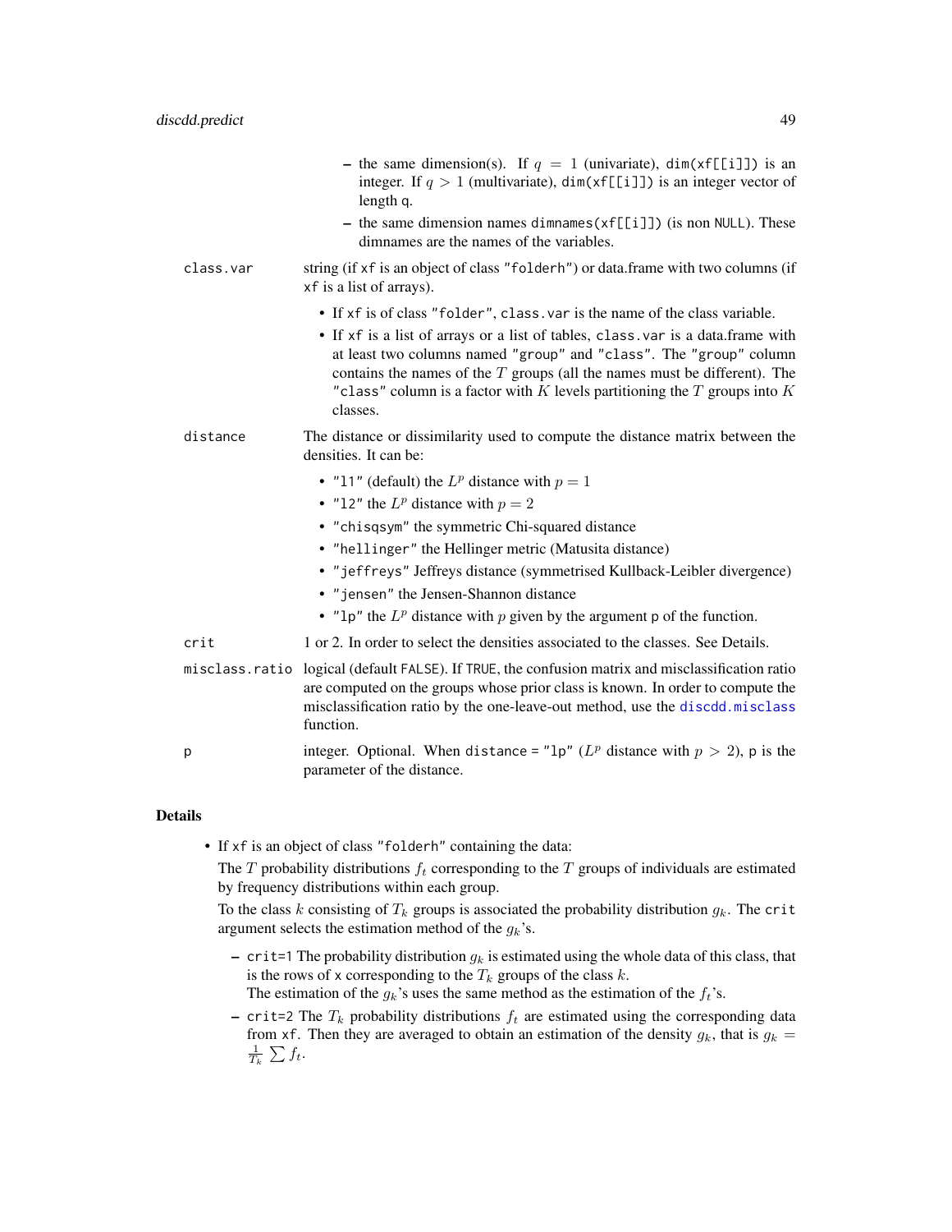- the same dimension(s). If $q = 1$ (univariate), `dim(xf[[i]])` is an integer. If $q > 1$ (multivariate), `dim(xf[[i]])` is an integer vector of length q.
- the same dimension names `dimnames(xf[[i]])` (is non NULL). These dimnames are the names of the variables.

`class.var` string (if xf is an object of class "folderh") or data.frame with two columns (if xf is a list of arrays).

- If xf is of class "folder", class.var is the name of the class variable.
- If xf is a list of arrays or a list of tables, class.var is a data.frame with at least two columns named "group" and "class". The "group" column contains the names of the $T$ groups (all the names must be different). The "class" column is a factor with $K$ levels partitioning the $T$ groups into $K$ classes.

`distance` The distance or dissimilarity used to compute the distance matrix between the densities. It can be:

- "l1" (default) the $L^p$ distance with $p = 1$
- "l2" the $L^p$ distance with $p = 2$
- "chisqsym" the symmetric Chi-squared distance
- "hellinger" the Hellinger metric (Matusita distance)
- "jeffreys" Jeffreys distance (symmetrised Kullback-Leibler divergence)
- "jensen" the Jensen-Shannon distance
- "lp" the $L^p$ distance with $p$ given by the argument p of the function.

`crit` 1 or 2. In order to select the densities associated to the classes. See Details.

`misclass.ratio` logical (default FALSE). If TRUE, the confusion matrix and misclassification ratio are computed on the groups whose prior class is known. In order to compute the misclassification ratio by the one-leave-out method, use the discdd.misclass function.

`p` integer. Optional. When distance = "lp" ($L^p$ distance with $p > 2$), p is the parameter of the distance.

## Details

- If xf is an object of class "folderh" containing the data:
  The $T$ probability distributions $f_t$ corresponding to the $T$ groups of individuals are estimated by frequency distributions within each group.
  To the class $k$ consisting of $T_k$ groups is associated the probability distribution $g_k$. The crit argument selects the estimation method of the $g_k$'s.
  - crit=1 The probability distribution $g_k$ is estimated using the whole data of this class, that is the rows of x corresponding to the $T_k$ groups of the class $k$.
    The estimation of the $g_k$'s uses the same method as the estimation of the $f_t$'s.
  - crit=2 The $T_k$ probability distributions $f_t$ are estimated using the corresponding data from xf. Then they are averaged to obtain an estimation of the density $g_k$, that is $g_k = \frac{1}{T_k} \sum f_t$.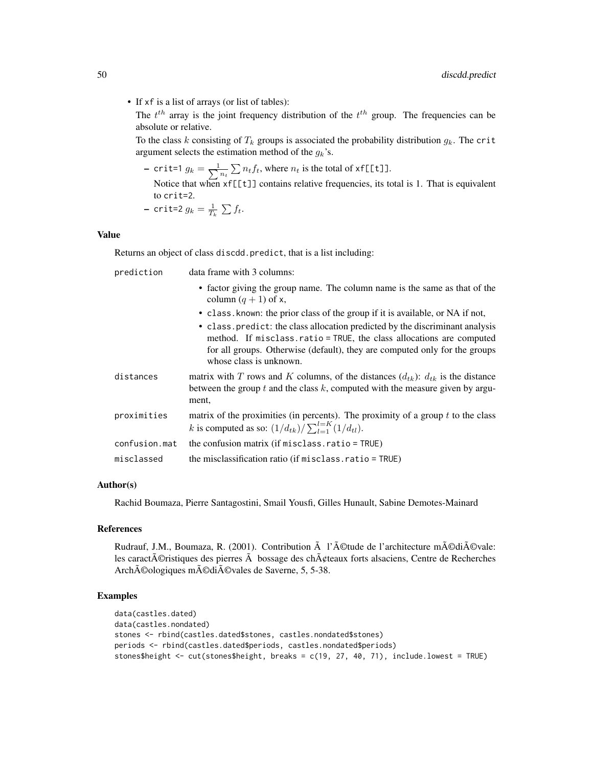- If `xf` is a list of arrays (or list of tables):

  The $t^{th}$ array is the joint frequency distribution of the $t^{th}$ group. The frequencies can be absolute or relative.

  To the class $k$ consisting of $T_k$ groups is associated the probability distribution $g_k$. The `crit` argument selects the estimation method of the $g_k$'s.

  - `crit=1` $g_k = \frac{1}{\sum n_t} \sum n_t f_t$, where $n_t$ is the total of `xf[[t]]`.

    Notice that when `xf[[t]]` contains relative frequencies, its total is 1. That is equivalent to `crit=2`.

  - `crit=2` $g_k = \frac{1}{T_k} \sum f_t$.

## Value

Returns an object of class `discdd.predict`, that is a list including:

`prediction` data frame with 3 columns:

- factor giving the group name. The column name is the same as that of the column $(q+1)$ of `x`,
- `class.known`: the prior class of the group if it is available, or NA if not,
- `class.predict`: the class allocation predicted by the discriminant analysis method. If `misclass.ratio = TRUE`, the class allocations are computed for all groups. Otherwise (default), they are computed only for the groups whose class is unknown.

`distances` matrix with $T$ rows and $K$ columns, of the distances $(d_{tk})$: $d_{tk}$ is the distance between the group $t$ and the class $k$, computed with the measure given by argument,

`proximities` matrix of the proximities (in percents). The proximity of a group $t$ to the class $k$ is computed as so: $(1/d_{tk}) / \sum_{l=1}^{l=K} (1/d_{tl})$.

`confusion.mat` the confusion matrix (if `misclass.ratio = TRUE`)

`misclassed` the misclassification ratio (if `misclass.ratio = TRUE`)

## Author(s)

Rachid Boumaza, Pierre Santagostini, Smail Yousfi, Gilles Hunault, Sabine Demotes-Mainard

## References

Rudrauf, J.M., Boumaza, R. (2001). Contribution Ã  l'Ã©tude de l'architecture mÃ©diÃ©vale: les caractÃ©ristiques des pierres Ã  bossage des chÃ¢teaux forts alsaciens, Centre de Recherches ArchÃ©ologiques mÃ©diÃ©vales de Saverne, 5, 5-38.

## Examples

```
data(castles.dated)
data(castles.nondated)
stones <- rbind(castles.dated$stones, castles.nondated$stones)
periods <- rbind(castles.dated$periods, castles.nondated$periods)
stones$height <- cut(stones$height, breaks = c(19, 27, 40, 71), include.lowest = TRUE)
```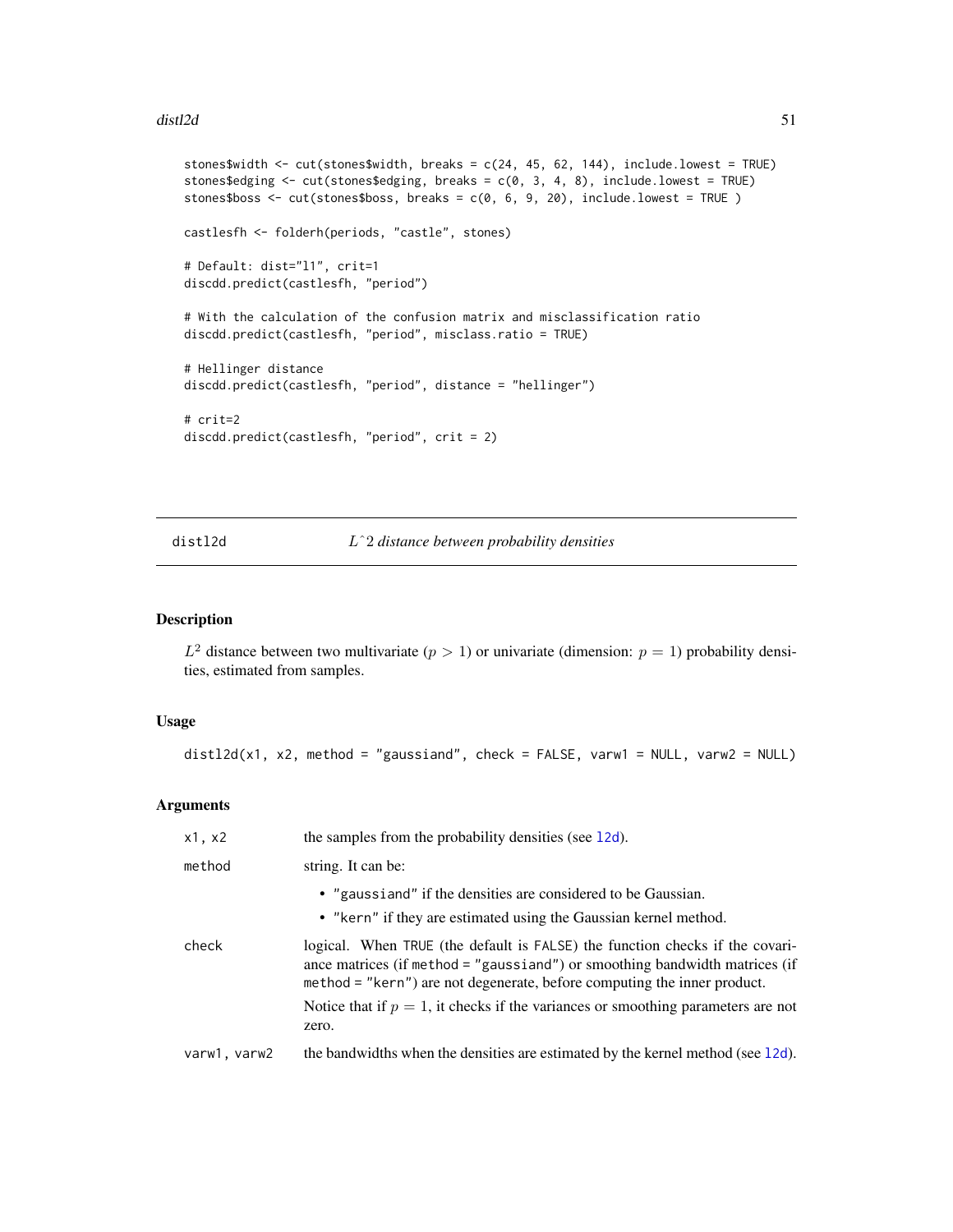```
stones$width <- cut(stones$width, breaks = c(24, 45, 62, 144), include.lowest = TRUE)
stones$edging <- cut(stones$edging, breaks = c(0, 3, 4, 8), include.lowest = TRUE)
stones$boss <- cut(stones$boss, breaks = c(0, 6, 9, 20), include.lowest = TRUE )

castlesfh <- folderh(periods, "castle", stones)

# Default: dist="l1", crit=1
discdd.predict(castlesfh, "period")

# With the calculation of the confusion matrix and misclassification ratio
discdd.predict(castlesfh, "period", misclass.ratio = TRUE)

# Hellinger distance
discdd.predict(castlesfh, "period", distance = "hellinger")

# crit=2
discdd.predict(castlesfh, "period", crit = 2)
```

---

## distl2d — *L^2 distance between probability densities*

### Description

$L^2$ distance between two multivariate ($p > 1$) or univariate (dimension: $p = 1$) probability densities, estimated from samples.

### Usage

```
distl2d(x1, x2, method = "gaussiand", check = FALSE, varw1 = NULL, varw2 = NULL)
```

### Arguments

| | |
|---|---|
| x1, x2 | the samples from the probability densities (see l2d). |
| method | string. It can be:<br>• "gaussiand" if the densities are considered to be Gaussian.<br>• "kern" if they are estimated using the Gaussian kernel method. |
| check | logical. When TRUE (the default is FALSE) the function checks if the covariance matrices (if method = "gaussiand") or smoothing bandwidth matrices (if method = "kern") are not degenerate, before computing the inner product.<br>Notice that if $p = 1$, it checks if the variances or smoothing parameters are not zero. |
| varw1, varw2 | the bandwidths when the densities are estimated by the kernel method (see l2d). |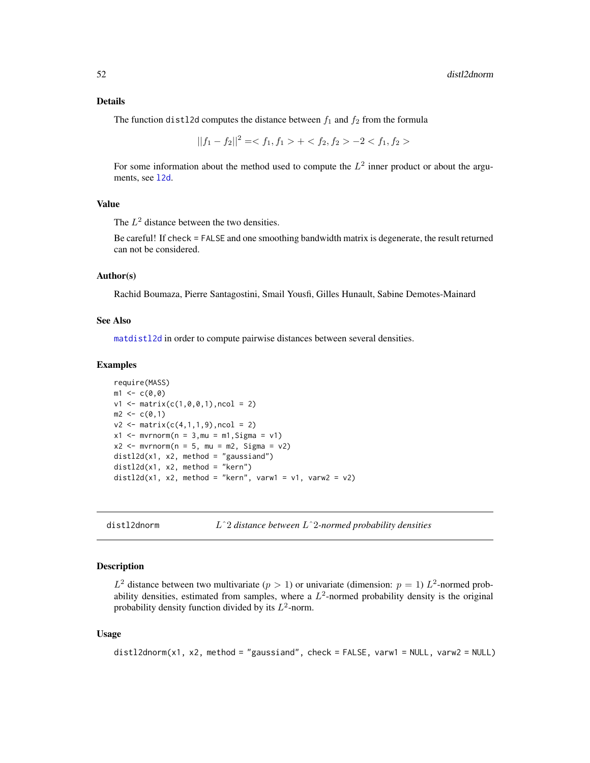## Details

The function `distl2d` computes the distance between $f_1$ and $f_2$ from the formula

$$||f_1 - f_2||^2 = < f_1, f_1 > + < f_2, f_2 > -2 < f_1, f_2 >$$

For some information about the method used to compute the $L^2$ inner product or about the arguments, see `l2d`.

## Value

The $L^2$ distance between the two densities.

Be careful! If `check = FALSE` and one smoothing bandwidth matrix is degenerate, the result returned can not be considered.

## Author(s)

Rachid Boumaza, Pierre Santagostini, Smail Yousfi, Gilles Hunault, Sabine Demotes-Mainard

## See Also

`matdistl2d` in order to compute pairwise distances between several densities.

## Examples

```
require(MASS)
m1 <- c(0,0)
v1 <- matrix(c(1,0,0,1),ncol = 2)
m2 <- c(0,1)
v2 <- matrix(c(4,1,1,9),ncol = 2)
x1 <- mvrnorm(n = 3,mu = m1,Sigma = v1)
x2 <- mvrnorm(n = 5, mu = m2, Sigma = v2)
distl2d(x1, x2, method = "gaussiand")
distl2d(x1, x2, method = "kern")
distl2d(x1, x2, method = "kern", varw1 = v1, varw2 = v2)
```

---

# distl2dnorm — *L^2 distance between L^2-normed probability densities*

## Description

$L^2$ distance between two multivariate ($p > 1$) or univariate (dimension: $p = 1$) $L^2$-normed probability densities, estimated from samples, where a $L^2$-normed probability density is the original probability density function divided by its $L^2$-norm.

## Usage

```
distl2dnorm(x1, x2, method = "gaussiand", check = FALSE, varw1 = NULL, varw2 = NULL)
```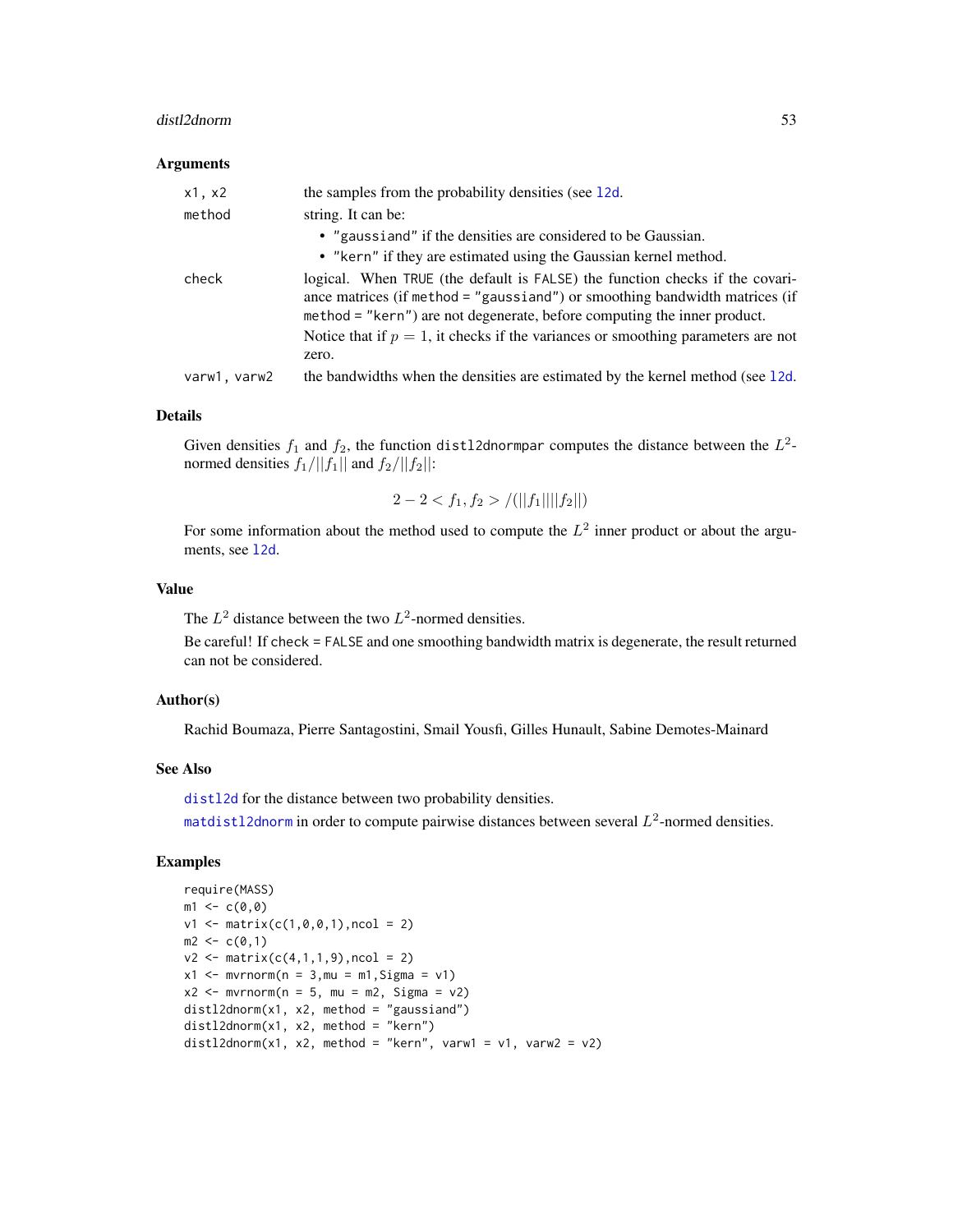## Arguments

| | |
|---|---|
| `x1, x2` | the samples from the probability densities (see `l2d`. |
| `method` | string. It can be: <br>• `"gaussiand"` if the densities are considered to be Gaussian. <br>• `"kern"` if they are estimated using the Gaussian kernel method. |
| `check` | logical. When `TRUE` (the default is `FALSE`) the function checks if the covariance matrices (if `method = "gaussiand"`) or smoothing bandwidth matrices (if `method = "kern"`) are not degenerate, before computing the inner product. <br>Notice that if $p = 1$, it checks if the variances or smoothing parameters are not zero. |
| `varw1, varw2` | the bandwidths when the densities are estimated by the kernel method (see `l2d`. |

## Details

Given densities $f_1$ and $f_2$, the function `distl2dnormpar` computes the distance between the $L^2$-normed densities $f_1/||f_1||$ and $f_2/||f_2||$:

$$2 - 2 < f_1, f_2 > /(||f_1||||f_2||)$$

For some information about the method used to compute the $L^2$ inner product or about the arguments, see `l2d`.

## Value

The $L^2$ distance between the two $L^2$-normed densities.

Be careful! If `check = FALSE` and one smoothing bandwidth matrix is degenerate, the result returned can not be considered.

## Author(s)

Rachid Boumaza, Pierre Santagostini, Smail Yousfi, Gilles Hunault, Sabine Demotes-Mainard

## See Also

`distl2d` for the distance between two probability densities.

`matdistl2dnorm` in order to compute pairwise distances between several $L^2$-normed densities.

## Examples

```
require(MASS)
m1 <- c(0,0)
v1 <- matrix(c(1,0,0,1),ncol = 2)
m2 <- c(0,1)
v2 <- matrix(c(4,1,1,9),ncol = 2)
x1 <- mvrnorm(n = 3,mu = m1,Sigma = v1)
x2 <- mvrnorm(n = 5, mu = m2, Sigma = v2)
distl2dnorm(x1, x2, method = "gaussiand")
distl2dnorm(x1, x2, method = "kern")
distl2dnorm(x1, x2, method = "kern", varw1 = v1, varw2 = v2)
```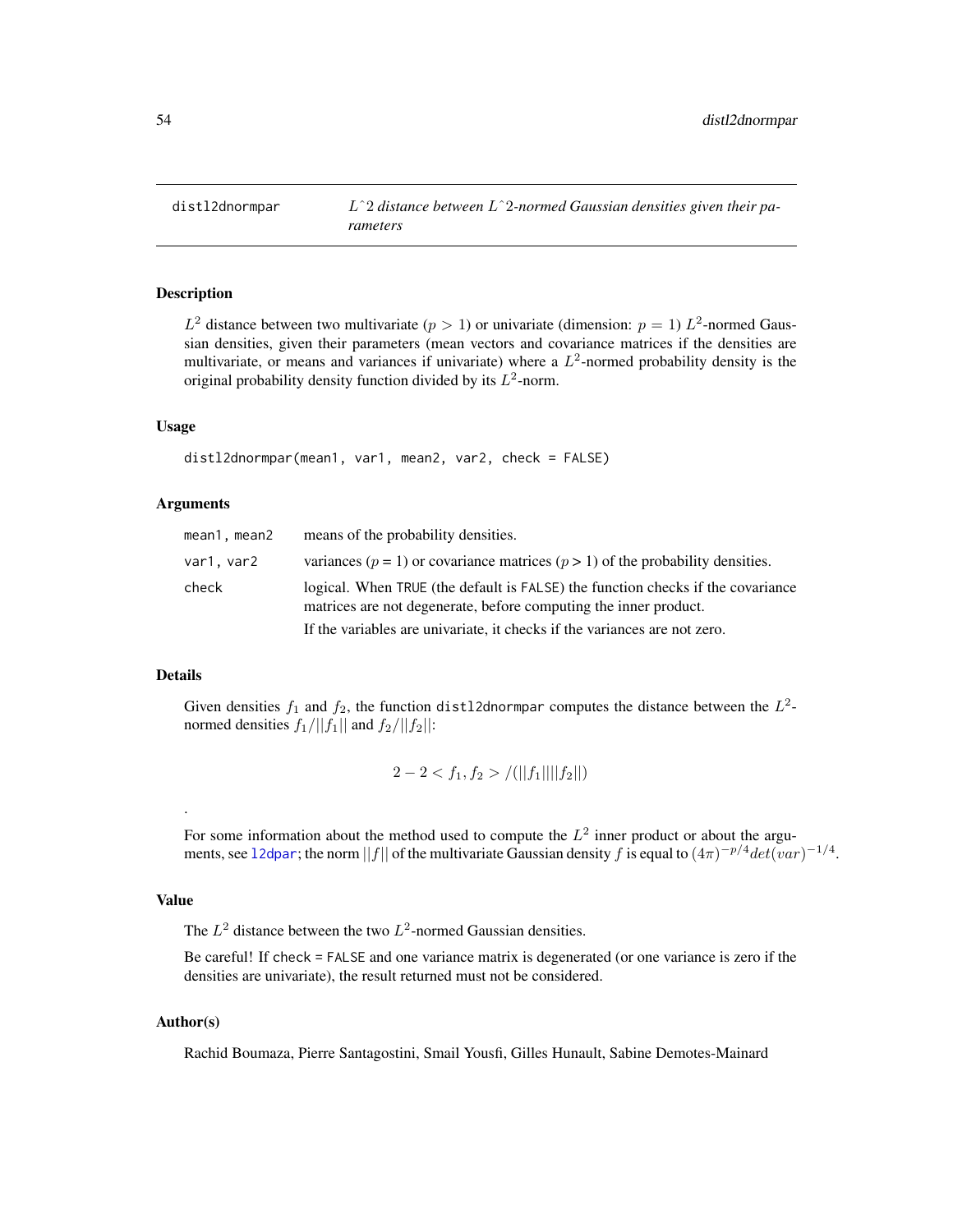# distl2dnormpar

*$L\hat{}2$ distance between $L\hat{}2$-normed Gaussian densities given their parameters*

## Description

$L^2$ distance between two multivariate ($p > 1$) or univariate (dimension: $p = 1$) $L^2$-normed Gaussian densities, given their parameters (mean vectors and covariance matrices if the densities are multivariate, or means and variances if univariate) where a $L^2$-normed probability density is the original probability density function divided by its $L^2$-norm.

## Usage

```
distl2dnormpar(mean1, var1, mean2, var2, check = FALSE)
```

## Arguments

| | |
|---|---|
| `mean1, mean2` | means of the probability densities. |
| `var1, var2` | variances ($p$ = 1) or covariance matrices ($p$ > 1) of the probability densities. |
| `check` | logical. When `TRUE` (the default is `FALSE`) the function checks if the covariance matrices are not degenerate, before computing the inner product. If the variables are univariate, it checks if the variances are not zero. |

## Details

Given densities $f_1$ and $f_2$, the function `distl2dnormpar` computes the distance between the $L^2$-normed densities $f_1/||f_1||$ and $f_2/||f_2||$:

$$2 - 2 < f_1, f_2 > /(||f_1||||f_2||)$$

.

For some information about the method used to compute the $L^2$ inner product or about the arguments, see `l2dpar`; the norm $||f||$ of the multivariate Gaussian density $f$ is equal to $(4\pi)^{-p/4} det(var)^{-1/4}$.

## Value

The $L^2$ distance between the two $L^2$-normed Gaussian densities.

Be careful! If `check = FALSE` and one variance matrix is degenerated (or one variance is zero if the densities are univariate), the result returned must not be considered.

## Author(s)

Rachid Boumaza, Pierre Santagostini, Smail Yousfi, Gilles Hunault, Sabine Demotes-Mainard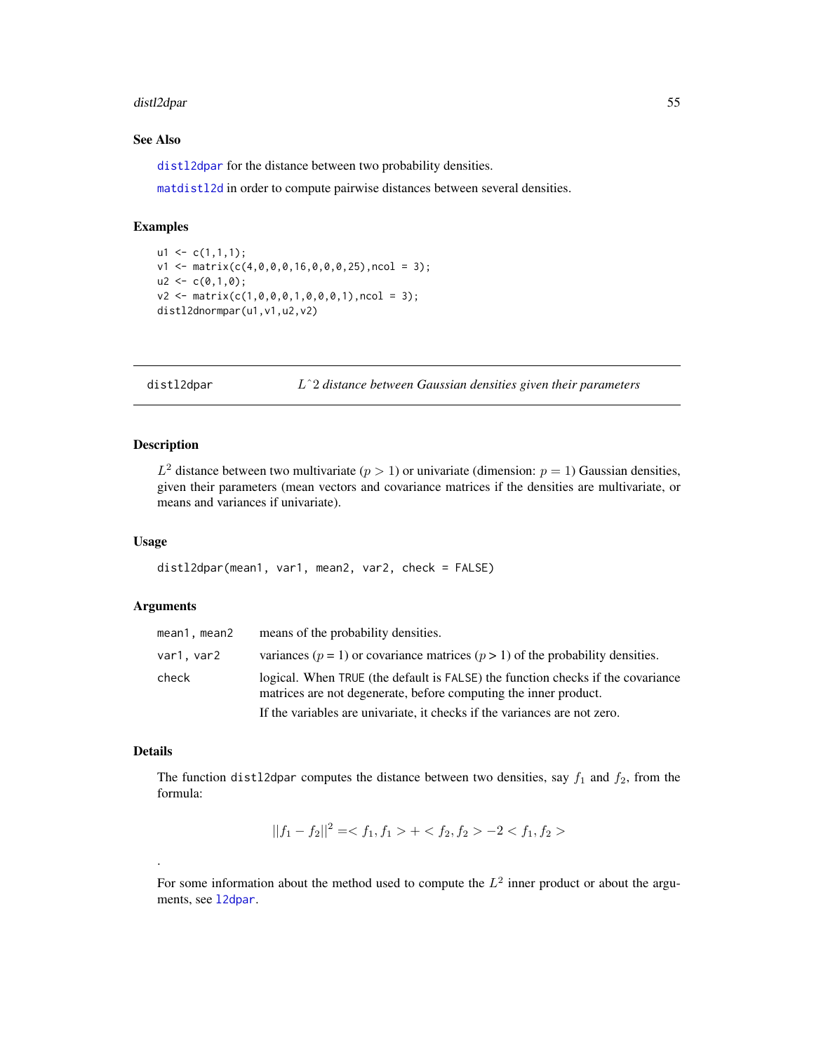### See Also

distl2dpar for the distance between two probability densities.

matdistl2d in order to compute pairwise distances between several densities.

### Examples

```
u1 <- c(1,1,1);
v1 <- matrix(c(4,0,0,0,16,0,0,0,25),ncol = 3);
u2 <- c(0,1,0);
v2 <- matrix(c(1,0,0,0,1,0,0,0,1),ncol = 3);
distl2dnormpar(u1,v1,u2,v2)
```

---

## distl2dpar — *L^2 distance between Gaussian densities given their parameters*

### Description

$L^2$ distance between two multivariate ($p > 1$) or univariate (dimension: $p = 1$) Gaussian densities, given their parameters (mean vectors and covariance matrices if the densities are multivariate, or means and variances if univariate).

### Usage

```
distl2dpar(mean1, var1, mean2, var2, check = FALSE)
```

### Arguments

| | |
|---|---|
| mean1, mean2 | means of the probability densities. |
| var1, var2 | variances ($p = 1$) or covariance matrices ($p > 1$) of the probability densities. |
| check | logical. When TRUE (the default is FALSE) the function checks if the covariance matrices are not degenerate, before computing the inner product. If the variables are univariate, it checks if the variances are not zero. |

### Details

The function distl2dpar computes the distance between two densities, say $f_1$ and $f_2$, from the formula:

$$||f_1 - f_2||^2 = < f_1, f_1 > + < f_2, f_2 > -2 < f_1, f_2 >$$

.

For some information about the method used to compute the $L^2$ inner product or about the arguments, see l2dpar.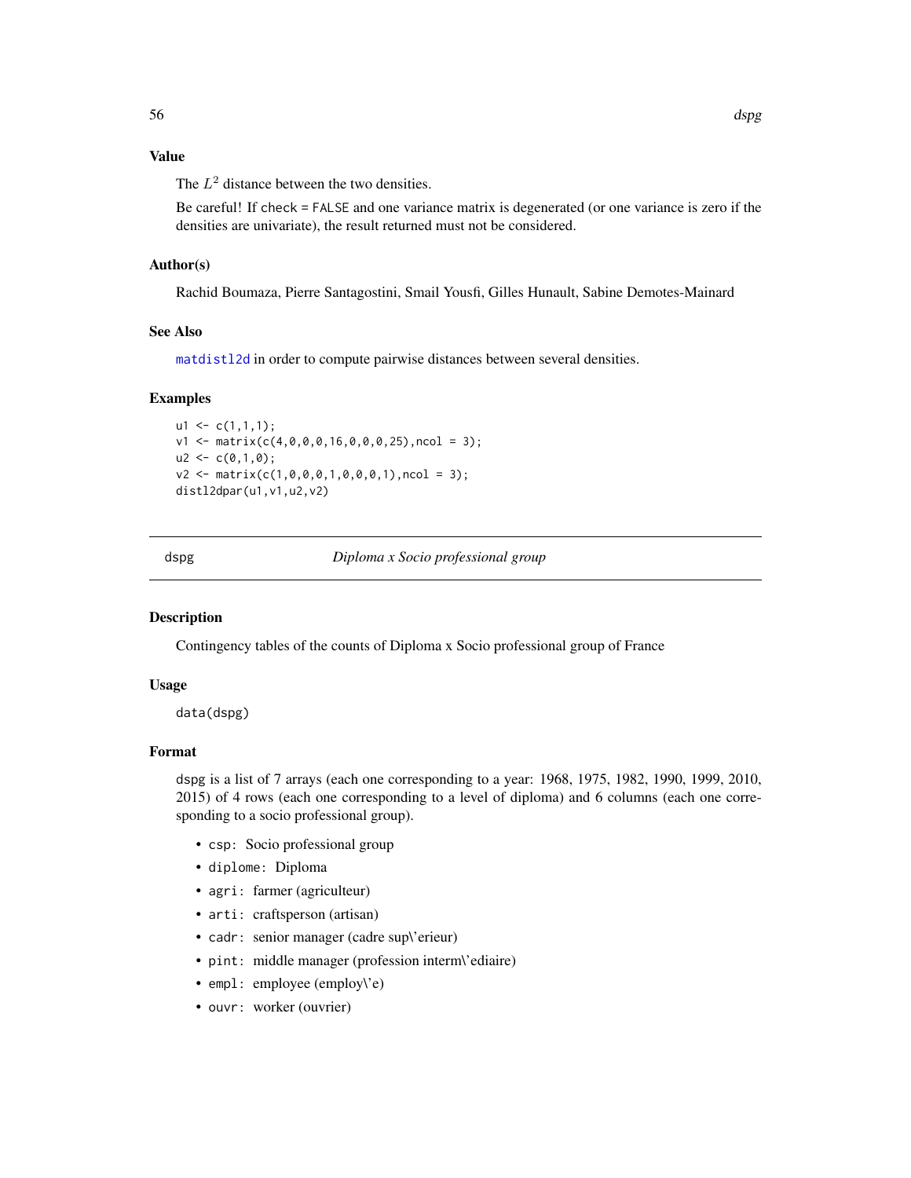## Value

The $L^2$ distance between the two densities.

Be careful! If `check = FALSE` and one variance matrix is degenerated (or one variance is zero if the densities are univariate), the result returned must not be considered.

## Author(s)

Rachid Boumaza, Pierre Santagostini, Smail Yousfi, Gilles Hunault, Sabine Demotes-Mainard

## See Also

matdistl2d in order to compute pairwise distances between several densities.

## Examples

```
u1 <- c(1,1,1);
v1 <- matrix(c(4,0,0,0,16,0,0,0,25),ncol = 3);
u2 <- c(0,1,0);
v2 <- matrix(c(1,0,0,0,1,0,0,0,1),ncol = 3);
distl2dpar(u1,v1,u2,v2)
```

---

# dspg — *Diploma x Socio professional group*

## Description

Contingency tables of the counts of Diploma x Socio professional group of France

## Usage

```
data(dspg)
```

## Format

dspg is a list of 7 arrays (each one corresponding to a year: 1968, 1975, 1982, 1990, 1999, 2010, 2015) of 4 rows (each one corresponding to a level of diploma) and 6 columns (each one corresponding to a socio professional group).

- `csp`: Socio professional group
- `diplome`: Diploma
- `agri`: farmer (agriculteur)
- `arti`: craftsperson (artisan)
- `cadr`: senior manager (cadre sup\'erieur)
- `pint`: middle manager (profession interm\'ediaire)
- `empl`: employee (employ\'e)
- `ouvr`: worker (ouvrier)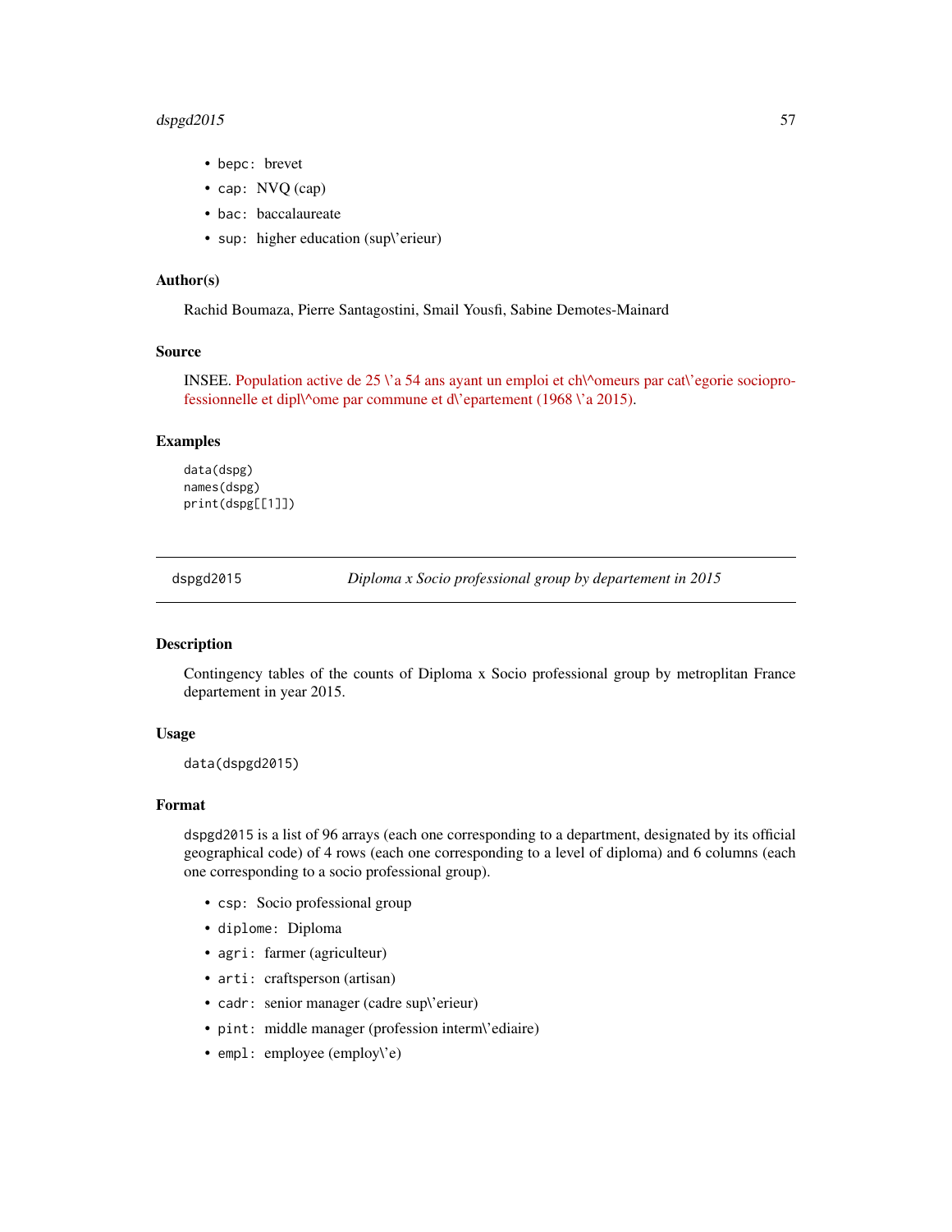- `bepc`: brevet
- `cap`: NVQ (cap)
- `bac`: baccalaureate
- `sup`: higher education (sup\'erieur)

### Author(s)

Rachid Boumaza, Pierre Santagostini, Smail Yousfi, Sabine Demotes-Mainard

### Source

INSEE. Population active de 25 \'a 54 ans ayant un emploi et ch\^omeurs par cat\'egorie socioprofessionnelle et dipl\^ome par commune et d\'epartement (1968 \'a 2015).

### Examples

```
data(dspg)
names(dspg)
print(dspg[[1]])
```

---

## dspgd2015 — *Diploma x Socio professional group by departement in 2015*

### Description

Contingency tables of the counts of Diploma x Socio professional group by metroplitan France departement in year 2015.

### Usage

```
data(dspgd2015)
```

### Format

`dspgd2015` is a list of 96 arrays (each one corresponding to a department, designated by its official geographical code) of 4 rows (each one corresponding to a level of diploma) and 6 columns (each one corresponding to a socio professional group).

- `csp`: Socio professional group
- `diplome`: Diploma
- `agri`: farmer (agriculteur)
- `arti`: craftsperson (artisan)
- `cadr`: senior manager (cadre sup\'erieur)
- `pint`: middle manager (profession interm\'ediaire)
- `empl`: employee (employ\'e)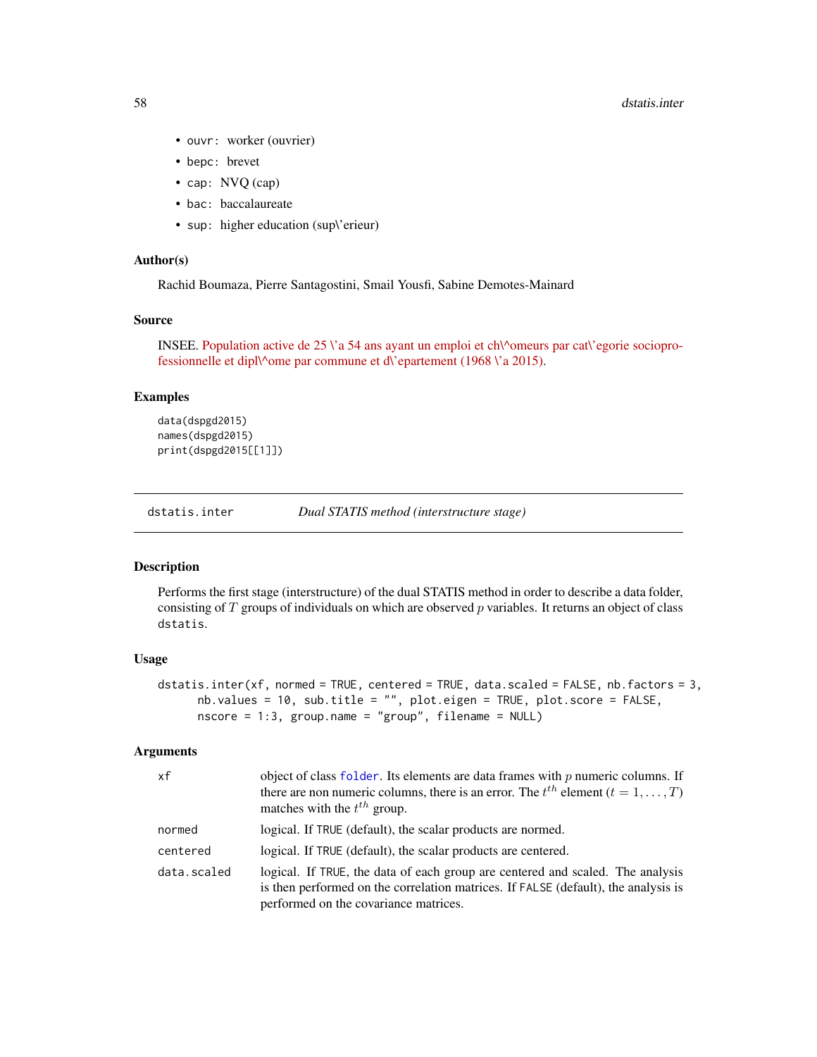- `ouvr`: worker (ouvrier)
- `bepc`: brevet
- `cap`: NVQ (cap)
- `bac`: baccalaureate
- `sup`: higher education (sup\'erieur)

### Author(s)

Rachid Boumaza, Pierre Santagostini, Smail Yousfi, Sabine Demotes-Mainard

### Source

INSEE. Population active de 25 \'a 54 ans ayant un emploi et ch\^omeurs par cat\'egorie socioprofessionnelle et dipl\^ome par commune et d\'epartement (1968 \'a 2015).

### Examples

```
data(dspgd2015)
names(dspgd2015)
print(dspgd2015[[1]])
```

---

## dstatis.inter — *Dual STATIS method (interstructure stage)*

### Description

Performs the first stage (interstructure) of the dual STATIS method in order to describe a data folder, consisting of $T$ groups of individuals on which are observed $p$ variables. It returns an object of class `dstatis`.

### Usage

```
dstatis.inter(xf, normed = TRUE, centered = TRUE, data.scaled = FALSE, nb.factors = 3,
      nb.values = 10, sub.title = "", plot.eigen = TRUE, plot.score = FALSE,
      nscore = 1:3, group.name = "group", filename = NULL)
```

### Arguments

| | |
|---|---|
| `xf` | object of class `folder`. Its elements are data frames with $p$ numeric columns. If there are non numeric columns, there is an error. The $t^{th}$ element ($t = 1, \ldots, T$) matches with the $t^{th}$ group. |
| `normed` | logical. If `TRUE` (default), the scalar products are normed. |
| `centered` | logical. If `TRUE` (default), the scalar products are centered. |
| `data.scaled` | logical. If `TRUE`, the data of each group are centered and scaled. The analysis is then performed on the correlation matrices. If `FALSE` (default), the analysis is performed on the covariance matrices. |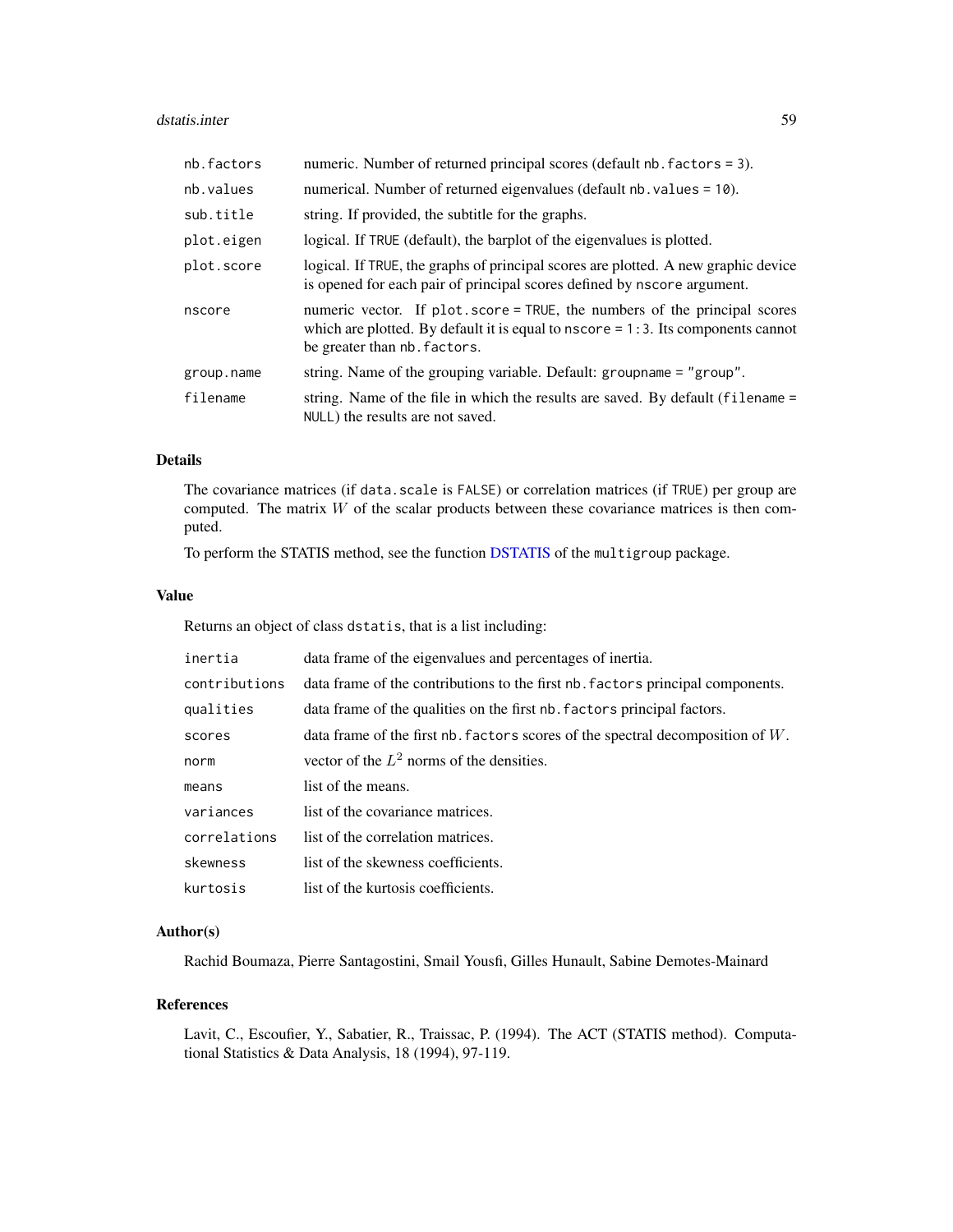| | |
|---|---|
| `nb.factors` | numeric. Number of returned principal scores (default `nb.factors = 3`). |
| `nb.values` | numerical. Number of returned eigenvalues (default `nb.values = 10`). |
| `sub.title` | string. If provided, the subtitle for the graphs. |
| `plot.eigen` | logical. If `TRUE` (default), the barplot of the eigenvalues is plotted. |
| `plot.score` | logical. If `TRUE`, the graphs of principal scores are plotted. A new graphic device is opened for each pair of principal scores defined by `nscore` argument. |
| `nscore` | numeric vector. If `plot.score = TRUE`, the numbers of the principal scores which are plotted. By default it is equal to `nscore = 1:3`. Its components cannot be greater than `nb.factors`. |
| `group.name` | string. Name of the grouping variable. Default: `groupname = "group"`. |
| `filename` | string. Name of the file in which the results are saved. By default (`filename = NULL`) the results are not saved. |

## Details

The covariance matrices (if `data.scale` is `FALSE`) or correlation matrices (if `TRUE`) per group are computed. The matrix $W$ of the scalar products between these covariance matrices is then computed.

To perform the STATIS method, see the function DSTATIS of the `multigroup` package.

## Value

Returns an object of class `dstatis`, that is a list including:

| | |
|---|---|
| `inertia` | data frame of the eigenvalues and percentages of inertia. |
| `contributions` | data frame of the contributions to the first `nb.factors` principal components. |
| `qualities` | data frame of the qualities on the first `nb.factors` principal factors. |
| `scores` | data frame of the first `nb.factors` scores of the spectral decomposition of $W$. |
| `norm` | vector of the $L^2$ norms of the densities. |
| `means` | list of the means. |
| `variances` | list of the covariance matrices. |
| `correlations` | list of the correlation matrices. |
| `skewness` | list of the skewness coefficients. |
| `kurtosis` | list of the kurtosis coefficients. |

## Author(s)

Rachid Boumaza, Pierre Santagostini, Smail Yousfi, Gilles Hunault, Sabine Demotes-Mainard

## References

Lavit, C., Escoufier, Y., Sabatier, R., Traissac, P. (1994). The ACT (STATIS method). Computational Statistics & Data Analysis, 18 (1994), 97-119.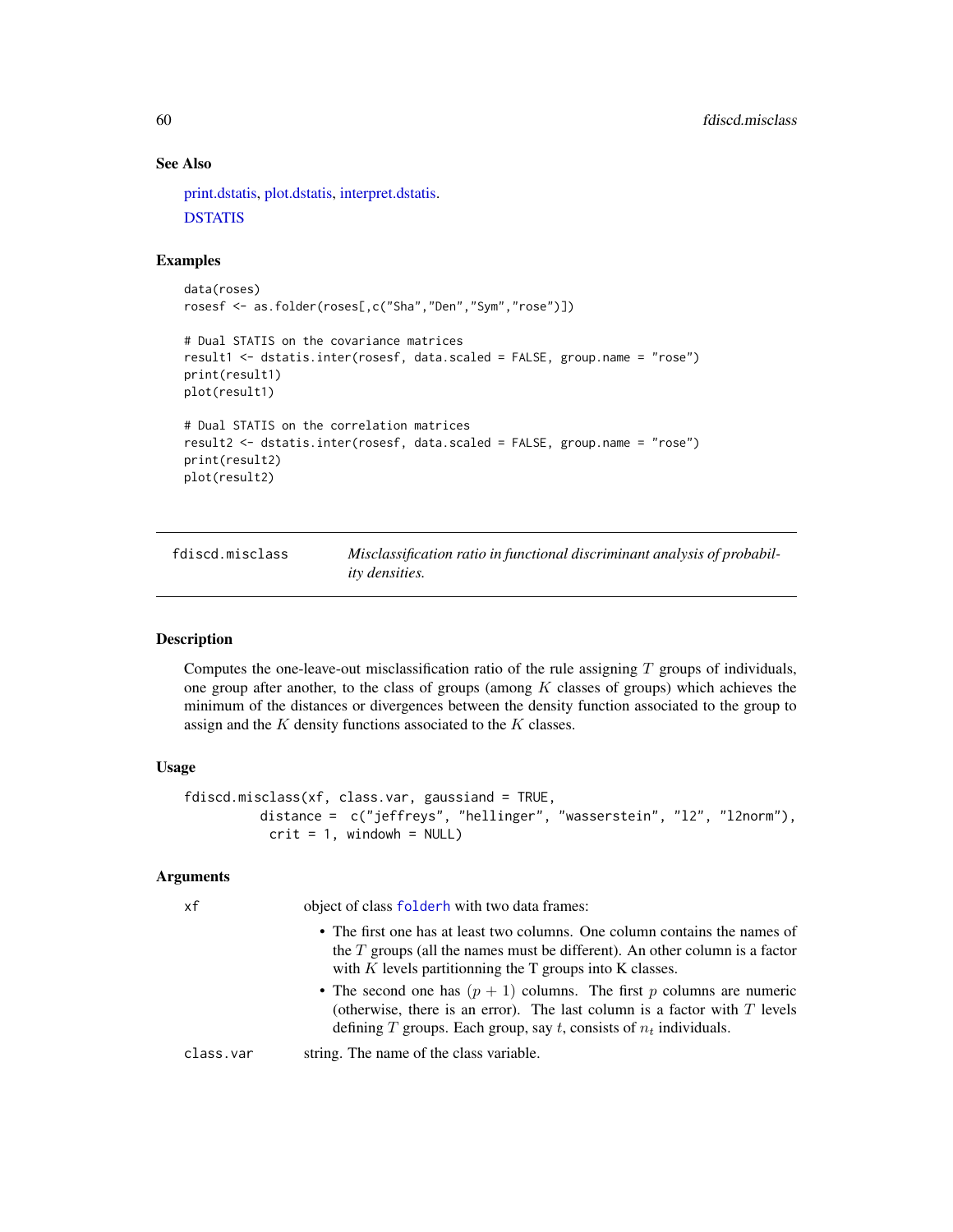## See Also

print.dstatis, plot.dstatis, interpret.dstatis.

DSTATIS

## Examples

```
data(roses)
rosesf <- as.folder(roses[,c("Sha","Den","Sym","rose")])

# Dual STATIS on the covariance matrices
result1 <- dstatis.inter(rosesf, data.scaled = FALSE, group.name = "rose")
print(result1)
plot(result1)

# Dual STATIS on the correlation matrices
result2 <- dstatis.inter(rosesf, data.scaled = FALSE, group.name = "rose")
print(result2)
plot(result2)
```

---

# fdiscd.misclass — *Misclassification ratio in functional discriminant analysis of probability densities.*

---

## Description

Computes the one-leave-out misclassification ratio of the rule assigning $T$ groups of individuals, one group after another, to the class of groups (among $K$ classes of groups) which achieves the minimum of the distances or divergences between the density function associated to the group to assign and the $K$ density functions associated to the $K$ classes.

## Usage

```
fdiscd.misclass(xf, class.var, gaussiand = TRUE,
          distance =  c("jeffreys", "hellinger", "wasserstein", "l2", "l2norm"),
           crit = 1, windowh = NULL)
```

## Arguments

`xf` — object of class `folderh` with two data frames:

- The first one has at least two columns. One column contains the names of the $T$ groups (all the names must be different). An other column is a factor with $K$ levels partitionning the T groups into K classes.
- The second one has $(p + 1)$ columns. The first $p$ columns are numeric (otherwise, there is an error). The last column is a factor with $T$ levels defining $T$ groups. Each group, say $t$, consists of $n_t$ individuals.

`class.var` — string. The name of the class variable.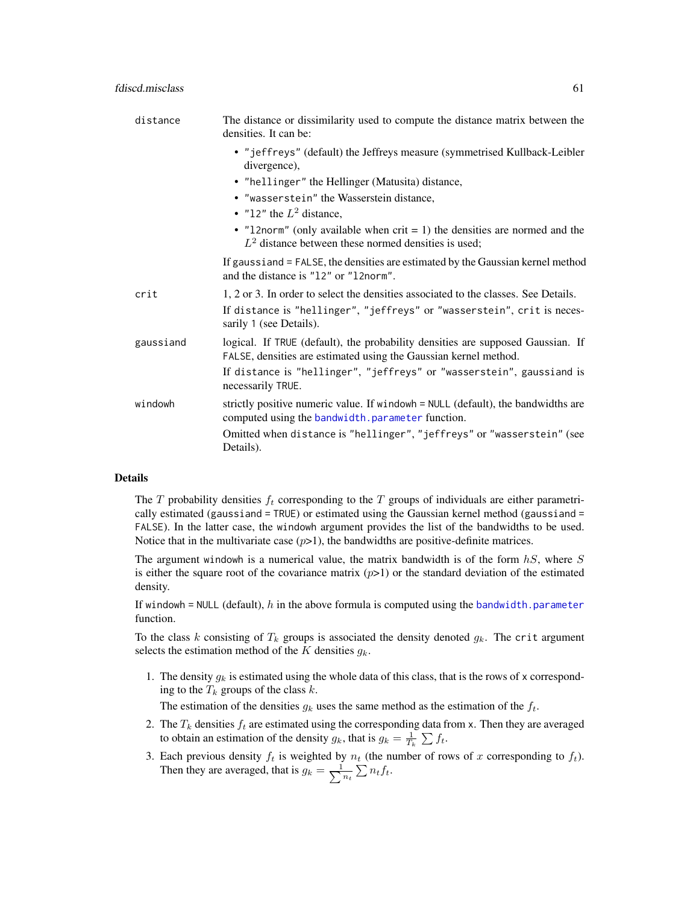| | |
|---|---|
| `distance` | The distance or dissimilarity used to compute the distance matrix between the densities. It can be:<br>• `"jeffreys"` (default) the Jeffreys measure (symmetrised Kullback-Leibler divergence),<br>• `"hellinger"` the Hellinger (Matusita) distance,<br>• `"wasserstein"` the Wasserstein distance,<br>• `"l2"` the $L^2$ distance,<br>• `"l2norm"` (only available when crit = 1) the densities are normed and the $L^2$ distance between these normed densities is used;<br>If `gaussiand = FALSE`, the densities are estimated by the Gaussian kernel method and the distance is `"l2"` or `"l2norm"`. |
| `crit` | 1, 2 or 3. In order to select the densities associated to the classes. See Details.<br>If `distance` is `"hellinger"`, `"jeffreys"` or `"wasserstein"`, `crit` is necessarily 1 (see Details). |
| `gaussiand` | logical. If `TRUE` (default), the probability densities are supposed Gaussian. If `FALSE`, densities are estimated using the Gaussian kernel method.<br>If `distance` is `"hellinger"`, `"jeffreys"` or `"wasserstein"`, `gaussiand` is necessarily `TRUE`. |
| `windowh` | strictly positive numeric value. If `windowh = NULL` (default), the bandwidths are computed using the `bandwidth.parameter` function.<br>Omitted when `distance` is `"hellinger"`, `"jeffreys"` or `"wasserstein"` (see Details). |

## Details

The $T$ probability densities $f_t$ corresponding to the $T$ groups of individuals are either parametrically estimated (`gaussiand = TRUE`) or estimated using the Gaussian kernel method (`gaussiand = FALSE`). In the latter case, the `windowh` argument provides the list of the bandwidths to be used. Notice that in the multivariate case ($p$>1), the bandwidths are positive-definite matrices.

The argument `windowh` is a numerical value, the matrix bandwidth is of the form $hS$, where $S$ is either the square root of the covariance matrix ($p$>1) or the standard deviation of the estimated density.

If `windowh = NULL` (default), $h$ in the above formula is computed using the `bandwidth.parameter` function.

To the class $k$ consisting of $T_k$ groups is associated the density denoted $g_k$. The `crit` argument selects the estimation method of the $K$ densities $g_k$.

1. The density $g_k$ is estimated using the whole data of this class, that is the rows of `x` corresponding to the $T_k$ groups of the class $k$.

   The estimation of the densities $g_k$ uses the same method as the estimation of the $f_t$.

2. The $T_k$ densities $f_t$ are estimated using the corresponding data from `x`. Then they are averaged to obtain an estimation of the density $g_k$, that is $g_k = \frac{1}{T_k} \sum f_t$.

3. Each previous density $f_t$ is weighted by $n_t$ (the number of rows of $x$ corresponding to $f_t$). Then they are averaged, that is $g_k = \frac{1}{\sum n_t} \sum n_t f_t$.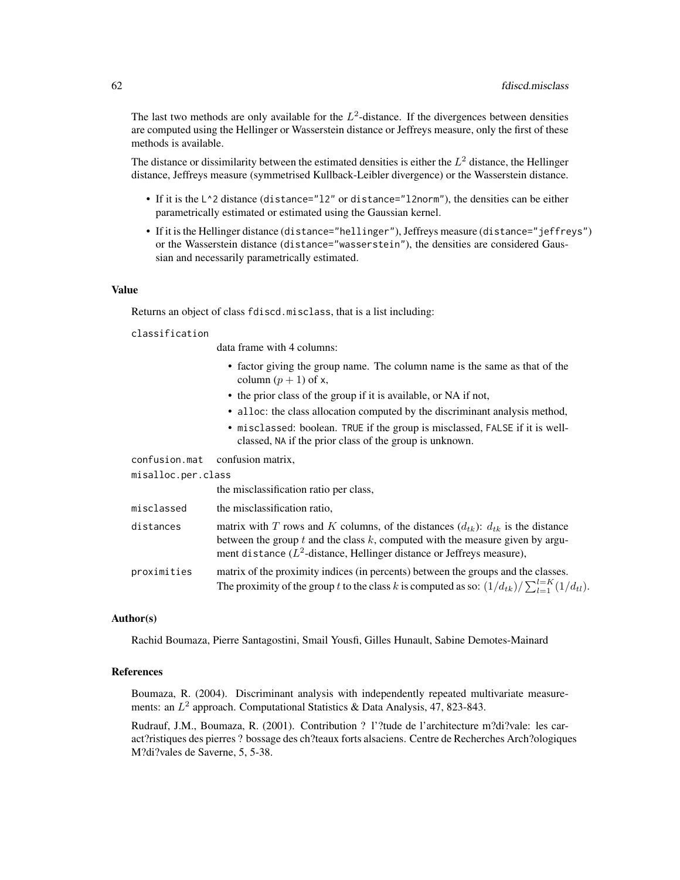The last two methods are only available for the $L^2$-distance. If the divergences between densities are computed using the Hellinger or Wasserstein distance or Jeffreys measure, only the first of these methods is available.

The distance or dissimilarity between the estimated densities is either the $L^2$ distance, the Hellinger distance, Jeffreys measure (symmetrised Kullback-Leibler divergence) or the Wasserstein distance.

- If it is the `L^2` distance (`distance="l2"` or `distance="l2norm"`), the densities can be either parametrically estimated or estimated using the Gaussian kernel.
- If it is the Hellinger distance (`distance="hellinger"`), Jeffreys measure (`distance="jeffreys"`) or the Wasserstein distance (`distance="wasserstein"`), the densities are considered Gaussian and necessarily parametrically estimated.

### Value

Returns an object of class `fdiscd.misclass`, that is a list including:

`classification`
: data frame with 4 columns:
  - factor giving the group name. The column name is the same as that of the column $(p + 1)$ of `x`,
  - the prior class of the group if it is available, or NA if not,
  - `alloc`: the class allocation computed by the discriminant analysis method,
  - `misclassed`: boolean. `TRUE` if the group is misclassed, `FALSE` if it is well-classed, `NA` if the prior class of the group is unknown.

`confusion.mat`
: confusion matrix,

`misalloc.per.class`
: the misclassification ratio per class,

`misclassed`
: the misclassification ratio,

`distances`
: matrix with $T$ rows and $K$ columns, of the distances $(d_{tk})$: $d_{tk}$ is the distance between the group $t$ and the class $k$, computed with the measure given by argument `distance` ($L^2$-distance, Hellinger distance or Jeffreys measure),

`proximities`
: matrix of the proximity indices (in percents) between the groups and the classes. The proximity of the group $t$ to the class $k$ is computed as so: $(1/d_{tk})/\sum_{l=1}^{l=K}(1/d_{tl})$.

### Author(s)

Rachid Boumaza, Pierre Santagostini, Smail Yousfi, Gilles Hunault, Sabine Demotes-Mainard

### References

Boumaza, R. (2004). Discriminant analysis with independently repeated multivariate measurements: an $L^2$ approach. Computational Statistics & Data Analysis, 47, 823-843.

Rudrauf, J.M., Boumaza, R. (2001). Contribution ? l'?tude de l'architecture m?di?vale: les caract?ristiques des pierres ? bossage des ch?teaux forts alsaciens. Centre de Recherches Arch?ologiques M?di?vales de Saverne, 5, 5-38.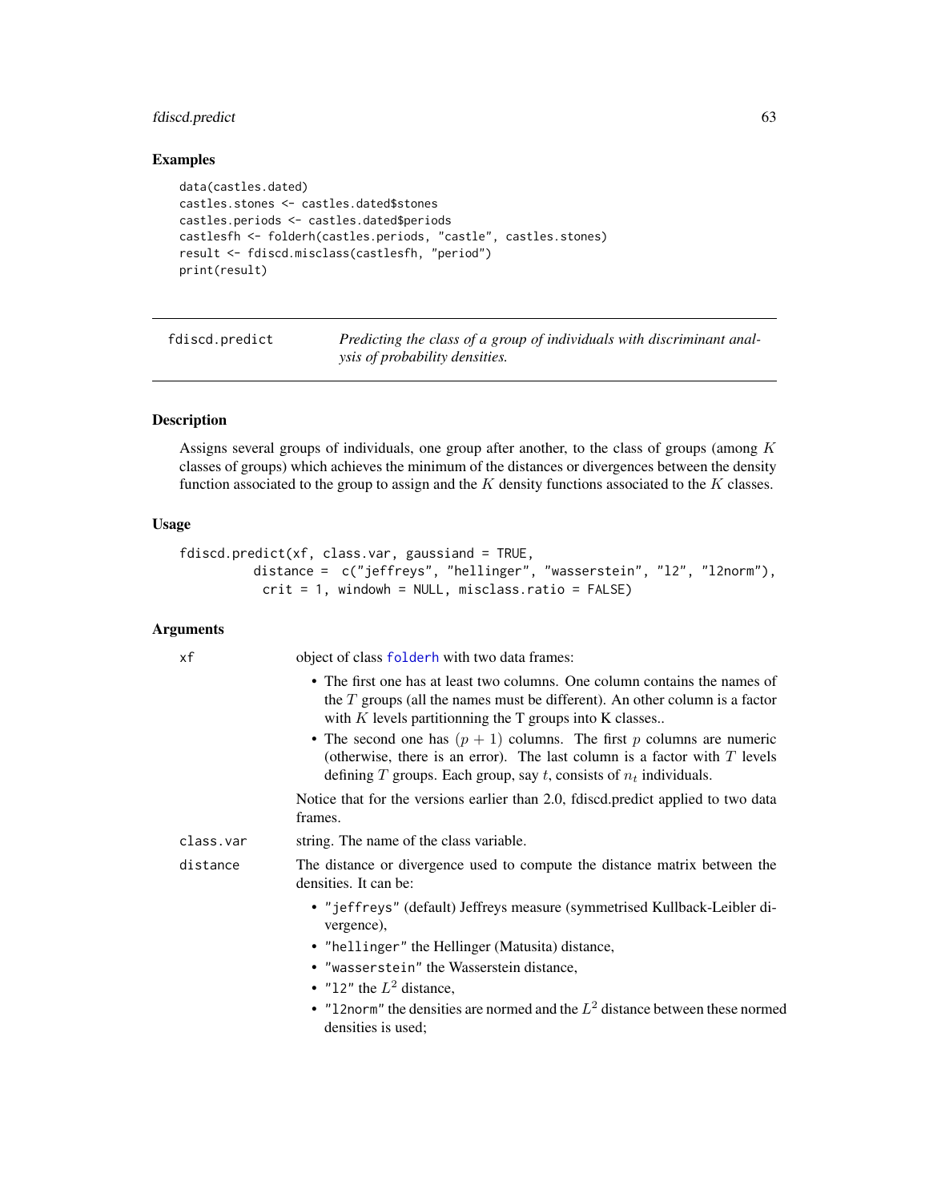### Examples

```
data(castles.dated)
castles.stones <- castles.dated$stones
castles.periods <- castles.dated$periods
castlesfh <- folderh(castles.periods, "castle", castles.stones)
result <- fdiscd.misclass(castlesfh, "period")
print(result)
```

---

## fdiscd.predict

*Predicting the class of a group of individuals with discriminant analysis of probability densities.*

---

### Description

Assigns several groups of individuals, one group after another, to the class of groups (among $K$ classes of groups) which achieves the minimum of the distances or divergences between the density function associated to the group to assign and the $K$ density functions associated to the $K$ classes.

### Usage

```
fdiscd.predict(xf, class.var, gaussiand = TRUE,
          distance =  c("jeffreys", "hellinger", "wasserstein", "l2", "l2norm"),
           crit = 1, windowh = NULL, misclass.ratio = FALSE)
```

### Arguments

`xf` — object of class `folderh` with two data frames:

- The first one has at least two columns. One column contains the names of the $T$ groups (all the names must be different). An other column is a factor with $K$ levels partitionning the T groups into K classes..
- The second one has $(p+1)$ columns. The first $p$ columns are numeric (otherwise, there is an error). The last column is a factor with $T$ levels defining $T$ groups. Each group, say $t$, consists of $n_t$ individuals.

Notice that for the versions earlier than 2.0, fdiscd.predict applied to two data frames.

`class.var` — string. The name of the class variable.

`distance` — The distance or divergence used to compute the distance matrix between the densities. It can be:

- `"jeffreys"` (default) Jeffreys measure (symmetrised Kullback-Leibler divergence),
- `"hellinger"` the Hellinger (Matusita) distance,
- `"wasserstein"` the Wasserstein distance,
- `"l2"` the $L^2$ distance,
- `"l2norm"` the densities are normed and the $L^2$ distance between these normed densities is used;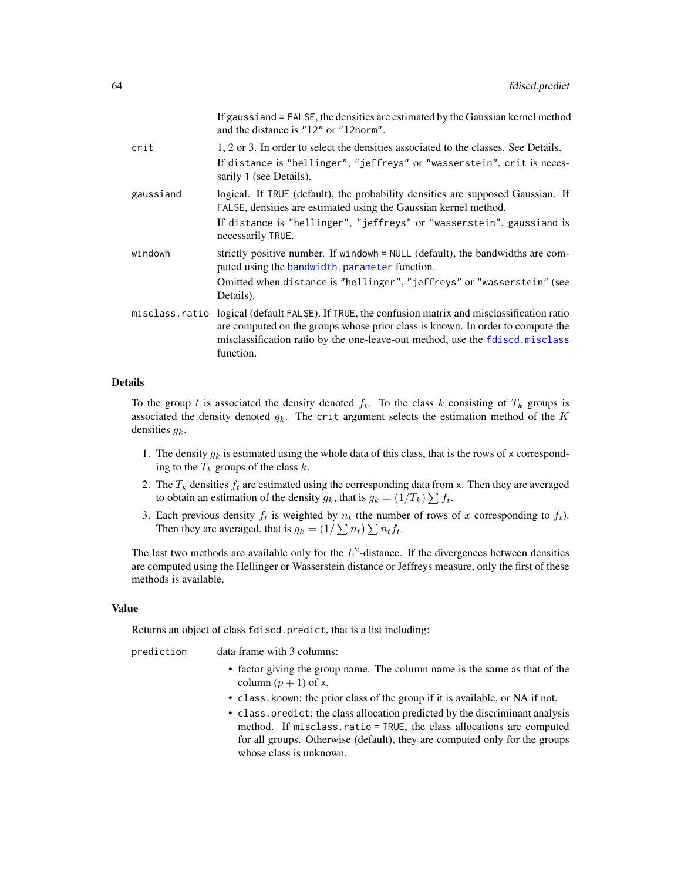If `gaussiand = FALSE`, the densities are estimated by the Gaussian kernel method and the distance is `"l2"` or `"l2norm"`.

`crit` 1, 2 or 3. In order to select the densities associated to the classes. See Details.

If `distance` is `"hellinger"`, `"jeffreys"` or `"wasserstein"`, `crit` is necessarily `1` (see Details).

`gaussiand` logical. If `TRUE` (default), the probability densities are supposed Gaussian. If `FALSE`, densities are estimated using the Gaussian kernel method.

If `distance` is `"hellinger"`, `"jeffreys"` or `"wasserstein"`, `gaussiand` is necessarily `TRUE`.

`windowh` strictly positive number. If `windowh = NULL` (default), the bandwidths are computed using the `bandwidth.parameter` function.

Omitted when `distance` is `"hellinger"`, `"jeffreys"` or `"wasserstein"` (see Details).

`misclass.ratio` logical (default `FALSE`). If `TRUE`, the confusion matrix and misclassification ratio are computed on the groups whose prior class is known. In order to compute the misclassification ratio by the one-leave-out method, use the `fdiscd.misclass` function.

## Details

To the group $t$ is associated the density denoted $f_t$. To the class $k$ consisting of $T_k$ groups is associated the density denoted $g_k$. The `crit` argument selects the estimation method of the $K$ densities $g_k$.

1. The density $g_k$ is estimated using the whole data of this class, that is the rows of `x` corresponding to the $T_k$ groups of the class $k$.
2. The $T_k$ densities $f_t$ are estimated using the corresponding data from `x`. Then they are averaged to obtain an estimation of the density $g_k$, that is $g_k = (1/T_k) \sum f_t$.
3. Each previous density $f_t$ is weighted by $n_t$ (the number of rows of $x$ corresponding to $f_t$). Then they are averaged, that is $g_k = (1/\sum n_t) \sum n_t f_t$.

The last two methods are available only for the $L^2$-distance. If the divergences between densities are computed using the Hellinger or Wasserstein distance or Jeffreys measure, only the first of these methods is available.

## Value

Returns an object of class `fdiscd.predict`, that is a list including:

`prediction` data frame with 3 columns:

- factor giving the group name. The column name is the same as that of the column $(p + 1)$ of `x`,
- `class.known`: the prior class of the group if it is available, or NA if not,
- `class.predict`: the class allocation predicted by the discriminant analysis method. If `misclass.ratio = TRUE`, the class allocations are computed for all groups. Otherwise (default), they are computed only for the groups whose class is unknown.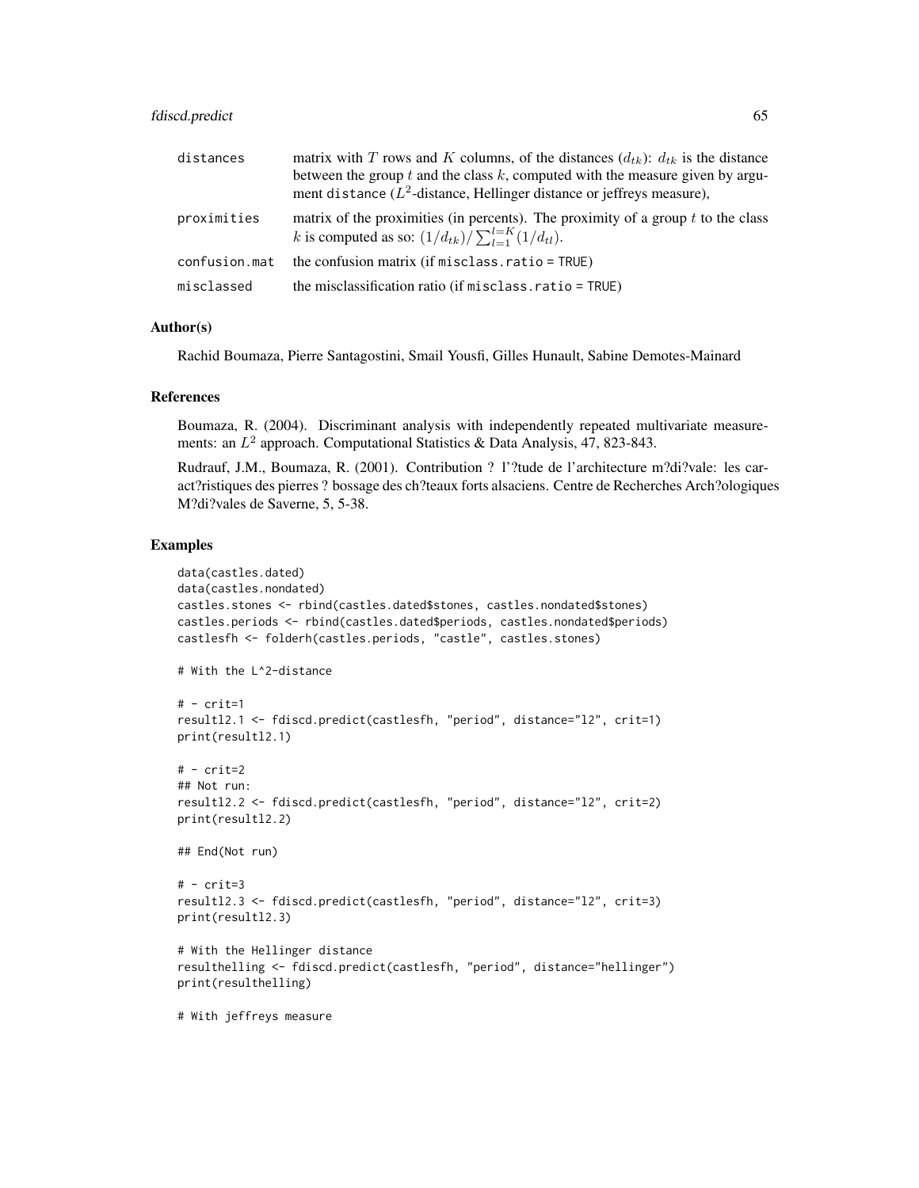| | |
|---|---|
| distances | matrix with $T$ rows and $K$ columns, of the distances ($d_{tk}$): $d_{tk}$ is the distance between the group $t$ and the class $k$, computed with the measure given by argument distance ($L^2$-distance, Hellinger distance or jeffreys measure), |
| proximities | matrix of the proximities (in percents). The proximity of a group $t$ to the class $k$ is computed as so: $(1/d_{tk})/\sum_{l=1}^{l=K}(1/d_{tl})$. |
| confusion.mat | the confusion matrix (if misclass.ratio = TRUE) |
| misclassed | the misclassification ratio (if misclass.ratio = TRUE) |

## Author(s)

Rachid Boumaza, Pierre Santagostini, Smail Yousfi, Gilles Hunault, Sabine Demotes-Mainard

## References

Boumaza, R. (2004). Discriminant analysis with independently repeated multivariate measurements: an $L^2$ approach. Computational Statistics & Data Analysis, 47, 823-843.

Rudrauf, J.M., Boumaza, R. (2001). Contribution ? l'?tude de l'architecture m?di?vale: les caract?ristiques des pierres ? bossage des ch?teaux forts alsaciens. Centre de Recherches Arch?ologiques M?di?vales de Saverne, 5, 5-38.

## Examples

```
data(castles.dated)
data(castles.nondated)
castles.stones <- rbind(castles.dated$stones, castles.nondated$stones)
castles.periods <- rbind(castles.dated$periods, castles.nondated$periods)
castlesfh <- folderh(castles.periods, "castle", castles.stones)

# With the L^2-distance

# - crit=1
resultl2.1 <- fdiscd.predict(castlesfh, "period", distance="l2", crit=1)
print(resultl2.1)

# - crit=2
## Not run:
resultl2.2 <- fdiscd.predict(castlesfh, "period", distance="l2", crit=2)
print(resultl2.2)

## End(Not run)

# - crit=3
resultl2.3 <- fdiscd.predict(castlesfh, "period", distance="l2", crit=3)
print(resultl2.3)

# With the Hellinger distance
resulthelling <- fdiscd.predict(castlesfh, "period", distance="hellinger")
print(resulthelling)

# With jeffreys measure
```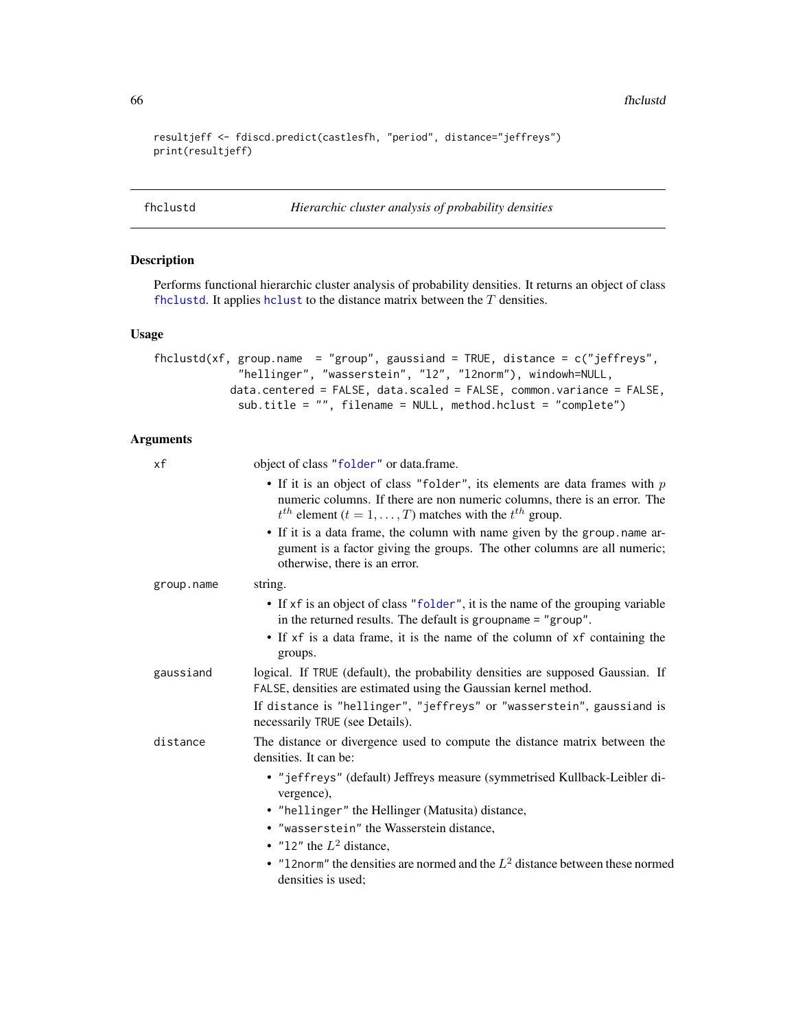```
resultjeff <- fdiscd.predict(castlesfh, "period", distance="jeffreys")
print(resultjeff)
```

## fhclustd — *Hierarchic cluster analysis of probability densities*

### Description

Performs functional hierarchic cluster analysis of probability densities. It returns an object of class fhclustd. It applies hclust to the distance matrix between the $T$ densities.

### Usage

```
fhclustd(xf, group.name  = "group", gaussiand = TRUE, distance = c("jeffreys",
           "hellinger", "wasserstein", "l2", "l2norm"), windowh=NULL,
          data.centered = FALSE, data.scaled = FALSE, common.variance = FALSE,
           sub.title = "", filename = NULL, method.hclust = "complete")
```

### Arguments

**xf** — object of class "folder" or data.frame.

- If it is an object of class "folder", its elements are data frames with $p$ numeric columns. If there are non numeric columns, there is an error. The $t^{th}$ element ($t = 1, \ldots, T$) matches with the $t^{th}$ group.
- If it is a data frame, the column with name given by the group.name argument is a factor giving the groups. The other columns are all numeric; otherwise, there is an error.

**group.name** — string.

- If xf is an object of class "folder", it is the name of the grouping variable in the returned results. The default is groupname = "group".
- If xf is a data frame, it is the name of the column of xf containing the groups.

**gaussiand** — logical. If TRUE (default), the probability densities are supposed Gaussian. If FALSE, densities are estimated using the Gaussian kernel method.

If distance is "hellinger", "jeffreys" or "wasserstein", gaussiand is necessarily TRUE (see Details).

**distance** — The distance or divergence used to compute the distance matrix between the densities. It can be:

- "jeffreys" (default) Jeffreys measure (symmetrised Kullback-Leibler divergence),
- "hellinger" the Hellinger (Matusita) distance,
- "wasserstein" the Wasserstein distance,
- "l2" the $L^2$ distance,
- "l2norm" the densities are normed and the $L^2$ distance between these normed densities is used;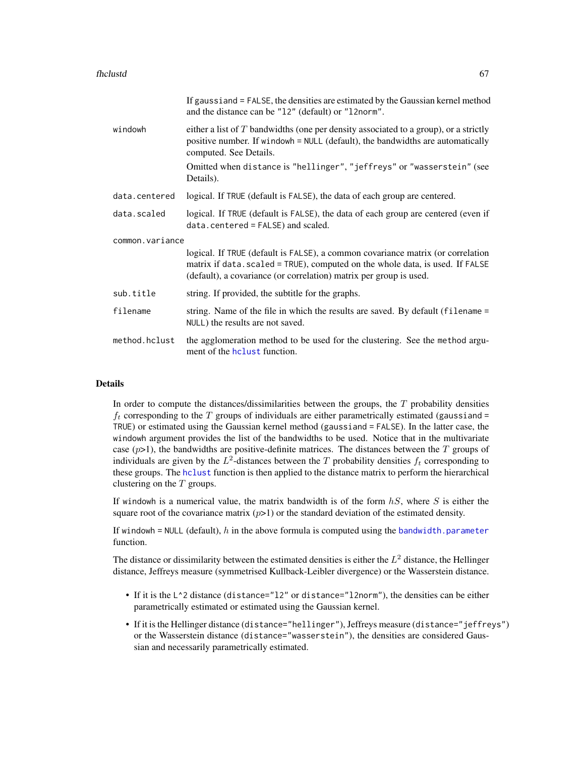If `gaussiand = FALSE`, the densities are estimated by the Gaussian kernel method and the distance can be `"l2"` (default) or `"l2norm"`.

`windowh`
: either a list of $T$ bandwidths (one per density associated to a group), or a strictly positive number. If `windowh = NULL` (default), the bandwidths are automatically computed. See Details.

  Omitted when `distance` is `"hellinger"`, `"jeffreys"` or `"wasserstein"` (see Details).

`data.centered`
: logical. If `TRUE` (default is `FALSE`), the data of each group are centered.

`data.scaled`
: logical. If `TRUE` (default is `FALSE`), the data of each group are centered (even if `data.centered = FALSE`) and scaled.

`common.variance`
: logical. If `TRUE` (default is `FALSE`), a common covariance matrix (or correlation matrix if `data.scaled = TRUE`), computed on the whole data, is used. If `FALSE` (default), a covariance (or correlation) matrix per group is used.

`sub.title`
: string. If provided, the subtitle for the graphs.

`filename`
: string. Name of the file in which the results are saved. By default (`filename = NULL`) the results are not saved.

`method.hclust`
: the agglomeration method to be used for the clustering. See the `method` argument of the `hclust` function.

## Details

In order to compute the distances/dissimilarities between the groups, the $T$ probability densities $f_t$ corresponding to the $T$ groups of individuals are either parametrically estimated (`gaussiand = TRUE`) or estimated using the Gaussian kernel method (`gaussiand = FALSE`). In the latter case, the `windowh` argument provides the list of the bandwidths to be used. Notice that in the multivariate case ($p$>1), the bandwidths are positive-definite matrices. The distances between the $T$ groups of individuals are given by the $L^2$-distances between the $T$ probability densities $f_t$ corresponding to these groups. The `hclust` function is then applied to the distance matrix to perform the hierarchical clustering on the $T$ groups.

If `windowh` is a numerical value, the matrix bandwidth is of the form $hS$, where $S$ is either the square root of the covariance matrix ($p$>1) or the standard deviation of the estimated density.

If `windowh = NULL` (default), $h$ in the above formula is computed using the `bandwidth.parameter` function.

The distance or dissimilarity between the estimated densities is either the $L^2$ distance, the Hellinger distance, Jeffreys measure (symmetrised Kullback-Leibler divergence) or the Wasserstein distance.

- If it is the `L^2` distance (`distance="l2"` or `distance="l2norm"`), the densities can be either parametrically estimated or estimated using the Gaussian kernel.
- If it is the Hellinger distance (`distance="hellinger"`), Jeffreys measure (`distance="jeffreys"`) or the Wasserstein distance (`distance="wasserstein"`), the densities are considered Gaussian and necessarily parametrically estimated.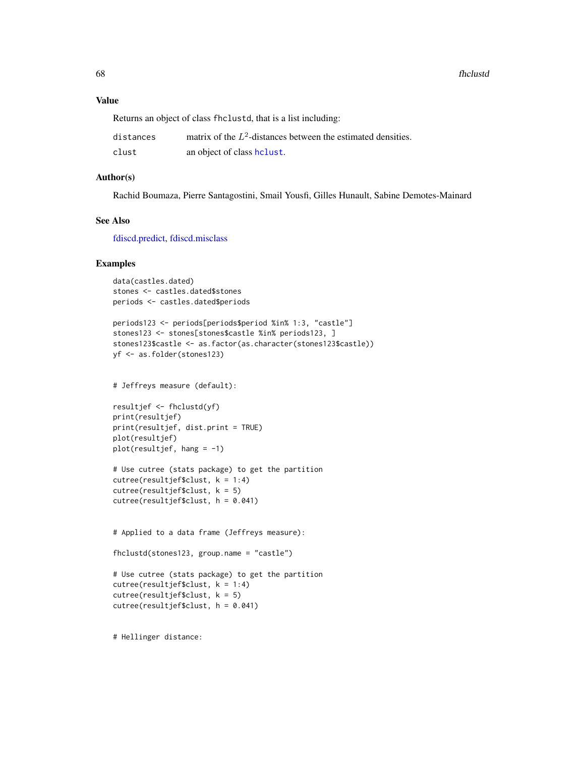## Value

Returns an object of class fhclustd, that is a list including:

- `distances` matrix of the $L^2$-distances between the estimated densities.
- `clust` an object of class `hclust`.

## Author(s)

Rachid Boumaza, Pierre Santagostini, Smail Yousfi, Gilles Hunault, Sabine Demotes-Mainard

## See Also

fdiscd.predict, fdiscd.misclass

## Examples

```
data(castles.dated)
stones <- castles.dated$stones
periods <- castles.dated$periods

periods123 <- periods[periods$period %in% 1:3, "castle"]
stones123 <- stones[stones$castle %in% periods123, ]
stones123$castle <- as.factor(as.character(stones123$castle))
yf <- as.folder(stones123)


# Jeffreys measure (default):

resultjef <- fhclustd(yf)
print(resultjef)
print(resultjef, dist.print = TRUE)
plot(resultjef)
plot(resultjef, hang = -1)

# Use cutree (stats package) to get the partition
cutree(resultjef$clust, k = 1:4)
cutree(resultjef$clust, k = 5)
cutree(resultjef$clust, h = 0.041)


# Applied to a data frame (Jeffreys measure):

fhclustd(stones123, group.name = "castle")

# Use cutree (stats package) to get the partition
cutree(resultjef$clust, k = 1:4)
cutree(resultjef$clust, k = 5)
cutree(resultjef$clust, h = 0.041)


# Hellinger distance:
```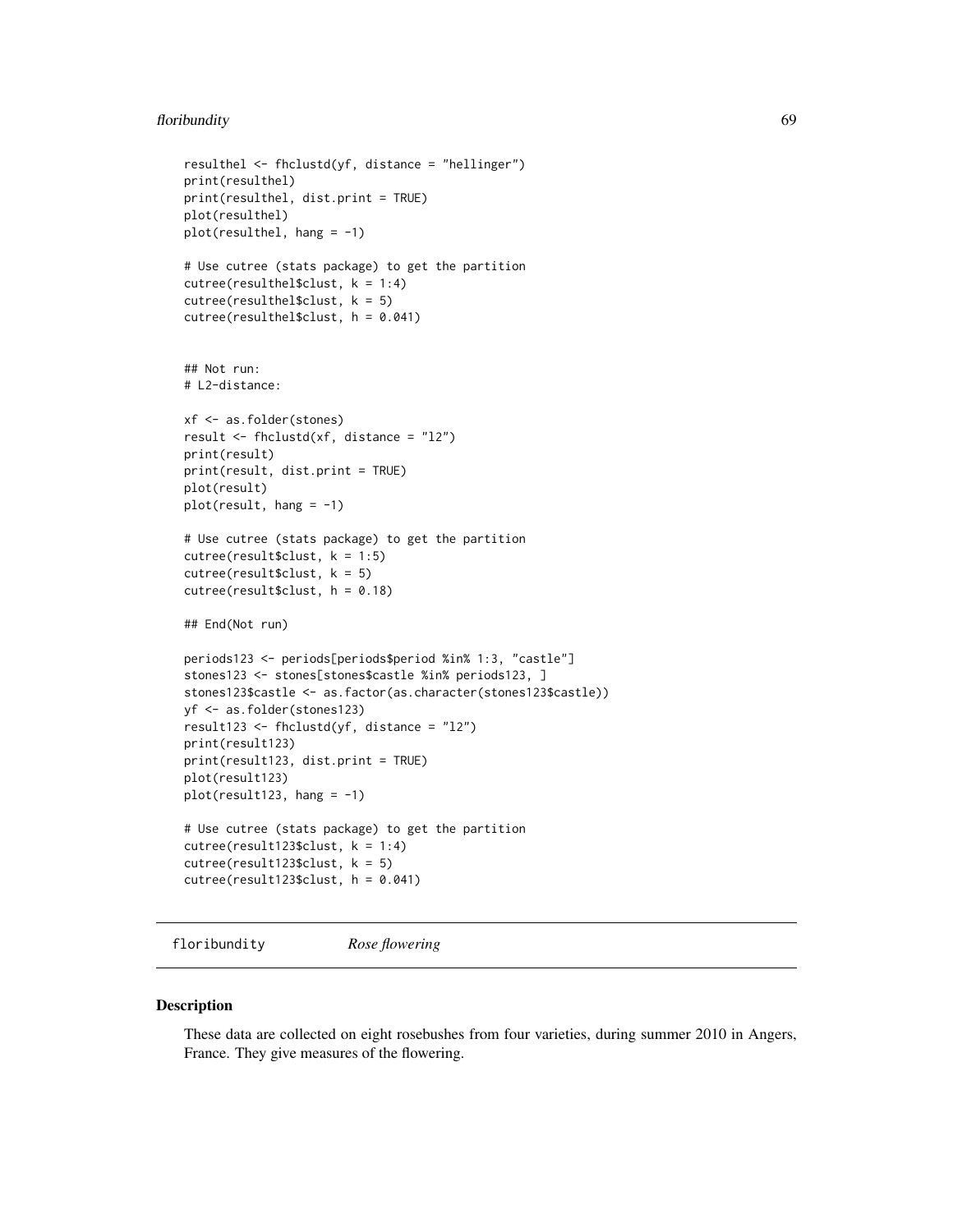```
resulthel <- fhclustd(yf, distance = "hellinger")
print(resulthel)
print(resulthel, dist.print = TRUE)
plot(resulthel)
plot(resulthel, hang = -1)

# Use cutree (stats package) to get the partition
cutree(resulthel$clust, k = 1:4)
cutree(resulthel$clust, k = 5)
cutree(resulthel$clust, h = 0.041)


## Not run:
# L2-distance:

xf <- as.folder(stones)
result <- fhclustd(xf, distance = "l2")
print(result)
print(result, dist.print = TRUE)
plot(result)
plot(result, hang = -1)

# Use cutree (stats package) to get the partition
cutree(result$clust, k = 1:5)
cutree(result$clust, k = 5)
cutree(result$clust, h = 0.18)

## End(Not run)

periods123 <- periods[periods$period %in% 1:3, "castle"]
stones123 <- stones[stones$castle %in% periods123, ]
stones123$castle <- as.factor(as.character(stones123$castle))
yf <- as.folder(stones123)
result123 <- fhclustd(yf, distance = "l2")
print(result123)
print(result123, dist.print = TRUE)
plot(result123)
plot(result123, hang = -1)

# Use cutree (stats package) to get the partition
cutree(result123$clust, k = 1:4)
cutree(result123$clust, k = 5)
cutree(result123$clust, h = 0.041)
```

---

## floribundity *Rose flowering*

### Description

These data are collected on eight rosebushes from four varieties, during summer 2010 in Angers, France. They give measures of the flowering.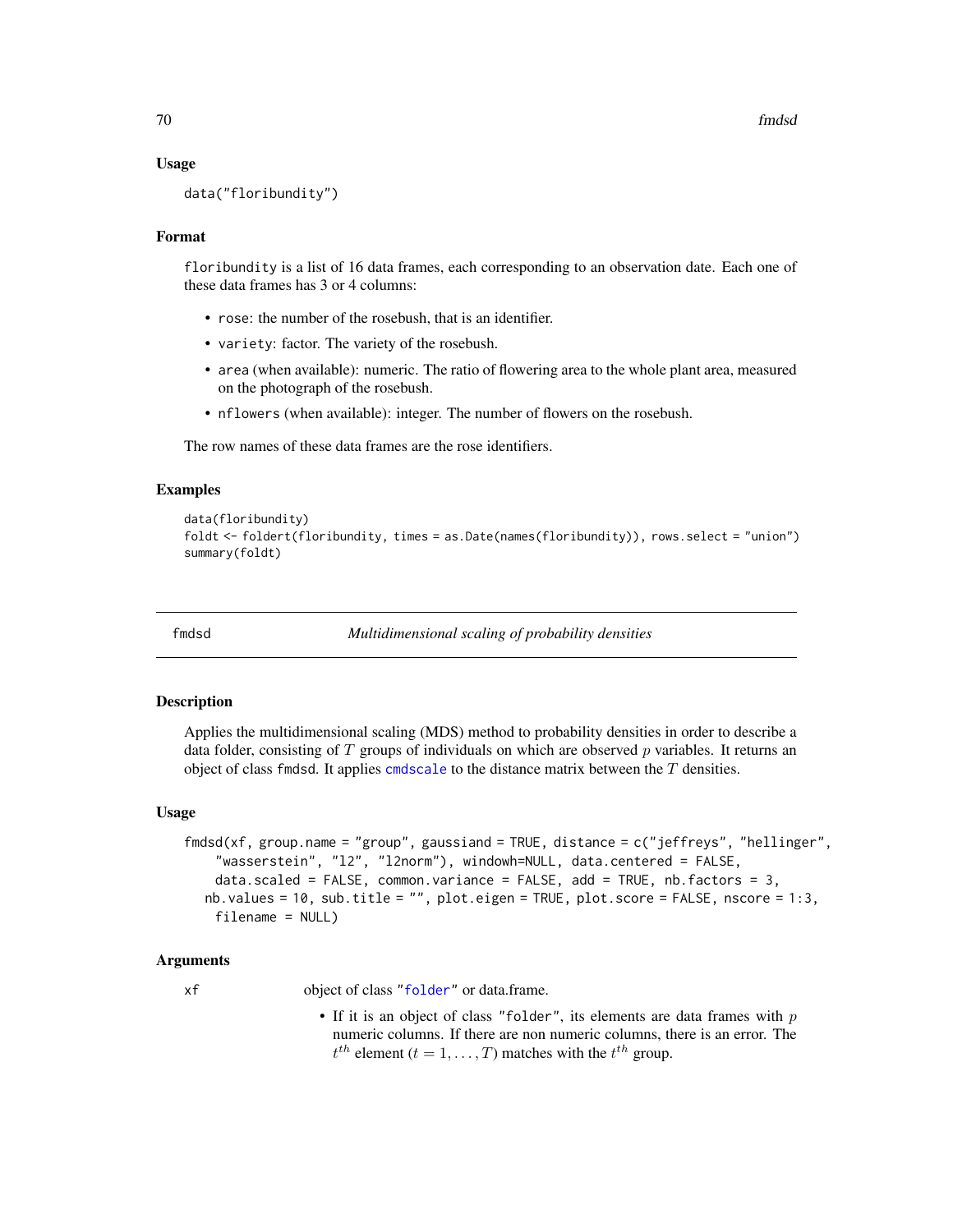### Usage

```
data("floribundity")
```

### Format

`floribundity` is a list of 16 data frames, each corresponding to an observation date. Each one of these data frames has 3 or 4 columns:

- `rose`: the number of the rosebush, that is an identifier.
- `variety`: factor. The variety of the rosebush.
- `area` (when available): numeric. The ratio of flowering area to the whole plant area, measured on the photograph of the rosebush.
- `nflowers` (when available): integer. The number of flowers on the rosebush.

The row names of these data frames are the rose identifiers.

### Examples

```
data(floribundity)
foldt <- foldert(floribundity, times = as.Date(names(floribundity)), rows.select = "union")
summary(foldt)
```

---

## fmdsd — *Multidimensional scaling of probability densities*

---

### Description

Applies the multidimensional scaling (MDS) method to probability densities in order to describe a data folder, consisting of $T$ groups of individuals on which are observed $p$ variables. It returns an object of class `fmdsd`. It applies `cmdscale` to the distance matrix between the $T$ densities.

### Usage

```
fmdsd(xf, group.name = "group", gaussiand = TRUE, distance = c("jeffreys", "hellinger",
    "wasserstein", "l2", "l2norm"), windowh=NULL, data.centered = FALSE,
    data.scaled = FALSE, common.variance = FALSE, add = TRUE, nb.factors = 3,
  nb.values = 10, sub.title = "", plot.eigen = TRUE, plot.score = FALSE, nscore = 1:3,
    filename = NULL)
```

### Arguments

`xf` object of class "`folder`" or data.frame.

- If it is an object of class "`folder`", its elements are data frames with $p$ numeric columns. If there are non numeric columns, there is an error. The $t^{th}$ element ($t = 1, \ldots, T$) matches with the $t^{th}$ group.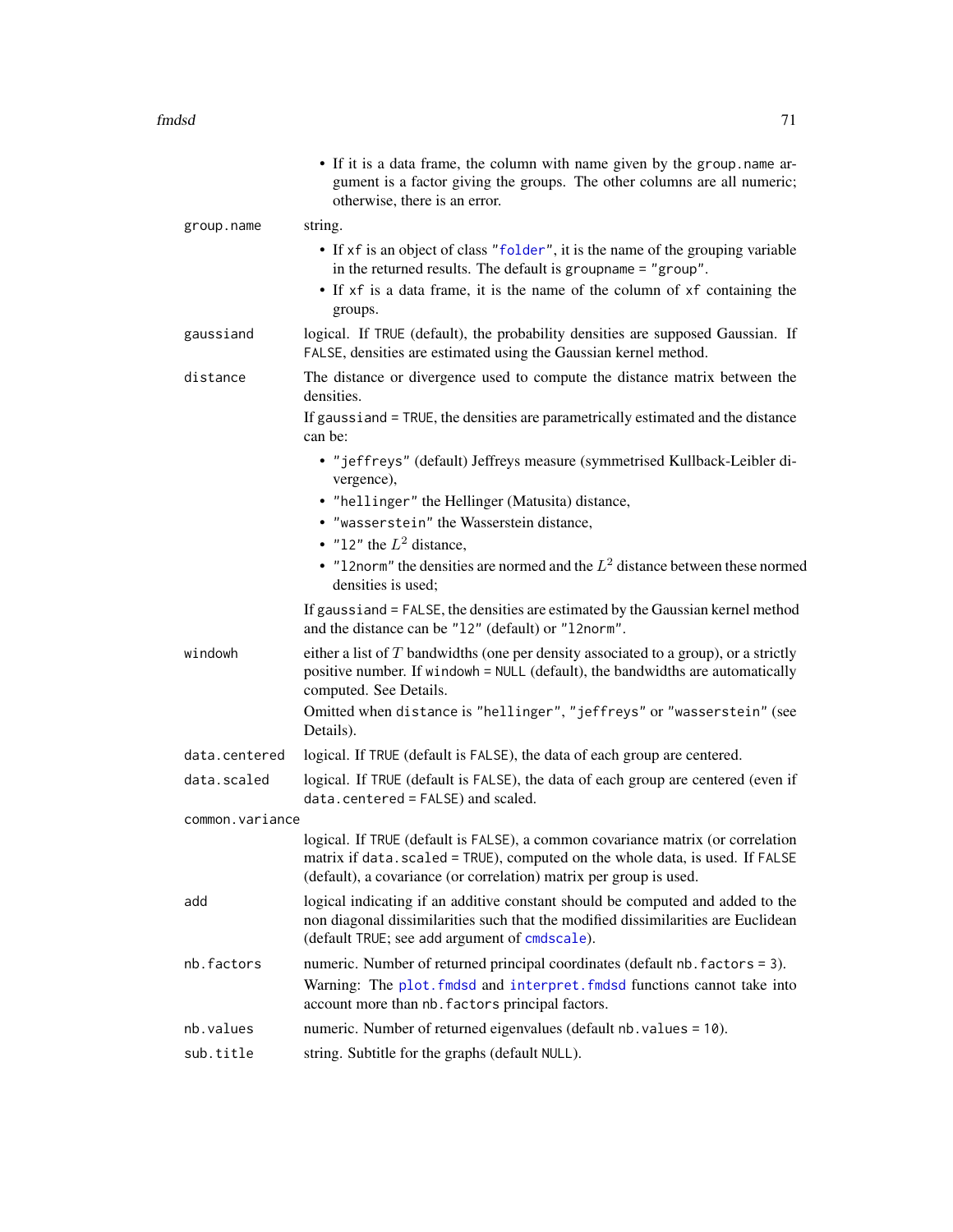- If it is a data frame, the column with name given by the `group.name` argument is a factor giving the groups. The other columns are all numeric; otherwise, there is an error.

**group.name**
: string.

- If `xf` is an object of class "`folder`", it is the name of the grouping variable in the returned results. The default is `groupname = "group"`.
- If `xf` is a data frame, it is the name of the column of `xf` containing the groups.

**gaussiand**
: logical. If `TRUE` (default), the probability densities are supposed Gaussian. If `FALSE`, densities are estimated using the Gaussian kernel method.

**distance**
: The distance or divergence used to compute the distance matrix between the densities.

If `gaussiand = TRUE`, the densities are parametrically estimated and the distance can be:

- `"jeffreys"` (default) Jeffreys measure (symmetrised Kullback-Leibler divergence),
- `"hellinger"` the Hellinger (Matusita) distance,
- `"wasserstein"` the Wasserstein distance,
- `"l2"` the $L^2$ distance,
- `"l2norm"` the densities are normed and the $L^2$ distance between these normed densities is used;

If `gaussiand = FALSE`, the densities are estimated by the Gaussian kernel method and the distance can be `"l2"` (default) or `"l2norm"`.

**windowh**
: either a list of $T$ bandwidths (one per density associated to a group), or a strictly positive number. If `windowh = NULL` (default), the bandwidths are automatically computed. See Details.

Omitted when `distance` is `"hellinger"`, `"jeffreys"` or `"wasserstein"` (see Details).

**data.centered**
: logical. If `TRUE` (default is `FALSE`), the data of each group are centered.

**data.scaled**
: logical. If `TRUE` (default is `FALSE`), the data of each group are centered (even if `data.centered = FALSE`) and scaled.

**common.variance**
: logical. If `TRUE` (default is `FALSE`), a common covariance matrix (or correlation matrix if `data.scaled = TRUE`), computed on the whole data, is used. If `FALSE` (default), a covariance (or correlation) matrix per group is used.

**add**
: logical indicating if an additive constant should be computed and added to the non diagonal dissimilarities such that the modified dissimilarities are Euclidean (default `TRUE`; see add argument of `cmdscale`).

**nb.factors**
: numeric. Number of returned principal coordinates (default `nb.factors = 3`).

Warning: The `plot.fmdsd` and `interpret.fmdsd` functions cannot take into account more than `nb.factors` principal factors.

**nb.values**
: numeric. Number of returned eigenvalues (default `nb.values = 10`).

**sub.title**
: string. Subtitle for the graphs (default `NULL`).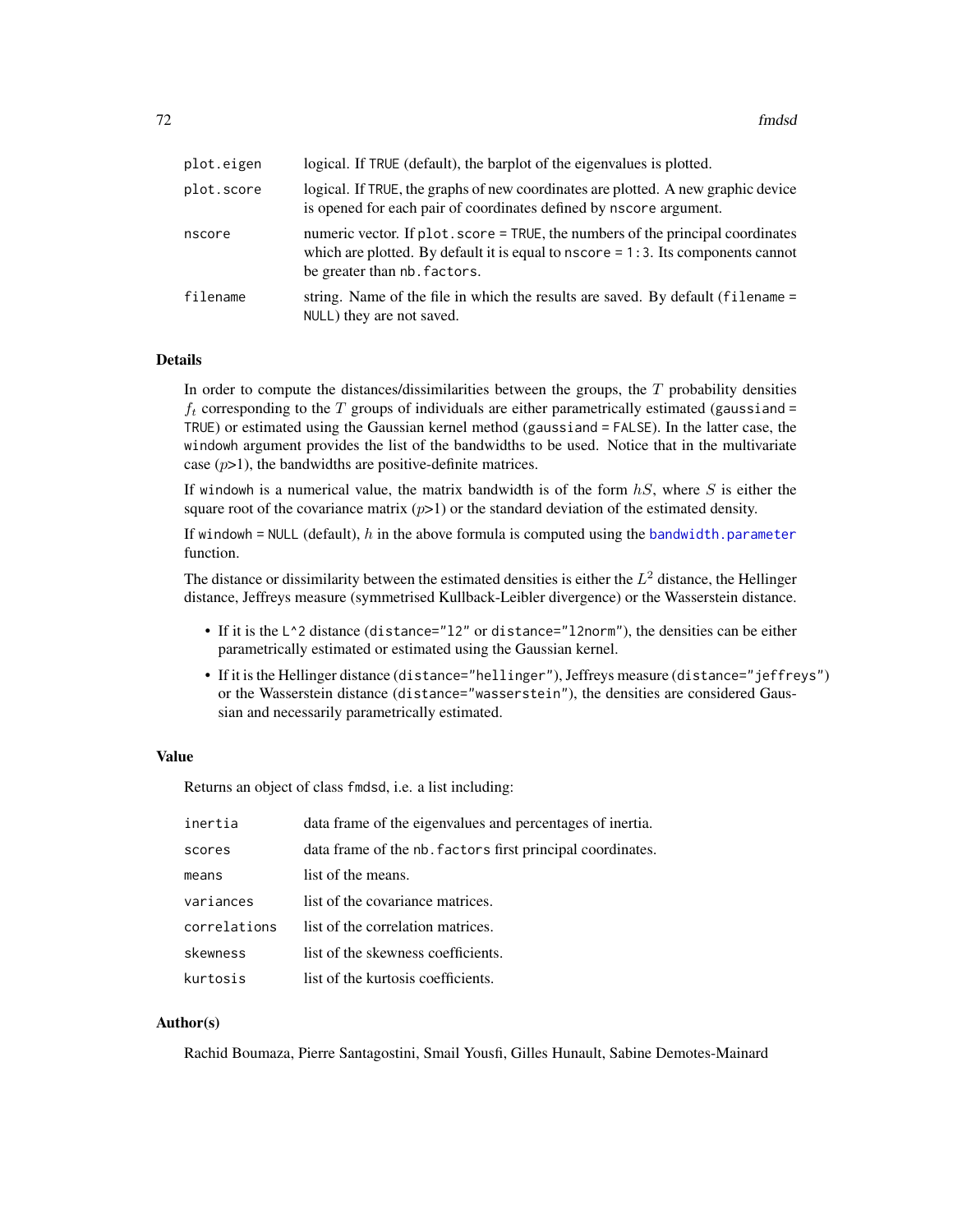| | |
|---|---|
| `plot.eigen` | logical. If `TRUE` (default), the barplot of the eigenvalues is plotted. |
| `plot.score` | logical. If `TRUE`, the graphs of new coordinates are plotted. A new graphic device is opened for each pair of coordinates defined by `nscore` argument. |
| `nscore` | numeric vector. If `plot.score = TRUE`, the numbers of the principal coordinates which are plotted. By default it is equal to `nscore = 1:3`. Its components cannot be greater than `nb.factors`. |
| `filename` | string. Name of the file in which the results are saved. By default (`filename = NULL`) they are not saved. |

## Details

In order to compute the distances/dissimilarities between the groups, the $T$ probability densities $f_t$ corresponding to the $T$ groups of individuals are either parametrically estimated (`gaussiand = TRUE`) or estimated using the Gaussian kernel method (`gaussiand = FALSE`). In the latter case, the `windowh` argument provides the list of the bandwidths to be used. Notice that in the multivariate case ($p$>1), the bandwidths are positive-definite matrices.

If `windowh` is a numerical value, the matrix bandwidth is of the form $hS$, where $S$ is either the square root of the covariance matrix ($p$>1) or the standard deviation of the estimated density.

If `windowh = NULL` (default), $h$ in the above formula is computed using the `bandwidth.parameter` function.

The distance or dissimilarity between the estimated densities is either the $L^2$ distance, the Hellinger distance, Jeffreys measure (symmetrised Kullback-Leibler divergence) or the Wasserstein distance.

- If it is the `L^2` distance (`distance="l2"` or `distance="l2norm"`), the densities can be either parametrically estimated or estimated using the Gaussian kernel.
- If it is the Hellinger distance (`distance="hellinger"`), Jeffreys measure (`distance="jeffreys"`) or the Wasserstein distance (`distance="wasserstein"`), the densities are considered Gaussian and necessarily parametrically estimated.

## Value

Returns an object of class `fmdsd`, i.e. a list including:

| | |
|---|---|
| `inertia` | data frame of the eigenvalues and percentages of inertia. |
| `scores` | data frame of the `nb.factors` first principal coordinates. |
| `means` | list of the means. |
| `variances` | list of the covariance matrices. |
| `correlations` | list of the correlation matrices. |
| `skewness` | list of the skewness coefficients. |
| `kurtosis` | list of the kurtosis coefficients. |

## Author(s)

Rachid Boumaza, Pierre Santagostini, Smail Yousfi, Gilles Hunault, Sabine Demotes-Mainard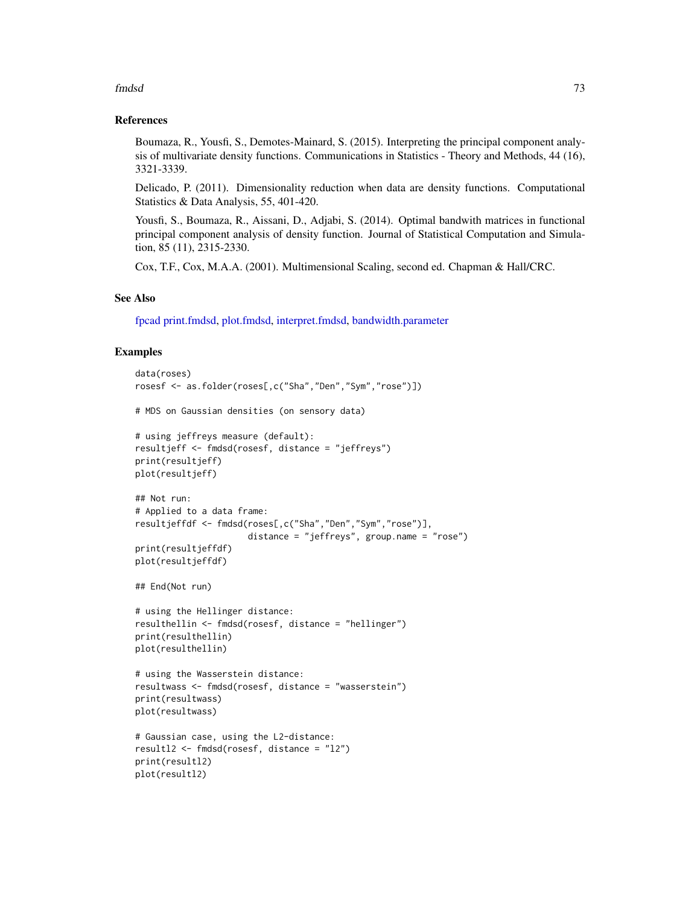## References

Boumaza, R., Yousfi, S., Demotes-Mainard, S. (2015). Interpreting the principal component analysis of multivariate density functions. Communications in Statistics - Theory and Methods, 44 (16), 3321-3339.

Delicado, P. (2011). Dimensionality reduction when data are density functions. Computational Statistics & Data Analysis, 55, 401-420.

Yousfi, S., Boumaza, R., Aissani, D., Adjabi, S. (2014). Optimal bandwith matrices in functional principal component analysis of density function. Journal of Statistical Computation and Simulation, 85 (11), 2315-2330.

Cox, T.F., Cox, M.A.A. (2001). Multimensional Scaling, second ed. Chapman & Hall/CRC.

## See Also

fpcad print.fmdsd, plot.fmdsd, interpret.fmdsd, bandwidth.parameter

## Examples

```
data(roses)
rosesf <- as.folder(roses[,c("Sha","Den","Sym","rose")])

# MDS on Gaussian densities (on sensory data)

# using jeffreys measure (default):
resultjeff <- fmdsd(rosesf, distance = "jeffreys")
print(resultjeff)
plot(resultjeff)

## Not run:
# Applied to a data frame:
resultjeffdf <- fmdsd(roses[,c("Sha","Den","Sym","rose")],
                      distance = "jeffreys", group.name = "rose")
print(resultjeffdf)
plot(resultjeffdf)

## End(Not run)

# using the Hellinger distance:
resulthellin <- fmdsd(rosesf, distance = "hellinger")
print(resulthellin)
plot(resulthellin)

# using the Wasserstein distance:
resultwass <- fmdsd(rosesf, distance = "wasserstein")
print(resultwass)
plot(resultwass)

# Gaussian case, using the L2-distance:
resultl2 <- fmdsd(rosesf, distance = "l2")
print(resultl2)
plot(resultl2)
```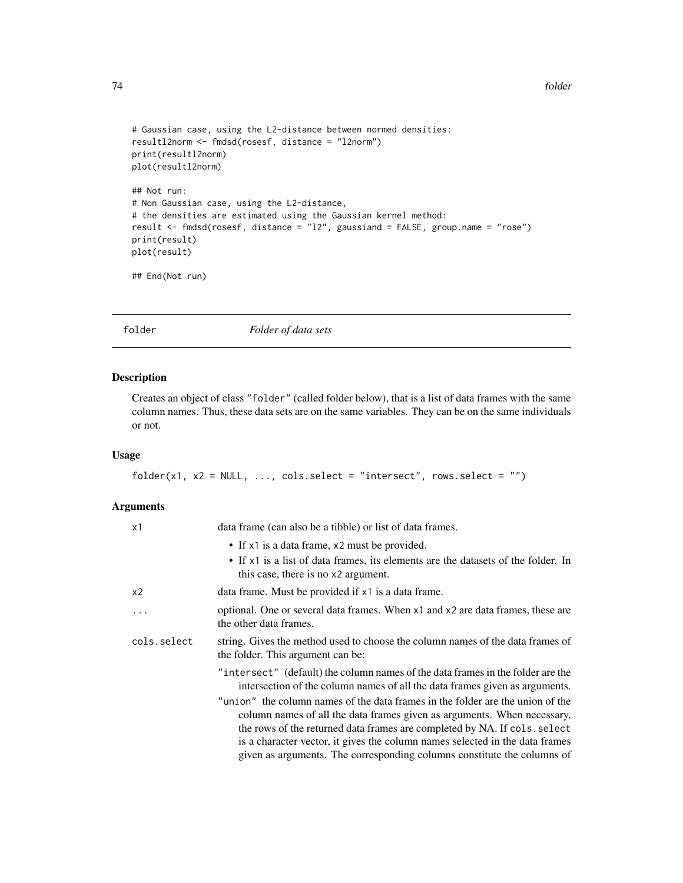```
# Gaussian case, using the L2-distance between normed densities:
resultl2norm <- fmdsd(rosesf, distance = "l2norm")
print(resultl2norm)
plot(resultl2norm)

## Not run:
# Non Gaussian case, using the L2-distance,
# the densities are estimated using the Gaussian kernel method:
result <- fmdsd(rosesf, distance = "l2", gaussiand = FALSE, group.name = "rose")
print(result)
plot(result)

## End(Not run)
```

## folder — *Folder of data sets*

### Description

Creates an object of class `"folder"` (called folder below), that is a list of data frames with the same column names. Thus, these data sets are on the same variables. They can be on the same individuals or not.

### Usage

```
folder(x1, x2 = NULL, ..., cols.select = "intersect", rows.select = "")
```

### Arguments

| | |
|---|---|
| `x1` | data frame (can also be a tibble) or list of data frames.<br>• If `x1` is a data frame, `x2` must be provided.<br>• If `x1` is a list of data frames, its elements are the datasets of the folder. In this case, there is no `x2` argument. |
| `x2` | data frame. Must be provided if `x1` is a data frame. |
| `...` | optional. One or several data frames. When `x1` and `x2` are data frames, these are the other data frames. |
| `cols.select` | string. Gives the method used to choose the column names of the data frames of the folder. This argument can be:<br>`"intersect"` (default) the column names of the data frames in the folder are the intersection of the column names of all the data frames given as arguments.<br>`"union"` the column names of the data frames in the folder are the union of the column names of all the data frames given as arguments. When necessary, the rows of the returned data frames are completed by NA. If `cols.select` is a character vector, it gives the column names selected in the data frames given as arguments. The corresponding columns constitute the columns of |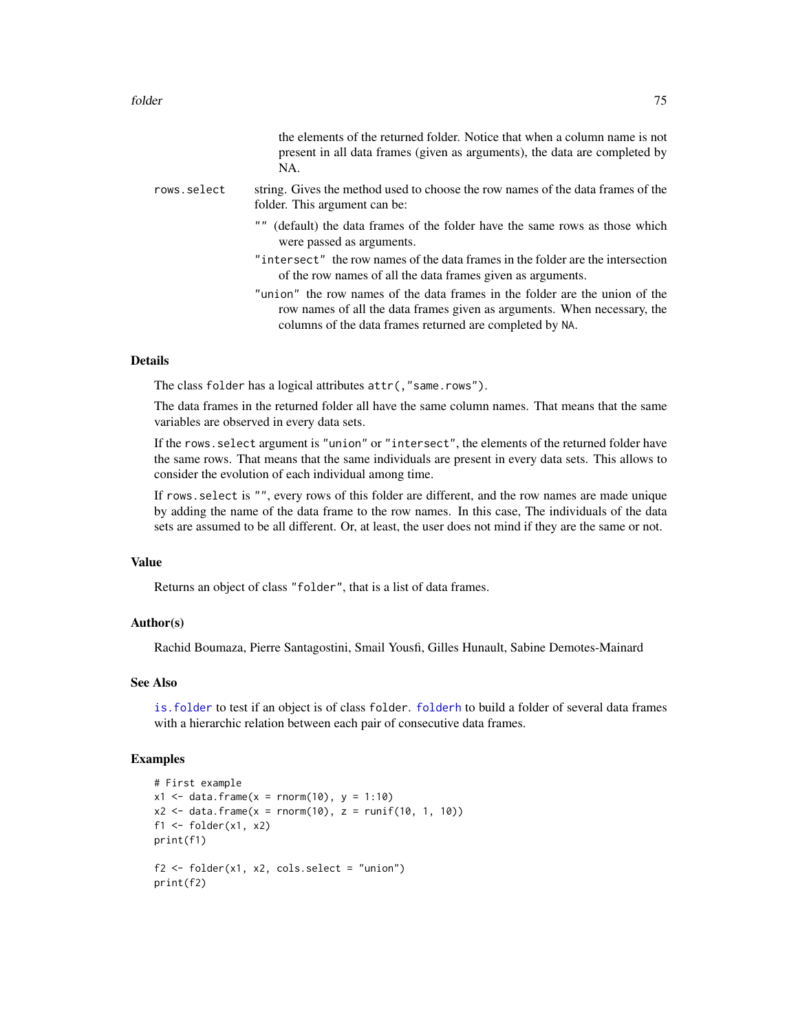the elements of the returned folder. Notice that when a column name is not present in all data frames (given as arguments), the data are completed by NA.

`rows.select` string. Gives the method used to choose the row names of the data frames of the folder. This argument can be:

- `""` (default) the data frames of the folder have the same rows as those which were passed as arguments.
- `"intersect"` the row names of the data frames in the folder are the intersection of the row names of all the data frames given as arguments.
- `"union"` the row names of the data frames in the folder are the union of the row names of all the data frames given as arguments. When necessary, the columns of the data frames returned are completed by NA.

## Details

The class `folder` has a logical attributes `attr(,"same.rows")`.

The data frames in the returned folder all have the same column names. That means that the same variables are observed in every data sets.

If the `rows.select` argument is `"union"` or `"intersect"`, the elements of the returned folder have the same rows. That means that the same individuals are present in every data sets. This allows to consider the evolution of each individual among time.

If `rows.select` is `""`, every rows of this folder are different, and the row names are made unique by adding the name of the data frame to the row names. In this case, The individuals of the data sets are assumed to be all different. Or, at least, the user does not mind if they are the same or not.

## Value

Returns an object of class `"folder"`, that is a list of data frames.

## Author(s)

Rachid Boumaza, Pierre Santagostini, Smail Yousfi, Gilles Hunault, Sabine Demotes-Mainard

## See Also

`is.folder` to test if an object is of class `folder`. `folderh` to build a folder of several data frames with a hierarchic relation between each pair of consecutive data frames.

## Examples

```
# First example
x1 <- data.frame(x = rnorm(10), y = 1:10)
x2 <- data.frame(x = rnorm(10), z = runif(10, 1, 10))
f1 <- folder(x1, x2)
print(f1)

f2 <- folder(x1, x2, cols.select = "union")
print(f2)
```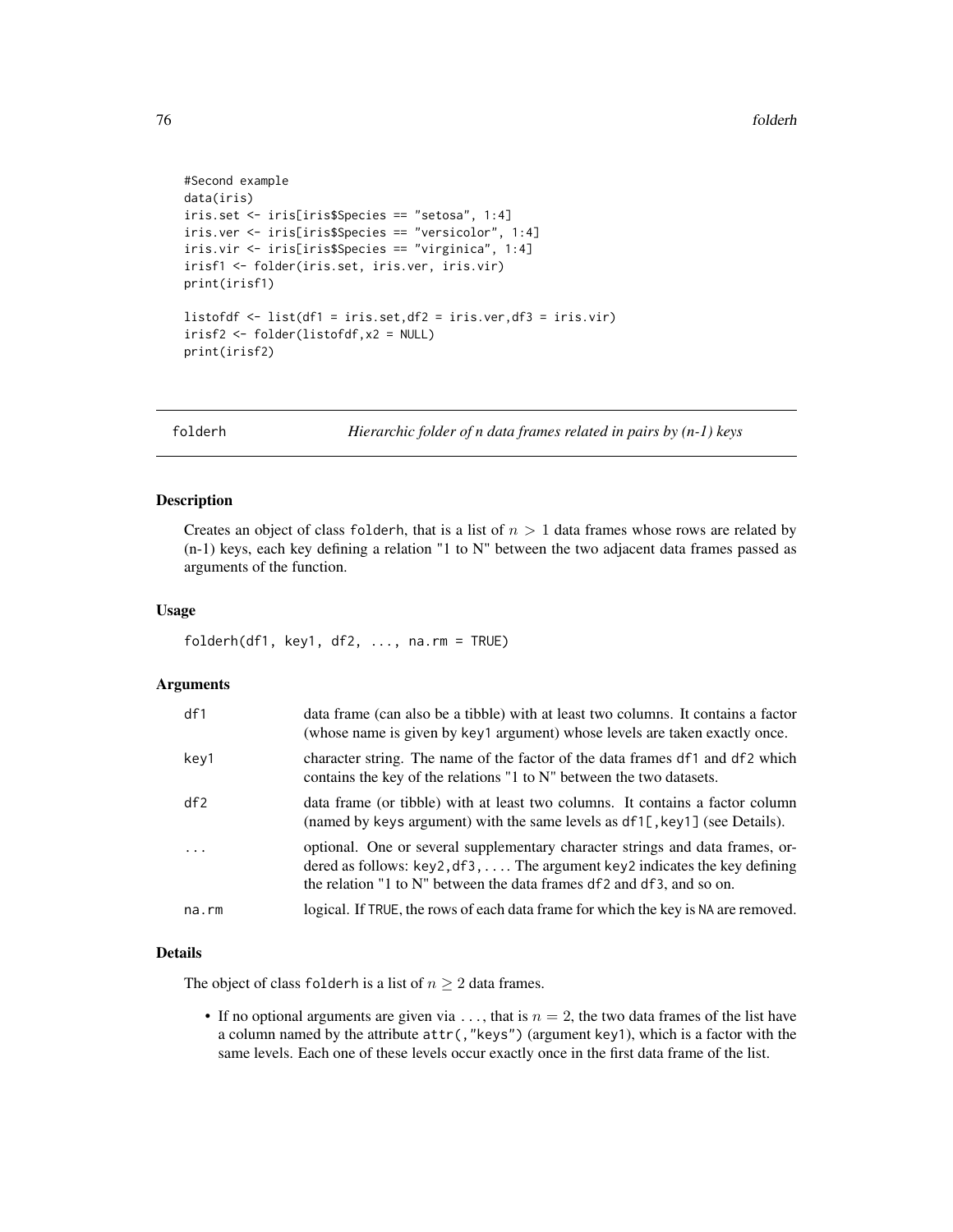```
#Second example
data(iris)
iris.set <- iris[iris$Species == "setosa", 1:4]
iris.ver <- iris[iris$Species == "versicolor", 1:4]
iris.vir <- iris[iris$Species == "virginica", 1:4]
irisf1 <- folder(iris.set, iris.ver, iris.vir)
print(irisf1)

listofdf <- list(df1 = iris.set,df2 = iris.ver,df3 = iris.vir)
irisf2 <- folder(listofdf,x2 = NULL)
print(irisf2)
```

---

## folderh — *Hierarchic folder of n data frames related in pairs by (n-1) keys*

### Description

Creates an object of class `folderh`, that is a list of $n > 1$ data frames whose rows are related by (n-1) keys, each key defining a relation "1 to N" between the two adjacent data frames passed as arguments of the function.

### Usage

```
folderh(df1, key1, df2, ..., na.rm = TRUE)
```

### Arguments

| | |
|---|---|
| `df1` | data frame (can also be a tibble) with at least two columns. It contains a factor (whose name is given by `key1` argument) whose levels are taken exactly once. |
| `key1` | character string. The name of the factor of the data frames `df1` and `df2` which contains the key of the relations "1 to N" between the two datasets. |
| `df2` | data frame (or tibble) with at least two columns. It contains a factor column (named by `keys` argument) with the same levels as `df1[,key1]` (see Details). |
| `...` | optional. One or several supplementary character strings and data frames, ordered as follows: `key2,df3,...`. The argument `key2` indicates the key defining the relation "1 to N" between the data frames `df2` and `df3`, and so on. |
| `na.rm` | logical. If `TRUE`, the rows of each data frame for which the key is `NA` are removed. |

### Details

The object of class `folderh` is a list of $n \geq 2$ data frames.

- If no optional arguments are given via `...`, that is $n = 2$, the two data frames of the list have a column named by the attribute `attr(,"keys")` (argument `key1`), which is a factor with the same levels. Each one of these levels occur exactly once in the first data frame of the list.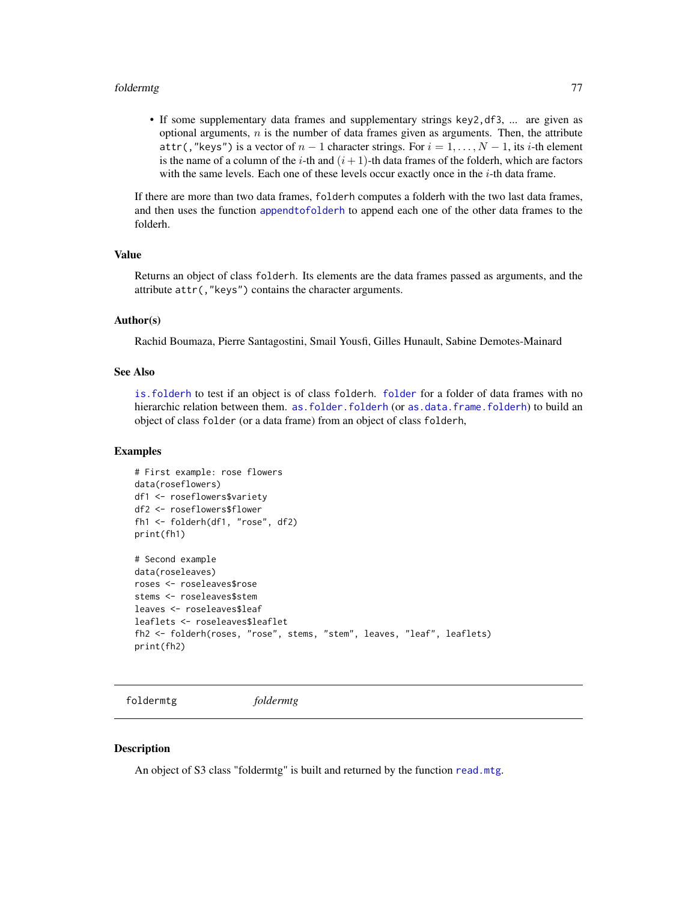- If some supplementary data frames and supplementary strings `key2,df3`, ... are given as optional arguments, $n$ is the number of data frames given as arguments. Then, the attribute `attr(,"keys")` is a vector of $n-1$ character strings. For $i = 1, \ldots, N-1$, its $i$-th element is the name of a column of the $i$-th and $(i+1)$-th data frames of the folderh, which are factors with the same levels. Each one of these levels occur exactly once in the $i$-th data frame.

If there are more than two data frames, `folderh` computes a folderh with the two last data frames, and then uses the function `appendtofolderh` to append each one of the other data frames to the folderh.

### Value

Returns an object of class `folderh`. Its elements are the data frames passed as arguments, and the attribute `attr(,"keys")` contains the character arguments.

### Author(s)

Rachid Boumaza, Pierre Santagostini, Smail Yousfi, Gilles Hunault, Sabine Demotes-Mainard

### See Also

`is.folderh` to test if an object is of class `folderh`. `folder` for a folder of data frames with no hierarchic relation between them. `as.folder.folderh` (or `as.data.frame.folderh`) to build an object of class `folder` (or a data frame) from an object of class `folderh`,

### Examples

```
# First example: rose flowers
data(roseflowers)
df1 <- roseflowers$variety
df2 <- roseflowers$flower
fh1 <- folderh(df1, "rose", df2)
print(fh1)

# Second example
data(roseleaves)
roses <- roseleaves$rose
stems <- roseleaves$stem
leaves <- roseleaves$leaf
leaflets <- roseleaves$leaflet
fh2 <- folderh(roses, "rose", stems, "stem", leaves, "leaf", leaflets)
print(fh2)
```

---

## foldermtg *foldermtg*

---

### Description

An object of S3 class "foldermtg" is built and returned by the function `read.mtg`.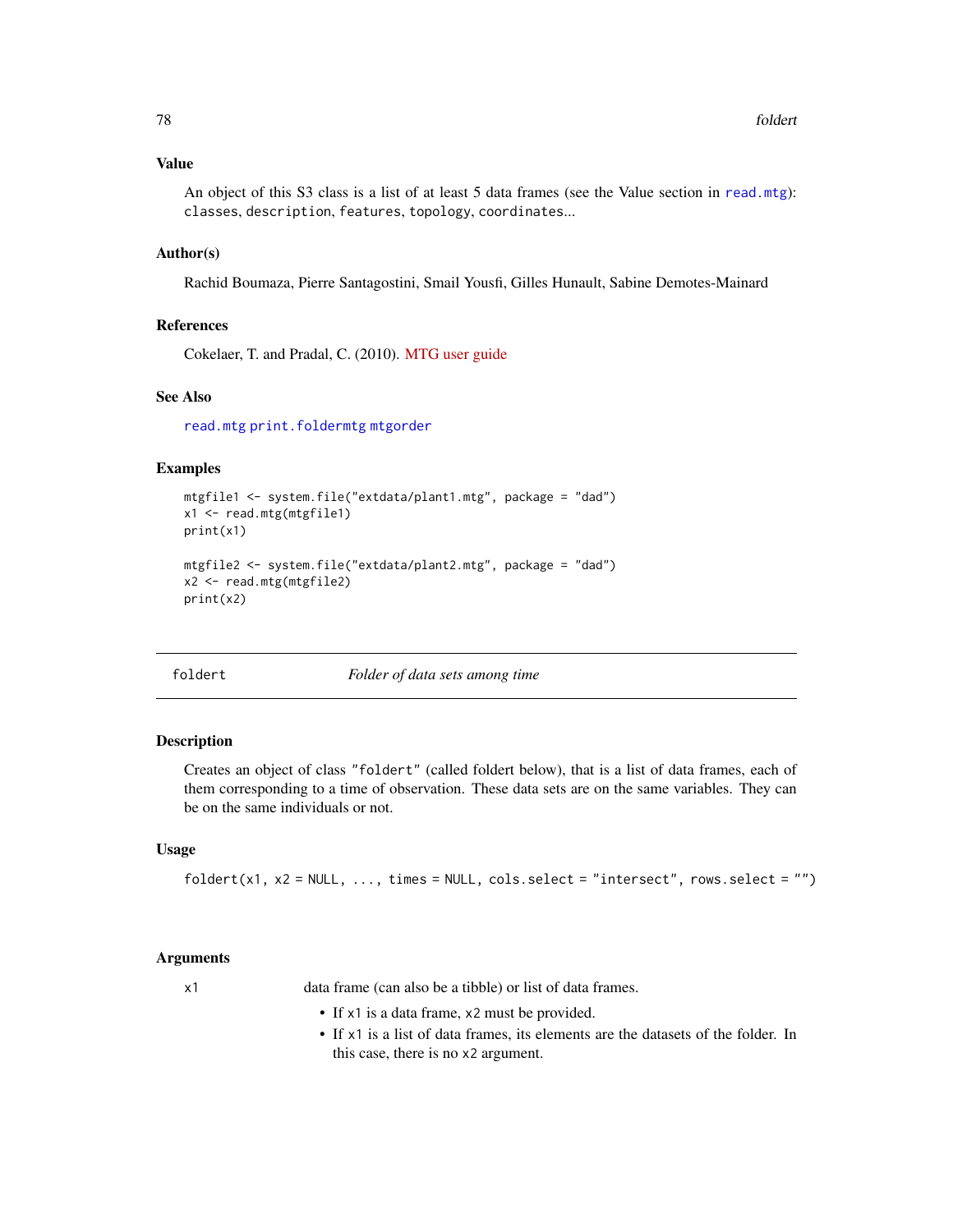## Value

An object of this S3 class is a list of at least 5 data frames (see the Value section in read.mtg): classes, description, features, topology, coordinates...

## Author(s)

Rachid Boumaza, Pierre Santagostini, Smail Yousfi, Gilles Hunault, Sabine Demotes-Mainard

## References

Cokelaer, T. and Pradal, C. (2010). MTG user guide

## See Also

read.mtg print.foldermtg mtgorder

## Examples

```
mtgfile1 <- system.file("extdata/plant1.mtg", package = "dad")
x1 <- read.mtg(mtgfile1)
print(x1)

mtgfile2 <- system.file("extdata/plant2.mtg", package = "dad")
x2 <- read.mtg(mtgfile2)
print(x2)
```

---

# foldert — *Folder of data sets among time*

---

## Description

Creates an object of class "foldert" (called foldert below), that is a list of data frames, each of them corresponding to a time of observation. These data sets are on the same variables. They can be on the same individuals or not.

## Usage

```
foldert(x1, x2 = NULL, ..., times = NULL, cols.select = "intersect", rows.select = "")
```

## Arguments

`x1` — data frame (can also be a tibble) or list of data frames.

- If x1 is a data frame, x2 must be provided.
- If x1 is a list of data frames, its elements are the datasets of the folder. In this case, there is no x2 argument.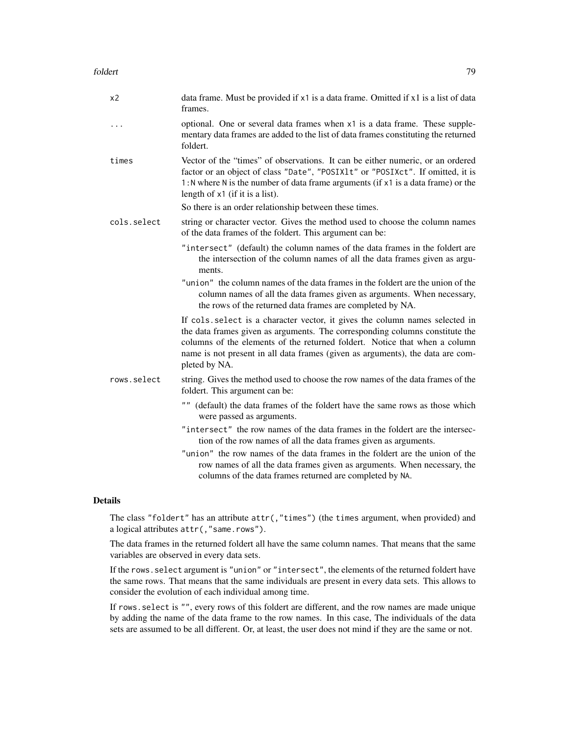`x2` data frame. Must be provided if `x1` is a data frame. Omitted if `x1` is a list of data frames.

`...` optional. One or several data frames when `x1` is a data frame. These supplementary data frames are added to the list of data frames constituting the returned foldert.

`times` Vector of the "times" of observations. It can be either numeric, or an ordered factor or an object of class `"Date"`, `"POSIXlt"` or `"POSIXct"`. If omitted, it is `1:N` where `N` is the number of data frame arguments (if `x1` is a data frame) or the length of `x1` (if it is a list).

So there is an order relationship between these times.

`cols.select` string or character vector. Gives the method used to choose the column names of the data frames of the foldert. This argument can be:

- `"intersect"` (default) the column names of the data frames in the foldert are the intersection of the column names of all the data frames given as arguments.
- `"union"` the column names of the data frames in the foldert are the union of the column names of all the data frames given as arguments. When necessary, the rows of the returned data frames are completed by NA.

If `cols.select` is a character vector, it gives the column names selected in the data frames given as arguments. The corresponding columns constitute the columns of the elements of the returned foldert. Notice that when a column name is not present in all data frames (given as arguments), the data are completed by NA.

`rows.select` string. Gives the method used to choose the row names of the data frames of the foldert. This argument can be:

- `""` (default) the data frames of the foldert have the same rows as those which were passed as arguments.
- `"intersect"` the row names of the data frames in the foldert are the intersection of the row names of all the data frames given as arguments.
- `"union"` the row names of the data frames in the foldert are the union of the row names of all the data frames given as arguments. When necessary, the columns of the data frames returned are completed by `NA`.

## Details

The class `"foldert"` has an attribute `attr(,"times")` (the `times` argument, when provided) and a logical attributes `attr(,"same.rows")`.

The data frames in the returned foldert all have the same column names. That means that the same variables are observed in every data sets.

If the `rows.select` argument is `"union"` or `"intersect"`, the elements of the returned foldert have the same rows. That means that the same individuals are present in every data sets. This allows to consider the evolution of each individual among time.

If `rows.select` is `""`, every rows of this foldert are different, and the row names are made unique by adding the name of the data frame to the row names. In this case, The individuals of the data sets are assumed to be all different. Or, at least, the user does not mind if they are the same or not.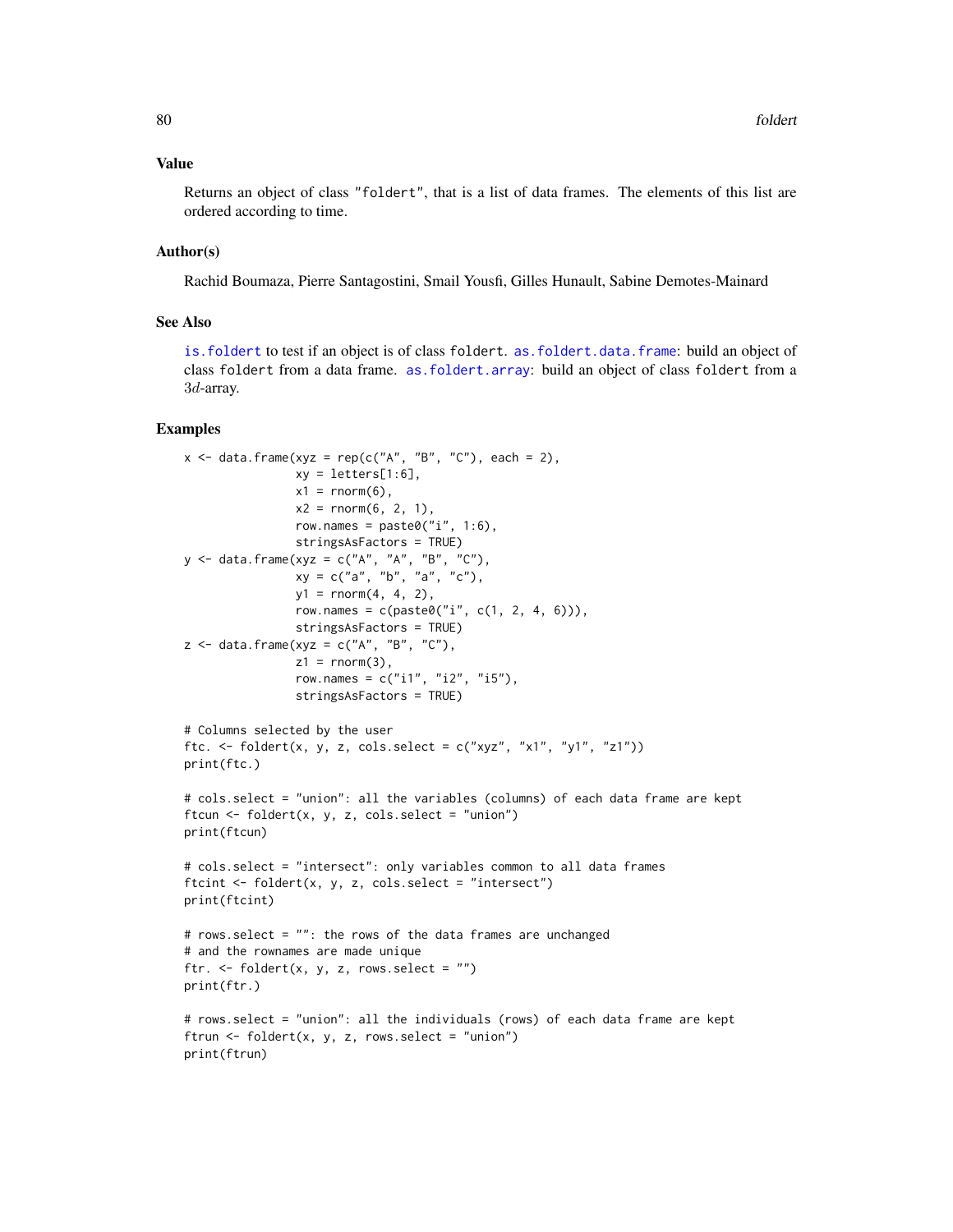## Value

Returns an object of class "foldert", that is a list of data frames. The elements of this list are ordered according to time.

## Author(s)

Rachid Boumaza, Pierre Santagostini, Smail Yousfi, Gilles Hunault, Sabine Demotes-Mainard

## See Also

is.foldert to test if an object is of class foldert. as.foldert.data.frame: build an object of class foldert from a data frame. as.foldert.array: build an object of class foldert from a $3d$-array.

## Examples

```
x <- data.frame(xyz = rep(c("A", "B", "C"), each = 2),
                xy = letters[1:6],
                x1 = rnorm(6),
                x2 = rnorm(6, 2, 1),
                row.names = paste0("i", 1:6),
                stringsAsFactors = TRUE)
y <- data.frame(xyz = c("A", "A", "B", "C"),
                xy = c("a", "b", "a", "c"),
                y1 = rnorm(4, 4, 2),
                row.names = c(paste0("i", c(1, 2, 4, 6))),
                stringsAsFactors = TRUE)
z <- data.frame(xyz = c("A", "B", "C"),
                z1 = rnorm(3),
                row.names = c("i1", "i2", "i5"),
                stringsAsFactors = TRUE)

# Columns selected by the user
ftc. <- foldert(x, y, z, cols.select = c("xyz", "x1", "y1", "z1"))
print(ftc.)

# cols.select = "union": all the variables (columns) of each data frame are kept
ftcun <- foldert(x, y, z, cols.select = "union")
print(ftcun)

# cols.select = "intersect": only variables common to all data frames
ftcint <- foldert(x, y, z, cols.select = "intersect")
print(ftcint)

# rows.select = "": the rows of the data frames are unchanged
# and the rownames are made unique
ftr. <- foldert(x, y, z, rows.select = "")
print(ftr.)

# rows.select = "union": all the individuals (rows) of each data frame are kept
ftrun <- foldert(x, y, z, rows.select = "union")
print(ftrun)
```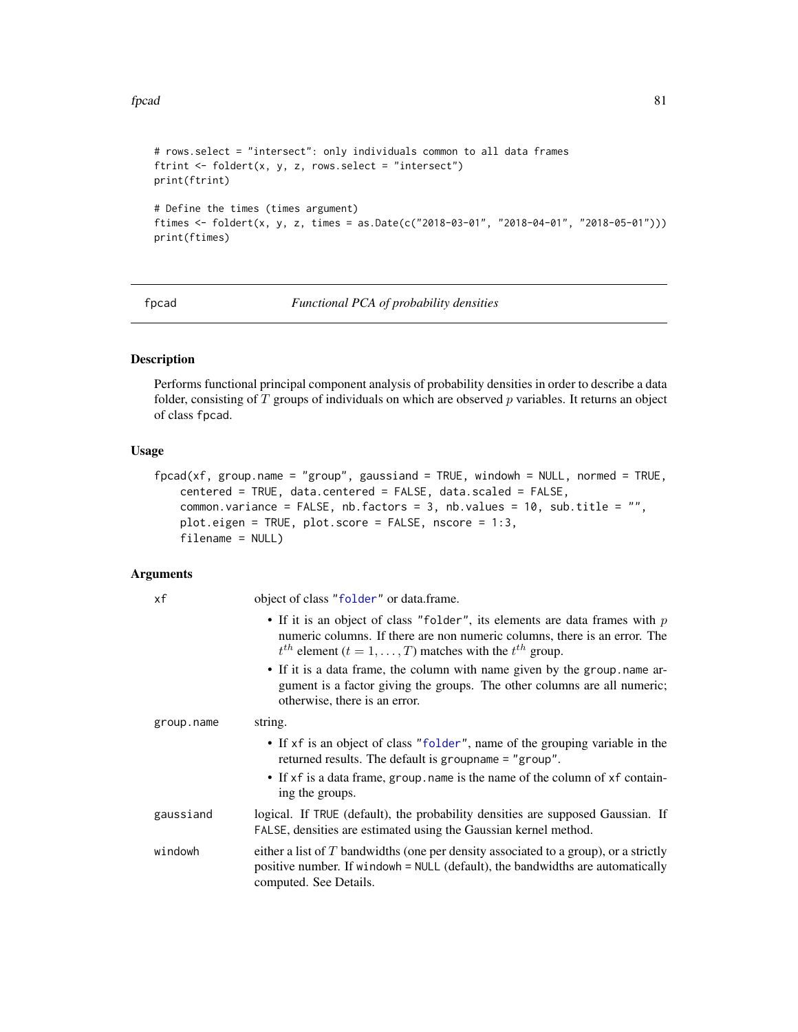```
# rows.select = "intersect": only individuals common to all data frames
ftrint <- foldert(x, y, z, rows.select = "intersect")
print(ftrint)

# Define the times (times argument)
ftimes <- foldert(x, y, z, times = as.Date(c("2018-03-01", "2018-04-01", "2018-05-01")))
print(ftimes)
```

---

## fpcad — *Functional PCA of probability densities*

### Description

Performs functional principal component analysis of probability densities in order to describe a data folder, consisting of $T$ groups of individuals on which are observed $p$ variables. It returns an object of class `fpcad`.

### Usage

```
fpcad(xf, group.name = "group", gaussiand = TRUE, windowh = NULL, normed = TRUE,
    centered = TRUE, data.centered = FALSE, data.scaled = FALSE,
    common.variance = FALSE, nb.factors = 3, nb.values = 10, sub.title = "",
    plot.eigen = TRUE, plot.score = FALSE, nscore = 1:3,
    filename = NULL)
```

### Arguments

`xf` — object of class "`folder`" or data.frame.

- If it is an object of class "`folder`", its elements are data frames with $p$ numeric columns. If there are non numeric columns, there is an error. The $t^{th}$ element ($t = 1, \ldots, T$) matches with the $t^{th}$ group.
- If it is a data frame, the column with name given by the `group.name` argument is a factor giving the groups. The other columns are all numeric; otherwise, there is an error.

`group.name` — string.

- If `xf` is an object of class "`folder`", name of the grouping variable in the returned results. The default is `groupname = "group"`.
- If `xf` is a data frame, `group.name` is the name of the column of `xf` containing the groups.

`gaussiand` — logical. If `TRUE` (default), the probability densities are supposed Gaussian. If `FALSE`, densities are estimated using the Gaussian kernel method.

`windowh` — either a list of $T$ bandwidths (one per density associated to a group), or a strictly positive number. If `windowh = NULL` (default), the bandwidths are automatically computed. See Details.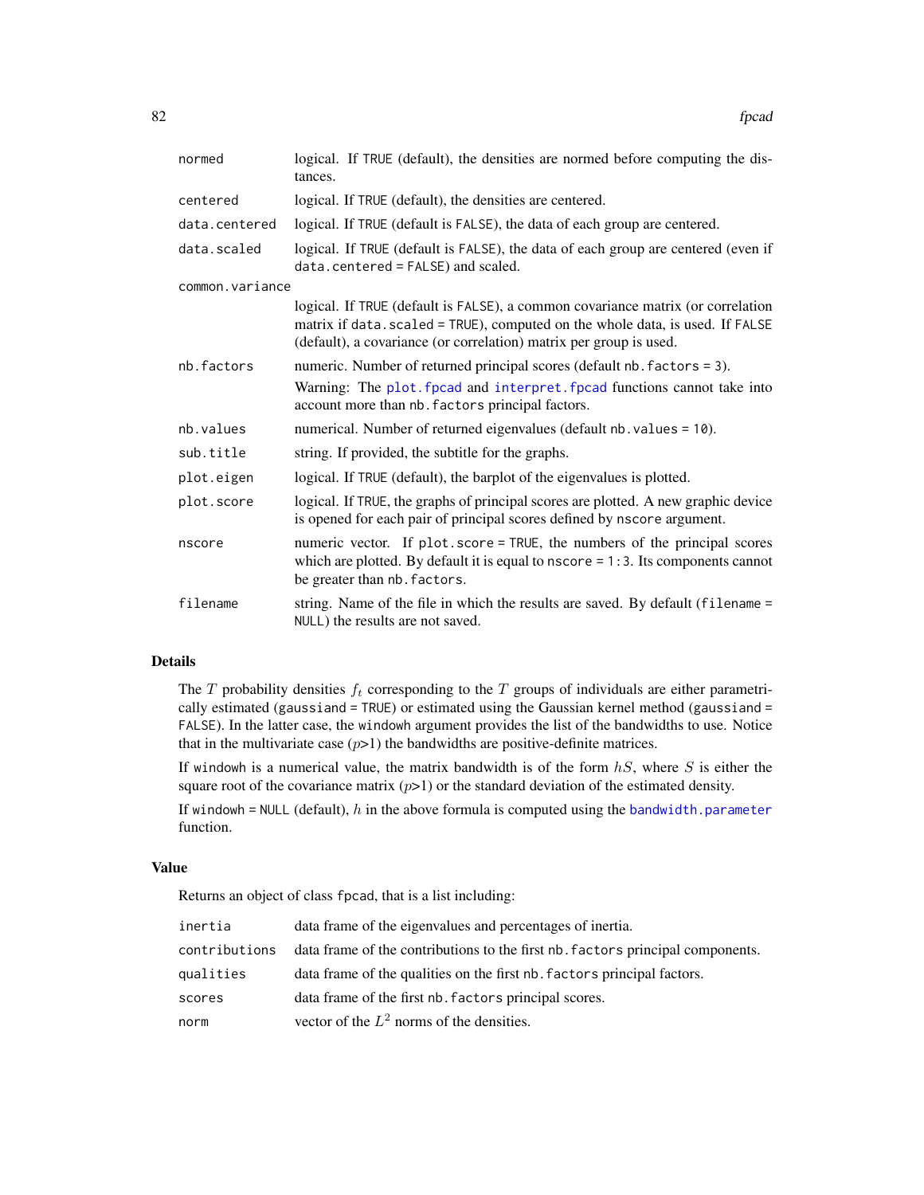| | |
|---|---|
| normed | logical. If TRUE (default), the densities are normed before computing the distances. |
| centered | logical. If TRUE (default), the densities are centered. |
| data.centered | logical. If TRUE (default is FALSE), the data of each group are centered. |
| data.scaled | logical. If TRUE (default is FALSE), the data of each group are centered (even if data.centered = FALSE) and scaled. |
| common.variance | logical. If TRUE (default is FALSE), a common covariance matrix (or correlation matrix if data.scaled = TRUE), computed on the whole data, is used. If FALSE (default), a covariance (or correlation) matrix per group is used. |
| nb.factors | numeric. Number of returned principal scores (default nb.factors = 3). Warning: The plot.fpcad and interpret.fpcad functions cannot take into account more than nb.factors principal factors. |
| nb.values | numerical. Number of returned eigenvalues (default nb.values = 10). |
| sub.title | string. If provided, the subtitle for the graphs. |
| plot.eigen | logical. If TRUE (default), the barplot of the eigenvalues is plotted. |
| plot.score | logical. If TRUE, the graphs of principal scores are plotted. A new graphic device is opened for each pair of principal scores defined by nscore argument. |
| nscore | numeric vector. If plot.score = TRUE, the numbers of the principal scores which are plotted. By default it is equal to nscore = 1:3. Its components cannot be greater than nb.factors. |
| filename | string. Name of the file in which the results are saved. By default (filename = NULL) the results are not saved. |

## Details

The $T$ probability densities $f_t$ corresponding to the $T$ groups of individuals are either parametrically estimated (gaussiand = TRUE) or estimated using the Gaussian kernel method (gaussiand = FALSE). In the latter case, the windowh argument provides the list of the bandwidths to use. Notice that in the multivariate case ($p$>1) the bandwidths are positive-definite matrices.

If windowh is a numerical value, the matrix bandwidth is of the form $hS$, where $S$ is either the square root of the covariance matrix ($p$>1) or the standard deviation of the estimated density.

If windowh = NULL (default), $h$ in the above formula is computed using the bandwidth.parameter function.

## Value

Returns an object of class fpcad, that is a list including:

| | |
|---|---|
| inertia | data frame of the eigenvalues and percentages of inertia. |
| contributions | data frame of the contributions to the first nb.factors principal components. |
| qualities | data frame of the qualities on the first nb.factors principal factors. |
| scores | data frame of the first nb.factors principal scores. |
| norm | vector of the $L^2$ norms of the densities. |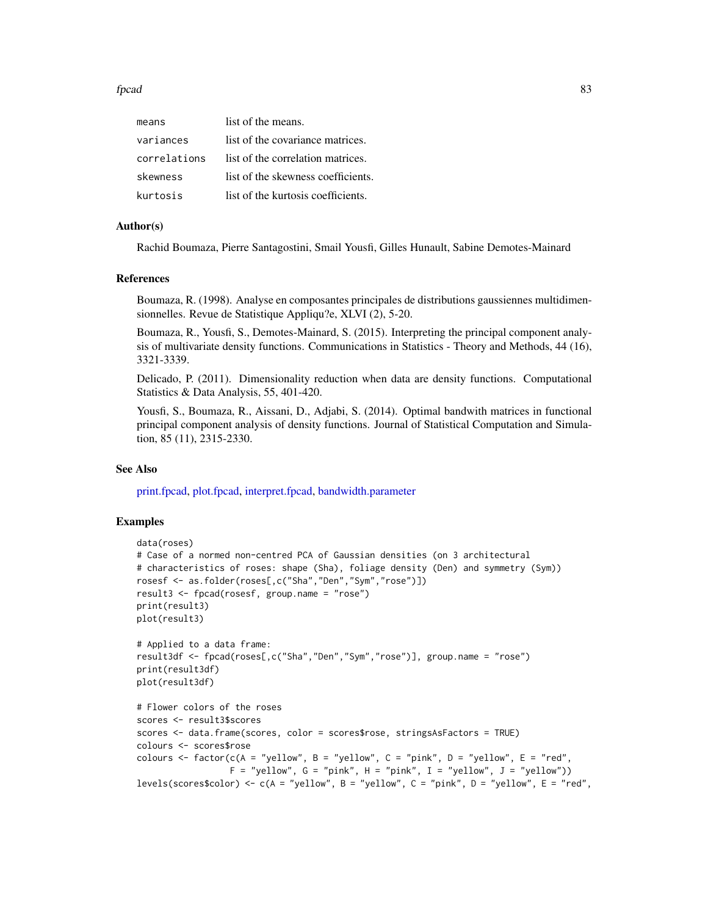| | |
|---|---|
| means | list of the means. |
| variances | list of the covariance matrices. |
| correlations | list of the correlation matrices. |
| skewness | list of the skewness coefficients. |
| kurtosis | list of the kurtosis coefficients. |

## Author(s)

Rachid Boumaza, Pierre Santagostini, Smail Yousfi, Gilles Hunault, Sabine Demotes-Mainard

## References

Boumaza, R. (1998). Analyse en composantes principales de distributions gaussiennes multidimensionnelles. Revue de Statistique Appliqu?e, XLVI (2), 5-20.

Boumaza, R., Yousfi, S., Demotes-Mainard, S. (2015). Interpreting the principal component analysis of multivariate density functions. Communications in Statistics - Theory and Methods, 44 (16), 3321-3339.

Delicado, P. (2011). Dimensionality reduction when data are density functions. Computational Statistics & Data Analysis, 55, 401-420.

Yousfi, S., Boumaza, R., Aissani, D., Adjabi, S. (2014). Optimal bandwith matrices in functional principal component analysis of density functions. Journal of Statistical Computation and Simulation, 85 (11), 2315-2330.

## See Also

print.fpcad, plot.fpcad, interpret.fpcad, bandwidth.parameter

## Examples

```
data(roses)
# Case of a normed non-centred PCA of Gaussian densities (on 3 architectural
# characteristics of roses: shape (Sha), foliage density (Den) and symmetry (Sym))
rosesf <- as.folder(roses[,c("Sha","Den","Sym","rose")])
result3 <- fpcad(rosesf, group.name = "rose")
print(result3)
plot(result3)

# Applied to a data frame:
result3df <- fpcad(roses[,c("Sha","Den","Sym","rose")], group.name = "rose")
print(result3df)
plot(result3df)

# Flower colors of the roses
scores <- result3$scores
scores <- data.frame(scores, color = scores$rose, stringsAsFactors = TRUE)
colours <- scores$rose
colours <- factor(c(A = "yellow", B = "yellow", C = "pink", D = "yellow", E = "red",
                  F = "yellow", G = "pink", H = "pink", I = "yellow", J = "yellow"))
levels(scores$color) <- c(A = "yellow", B = "yellow", C = "pink", D = "yellow", E = "red",
```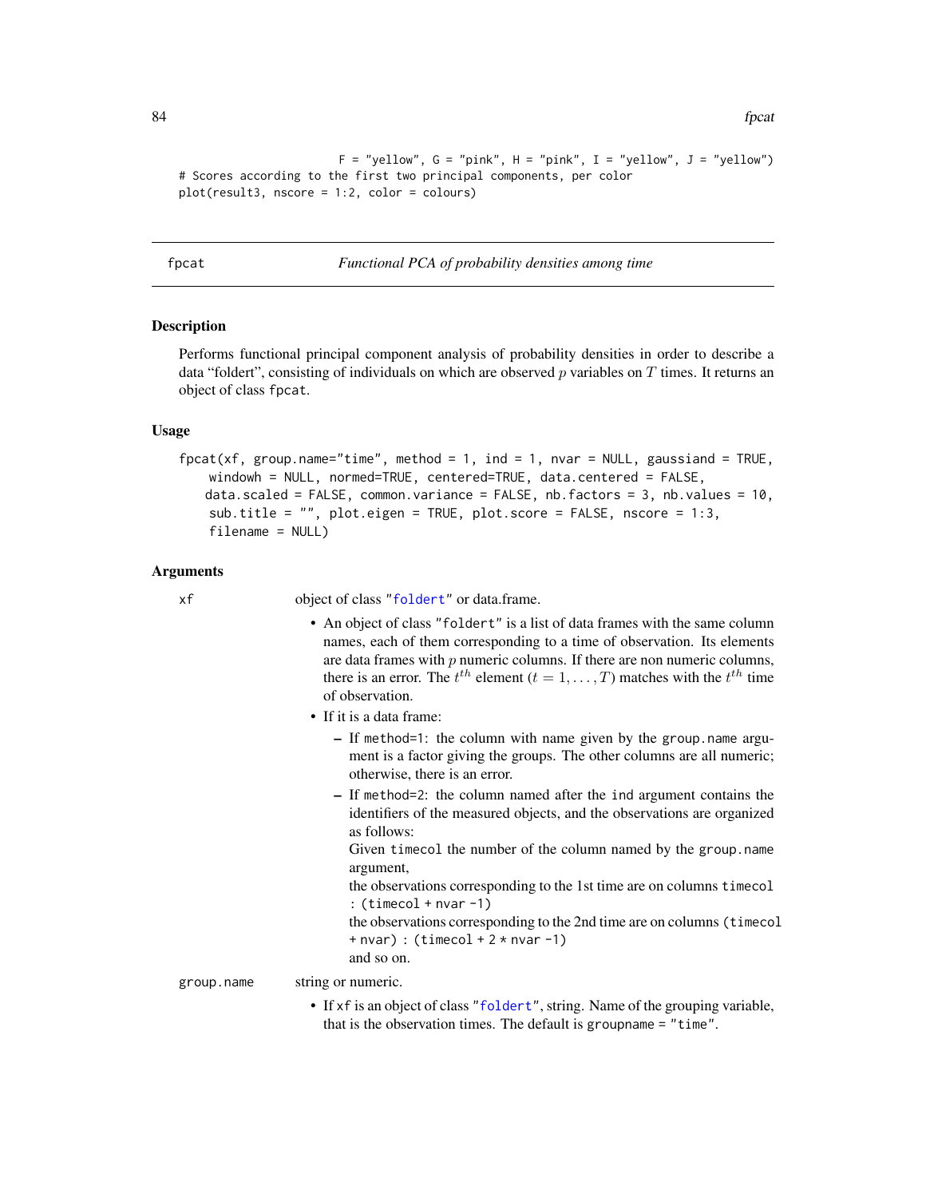```
                    F = "yellow", G = "pink", H = "pink", I = "yellow", J = "yellow")
# Scores according to the first two principal components, per color
plot(result3, nscore = 1:2, color = colours)
```

---

## fpcat — *Functional PCA of probability densities among time*

### Description

Performs functional principal component analysis of probability densities in order to describe a data "foldert", consisting of individuals on which are observed $p$ variables on $T$ times. It returns an object of class `fpcat`.

### Usage

```
fpcat(xf, group.name="time", method = 1, ind = 1, nvar = NULL, gaussiand = TRUE,
    windowh = NULL, normed=TRUE, centered=TRUE, data.centered = FALSE,
   data.scaled = FALSE, common.variance = FALSE, nb.factors = 3, nb.values = 10,
    sub.title = "", plot.eigen = TRUE, plot.score = FALSE, nscore = 1:3,
    filename = NULL)
```

### Arguments

`xf` object of class "`foldert`" or data.frame.

- An object of class "`foldert`" is a list of data frames with the same column names, each of them corresponding to a time of observation. Its elements are data frames with $p$ numeric columns. If there are non numeric columns, there is an error. The $t^{th}$ element ($t = 1, \ldots, T$) matches with the $t^{th}$ time of observation.
- If it is a data frame:
  - If `method=1`: the column with name given by the `group.name` argument is a factor giving the groups. The other columns are all numeric; otherwise, there is an error.
  - If `method=2`: the column named after the `ind` argument contains the identifiers of the measured objects, and the observations are organized as follows:
    Given `timecol` the number of the column named by the `group.name` argument,
    the observations corresponding to the 1st time are on columns `timecol : (timecol + nvar -1)`
    the observations corresponding to the 2nd time are on columns `(timecol + nvar) : (timecol + 2 * nvar -1)`
    and so on.

`group.name` string or numeric.

- If `xf` is an object of class "`foldert`", string. Name of the grouping variable, that is the observation times. The default is `groupname = "time"`.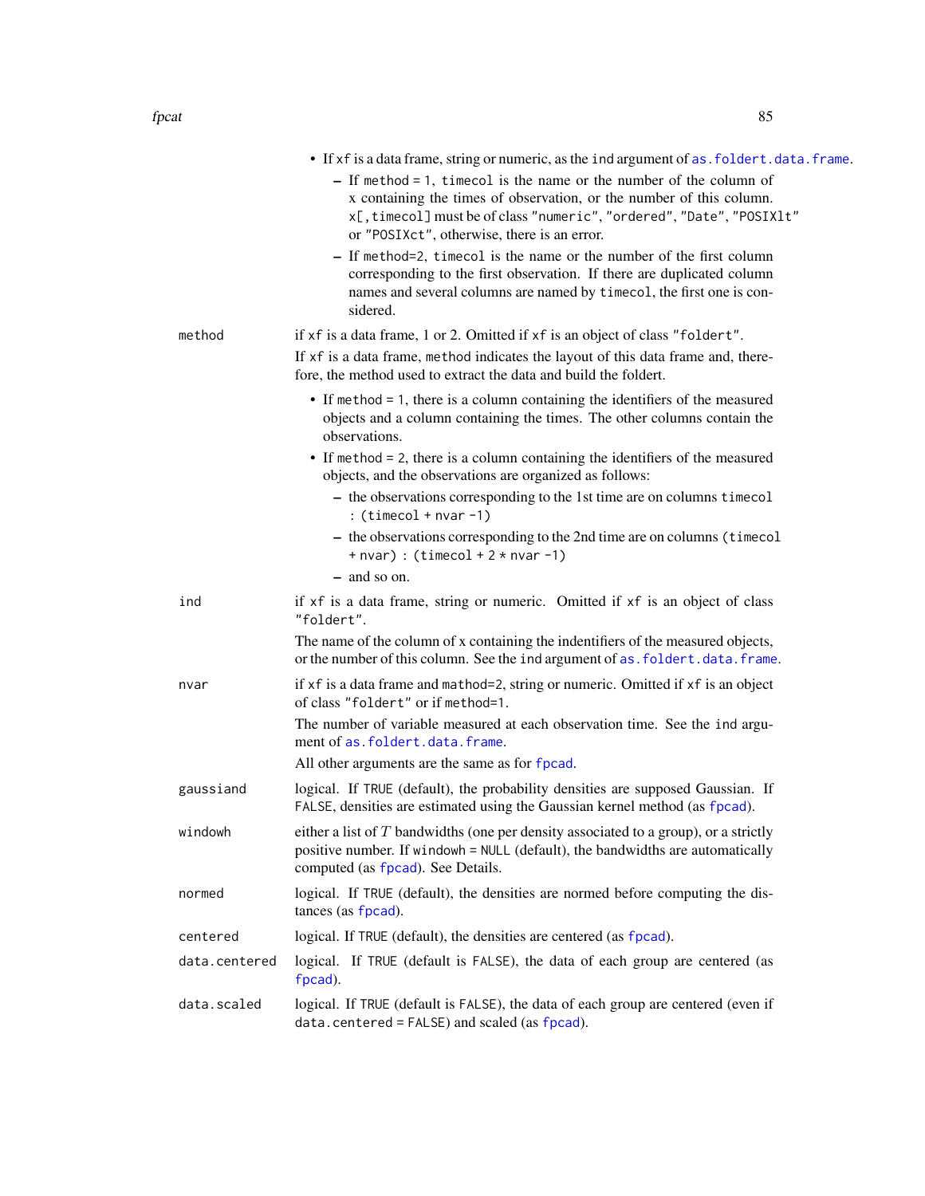- If xf is a data frame, string or numeric, as the ind argument of as.foldert.data.frame.
  - If method = 1, timecol is the name or the number of the column of x containing the times of observation, or the number of this column. x[,timecol] must be of class "numeric", "ordered", "Date", "POSIXlt" or "POSIXct", otherwise, there is an error.
  - If method=2, timecol is the name or the number of the first column corresponding to the first observation. If there are duplicated column names and several columns are named by timecol, the first one is considered.

**method**
: if xf is a data frame, 1 or 2. Omitted if xf is an object of class "foldert".

  If xf is a data frame, method indicates the layout of this data frame and, therefore, the method used to extract the data and build the foldert.

  - If method = 1, there is a column containing the identifiers of the measured objects and a column containing the times. The other columns contain the observations.
  - If method = 2, there is a column containing the identifiers of the measured objects, and the observations are organized as follows:
    - the observations corresponding to the 1st time are on columns timecol : (timecol + nvar -1)
    - the observations corresponding to the 2nd time are on columns (timecol + nvar) : (timecol + 2 * nvar -1)
    - and so on.

**ind**
: if xf is a data frame, string or numeric. Omitted if xf is an object of class "foldert".

  The name of the column of x containing the indentifiers of the measured objects, or the number of this column. See the ind argument of as.foldert.data.frame.

**nvar**
: if xf is a data frame and mathod=2, string or numeric. Omitted if xf is an object of class "foldert" or if method=1.

  The number of variable measured at each observation time. See the ind argument of as.foldert.data.frame.

  All other arguments are the same as for fpcad.

**gaussiand**
: logical. If TRUE (default), the probability densities are supposed Gaussian. If FALSE, densities are estimated using the Gaussian kernel method (as fpcad).

**windowh**
: either a list of $T$ bandwidths (one per density associated to a group), or a strictly positive number. If windowh = NULL (default), the bandwidths are automatically computed (as fpcad). See Details.

**normed**
: logical. If TRUE (default), the densities are normed before computing the distances (as fpcad).

**centered**
: logical. If TRUE (default), the densities are centered (as fpcad).

**data.centered**
: logical. If TRUE (default is FALSE), the data of each group are centered (as fpcad).

**data.scaled**
: logical. If TRUE (default is FALSE), the data of each group are centered (even if data.centered = FALSE) and scaled (as fpcad).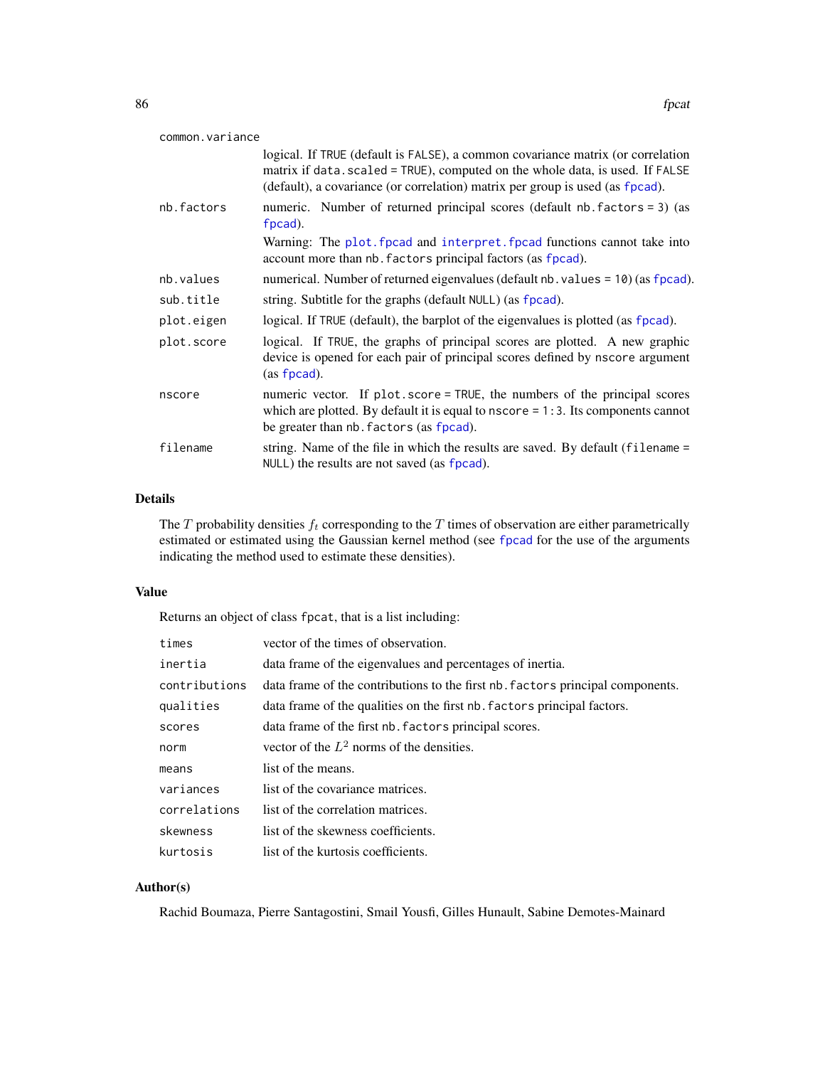| | |
|---|---|
| `common.variance` | logical. If `TRUE` (default is `FALSE`), a common covariance matrix (or correlation matrix if `data.scaled = TRUE`), computed on the whole data, is used. If `FALSE` (default), a covariance (or correlation) matrix per group is used (as `fpcad`). |
| `nb.factors` | numeric. Number of returned principal scores (default `nb.factors = 3`) (as `fpcad`). Warning: The `plot.fpcad` and `interpret.fpcad` functions cannot take into account more than `nb.factors` principal factors (as `fpcad`). |
| `nb.values` | numerical. Number of returned eigenvalues (default `nb.values = 10`) (as `fpcad`). |
| `sub.title` | string. Subtitle for the graphs (default `NULL`) (as `fpcad`). |
| `plot.eigen` | logical. If `TRUE` (default), the barplot of the eigenvalues is plotted (as `fpcad`). |
| `plot.score` | logical. If `TRUE`, the graphs of principal scores are plotted. A new graphic device is opened for each pair of principal scores defined by `nscore` argument (as `fpcad`). |
| `nscore` | numeric vector. If `plot.score = TRUE`, the numbers of the principal scores which are plotted. By default it is equal to `nscore = 1:3`. Its components cannot be greater than `nb.factors` (as `fpcad`). |
| `filename` | string. Name of the file in which the results are saved. By default (`filename = NULL`) the results are not saved (as `fpcad`). |

## Details

The $T$ probability densities $f_t$ corresponding to the $T$ times of observation are either parametrically estimated or estimated using the Gaussian kernel method (see `fpcad` for the use of the arguments indicating the method used to estimate these densities).

## Value

Returns an object of class `fpcat`, that is a list including:

| | |
|---|---|
| `times` | vector of the times of observation. |
| `inertia` | data frame of the eigenvalues and percentages of inertia. |
| `contributions` | data frame of the contributions to the first `nb.factors` principal components. |
| `qualities` | data frame of the qualities on the first `nb.factors` principal factors. |
| `scores` | data frame of the first `nb.factors` principal scores. |
| `norm` | vector of the $L^2$ norms of the densities. |
| `means` | list of the means. |
| `variances` | list of the covariance matrices. |
| `correlations` | list of the correlation matrices. |
| `skewness` | list of the skewness coefficients. |
| `kurtosis` | list of the kurtosis coefficients. |

## Author(s)

Rachid Boumaza, Pierre Santagostini, Smail Yousfi, Gilles Hunault, Sabine Demotes-Mainard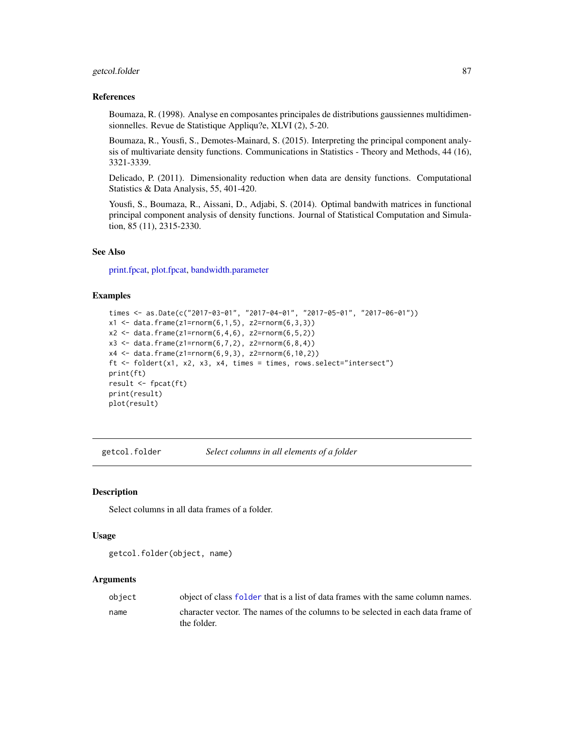### References

Boumaza, R. (1998). Analyse en composantes principales de distributions gaussiennes multidimensionnelles. Revue de Statistique Appliqu?e, XLVI (2), 5-20.

Boumaza, R., Yousfi, S., Demotes-Mainard, S. (2015). Interpreting the principal component analysis of multivariate density functions. Communications in Statistics - Theory and Methods, 44 (16), 3321-3339.

Delicado, P. (2011). Dimensionality reduction when data are density functions. Computational Statistics & Data Analysis, 55, 401-420.

Yousfi, S., Boumaza, R., Aissani, D., Adjabi, S. (2014). Optimal bandwith matrices in functional principal component analysis of density functions. Journal of Statistical Computation and Simulation, 85 (11), 2315-2330.

### See Also

print.fpcat, plot.fpcat, bandwidth.parameter

### Examples

```
times <- as.Date(c("2017-03-01", "2017-04-01", "2017-05-01", "2017-06-01"))
x1 <- data.frame(z1=rnorm(6,1,5), z2=rnorm(6,3,3))
x2 <- data.frame(z1=rnorm(6,4,6), z2=rnorm(6,5,2))
x3 <- data.frame(z1=rnorm(6,7,2), z2=rnorm(6,8,4))
x4 <- data.frame(z1=rnorm(6,9,3), z2=rnorm(6,10,2))
ft <- foldert(x1, x2, x3, x4, times = times, rows.select="intersect")
print(ft)
result <- fpcat(ft)
print(result)
plot(result)
```

---

## getcol.folder *Select columns in all elements of a folder*

### Description

Select columns in all data frames of a folder.

### Usage

```
getcol.folder(object, name)
```

### Arguments

| | |
|---|---|
| `object` | object of class `folder` that is a list of data frames with the same column names. |
| `name` | character vector. The names of the columns to be selected in each data frame of the folder. |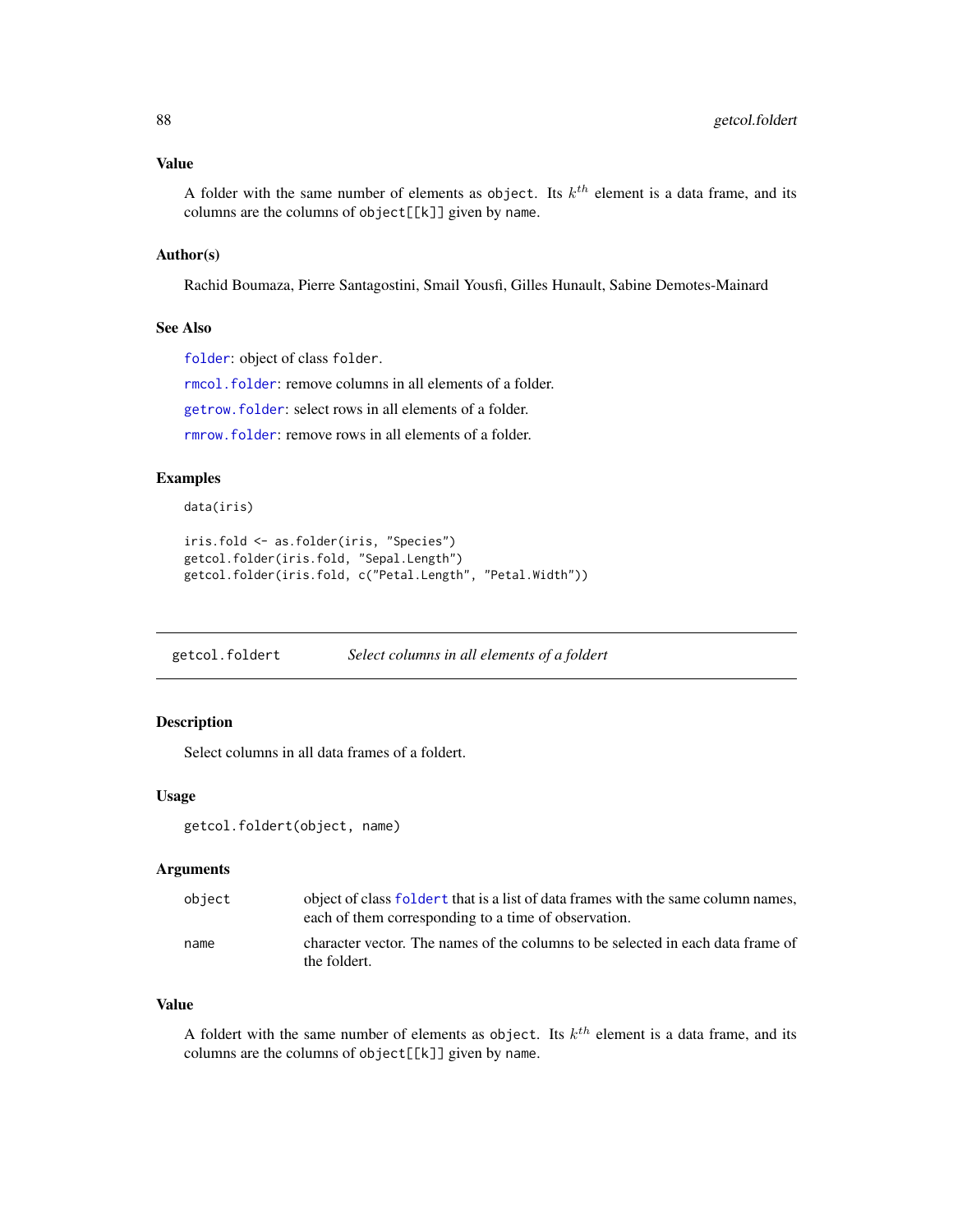### Value

A folder with the same number of elements as `object`. Its $k^{th}$ element is a data frame, and its columns are the columns of `object[[k]]` given by `name`.

### Author(s)

Rachid Boumaza, Pierre Santagostini, Smail Yousfi, Gilles Hunault, Sabine Demotes-Mainard

### See Also

`folder`: object of class `folder`.

`rmcol.folder`: remove columns in all elements of a folder.

`getrow.folder`: select rows in all elements of a folder.

`rmrow.folder`: remove rows in all elements of a folder.

### Examples

```
data(iris)

iris.fold <- as.folder(iris, "Species")
getcol.folder(iris.fold, "Sepal.Length")
getcol.folder(iris.fold, c("Petal.Length", "Petal.Width"))
```

---

## getcol.foldert — *Select columns in all elements of a foldert*

### Description

Select columns in all data frames of a foldert.

### Usage

```
getcol.foldert(object, name)
```

### Arguments

| | |
|---|---|
| `object` | object of class `foldert` that is a list of data frames with the same column names, each of them corresponding to a time of observation. |
| `name` | character vector. The names of the columns to be selected in each data frame of the foldert. |

### Value

A foldert with the same number of elements as `object`. Its $k^{th}$ element is a data frame, and its columns are the columns of `object[[k]]` given by `name`.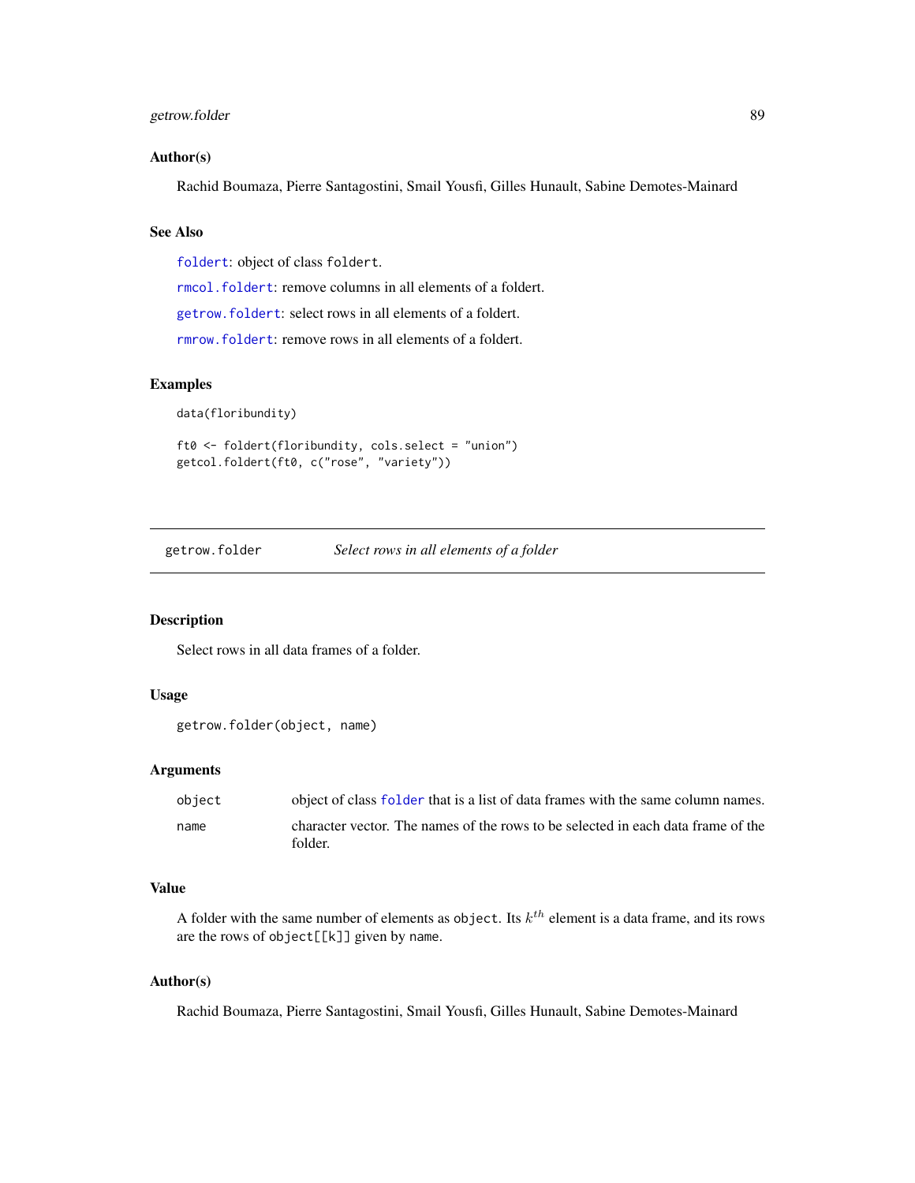## Author(s)

Rachid Boumaza, Pierre Santagostini, Smail Yousfi, Gilles Hunault, Sabine Demotes-Mainard

## See Also

`foldert`: object of class `foldert`.

`rmcol.foldert`: remove columns in all elements of a foldert.

`getrow.foldert`: select rows in all elements of a foldert.

`rmrow.foldert`: remove rows in all elements of a foldert.

## Examples

```
data(floribundity)

ft0 <- foldert(floribundity, cols.select = "union")
getcol.foldert(ft0, c("rose", "variety"))
```

---

# getrow.folder — *Select rows in all elements of a folder*

## Description

Select rows in all data frames of a folder.

## Usage

```
getrow.folder(object, name)
```

## Arguments

| | |
|---|---|
| `object` | object of class `folder` that is a list of data frames with the same column names. |
| `name` | character vector. The names of the rows to be selected in each data frame of the folder. |

## Value

A folder with the same number of elements as `object`. Its $k^{th}$ element is a data frame, and its rows are the rows of `object[[k]]` given by `name`.

## Author(s)

Rachid Boumaza, Pierre Santagostini, Smail Yousfi, Gilles Hunault, Sabine Demotes-Mainard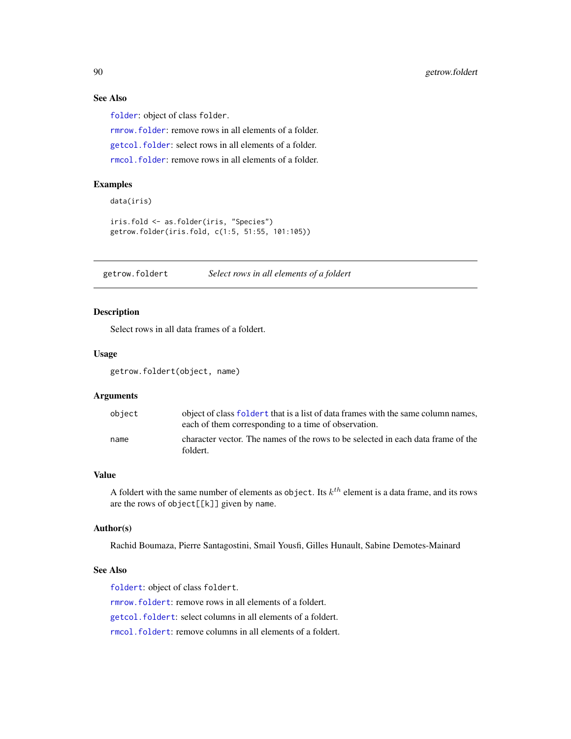### See Also

`folder`: object of class `folder`.

`rmrow.folder`: remove rows in all elements of a folder.

`getcol.folder`: select rows in all elements of a folder.

`rmcol.folder`: remove rows in all elements of a folder.

### Examples

```
data(iris)

iris.fold <- as.folder(iris, "Species")
getrow.folder(iris.fold, c(1:5, 51:55, 101:105))
```

---

## getrow.foldert *Select rows in all elements of a foldert*

---

### Description

Select rows in all data frames of a foldert.

### Usage

```
getrow.foldert(object, name)
```

### Arguments

| | |
|---|---|
| `object` | object of class `foldert` that is a list of data frames with the same column names, each of them corresponding to a time of observation. |
| `name` | character vector. The names of the rows to be selected in each data frame of the foldert. |

### Value

A foldert with the same number of elements as `object`. Its $k^{th}$ element is a data frame, and its rows are the rows of `object[[k]]` given by `name`.

### Author(s)

Rachid Boumaza, Pierre Santagostini, Smail Yousfi, Gilles Hunault, Sabine Demotes-Mainard

### See Also

`foldert`: object of class `foldert`.

`rmrow.foldert`: remove rows in all elements of a foldert.

`getcol.foldert`: select columns in all elements of a foldert.

`rmcol.foldert`: remove columns in all elements of a foldert.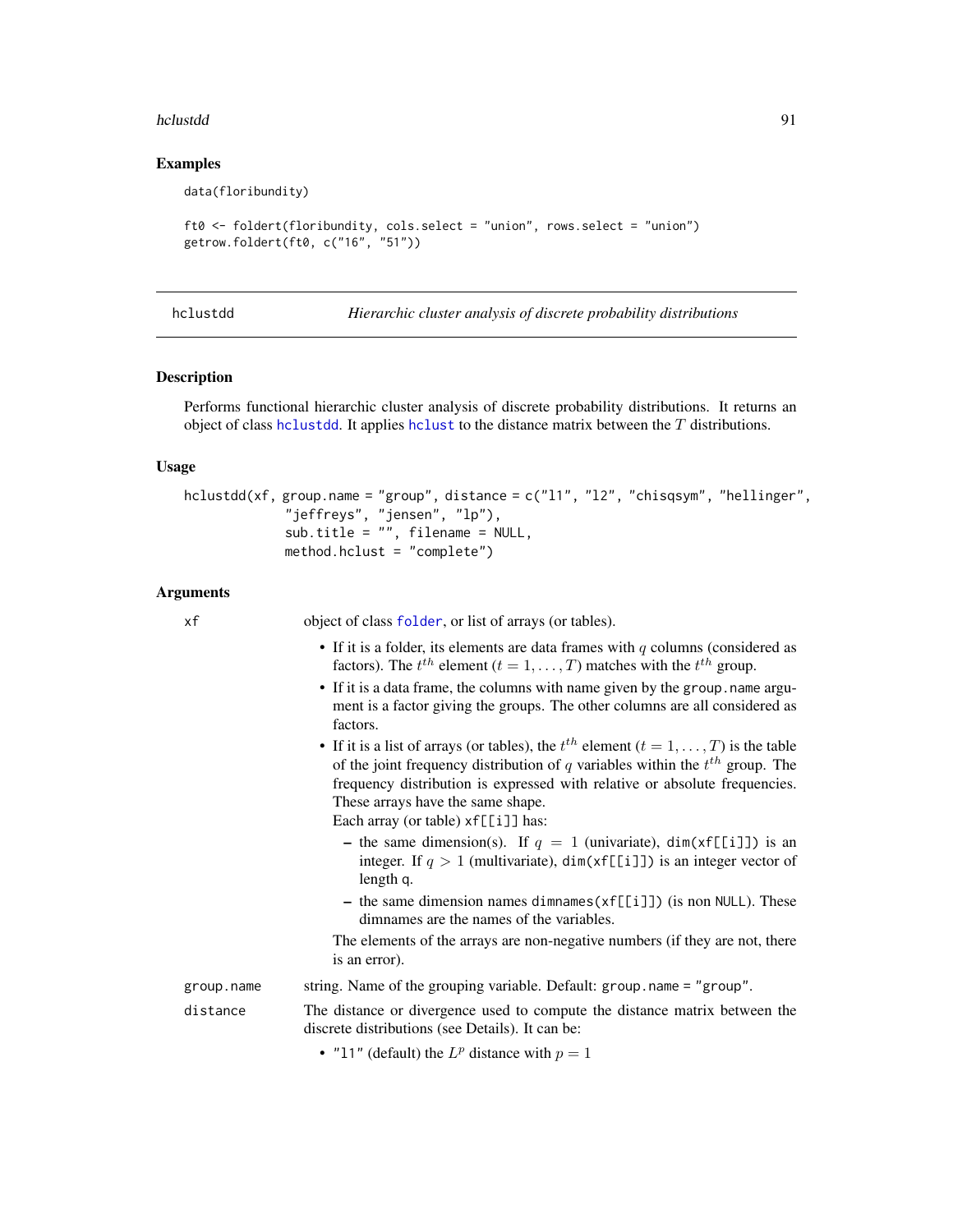## Examples

```
data(floribundity)

ft0 <- foldert(floribundity, cols.select = "union", rows.select = "union")
getrow.foldert(ft0, c("16", "51"))
```

---

hclustdd — *Hierarchic cluster analysis of discrete probability distributions*

---

## Description

Performs functional hierarchic cluster analysis of discrete probability distributions. It returns an object of class hclustdd. It applies hclust to the distance matrix between the $T$ distributions.

## Usage

```
hclustdd(xf, group.name = "group", distance = c("l1", "l2", "chisqsym", "hellinger",
            "jeffreys", "jensen", "lp"),
            sub.title = "", filename = NULL,
            method.hclust = "complete")
```

## Arguments

**xf** — object of class folder, or list of arrays (or tables).

- If it is a folder, its elements are data frames with $q$ columns (considered as factors). The $t^{th}$ element ($t = 1, \ldots, T$) matches with the $t^{th}$ group.
- If it is a data frame, the columns with name given by the group.name argument is a factor giving the groups. The other columns are all considered as factors.
- If it is a list of arrays (or tables), the $t^{th}$ element ($t = 1, \ldots, T$) is the table of the joint frequency distribution of $q$ variables within the $t^{th}$ group. The frequency distribution is expressed with relative or absolute frequencies. These arrays have the same shape.
  Each array (or table) xf[[i]] has:
  - the same dimension(s). If $q = 1$ (univariate), dim(xf[[i]]) is an integer. If $q > 1$ (multivariate), dim(xf[[i]]) is an integer vector of length q.
  - the same dimension names dimnames(xf[[i]]) (is non NULL). These dimnames are the names of the variables.

  The elements of the arrays are non-negative numbers (if they are not, there is an error).

**group.name** — string. Name of the grouping variable. Default: group.name = "group".

**distance** — The distance or divergence used to compute the distance matrix between the discrete distributions (see Details). It can be:

- "l1" (default) the $L^p$ distance with $p = 1$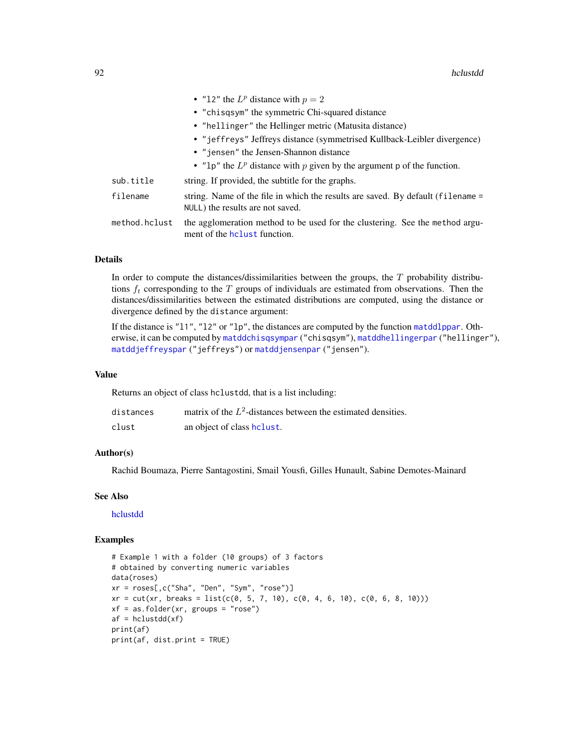- "l2" the $L^p$ distance with $p = 2$
- "chisqsym" the symmetric Chi-squared distance
- "hellinger" the Hellinger metric (Matusita distance)
- "jeffreys" Jeffreys distance (symmetrised Kullback-Leibler divergence)
- "jensen" the Jensen-Shannon distance
- "lp" the $L^p$ distance with $p$ given by the argument p of the function.

| | |
|---|---|
| sub.title | string. If provided, the subtitle for the graphs. |
| filename | string. Name of the file in which the results are saved. By default (filename = NULL) the results are not saved. |
| method.hclust | the agglomeration method to be used for the clustering. See the method argument of the hclust function. |

## Details

In order to compute the distances/dissimilarities between the groups, the $T$ probability distributions $f_t$ corresponding to the $T$ groups of individuals are estimated from observations. Then the distances/dissimilarities between the estimated distributions are computed, using the distance or divergence defined by the distance argument:

If the distance is "l1", "l2" or "lp", the distances are computed by the function matddlppar. Otherwise, it can be computed by matddchisqsympar ("chisqsym"), matddhellingerpar ("hellinger"), matddjeffreyspar ("jeffreys") or matddjensenpar ("jensen").

## Value

Returns an object of class hclustdd, that is a list including:

| | |
|---|---|
| distances | matrix of the $L^2$-distances between the estimated densities. |
| clust | an object of class hclust. |

## Author(s)

Rachid Boumaza, Pierre Santagostini, Smail Yousfi, Gilles Hunault, Sabine Demotes-Mainard

## See Also

hclustdd

## Examples

```
# Example 1 with a folder (10 groups) of 3 factors
# obtained by converting numeric variables
data(roses)
xr = roses[,c("Sha", "Den", "Sym", "rose")]
xr = cut(xr, breaks = list(c(0, 5, 7, 10), c(0, 4, 6, 10), c(0, 6, 8, 10)))
xf = as.folder(xr, groups = "rose")
af = hclustdd(xf)
print(af)
print(af, dist.print = TRUE)
```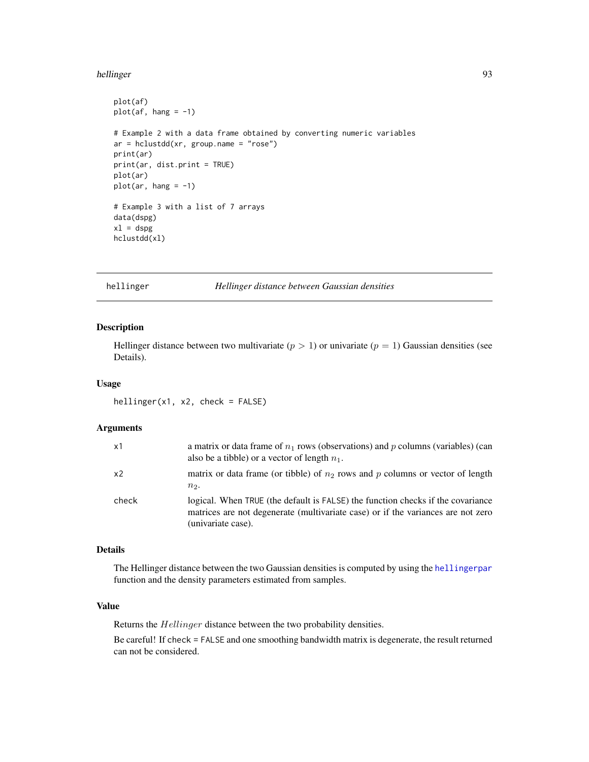```
plot(af)
plot(af, hang = -1)

# Example 2 with a data frame obtained by converting numeric variables
ar = hclustdd(xr, group.name = "rose")
print(ar)
print(ar, dist.print = TRUE)
plot(ar)
plot(ar, hang = -1)

# Example 3 with a list of 7 arrays
data(dspg)
xl = dspg
hclustdd(xl)
```

---

## hellinger — *Hellinger distance between Gaussian densities*

### Description

Hellinger distance between two multivariate ($p > 1$) or univariate ($p = 1$) Gaussian densities (see Details).

### Usage

```
hellinger(x1, x2, check = FALSE)
```

### Arguments

| | |
|---|---|
| `x1` | a matrix or data frame of $n_1$ rows (observations) and $p$ columns (variables) (can also be a tibble) or a vector of length $n_1$. |
| `x2` | matrix or data frame (or tibble) of $n_2$ rows and $p$ columns or vector of length $n_2$. |
| `check` | logical. When `TRUE` (the default is `FALSE`) the function checks if the covariance matrices are not degenerate (multivariate case) or if the variances are not zero (univariate case). |

### Details

The Hellinger distance between the two Gaussian densities is computed by using the `hellingerpar` function and the density parameters estimated from samples.

### Value

Returns the $Hellinger$ distance between the two probability densities.

Be careful! If `check = FALSE` and one smoothing bandwidth matrix is degenerate, the result returned can not be considered.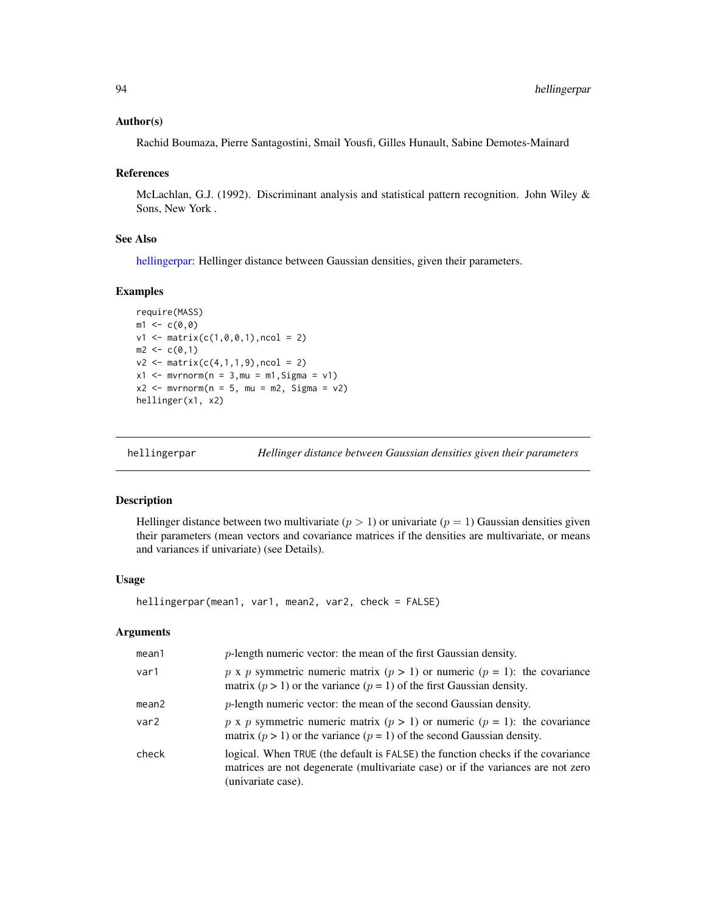### Author(s)

Rachid Boumaza, Pierre Santagostini, Smail Yousfi, Gilles Hunault, Sabine Demotes-Mainard

### References

McLachlan, G.J. (1992). Discriminant analysis and statistical pattern recognition. John Wiley & Sons, New York .

### See Also

hellingerpar: Hellinger distance between Gaussian densities, given their parameters.

### Examples

```
require(MASS)
m1 <- c(0,0)
v1 <- matrix(c(1,0,0,1),ncol = 2)
m2 <- c(0,1)
v2 <- matrix(c(4,1,1,9),ncol = 2)
x1 <- mvrnorm(n = 3,mu = m1,Sigma = v1)
x2 <- mvrnorm(n = 5, mu = m2, Sigma = v2)
hellinger(x1, x2)
```

---

## hellingerpar — *Hellinger distance between Gaussian densities given their parameters*

### Description

Hellinger distance between two multivariate ($p > 1$) or univariate ($p = 1$) Gaussian densities given their parameters (mean vectors and covariance matrices if the densities are multivariate, or means and variances if univariate) (see Details).

### Usage

```
hellingerpar(mean1, var1, mean2, var2, check = FALSE)
```

### Arguments

| | |
|---|---|
| mean1 | $p$-length numeric vector: the mean of the first Gaussian density. |
| var1 | $p$ x $p$ symmetric numeric matrix ($p > 1$) or numeric ($p = 1$): the covariance matrix ($p > 1$) or the variance ($p = 1$) of the first Gaussian density. |
| mean2 | $p$-length numeric vector: the mean of the second Gaussian density. |
| var2 | $p$ x $p$ symmetric numeric matrix ($p > 1$) or numeric ($p = 1$): the covariance matrix ($p > 1$) or the variance ($p = 1$) of the second Gaussian density. |
| check | logical. When TRUE (the default is FALSE) the function checks if the covariance matrices are not degenerate (multivariate case) or if the variances are not zero (univariate case). |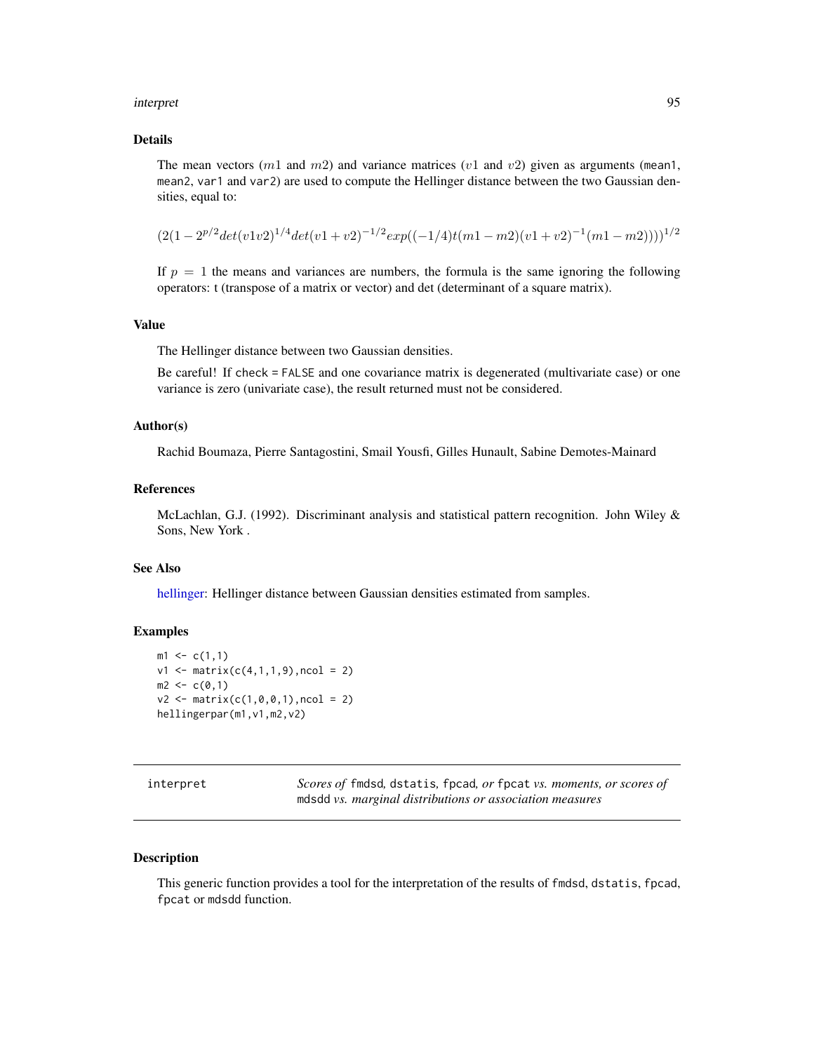### Details

The mean vectors ($m1$ and $m2$) and variance matrices ($v1$ and $v2$) given as arguments (mean1, mean2, var1 and var2) are used to compute the Hellinger distance between the two Gaussian densities, equal to:

$$(2(1 - 2^{p/2}det(v1v2)^{1/4}det(v1 + v2)^{-1/2}exp((-1/4)t(m1 - m2)(v1 + v2)^{-1}(m1 - m2))))^{1/2}$$

If $p = 1$ the means and variances are numbers, the formula is the same ignoring the following operators: t (transpose of a matrix or vector) and det (determinant of a square matrix).

### Value

The Hellinger distance between two Gaussian densities.

Be careful! If check = FALSE and one covariance matrix is degenerated (multivariate case) or one variance is zero (univariate case), the result returned must not be considered.

### Author(s)

Rachid Boumaza, Pierre Santagostini, Smail Yousfi, Gilles Hunault, Sabine Demotes-Mainard

### References

McLachlan, G.J. (1992). Discriminant analysis and statistical pattern recognition. John Wiley & Sons, New York .

### See Also

hellinger: Hellinger distance between Gaussian densities estimated from samples.

### Examples

```
m1 <- c(1,1)
v1 <- matrix(c(4,1,1,9),ncol = 2)
m2 <- c(0,1)
v2 <- matrix(c(1,0,0,1),ncol = 2)
hellingerpar(m1,v1,m2,v2)
```

---

## interpret — *Scores of* fmdsd*,* dstatis*,* fpcad*, or* fpcat *vs. moments, or scores of* mdsdd *vs. marginal distributions or association measures*

---

### Description

This generic function provides a tool for the interpretation of the results of fmdsd, dstatis, fpcad, fpcat or mdsdd function.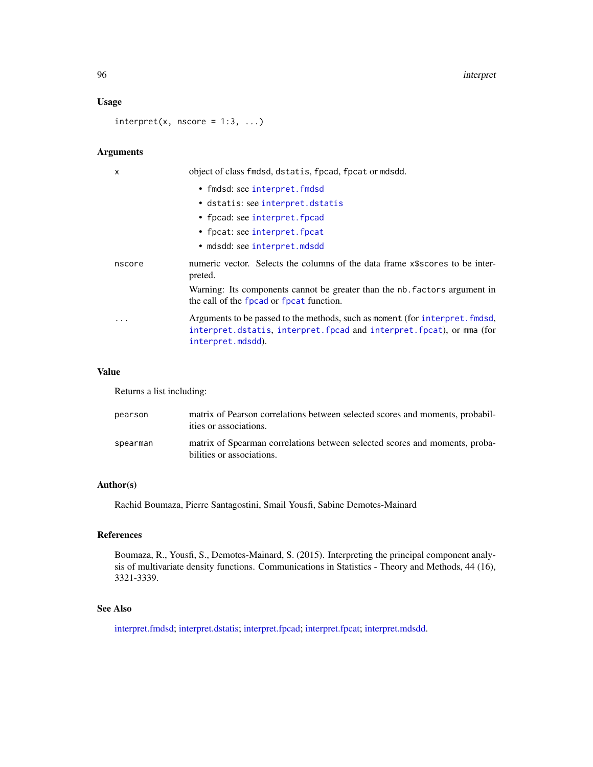### Usage

```
interpret(x, nscore = 1:3, ...)
```

### Arguments

- **x**: object of class fmdsd, dstatis, fpcad, fpcat or mdsdd.
  - fmdsd: see interpret.fmdsd
  - dstatis: see interpret.dstatis
  - fpcad: see interpret.fpcad
  - fpcat: see interpret.fpcat
  - mdsdd: see interpret.mdsdd
- **nscore**: numeric vector. Selects the columns of the data frame x$scores to be interpreted.

  Warning: Its components cannot be greater than the nb.factors argument in the call of the fpcad or fpcat function.
- **...**: Arguments to be passed to the methods, such as moment (for interpret.fmdsd, interpret.dstatis, interpret.fpcad and interpret.fpcat), or mma (for interpret.mdsdd).

### Value

Returns a list including:

- **pearson**: matrix of Pearson correlations between selected scores and moments, probabilities or associations.
- **spearman**: matrix of Spearman correlations between selected scores and moments, probabilities or associations.

### Author(s)

Rachid Boumaza, Pierre Santagostini, Smail Yousfi, Sabine Demotes-Mainard

### References

Boumaza, R., Yousfi, S., Demotes-Mainard, S. (2015). Interpreting the principal component analysis of multivariate density functions. Communications in Statistics - Theory and Methods, 44 (16), 3321-3339.

### See Also

interpret.fmdsd; interpret.dstatis; interpret.fpcad; interpret.fpcat; interpret.mdsdd.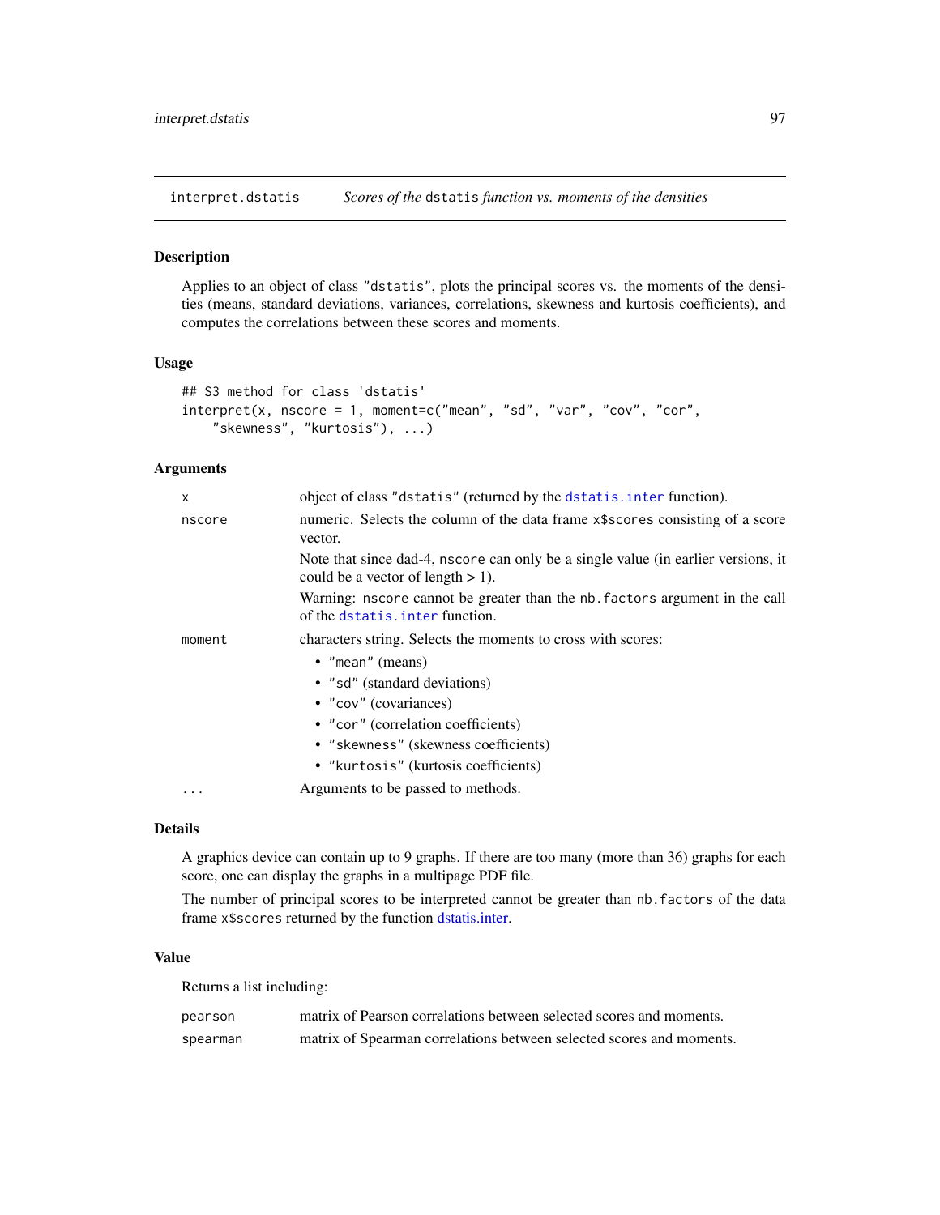interpret.dstatis &emsp; *Scores of the* dstatis *function vs. moments of the densities*

## Description

Applies to an object of class "dstatis", plots the principal scores vs. the moments of the densities (means, standard deviations, variances, correlations, skewness and kurtosis coefficients), and computes the correlations between these scores and moments.

## Usage

```
## S3 method for class 'dstatis'
interpret(x, nscore = 1, moment=c("mean", "sd", "var", "cov", "cor",
    "skewness", "kurtosis"), ...)
```

## Arguments

| | |
|---|---|
| x | object of class "dstatis" (returned by the dstatis.inter function). |
| nscore | numeric. Selects the column of the data frame x$scores consisting of a score vector.<br>Note that since dad-4, nscore can only be a single value (in earlier versions, it could be a vector of length > 1).<br>Warning: nscore cannot be greater than the nb.factors argument in the call of the dstatis.inter function. |
| moment | characters string. Selects the moments to cross with scores:<br>• "mean" (means)<br>• "sd" (standard deviations)<br>• "cov" (covariances)<br>• "cor" (correlation coefficients)<br>• "skewness" (skewness coefficients)<br>• "kurtosis" (kurtosis coefficients) |
| ... | Arguments to be passed to methods. |

## Details

A graphics device can contain up to 9 graphs. If there are too many (more than 36) graphs for each score, one can display the graphs in a multipage PDF file.

The number of principal scores to be interpreted cannot be greater than nb.factors of the data frame x$scores returned by the function dstatis.inter.

## Value

Returns a list including:

| | |
|---|---|
| pearson | matrix of Pearson correlations between selected scores and moments. |
| spearman | matrix of Spearman correlations between selected scores and moments. |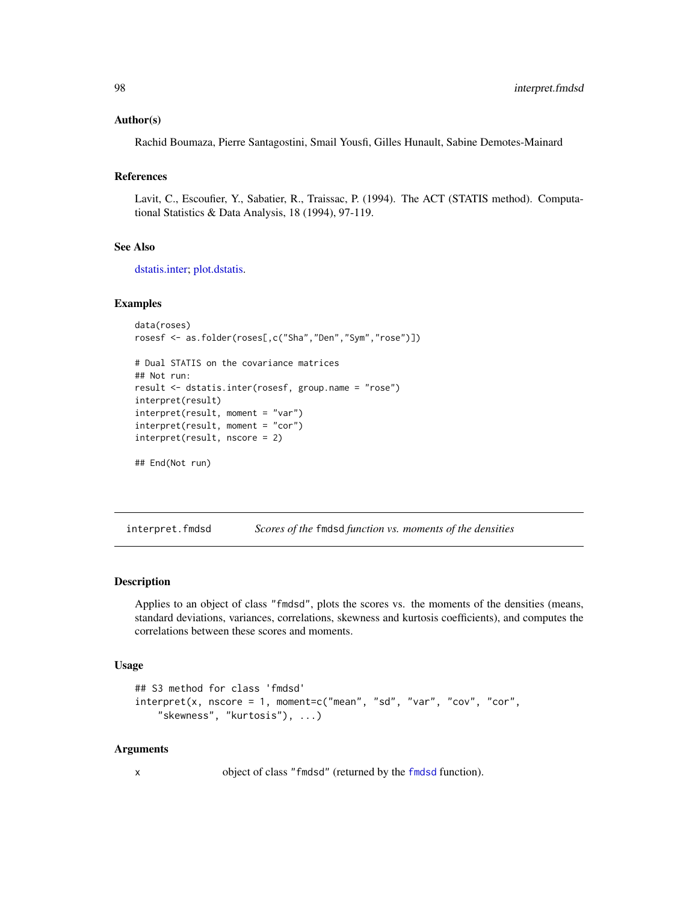### Author(s)

Rachid Boumaza, Pierre Santagostini, Smail Yousfi, Gilles Hunault, Sabine Demotes-Mainard

### References

Lavit, C., Escoufier, Y., Sabatier, R., Traissac, P. (1994). The ACT (STATIS method). Computational Statistics & Data Analysis, 18 (1994), 97-119.

### See Also

dstatis.inter; plot.dstatis.

### Examples

```
data(roses)
rosesf <- as.folder(roses[,c("Sha","Den","Sym","rose")])

# Dual STATIS on the covariance matrices
## Not run:
result <- dstatis.inter(rosesf, group.name = "rose")
interpret(result)
interpret(result, moment = "var")
interpret(result, moment = "cor")
interpret(result, nscore = 2)

## End(Not run)
```

---

## interpret.fmdsd — *Scores of the* `fmdsd` *function vs. moments of the densities*

### Description

Applies to an object of class "fmdsd", plots the scores vs. the moments of the densities (means, standard deviations, variances, correlations, skewness and kurtosis coefficients), and computes the correlations between these scores and moments.

### Usage

```
## S3 method for class 'fmdsd'
interpret(x, nscore = 1, moment=c("mean", "sd", "var", "cov", "cor",
    "skewness", "kurtosis"), ...)
```

### Arguments

x — object of class "fmdsd" (returned by the `fmdsd` function).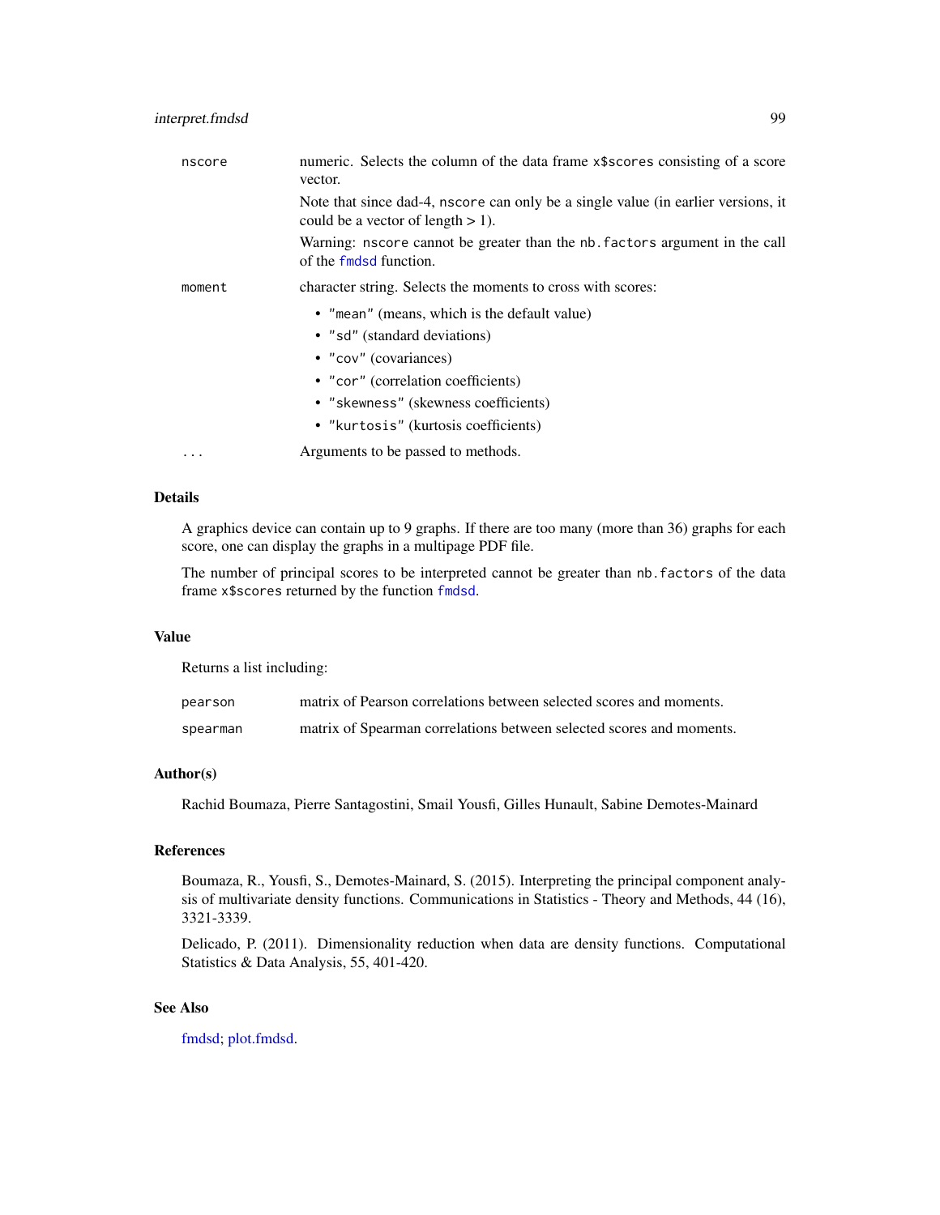| | |
|---|---|
| `nscore` | numeric. Selects the column of the data frame `x$scores` consisting of a score vector.<br><br>Note that since dad-4, `nscore` can only be a single value (in earlier versions, it could be a vector of length > 1).<br><br>Warning: `nscore` cannot be greater than the `nb.factors` argument in the call of the `fmdsd` function. |
| `moment` | character string. Selects the moments to cross with scores:<br>• `"mean"` (means, which is the default value)<br>• `"sd"` (standard deviations)<br>• `"cov"` (covariances)<br>• `"cor"` (correlation coefficients)<br>• `"skewness"` (skewness coefficients)<br>• `"kurtosis"` (kurtosis coefficients) |
| `...` | Arguments to be passed to methods. |

## Details

A graphics device can contain up to 9 graphs. If there are too many (more than 36) graphs for each score, one can display the graphs in a multipage PDF file.

The number of principal scores to be interpreted cannot be greater than `nb.factors` of the data frame `x$scores` returned by the function `fmdsd`.

## Value

Returns a list including:

| | |
|---|---|
| `pearson` | matrix of Pearson correlations between selected scores and moments. |
| `spearman` | matrix of Spearman correlations between selected scores and moments. |

## Author(s)

Rachid Boumaza, Pierre Santagostini, Smail Yousfi, Gilles Hunault, Sabine Demotes-Mainard

## References

Boumaza, R., Yousfi, S., Demotes-Mainard, S. (2015). Interpreting the principal component analysis of multivariate density functions. Communications in Statistics - Theory and Methods, 44 (16), 3321-3339.

Delicado, P. (2011). Dimensionality reduction when data are density functions. Computational Statistics & Data Analysis, 55, 401-420.

## See Also

fmdsd; plot.fmdsd.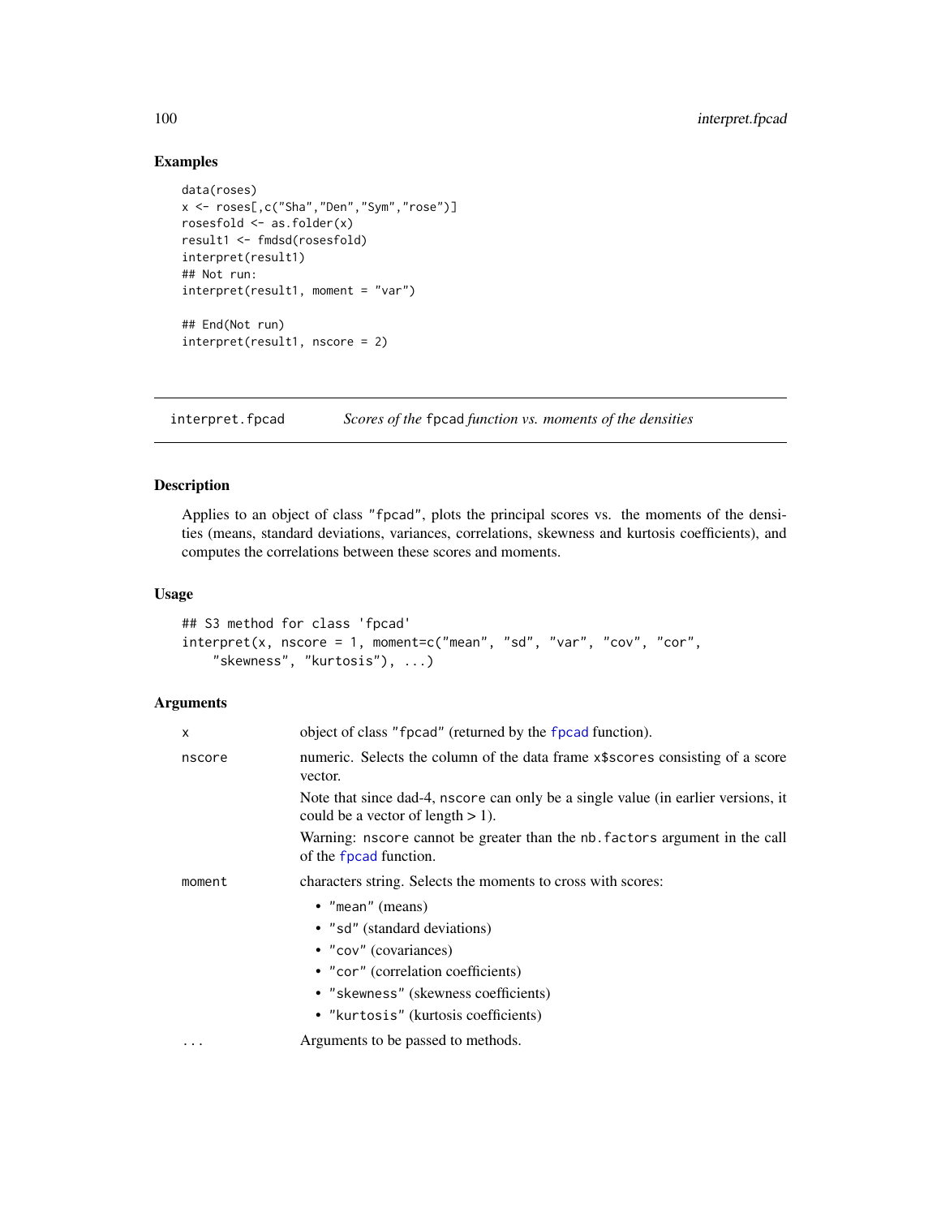## Examples

```
data(roses)
x <- roses[,c("Sha","Den","Sym","rose")]
rosesfold <- as.folder(x)
result1 <- fmdsd(rosesfold)
interpret(result1)
## Not run:
interpret(result1, moment = "var")

## End(Not run)
interpret(result1, nscore = 2)
```

---

# interpret.fpcad — *Scores of the* fpcad *function vs. moments of the densities*

## Description

Applies to an object of class "fpcad", plots the principal scores vs. the moments of the densities (means, standard deviations, variances, correlations, skewness and kurtosis coefficients), and computes the correlations between these scores and moments.

## Usage

```
## S3 method for class 'fpcad'
interpret(x, nscore = 1, moment=c("mean", "sd", "var", "cov", "cor",
    "skewness", "kurtosis"), ...)
```

## Arguments

| | |
|---|---|
| x | object of class "fpcad" (returned by the fpcad function). |
| nscore | numeric. Selects the column of the data frame x$scores consisting of a score vector. Note that since dad-4, nscore can only be a single value (in earlier versions, it could be a vector of length > 1). Warning: nscore cannot be greater than the nb.factors argument in the call of the fpcad function. |
| moment | characters string. Selects the moments to cross with scores: <br>• "mean" (means) <br>• "sd" (standard deviations) <br>• "cov" (covariances) <br>• "cor" (correlation coefficients) <br>• "skewness" (skewness coefficients) <br>• "kurtosis" (kurtosis coefficients) |
| ... | Arguments to be passed to methods. |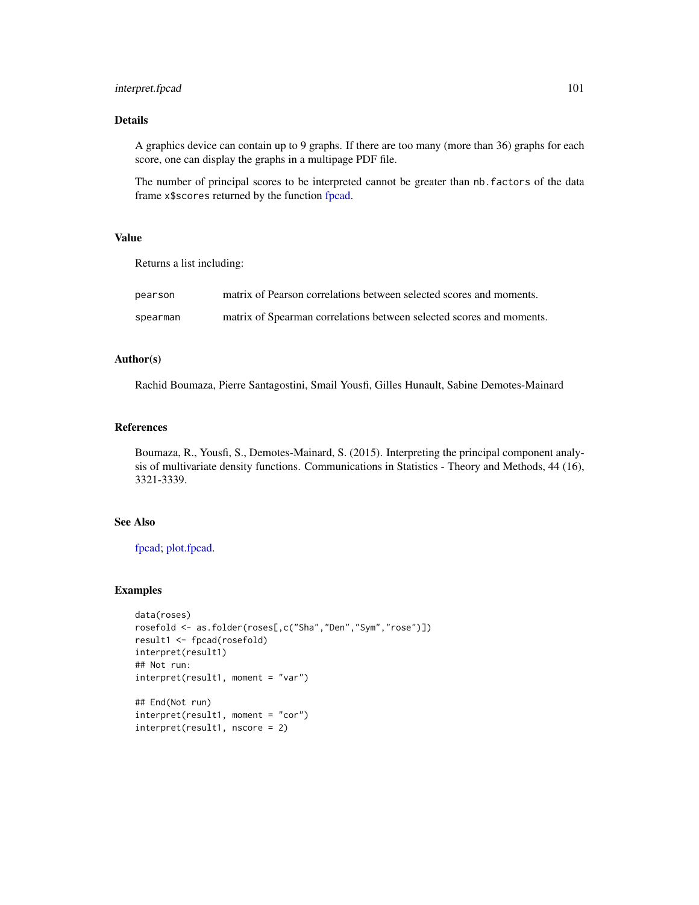## Details

A graphics device can contain up to 9 graphs. If there are too many (more than 36) graphs for each score, one can display the graphs in a multipage PDF file.

The number of principal scores to be interpreted cannot be greater than `nb.factors` of the data frame `x$scores` returned by the function fpcad.

## Value

Returns a list including:

| | |
|---|---|
| `pearson` | matrix of Pearson correlations between selected scores and moments. |
| `spearman` | matrix of Spearman correlations between selected scores and moments. |

## Author(s)

Rachid Boumaza, Pierre Santagostini, Smail Yousfi, Gilles Hunault, Sabine Demotes-Mainard

## References

Boumaza, R., Yousfi, S., Demotes-Mainard, S. (2015). Interpreting the principal component analysis of multivariate density functions. Communications in Statistics - Theory and Methods, 44 (16), 3321-3339.

## See Also

fpcad; plot.fpcad.

## Examples

```
data(roses)
rosefold <- as.folder(roses[,c("Sha","Den","Sym","rose")])
result1 <- fpcad(rosefold)
interpret(result1)
## Not run:
interpret(result1, moment = "var")

## End(Not run)
interpret(result1, moment = "cor")
interpret(result1, nscore = 2)
```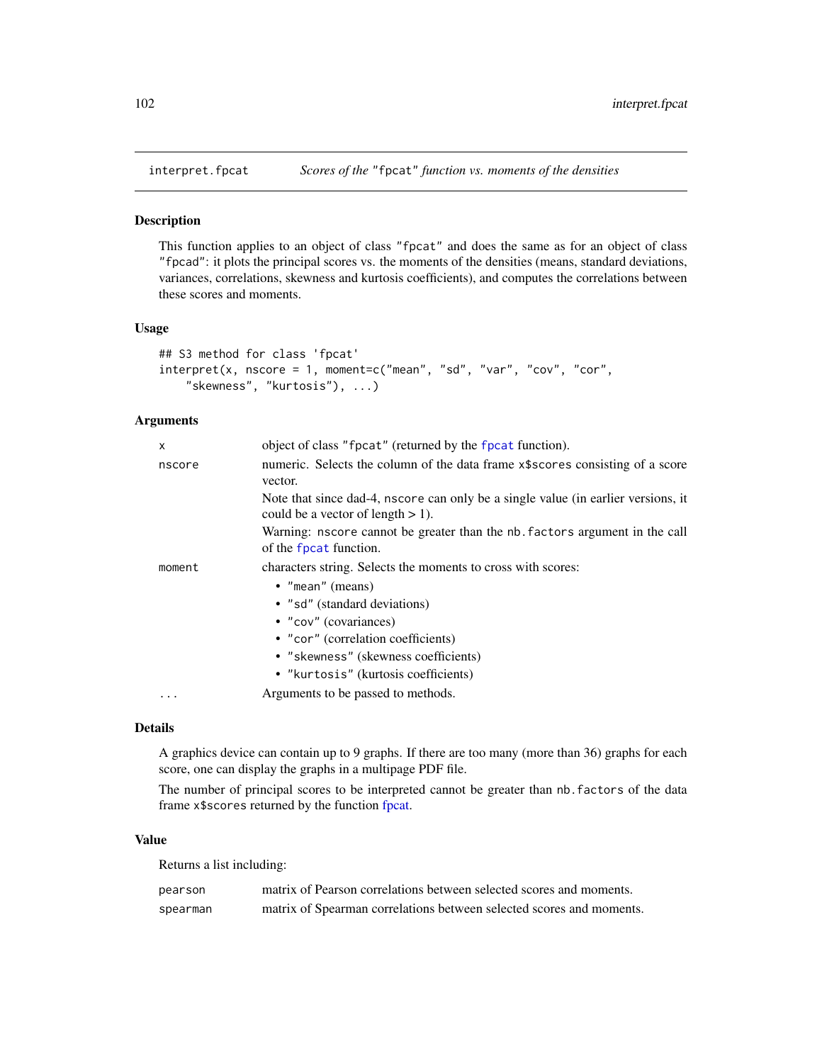# interpret.fpcat — *Scores of the "fpcat" function vs. moments of the densities*

## Description

This function applies to an object of class "fpcat" and does the same as for an object of class "fpcad": it plots the principal scores vs. the moments of the densities (means, standard deviations, variances, correlations, skewness and kurtosis coefficients), and computes the correlations between these scores and moments.

## Usage

```
## S3 method for class 'fpcat'
interpret(x, nscore = 1, moment=c("mean", "sd", "var", "cov", "cor",
    "skewness", "kurtosis"), ...)
```

## Arguments

| | |
|---|---|
| `x` | object of class "fpcat" (returned by the `fpcat` function). |
| `nscore` | numeric. Selects the column of the data frame `x$scores` consisting of a score vector.<br>Note that since dad-4, `nscore` can only be a single value (in earlier versions, it could be a vector of length > 1).<br>Warning: `nscore` cannot be greater than the `nb.factors` argument in the call of the `fpcat` function. |
| `moment` | characters string. Selects the moments to cross with scores:<br>• "mean" (means)<br>• "sd" (standard deviations)<br>• "cov" (covariances)<br>• "cor" (correlation coefficients)<br>• "skewness" (skewness coefficients)<br>• "kurtosis" (kurtosis coefficients) |
| `...` | Arguments to be passed to methods. |

## Details

A graphics device can contain up to 9 graphs. If there are too many (more than 36) graphs for each score, one can display the graphs in a multipage PDF file.

The number of principal scores to be interpreted cannot be greater than `nb.factors` of the data frame `x$scores` returned by the function fpcat.

## Value

Returns a list including:

| | |
|---|---|
| `pearson` | matrix of Pearson correlations between selected scores and moments. |
| `spearman` | matrix of Spearman correlations between selected scores and moments. |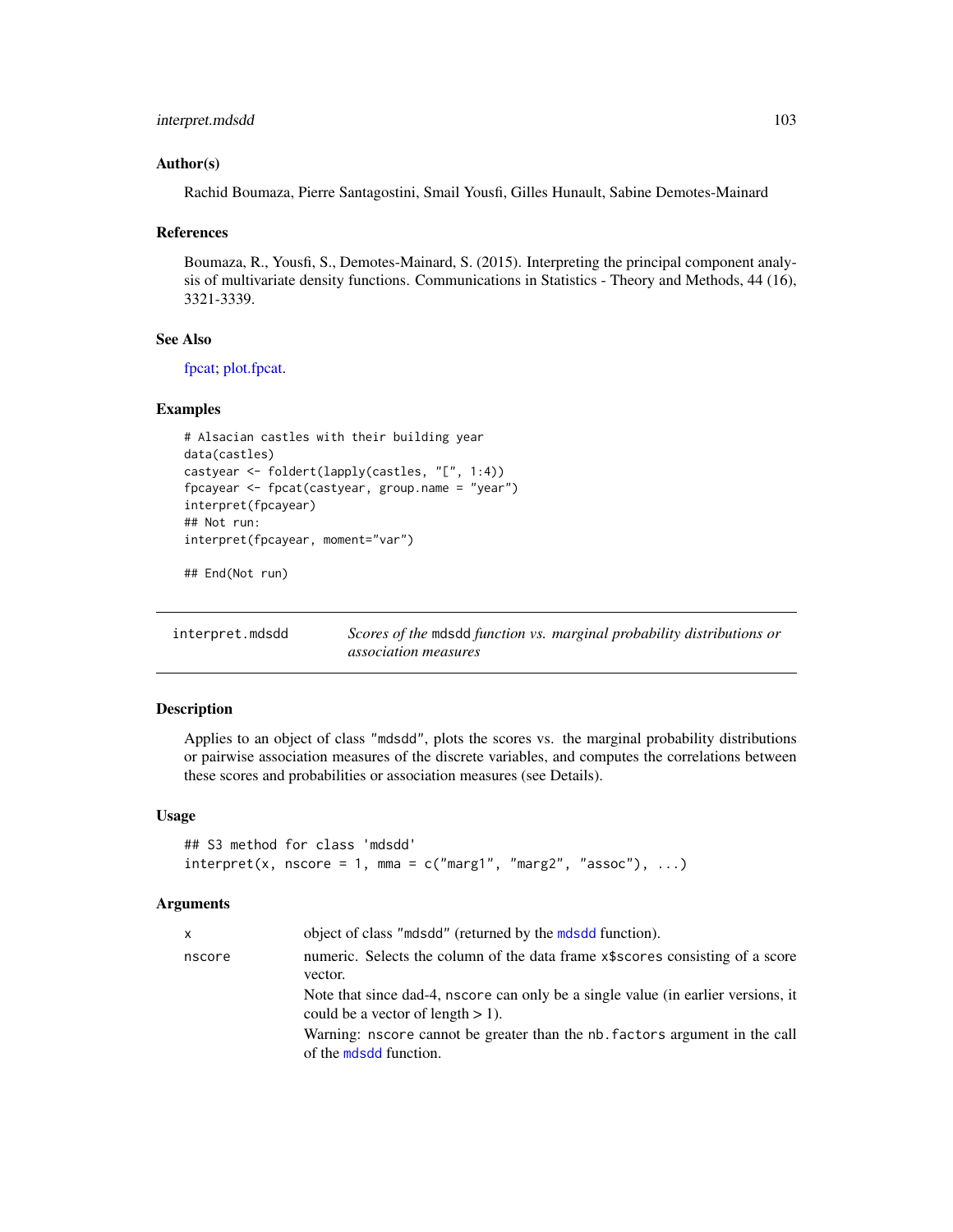### Author(s)

Rachid Boumaza, Pierre Santagostini, Smail Yousfi, Gilles Hunault, Sabine Demotes-Mainard

### References

Boumaza, R., Yousfi, S., Demotes-Mainard, S. (2015). Interpreting the principal component analysis of multivariate density functions. Communications in Statistics - Theory and Methods, 44 (16), 3321-3339.

### See Also

fpcat; plot.fpcat.

### Examples

```
# Alsacian castles with their building year
data(castles)
castyear <- foldert(lapply(castles, "[", 1:4))
fpcayear <- fpcat(castyear, group.name = "year")
interpret(fpcayear)
## Not run:
interpret(fpcayear, moment="var")

## End(Not run)
```

---

## interpret.mdsdd — *Scores of the* `mdsdd` *function vs. marginal probability distributions or association measures*

### Description

Applies to an object of class "mdsdd", plots the scores vs. the marginal probability distributions or pairwise association measures of the discrete variables, and computes the correlations between these scores and probabilities or association measures (see Details).

### Usage

```
## S3 method for class 'mdsdd'
interpret(x, nscore = 1, mma = c("marg1", "marg2", "assoc"), ...)
```

### Arguments

| | |
|---|---|
| `x` | object of class "mdsdd" (returned by the `mdsdd` function). |
| `nscore` | numeric. Selects the column of the data frame `x$scores` consisting of a score vector.<br>Note that since dad-4, `nscore` can only be a single value (in earlier versions, it could be a vector of length > 1).<br>Warning: `nscore` cannot be greater than the `nb.factors` argument in the call of the `mdsdd` function. |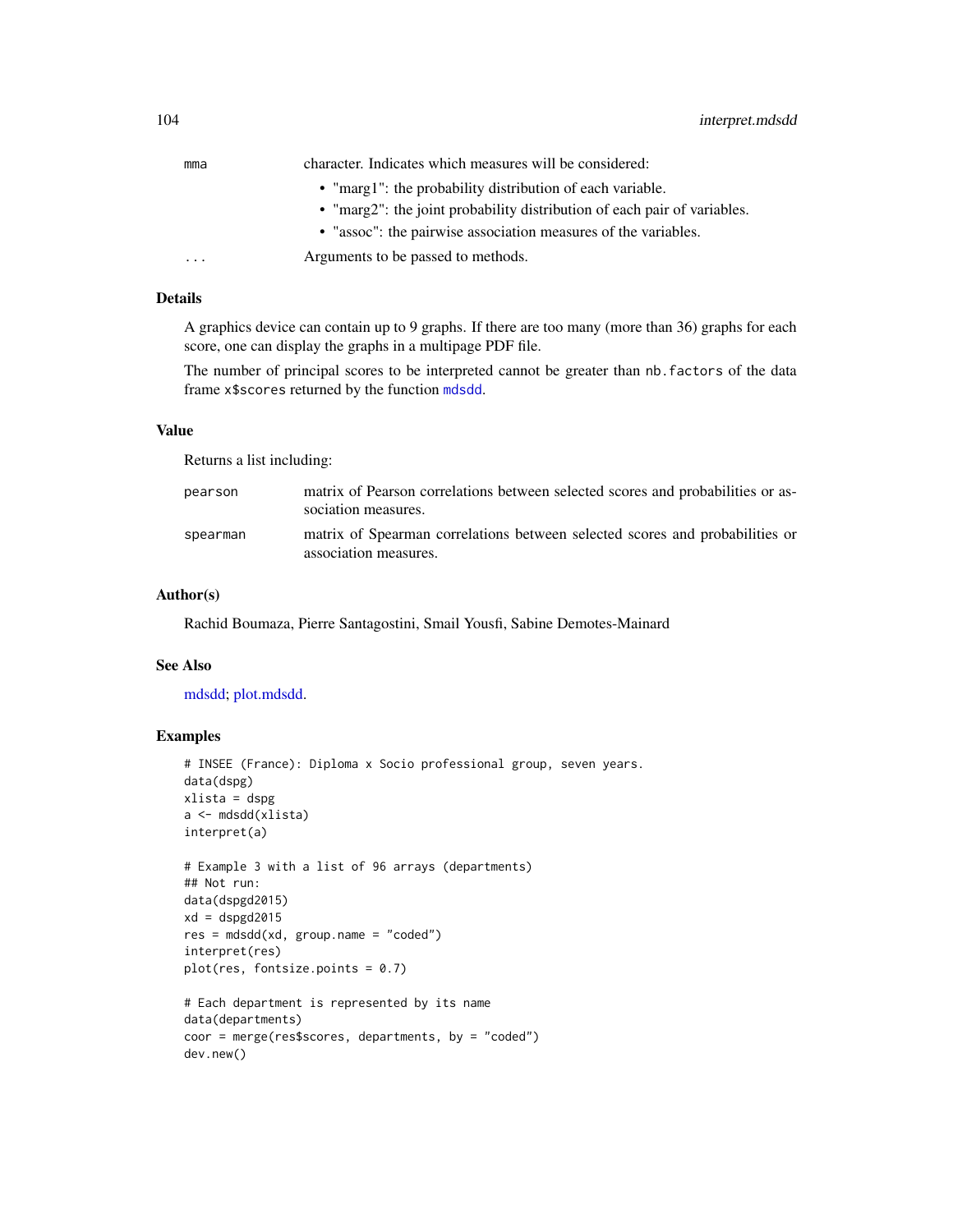| | |
|---|---|
| mma | character. Indicates which measures will be considered:<br>• "marg1": the probability distribution of each variable.<br>• "marg2": the joint probability distribution of each pair of variables.<br>• "assoc": the pairwise association measures of the variables. |
| ... | Arguments to be passed to methods. |

## Details

A graphics device can contain up to 9 graphs. If there are too many (more than 36) graphs for each score, one can display the graphs in a multipage PDF file.

The number of principal scores to be interpreted cannot be greater than `nb.factors` of the data frame `x$scores` returned by the function `mdsdd`.

## Value

Returns a list including:

| | |
|---|---|
| pearson | matrix of Pearson correlations between selected scores and probabilities or association measures. |
| spearman | matrix of Spearman correlations between selected scores and probabilities or association measures. |

## Author(s)

Rachid Boumaza, Pierre Santagostini, Smail Yousfi, Sabine Demotes-Mainard

## See Also

mdsdd; plot.mdsdd.

## Examples

```
# INSEE (France): Diploma x Socio professional group, seven years.
data(dspg)
xlista = dspg
a <- mdsdd(xlista)
interpret(a)

# Example 3 with a list of 96 arrays (departments)
## Not run:
data(dspgd2015)
xd = dspgd2015
res = mdsdd(xd, group.name = "coded")
interpret(res)
plot(res, fontsize.points = 0.7)

# Each department is represented by its name
data(departments)
coor = merge(res$scores, departments, by = "coded")
dev.new()
```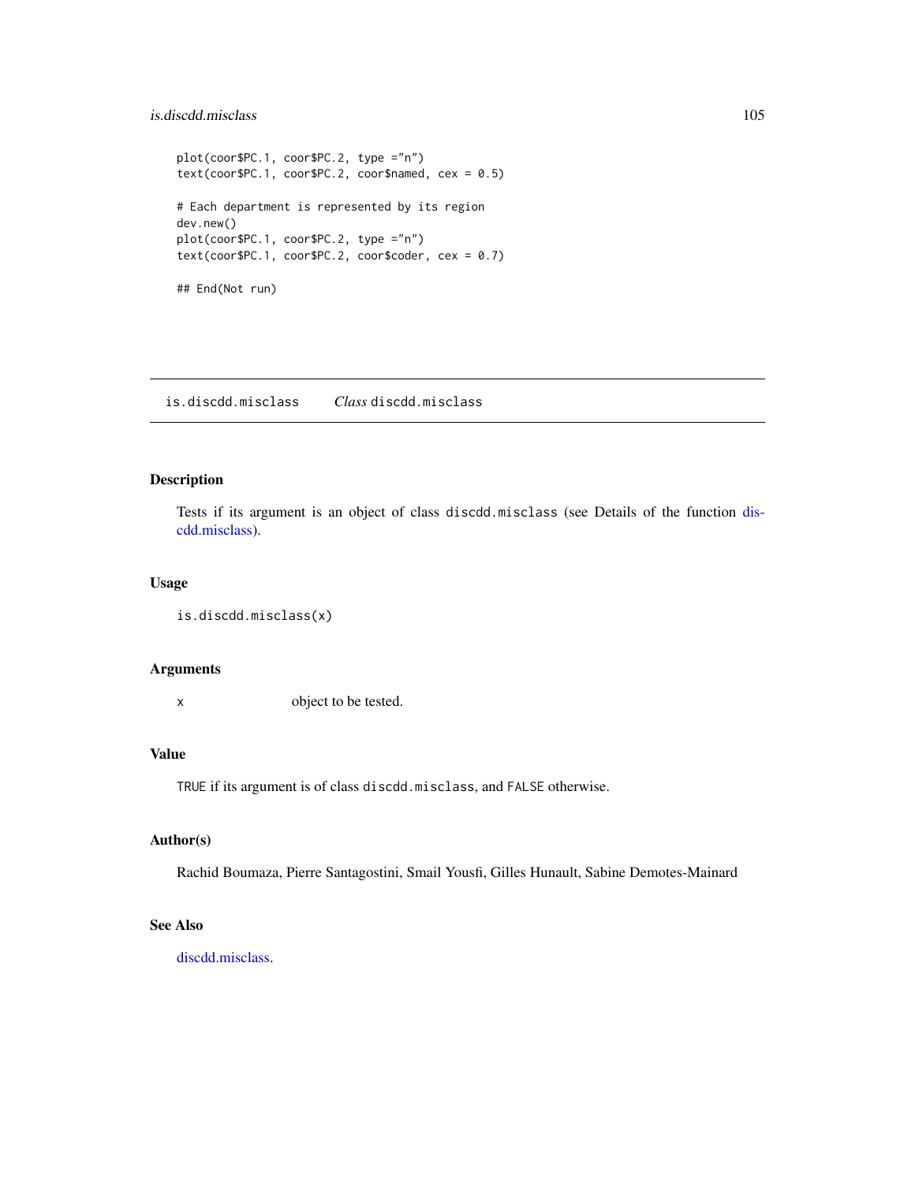```
plot(coor$PC.1, coor$PC.2, type ="n")
text(coor$PC.1, coor$PC.2, coor$named, cex = 0.5)

# Each department is represented by its region
dev.new()
plot(coor$PC.1, coor$PC.2, type ="n")
text(coor$PC.1, coor$PC.2, coor$coder, cex = 0.7)

## End(Not run)
```

---

## is.discdd.misclass &nbsp;&nbsp;&nbsp; *Class* discdd.misclass

---

### Description

Tests if its argument is an object of class `discdd.misclass` (see Details of the function discdd.misclass).

### Usage

```
is.discdd.misclass(x)
```

### Arguments

| | |
|---|---|
| `x` | object to be tested. |

### Value

`TRUE` if its argument is of class `discdd.misclass`, and `FALSE` otherwise.

### Author(s)

Rachid Boumaza, Pierre Santagostini, Smail Yousfi, Gilles Hunault, Sabine Demotes-Mainard

### See Also

discdd.misclass.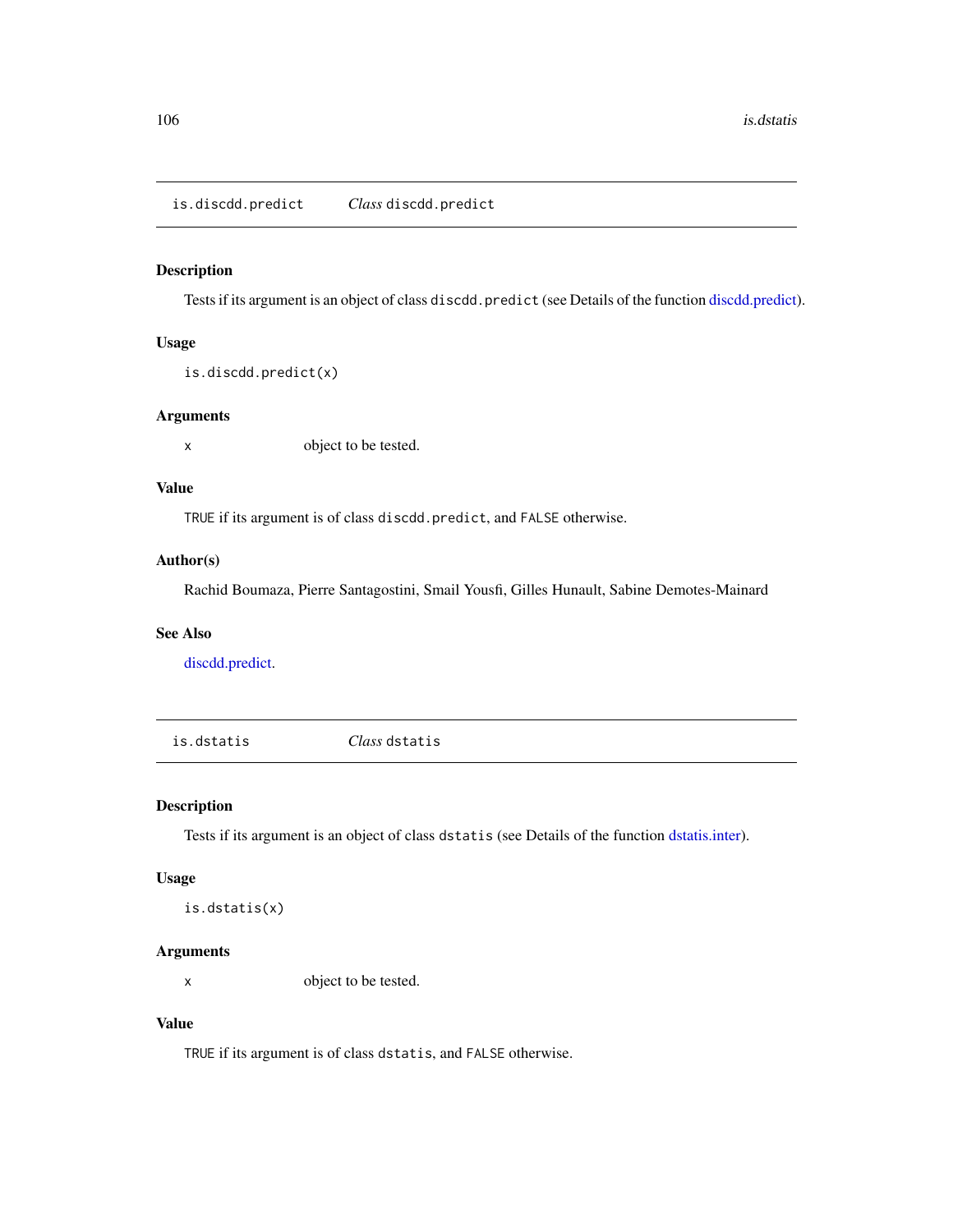## is.discdd.predict — *Class* `discdd.predict`

### Description

Tests if its argument is an object of class `discdd.predict` (see Details of the function discdd.predict).

### Usage

```
is.discdd.predict(x)
```

### Arguments

| | |
|---|---|
| `x` | object to be tested. |

### Value

`TRUE` if its argument is of class `discdd.predict`, and `FALSE` otherwise.

### Author(s)

Rachid Boumaza, Pierre Santagostini, Smail Yousfi, Gilles Hunault, Sabine Demotes-Mainard

### See Also

discdd.predict.

## is.dstatis — *Class* `dstatis`

### Description

Tests if its argument is an object of class `dstatis` (see Details of the function dstatis.inter).

### Usage

```
is.dstatis(x)
```

### Arguments

| | |
|---|---|
| `x` | object to be tested. |

### Value

`TRUE` if its argument is of class `dstatis`, and `FALSE` otherwise.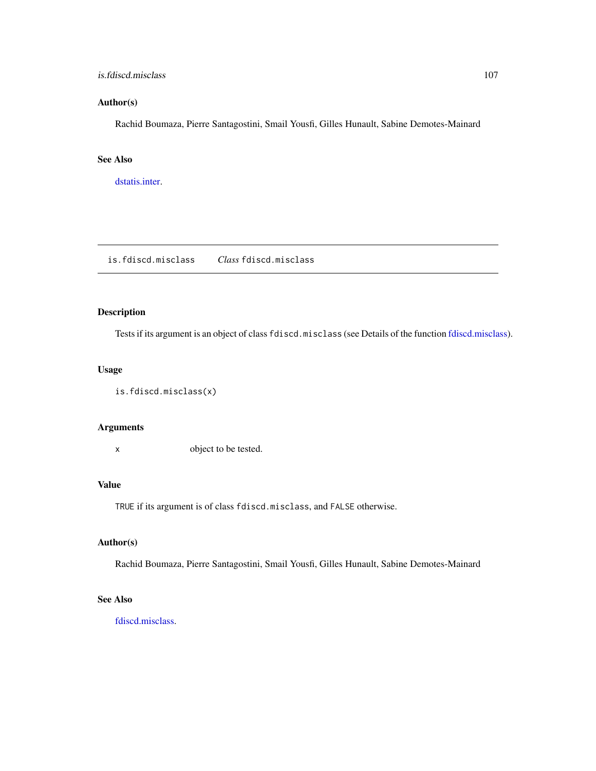### Author(s)

Rachid Boumaza, Pierre Santagostini, Smail Yousfi, Gilles Hunault, Sabine Demotes-Mainard

### See Also

dstatis.inter.

---

## is.fdiscd.misclass — *Class* fdiscd.misclass

---

### Description

Tests if its argument is an object of class `fdiscd.misclass` (see Details of the function fdiscd.misclass).

### Usage

```
is.fdiscd.misclass(x)
```

### Arguments

| | |
|---|---|
| `x` | object to be tested. |

### Value

`TRUE` if its argument is of class `fdiscd.misclass`, and `FALSE` otherwise.

### Author(s)

Rachid Boumaza, Pierre Santagostini, Smail Yousfi, Gilles Hunault, Sabine Demotes-Mainard

### See Also

fdiscd.misclass.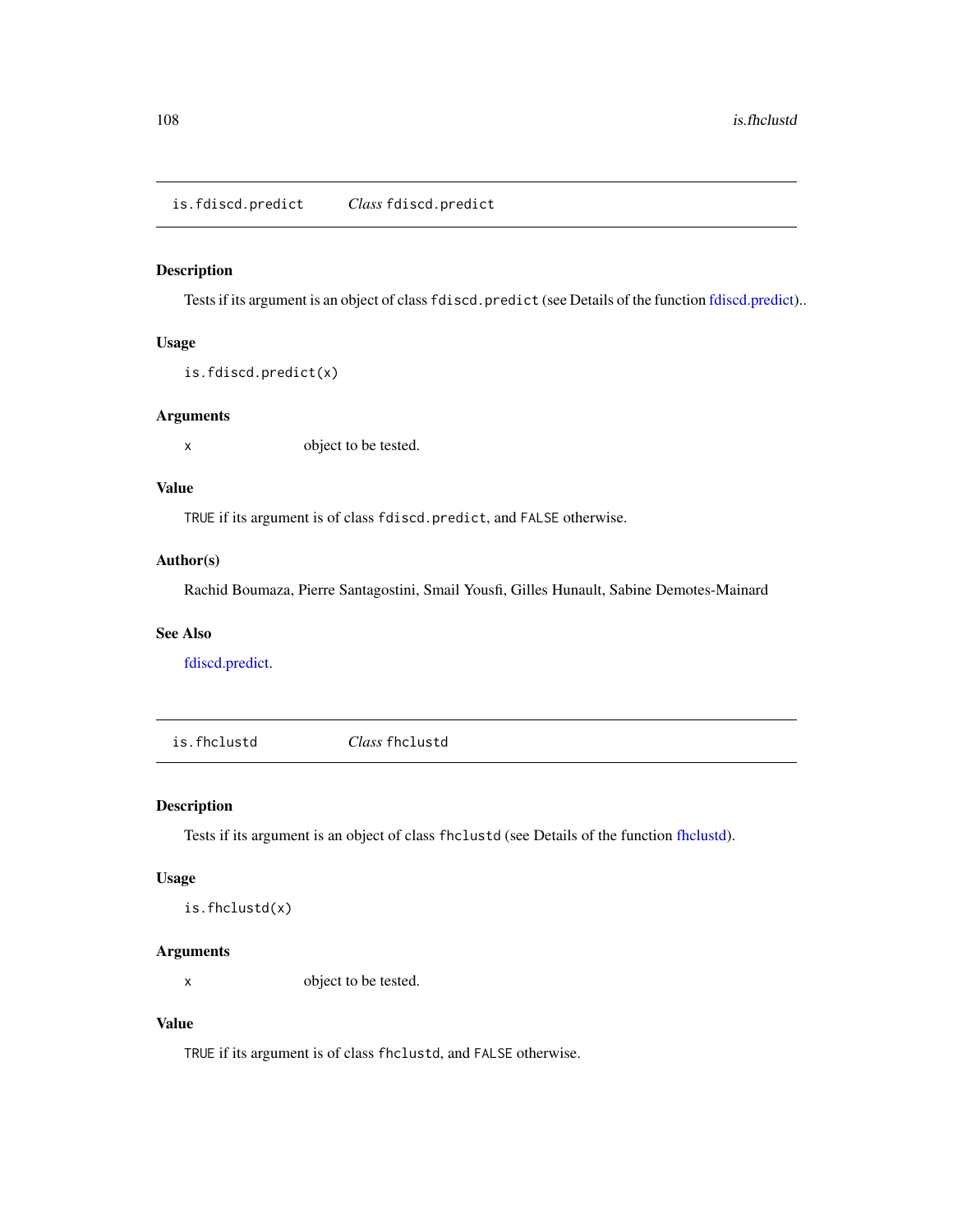## is.fdiscd.predict *Class* `fdiscd.predict`

### Description

Tests if its argument is an object of class `fdiscd.predict` (see Details of the function fdiscd.predict)..

### Usage

```
is.fdiscd.predict(x)
```

### Arguments

| | |
|---|---|
| `x` | object to be tested. |

### Value

`TRUE` if its argument is of class `fdiscd.predict`, and `FALSE` otherwise.

### Author(s)

Rachid Boumaza, Pierre Santagostini, Smail Yousfi, Gilles Hunault, Sabine Demotes-Mainard

### See Also

fdiscd.predict.

## is.fhclustd *Class* `fhclustd`

### Description

Tests if its argument is an object of class `fhclustd` (see Details of the function fhclustd).

### Usage

```
is.fhclustd(x)
```

### Arguments

| | |
|---|---|
| `x` | object to be tested. |

### Value

`TRUE` if its argument is of class `fhclustd`, and `FALSE` otherwise.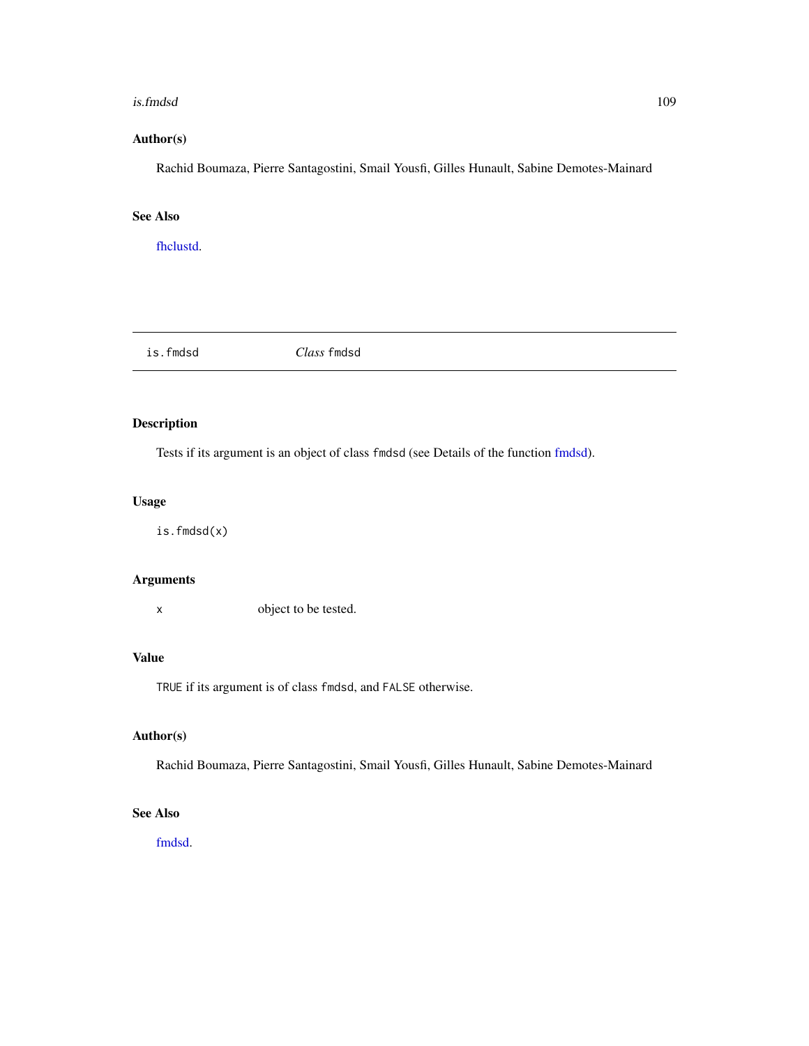## Author(s)

Rachid Boumaza, Pierre Santagostini, Smail Yousfi, Gilles Hunault, Sabine Demotes-Mainard

## See Also

fhclustd.

---

# is.fmdsd — *Class* `fmdsd`

---

## Description

Tests if its argument is an object of class `fmdsd` (see Details of the function fmdsd).

## Usage

```
is.fmdsd(x)
```

## Arguments

| | |
|---|---|
| `x` | object to be tested. |

## Value

`TRUE` if its argument is of class `fmdsd`, and `FALSE` otherwise.

## Author(s)

Rachid Boumaza, Pierre Santagostini, Smail Yousfi, Gilles Hunault, Sabine Demotes-Mainard

## See Also

fmdsd.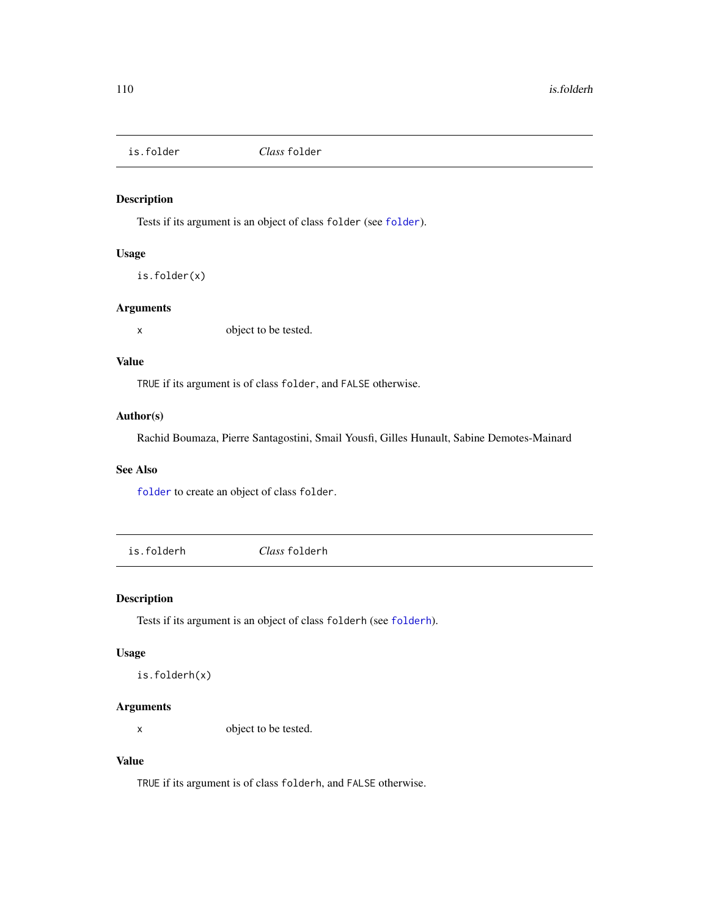## is.folder — *Class* `folder`

### Description

Tests if its argument is an object of class `folder` (see `folder`).

### Usage

```
is.folder(x)
```

### Arguments

| | |
|---|---|
| `x` | object to be tested. |

### Value

`TRUE` if its argument is of class `folder`, and `FALSE` otherwise.

### Author(s)

Rachid Boumaza, Pierre Santagostini, Smail Yousfi, Gilles Hunault, Sabine Demotes-Mainard

### See Also

`folder` to create an object of class `folder`.

## is.folderh — *Class* `folderh`

### Description

Tests if its argument is an object of class `folderh` (see `folderh`).

### Usage

```
is.folderh(x)
```

### Arguments

| | |
|---|---|
| `x` | object to be tested. |

### Value

`TRUE` if its argument is of class `folderh`, and `FALSE` otherwise.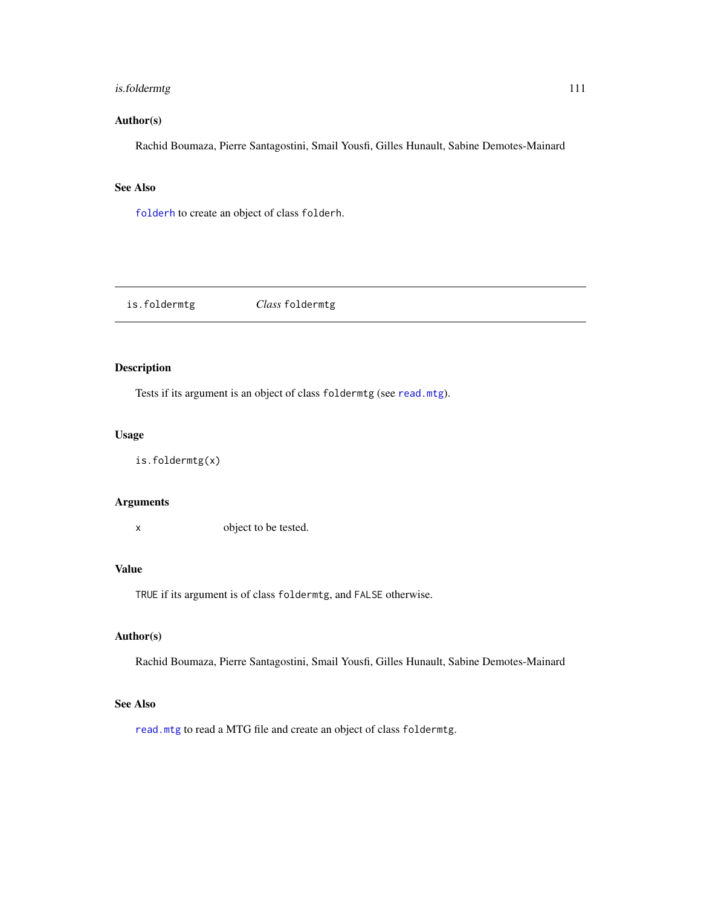## Author(s)

Rachid Boumaza, Pierre Santagostini, Smail Yousfi, Gilles Hunault, Sabine Demotes-Mainard

## See Also

`folderh` to create an object of class `folderh`.

---

# is.foldermtg    *Class* `foldermtg`

---

## Description

Tests if its argument is an object of class `foldermtg` (see `read.mtg`).

## Usage

```
is.foldermtg(x)
```

## Arguments

| | |
|---|---|
| `x` | object to be tested. |

## Value

`TRUE` if its argument is of class `foldermtg`, and `FALSE` otherwise.

## Author(s)

Rachid Boumaza, Pierre Santagostini, Smail Yousfi, Gilles Hunault, Sabine Demotes-Mainard

## See Also

`read.mtg` to read a MTG file and create an object of class `foldermtg`.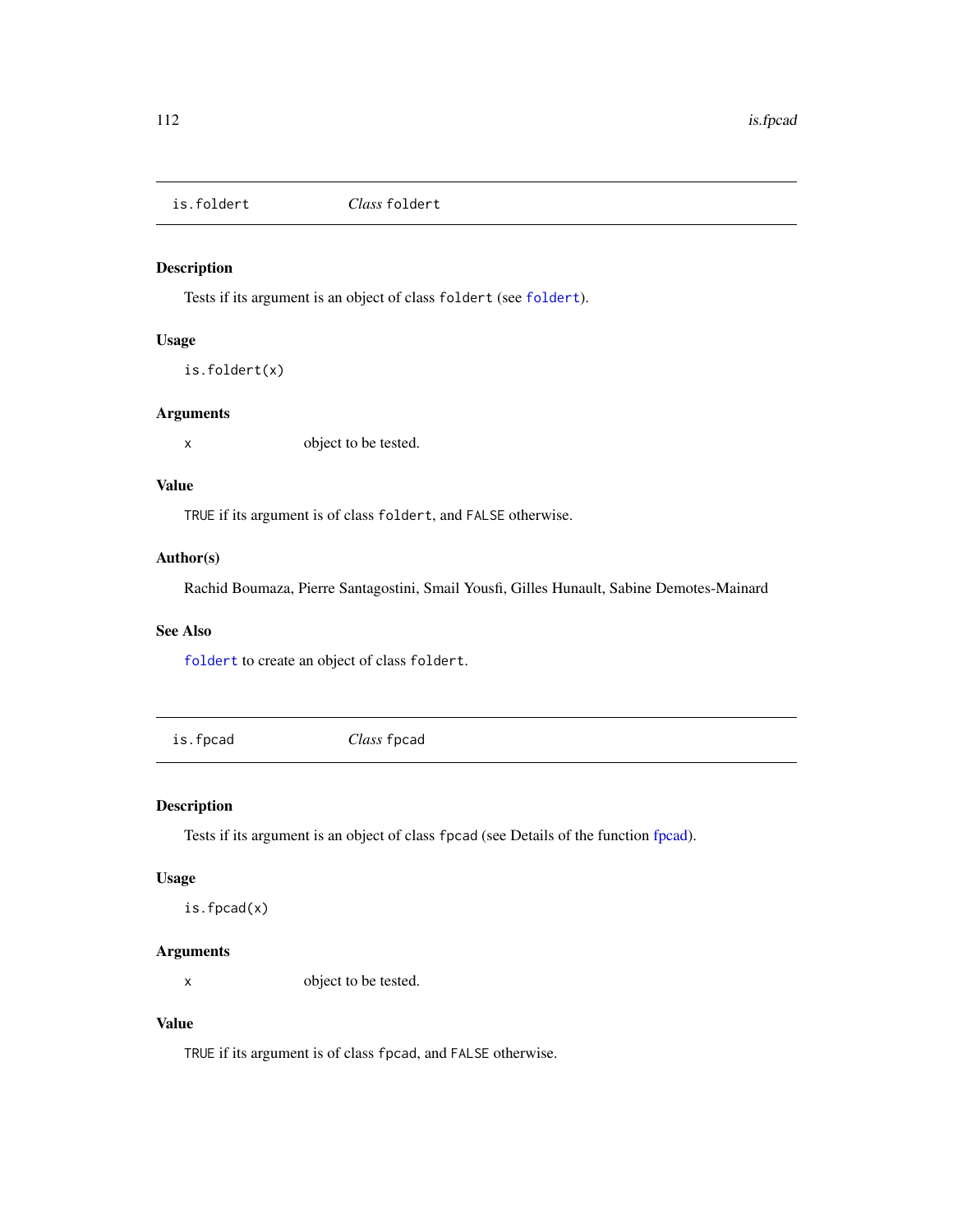## is.foldert — *Class* `foldert`

### Description

Tests if its argument is an object of class `foldert` (see `foldert`).

### Usage

```
is.foldert(x)
```

### Arguments

| | |
|---|---|
| `x` | object to be tested. |

### Value

`TRUE` if its argument is of class `foldert`, and `FALSE` otherwise.

### Author(s)

Rachid Boumaza, Pierre Santagostini, Smail Yousfi, Gilles Hunault, Sabine Demotes-Mainard

### See Also

`foldert` to create an object of class `foldert`.

## is.fpcad — *Class* `fpcad`

### Description

Tests if its argument is an object of class `fpcad` (see Details of the function fpcad).

### Usage

```
is.fpcad(x)
```

### Arguments

| | |
|---|---|
| `x` | object to be tested. |

### Value

`TRUE` if its argument is of class `fpcad`, and `FALSE` otherwise.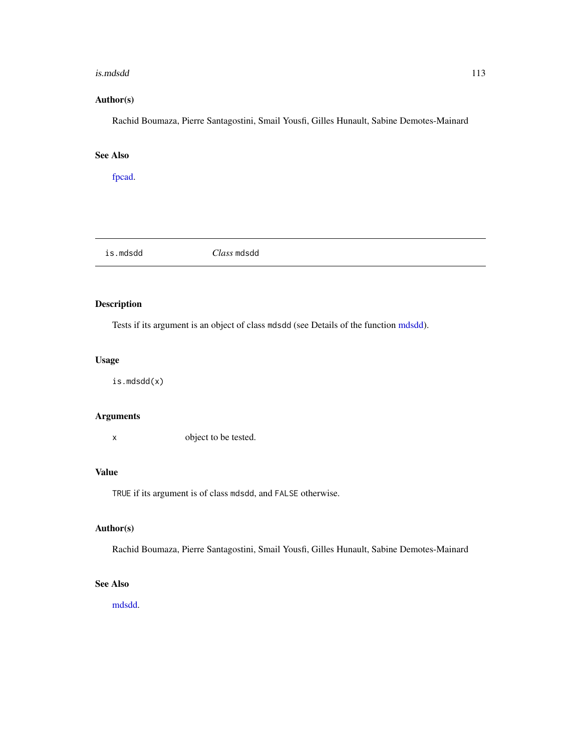## Author(s)

Rachid Boumaza, Pierre Santagostini, Smail Yousfi, Gilles Hunault, Sabine Demotes-Mainard

## See Also

fpcad.

---

# is.mdsdd — *Class* mdsdd

---

## Description

Tests if its argument is an object of class mdsdd (see Details of the function mdsdd).

## Usage

```
is.mdsdd(x)
```

## Arguments

| | |
|---|---|
| x | object to be tested. |

## Value

TRUE if its argument is of class mdsdd, and FALSE otherwise.

## Author(s)

Rachid Boumaza, Pierre Santagostini, Smail Yousfi, Gilles Hunault, Sabine Demotes-Mainard

## See Also

mdsdd.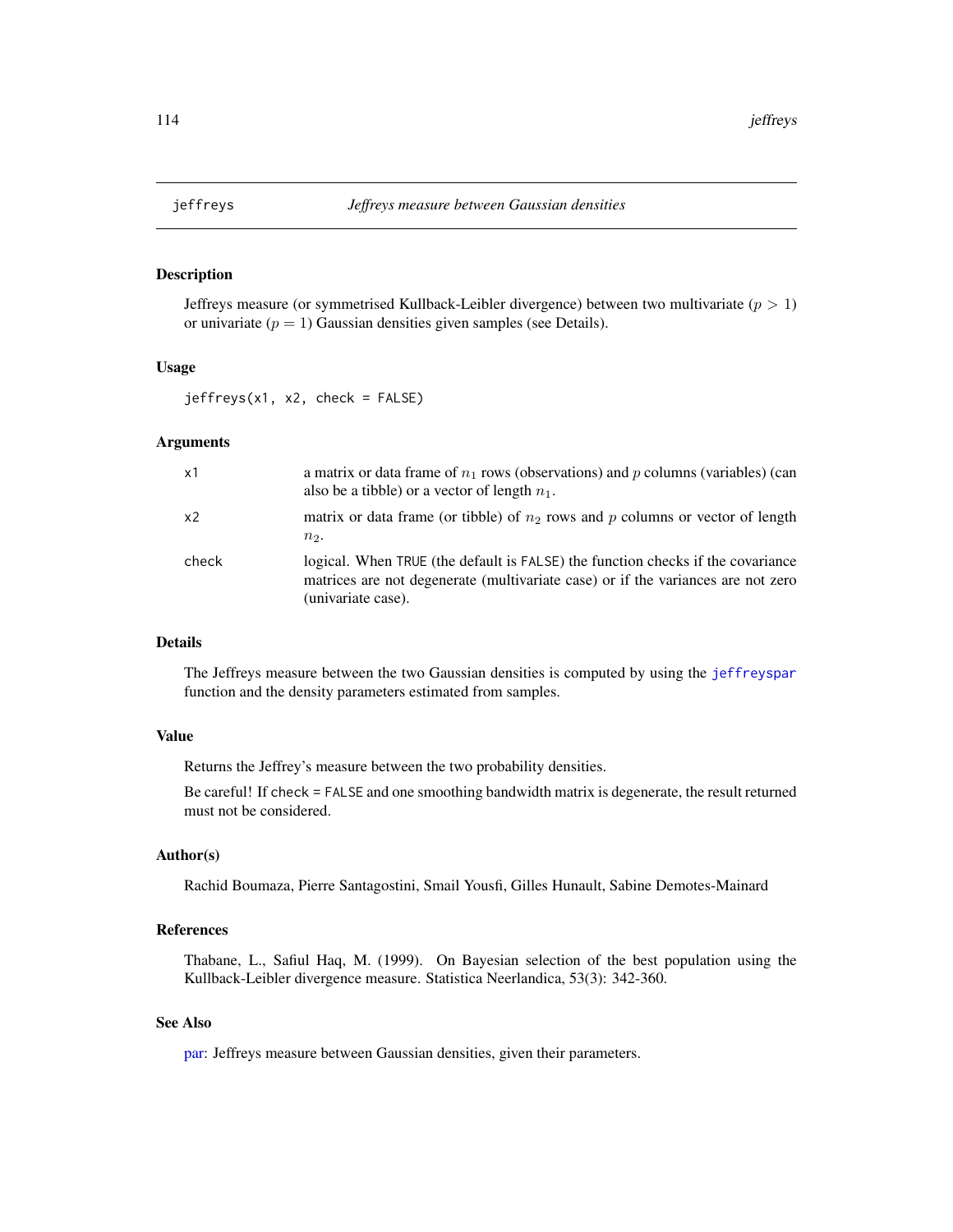## jeffreys — *Jeffreys measure between Gaussian densities*

### Description

Jeffreys measure (or symmetrised Kullback-Leibler divergence) between two multivariate ($p > 1$) or univariate ($p = 1$) Gaussian densities given samples (see Details).

### Usage

```
jeffreys(x1, x2, check = FALSE)
```

### Arguments

| | |
|---|---|
| `x1` | a matrix or data frame of $n_1$ rows (observations) and $p$ columns (variables) (can also be a tibble) or a vector of length $n_1$. |
| `x2` | matrix or data frame (or tibble) of $n_2$ rows and $p$ columns or vector of length $n_2$. |
| `check` | logical. When `TRUE` (the default is `FALSE`) the function checks if the covariance matrices are not degenerate (multivariate case) or if the variances are not zero (univariate case). |

### Details

The Jeffreys measure between the two Gaussian densities is computed by using the `jeffreyspar` function and the density parameters estimated from samples.

### Value

Returns the Jeffrey's measure between the two probability densities.

Be careful! If `check = FALSE` and one smoothing bandwidth matrix is degenerate, the result returned must not be considered.

### Author(s)

Rachid Boumaza, Pierre Santagostini, Smail Yousfi, Gilles Hunault, Sabine Demotes-Mainard

### References

Thabane, L., Safiul Haq, M. (1999). On Bayesian selection of the best population using the Kullback-Leibler divergence measure. Statistica Neerlandica, 53(3): 342-360.

### See Also

par: Jeffreys measure between Gaussian densities, given their parameters.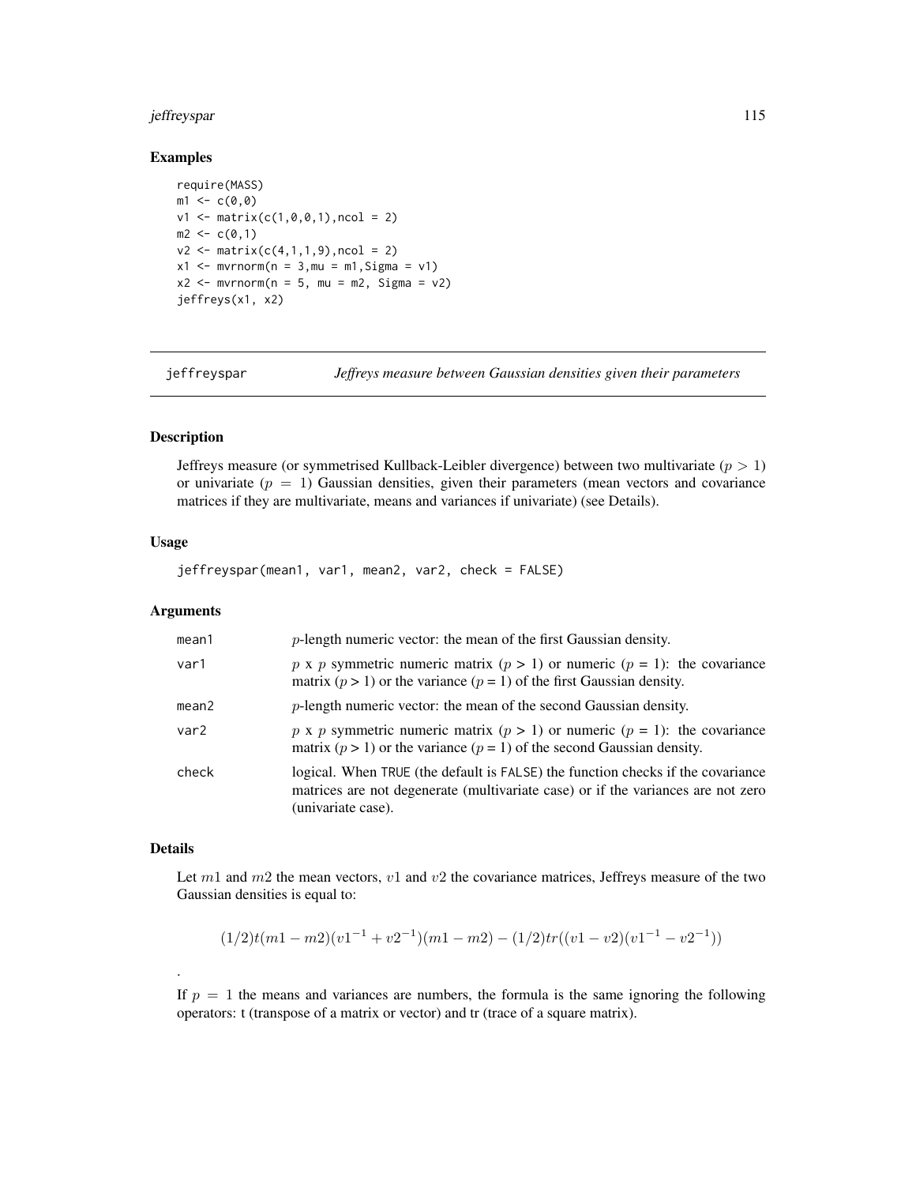## Examples

```
require(MASS)
m1 <- c(0,0)
v1 <- matrix(c(1,0,0,1),ncol = 2)
m2 <- c(0,1)
v2 <- matrix(c(4,1,1,9),ncol = 2)
x1 <- mvrnorm(n = 3,mu = m1,Sigma = v1)
x2 <- mvrnorm(n = 5, mu = m2, Sigma = v2)
jeffreys(x1, x2)
```

---

# jeffreyspar — *Jeffreys measure between Gaussian densities given their parameters*

---

## Description

Jeffreys measure (or symmetrised Kullback-Leibler divergence) between two multivariate ($p > 1$) or univariate ($p = 1$) Gaussian densities, given their parameters (mean vectors and covariance matrices if they are multivariate, means and variances if univariate) (see Details).

## Usage

```
jeffreyspar(mean1, var1, mean2, var2, check = FALSE)
```

## Arguments

| | |
|---|---|
| mean1 | $p$-length numeric vector: the mean of the first Gaussian density. |
| var1 | $p$ x $p$ symmetric numeric matrix ($p$ > 1) or numeric ($p$ = 1): the covariance matrix ($p$ > 1) or the variance ($p$ = 1) of the first Gaussian density. |
| mean2 | $p$-length numeric vector: the mean of the second Gaussian density. |
| var2 | $p$ x $p$ symmetric numeric matrix ($p$ > 1) or numeric ($p$ = 1): the covariance matrix ($p$ > 1) or the variance ($p$ = 1) of the second Gaussian density. |
| check | logical. When TRUE (the default is FALSE) the function checks if the covariance matrices are not degenerate (multivariate case) or if the variances are not zero (univariate case). |

## Details

Let $m1$ and $m2$ the mean vectors, $v1$ and $v2$ the covariance matrices, Jeffreys measure of the two Gaussian densities is equal to:

$$(1/2)t(m1 - m2)(v1^{-1} + v2^{-1})(m1 - m2) - (1/2)tr((v1 - v2)(v1^{-1} - v2^{-1}))$$

.

If $p = 1$ the means and variances are numbers, the formula is the same ignoring the following operators: t (transpose of a matrix or vector) and tr (trace of a square matrix).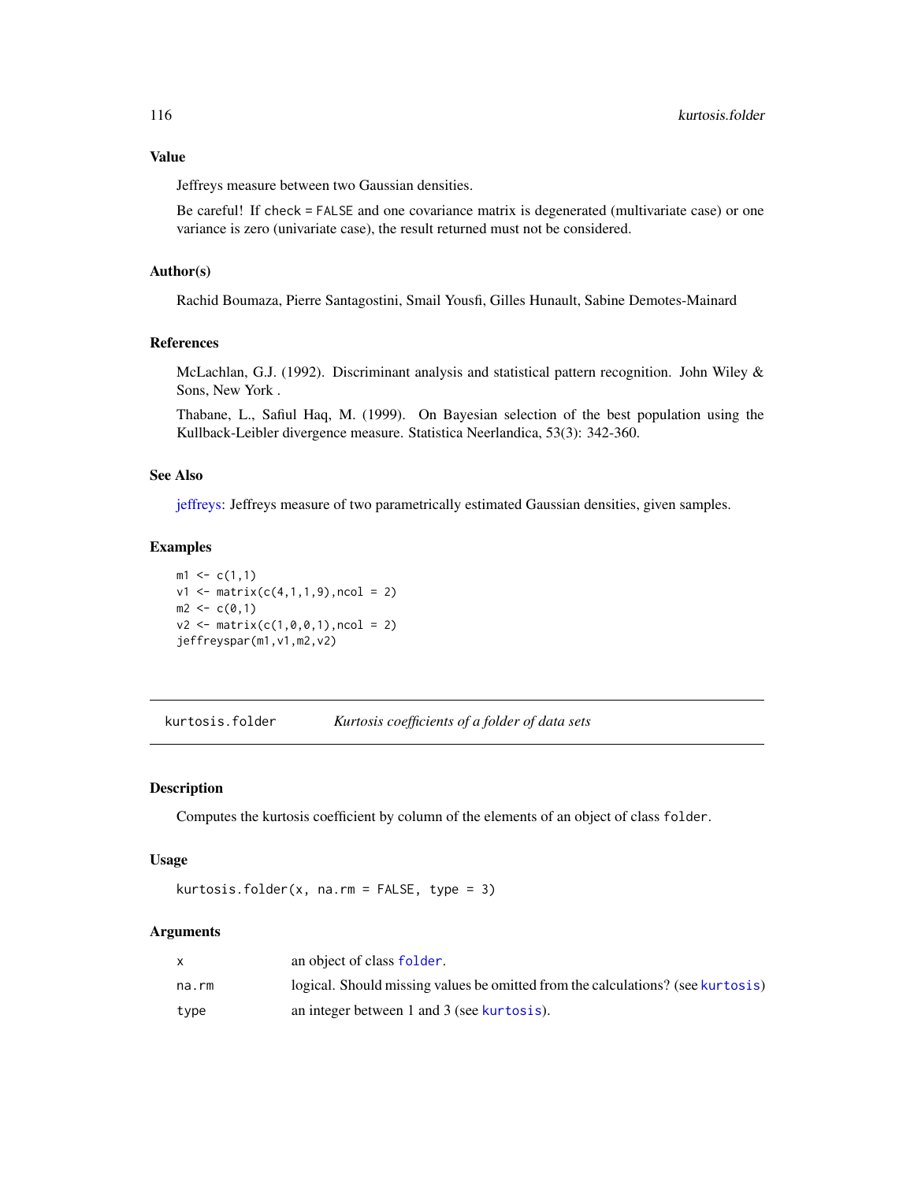### Value

Jeffreys measure between two Gaussian densities.

Be careful! If check = FALSE and one covariance matrix is degenerated (multivariate case) or one variance is zero (univariate case), the result returned must not be considered.

### Author(s)

Rachid Boumaza, Pierre Santagostini, Smail Yousfi, Gilles Hunault, Sabine Demotes-Mainard

### References

McLachlan, G.J. (1992). Discriminant analysis and statistical pattern recognition. John Wiley & Sons, New York .

Thabane, L., Safiul Haq, M. (1999). On Bayesian selection of the best population using the Kullback-Leibler divergence measure. Statistica Neerlandica, 53(3): 342-360.

### See Also

jeffreys: Jeffreys measure of two parametrically estimated Gaussian densities, given samples.

### Examples

```
m1 <- c(1,1)
v1 <- matrix(c(4,1,1,9),ncol = 2)
m2 <- c(0,1)
v2 <- matrix(c(1,0,0,1),ncol = 2)
jeffreyspar(m1,v1,m2,v2)
```

---

## kurtosis.folder *Kurtosis coefficients of a folder of data sets*

### Description

Computes the kurtosis coefficient by column of the elements of an object of class folder.

### Usage

```
kurtosis.folder(x, na.rm = FALSE, type = 3)
```

### Arguments

| | |
|---|---|
| x | an object of class folder. |
| na.rm | logical. Should missing values be omitted from the calculations? (see kurtosis) |
| type | an integer between 1 and 3 (see kurtosis). |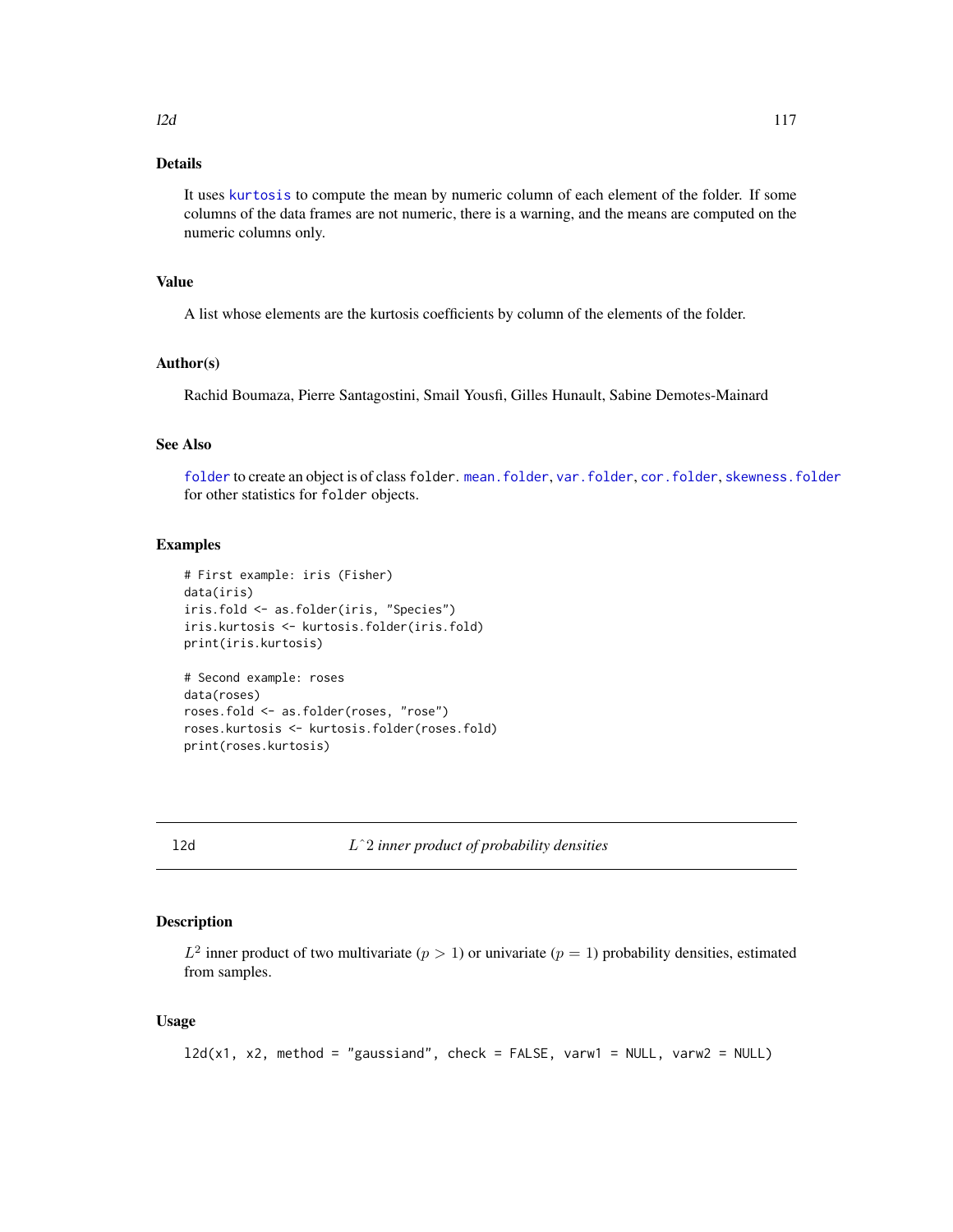## Details

It uses kurtosis to compute the mean by numeric column of each element of the folder. If some columns of the data frames are not numeric, there is a warning, and the means are computed on the numeric columns only.

## Value

A list whose elements are the kurtosis coefficients by column of the elements of the folder.

## Author(s)

Rachid Boumaza, Pierre Santagostini, Smail Yousfi, Gilles Hunault, Sabine Demotes-Mainard

## See Also

folder to create an object is of class folder. mean.folder, var.folder, cor.folder, skewness.folder for other statistics for folder objects.

## Examples

```
# First example: iris (Fisher)
data(iris)
iris.fold <- as.folder(iris, "Species")
iris.kurtosis <- kurtosis.folder(iris.fold)
print(iris.kurtosis)

# Second example: roses
data(roses)
roses.fold <- as.folder(roses, "rose")
roses.kurtosis <- kurtosis.folder(roses.fold)
print(roses.kurtosis)
```

---

# l2d — *L^2 inner product of probability densities*

## Description

$L^2$ inner product of two multivariate ($p > 1$) or univariate ($p = 1$) probability densities, estimated from samples.

## Usage

```
l2d(x1, x2, method = "gaussiand", check = FALSE, varw1 = NULL, varw2 = NULL)
```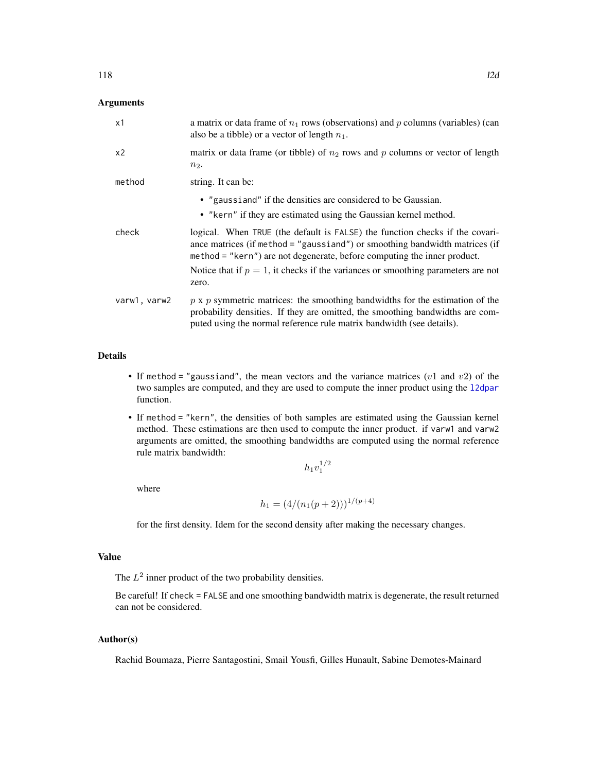## Arguments

| | |
|---|---|
| x1 | a matrix or data frame of $n_1$ rows (observations) and $p$ columns (variables) (can also be a tibble) or a vector of length $n_1$. |
| x2 | matrix or data frame (or tibble) of $n_2$ rows and $p$ columns or vector of length $n_2$. |
| method | string. It can be: <br>• "gaussiand" if the densities are considered to be Gaussian. <br>• "kern" if they are estimated using the Gaussian kernel method. |
| check | logical. When TRUE (the default is FALSE) the function checks if the covariance matrices (if method = "gaussiand") or smoothing bandwidth matrices (if method = "kern") are not degenerate, before computing the inner product. <br>Notice that if $p = 1$, it checks if the variances or smoothing parameters are not zero. |
| varw1, varw2 | $p$ x $p$ symmetric matrices: the smoothing bandwidths for the estimation of the probability densities. If they are omitted, the smoothing bandwidths are computed using the normal reference rule matrix bandwidth (see details). |

## Details

- If method = "gaussiand", the mean vectors and the variance matrices ($v1$ and $v2$) of the two samples are computed, and they are used to compute the inner product using the l2dpar function.
- If method = "kern", the densities of both samples are estimated using the Gaussian kernel method. These estimations are then used to compute the inner product. if varw1 and varw2 arguments are omitted, the smoothing bandwidths are computed using the normal reference rule matrix bandwidth:

$$h_1 v_1^{1/2}$$

where

$$h_1 = (4/(n_1(p+2)))^{1/(p+4)}$$

for the first density. Idem for the second density after making the necessary changes.

## Value

The $L^2$ inner product of the two probability densities.

Be careful! If check = FALSE and one smoothing bandwidth matrix is degenerate, the result returned can not be considered.

## Author(s)

Rachid Boumaza, Pierre Santagostini, Smail Yousfi, Gilles Hunault, Sabine Demotes-Mainard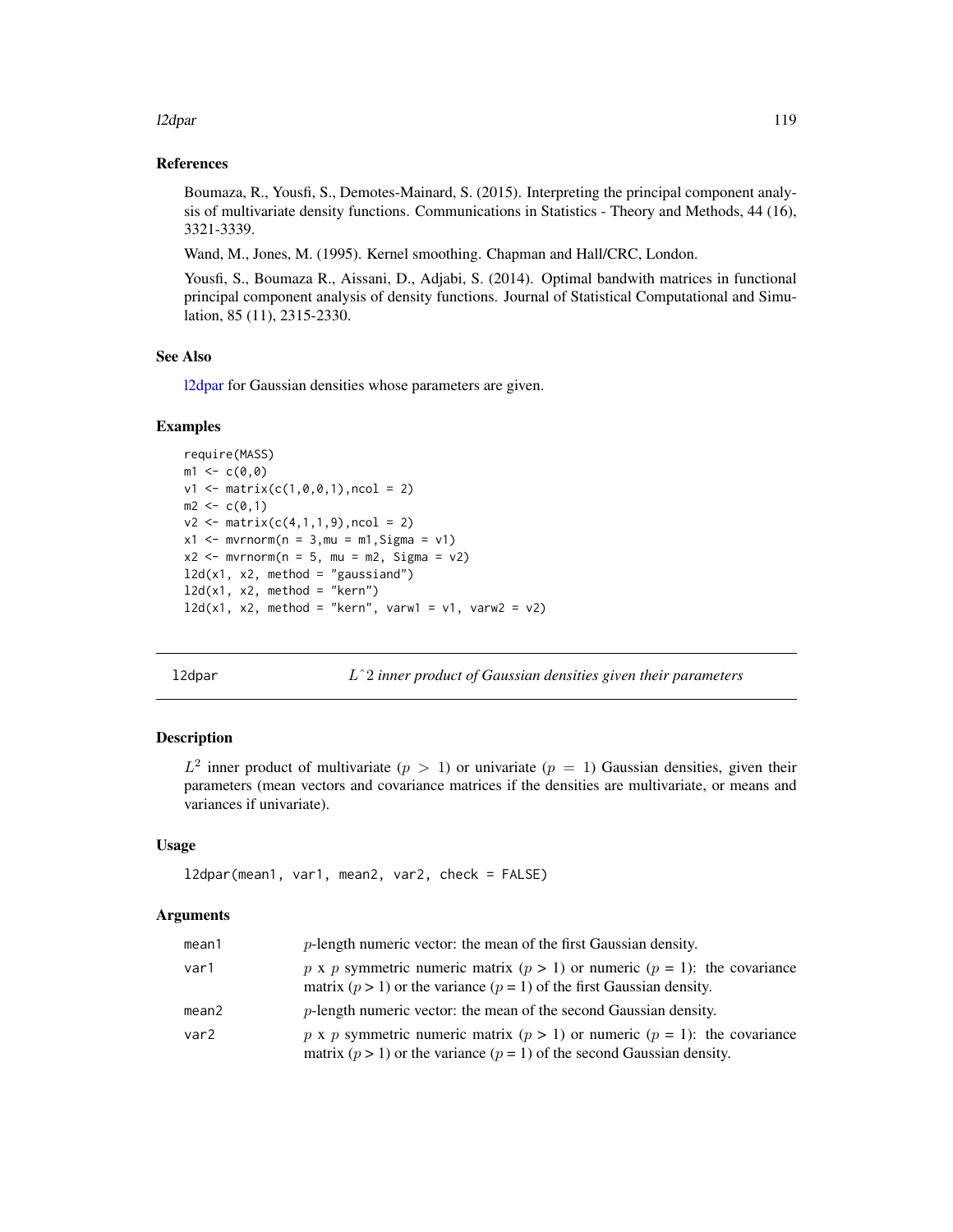### References

Boumaza, R., Yousfi, S., Demotes-Mainard, S. (2015). Interpreting the principal component analysis of multivariate density functions. Communications in Statistics - Theory and Methods, 44 (16), 3321-3339.

Wand, M., Jones, M. (1995). Kernel smoothing. Chapman and Hall/CRC, London.

Yousfi, S., Boumaza R., Aissani, D., Adjabi, S. (2014). Optimal bandwith matrices in functional principal component analysis of density functions. Journal of Statistical Computational and Simulation, 85 (11), 2315-2330.

### See Also

l2dpar for Gaussian densities whose parameters are given.

### Examples

```
require(MASS)
m1 <- c(0,0)
v1 <- matrix(c(1,0,0,1),ncol = 2)
m2 <- c(0,1)
v2 <- matrix(c(4,1,1,9),ncol = 2)
x1 <- mvrnorm(n = 3,mu = m1,Sigma = v1)
x2 <- mvrnorm(n = 5, mu = m2, Sigma = v2)
l2d(x1, x2, method = "gaussiand")
l2d(x1, x2, method = "kern")
l2d(x1, x2, method = "kern", varw1 = v1, varw2 = v2)
```

---

## l2dpar — *L^2 inner product of Gaussian densities given their parameters*

### Description

$L^2$ inner product of multivariate ($p > 1$) or univariate ($p = 1$) Gaussian densities, given their parameters (mean vectors and covariance matrices if the densities are multivariate, or means and variances if univariate).

### Usage

```
l2dpar(mean1, var1, mean2, var2, check = FALSE)
```

### Arguments

| | |
|---|---|
| mean1 | $p$-length numeric vector: the mean of the first Gaussian density. |
| var1 | $p$ x $p$ symmetric numeric matrix ($p > 1$) or numeric ($p = 1$): the covariance matrix ($p > 1$) or the variance ($p = 1$) of the first Gaussian density. |
| mean2 | $p$-length numeric vector: the mean of the second Gaussian density. |
| var2 | $p$ x $p$ symmetric numeric matrix ($p > 1$) or numeric ($p = 1$): the covariance matrix ($p > 1$) or the variance ($p = 1$) of the second Gaussian density. |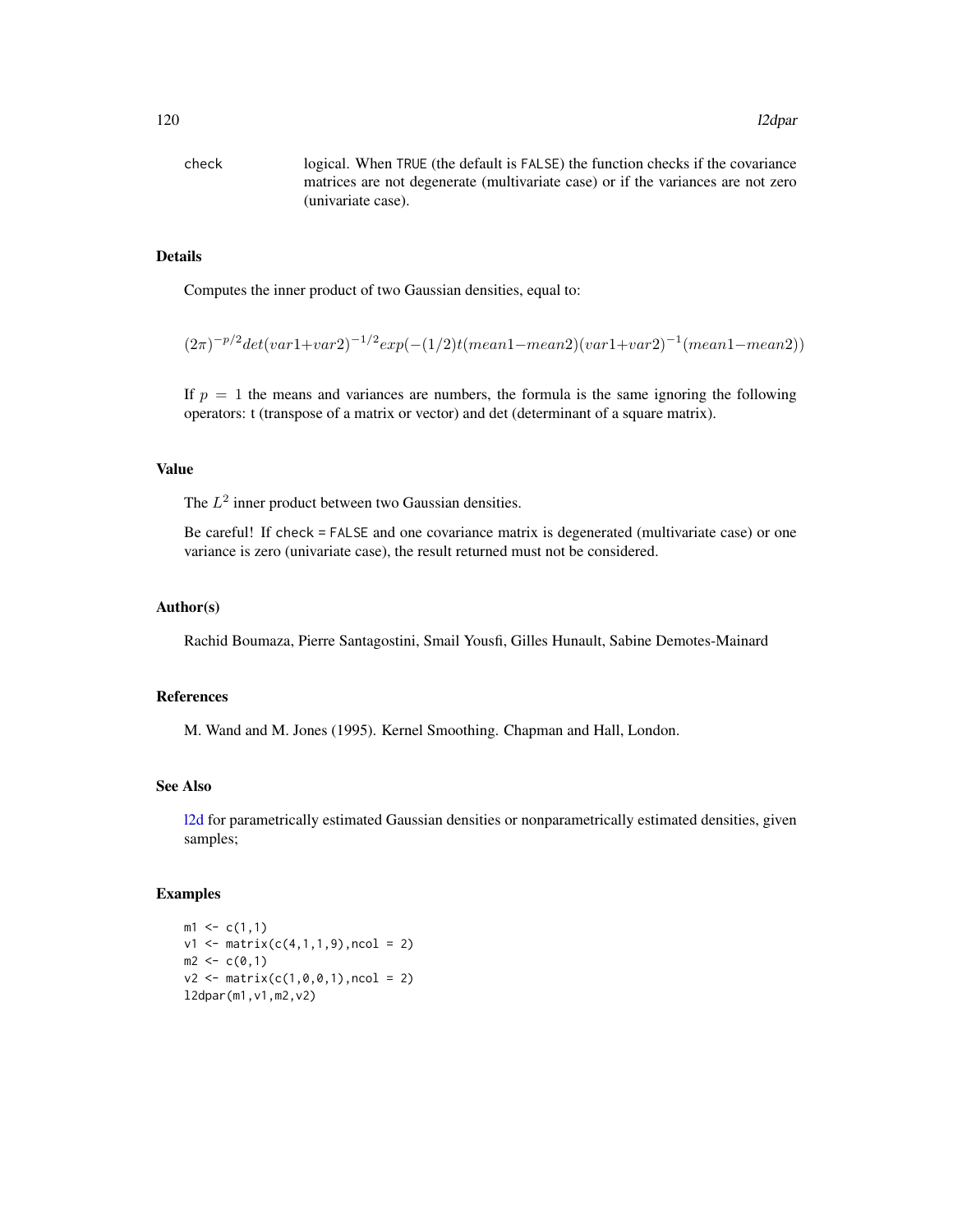check logical. When TRUE (the default is FALSE) the function checks if the covariance matrices are not degenerate (multivariate case) or if the variances are not zero (univariate case).

## Details

Computes the inner product of two Gaussian densities, equal to:

$$(2\pi)^{-p/2} det(var1 + var2)^{-1/2} exp(-(1/2) t(mean1 - mean2)(var1 + var2)^{-1}(mean1 - mean2))$$

If $p = 1$ the means and variances are numbers, the formula is the same ignoring the following operators: t (transpose of a matrix or vector) and det (determinant of a square matrix).

## Value

The $L^2$ inner product between two Gaussian densities.

Be careful! If check = FALSE and one covariance matrix is degenerated (multivariate case) or one variance is zero (univariate case), the result returned must not be considered.

## Author(s)

Rachid Boumaza, Pierre Santagostini, Smail Yousfi, Gilles Hunault, Sabine Demotes-Mainard

## References

M. Wand and M. Jones (1995). Kernel Smoothing. Chapman and Hall, London.

## See Also

l2d for parametrically estimated Gaussian densities or nonparametrically estimated densities, given samples;

## Examples

```
m1 <- c(1,1)
v1 <- matrix(c(4,1,1,9),ncol = 2)
m2 <- c(0,1)
v2 <- matrix(c(1,0,0,1),ncol = 2)
l2dpar(m1,v1,m2,v2)
```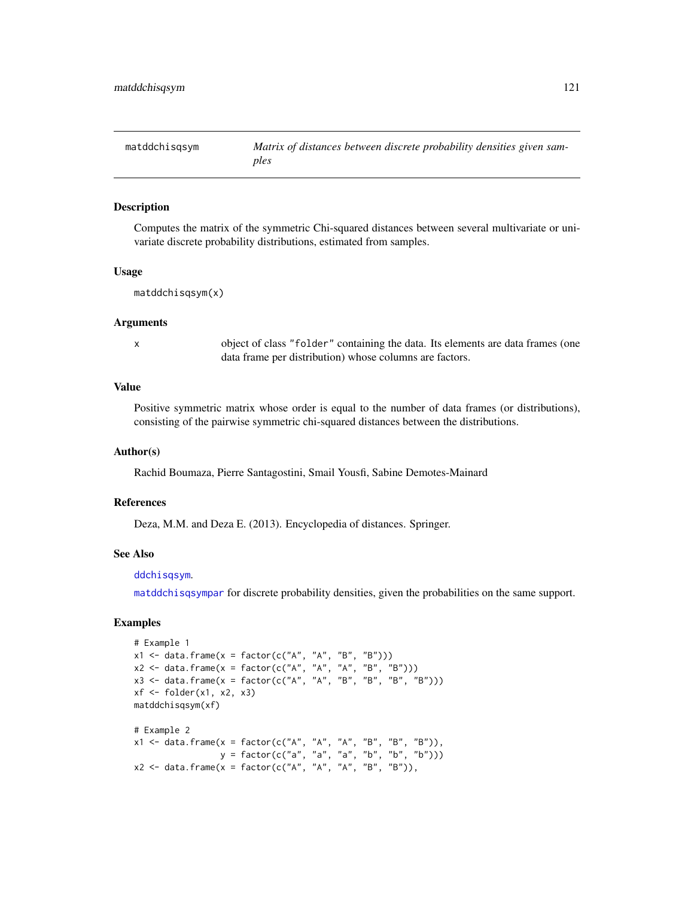## matddchisqsym — *Matrix of distances between discrete probability densities given samples*

### Description

Computes the matrix of the symmetric Chi-squared distances between several multivariate or univariate discrete probability distributions, estimated from samples.

### Usage

```
matddchisqsym(x)
```

### Arguments

| | |
|---|---|
| x | object of class "folder" containing the data. Its elements are data frames (one data frame per distribution) whose columns are factors. |

### Value

Positive symmetric matrix whose order is equal to the number of data frames (or distributions), consisting of the pairwise symmetric chi-squared distances between the distributions.

### Author(s)

Rachid Boumaza, Pierre Santagostini, Smail Yousfi, Sabine Demotes-Mainard

### References

Deza, M.M. and Deza E. (2013). Encyclopedia of distances. Springer.

### See Also

ddchisqsym.

matddchisqsympar for discrete probability densities, given the probabilities on the same support.

### Examples

```
# Example 1
x1 <- data.frame(x = factor(c("A", "A", "B", "B")))
x2 <- data.frame(x = factor(c("A", "A", "A", "B", "B")))
x3 <- data.frame(x = factor(c("A", "A", "B", "B", "B", "B")))
xf <- folder(x1, x2, x3)
matddchisqsym(xf)

# Example 2
x1 <- data.frame(x = factor(c("A", "A", "A", "B", "B", "B")),
                 y = factor(c("a", "a", "a", "b", "b", "b")))
x2 <- data.frame(x = factor(c("A", "A", "A", "B", "B")),
```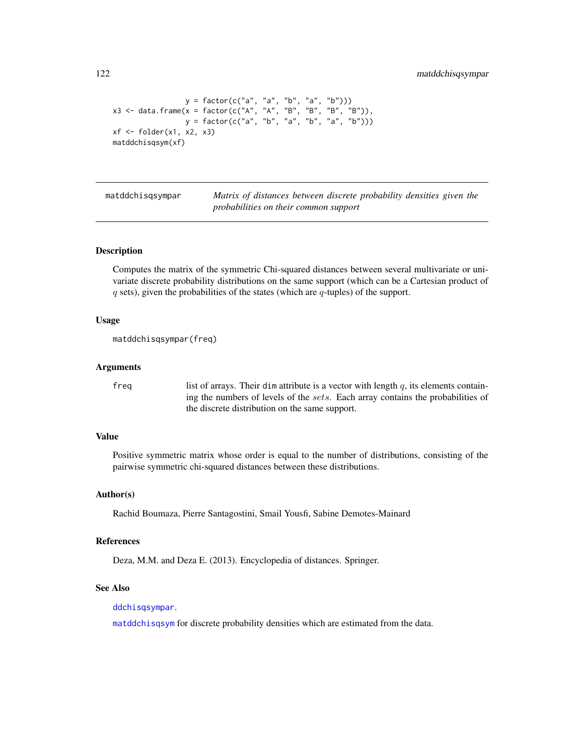```
                 y = factor(c("a", "a", "b", "a", "b")))
x3 <- data.frame(x = factor(c("A", "A", "B", "B", "B", "B")),
                 y = factor(c("a", "b", "a", "b", "a", "b")))
xf <- folder(x1, x2, x3)
matddchisqsym(xf)
```

## matddchisqsympar — *Matrix of distances between discrete probability densities given the probabilities on their common support*

### Description

Computes the matrix of the symmetric Chi-squared distances between several multivariate or univariate discrete probability distributions on the same support (which can be a Cartesian product of $q$ sets), given the probabilities of the states (which are $q$-tuples) of the support.

### Usage

```
matddchisqsympar(freq)
```

### Arguments

`freq` list of arrays. Their `dim` attribute is a vector with length $q$, its elements containing the numbers of levels of the $sets$. Each array contains the probabilities of the discrete distribution on the same support.

### Value

Positive symmetric matrix whose order is equal to the number of distributions, consisting of the pairwise symmetric chi-squared distances between these distributions.

### Author(s)

Rachid Boumaza, Pierre Santagostini, Smail Yousfi, Sabine Demotes-Mainard

### References

Deza, M.M. and Deza E. (2013). Encyclopedia of distances. Springer.

### See Also

`ddchisqsympar`.

`matddchisqsym` for discrete probability densities which are estimated from the data.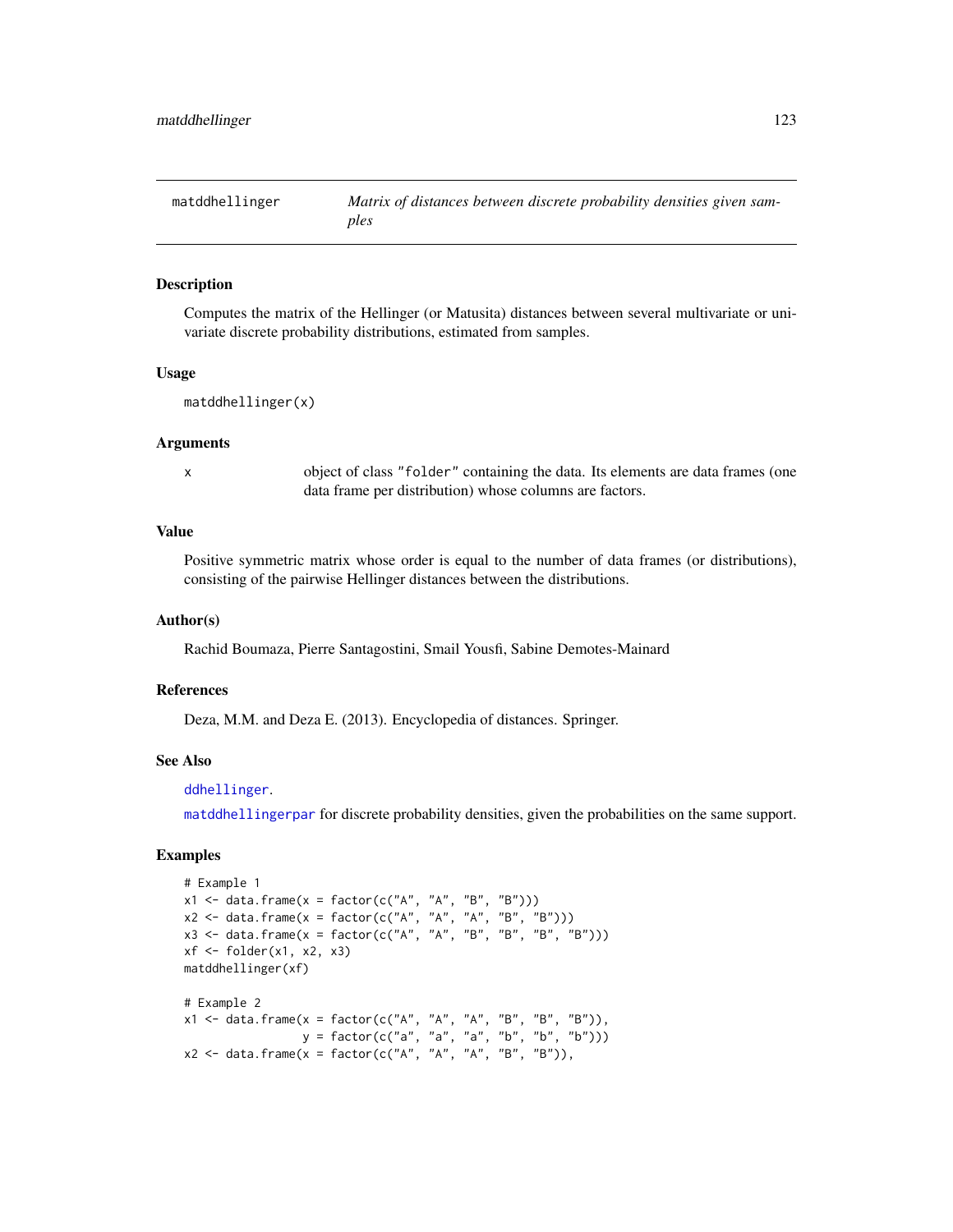matddhellinger — *Matrix of distances between discrete probability densities given samples*

## Description

Computes the matrix of the Hellinger (or Matusita) distances between several multivariate or univariate discrete probability distributions, estimated from samples.

## Usage

```
matddhellinger(x)
```

## Arguments

| | |
|---|---|
| x | object of class "folder" containing the data. Its elements are data frames (one data frame per distribution) whose columns are factors. |

## Value

Positive symmetric matrix whose order is equal to the number of data frames (or distributions), consisting of the pairwise Hellinger distances between the distributions.

## Author(s)

Rachid Boumaza, Pierre Santagostini, Smail Yousfi, Sabine Demotes-Mainard

## References

Deza, M.M. and Deza E. (2013). Encyclopedia of distances. Springer.

## See Also

ddhellinger.

matddhellingerpar for discrete probability densities, given the probabilities on the same support.

## Examples

```
# Example 1
x1 <- data.frame(x = factor(c("A", "A", "B", "B")))
x2 <- data.frame(x = factor(c("A", "A", "A", "B", "B")))
x3 <- data.frame(x = factor(c("A", "A", "B", "B", "B", "B")))
xf <- folder(x1, x2, x3)
matddhellinger(xf)

# Example 2
x1 <- data.frame(x = factor(c("A", "A", "A", "B", "B", "B")),
                 y = factor(c("a", "a", "a", "b", "b", "b")))
x2 <- data.frame(x = factor(c("A", "A", "A", "B", "B")),
```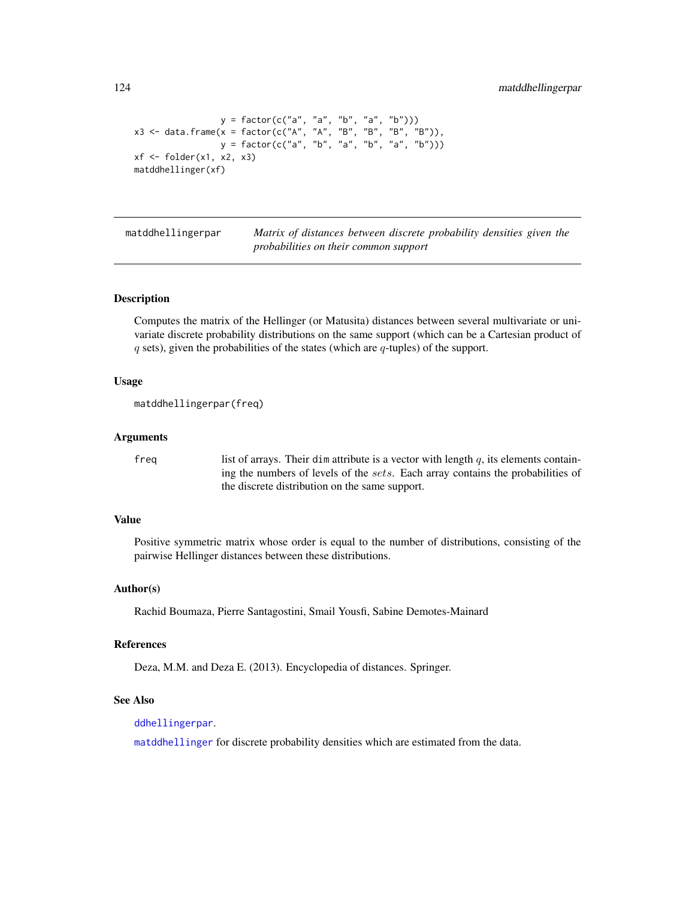```
                  y = factor(c("a", "a", "b", "a", "b")))
x3 <- data.frame(x = factor(c("A", "A", "B", "B", "B", "B")),
                  y = factor(c("a", "b", "a", "b", "a", "b")))
xf <- folder(x1, x2, x3)
matddhellinger(xf)
```

---

## matddhellingerpar — *Matrix of distances between discrete probability densities given the probabilities on their common support*

---

### Description

Computes the matrix of the Hellinger (or Matusita) distances between several multivariate or univariate discrete probability distributions on the same support (which can be a Cartesian product of $q$ sets), given the probabilities of the states (which are $q$-tuples) of the support.

### Usage

```
matddhellingerpar(freq)
```

### Arguments

| | |
|---|---|
| `freq` | list of arrays. Their `dim` attribute is a vector with length $q$, its elements containing the numbers of levels of the $sets$. Each array contains the probabilities of the discrete distribution on the same support. |

### Value

Positive symmetric matrix whose order is equal to the number of distributions, consisting of the pairwise Hellinger distances between these distributions.

### Author(s)

Rachid Boumaza, Pierre Santagostini, Smail Yousfi, Sabine Demotes-Mainard

### References

Deza, M.M. and Deza E. (2013). Encyclopedia of distances. Springer.

### See Also

`ddhellingerpar`.

`matddhellinger` for discrete probability densities which are estimated from the data.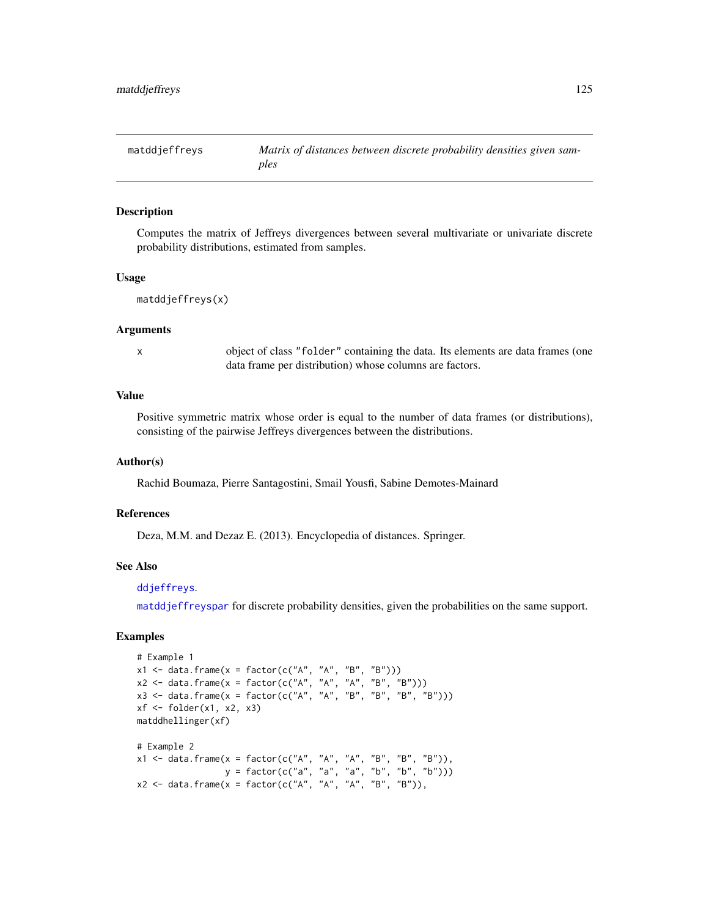# matddjeffreys

*Matrix of distances between discrete probability densities given samples*

## Description

Computes the matrix of Jeffreys divergences between several multivariate or univariate discrete probability distributions, estimated from samples.

## Usage

```
matddjeffreys(x)
```

## Arguments

| | |
|---|---|
| x | object of class "folder" containing the data. Its elements are data frames (one data frame per distribution) whose columns are factors. |

## Value

Positive symmetric matrix whose order is equal to the number of data frames (or distributions), consisting of the pairwise Jeffreys divergences between the distributions.

## Author(s)

Rachid Boumaza, Pierre Santagostini, Smail Yousfi, Sabine Demotes-Mainard

## References

Deza, M.M. and Dezaz E. (2013). Encyclopedia of distances. Springer.

## See Also

ddjeffreys.

matddjeffreyspar for discrete probability densities, given the probabilities on the same support.

## Examples

```
# Example 1
x1 <- data.frame(x = factor(c("A", "A", "B", "B")))
x2 <- data.frame(x = factor(c("A", "A", "A", "B", "B")))
x3 <- data.frame(x = factor(c("A", "A", "B", "B", "B", "B")))
xf <- folder(x1, x2, x3)
matddhellinger(xf)

# Example 2
x1 <- data.frame(x = factor(c("A", "A", "A", "B", "B", "B")),
                 y = factor(c("a", "a", "a", "b", "b", "b")))
x2 <- data.frame(x = factor(c("A", "A", "A", "B", "B")),
```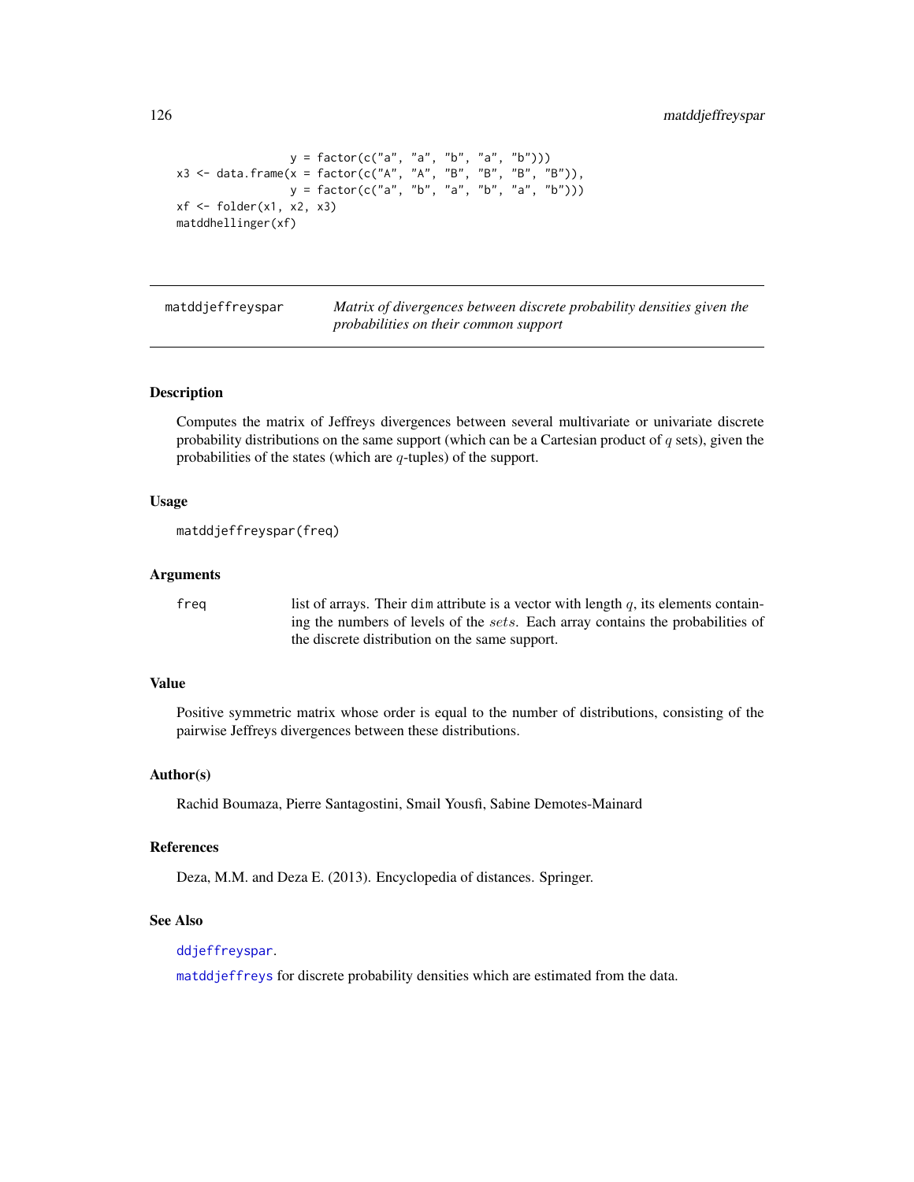```
                  y = factor(c("a", "a", "b", "a", "b")))
x3 <- data.frame(x = factor(c("A", "A", "B", "B", "B", "B")),
                  y = factor(c("a", "b", "a", "b", "a", "b")))
xf <- folder(x1, x2, x3)
matddhellinger(xf)
```

## matddjeffreyspar — *Matrix of divergences between discrete probability densities given the probabilities on their common support*

### Description

Computes the matrix of Jeffreys divergences between several multivariate or univariate discrete probability distributions on the same support (which can be a Cartesian product of $q$ sets), given the probabilities of the states (which are $q$-tuples) of the support.

### Usage

```
matddjeffreyspar(freq)
```

### Arguments

| | |
|---|---|
| freq | list of arrays. Their dim attribute is a vector with length $q$, its elements containing the numbers of levels of the $sets$. Each array contains the probabilities of the discrete distribution on the same support. |

### Value

Positive symmetric matrix whose order is equal to the number of distributions, consisting of the pairwise Jeffreys divergences between these distributions.

### Author(s)

Rachid Boumaza, Pierre Santagostini, Smail Yousfi, Sabine Demotes-Mainard

### References

Deza, M.M. and Deza E. (2013). Encyclopedia of distances. Springer.

### See Also

ddjeffreyspar.

matddjeffreys for discrete probability densities which are estimated from the data.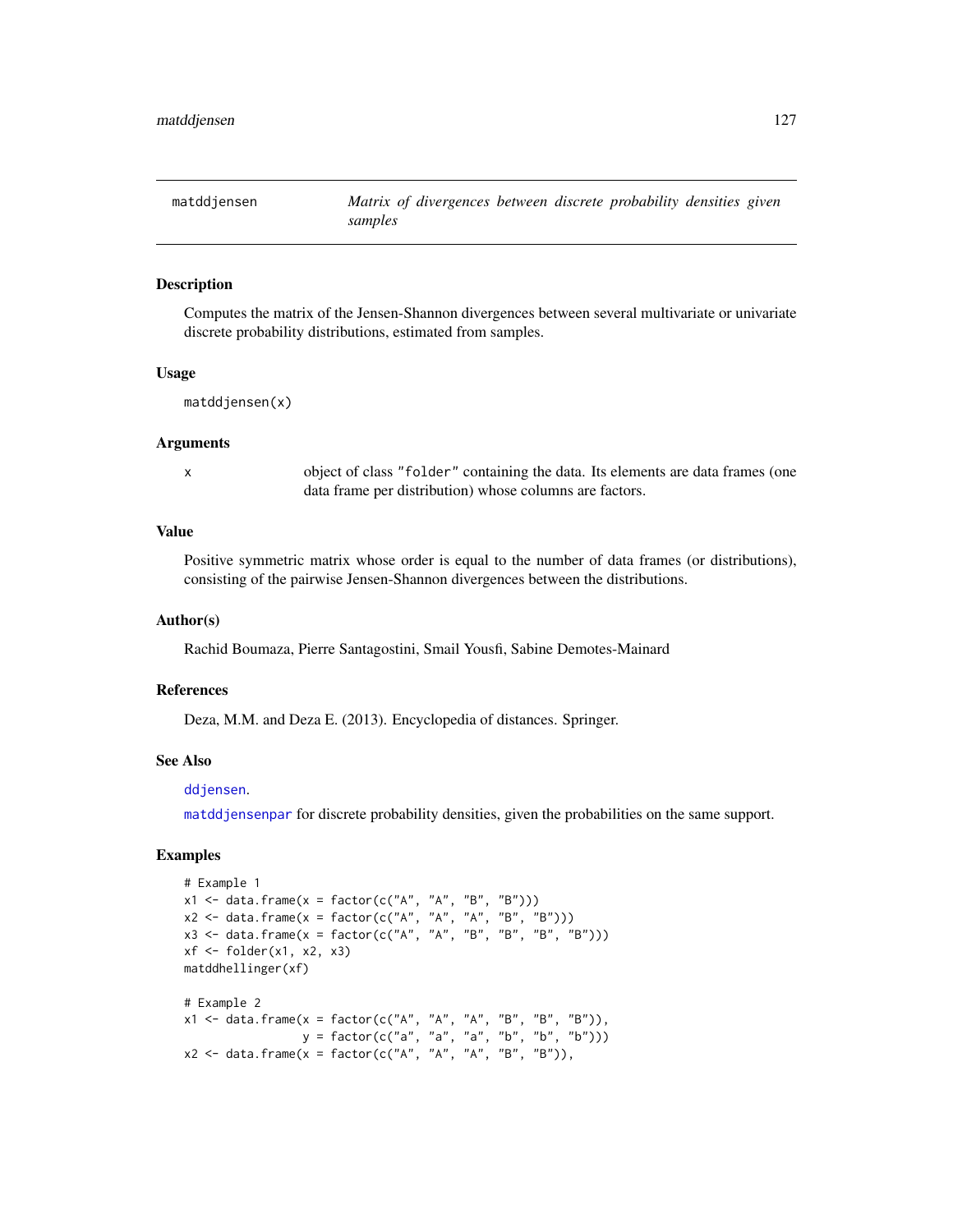## matddjensen — *Matrix of divergences between discrete probability densities given samples*

### Description

Computes the matrix of the Jensen-Shannon divergences between several multivariate or univariate discrete probability distributions, estimated from samples.

### Usage

```
matddjensen(x)
```

### Arguments

| | |
|---|---|
| x | object of class "folder" containing the data. Its elements are data frames (one data frame per distribution) whose columns are factors. |

### Value

Positive symmetric matrix whose order is equal to the number of data frames (or distributions), consisting of the pairwise Jensen-Shannon divergences between the distributions.

### Author(s)

Rachid Boumaza, Pierre Santagostini, Smail Yousfi, Sabine Demotes-Mainard

### References

Deza, M.M. and Deza E. (2013). Encyclopedia of distances. Springer.

### See Also

ddjensen.

matddjensenpar for discrete probability densities, given the probabilities on the same support.

### Examples

```
# Example 1
x1 <- data.frame(x = factor(c("A", "A", "B", "B")))
x2 <- data.frame(x = factor(c("A", "A", "A", "B", "B")))
x3 <- data.frame(x = factor(c("A", "A", "B", "B", "B", "B")))
xf <- folder(x1, x2, x3)
matddhellinger(xf)

# Example 2
x1 <- data.frame(x = factor(c("A", "A", "A", "B", "B", "B")),
                 y = factor(c("a", "a", "a", "b", "b", "b")))
x2 <- data.frame(x = factor(c("A", "A", "A", "B", "B")),
```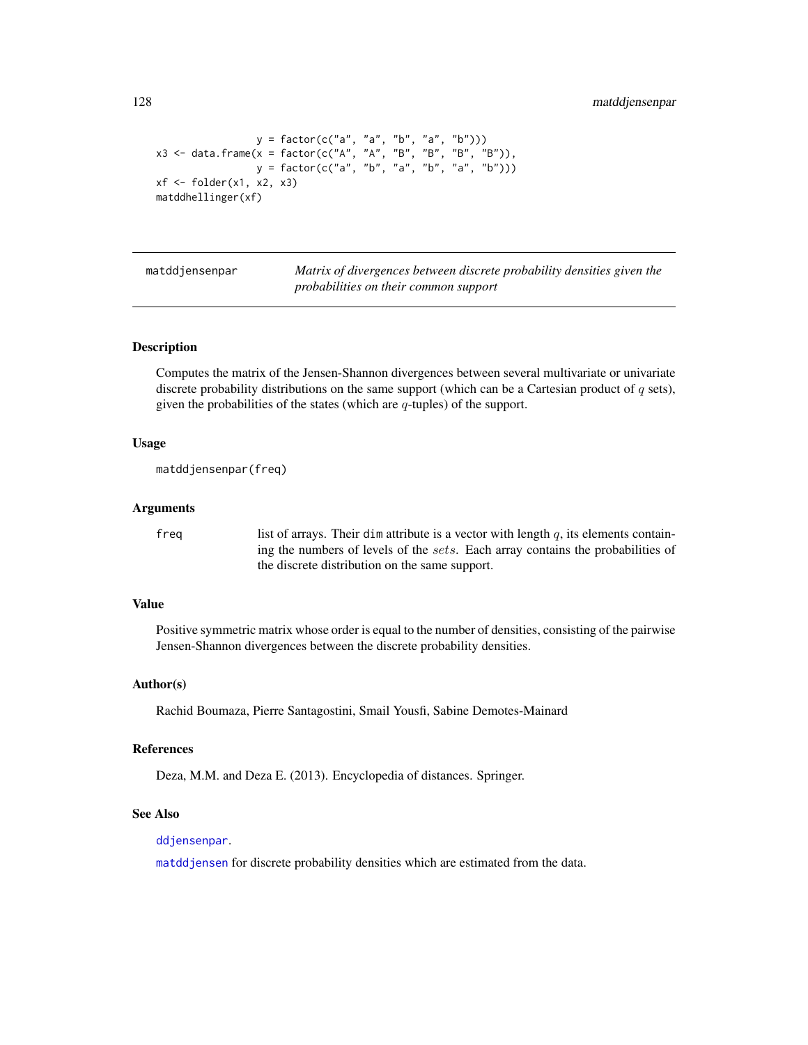```
                 y = factor(c("a", "a", "b", "a", "b")))
x3 <- data.frame(x = factor(c("A", "A", "B", "B", "B", "B")),
                 y = factor(c("a", "b", "a", "b", "a", "b")))
xf <- folder(x1, x2, x3)
matddhellinger(xf)
```

---

## matddjensenpar — *Matrix of divergences between discrete probability densities given the probabilities on their common support*

---

### Description

Computes the matrix of the Jensen-Shannon divergences between several multivariate or univariate discrete probability distributions on the same support (which can be a Cartesian product of $q$ sets), given the probabilities of the states (which are $q$-tuples) of the support.

### Usage

```
matddjensenpar(freq)
```

### Arguments

| | |
|---|---|
| `freq` | list of arrays. Their `dim` attribute is a vector with length $q$, its elements containing the numbers of levels of the $sets$. Each array contains the probabilities of the discrete distribution on the same support. |

### Value

Positive symmetric matrix whose order is equal to the number of densities, consisting of the pairwise Jensen-Shannon divergences between the discrete probability densities.

### Author(s)

Rachid Boumaza, Pierre Santagostini, Smail Yousfi, Sabine Demotes-Mainard

### References

Deza, M.M. and Deza E. (2013). Encyclopedia of distances. Springer.

### See Also

`ddjensenpar`.

`matddjensen` for discrete probability densities which are estimated from the data.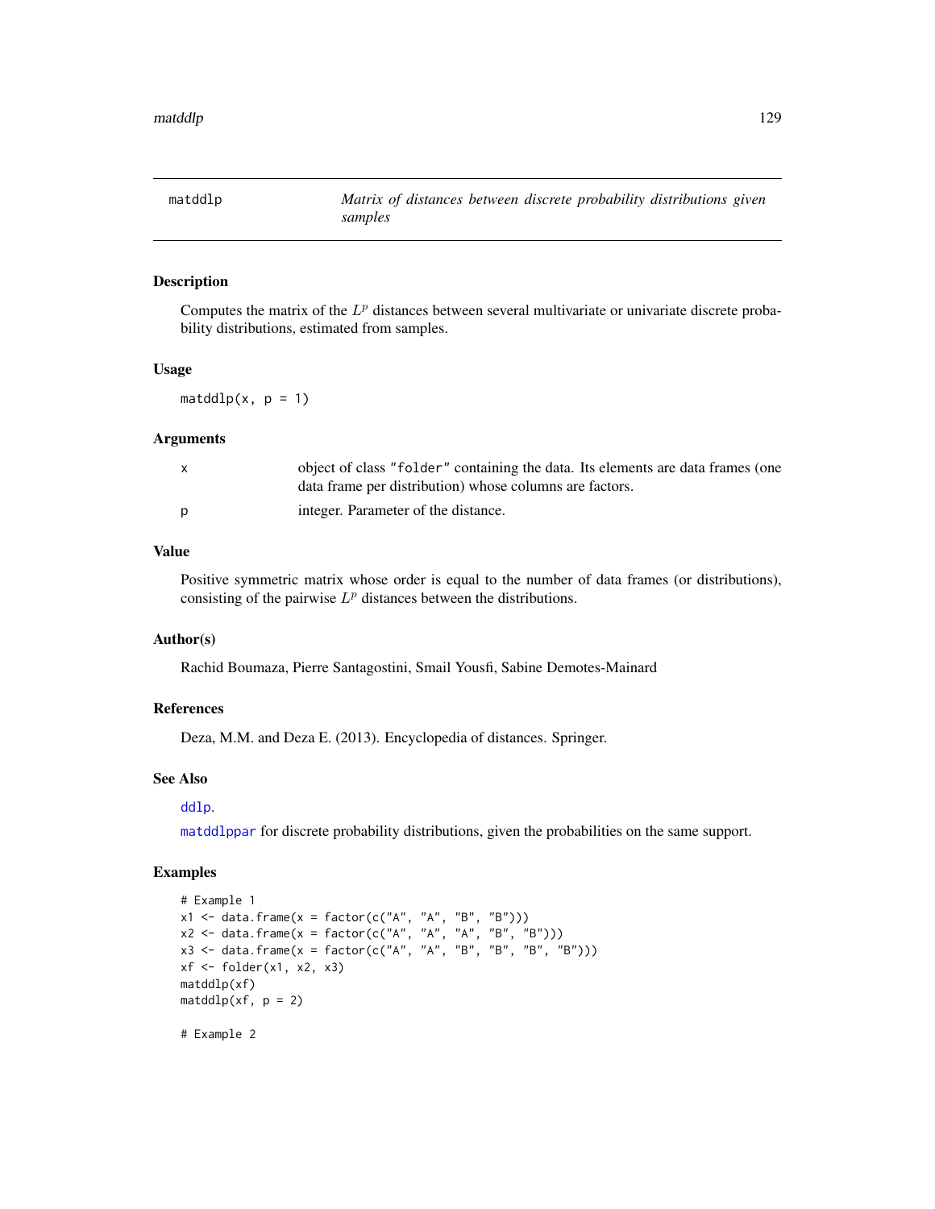# matddlp — *Matrix of distances between discrete probability distributions given samples*

## Description

Computes the matrix of the $L^p$ distances between several multivariate or univariate discrete probability distributions, estimated from samples.

## Usage

```
matddlp(x, p = 1)
```

## Arguments

| | |
|---|---|
| x | object of class "folder" containing the data. Its elements are data frames (one data frame per distribution) whose columns are factors. |
| p | integer. Parameter of the distance. |

## Value

Positive symmetric matrix whose order is equal to the number of data frames (or distributions), consisting of the pairwise $L^p$ distances between the distributions.

## Author(s)

Rachid Boumaza, Pierre Santagostini, Smail Yousfi, Sabine Demotes-Mainard

## References

Deza, M.M. and Deza E. (2013). Encyclopedia of distances. Springer.

## See Also

ddlp.

matddlppar for discrete probability distributions, given the probabilities on the same support.

## Examples

```
# Example 1
x1 <- data.frame(x = factor(c("A", "A", "B", "B")))
x2 <- data.frame(x = factor(c("A", "A", "A", "B", "B")))
x3 <- data.frame(x = factor(c("A", "A", "B", "B", "B", "B")))
xf <- folder(x1, x2, x3)
matddlp(xf)
matddlp(xf, p = 2)

# Example 2
```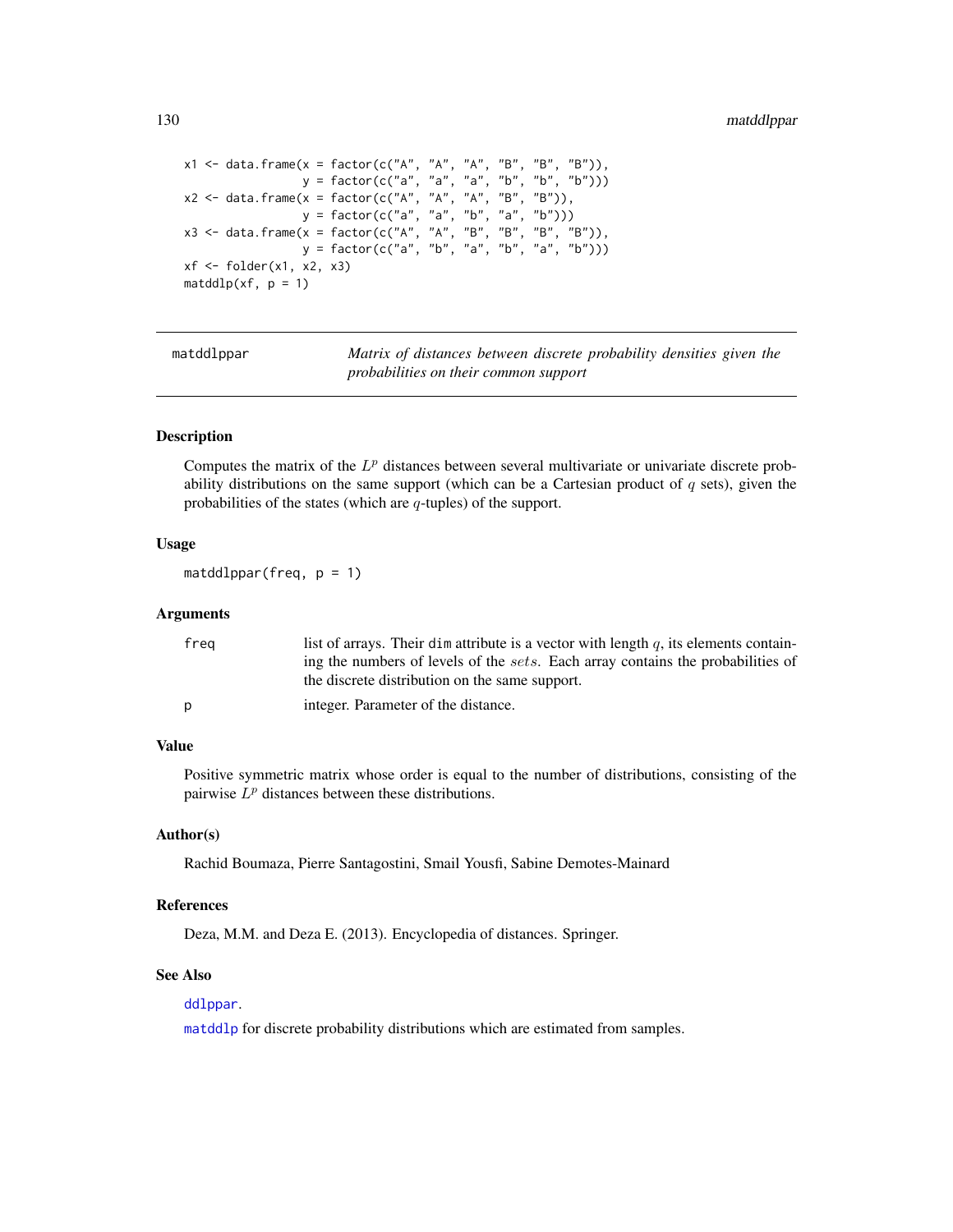```
x1 <- data.frame(x = factor(c("A", "A", "A", "B", "B", "B")),
                 y = factor(c("a", "a", "a", "b", "b", "b")))
x2 <- data.frame(x = factor(c("A", "A", "A", "B", "B")),
                 y = factor(c("a", "a", "b", "a", "b")))
x3 <- data.frame(x = factor(c("A", "A", "B", "B", "B", "B")),
                 y = factor(c("a", "b", "a", "b", "a", "b")))
xf <- folder(x1, x2, x3)
matddlp(xf, p = 1)
```

---

`matddlppar` *Matrix of distances between discrete probability densities given the probabilities on their common support*

---

### Description

Computes the matrix of the $L^p$ distances between several multivariate or univariate discrete probability distributions on the same support (which can be a Cartesian product of $q$ sets), given the probabilities of the states (which are $q$-tuples) of the support.

### Usage

```
matddlppar(freq, p = 1)
```

### Arguments

| | |
|---|---|
| `freq` | list of arrays. Their `dim` attribute is a vector with length $q$, its elements containing the numbers of levels of the $sets$. Each array contains the probabilities of the discrete distribution on the same support. |
| `p` | integer. Parameter of the distance. |

### Value

Positive symmetric matrix whose order is equal to the number of distributions, consisting of the pairwise $L^p$ distances between these distributions.

### Author(s)

Rachid Boumaza, Pierre Santagostini, Smail Yousfi, Sabine Demotes-Mainard

### References

Deza, M.M. and Deza E. (2013). Encyclopedia of distances. Springer.

### See Also

`ddlppar`.

`matddlp` for discrete probability distributions which are estimated from samples.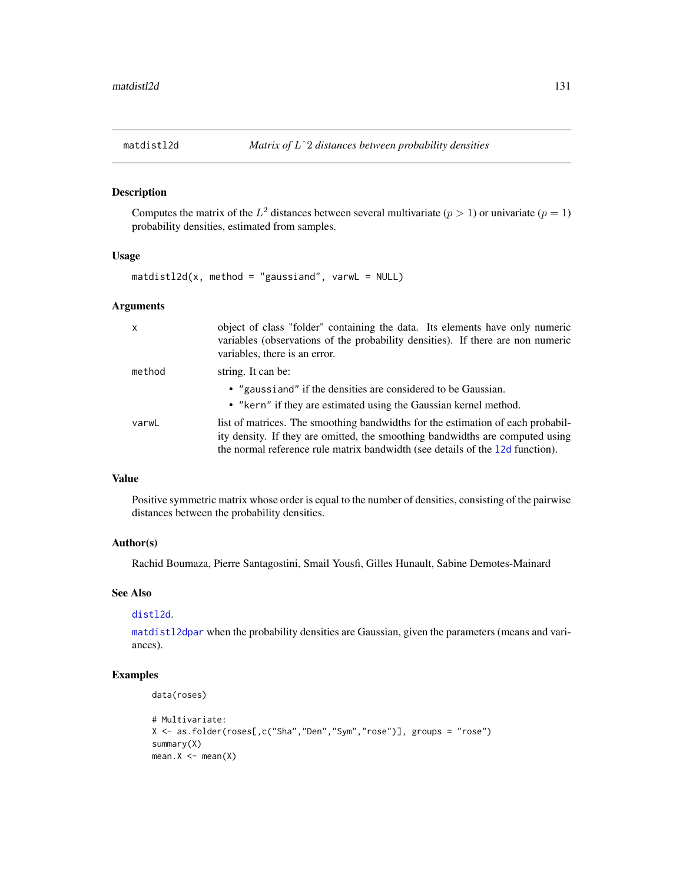# matdistl2d — Matrix of $L^2$ distances between probability densities

## Description

Computes the matrix of the $L^2$ distances between several multivariate ($p > 1$) or univariate ($p = 1$) probability densities, estimated from samples.

## Usage

```
matdistl2d(x, method = "gaussiand", varwL = NULL)
```

## Arguments

- **x**: object of class "folder" containing the data. Its elements have only numeric variables (observations of the probability densities). If there are non numeric variables, there is an error.
- **method**: string. It can be:
  - "gaussiand" if the densities are considered to be Gaussian.
  - "kern" if they are estimated using the Gaussian kernel method.
- **varwL**: list of matrices. The smoothing bandwidths for the estimation of each probability density. If they are omitted, the smoothing bandwidths are computed using the normal reference rule matrix bandwidth (see details of the l2d function).

## Value

Positive symmetric matrix whose order is equal to the number of densities, consisting of the pairwise distances between the probability densities.

## Author(s)

Rachid Boumaza, Pierre Santagostini, Smail Yousfi, Gilles Hunault, Sabine Demotes-Mainard

## See Also

distl2d.

matdistl2dpar when the probability densities are Gaussian, given the parameters (means and variances).

## Examples

```
data(roses)

# Multivariate:
X <- as.folder(roses[,c("Sha","Den","Sym","rose")], groups = "rose")
summary(X)
mean.X <- mean(X)
```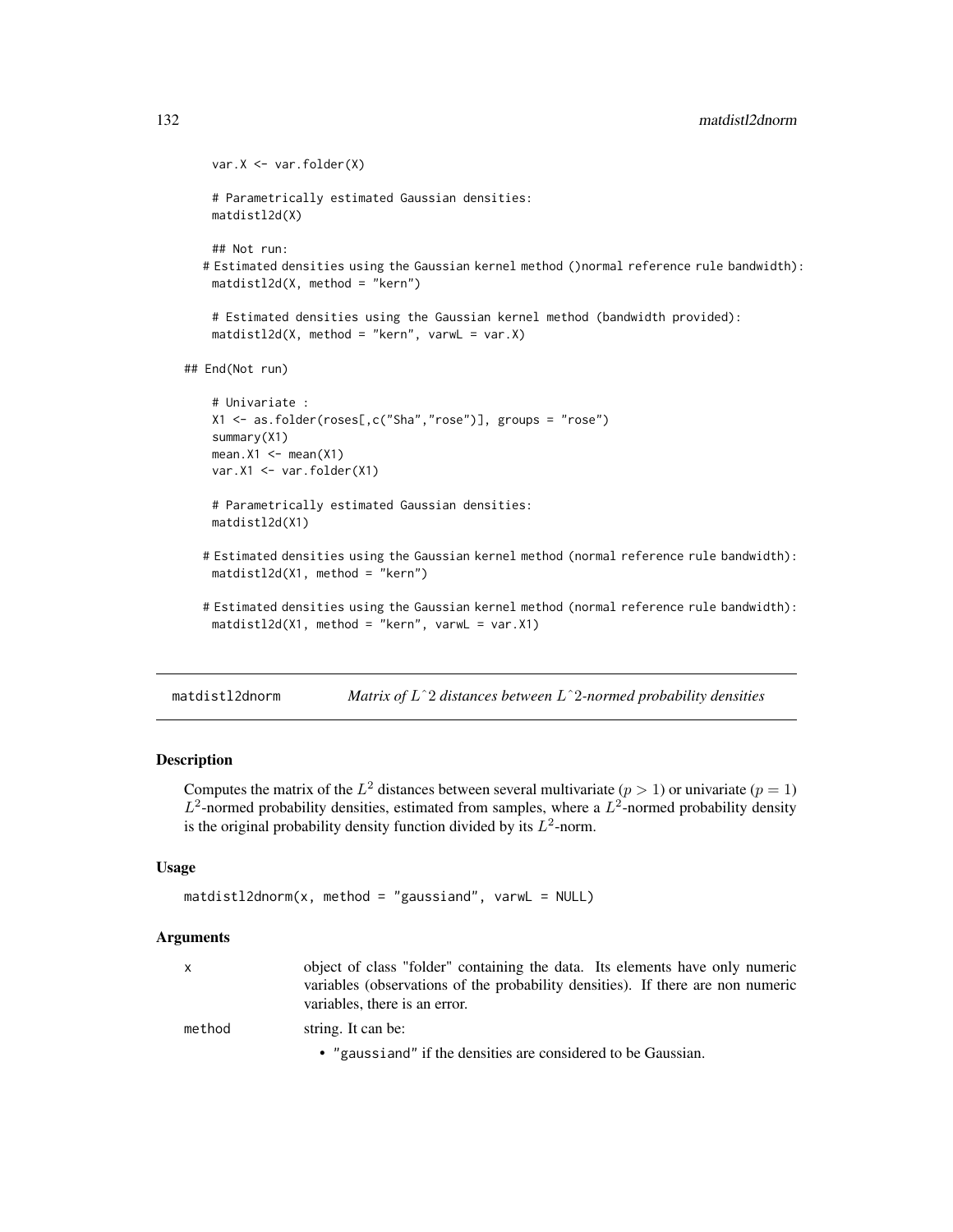```
var.X <- var.folder(X)

# Parametrically estimated Gaussian densities:
matdistl2d(X)

## Not run:
# Estimated densities using the Gaussian kernel method ()normal reference rule bandwidth):
matdistl2d(X, method = "kern")

# Estimated densities using the Gaussian kernel method (bandwidth provided):
matdistl2d(X, method = "kern", varwL = var.X)

## End(Not run)

# Univariate :
X1 <- as.folder(roses[,c("Sha","rose")], groups = "rose")
summary(X1)
mean.X1 <- mean(X1)
var.X1 <- var.folder(X1)

# Parametrically estimated Gaussian densities:
matdistl2d(X1)

# Estimated densities using the Gaussian kernel method (normal reference rule bandwidth):
matdistl2d(X1, method = "kern")

# Estimated densities using the Gaussian kernel method (normal reference rule bandwidth):
matdistl2d(X1, method = "kern", varwL = var.X1)
```

---

## matdistl2dnorm — *Matrix of L^2 distances between L^2-normed probability densities*

### Description

Computes the matrix of the $L^2$ distances between several multivariate ($p > 1$) or univariate ($p = 1$) $L^2$-normed probability densities, estimated from samples, where a $L^2$-normed probability density is the original probability density function divided by its $L^2$-norm.

### Usage

```
matdistl2dnorm(x, method = "gaussiand", varwL = NULL)
```

### Arguments

| | |
|---|---|
| `x` | object of class "folder" containing the data. Its elements have only numeric variables (observations of the probability densities). If there are non numeric variables, there is an error. |
| `method` | string. It can be:<br>• `"gaussiand"` if the densities are considered to be Gaussian. |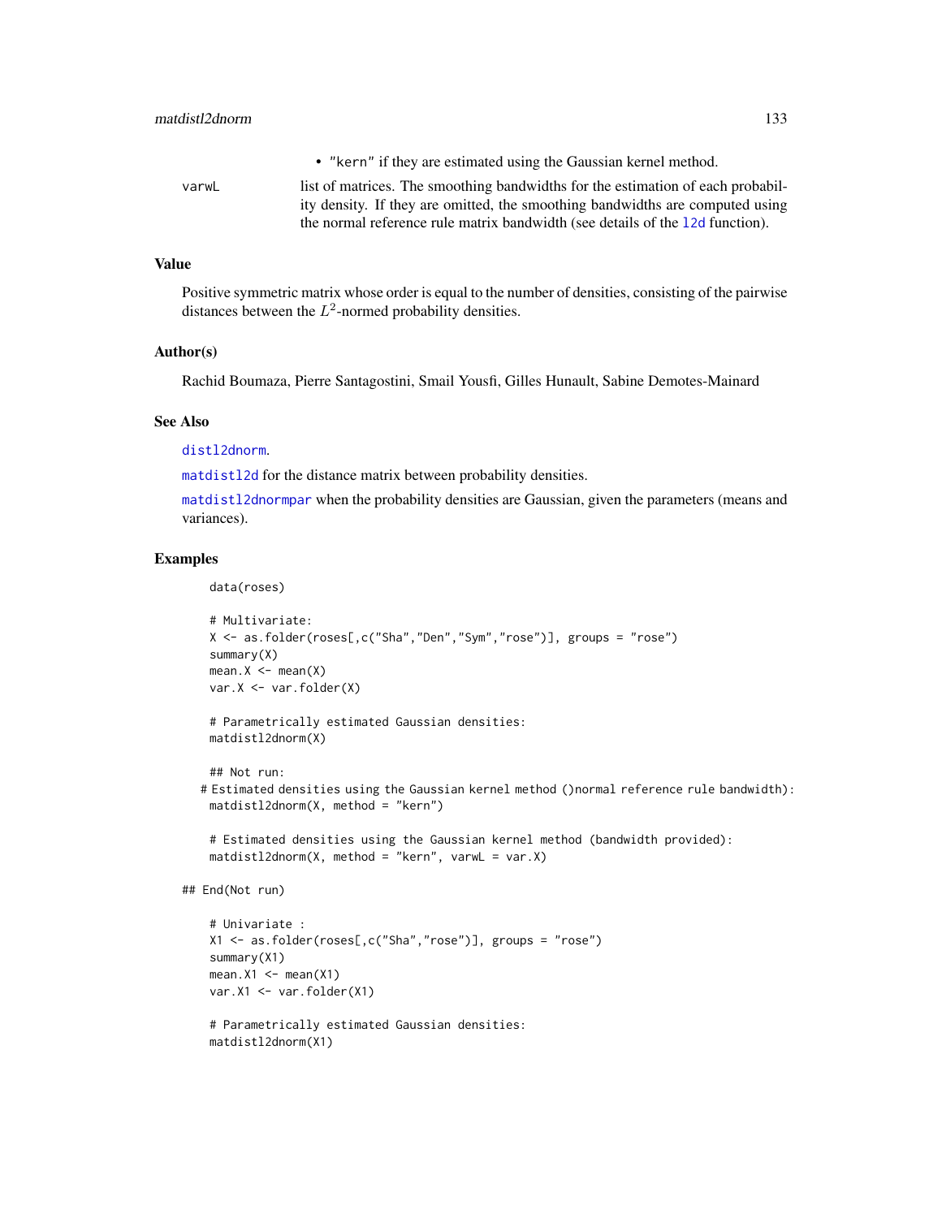- "kern" if they are estimated using the Gaussian kernel method.

varwL list of matrices. The smoothing bandwidths for the estimation of each probability density. If they are omitted, the smoothing bandwidths are computed using the normal reference rule matrix bandwidth (see details of the l2d function).

## Value

Positive symmetric matrix whose order is equal to the number of densities, consisting of the pairwise distances between the $L^2$-normed probability densities.

## Author(s)

Rachid Boumaza, Pierre Santagostini, Smail Yousfi, Gilles Hunault, Sabine Demotes-Mainard

## See Also

distl2dnorm.

matdistl2d for the distance matrix between probability densities.

matdistl2dnormpar when the probability densities are Gaussian, given the parameters (means and variances).

## Examples

```
data(roses)

# Multivariate:
X <- as.folder(roses[,c("Sha","Den","Sym","rose")], groups = "rose")
summary(X)
mean.X <- mean(X)
var.X <- var.folder(X)

# Parametrically estimated Gaussian densities:
matdistl2dnorm(X)

## Not run:
# Estimated densities using the Gaussian kernel method ()normal reference rule bandwidth):
matdistl2dnorm(X, method = "kern")

# Estimated densities using the Gaussian kernel method (bandwidth provided):
matdistl2dnorm(X, method = "kern", varwL = var.X)

## End(Not run)

# Univariate :
X1 <- as.folder(roses[,c("Sha","rose")], groups = "rose")
summary(X1)
mean.X1 <- mean(X1)
var.X1 <- var.folder(X1)

# Parametrically estimated Gaussian densities:
matdistl2dnorm(X1)
```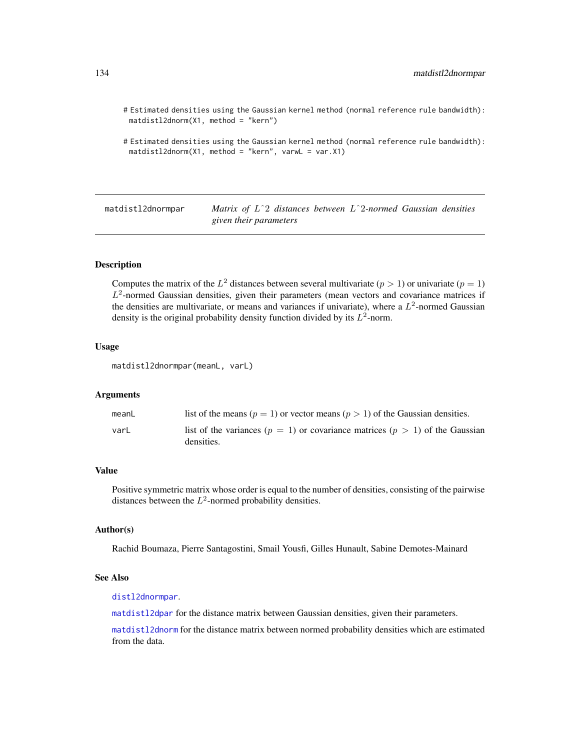```
# Estimated densities using the Gaussian kernel method (normal reference rule bandwidth):
  matdistl2dnorm(X1, method = "kern")

# Estimated densities using the Gaussian kernel method (normal reference rule bandwidth):
  matdistl2dnorm(X1, method = "kern", varwL = var.X1)
```

## matdistl2dnormpar — *Matrix of L^2 distances between L^2-normed Gaussian densities given their parameters*

### Description

Computes the matrix of the $L^2$ distances between several multivariate ($p > 1$) or univariate ($p = 1$) $L^2$-normed Gaussian densities, given their parameters (mean vectors and covariance matrices if the densities are multivariate, or means and variances if univariate), where a $L^2$-normed Gaussian density is the original probability density function divided by its $L^2$-norm.

### Usage

```
matdistl2dnormpar(meanL, varL)
```

### Arguments

| | |
|---|---|
| meanL | list of the means ($p = 1$) or vector means ($p > 1$) of the Gaussian densities. |
| varL | list of the variances ($p = 1$) or covariance matrices ($p > 1$) of the Gaussian densities. |

### Value

Positive symmetric matrix whose order is equal to the number of densities, consisting of the pairwise distances between the $L^2$-normed probability densities.

### Author(s)

Rachid Boumaza, Pierre Santagostini, Smail Yousfi, Gilles Hunault, Sabine Demotes-Mainard

### See Also

distl2dnormpar.

matdistl2dpar for the distance matrix between Gaussian densities, given their parameters.

matdistl2dnorm for the distance matrix between normed probability densities which are estimated from the data.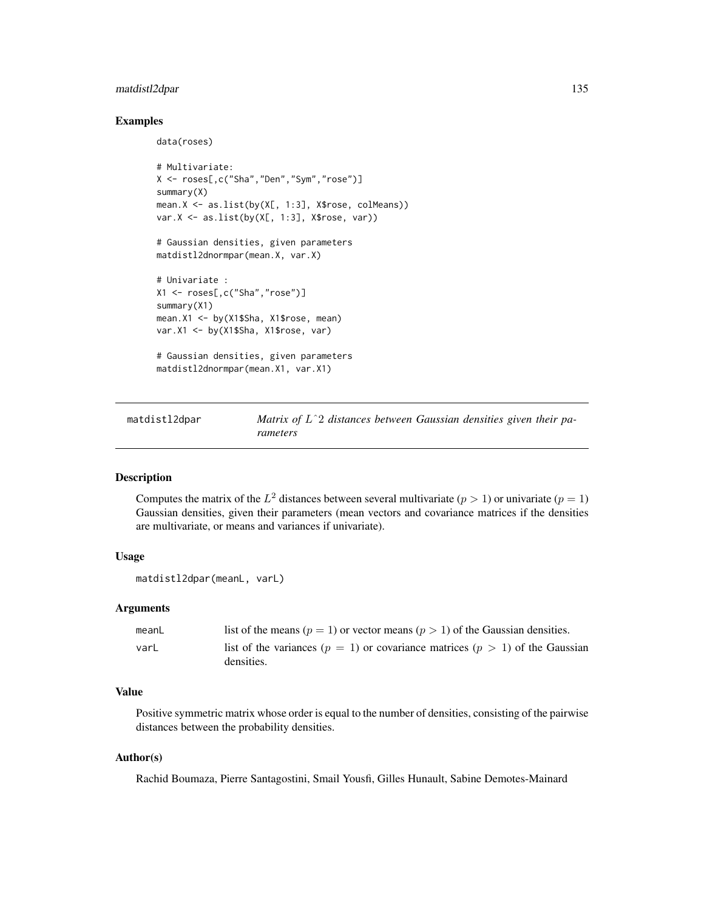## Examples

```
data(roses)

# Multivariate:
X <- roses[,c("Sha","Den","Sym","rose")]
summary(X)
mean.X <- as.list(by(X[, 1:3], X$rose, colMeans))
var.X <- as.list(by(X[, 1:3], X$rose, var))

# Gaussian densities, given parameters
matdistl2dnormpar(mean.X, var.X)

# Univariate :
X1 <- roses[,c("Sha","rose")]
summary(X1)
mean.X1 <- by(X1$Sha, X1$rose, mean)
var.X1 <- by(X1$Sha, X1$rose, var)

# Gaussian densities, given parameters
matdistl2dnormpar(mean.X1, var.X1)
```

---

# matdistl2dpar — *Matrix of L^2 distances between Gaussian densities given their parameters*

## Description

Computes the matrix of the $L^2$ distances between several multivariate ($p > 1$) or univariate ($p = 1$) Gaussian densities, given their parameters (mean vectors and covariance matrices if the densities are multivariate, or means and variances if univariate).

## Usage

```
matdistl2dpar(meanL, varL)
```

## Arguments

| | |
|---|---|
| meanL | list of the means ($p = 1$) or vector means ($p > 1$) of the Gaussian densities. |
| varL | list of the variances ($p = 1$) or covariance matrices ($p > 1$) of the Gaussian densities. |

## Value

Positive symmetric matrix whose order is equal to the number of densities, consisting of the pairwise distances between the probability densities.

## Author(s)

Rachid Boumaza, Pierre Santagostini, Smail Yousfi, Gilles Hunault, Sabine Demotes-Mainard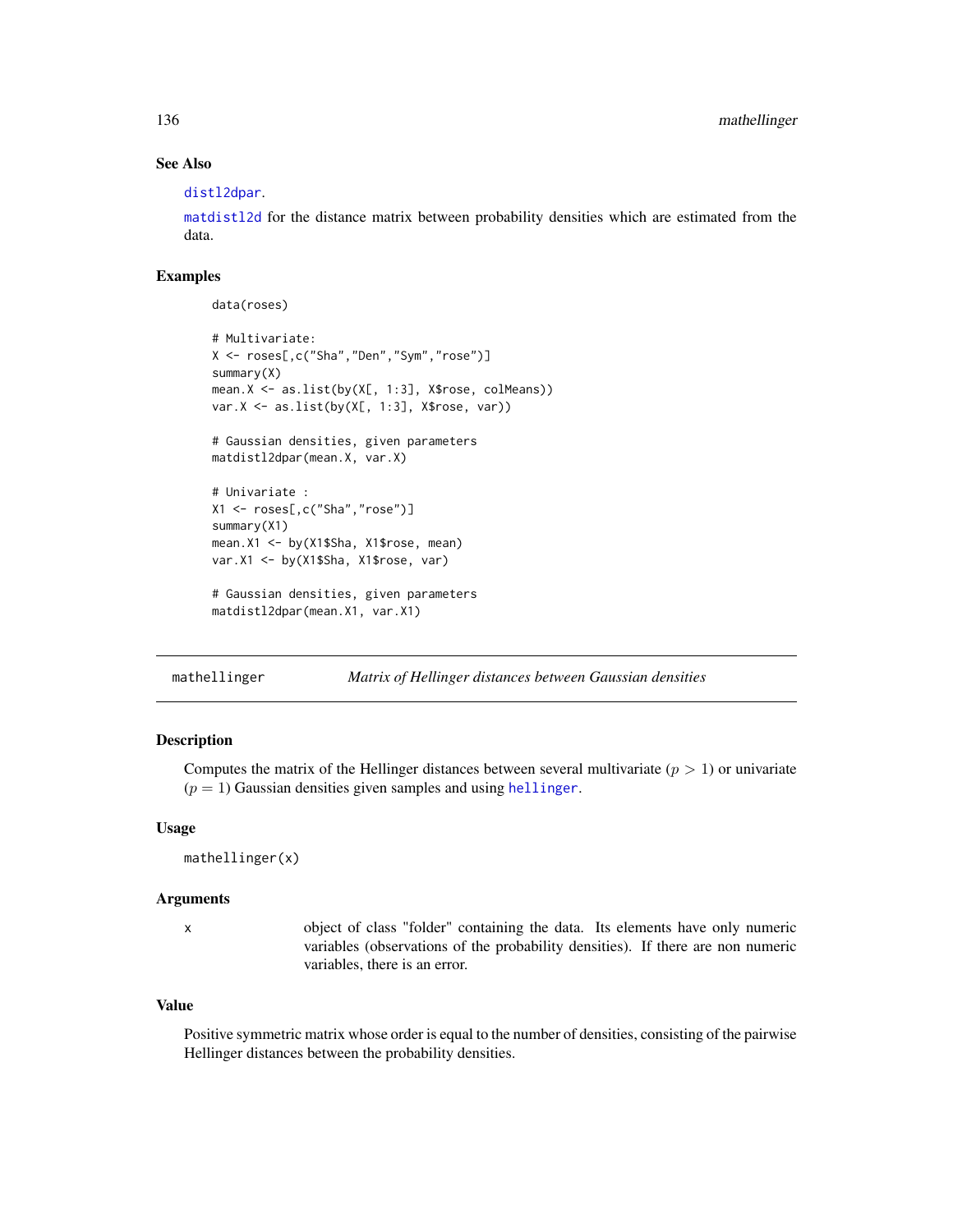## See Also

distl2dpar.

matdistl2d for the distance matrix between probability densities which are estimated from the data.

## Examples

```
data(roses)

# Multivariate:
X <- roses[,c("Sha","Den","Sym","rose")]
summary(X)
mean.X <- as.list(by(X[, 1:3], X$rose, colMeans))
var.X <- as.list(by(X[, 1:3], X$rose, var))

# Gaussian densities, given parameters
matdistl2dpar(mean.X, var.X)

# Univariate :
X1 <- roses[,c("Sha","rose")]
summary(X1)
mean.X1 <- by(X1$Sha, X1$rose, mean)
var.X1 <- by(X1$Sha, X1$rose, var)

# Gaussian densities, given parameters
matdistl2dpar(mean.X1, var.X1)
```

---

# mathellinger *Matrix of Hellinger distances between Gaussian densities*

## Description

Computes the matrix of the Hellinger distances between several multivariate ($p > 1$) or univariate ($p = 1$) Gaussian densities given samples and using hellinger.

## Usage

```
mathellinger(x)
```

## Arguments

| | |
|---|---|
| x | object of class "folder" containing the data. Its elements have only numeric variables (observations of the probability densities). If there are non numeric variables, there is an error. |

## Value

Positive symmetric matrix whose order is equal to the number of densities, consisting of the pairwise Hellinger distances between the probability densities.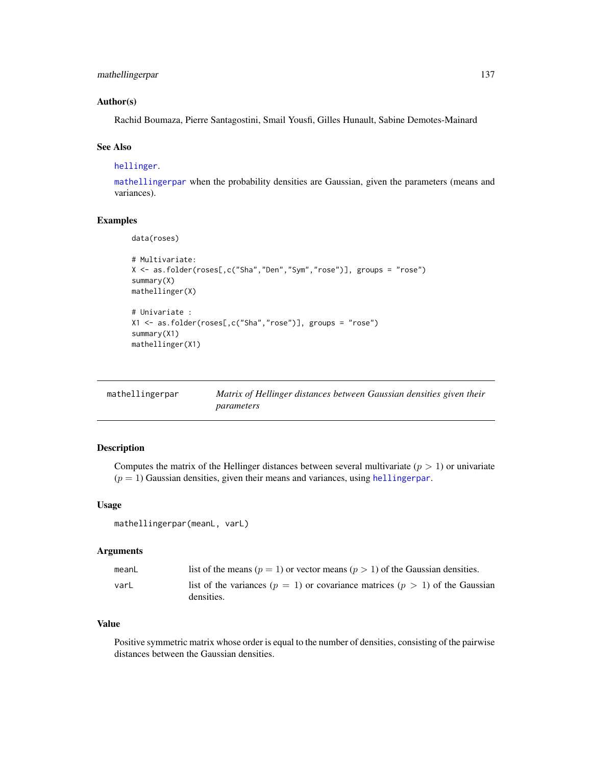### Author(s)

Rachid Boumaza, Pierre Santagostini, Smail Yousfi, Gilles Hunault, Sabine Demotes-Mainard

### See Also

hellinger.

mathellingerpar when the probability densities are Gaussian, given the parameters (means and variances).

### Examples

```
data(roses)

# Multivariate:
X <- as.folder(roses[,c("Sha","Den","Sym","rose")], groups = "rose")
summary(X)
mathellinger(X)

# Univariate :
X1 <- as.folder(roses[,c("Sha","rose")], groups = "rose")
summary(X1)
mathellinger(X1)
```

---

## mathellingerpar — *Matrix of Hellinger distances between Gaussian densities given their parameters*

### Description

Computes the matrix of the Hellinger distances between several multivariate ($p > 1$) or univariate ($p = 1$) Gaussian densities, given their means and variances, using hellingerpar.

### Usage

```
mathellingerpar(meanL, varL)
```

### Arguments

| | |
|---|---|
| meanL | list of the means ($p = 1$) or vector means ($p > 1$) of the Gaussian densities. |
| varL | list of the variances ($p = 1$) or covariance matrices ($p > 1$) of the Gaussian densities. |

### Value

Positive symmetric matrix whose order is equal to the number of densities, consisting of the pairwise distances between the Gaussian densities.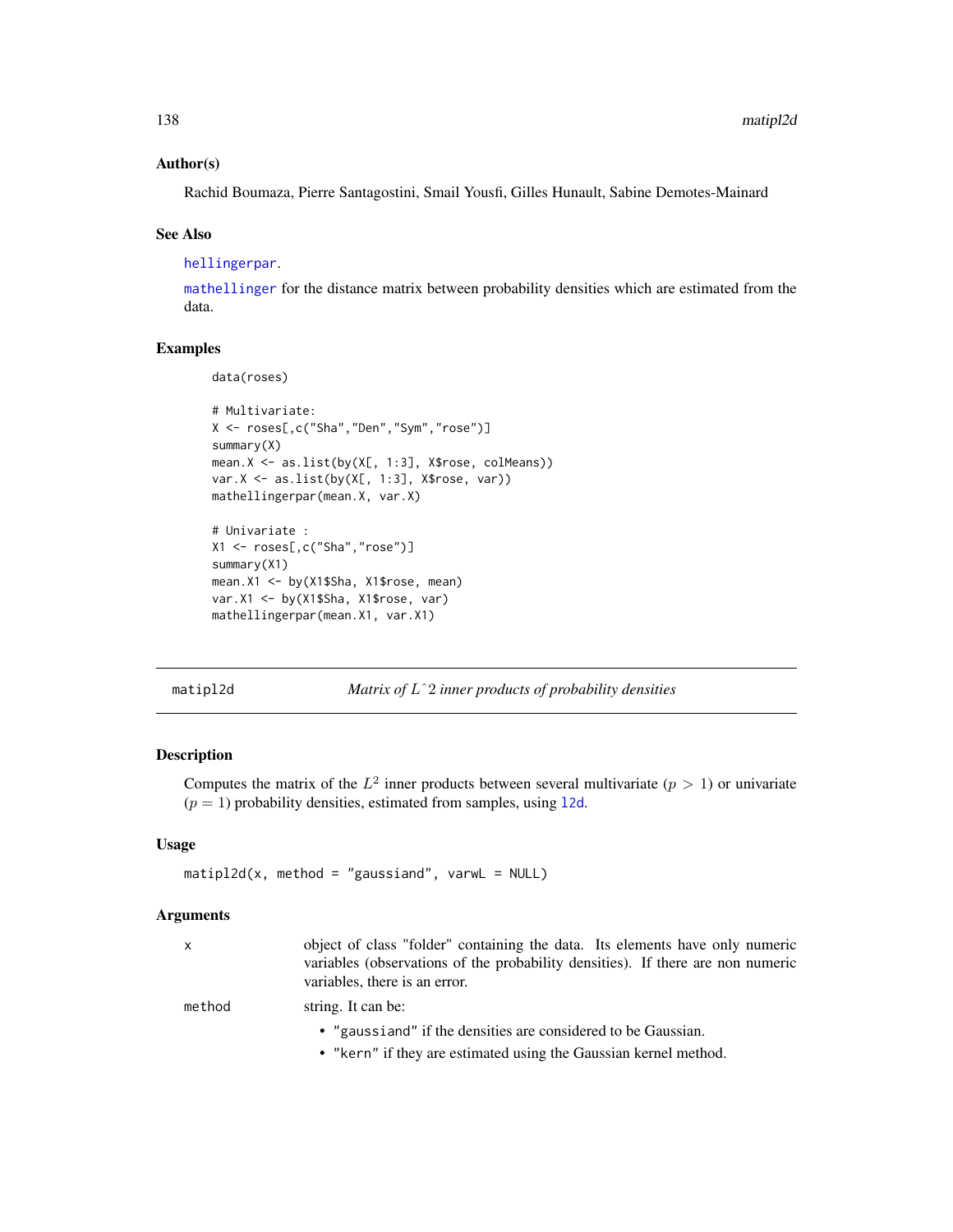### Author(s)

Rachid Boumaza, Pierre Santagostini, Smail Yousfi, Gilles Hunault, Sabine Demotes-Mainard

### See Also

hellingerpar.

mathellinger for the distance matrix between probability densities which are estimated from the data.

### Examples

```
data(roses)

# Multivariate:
X <- roses[,c("Sha","Den","Sym","rose")]
summary(X)
mean.X <- as.list(by(X[, 1:3], X$rose, colMeans))
var.X <- as.list(by(X[, 1:3], X$rose, var))
mathellingerpar(mean.X, var.X)

# Univariate :
X1 <- roses[,c("Sha","rose")]
summary(X1)
mean.X1 <- by(X1$Sha, X1$rose, mean)
var.X1 <- by(X1$Sha, X1$rose, var)
mathellingerpar(mean.X1, var.X1)
```

---

## matipl2d — *Matrix of L^2 inner products of probability densities*

### Description

Computes the matrix of the $L^2$ inner products between several multivariate ($p > 1$) or univariate ($p = 1$) probability densities, estimated from samples, using l2d.

### Usage

```
matipl2d(x, method = "gaussiand", varwL = NULL)
```

### Arguments

| | |
|---|---|
| x | object of class "folder" containing the data. Its elements have only numeric variables (observations of the probability densities). If there are non numeric variables, there is an error. |
| method | string. It can be:<br>• "gaussiand" if the densities are considered to be Gaussian.<br>• "kern" if they are estimated using the Gaussian kernel method. |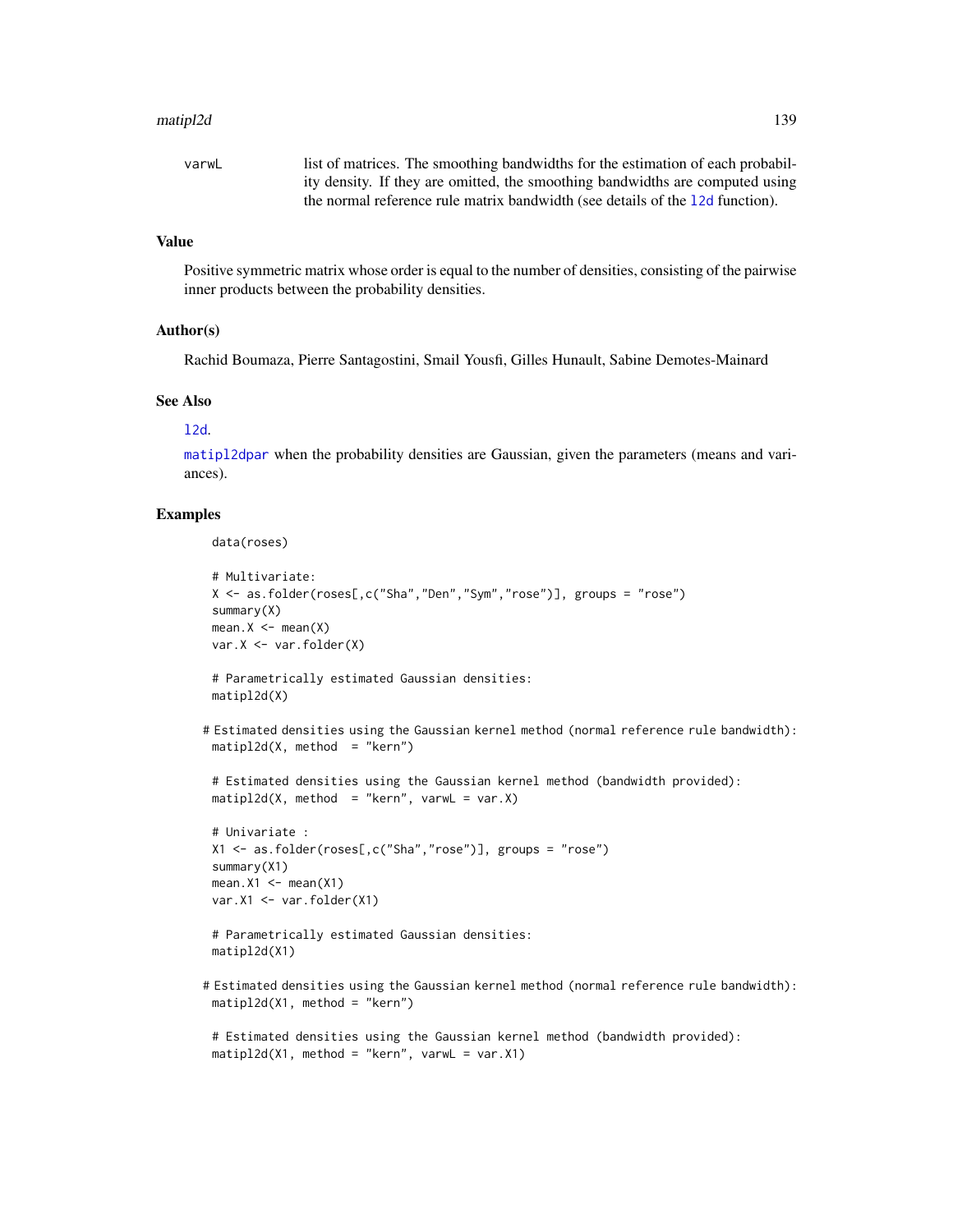varwL list of matrices. The smoothing bandwidths for the estimation of each probability density. If they are omitted, the smoothing bandwidths are computed using the normal reference rule matrix bandwidth (see details of the l2d function).

## Value

Positive symmetric matrix whose order is equal to the number of densities, consisting of the pairwise inner products between the probability densities.

## Author(s)

Rachid Boumaza, Pierre Santagostini, Smail Yousfi, Gilles Hunault, Sabine Demotes-Mainard

## See Also

l2d.

matipl2dpar when the probability densities are Gaussian, given the parameters (means and variances).

## Examples

```
data(roses)

# Multivariate:
X <- as.folder(roses[,c("Sha","Den","Sym","rose")], groups = "rose")
summary(X)
mean.X <- mean(X)
var.X <- var.folder(X)

# Parametrically estimated Gaussian densities:
matipl2d(X)

# Estimated densities using the Gaussian kernel method (normal reference rule bandwidth):
matipl2d(X, method  = "kern")

# Estimated densities using the Gaussian kernel method (bandwidth provided):
matipl2d(X, method  = "kern", varwL = var.X)

# Univariate :
X1 <- as.folder(roses[,c("Sha","rose")], groups = "rose")
summary(X1)
mean.X1 <- mean(X1)
var.X1 <- var.folder(X1)

# Parametrically estimated Gaussian densities:
matipl2d(X1)

# Estimated densities using the Gaussian kernel method (normal reference rule bandwidth):
matipl2d(X1, method = "kern")

# Estimated densities using the Gaussian kernel method (bandwidth provided):
matipl2d(X1, method = "kern", varwL = var.X1)
```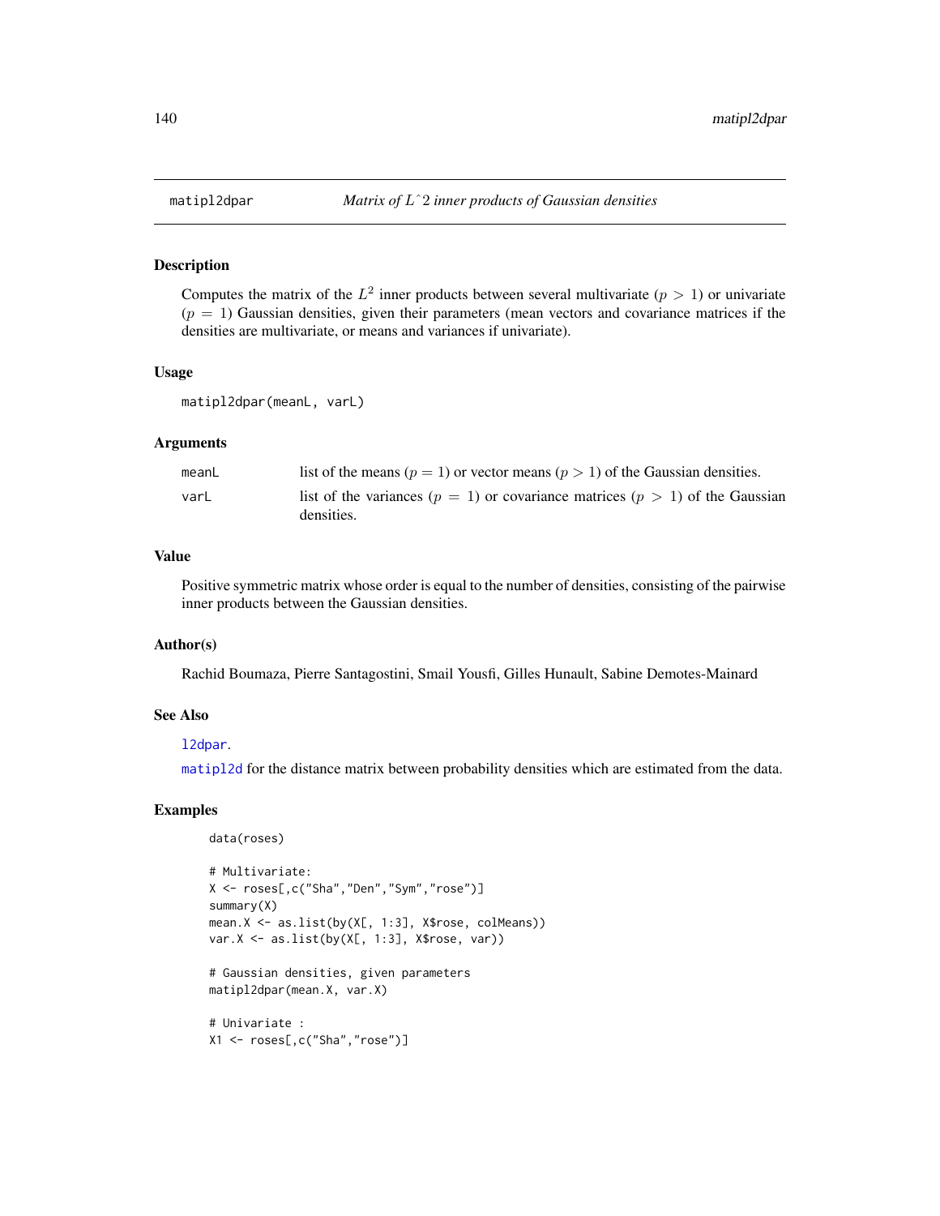# matipl2dpar — *Matrix of L^2 inner products of Gaussian densities*

## Description

Computes the matrix of the $L^2$ inner products between several multivariate ($p > 1$) or univariate ($p = 1$) Gaussian densities, given their parameters (mean vectors and covariance matrices if the densities are multivariate, or means and variances if univariate).

## Usage

```
matipl2dpar(meanL, varL)
```

## Arguments

| | |
|---|---|
| meanL | list of the means ($p = 1$) or vector means ($p > 1$) of the Gaussian densities. |
| varL | list of the variances ($p = 1$) or covariance matrices ($p > 1$) of the Gaussian densities. |

## Value

Positive symmetric matrix whose order is equal to the number of densities, consisting of the pairwise inner products between the Gaussian densities.

## Author(s)

Rachid Boumaza, Pierre Santagostini, Smail Yousfi, Gilles Hunault, Sabine Demotes-Mainard

## See Also

l2dpar.

matipl2d for the distance matrix between probability densities which are estimated from the data.

## Examples

```
data(roses)

# Multivariate:
X <- roses[,c("Sha","Den","Sym","rose")]
summary(X)
mean.X <- as.list(by(X[, 1:3], X$rose, colMeans))
var.X <- as.list(by(X[, 1:3], X$rose, var))

# Gaussian densities, given parameters
matipl2dpar(mean.X, var.X)

# Univariate :
X1 <- roses[,c("Sha","rose")]
```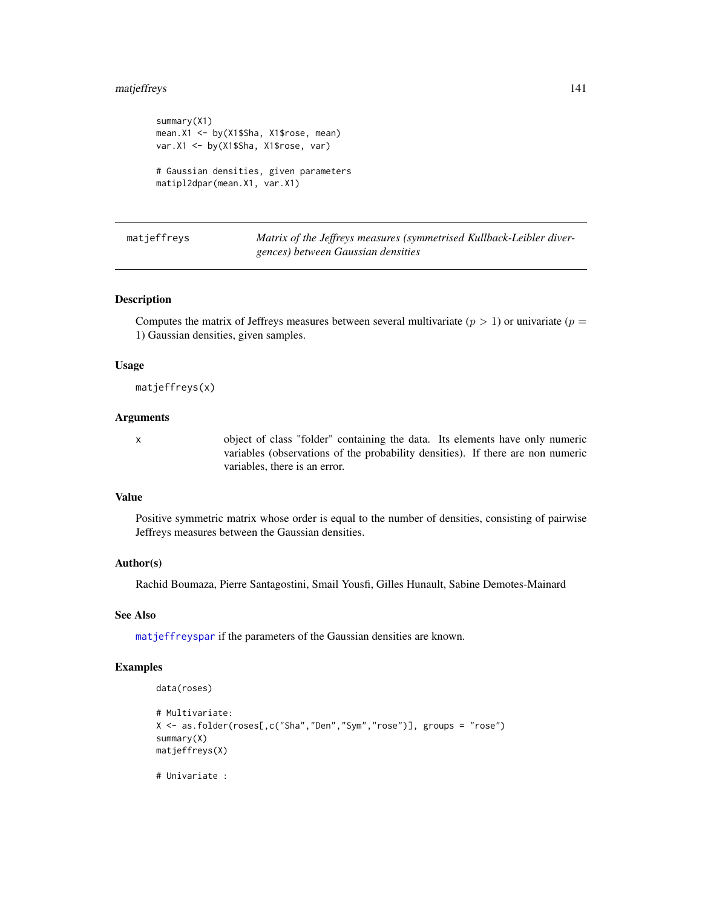```
summary(X1)
mean.X1 <- by(X1$Sha, X1$rose, mean)
var.X1 <- by(X1$Sha, X1$rose, var)

# Gaussian densities, given parameters
matipl2dpar(mean.X1, var.X1)
```

## matjeffreys — *Matrix of the Jeffreys measures (symmetrised Kullback-Leibler divergences) between Gaussian densities*

### Description

Computes the matrix of Jeffreys measures between several multivariate ($p > 1$) or univariate ($p = 1$) Gaussian densities, given samples.

### Usage

```
matjeffreys(x)
```

### Arguments

| | |
|---|---|
| x | object of class "folder" containing the data. Its elements have only numeric variables (observations of the probability densities). If there are non numeric variables, there is an error. |

### Value

Positive symmetric matrix whose order is equal to the number of densities, consisting of pairwise Jeffreys measures between the Gaussian densities.

### Author(s)

Rachid Boumaza, Pierre Santagostini, Smail Yousfi, Gilles Hunault, Sabine Demotes-Mainard

### See Also

matjeffreyspar if the parameters of the Gaussian densities are known.

### Examples

```
data(roses)

# Multivariate:
X <- as.folder(roses[,c("Sha","Den","Sym","rose")], groups = "rose")
summary(X)
matjeffreys(X)

# Univariate :
```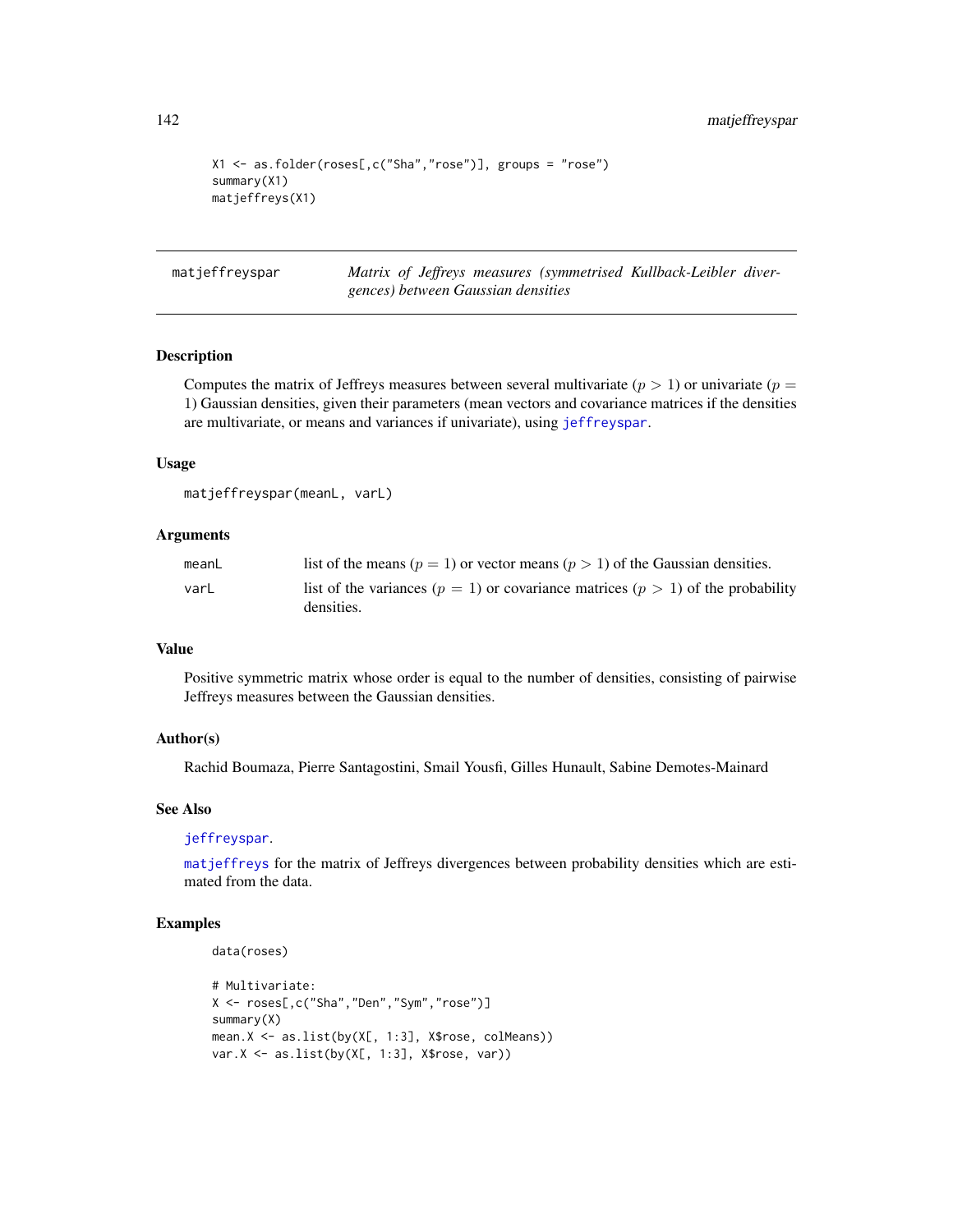```
X1 <- as.folder(roses[,c("Sha","rose")], groups = "rose")
summary(X1)
matjeffreys(X1)
```

---

## matjeffreyspar — *Matrix of Jeffreys measures (symmetrised Kullback-Leibler divergences) between Gaussian densities*

### Description

Computes the matrix of Jeffreys measures between several multivariate ($p > 1$) or univariate ($p = 1$) Gaussian densities, given their parameters (mean vectors and covariance matrices if the densities are multivariate, or means and variances if univariate), using `jeffreyspar`.

### Usage

```
matjeffreyspar(meanL, varL)
```

### Arguments

| | |
|---|---|
| `meanL` | list of the means ($p = 1$) or vector means ($p > 1$) of the Gaussian densities. |
| `varL` | list of the variances ($p = 1$) or covariance matrices ($p > 1$) of the probability densities. |

### Value

Positive symmetric matrix whose order is equal to the number of densities, consisting of pairwise Jeffreys measures between the Gaussian densities.

### Author(s)

Rachid Boumaza, Pierre Santagostini, Smail Yousfi, Gilles Hunault, Sabine Demotes-Mainard

### See Also

`jeffreyspar`.

`matjeffreys` for the matrix of Jeffreys divergences between probability densities which are estimated from the data.

### Examples

```
data(roses)

# Multivariate:
X <- roses[,c("Sha","Den","Sym","rose")]
summary(X)
mean.X <- as.list(by(X[, 1:3], X$rose, colMeans))
var.X <- as.list(by(X[, 1:3], X$rose, var))
```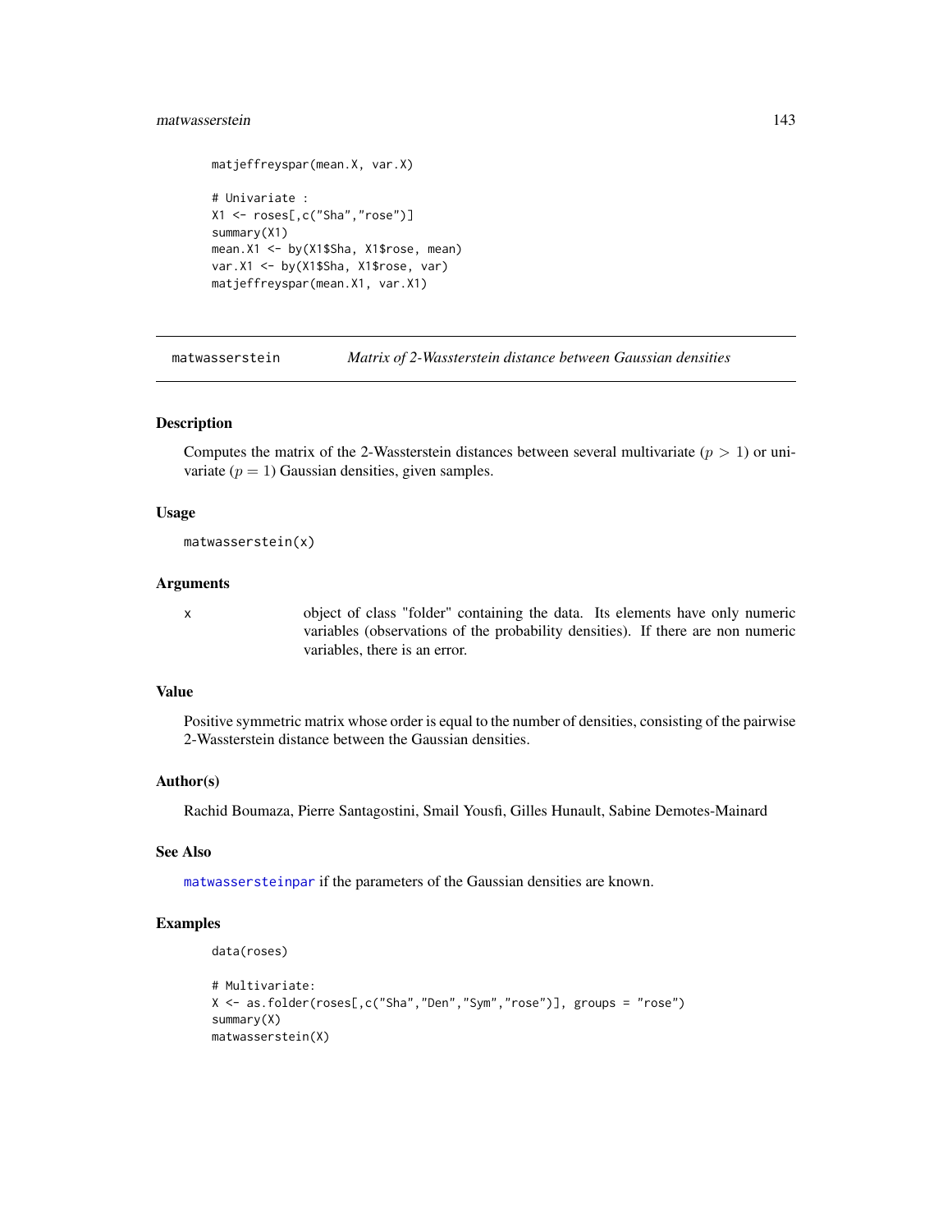```
matjeffreyspar(mean.X, var.X)

# Univariate :
X1 <- roses[,c("Sha","rose")]
summary(X1)
mean.X1 <- by(X1$Sha, X1$rose, mean)
var.X1 <- by(X1$Sha, X1$rose, var)
matjeffreyspar(mean.X1, var.X1)
```

---

## matwasserstein — *Matrix of 2-Wassterstein distance between Gaussian densities*

---

### Description

Computes the matrix of the 2-Wassterstein distances between several multivariate ($p > 1$) or univariate ($p = 1$) Gaussian densities, given samples.

### Usage

```
matwasserstein(x)
```

### Arguments

| | |
|---|---|
| x | object of class "folder" containing the data. Its elements have only numeric variables (observations of the probability densities). If there are non numeric variables, there is an error. |

### Value

Positive symmetric matrix whose order is equal to the number of densities, consisting of the pairwise 2-Wassterstein distance between the Gaussian densities.

### Author(s)

Rachid Boumaza, Pierre Santagostini, Smail Yousfi, Gilles Hunault, Sabine Demotes-Mainard

### See Also

matwassersteinpar if the parameters of the Gaussian densities are known.

### Examples

```
data(roses)

# Multivariate:
X <- as.folder(roses[,c("Sha","Den","Sym","rose")], groups = "rose")
summary(X)
matwasserstein(X)
```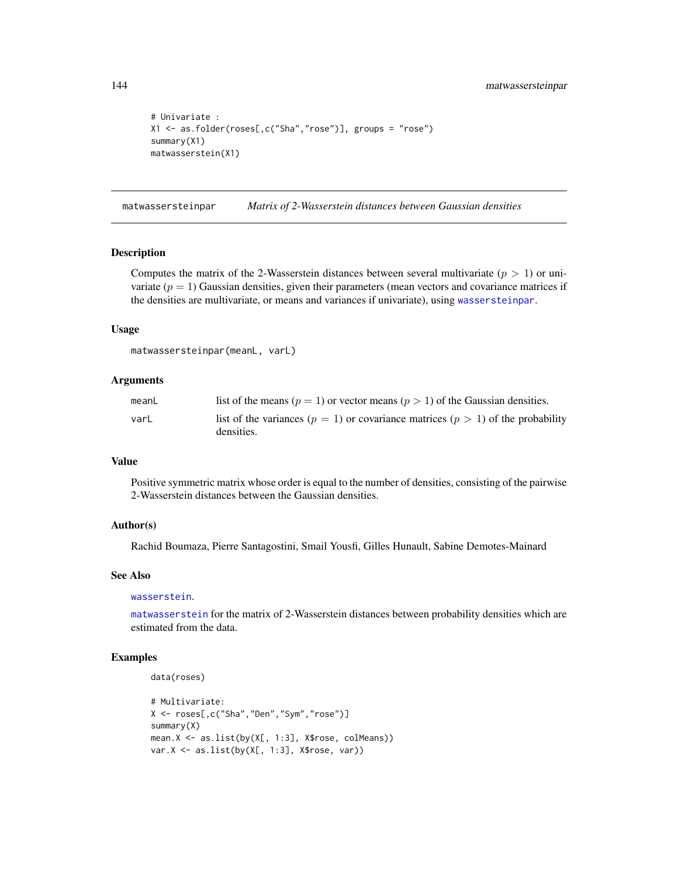```
# Univariate :
X1 <- as.folder(roses[,c("Sha","rose")], groups = "rose")
summary(X1)
matwasserstein(X1)
```

---

matwassersteinpar &nbsp;&nbsp;&nbsp;&nbsp; *Matrix of 2-Wasserstein distances between Gaussian densities*

---

## Description

Computes the matrix of the 2-Wasserstein distances between several multivariate ($p > 1$) or univariate ($p = 1$) Gaussian densities, given their parameters (mean vectors and covariance matrices if the densities are multivariate, or means and variances if univariate), using `wassersteinpar`.

## Usage

```
matwassersteinpar(meanL, varL)
```

## Arguments

| | |
|---|---|
| meanL | list of the means ($p = 1$) or vector means ($p > 1$) of the Gaussian densities. |
| varL | list of the variances ($p = 1$) or covariance matrices ($p > 1$) of the probability densities. |

## Value

Positive symmetric matrix whose order is equal to the number of densities, consisting of the pairwise 2-Wasserstein distances between the Gaussian densities.

## Author(s)

Rachid Boumaza, Pierre Santagostini, Smail Yousfi, Gilles Hunault, Sabine Demotes-Mainard

## See Also

`wasserstein`.

`matwasserstein` for the matrix of 2-Wasserstein distances between probability densities which are estimated from the data.

## Examples

```
data(roses)

# Multivariate:
X <- roses[,c("Sha","Den","Sym","rose")]
summary(X)
mean.X <- as.list(by(X[, 1:3], X$rose, colMeans))
var.X <- as.list(by(X[, 1:3], X$rose, var))
```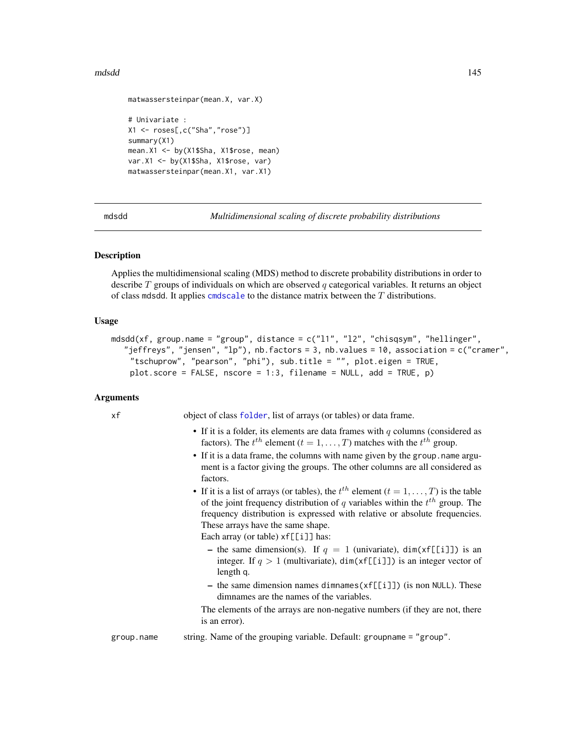```
matwassersteinpar(mean.X, var.X)

# Univariate :
X1 <- roses[,c("Sha","rose")]
summary(X1)
mean.X1 <- by(X1$Sha, X1$rose, mean)
var.X1 <- by(X1$Sha, X1$rose, var)
matwassersteinpar(mean.X1, var.X1)
```

## mdsdd — *Multidimensional scaling of discrete probability distributions*

### Description

Applies the multidimensional scaling (MDS) method to discrete probability distributions in order to describe $T$ groups of individuals on which are observed $q$ categorical variables. It returns an object of class mdsdd. It applies cmdscale to the distance matrix between the $T$ distributions.

### Usage

```
mdsdd(xf, group.name = "group", distance = c("l1", "l2", "chisqsym", "hellinger",
   "jeffreys", "jensen", "lp"), nb.factors = 3, nb.values = 10, association = c("cramer",
    "tschuprow", "pearson", "phi"), sub.title = "", plot.eigen = TRUE,
    plot.score = FALSE, nscore = 1:3, filename = NULL, add = TRUE, p)
```

### Arguments

`xf` object of class folder, list of arrays (or tables) or data frame.

- If it is a folder, its elements are data frames with $q$ columns (considered as factors). The $t^{th}$ element ($t = 1, \ldots, T$) matches with the $t^{th}$ group.
- If it is a data frame, the columns with name given by the group.name argument is a factor giving the groups. The other columns are all considered as factors.
- If it is a list of arrays (or tables), the $t^{th}$ element ($t = 1, \ldots, T$) is the table of the joint frequency distribution of $q$ variables within the $t^{th}$ group. The frequency distribution is expressed with relative or absolute frequencies. These arrays have the same shape.
  Each array (or table) xf[[i]] has:
  - the same dimension(s). If $q = 1$ (univariate), dim(xf[[i]]) is an integer. If $q > 1$ (multivariate), dim(xf[[i]]) is an integer vector of length q.
  - the same dimension names dimnames(xf[[i]]) (is non NULL). These dimnames are the names of the variables.

  The elements of the arrays are non-negative numbers (if they are not, there is an error).

`group.name` string. Name of the grouping variable. Default: groupname = "group".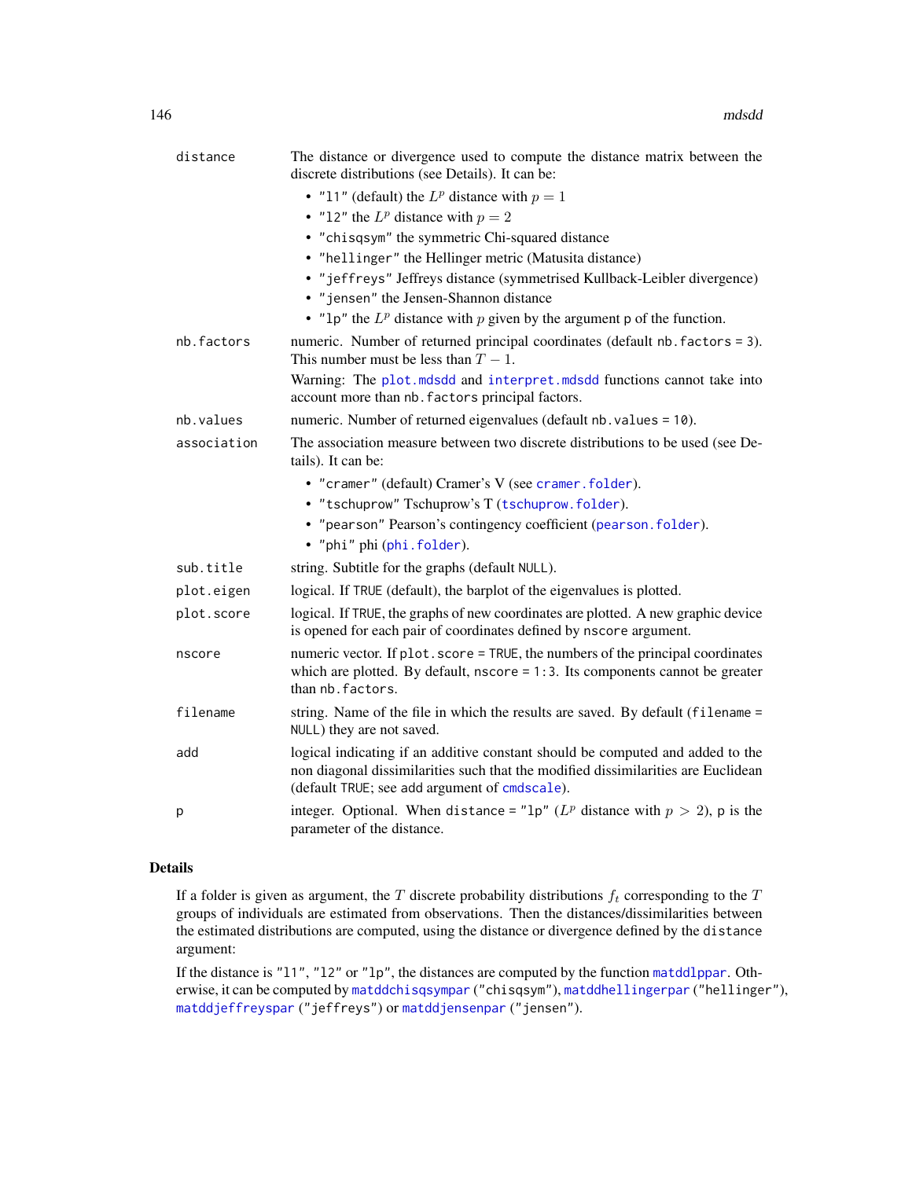| | |
|---|---|
| distance | The distance or divergence used to compute the distance matrix between the discrete distributions (see Details). It can be:<br>• "l1" (default) the $L^p$ distance with $p = 1$<br>• "l2" the $L^p$ distance with $p = 2$<br>• "chisqsym" the symmetric Chi-squared distance<br>• "hellinger" the Hellinger metric (Matusita distance)<br>• "jeffreys" Jeffreys distance (symmetrised Kullback-Leibler divergence)<br>• "jensen" the Jensen-Shannon distance<br>• "lp" the $L^p$ distance with $p$ given by the argument p of the function. |
| nb.factors | numeric. Number of returned principal coordinates (default nb.factors = 3). This number must be less than $T - 1$.<br>Warning: The plot.mdsdd and interpret.mdsdd functions cannot take into account more than nb.factors principal factors. |
| nb.values | numeric. Number of returned eigenvalues (default nb.values = 10). |
| association | The association measure between two discrete distributions to be used (see Details). It can be:<br>• "cramer" (default) Cramer's V (see cramer.folder).<br>• "tschuprow" Tschuprow's T (tschuprow.folder).<br>• "pearson" Pearson's contingency coefficient (pearson.folder).<br>• "phi" phi (phi.folder). |
| sub.title | string. Subtitle for the graphs (default NULL). |
| plot.eigen | logical. If TRUE (default), the barplot of the eigenvalues is plotted. |
| plot.score | logical. If TRUE, the graphs of new coordinates are plotted. A new graphic device is opened for each pair of coordinates defined by nscore argument. |
| nscore | numeric vector. If plot.score = TRUE, the numbers of the principal coordinates which are plotted. By default, nscore = 1:3. Its components cannot be greater than nb.factors. |
| filename | string. Name of the file in which the results are saved. By default (filename = NULL) they are not saved. |
| add | logical indicating if an additive constant should be computed and added to the non diagonal dissimilarities such that the modified dissimilarities are Euclidean (default TRUE; see add argument of cmdscale). |
| p | integer. Optional. When distance = "lp" ($L^p$ distance with $p > 2$), p is the parameter of the distance. |

## Details

If a folder is given as argument, the $T$ discrete probability distributions $f_t$ corresponding to the $T$ groups of individuals are estimated from observations. Then the distances/dissimilarities between the estimated distributions are computed, using the distance or divergence defined by the distance argument:

If the distance is "l1", "l2" or "lp", the distances are computed by the function matddlppar. Otherwise, it can be computed by matddchisqsympar ("chisqsym"), matddhellingerpar ("hellinger"), matddjeffreyspar ("jeffreys") or matddjensenpar ("jensen").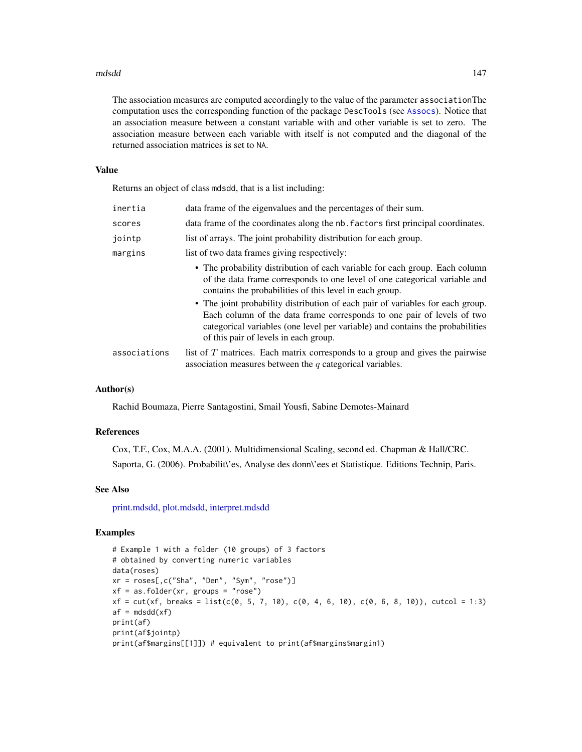The association measures are computed accordingly to the value of the parameter associationThe computation uses the corresponding function of the package DescTools (see Assocs). Notice that an association measure between a constant variable with and other variable is set to zero. The association measure between each variable with itself is not computed and the diagonal of the returned association matrices is set to NA.

## Value

Returns an object of class mdsdd, that is a list including:

- `inertia` — data frame of the eigenvalues and the percentages of their sum.
- `scores` — data frame of the coordinates along the `nb.factors` first principal coordinates.
- `jointp` — list of arrays. The joint probability distribution for each group.
- `margins` — list of two data frames giving respectively:
  - The probability distribution of each variable for each group. Each column of the data frame corresponds to one level of one categorical variable and contains the probabilities of this level in each group.
  - The joint probability distribution of each pair of variables for each group. Each column of the data frame corresponds to one pair of levels of two categorical variables (one level per variable) and contains the probabilities of this pair of levels in each group.
- `associations` — list of $T$ matrices. Each matrix corresponds to a group and gives the pairwise association measures between the $q$ categorical variables.

## Author(s)

Rachid Boumaza, Pierre Santagostini, Smail Yousfi, Sabine Demotes-Mainard

## References

Cox, T.F., Cox, M.A.A. (2001). Multidimensional Scaling, second ed. Chapman & Hall/CRC.

Saporta, G. (2006). Probabilit\'es, Analyse des donn\'ees et Statistique. Editions Technip, Paris.

## See Also

print.mdsdd, plot.mdsdd, interpret.mdsdd

## Examples

```
# Example 1 with a folder (10 groups) of 3 factors
# obtained by converting numeric variables
data(roses)
xr = roses[,c("Sha", "Den", "Sym", "rose")]
xf = as.folder(xr, groups = "rose")
xf = cut(xf, breaks = list(c(0, 5, 7, 10), c(0, 4, 6, 10), c(0, 6, 8, 10)), cutcol = 1:3)
af = mdsdd(xf)
print(af)
print(af$jointp)
print(af$margins[[1]]) # equivalent to print(af$margins$margin1)
```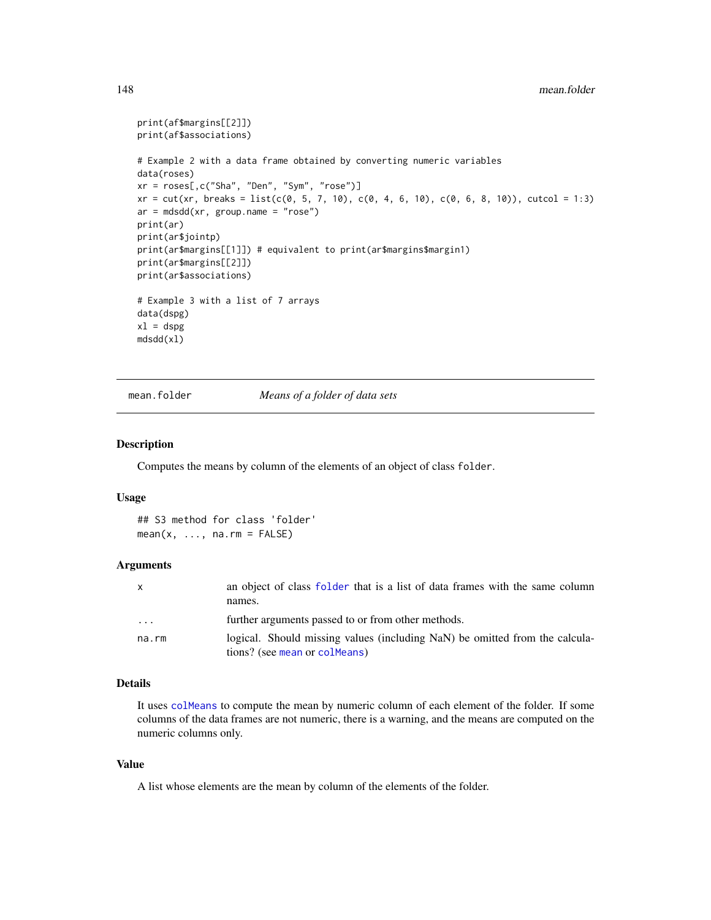```
print(af$margins[[2]])
print(af$associations)

# Example 2 with a data frame obtained by converting numeric variables
data(roses)
xr = roses[,c("Sha", "Den", "Sym", "rose")]
xr = cut(xr, breaks = list(c(0, 5, 7, 10), c(0, 4, 6, 10), c(0, 6, 8, 10)), cutcol = 1:3)
ar = mdsdd(xr, group.name = "rose")
print(ar)
print(ar$jointp)
print(ar$margins[[1]]) # equivalent to print(ar$margins$margin1)
print(ar$margins[[2]])
print(ar$associations)

# Example 3 with a list of 7 arrays
data(dspg)
xl = dspg
mdsdd(xl)
```

---

## mean.folder    *Means of a folder of data sets*

---

### Description

Computes the means by column of the elements of an object of class `folder`.

### Usage

```
## S3 method for class 'folder'
mean(x, ..., na.rm = FALSE)
```

### Arguments

| | |
|---|---|
| `x` | an object of class `folder` that is a list of data frames with the same column names. |
| `...` | further arguments passed to or from other methods. |
| `na.rm` | logical. Should missing values (including NaN) be omitted from the calculations? (see `mean` or `colMeans`) |

### Details

It uses `colMeans` to compute the mean by numeric column of each element of the folder. If some columns of the data frames are not numeric, there is a warning, and the means are computed on the numeric columns only.

### Value

A list whose elements are the mean by column of the elements of the folder.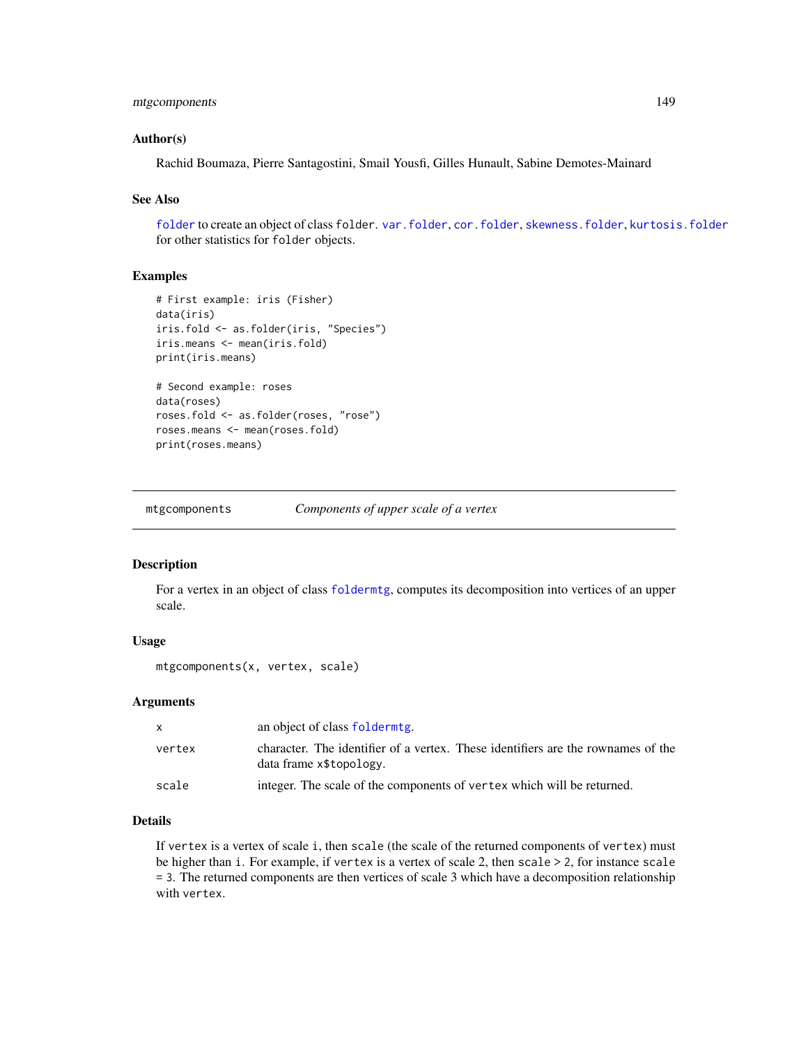### Author(s)

Rachid Boumaza, Pierre Santagostini, Smail Yousfi, Gilles Hunault, Sabine Demotes-Mainard

### See Also

`folder` to create an object of class `folder`. `var.folder`, `cor.folder`, `skewness.folder`, `kurtosis.folder` for other statistics for `folder` objects.

### Examples

```
# First example: iris (Fisher)
data(iris)
iris.fold <- as.folder(iris, "Species")
iris.means <- mean(iris.fold)
print(iris.means)

# Second example: roses
data(roses)
roses.fold <- as.folder(roses, "rose")
roses.means <- mean(roses.fold)
print(roses.means)
```

---

## mtgcomponents — *Components of upper scale of a vertex*

### Description

For a vertex in an object of class `foldermtg`, computes its decomposition into vertices of an upper scale.

### Usage

```
mtgcomponents(x, vertex, scale)
```

### Arguments

| | |
|---|---|
| `x` | an object of class `foldermtg`. |
| `vertex` | character. The identifier of a vertex. These identifiers are the rownames of the data frame `x$topology`. |
| `scale` | integer. The scale of the components of `vertex` which will be returned. |

### Details

If `vertex` is a vertex of scale `i`, then `scale` (the scale of the returned components of `vertex`) must be higher than `i`. For example, if `vertex` is a vertex of scale 2, then `scale` > 2, for instance `scale` = 3. The returned components are then vertices of scale 3 which have a decomposition relationship with `vertex`.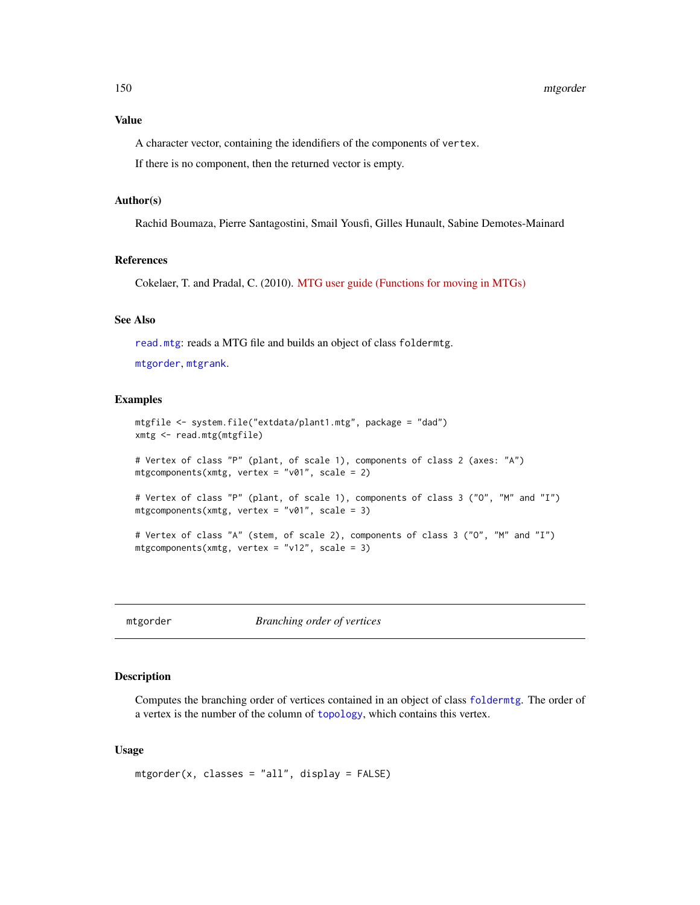## Value

A character vector, containing the idendifiers of the components of `vertex`.

If there is no component, then the returned vector is empty.

## Author(s)

Rachid Boumaza, Pierre Santagostini, Smail Yousfi, Gilles Hunault, Sabine Demotes-Mainard

## References

Cokelaer, T. and Pradal, C. (2010). MTG user guide (Functions for moving in MTGs)

## See Also

`read.mtg`: reads a MTG file and builds an object of class `foldermtg`.

`mtgorder`, `mtgrank`.

## Examples

```
mtgfile <- system.file("extdata/plant1.mtg", package = "dad")
xmtg <- read.mtg(mtgfile)

# Vertex of class "P" (plant, of scale 1), components of class 2 (axes: "A")
mtgcomponents(xmtg, vertex = "v01", scale = 2)

# Vertex of class "P" (plant, of scale 1), components of class 3 ("O", "M" and "I")
mtgcomponents(xmtg, vertex = "v01", scale = 3)

# Vertex of class "A" (stem, of scale 2), components of class 3 ("O", "M" and "I")
mtgcomponents(xmtg, vertex = "v12", scale = 3)
```

---

# mtgorder — *Branching order of vertices*

## Description

Computes the branching order of vertices contained in an object of class `foldermtg`. The order of a vertex is the number of the column of `topology`, which contains this vertex.

## Usage

```
mtgorder(x, classes = "all", display = FALSE)
```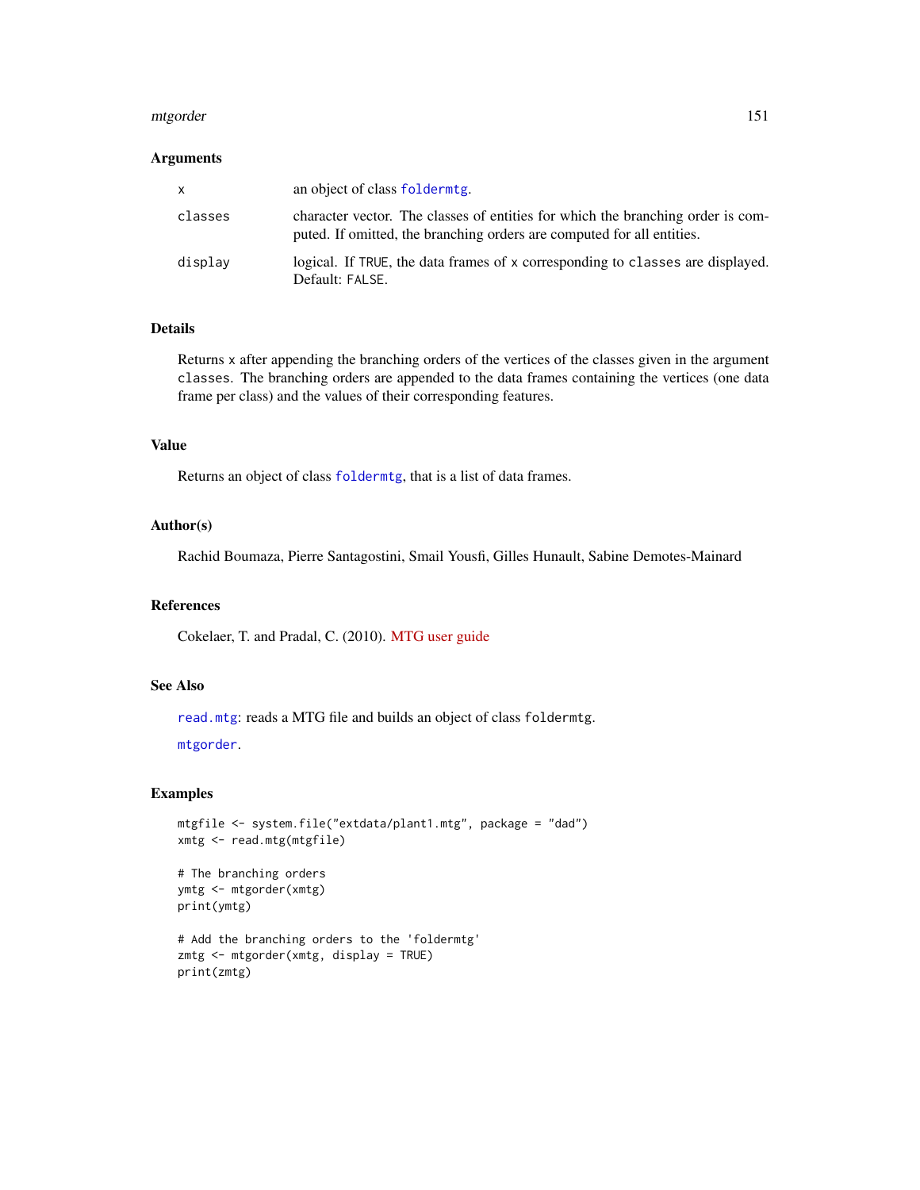### Arguments

| | |
|---|---|
| x | an object of class foldermtg. |
| classes | character vector. The classes of entities for which the branching order is computed. If omitted, the branching orders are computed for all entities. |
| display | logical. If TRUE, the data frames of x corresponding to classes are displayed. Default: FALSE. |

### Details

Returns x after appending the branching orders of the vertices of the classes given in the argument classes. The branching orders are appended to the data frames containing the vertices (one data frame per class) and the values of their corresponding features.

### Value

Returns an object of class foldermtg, that is a list of data frames.

### Author(s)

Rachid Boumaza, Pierre Santagostini, Smail Yousfi, Gilles Hunault, Sabine Demotes-Mainard

### References

Cokelaer, T. and Pradal, C. (2010). MTG user guide

### See Also

read.mtg: reads a MTG file and builds an object of class foldermtg.

mtgorder.

### Examples

```
mtgfile <- system.file("extdata/plant1.mtg", package = "dad")
xmtg <- read.mtg(mtgfile)

# The branching orders
ymtg <- mtgorder(xmtg)
print(ymtg)

# Add the branching orders to the 'foldermtg'
zmtg <- mtgorder(xmtg, display = TRUE)
print(zmtg)
```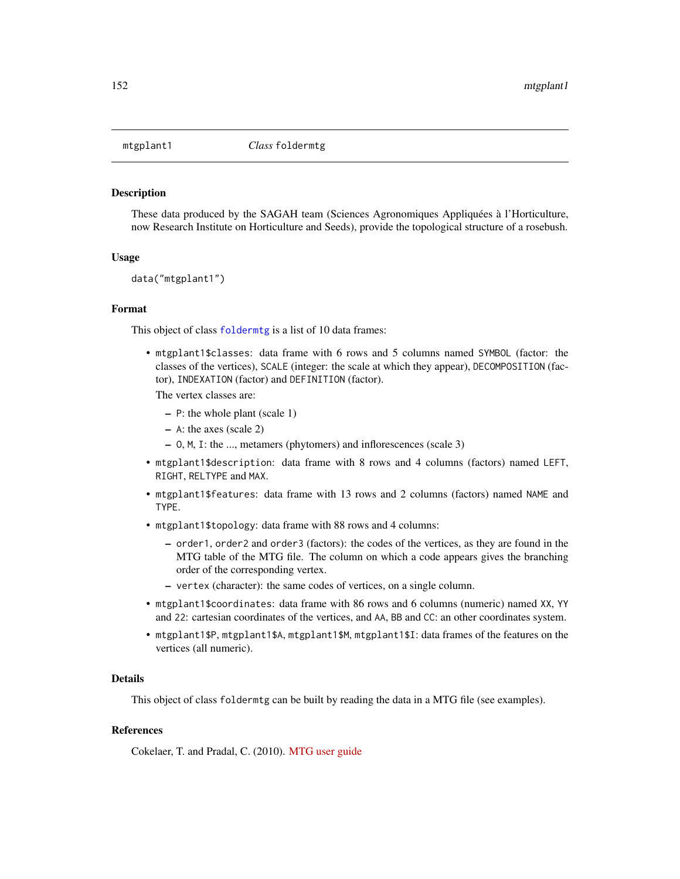mtgplant1 *Class* foldermtg

### Description

These data produced by the SAGAH team (Sciences Agronomiques Appliquées à l'Horticulture, now Research Institute on Horticulture and Seeds), provide the topological structure of a rosebush.

### Usage

```
data("mtgplant1")
```

### Format

This object of class foldermtg is a list of 10 data frames:

- mtgplant1$classes: data frame with 6 rows and 5 columns named SYMBOL (factor: the classes of the vertices), SCALE (integer: the scale at which they appear), DECOMPOSITION (factor), INDEXATION (factor) and DEFINITION (factor).

  The vertex classes are:
  - P: the whole plant (scale 1)
  - A: the axes (scale 2)
  - O, M, I: the ..., metamers (phytomers) and inflorescences (scale 3)
- mtgplant1$description: data frame with 8 rows and 4 columns (factors) named LEFT, RIGHT, RELTYPE and MAX.
- mtgplant1$features: data frame with 13 rows and 2 columns (factors) named NAME and TYPE.
- mtgplant1$topology: data frame with 88 rows and 4 columns:
  - order1, order2 and order3 (factors): the codes of the vertices, as they are found in the MTG table of the MTG file. The column on which a code appears gives the branching order of the corresponding vertex.
  - vertex (character): the same codes of vertices, on a single column.
- mtgplant1$coordinates: data frame with 86 rows and 6 columns (numeric) named XX, YY and ZZ: cartesian coordinates of the vertices, and AA, BB and CC: an other coordinates system.
- mtgplant1$P, mtgplant1$A, mtgplant1$M, mtgplant1$I: data frames of the features on the vertices (all numeric).

### Details

This object of class foldermtg can be built by reading the data in a MTG file (see examples).

### References

Cokelaer, T. and Pradal, C. (2010). MTG user guide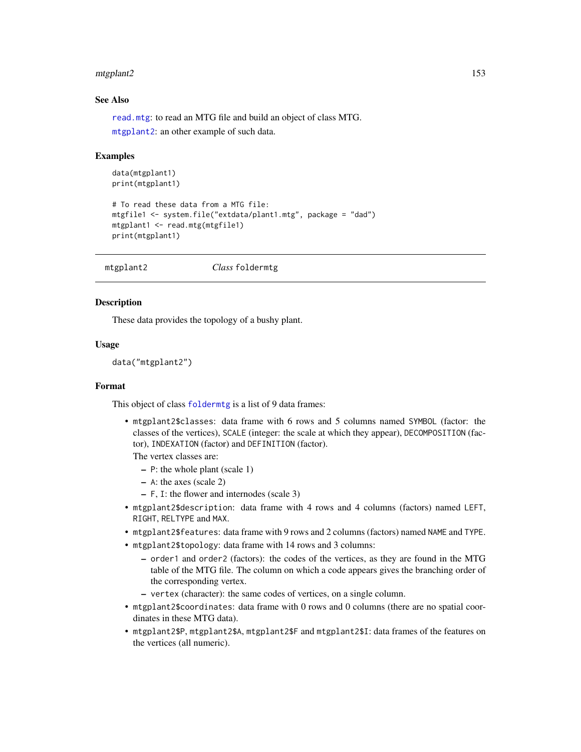## See Also

`read.mtg`: to read an MTG file and build an object of class MTG.

`mtgplant2`: an other example of such data.

## Examples

```
data(mtgplant1)
print(mtgplant1)

# To read these data from a MTG file:
mtgfile1 <- system.file("extdata/plant1.mtg", package = "dad")
mtgplant1 <- read.mtg(mtgfile1)
print(mtgplant1)
```

---

`mtgplant2` *Class* `foldermtg`

---

## Description

These data provides the topology of a bushy plant.

## Usage

```
data("mtgplant2")
```

## Format

This object of class `foldermtg` is a list of 9 data frames:

- `mtgplant2$classes`: data frame with 6 rows and 5 columns named `SYMBOL` (factor: the classes of the vertices), `SCALE` (integer: the scale at which they appear), `DECOMPOSITION` (factor), `INDEXATION` (factor) and `DEFINITION` (factor).
  The vertex classes are:
  - `P`: the whole plant (scale 1)
  - `A`: the axes (scale 2)
  - `F`, `I`: the flower and internodes (scale 3)
- `mtgplant2$description`: data frame with 4 rows and 4 columns (factors) named `LEFT`, `RIGHT`, `RELTYPE` and `MAX`.
- `mtgplant2$features`: data frame with 9 rows and 2 columns (factors) named `NAME` and `TYPE`.
- `mtgplant2$topology`: data frame with 14 rows and 3 columns:
  - `order1` and `order2` (factors): the codes of the vertices, as they are found in the MTG table of the MTG file. The column on which a code appears gives the branching order of the corresponding vertex.
  - `vertex` (character): the same codes of vertices, on a single column.
- `mtgplant2$coordinates`: data frame with 0 rows and 0 columns (there are no spatial coordinates in these MTG data).
- `mtgplant2$P`, `mtgplant2$A`, `mtgplant2$F` and `mtgplant2$I`: data frames of the features on the vertices (all numeric).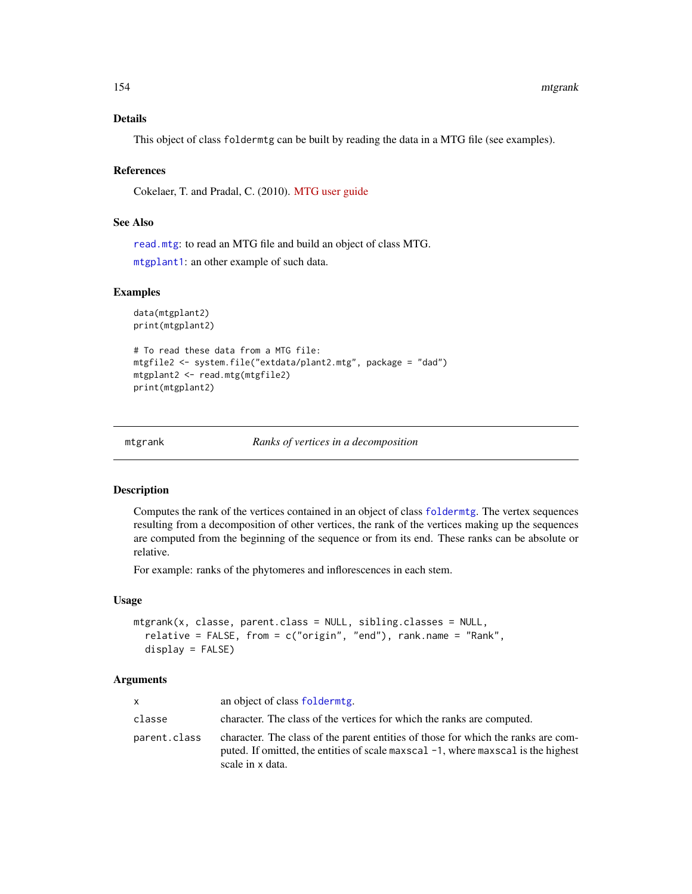### Details

This object of class foldermtg can be built by reading the data in a MTG file (see examples).

### References

Cokelaer, T. and Pradal, C. (2010). MTG user guide

### See Also

`read.mtg`: to read an MTG file and build an object of class MTG.

`mtgplant1`: an other example of such data.

### Examples

```
data(mtgplant2)
print(mtgplant2)

# To read these data from a MTG file:
mtgfile2 <- system.file("extdata/plant2.mtg", package = "dad")
mtgplant2 <- read.mtg(mtgfile2)
print(mtgplant2)
```

---

## mtgrank — *Ranks of vertices in a decomposition*

### Description

Computes the rank of the vertices contained in an object of class `foldermtg`. The vertex sequences resulting from a decomposition of other vertices, the rank of the vertices making up the sequences are computed from the beginning of the sequence or from its end. These ranks can be absolute or relative.

For example: ranks of the phytomeres and inflorescences in each stem.

### Usage

```
mtgrank(x, classe, parent.class = NULL, sibling.classes = NULL,
  relative = FALSE, from = c("origin", "end"), rank.name = "Rank",
  display = FALSE)
```

### Arguments

| | |
|---|---|
| x | an object of class `foldermtg`. |
| classe | character. The class of the vertices for which the ranks are computed. |
| parent.class | character. The class of the parent entities of those for which the ranks are computed. If omitted, the entities of scale `maxscal -1`, where `maxscal` is the highest scale in x data. |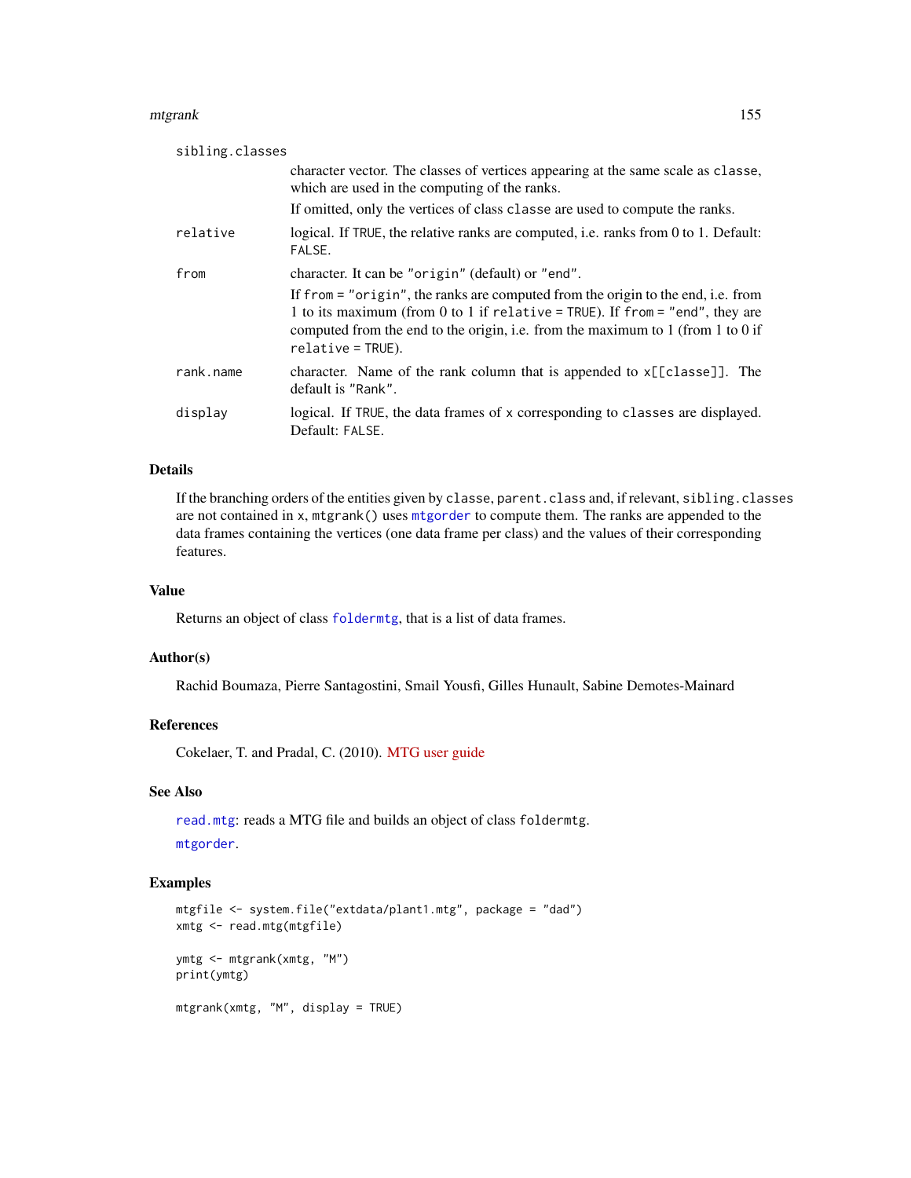sibling.classes
: character vector. The classes of vertices appearing at the same scale as `classe`, which are used in the computing of the ranks.

  If omitted, only the vertices of class `classe` are used to compute the ranks.

relative
: logical. If `TRUE`, the relative ranks are computed, i.e. ranks from 0 to 1. Default: `FALSE`.

from
: character. It can be `"origin"` (default) or `"end"`.

  If `from = "origin"`, the ranks are computed from the origin to the end, i.e. from 1 to its maximum (from 0 to 1 if `relative = TRUE`). If `from = "end"`, they are computed from the end to the origin, i.e. from the maximum to 1 (from 1 to 0 if `relative = TRUE`).

rank.name
: character. Name of the rank column that is appended to `x[[classe]]`. The default is `"Rank"`.

display
: logical. If `TRUE`, the data frames of `x` corresponding to `classes` are displayed. Default: `FALSE`.

## Details

If the branching orders of the entities given by `classe`, `parent.class` and, if relevant, `sibling.classes` are not contained in `x`, `mtgrank()` uses `mtgorder` to compute them. The ranks are appended to the data frames containing the vertices (one data frame per class) and the values of their corresponding features.

## Value

Returns an object of class `foldermtg`, that is a list of data frames.

## Author(s)

Rachid Boumaza, Pierre Santagostini, Smail Yousfi, Gilles Hunault, Sabine Demotes-Mainard

## References

Cokelaer, T. and Pradal, C. (2010). MTG user guide

## See Also

`read.mtg`: reads a MTG file and builds an object of class `foldermtg`.

`mtgorder`.

## Examples

```
mtgfile <- system.file("extdata/plant1.mtg", package = "dad")
xmtg <- read.mtg(mtgfile)

ymtg <- mtgrank(xmtg, "M")
print(ymtg)

mtgrank(xmtg, "M", display = TRUE)
```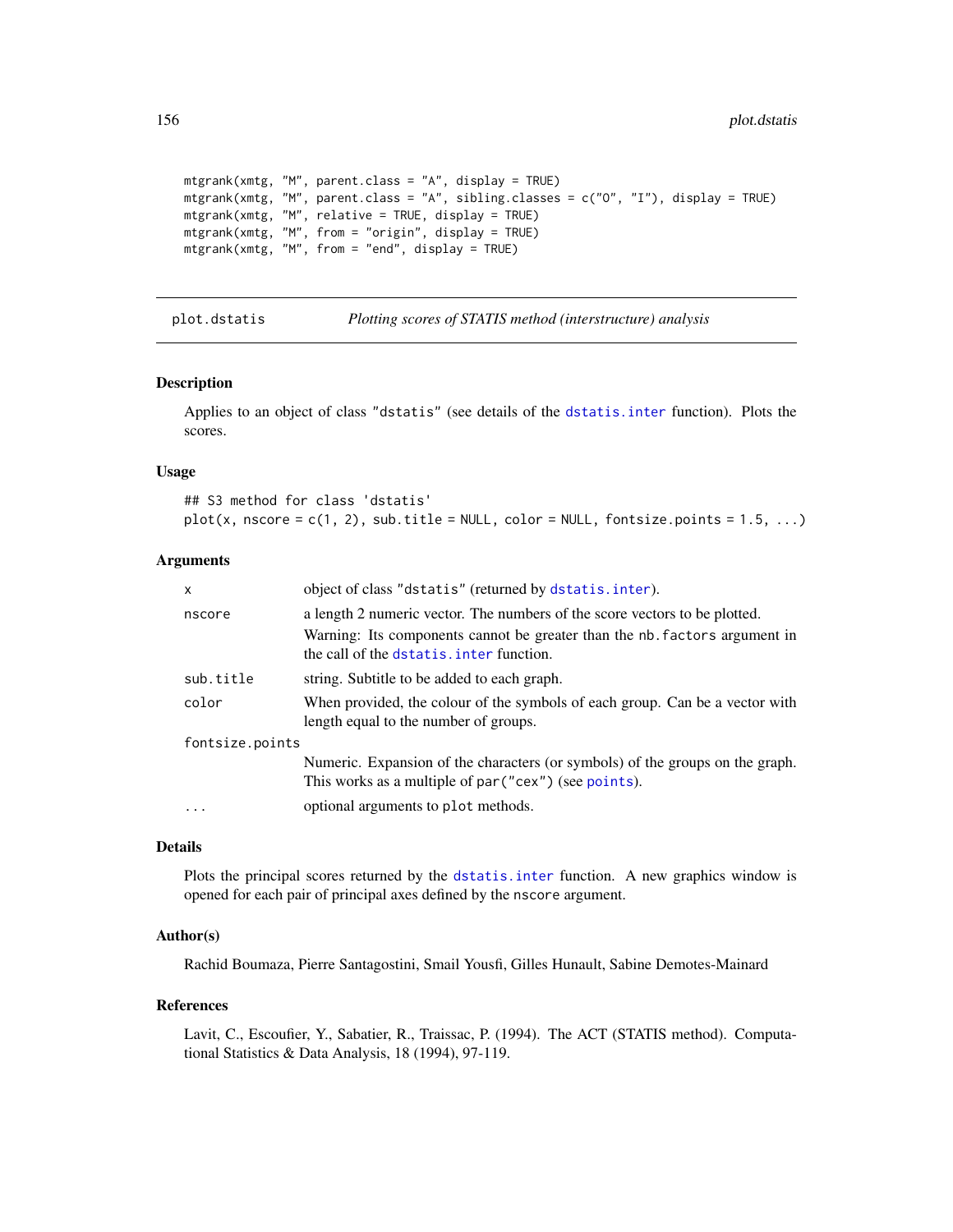```
mtgrank(xmtg, "M", parent.class = "A", display = TRUE)
mtgrank(xmtg, "M", parent.class = "A", sibling.classes = c("O", "I"), display = TRUE)
mtgrank(xmtg, "M", relative = TRUE, display = TRUE)
mtgrank(xmtg, "M", from = "origin", display = TRUE)
mtgrank(xmtg, "M", from = "end", display = TRUE)
```

---

## plot.dstatis — *Plotting scores of STATIS method (interstructure) analysis*

---

### Description

Applies to an object of class "dstatis" (see details of the dstatis.inter function). Plots the scores.

### Usage

```
## S3 method for class 'dstatis'
plot(x, nscore = c(1, 2), sub.title = NULL, color = NULL, fontsize.points = 1.5, ...)
```

### Arguments

| | |
|---|---|
| `x` | object of class "dstatis" (returned by dstatis.inter). |
| `nscore` | a length 2 numeric vector. The numbers of the score vectors to be plotted. Warning: Its components cannot be greater than the `nb.factors` argument in the call of the dstatis.inter function. |
| `sub.title` | string. Subtitle to be added to each graph. |
| `color` | When provided, the colour of the symbols of each group. Can be a vector with length equal to the number of groups. |
| `fontsize.points` | Numeric. Expansion of the characters (or symbols) of the groups on the graph. This works as a multiple of `par("cex")` (see points). |
| `...` | optional arguments to `plot` methods. |

### Details

Plots the principal scores returned by the dstatis.inter function. A new graphics window is opened for each pair of principal axes defined by the `nscore` argument.

### Author(s)

Rachid Boumaza, Pierre Santagostini, Smail Yousfi, Gilles Hunault, Sabine Demotes-Mainard

### References

Lavit, C., Escoufier, Y., Sabatier, R., Traissac, P. (1994). The ACT (STATIS method). Computational Statistics & Data Analysis, 18 (1994), 97-119.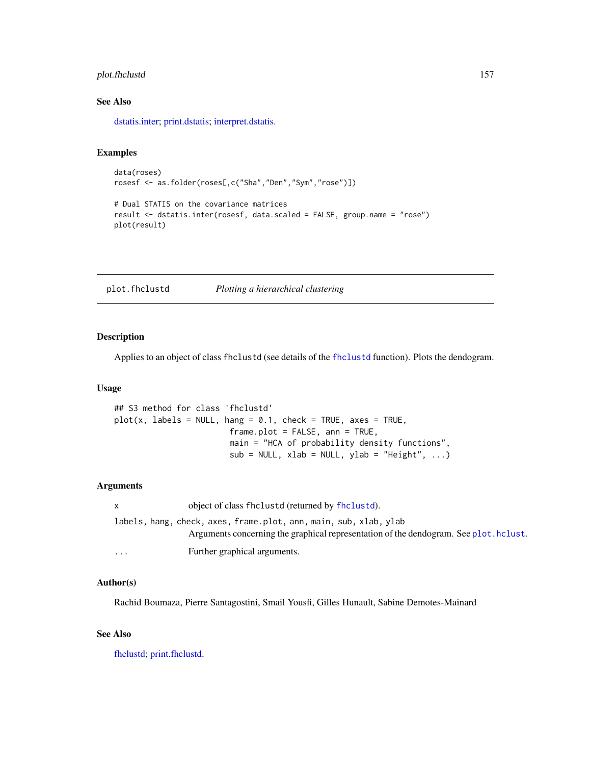## See Also

dstatis.inter; print.dstatis; interpret.dstatis.

## Examples

```
data(roses)
rosesf <- as.folder(roses[,c("Sha","Den","Sym","rose")])

# Dual STATIS on the covariance matrices
result <- dstatis.inter(rosesf, data.scaled = FALSE, group.name = "rose")
plot(result)
```

---

# plot.fhclustd *Plotting a hierarchical clustering*

---

## Description

Applies to an object of class fhclustd (see details of the fhclustd function). Plots the dendogram.

## Usage

```
## S3 method for class 'fhclustd'
plot(x, labels = NULL, hang = 0.1, check = TRUE, axes = TRUE,
                        frame.plot = FALSE, ann = TRUE,
                        main = "HCA of probability density functions",
                        sub = NULL, xlab = NULL, ylab = "Height", ...)
```

## Arguments

| | |
|---|---|
| x | object of class fhclustd (returned by fhclustd). |
| labels, hang, check, axes, frame.plot, ann, main, sub, xlab, ylab | Arguments concerning the graphical representation of the dendogram. See plot.hclust. |
| ... | Further graphical arguments. |

## Author(s)

Rachid Boumaza, Pierre Santagostini, Smail Yousfi, Gilles Hunault, Sabine Demotes-Mainard

## See Also

fhclustd; print.fhclustd.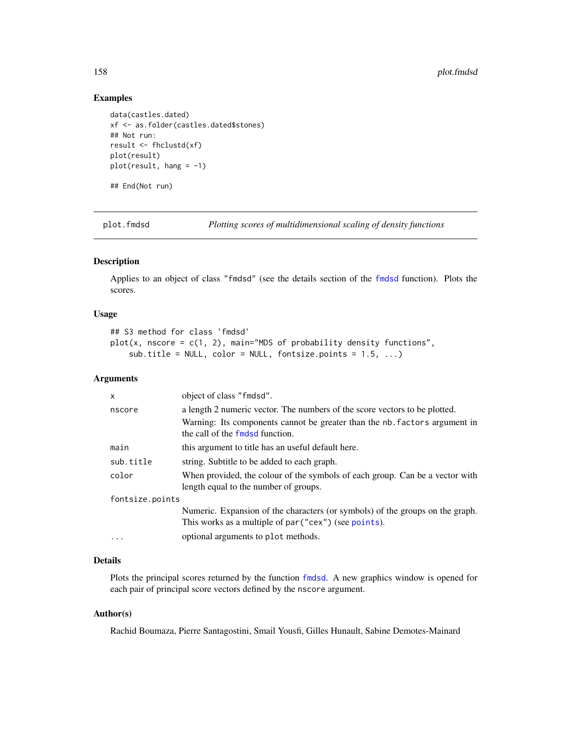## Examples

```
data(castles.dated)
xf <- as.folder(castles.dated$stones)
## Not run:
result <- fhclustd(xf)
plot(result)
plot(result, hang = -1)

## End(Not run)
```

---

# plot.fmdsd — *Plotting scores of multidimensional scaling of density functions*

---

## Description

Applies to an object of class "fmdsd" (see the details section of the fmdsd function). Plots the scores.

## Usage

```
## S3 method for class 'fmdsd'
plot(x, nscore = c(1, 2), main="MDS of probability density functions",
    sub.title = NULL, color = NULL, fontsize.points = 1.5, ...)
```

## Arguments

| | |
|---|---|
| x | object of class "fmdsd". |
| nscore | a length 2 numeric vector. The numbers of the score vectors to be plotted. Warning: Its components cannot be greater than the nb.factors argument in the call of the fmdsd function. |
| main | this argument to title has an useful default here. |
| sub.title | string. Subtitle to be added to each graph. |
| color | When provided, the colour of the symbols of each group. Can be a vector with length equal to the number of groups. |
| fontsize.points | Numeric. Expansion of the characters (or symbols) of the groups on the graph. This works as a multiple of par("cex") (see points). |
| ... | optional arguments to plot methods. |

## Details

Plots the principal scores returned by the function fmdsd. A new graphics window is opened for each pair of principal score vectors defined by the nscore argument.

## Author(s)

Rachid Boumaza, Pierre Santagostini, Smail Yousfi, Gilles Hunault, Sabine Demotes-Mainard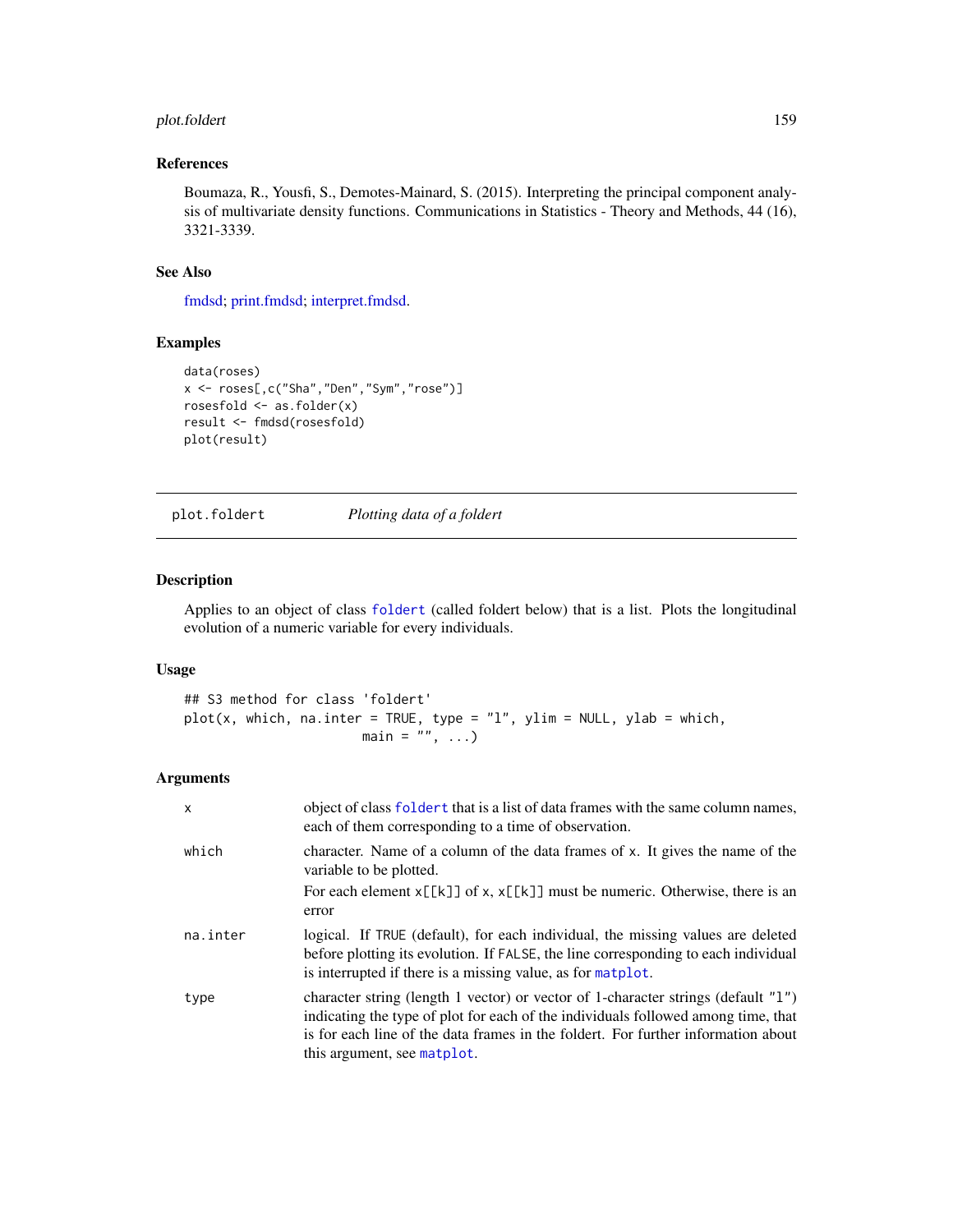## References

Boumaza, R., Yousfi, S., Demotes-Mainard, S. (2015). Interpreting the principal component analysis of multivariate density functions. Communications in Statistics - Theory and Methods, 44 (16), 3321-3339.

## See Also

fmdsd; print.fmdsd; interpret.fmdsd.

## Examples

```
data(roses)
x <- roses[,c("Sha","Den","Sym","rose")]
rosesfold <- as.folder(x)
result <- fmdsd(rosesfold)
plot(result)
```

---

# plot.foldert — *Plotting data of a foldert*

---

## Description

Applies to an object of class `foldert` (called foldert below) that is a list. Plots the longitudinal evolution of a numeric variable for every individuals.

## Usage

```
## S3 method for class 'foldert'
plot(x, which, na.inter = TRUE, type = "l", ylim = NULL, ylab = which,
                          main = "", ...)
```

## Arguments

| | |
|---|---|
| `x` | object of class `foldert` that is a list of data frames with the same column names, each of them corresponding to a time of observation. |
| `which` | character. Name of a column of the data frames of `x`. It gives the name of the variable to be plotted.<br>For each element `x[[k]]` of `x`, `x[[k]]` must be numeric. Otherwise, there is an error |
| `na.inter` | logical. If `TRUE` (default), for each individual, the missing values are deleted before plotting its evolution. If `FALSE`, the line corresponding to each individual is interrupted if there is a missing value, as for `matplot`. |
| `type` | character string (length 1 vector) or vector of 1-character strings (default `"l"`) indicating the type of plot for each of the individuals followed among time, that is for each line of the data frames in the foldert. For further information about this argument, see `matplot`. |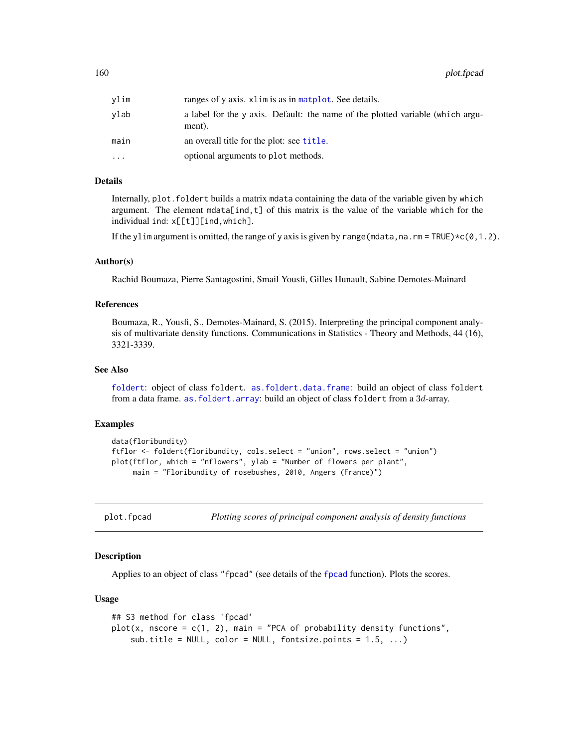| | |
|---|---|
| ylim | ranges of y axis. xlim is as in matplot. See details. |
| ylab | a label for the y axis. Default: the name of the plotted variable (which argument). |
| main | an overall title for the plot: see title. |
| ... | optional arguments to plot methods. |

### Details

Internally, plot.foldert builds a matrix mdata containing the data of the variable given by which argument. The element mdata[ind,t] of this matrix is the value of the variable which for the individual ind: x[[t]][ind,which].

If the ylim argument is omitted, the range of y axis is given by range(mdata,na.rm = TRUE)*c(0,1.2).

### Author(s)

Rachid Boumaza, Pierre Santagostini, Smail Yousfi, Gilles Hunault, Sabine Demotes-Mainard

### References

Boumaza, R., Yousfi, S., Demotes-Mainard, S. (2015). Interpreting the principal component analysis of multivariate density functions. Communications in Statistics - Theory and Methods, 44 (16), 3321-3339.

### See Also

foldert: object of class foldert. as.foldert.data.frame: build an object of class foldert from a data frame. as.foldert.array: build an object of class foldert from a $3d$-array.

### Examples

```
data(floribundity)
ftflor <- foldert(floribundity, cols.select = "union", rows.select = "union")
plot(ftflor, which = "nflowers", ylab = "Number of flowers per plant",
     main = "Floribundity of rosebushes, 2010, Angers (France)")
```

## plot.fpcad    *Plotting scores of principal component analysis of density functions*

### Description

Applies to an object of class "fpcad" (see details of the fpcad function). Plots the scores.

### Usage

```
## S3 method for class 'fpcad'
plot(x, nscore = c(1, 2), main = "PCA of probability density functions",
    sub.title = NULL, color = NULL, fontsize.points = 1.5, ...)
```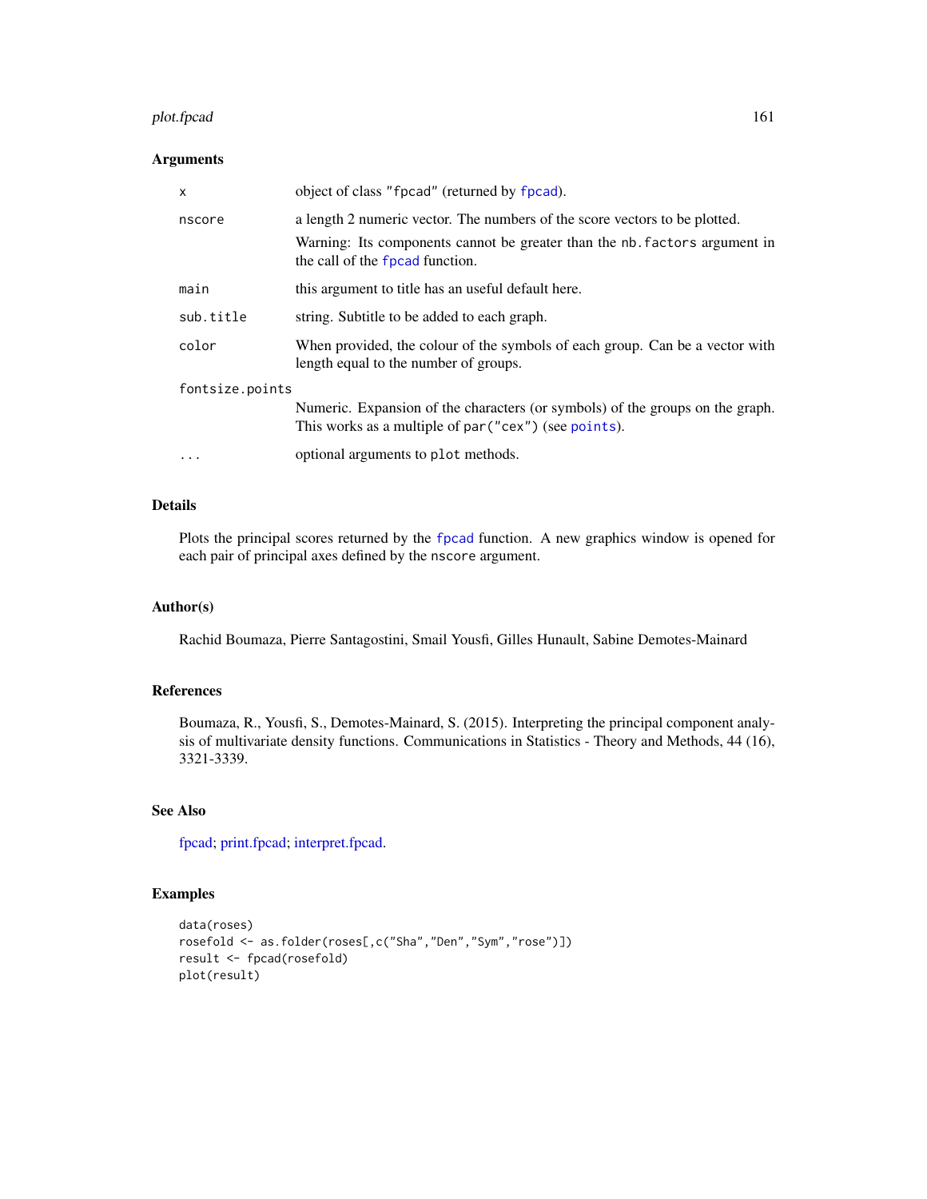### Arguments

| | |
|---|---|
| `x` | object of class `"fpcad"` (returned by `fpcad`). |
| `nscore` | a length 2 numeric vector. The numbers of the score vectors to be plotted. Warning: Its components cannot be greater than the `nb.factors` argument in the call of the `fpcad` function. |
| `main` | this argument to title has an useful default here. |
| `sub.title` | string. Subtitle to be added to each graph. |
| `color` | When provided, the colour of the symbols of each group. Can be a vector with length equal to the number of groups. |
| `fontsize.points` | Numeric. Expansion of the characters (or symbols) of the groups on the graph. This works as a multiple of `par("cex")` (see `points`). |
| `...` | optional arguments to `plot` methods. |

### Details

Plots the principal scores returned by the `fpcad` function. A new graphics window is opened for each pair of principal axes defined by the `nscore` argument.

### Author(s)

Rachid Boumaza, Pierre Santagostini, Smail Yousfi, Gilles Hunault, Sabine Demotes-Mainard

### References

Boumaza, R., Yousfi, S., Demotes-Mainard, S. (2015). Interpreting the principal component analysis of multivariate density functions. Communications in Statistics - Theory and Methods, 44 (16), 3321-3339.

### See Also

fpcad; print.fpcad; interpret.fpcad.

### Examples

```
data(roses)
rosefold <- as.folder(roses[,c("Sha","Den","Sym","rose")])
result <- fpcad(rosefold)
plot(result)
```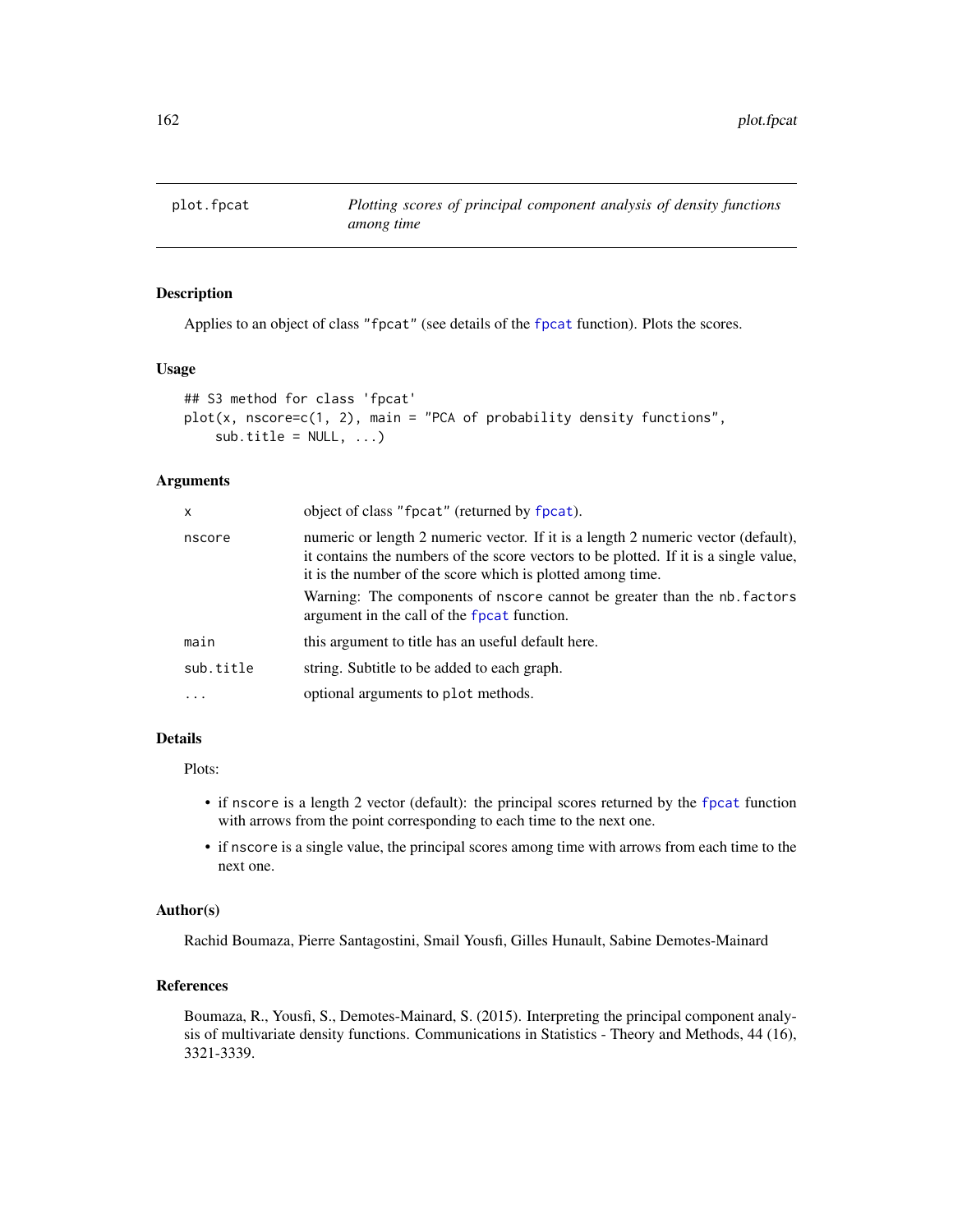## plot.fpcat — *Plotting scores of principal component analysis of density functions among time*

### Description

Applies to an object of class "fpcat" (see details of the fpcat function). Plots the scores.

### Usage

```
## S3 method for class 'fpcat'
plot(x, nscore=c(1, 2), main = "PCA of probability density functions",
    sub.title = NULL, ...)
```

### Arguments

| | |
|---|---|
| x | object of class "fpcat" (returned by fpcat). |
| nscore | numeric or length 2 numeric vector. If it is a length 2 numeric vector (default), it contains the numbers of the score vectors to be plotted. If it is a single value, it is the number of the score which is plotted among time. Warning: The components of nscore cannot be greater than the nb.factors argument in the call of the fpcat function. |
| main | this argument to title has an useful default here. |
| sub.title | string. Subtitle to be added to each graph. |
| ... | optional arguments to plot methods. |

### Details

Plots:

- if nscore is a length 2 vector (default): the principal scores returned by the fpcat function with arrows from the point corresponding to each time to the next one.
- if nscore is a single value, the principal scores among time with arrows from each time to the next one.

### Author(s)

Rachid Boumaza, Pierre Santagostini, Smail Yousfi, Gilles Hunault, Sabine Demotes-Mainard

### References

Boumaza, R., Yousfi, S., Demotes-Mainard, S. (2015). Interpreting the principal component analysis of multivariate density functions. Communications in Statistics - Theory and Methods, 44 (16), 3321-3339.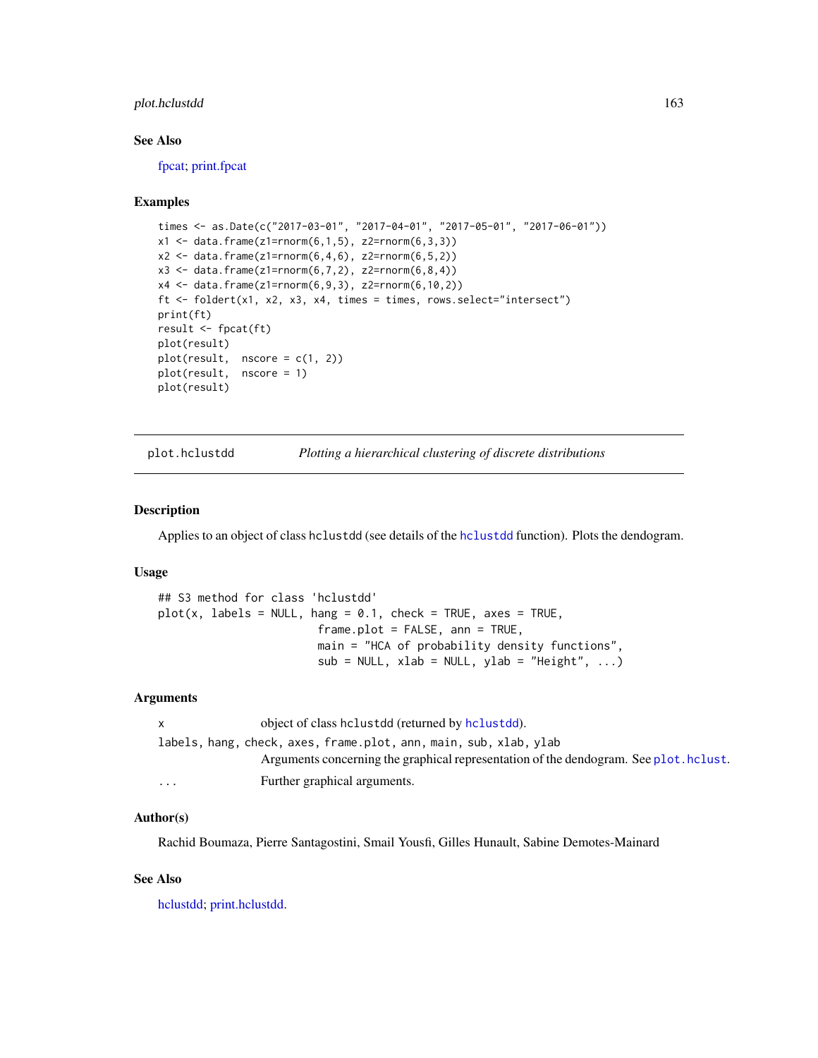## See Also

fpcat; print.fpcat

## Examples

```
times <- as.Date(c("2017-03-01", "2017-04-01", "2017-05-01", "2017-06-01"))
x1 <- data.frame(z1=rnorm(6,1,5), z2=rnorm(6,3,3))
x2 <- data.frame(z1=rnorm(6,4,6), z2=rnorm(6,5,2))
x3 <- data.frame(z1=rnorm(6,7,2), z2=rnorm(6,8,4))
x4 <- data.frame(z1=rnorm(6,9,3), z2=rnorm(6,10,2))
ft <- foldert(x1, x2, x3, x4, times = times, rows.select="intersect")
print(ft)
result <- fpcat(ft)
plot(result)
plot(result,  nscore = c(1, 2))
plot(result,  nscore = 1)
plot(result)
```

---

# plot.hclustdd — *Plotting a hierarchical clustering of discrete distributions*

## Description

Applies to an object of class hclustdd (see details of the `hclustdd` function). Plots the dendogram.

## Usage

```
## S3 method for class 'hclustdd'
plot(x, labels = NULL, hang = 0.1, check = TRUE, axes = TRUE,
                        frame.plot = FALSE, ann = TRUE,
                        main = "HCA of probability density functions",
                        sub = NULL, xlab = NULL, ylab = "Height", ...)
```

## Arguments

| | |
|---|---|
| x | object of class hclustdd (returned by `hclustdd`). |
| labels, hang, check, axes, frame.plot, ann, main, sub, xlab, ylab | Arguments concerning the graphical representation of the dendogram. See `plot.hclust`. |
| ... | Further graphical arguments. |

## Author(s)

Rachid Boumaza, Pierre Santagostini, Smail Yousfi, Gilles Hunault, Sabine Demotes-Mainard

## See Also

hclustdd; print.hclustdd.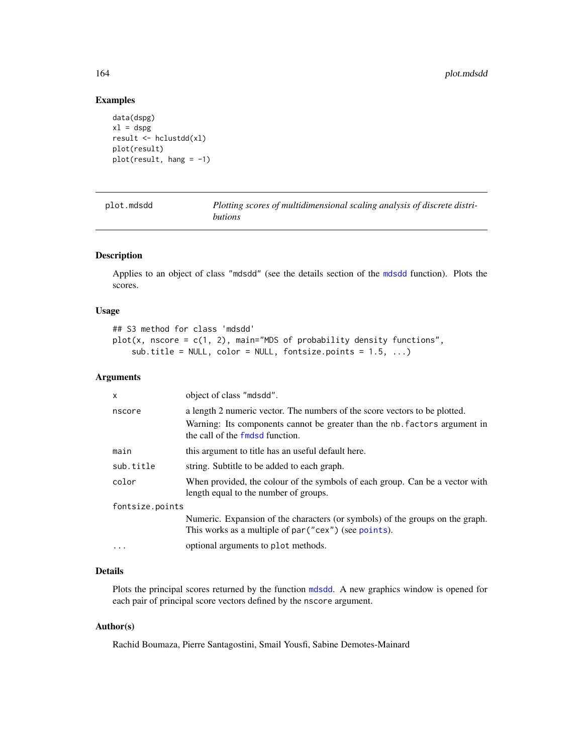## Examples

```
data(dspg)
xl = dspg
result <- hclustdd(xl)
plot(result)
plot(result, hang = -1)
```

---

| plot.mdsdd | *Plotting scores of multidimensional scaling analysis of discrete distributions* |
|---|---|

## Description

Applies to an object of class "mdsdd" (see the details section of the mdsdd function). Plots the scores.

## Usage

```
## S3 method for class 'mdsdd'
plot(x, nscore = c(1, 2), main="MDS of probability density functions",
    sub.title = NULL, color = NULL, fontsize.points = 1.5, ...)
```

## Arguments

| | |
|---|---|
| x | object of class "mdsdd". |
| nscore | a length 2 numeric vector. The numbers of the score vectors to be plotted. Warning: Its components cannot be greater than the nb.factors argument in the call of the fmdsd function. |
| main | this argument to title has an useful default here. |
| sub.title | string. Subtitle to be added to each graph. |
| color | When provided, the colour of the symbols of each group. Can be a vector with length equal to the number of groups. |
| fontsize.points | Numeric. Expansion of the characters (or symbols) of the groups on the graph. This works as a multiple of par("cex") (see points). |
| ... | optional arguments to plot methods. |

## Details

Plots the principal scores returned by the function mdsdd. A new graphics window is opened for each pair of principal score vectors defined by the nscore argument.

## Author(s)

Rachid Boumaza, Pierre Santagostini, Smail Yousfi, Sabine Demotes-Mainard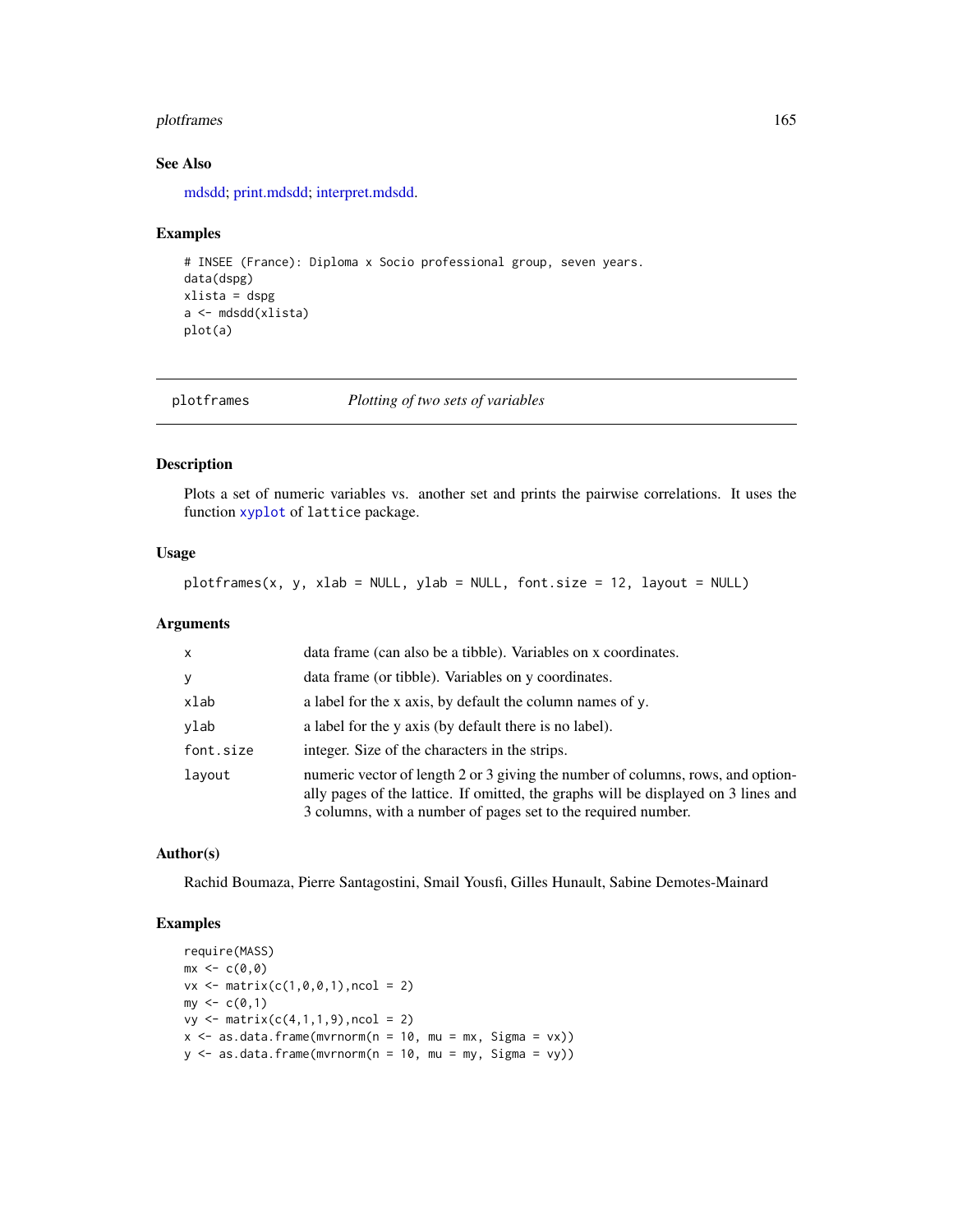## See Also

mdsdd; print.mdsdd; interpret.mdsdd.

## Examples

```
# INSEE (France): Diploma x Socio professional group, seven years.
data(dspg)
xlista = dspg
a <- mdsdd(xlista)
plot(a)
```

---

# plotframes — *Plotting of two sets of variables*

## Description

Plots a set of numeric variables vs. another set and prints the pairwise correlations. It uses the function `xyplot` of `lattice` package.

## Usage

```
plotframes(x, y, xlab = NULL, ylab = NULL, font.size = 12, layout = NULL)
```

## Arguments

| | |
|---|---|
| `x` | data frame (can also be a tibble). Variables on x coordinates. |
| `y` | data frame (or tibble). Variables on y coordinates. |
| `xlab` | a label for the x axis, by default the column names of y. |
| `ylab` | a label for the y axis (by default there is no label). |
| `font.size` | integer. Size of the characters in the strips. |
| `layout` | numeric vector of length 2 or 3 giving the number of columns, rows, and optionally pages of the lattice. If omitted, the graphs will be displayed on 3 lines and 3 columns, with a number of pages set to the required number. |

## Author(s)

Rachid Boumaza, Pierre Santagostini, Smail Yousfi, Gilles Hunault, Sabine Demotes-Mainard

## Examples

```
require(MASS)
mx <- c(0,0)
vx <- matrix(c(1,0,0,1),ncol = 2)
my <- c(0,1)
vy <- matrix(c(4,1,1,9),ncol = 2)
x <- as.data.frame(mvrnorm(n = 10, mu = mx, Sigma = vx))
y <- as.data.frame(mvrnorm(n = 10, mu = my, Sigma = vy))
```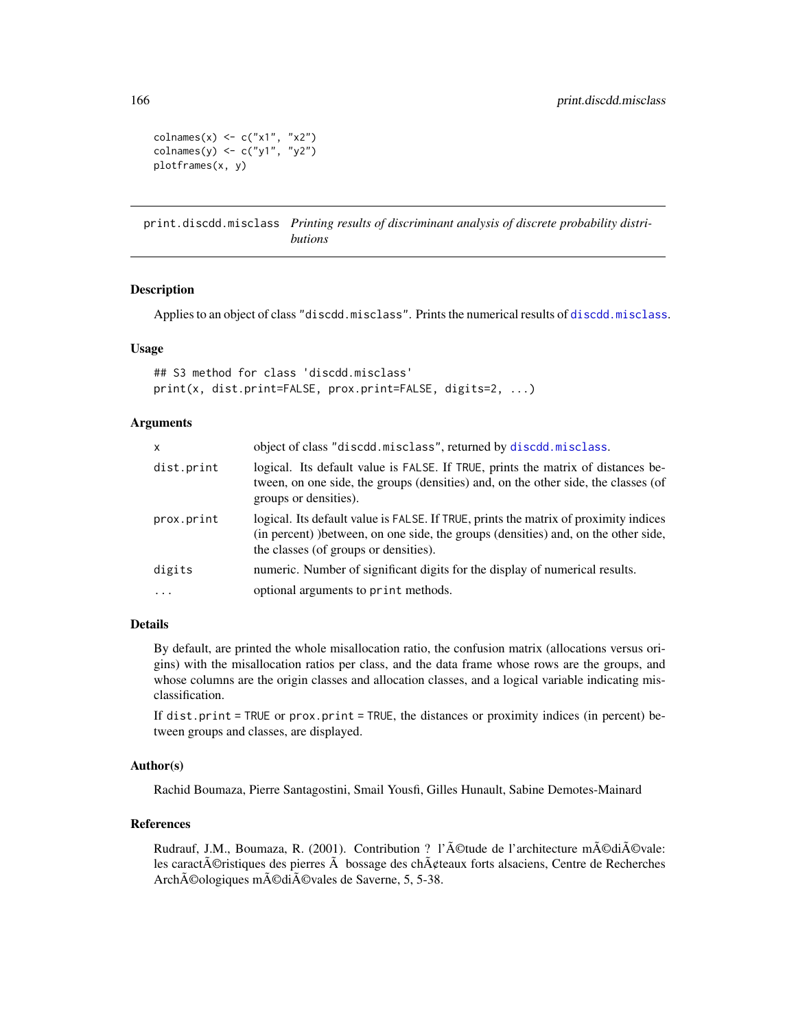```
colnames(x) <- c("x1", "x2")
colnames(y) <- c("y1", "y2")
plotframes(x, y)
```

---

## print.discdd.misclass — *Printing results of discriminant analysis of discrete probability distributions*

---

### Description

Applies to an object of class "discdd.misclass". Prints the numerical results of discdd.misclass.

### Usage

```
## S3 method for class 'discdd.misclass'
print(x, dist.print=FALSE, prox.print=FALSE, digits=2, ...)
```

### Arguments

| | |
|---|---|
| x | object of class "discdd.misclass", returned by discdd.misclass. |
| dist.print | logical. Its default value is FALSE. If TRUE, prints the matrix of distances between, on one side, the groups (densities) and, on the other side, the classes (of groups or densities). |
| prox.print | logical. Its default value is FALSE. If TRUE, prints the matrix of proximity indices (in percent) )between, on one side, the groups (densities) and, on the other side, the classes (of groups or densities). |
| digits | numeric. Number of significant digits for the display of numerical results. |
| ... | optional arguments to print methods. |

### Details

By default, are printed the whole misallocation ratio, the confusion matrix (allocations versus origins) with the misallocation ratios per class, and the data frame whose rows are the groups, and whose columns are the origin classes and allocation classes, and a logical variable indicating misclassification.

If dist.print = TRUE or prox.print = TRUE, the distances or proximity indices (in percent) between groups and classes, are displayed.

### Author(s)

Rachid Boumaza, Pierre Santagostini, Smail Yousfi, Gilles Hunault, Sabine Demotes-Mainard

### References

Rudrauf, J.M., Boumaza, R. (2001). Contribution ? l'Ã©tude de l'architecture mÃ©diÃ©vale: les caractÃ©ristiques des pierres Ã  bossage des chÃ¢teaux forts alsaciens, Centre de Recherches ArchÃ©ologiques mÃ©diÃ©vales de Saverne, 5, 5-38.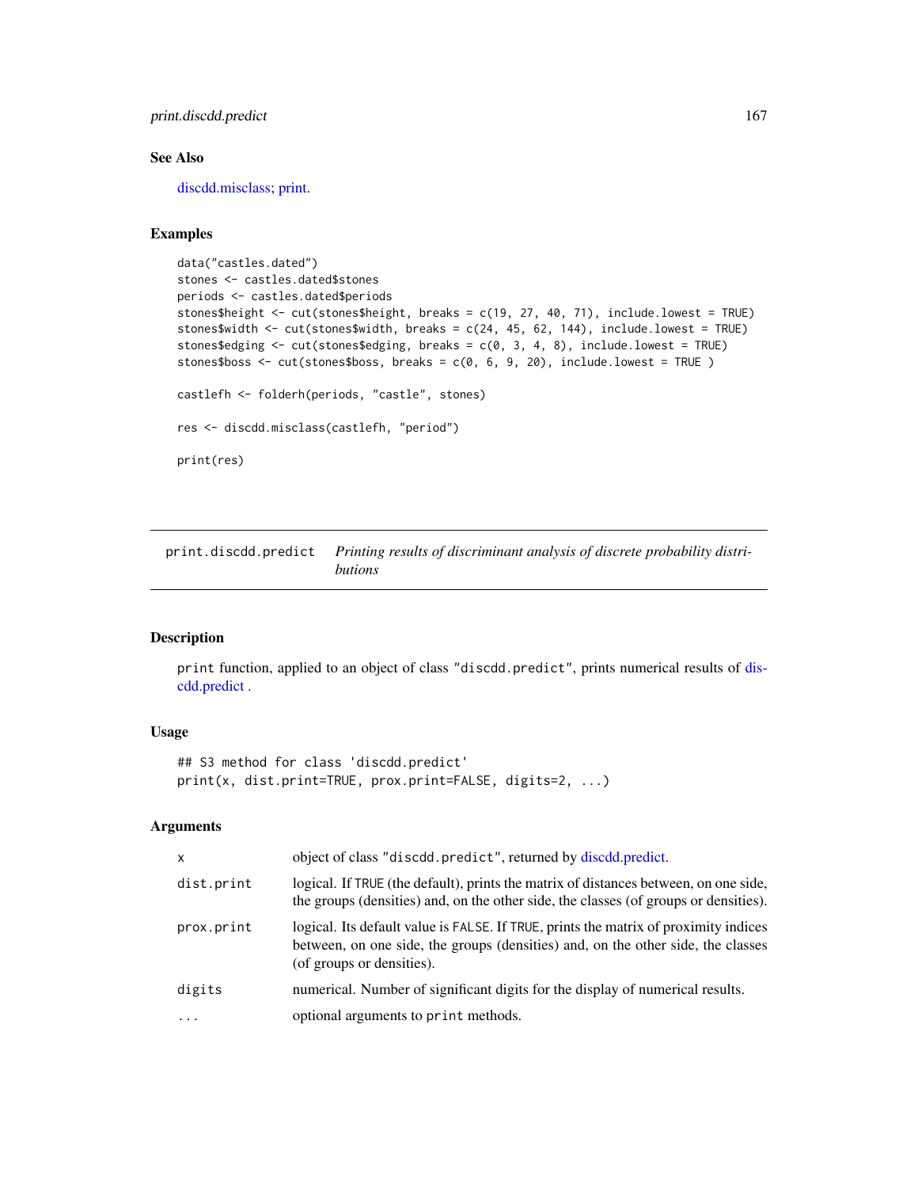## See Also

discdd.misclass; print.

## Examples

```
data("castles.dated")
stones <- castles.dated$stones
periods <- castles.dated$periods
stones$height <- cut(stones$height, breaks = c(19, 27, 40, 71), include.lowest = TRUE)
stones$width <- cut(stones$width, breaks = c(24, 45, 62, 144), include.lowest = TRUE)
stones$edging <- cut(stones$edging, breaks = c(0, 3, 4, 8), include.lowest = TRUE)
stones$boss <- cut(stones$boss, breaks = c(0, 6, 9, 20), include.lowest = TRUE )

castlefh <- folderh(periods, "castle", stones)

res <- discdd.misclass(castlefh, "period")

print(res)
```

---

# print.discdd.predict *Printing results of discriminant analysis of discrete probability distributions*

## Description

print function, applied to an object of class "discdd.predict", prints numerical results of discdd.predict .

## Usage

```
## S3 method for class 'discdd.predict'
print(x, dist.print=TRUE, prox.print=FALSE, digits=2, ...)
```

## Arguments

| | |
|---|---|
| x | object of class "discdd.predict", returned by discdd.predict. |
| dist.print | logical. If TRUE (the default), prints the matrix of distances between, on one side, the groups (densities) and, on the other side, the classes (of groups or densities). |
| prox.print | logical. Its default value is FALSE. If TRUE, prints the matrix of proximity indices between, on one side, the groups (densities) and, on the other side, the classes (of groups or densities). |
| digits | numerical. Number of significant digits for the display of numerical results. |
| ... | optional arguments to print methods. |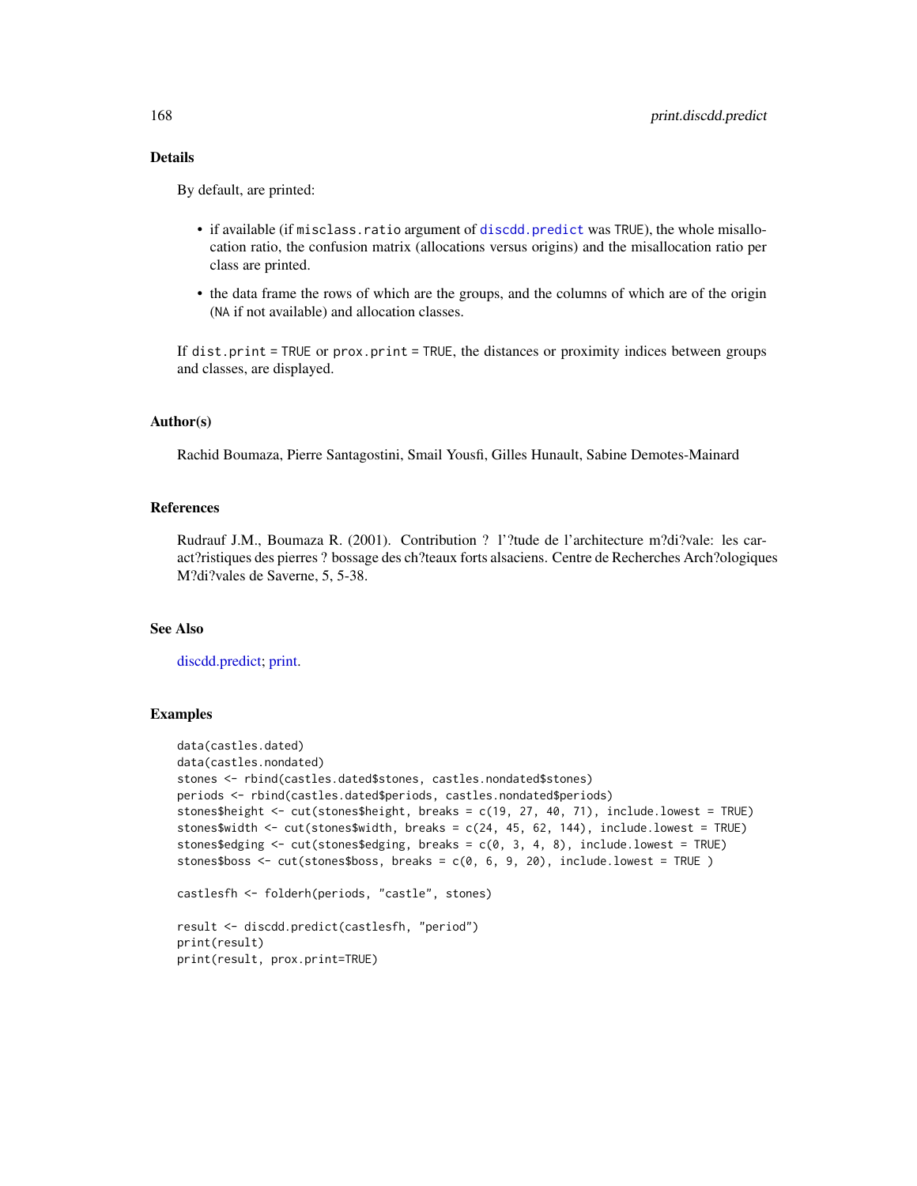## Details

By default, are printed:

- if available (if `misclass.ratio` argument of `discdd.predict` was `TRUE`), the whole misallocation ratio, the confusion matrix (allocations versus origins) and the misallocation ratio per class are printed.
- the data frame the rows of which are the groups, and the columns of which are of the origin (`NA` if not available) and allocation classes.

If `dist.print = TRUE` or `prox.print = TRUE`, the distances or proximity indices between groups and classes, are displayed.

## Author(s)

Rachid Boumaza, Pierre Santagostini, Smail Yousfi, Gilles Hunault, Sabine Demotes-Mainard

## References

Rudrauf J.M., Boumaza R. (2001). Contribution ? l'?tude de l'architecture m?di?vale: les caract?ristiques des pierres ? bossage des ch?teaux forts alsaciens. Centre de Recherches Arch?ologiques M?di?vales de Saverne, 5, 5-38.

## See Also

discdd.predict; print.

## Examples

```
data(castles.dated)
data(castles.nondated)
stones <- rbind(castles.dated$stones, castles.nondated$stones)
periods <- rbind(castles.dated$periods, castles.nondated$periods)
stones$height <- cut(stones$height, breaks = c(19, 27, 40, 71), include.lowest = TRUE)
stones$width <- cut(stones$width, breaks = c(24, 45, 62, 144), include.lowest = TRUE)
stones$edging <- cut(stones$edging, breaks = c(0, 3, 4, 8), include.lowest = TRUE)
stones$boss <- cut(stones$boss, breaks = c(0, 6, 9, 20), include.lowest = TRUE )

castlesfh <- folderh(periods, "castle", stones)

result <- discdd.predict(castlesfh, "period")
print(result)
print(result, prox.print=TRUE)
```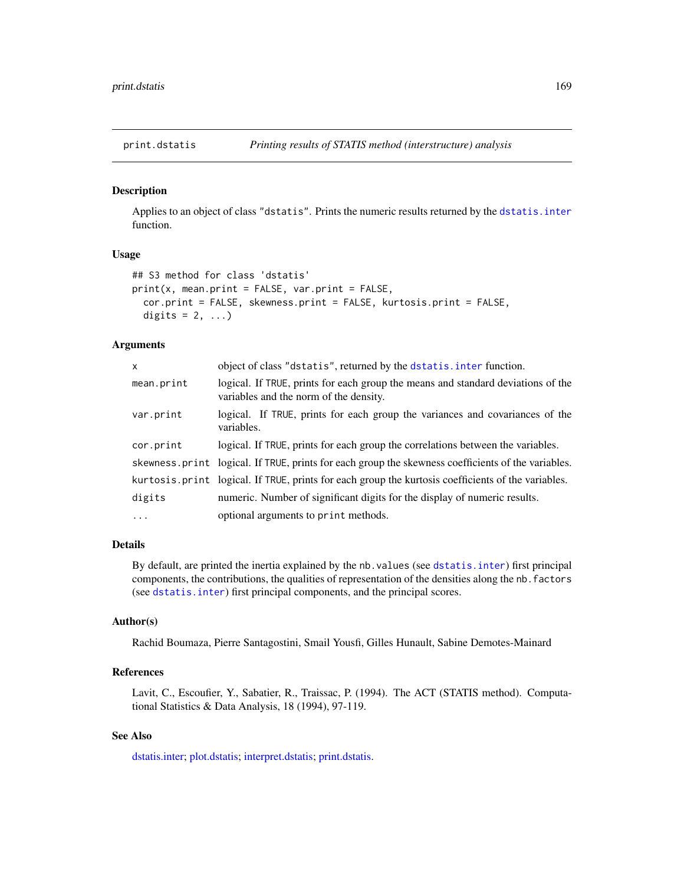print.dstatis *Printing results of STATIS method (interstructure) analysis*

## Description

Applies to an object of class "dstatis". Prints the numeric results returned by the `dstatis.inter` function.

## Usage

```
## S3 method for class 'dstatis'
print(x, mean.print = FALSE, var.print = FALSE,
  cor.print = FALSE, skewness.print = FALSE, kurtosis.print = FALSE,
  digits = 2, ...)
```

## Arguments

| | |
|---|---|
| `x` | object of class "dstatis", returned by the `dstatis.inter` function. |
| `mean.print` | logical. If TRUE, prints for each group the means and standard deviations of the variables and the norm of the density. |
| `var.print` | logical. If TRUE, prints for each group the variances and covariances of the variables. |
| `cor.print` | logical. If TRUE, prints for each group the correlations between the variables. |
| `skewness.print` | logical. If TRUE, prints for each group the skewness coefficients of the variables. |
| `kurtosis.print` | logical. If TRUE, prints for each group the kurtosis coefficients of the variables. |
| `digits` | numeric. Number of significant digits for the display of numeric results. |
| `...` | optional arguments to `print` methods. |

## Details

By default, are printed the inertia explained by the `nb.values` (see `dstatis.inter`) first principal components, the contributions, the qualities of representation of the densities along the `nb.factors` (see `dstatis.inter`) first principal components, and the principal scores.

## Author(s)

Rachid Boumaza, Pierre Santagostini, Smail Yousfi, Gilles Hunault, Sabine Demotes-Mainard

## References

Lavit, C., Escoufier, Y., Sabatier, R., Traissac, P. (1994). The ACT (STATIS method). Computational Statistics & Data Analysis, 18 (1994), 97-119.

## See Also

dstatis.inter; plot.dstatis; interpret.dstatis; print.dstatis.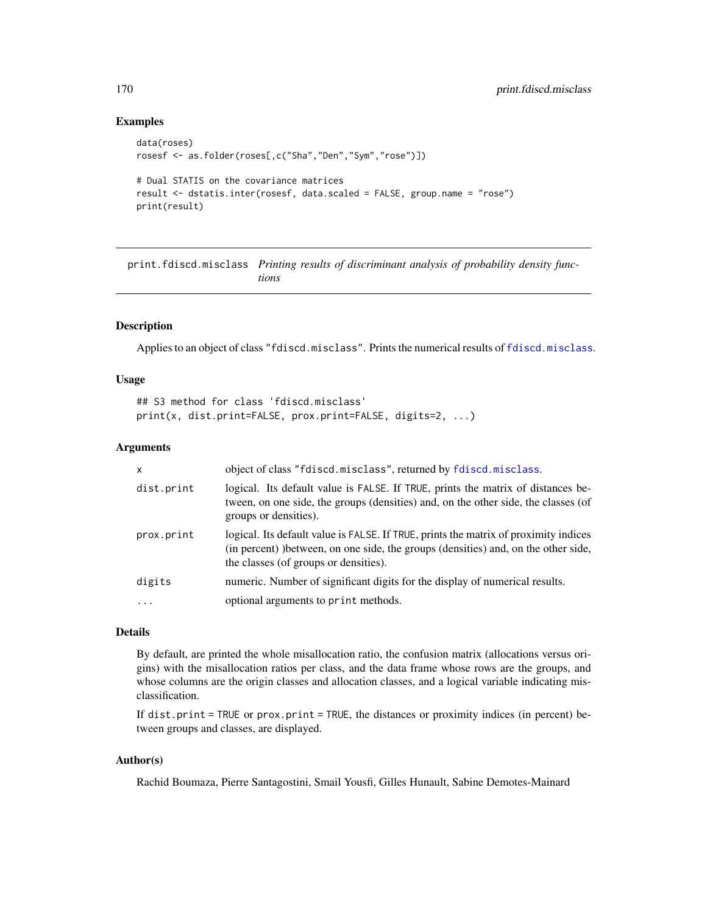## Examples

```
data(roses)
rosesf <- as.folder(roses[,c("Sha","Den","Sym","rose")])

# Dual STATIS on the covariance matrices
result <- dstatis.inter(rosesf, data.scaled = FALSE, group.name = "rose")
print(result)
```

---

print.fdiscd.misclass    *Printing results of discriminant analysis of probability density functions*

---

## Description

Applies to an object of class "fdiscd.misclass". Prints the numerical results of fdiscd.misclass.

## Usage

```
## S3 method for class 'fdiscd.misclass'
print(x, dist.print=FALSE, prox.print=FALSE, digits=2, ...)
```

## Arguments

| | |
|---|---|
| x | object of class "fdiscd.misclass", returned by fdiscd.misclass. |
| dist.print | logical. Its default value is FALSE. If TRUE, prints the matrix of distances between, on one side, the groups (densities) and, on the other side, the classes (of groups or densities). |
| prox.print | logical. Its default value is FALSE. If TRUE, prints the matrix of proximity indices (in percent) )between, on one side, the groups (densities) and, on the other side, the classes (of groups or densities). |
| digits | numeric. Number of significant digits for the display of numerical results. |
| ... | optional arguments to print methods. |

## Details

By default, are printed the whole misallocation ratio, the confusion matrix (allocations versus origins) with the misallocation ratios per class, and the data frame whose rows are the groups, and whose columns are the origin classes and allocation classes, and a logical variable indicating misclassification.

If dist.print = TRUE or prox.print = TRUE, the distances or proximity indices (in percent) between groups and classes, are displayed.

## Author(s)

Rachid Boumaza, Pierre Santagostini, Smail Yousfi, Gilles Hunault, Sabine Demotes-Mainard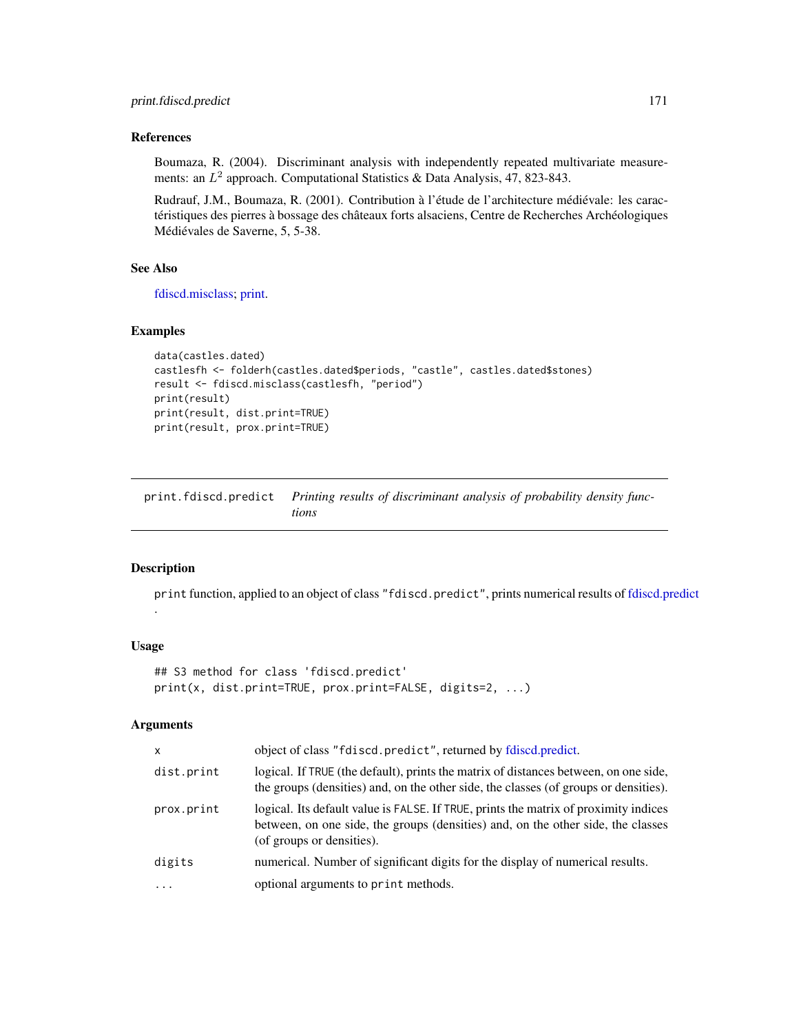### References

Boumaza, R. (2004). Discriminant analysis with independently repeated multivariate measurements: an $L^2$ approach. Computational Statistics & Data Analysis, 47, 823-843.

Rudrauf, J.M., Boumaza, R. (2001). Contribution à l'étude de l'architecture médiévale: les caractéristiques des pierres à bossage des châteaux forts alsaciens, Centre de Recherches Archéologiques Médiévales de Saverne, 5, 5-38.

### See Also

fdiscd.misclass; print.

### Examples

```
data(castles.dated)
castlesfh <- folderh(castles.dated$periods, "castle", castles.dated$stones)
result <- fdiscd.misclass(castlesfh, "period")
print(result)
print(result, dist.print=TRUE)
print(result, prox.print=TRUE)
```

---

## print.fdiscd.predict    *Printing results of discriminant analysis of probability density functions*

### Description

`print` function, applied to an object of class `"fdiscd.predict"`, prints numerical results of fdiscd.predict .

### Usage

```
## S3 method for class 'fdiscd.predict'
print(x, dist.print=TRUE, prox.print=FALSE, digits=2, ...)
```

### Arguments

| | |
|---|---|
| `x` | object of class `"fdiscd.predict"`, returned by fdiscd.predict. |
| `dist.print` | logical. If `TRUE` (the default), prints the matrix of distances between, on one side, the groups (densities) and, on the other side, the classes (of groups or densities). |
| `prox.print` | logical. Its default value is `FALSE`. If `TRUE`, prints the matrix of proximity indices between, on one side, the groups (densities) and, on the other side, the classes (of groups or densities). |
| `digits` | numerical. Number of significant digits for the display of numerical results. |
| `...` | optional arguments to `print` methods. |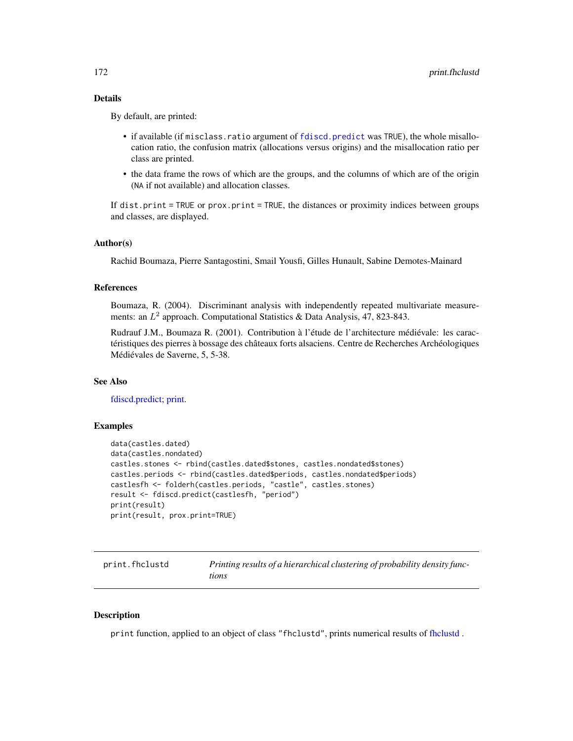### Details

By default, are printed:

- if available (if `misclass.ratio` argument of `fdiscd.predict` was `TRUE`), the whole misallocation ratio, the confusion matrix (allocations versus origins) and the misallocation ratio per class are printed.
- the data frame the rows of which are the groups, and the columns of which are of the origin (`NA` if not available) and allocation classes.

If `dist.print = TRUE` or `prox.print = TRUE`, the distances or proximity indices between groups and classes, are displayed.

### Author(s)

Rachid Boumaza, Pierre Santagostini, Smail Yousfi, Gilles Hunault, Sabine Demotes-Mainard

### References

Boumaza, R. (2004). Discriminant analysis with independently repeated multivariate measurements: an $L^2$ approach. Computational Statistics & Data Analysis, 47, 823-843.

Rudrauf J.M., Boumaza R. (2001). Contribution à l'étude de l'architecture médiévale: les caractéristiques des pierres à bossage des châteaux forts alsaciens. Centre de Recherches Archéologiques Médiévales de Saverne, 5, 5-38.

### See Also

fdiscd.predict; print.

### Examples

```
data(castles.dated)
data(castles.nondated)
castles.stones <- rbind(castles.dated$stones, castles.nondated$stones)
castles.periods <- rbind(castles.dated$periods, castles.nondated$periods)
castlesfh <- folderh(castles.periods, "castle", castles.stones)
result <- fdiscd.predict(castlesfh, "period")
print(result)
print(result, prox.print=TRUE)
```

---

## print.fhclustd — *Printing results of a hierarchical clustering of probability density functions*

### Description

`print` function, applied to an object of class `"fhclustd"`, prints numerical results of fhclustd .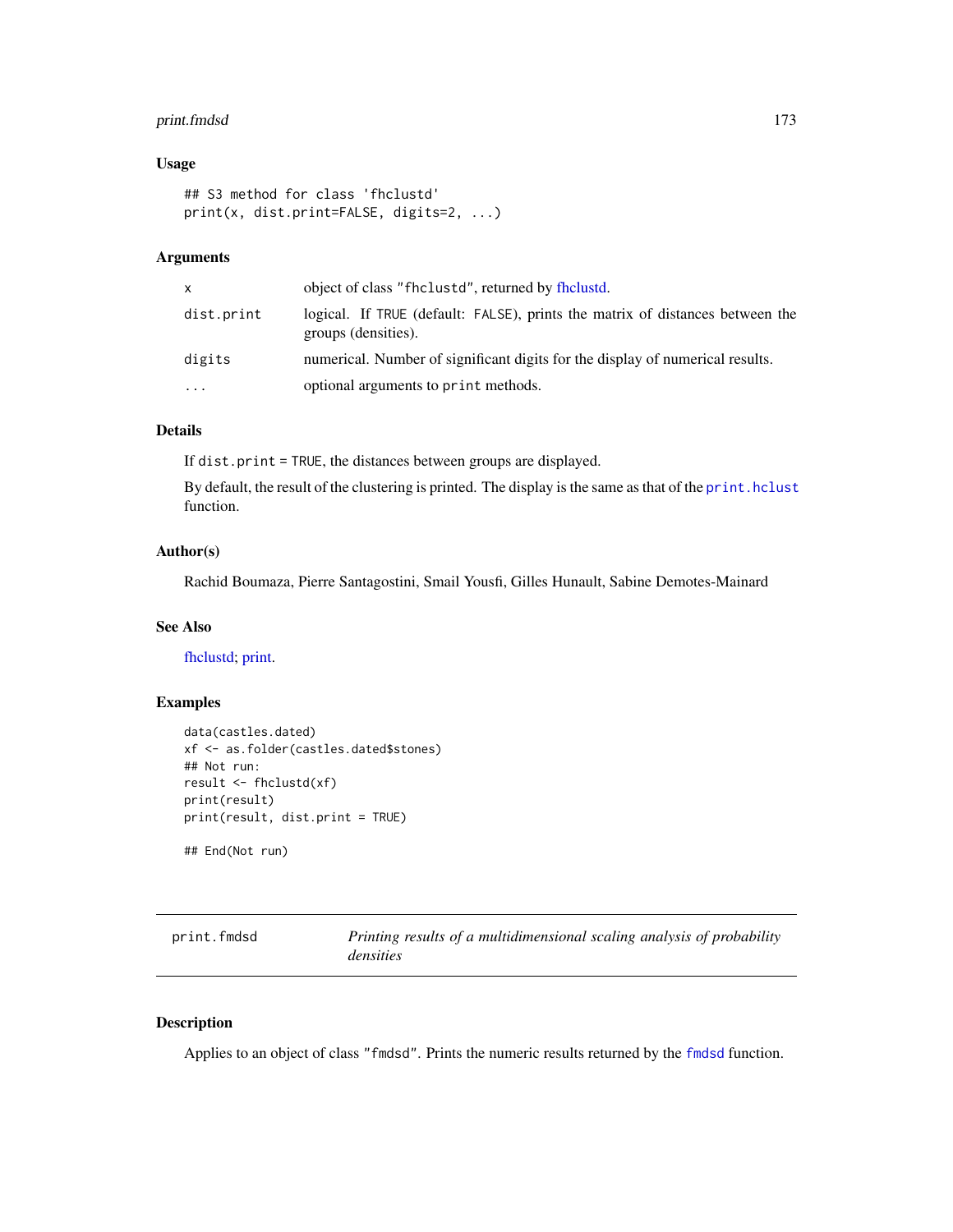### Usage

```
## S3 method for class 'fhclustd'
print(x, dist.print=FALSE, digits=2, ...)
```

### Arguments

| | |
|---|---|
| x | object of class "fhclustd", returned by fhclustd. |
| dist.print | logical. If TRUE (default: FALSE), prints the matrix of distances between the groups (densities). |
| digits | numerical. Number of significant digits for the display of numerical results. |
| ... | optional arguments to print methods. |

### Details

If dist.print = TRUE, the distances between groups are displayed.

By default, the result of the clustering is printed. The display is the same as that of the print.hclust function.

### Author(s)

Rachid Boumaza, Pierre Santagostini, Smail Yousfi, Gilles Hunault, Sabine Demotes-Mainard

### See Also

fhclustd; print.

### Examples

```
data(castles.dated)
xf <- as.folder(castles.dated$stones)
## Not run:
result <- fhclustd(xf)
print(result)
print(result, dist.print = TRUE)

## End(Not run)
```

---

## print.fmdsd — *Printing results of a multidimensional scaling analysis of probability densities*

### Description

Applies to an object of class "fmdsd". Prints the numeric results returned by the fmdsd function.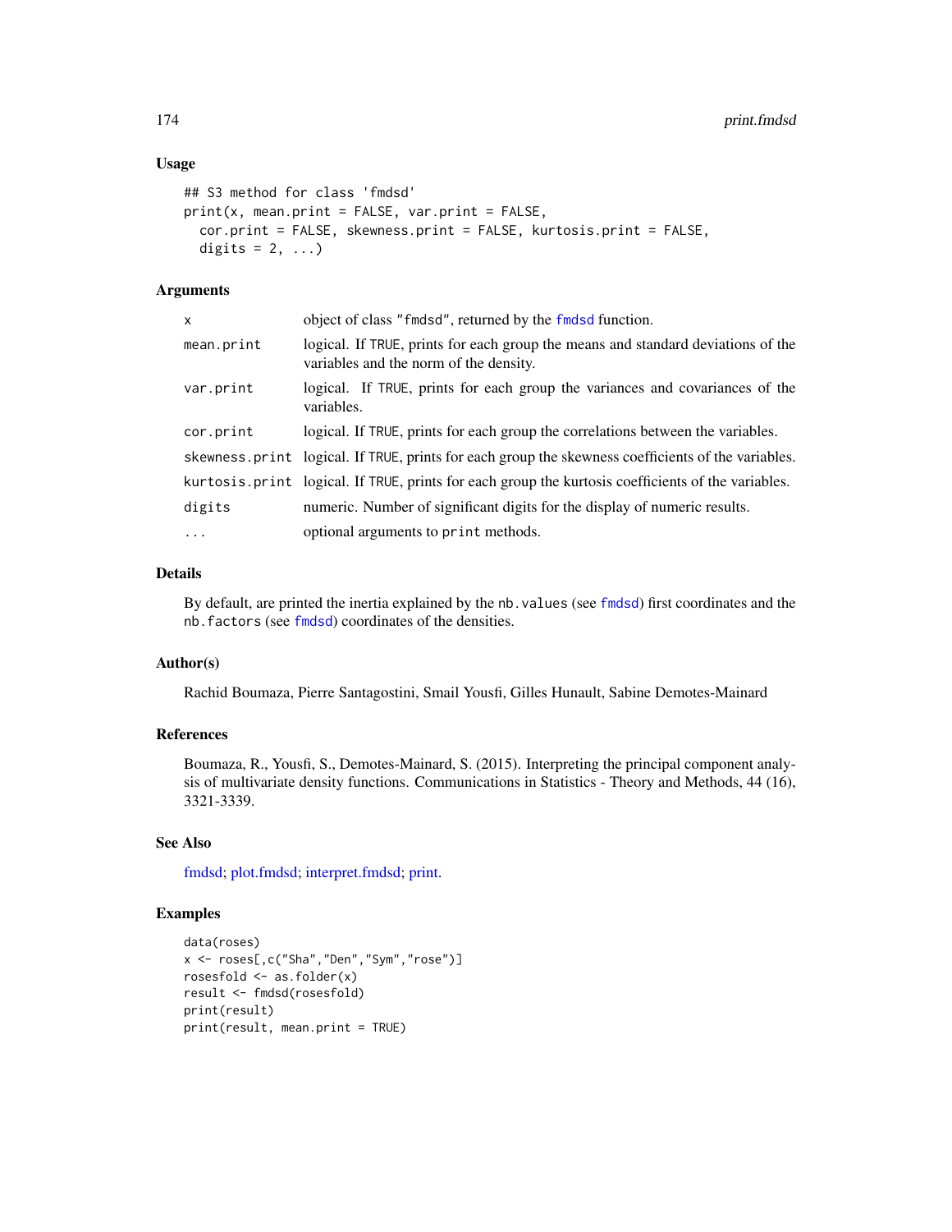### Usage

```
## S3 method for class 'fmdsd'
print(x, mean.print = FALSE, var.print = FALSE,
  cor.print = FALSE, skewness.print = FALSE, kurtosis.print = FALSE,
  digits = 2, ...)
```

### Arguments

| | |
|---|---|
| `x` | object of class "fmdsd", returned by the `fmdsd` function. |
| `mean.print` | logical. If `TRUE`, prints for each group the means and standard deviations of the variables and the norm of the density. |
| `var.print` | logical. If `TRUE`, prints for each group the variances and covariances of the variables. |
| `cor.print` | logical. If `TRUE`, prints for each group the correlations between the variables. |
| `skewness.print` | logical. If `TRUE`, prints for each group the skewness coefficients of the variables. |
| `kurtosis.print` | logical. If `TRUE`, prints for each group the kurtosis coefficients of the variables. |
| `digits` | numeric. Number of significant digits for the display of numeric results. |
| `...` | optional arguments to `print` methods. |

### Details

By default, are printed the inertia explained by the `nb.values` (see `fmdsd`) first coordinates and the `nb.factors` (see `fmdsd`) coordinates of the densities.

### Author(s)

Rachid Boumaza, Pierre Santagostini, Smail Yousfi, Gilles Hunault, Sabine Demotes-Mainard

### References

Boumaza, R., Yousfi, S., Demotes-Mainard, S. (2015). Interpreting the principal component analysis of multivariate density functions. Communications in Statistics - Theory and Methods, 44 (16), 3321-3339.

### See Also

fmdsd; plot.fmdsd; interpret.fmdsd; print.

### Examples

```
data(roses)
x <- roses[,c("Sha","Den","Sym","rose")]
rosesfold <- as.folder(x)
result <- fmdsd(rosesfold)
print(result)
print(result, mean.print = TRUE)
```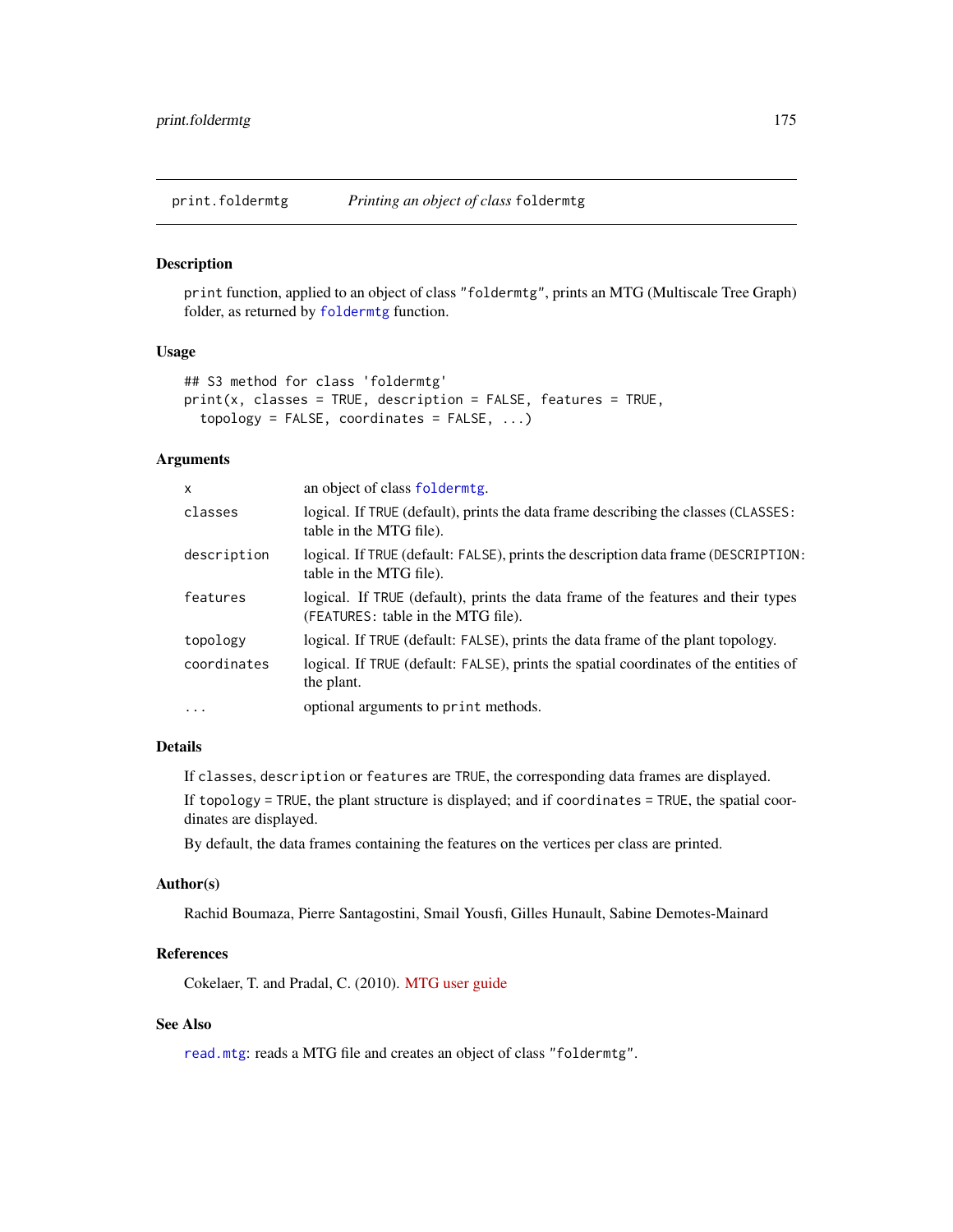print.foldermtg *Printing an object of class* `foldermtg`

## Description

`print` function, applied to an object of class `"foldermtg"`, prints an MTG (Multiscale Tree Graph) folder, as returned by `foldermtg` function.

## Usage

```
## S3 method for class 'foldermtg'
print(x, classes = TRUE, description = FALSE, features = TRUE,
  topology = FALSE, coordinates = FALSE, ...)
```

## Arguments

| | |
|---|---|
| `x` | an object of class `foldermtg`. |
| `classes` | logical. If `TRUE` (default), prints the data frame describing the classes (`CLASSES:` table in the MTG file). |
| `description` | logical. If `TRUE` (default: `FALSE`), prints the description data frame (`DESCRIPTION:` table in the MTG file). |
| `features` | logical. If `TRUE` (default), prints the data frame of the features and their types (`FEATURES:` table in the MTG file). |
| `topology` | logical. If `TRUE` (default: `FALSE`), prints the data frame of the plant topology. |
| `coordinates` | logical. If `TRUE` (default: `FALSE`), prints the spatial coordinates of the entities of the plant. |
| `...` | optional arguments to `print` methods. |

## Details

If `classes`, `description` or `features` are `TRUE`, the corresponding data frames are displayed.

If `topology = TRUE`, the plant structure is displayed; and if `coordinates = TRUE`, the spatial coordinates are displayed.

By default, the data frames containing the features on the vertices per class are printed.

## Author(s)

Rachid Boumaza, Pierre Santagostini, Smail Yousfi, Gilles Hunault, Sabine Demotes-Mainard

## References

Cokelaer, T. and Pradal, C. (2010). MTG user guide

## See Also

`read.mtg`: reads a MTG file and creates an object of class `"foldermtg"`.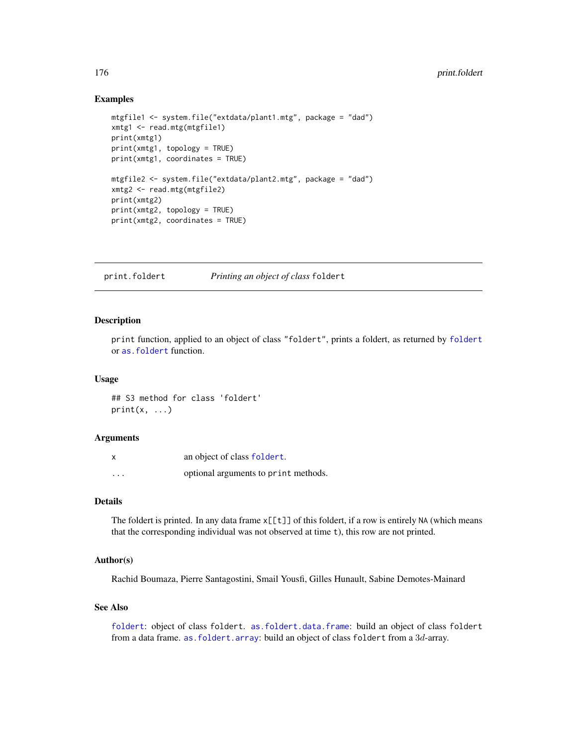## Examples

```
mtgfile1 <- system.file("extdata/plant1.mtg", package = "dad")
xmtg1 <- read.mtg(mtgfile1)
print(xmtg1)
print(xmtg1, topology = TRUE)
print(xmtg1, coordinates = TRUE)

mtgfile2 <- system.file("extdata/plant2.mtg", package = "dad")
xmtg2 <- read.mtg(mtgfile2)
print(xmtg2)
print(xmtg2, topology = TRUE)
print(xmtg2, coordinates = TRUE)
```

---

# print.foldert — *Printing an object of class* `foldert`

## Description

`print` function, applied to an object of class `"foldert"`, prints a foldert, as returned by `foldert` or `as.foldert` function.

## Usage

```
## S3 method for class 'foldert'
print(x, ...)
```

## Arguments

| | |
|---|---|
| `x` | an object of class `foldert`. |
| `...` | optional arguments to `print` methods. |

## Details

The foldert is printed. In any data frame `x[[t]]` of this foldert, if a row is entirely `NA` (which means that the corresponding individual was not observed at time `t`), this row are not printed.

## Author(s)

Rachid Boumaza, Pierre Santagostini, Smail Yousfi, Gilles Hunault, Sabine Demotes-Mainard

## See Also

`foldert`: object of class `foldert`. `as.foldert.data.frame`: build an object of class `foldert` from a data frame. `as.foldert.array`: build an object of class `foldert` from a $3d$-array.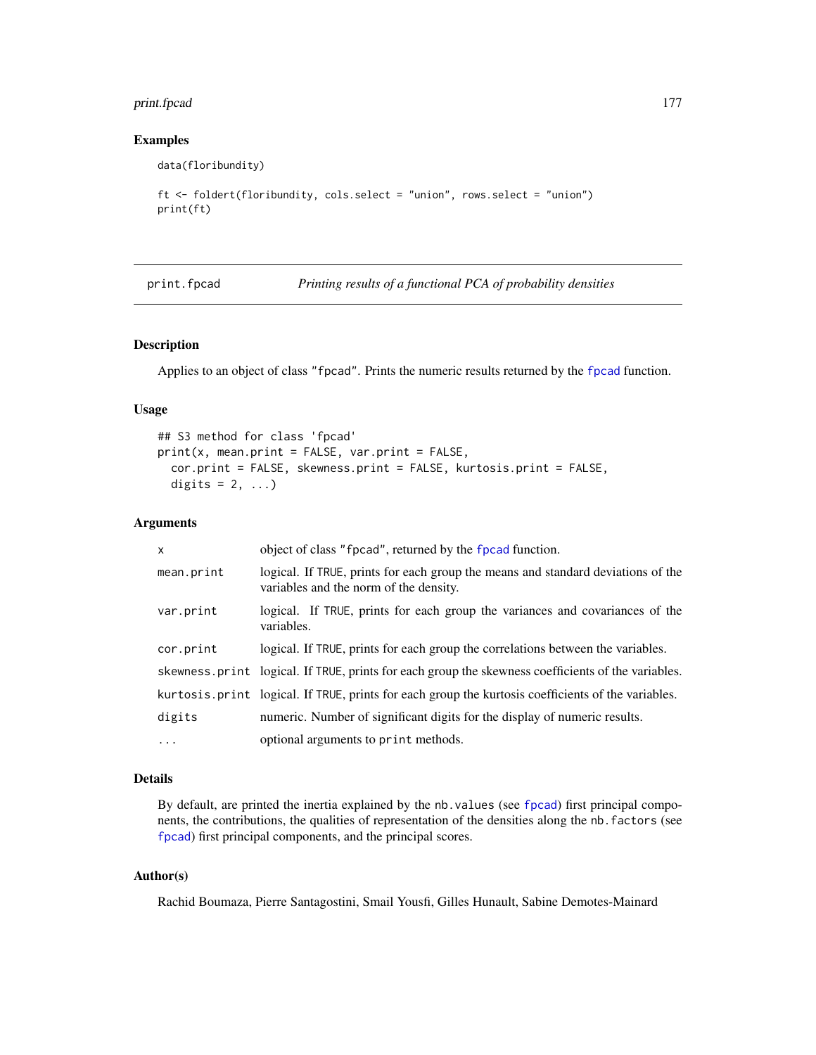### Examples

```
data(floribundity)

ft <- foldert(floribundity, cols.select = "union", rows.select = "union")
print(ft)
```

---

## print.fpcad — *Printing results of a functional PCA of probability densities*

---

### Description

Applies to an object of class "fpcad". Prints the numeric results returned by the fpcad function.

### Usage

```
## S3 method for class 'fpcad'
print(x, mean.print = FALSE, var.print = FALSE,
  cor.print = FALSE, skewness.print = FALSE, kurtosis.print = FALSE,
  digits = 2, ...)
```

### Arguments

| | |
|---|---|
| x | object of class "fpcad", returned by the fpcad function. |
| mean.print | logical. If TRUE, prints for each group the means and standard deviations of the variables and the norm of the density. |
| var.print | logical. If TRUE, prints for each group the variances and covariances of the variables. |
| cor.print | logical. If TRUE, prints for each group the correlations between the variables. |
| skewness.print | logical. If TRUE, prints for each group the skewness coefficients of the variables. |
| kurtosis.print | logical. If TRUE, prints for each group the kurtosis coefficients of the variables. |
| digits | numeric. Number of significant digits for the display of numeric results. |
| ... | optional arguments to print methods. |

### Details

By default, are printed the inertia explained by the nb.values (see fpcad) first principal components, the contributions, the qualities of representation of the densities along the nb.factors (see fpcad) first principal components, and the principal scores.

### Author(s)

Rachid Boumaza, Pierre Santagostini, Smail Yousfi, Gilles Hunault, Sabine Demotes-Mainard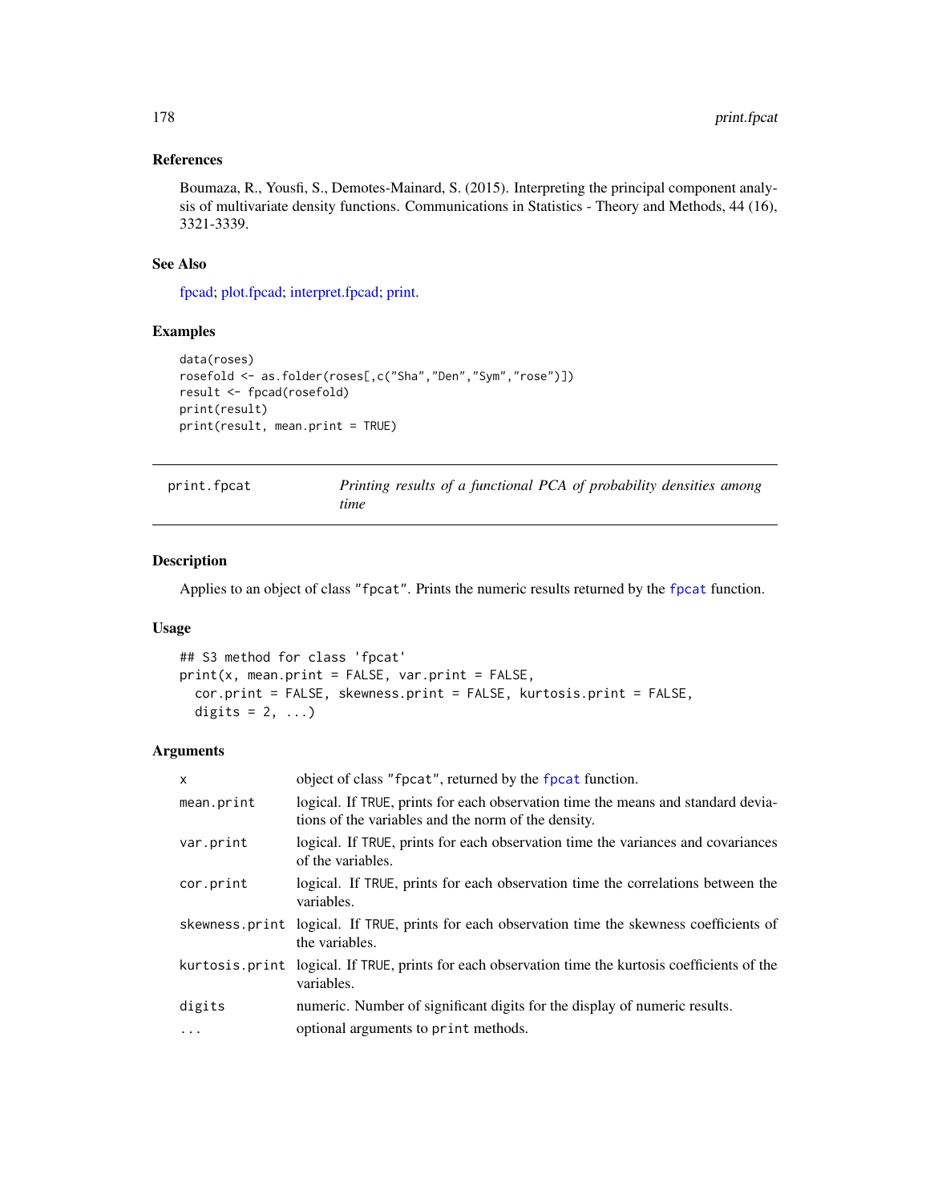## References

Boumaza, R., Yousfi, S., Demotes-Mainard, S. (2015). Interpreting the principal component analysis of multivariate density functions. Communications in Statistics - Theory and Methods, 44 (16), 3321-3339.

## See Also

fpcad; plot.fpcad; interpret.fpcad; print.

## Examples

```
data(roses)
rosefold <- as.folder(roses[,c("Sha","Den","Sym","rose")])
result <- fpcad(rosefold)
print(result)
print(result, mean.print = TRUE)
```

---

# print.fpcat — *Printing results of a functional PCA of probability densities among time*

---

## Description

Applies to an object of class "fpcat". Prints the numeric results returned by the `fpcat` function.

## Usage

```
## S3 method for class 'fpcat'
print(x, mean.print = FALSE, var.print = FALSE,
  cor.print = FALSE, skewness.print = FALSE, kurtosis.print = FALSE,
  digits = 2, ...)
```

## Arguments

| | |
|---|---|
| `x` | object of class "fpcat", returned by the `fpcat` function. |
| `mean.print` | logical. If TRUE, prints for each observation time the means and standard deviations of the variables and the norm of the density. |
| `var.print` | logical. If TRUE, prints for each observation time the variances and covariances of the variables. |
| `cor.print` | logical. If TRUE, prints for each observation time the correlations between the variables. |
| `skewness.print` | logical. If TRUE, prints for each observation time the skewness coefficients of the variables. |
| `kurtosis.print` | logical. If TRUE, prints for each observation time the kurtosis coefficients of the variables. |
| `digits` | numeric. Number of significant digits for the display of numeric results. |
| `...` | optional arguments to `print` methods. |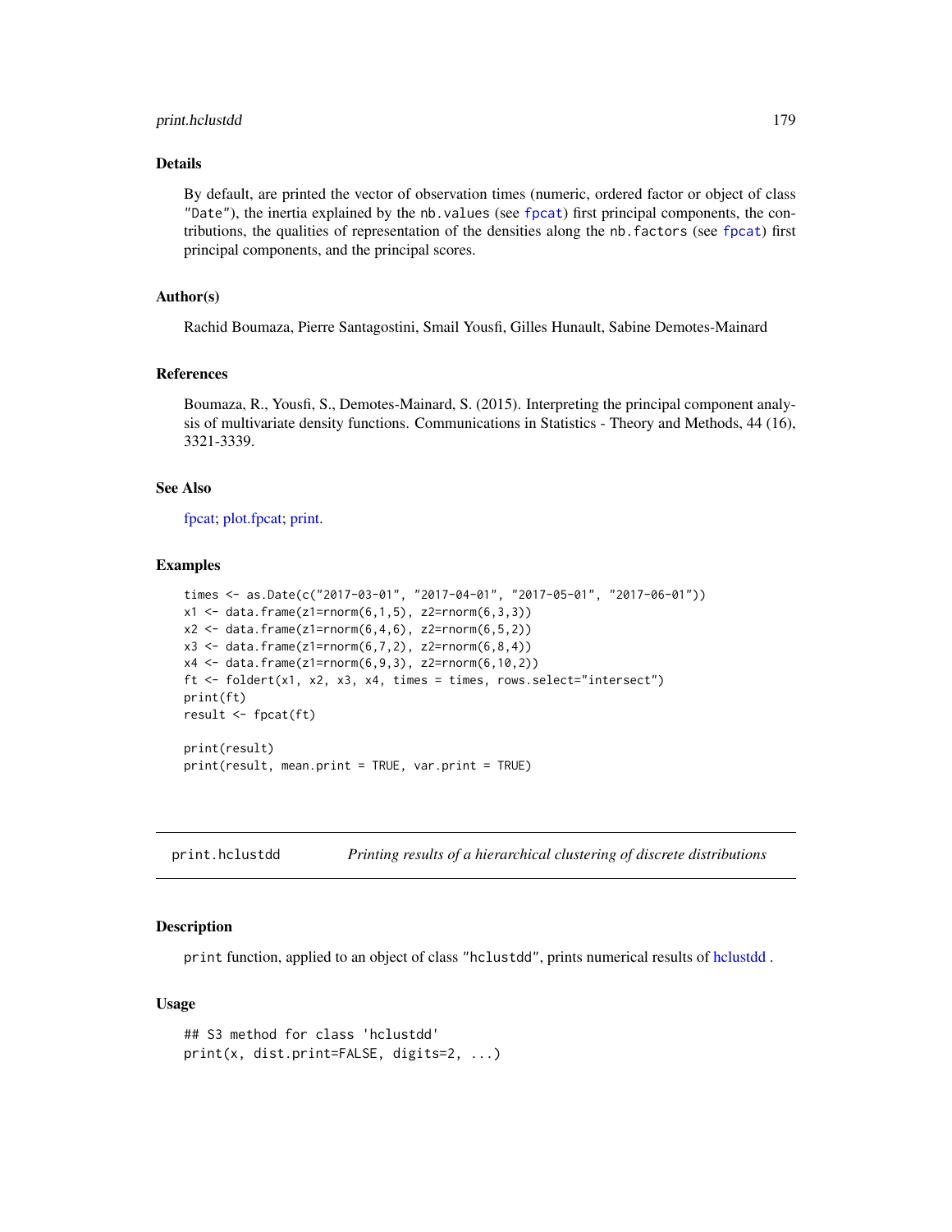## Details

By default, are printed the vector of observation times (numeric, ordered factor or object of class "Date"), the inertia explained by the nb.values (see fpcat) first principal components, the contributions, the qualities of representation of the densities along the nb.factors (see fpcat) first principal components, and the principal scores.

## Author(s)

Rachid Boumaza, Pierre Santagostini, Smail Yousfi, Gilles Hunault, Sabine Demotes-Mainard

## References

Boumaza, R., Yousfi, S., Demotes-Mainard, S. (2015). Interpreting the principal component analysis of multivariate density functions. Communications in Statistics - Theory and Methods, 44 (16), 3321-3339.

## See Also

fpcat; plot.fpcat; print.

## Examples

```
times <- as.Date(c("2017-03-01", "2017-04-01", "2017-05-01", "2017-06-01"))
x1 <- data.frame(z1=rnorm(6,1,5), z2=rnorm(6,3,3))
x2 <- data.frame(z1=rnorm(6,4,6), z2=rnorm(6,5,2))
x3 <- data.frame(z1=rnorm(6,7,2), z2=rnorm(6,8,4))
x4 <- data.frame(z1=rnorm(6,9,3), z2=rnorm(6,10,2))
ft <- foldert(x1, x2, x3, x4, times = times, rows.select="intersect")
print(ft)
result <- fpcat(ft)

print(result)
print(result, mean.print = TRUE, var.print = TRUE)
```

---

# print.hclustdd — *Printing results of a hierarchical clustering of discrete distributions*

## Description

print function, applied to an object of class "hclustdd", prints numerical results of hclustdd .

## Usage

```
## S3 method for class 'hclustdd'
print(x, dist.print=FALSE, digits=2, ...)
```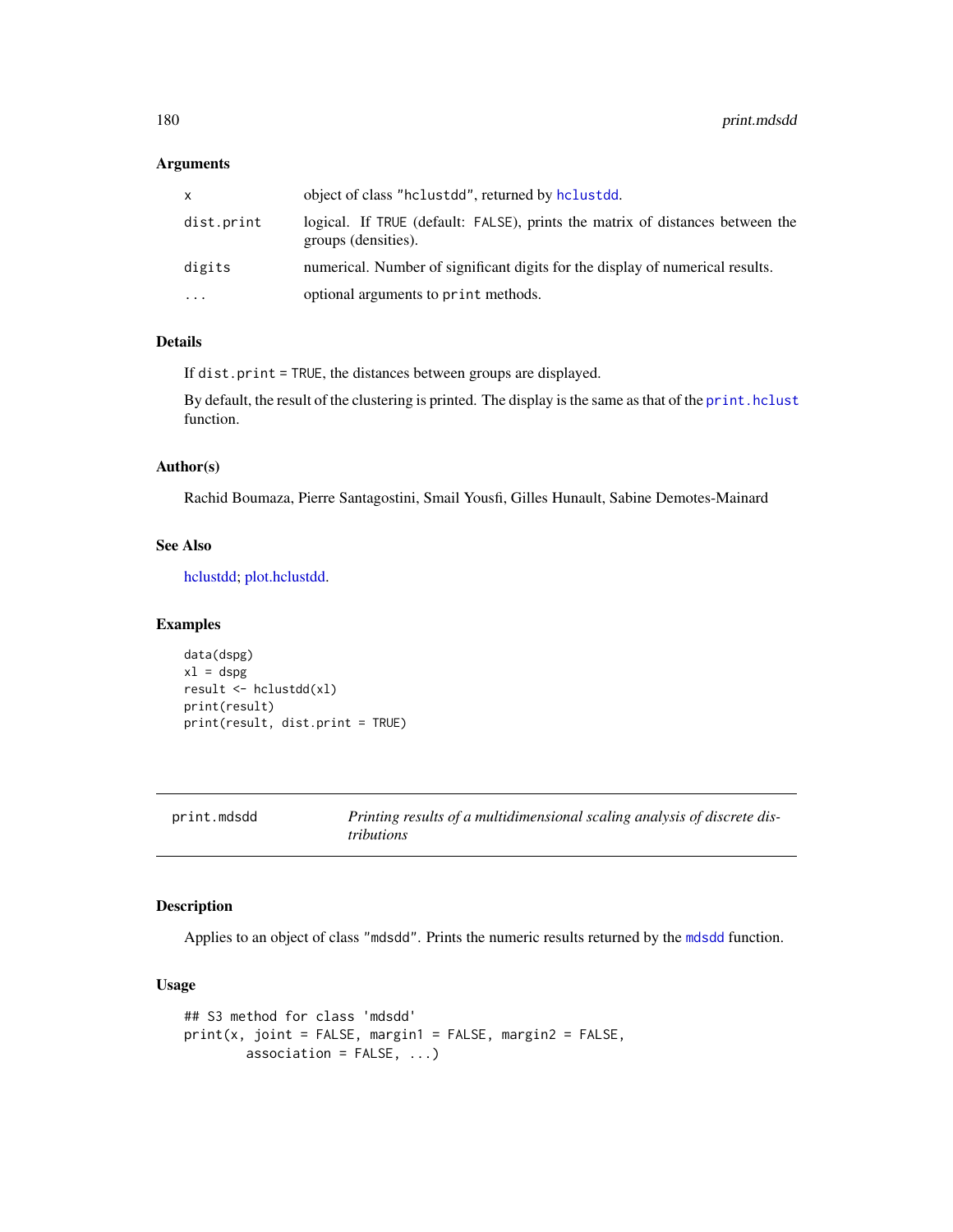### Arguments

| | |
|---|---|
| x | object of class "hclustdd", returned by hclustdd. |
| dist.print | logical. If TRUE (default: FALSE), prints the matrix of distances between the groups (densities). |
| digits | numerical. Number of significant digits for the display of numerical results. |
| ... | optional arguments to print methods. |

### Details

If dist.print = TRUE, the distances between groups are displayed.

By default, the result of the clustering is printed. The display is the same as that of the print.hclust function.

### Author(s)

Rachid Boumaza, Pierre Santagostini, Smail Yousfi, Gilles Hunault, Sabine Demotes-Mainard

### See Also

hclustdd; plot.hclustdd.

### Examples

```
data(dspg)
xl = dspg
result <- hclustdd(xl)
print(result)
print(result, dist.print = TRUE)
```

---

## print.mdsdd — *Printing results of a multidimensional scaling analysis of discrete distributions*

---

### Description

Applies to an object of class "mdsdd". Prints the numeric results returned by the mdsdd function.

### Usage

```
## S3 method for class 'mdsdd'
print(x, joint = FALSE, margin1 = FALSE, margin2 = FALSE,
        association = FALSE, ...)
```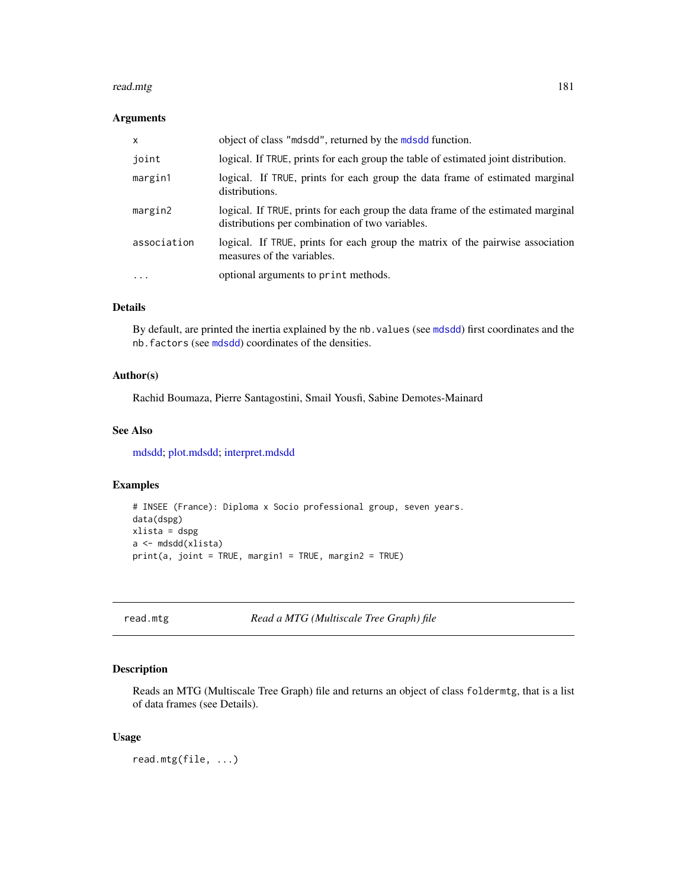### Arguments

| | |
|---|---|
| x | object of class "mdsdd", returned by the mdsdd function. |
| joint | logical. If TRUE, prints for each group the table of estimated joint distribution. |
| margin1 | logical. If TRUE, prints for each group the data frame of estimated marginal distributions. |
| margin2 | logical. If TRUE, prints for each group the data frame of the estimated marginal distributions per combination of two variables. |
| association | logical. If TRUE, prints for each group the matrix of the pairwise association measures of the variables. |
| ... | optional arguments to print methods. |

### Details

By default, are printed the inertia explained by the nb.values (see mdsdd) first coordinates and the nb.factors (see mdsdd) coordinates of the densities.

### Author(s)

Rachid Boumaza, Pierre Santagostini, Smail Yousfi, Sabine Demotes-Mainard

### See Also

mdsdd; plot.mdsdd; interpret.mdsdd

### Examples

```
# INSEE (France): Diploma x Socio professional group, seven years.
data(dspg)
xlista = dspg
a <- mdsdd(xlista)
print(a, joint = TRUE, margin1 = TRUE, margin2 = TRUE)
```

---

## read.mtg — *Read a MTG (Multiscale Tree Graph) file*

### Description

Reads an MTG (Multiscale Tree Graph) file and returns an object of class foldermtg, that is a list of data frames (see Details).

### Usage

```
read.mtg(file, ...)
```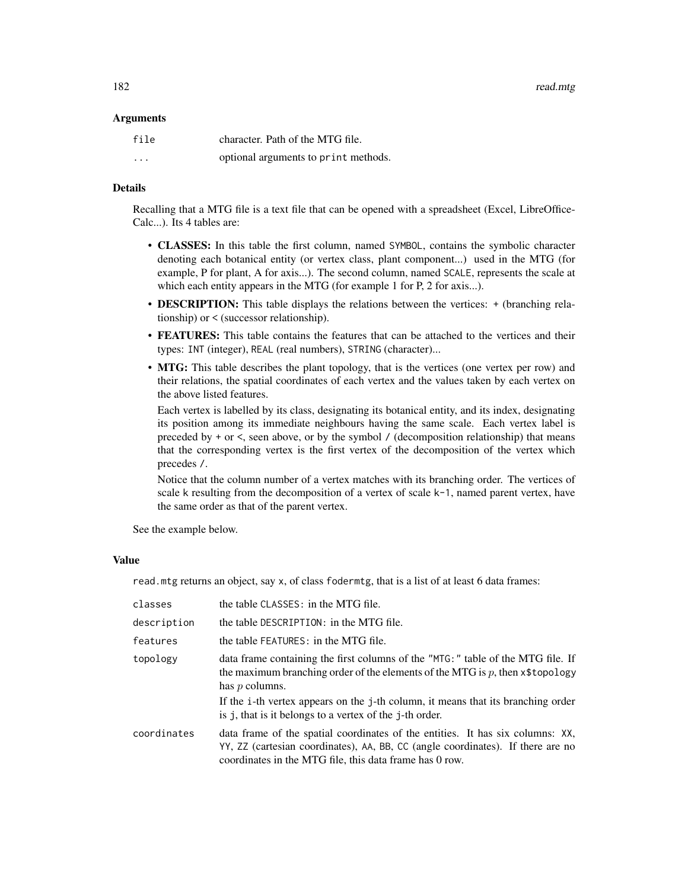### Arguments

| | |
|---|---|
| `file` | character. Path of the MTG file. |
| `...` | optional arguments to `print` methods. |

### Details

Recalling that a MTG file is a text file that can be opened with a spreadsheet (Excel, LibreOffice-Calc...). Its 4 tables are:

- **CLASSES:** In this table the first column, named `SYMBOL`, contains the symbolic character denoting each botanical entity (or vertex class, plant component...) used in the MTG (for example, P for plant, A for axis...). The second column, named `SCALE`, represents the scale at which each entity appears in the MTG (for example 1 for P, 2 for axis...).
- **DESCRIPTION:** This table displays the relations between the vertices: `+` (branching relationship) or `<` (successor relationship).
- **FEATURES:** This table contains the features that can be attached to the vertices and their types: `INT` (integer), `REAL` (real numbers), `STRING` (character)...
- **MTG:** This table describes the plant topology, that is the vertices (one vertex per row) and their relations, the spatial coordinates of each vertex and the values taken by each vertex on the above listed features.

  Each vertex is labelled by its class, designating its botanical entity, and its index, designating its position among its immediate neighbours having the same scale. Each vertex label is preceded by `+` or `<`, seen above, or by the symbol `/` (decomposition relationship) that means that the corresponding vertex is the first vertex of the decomposition of the vertex which precedes `/`.

  Notice that the column number of a vertex matches with its branching order. The vertices of scale `k` resulting from the decomposition of a vertex of scale `k-1`, named parent vertex, have the same order as that of the parent vertex.

See the example below.

### Value

`read.mtg` returns an object, say `x`, of class `fodermtg`, that is a list of at least 6 data frames:

| | |
|---|---|
| `classes` | the table `CLASSES:` in the MTG file. |
| `description` | the table `DESCRIPTION:` in the MTG file. |
| `features` | the table `FEATURES:` in the MTG file. |
| `topology` | data frame containing the first columns of the `"MTG:"` table of the MTG file. If the maximum branching order of the elements of the MTG is $p$, then `x$topology` has $p$ columns. If the `i`-th vertex appears on the `j`-th column, it means that its branching order is `j`, that is it belongs to a vertex of the `j`-th order. |
| `coordinates` | data frame of the spatial coordinates of the entities. It has six columns: `XX`, `YY`, `ZZ` (cartesian coordinates), `AA`, `BB`, `CC` (angle coordinates). If there are no coordinates in the MTG file, this data frame has 0 row. |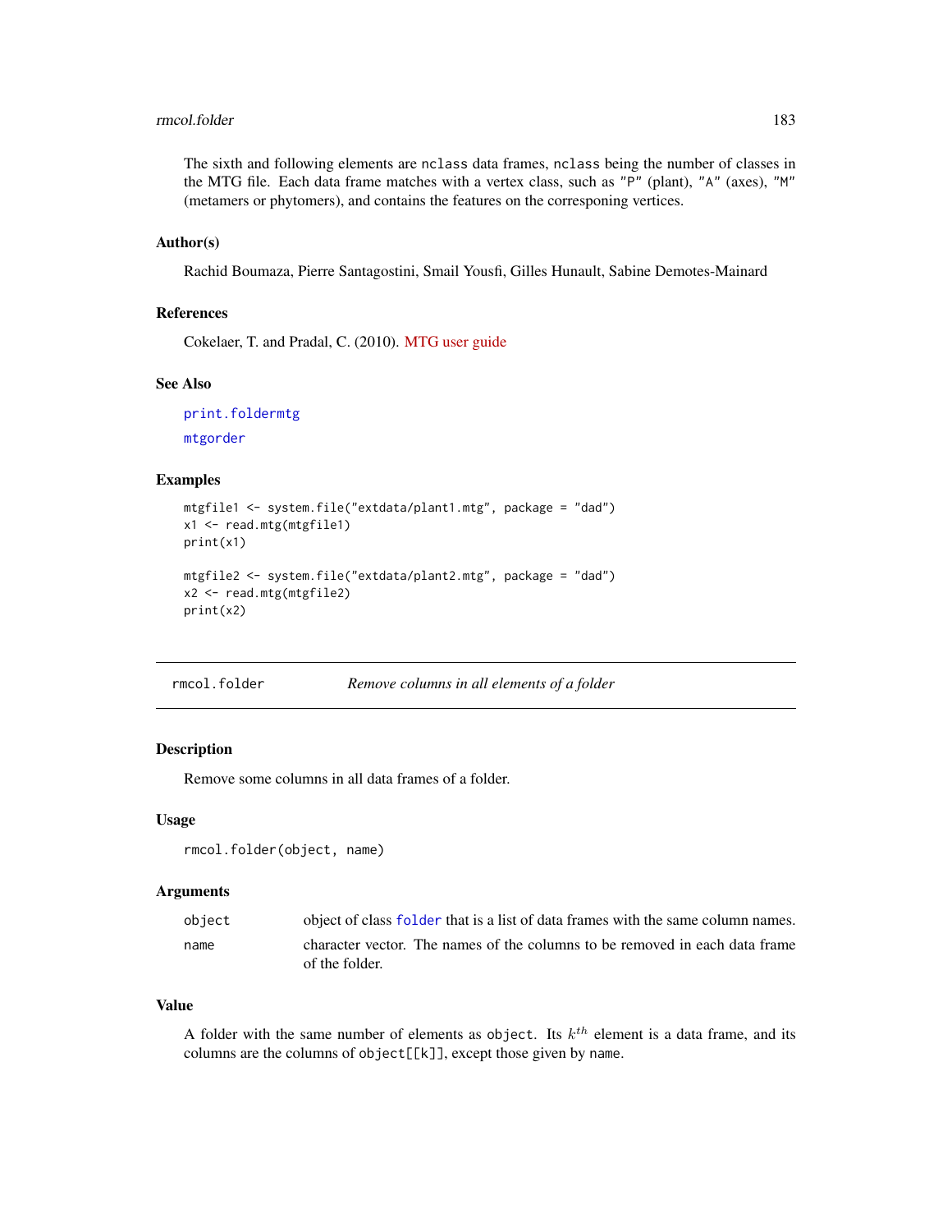The sixth and following elements are `nclass` data frames, `nclass` being the number of classes in the MTG file. Each data frame matches with a vertex class, such as "P" (plant), "A" (axes), "M" (metamers or phytomers), and contains the features on the corresponing vertices.

### Author(s)

Rachid Boumaza, Pierre Santagostini, Smail Yousfi, Gilles Hunault, Sabine Demotes-Mainard

### References

Cokelaer, T. and Pradal, C. (2010). MTG user guide

### See Also

`print.foldermtg`

`mtgorder`

### Examples

```
mtgfile1 <- system.file("extdata/plant1.mtg", package = "dad")
x1 <- read.mtg(mtgfile1)
print(x1)

mtgfile2 <- system.file("extdata/plant2.mtg", package = "dad")
x2 <- read.mtg(mtgfile2)
print(x2)
```

---

## rmcol.folder — *Remove columns in all elements of a folder*

### Description

Remove some columns in all data frames of a folder.

### Usage

```
rmcol.folder(object, name)
```

### Arguments

| | |
|---|---|
| `object` | object of class `folder` that is a list of data frames with the same column names. |
| `name` | character vector. The names of the columns to be removed in each data frame of the folder. |

### Value

A folder with the same number of elements as `object`. Its $k^{th}$ element is a data frame, and its columns are the columns of `object[[k]]`, except those given by `name`.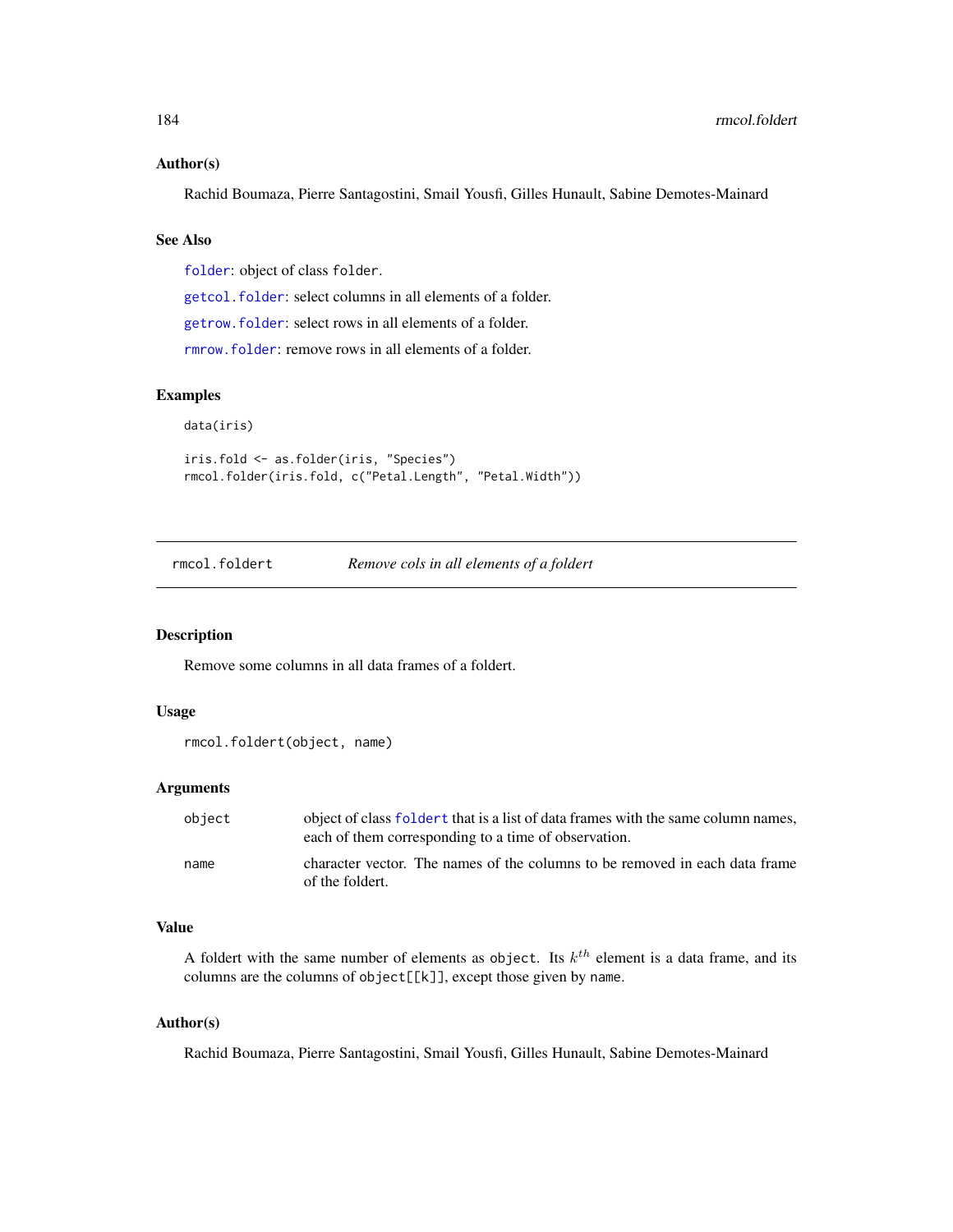### Author(s)

Rachid Boumaza, Pierre Santagostini, Smail Yousfi, Gilles Hunault, Sabine Demotes-Mainard

### See Also

`folder`: object of class `folder`.

`getcol.folder`: select columns in all elements of a folder.

`getrow.folder`: select rows in all elements of a folder.

`rmrow.folder`: remove rows in all elements of a folder.

### Examples

```
data(iris)

iris.fold <- as.folder(iris, "Species")
rmcol.folder(iris.fold, c("Petal.Length", "Petal.Width"))
```

---

## rmcol.foldert &emsp; *Remove cols in all elements of a foldert*

---

### Description

Remove some columns in all data frames of a foldert.

### Usage

```
rmcol.foldert(object, name)
```

### Arguments

| | |
|---|---|
| `object` | object of class `foldert` that is a list of data frames with the same column names, each of them corresponding to a time of observation. |
| `name` | character vector. The names of the columns to be removed in each data frame of the foldert. |

### Value

A foldert with the same number of elements as `object`. Its $k^{th}$ element is a data frame, and its columns are the columns of `object[[k]]`, except those given by `name`.

### Author(s)

Rachid Boumaza, Pierre Santagostini, Smail Yousfi, Gilles Hunault, Sabine Demotes-Mainard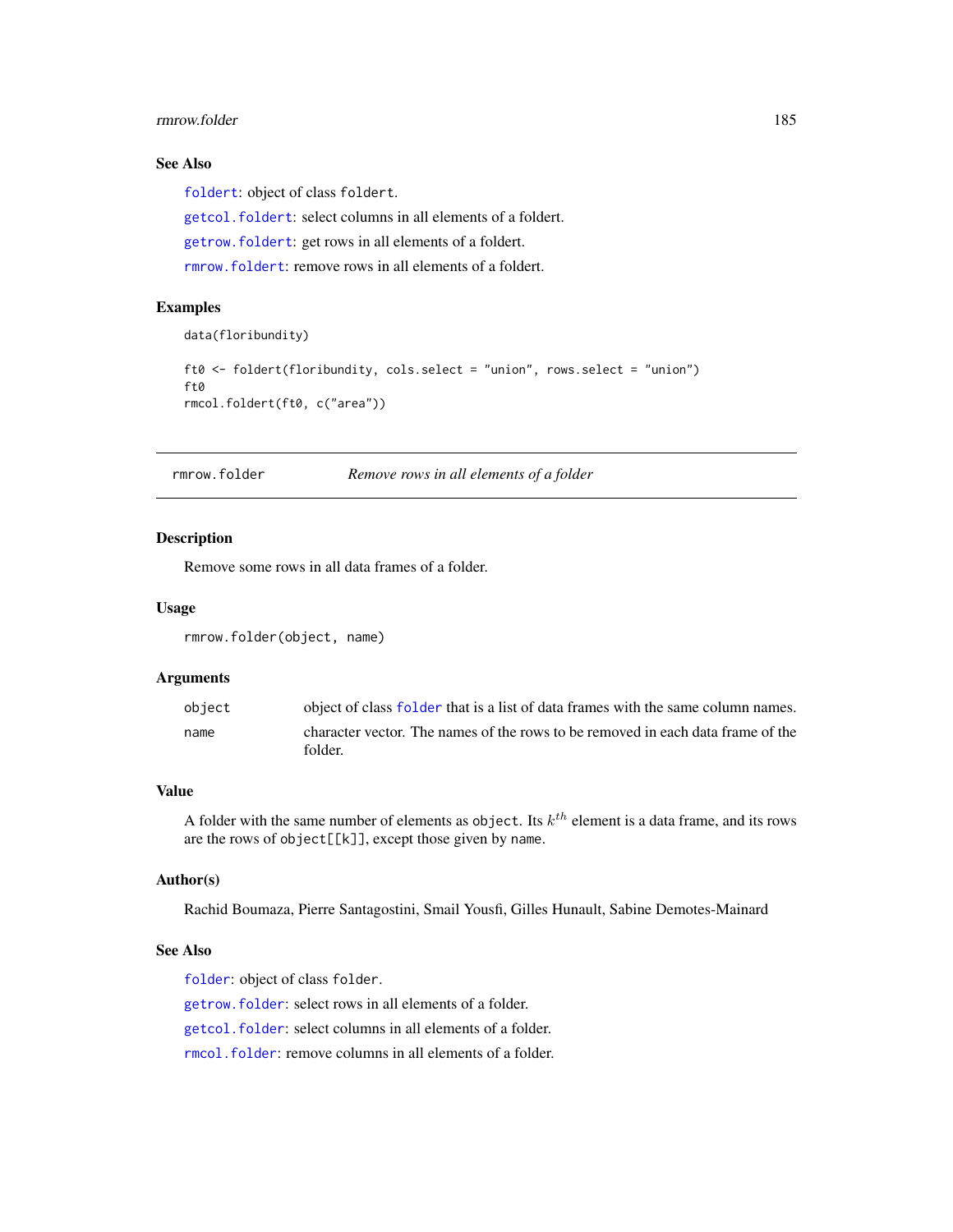### See Also

foldert: object of class foldert.

getcol.foldert: select columns in all elements of a foldert.

getrow.foldert: get rows in all elements of a foldert.

rmrow.foldert: remove rows in all elements of a foldert.

### Examples

```
data(floribundity)

ft0 <- foldert(floribundity, cols.select = "union", rows.select = "union")
ft0
rmcol.foldert(ft0, c("area"))
```

---

## rmrow.folder — *Remove rows in all elements of a folder*

### Description

Remove some rows in all data frames of a folder.

### Usage

```
rmrow.folder(object, name)
```

### Arguments

| | |
|---|---|
| object | object of class folder that is a list of data frames with the same column names. |
| name | character vector. The names of the rows to be removed in each data frame of the folder. |

### Value

A folder with the same number of elements as `object`. Its $k^{th}$ element is a data frame, and its rows are the rows of `object[[k]]`, except those given by `name`.

### Author(s)

Rachid Boumaza, Pierre Santagostini, Smail Yousfi, Gilles Hunault, Sabine Demotes-Mainard

### See Also

folder: object of class folder.

getrow.folder: select rows in all elements of a folder.

getcol.folder: select columns in all elements of a folder.

rmcol.folder: remove columns in all elements of a folder.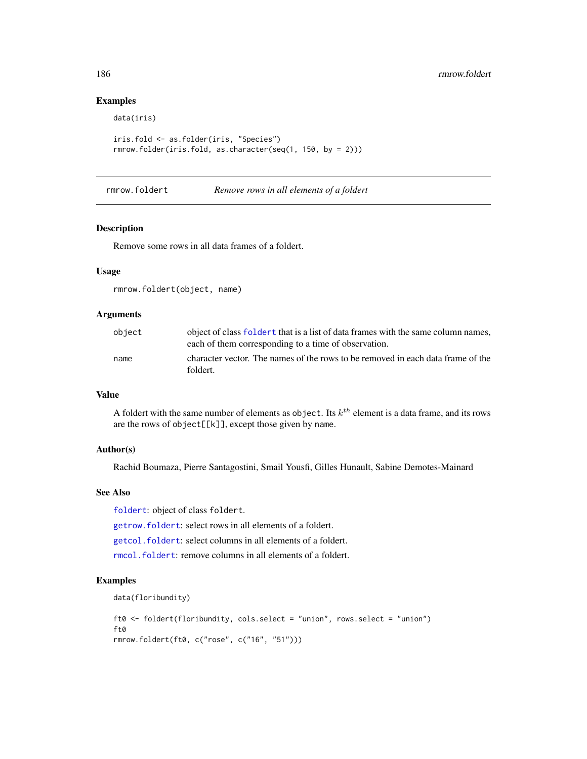### Examples

```
data(iris)

iris.fold <- as.folder(iris, "Species")
rmrow.folder(iris.fold, as.character(seq(1, 150, by = 2)))
```

---

## rmrow.foldert — *Remove rows in all elements of a foldert*

### Description

Remove some rows in all data frames of a foldert.

### Usage

```
rmrow.foldert(object, name)
```

### Arguments

| | |
|---|---|
| object | object of class foldert that is a list of data frames with the same column names, each of them corresponding to a time of observation. |
| name | character vector. The names of the rows to be removed in each data frame of the foldert. |

### Value

A foldert with the same number of elements as `object`. Its $k^{th}$ element is a data frame, and its rows are the rows of `object[[k]]`, except those given by `name`.

### Author(s)

Rachid Boumaza, Pierre Santagostini, Smail Yousfi, Gilles Hunault, Sabine Demotes-Mainard

### See Also

foldert: object of class `foldert`.

getrow.foldert: select rows in all elements of a foldert.

getcol.foldert: select columns in all elements of a foldert.

rmcol.foldert: remove columns in all elements of a foldert.

### Examples

```
data(floribundity)

ft0 <- foldert(floribundity, cols.select = "union", rows.select = "union")
ft0
rmrow.foldert(ft0, c("rose", c("16", "51")))
```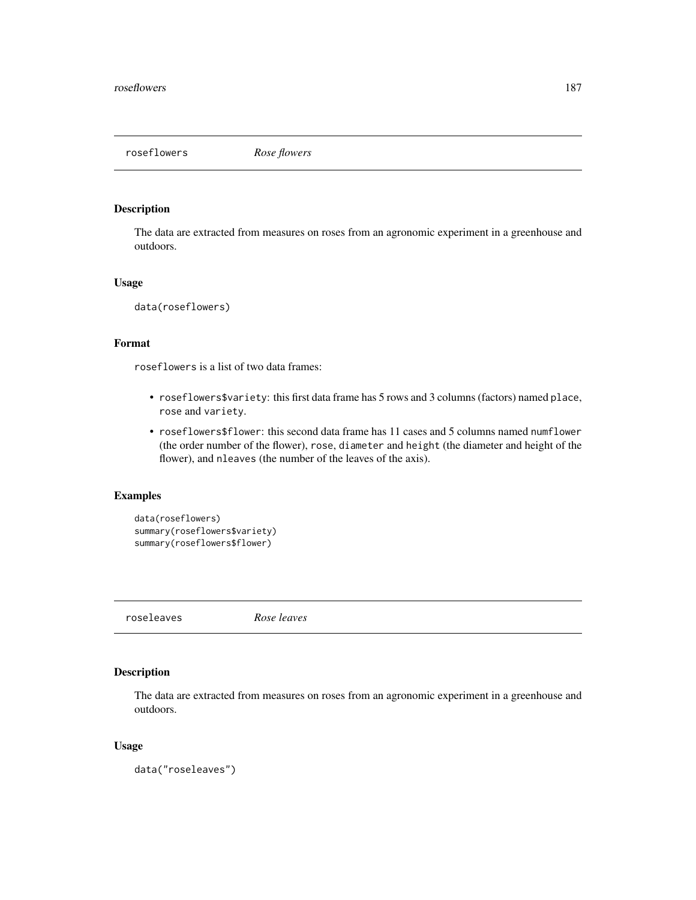## roseflowers *Rose flowers*

### Description

The data are extracted from measures on roses from an agronomic experiment in a greenhouse and outdoors.

### Usage

```
data(roseflowers)
```

### Format

`roseflowers` is a list of two data frames:

- `roseflowers$variety`: this first data frame has 5 rows and 3 columns (factors) named `place`, `rose` and `variety`.
- `roseflowers$flower`: this second data frame has 11 cases and 5 columns named `numflower` (the order number of the flower), `rose`, `diameter` and `height` (the diameter and height of the flower), and `nleaves` (the number of the leaves of the axis).

### Examples

```
data(roseflowers)
summary(roseflowers$variety)
summary(roseflowers$flower)
```

## roseleaves *Rose leaves*

### Description

The data are extracted from measures on roses from an agronomic experiment in a greenhouse and outdoors.

### Usage

```
data("roseleaves")
```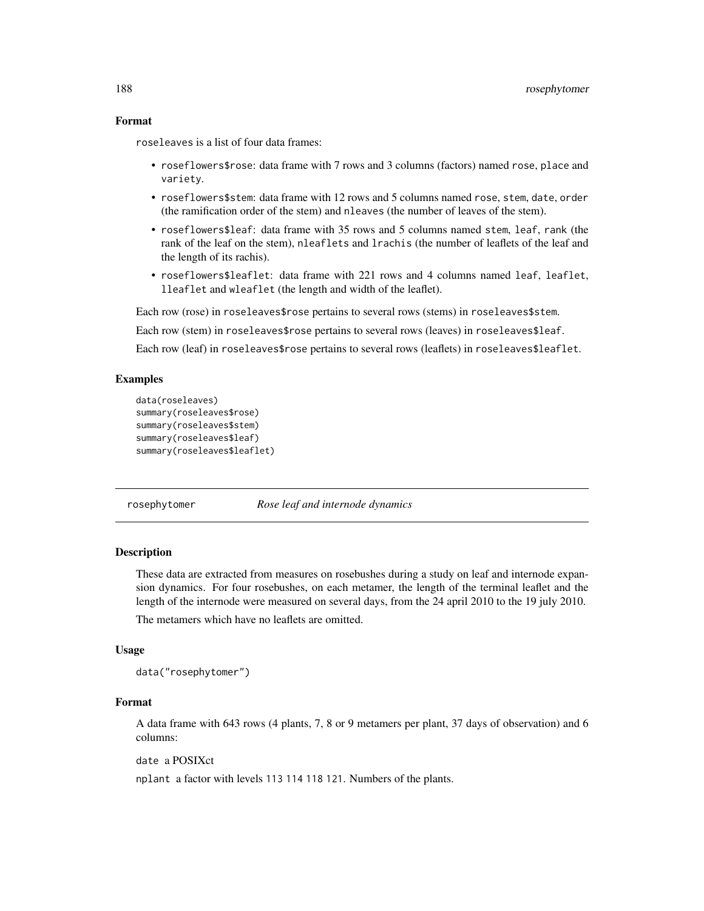### Format

roseleaves is a list of four data frames:

- roseflowers$rose: data frame with 7 rows and 3 columns (factors) named rose, place and variety.
- roseflowers$stem: data frame with 12 rows and 5 columns named rose, stem, date, order (the ramification order of the stem) and nleaves (the number of leaves of the stem).
- roseflowers$leaf: data frame with 35 rows and 5 columns named stem, leaf, rank (the rank of the leaf on the stem), nleaflets and lrachis (the number of leaflets of the leaf and the length of its rachis).
- roseflowers$leaflet: data frame with 221 rows and 4 columns named leaf, leaflet, lleaflet and wleaflet (the length and width of the leaflet).

Each row (rose) in roseleaves$rose pertains to several rows (stems) in roseleaves$stem.

Each row (stem) in roseleaves$rose pertains to several rows (leaves) in roseleaves$leaf.

Each row (leaf) in roseleaves$rose pertains to several rows (leaflets) in roseleaves$leaflet.

### Examples

```
data(roseleaves)
summary(roseleaves$rose)
summary(roseleaves$stem)
summary(roseleaves$leaf)
summary(roseleaves$leaflet)
```

---

## rosephytomer *Rose leaf and internode dynamics*

### Description

These data are extracted from measures on rosebushes during a study on leaf and internode expansion dynamics. For four rosebushes, on each metamer, the length of the terminal leaflet and the length of the internode were measured on several days, from the 24 april 2010 to the 19 july 2010.

The metamers which have no leaflets are omitted.

### Usage

```
data("rosephytomer")
```

### Format

A data frame with 643 rows (4 plants, 7, 8 or 9 metamers per plant, 37 days of observation) and 6 columns:

date a POSIXct

nplant a factor with levels 113 114 118 121. Numbers of the plants.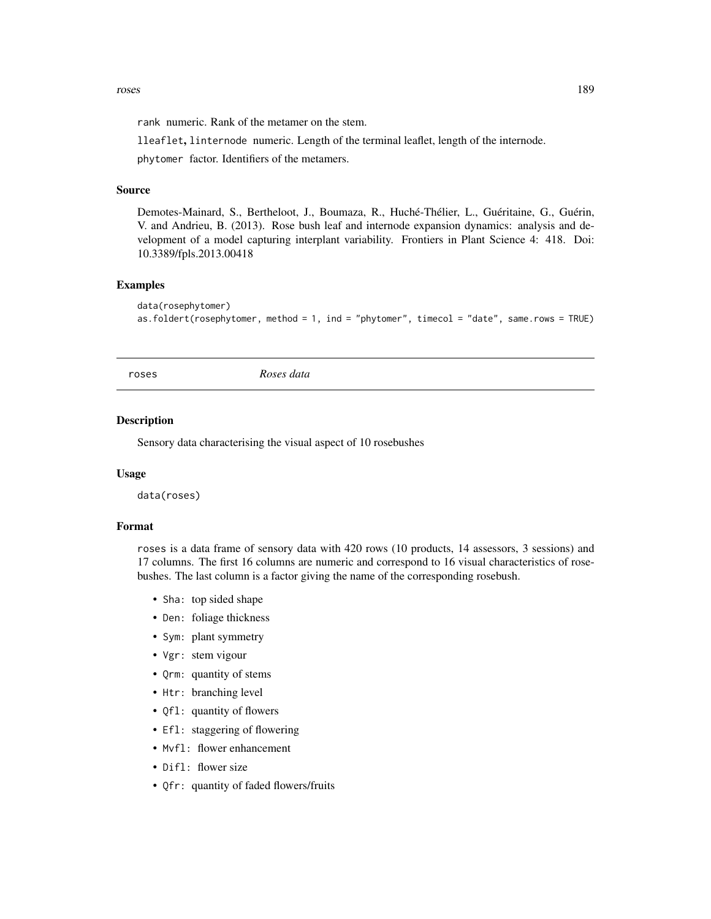rank numeric. Rank of the metamer on the stem.

lleaflet, linternode numeric. Length of the terminal leaflet, length of the internode.

phytomer factor. Identifiers of the metamers.

### Source

Demotes-Mainard, S., Bertheloot, J., Boumaza, R., Huché-Thélier, L., Guéritaine, G., Guérin, V. and Andrieu, B. (2013). Rose bush leaf and internode expansion dynamics: analysis and development of a model capturing interplant variability. Frontiers in Plant Science 4: 418. Doi: 10.3389/fpls.2013.00418

### Examples

```
data(rosephytomer)
as.foldert(rosephytomer, method = 1, ind = "phytomer", timecol = "date", same.rows = TRUE)
```

---

## roses *Roses data*

### Description

Sensory data characterising the visual aspect of 10 rosebushes

### Usage

```
data(roses)
```

### Format

roses is a data frame of sensory data with 420 rows (10 products, 14 assessors, 3 sessions) and 17 columns. The first 16 columns are numeric and correspond to 16 visual characteristics of rosebushes. The last column is a factor giving the name of the corresponding rosebush.

- Sha: top sided shape
- Den: foliage thickness
- Sym: plant symmetry
- Vgr: stem vigour
- Qrm: quantity of stems
- Htr: branching level
- Qfl: quantity of flowers
- Efl: staggering of flowering
- Mvfl: flower enhancement
- Difl: flower size
- Qfr: quantity of faded flowers/fruits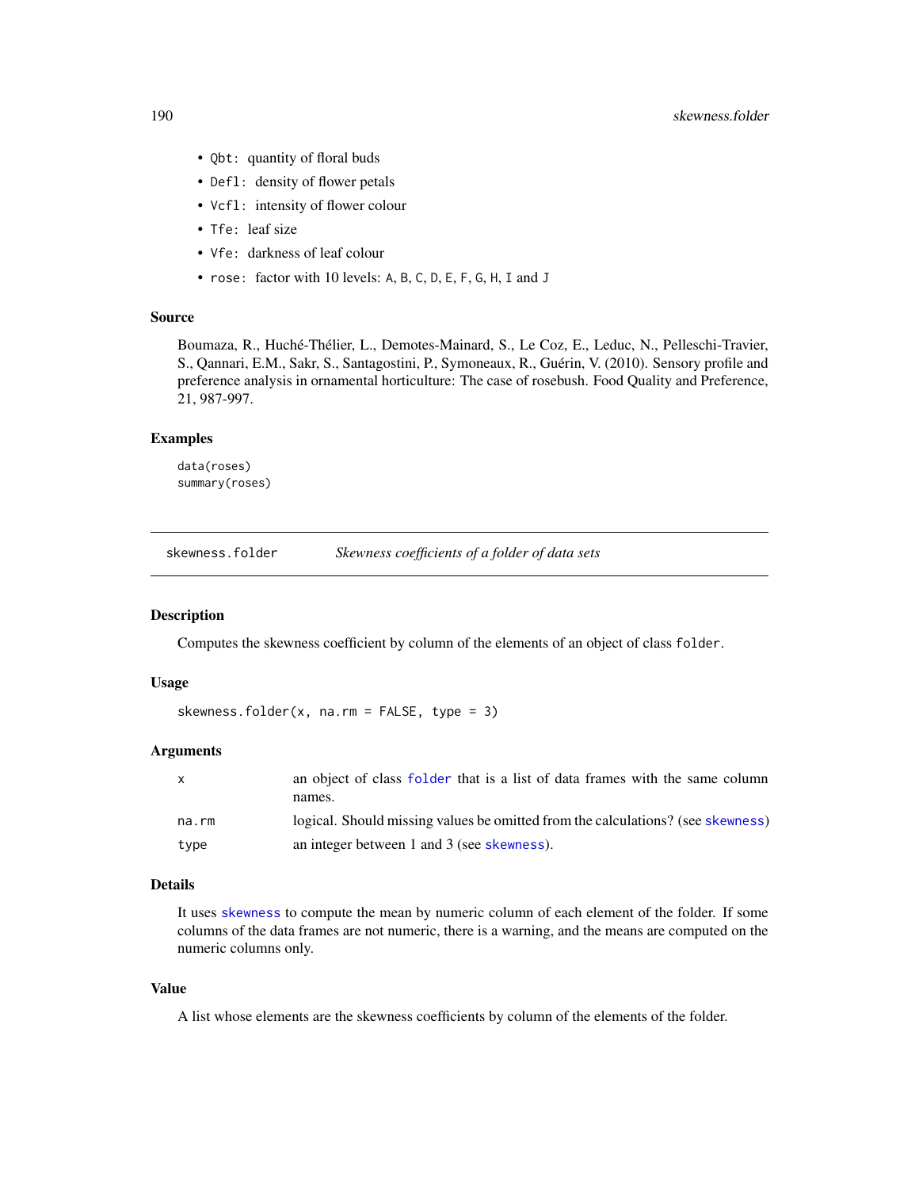- `Qbt`: quantity of floral buds
- `Defl`: density of flower petals
- `Vcfl`: intensity of flower colour
- `Tfe`: leaf size
- `Vfe`: darkness of leaf colour
- `rose`: factor with 10 levels: `A`, `B`, `C`, `D`, `E`, `F`, `G`, `H`, `I` and `J`

### Source

Boumaza, R., Huché-Thélier, L., Demotes-Mainard, S., Le Coz, E., Leduc, N., Pelleschi-Travier, S., Qannari, E.M., Sakr, S., Santagostini, P., Symoneaux, R., Guérin, V. (2010). Sensory profile and preference analysis in ornamental horticulture: The case of rosebush. Food Quality and Preference, 21, 987-997.

### Examples

```
data(roses)
summary(roses)
```

---

## skewness.folder — *Skewness coefficients of a folder of data sets*

### Description

Computes the skewness coefficient by column of the elements of an object of class `folder`.

### Usage

```
skewness.folder(x, na.rm = FALSE, type = 3)
```

### Arguments

| | |
|---|---|
| `x` | an object of class `folder` that is a list of data frames with the same column names. |
| `na.rm` | logical. Should missing values be omitted from the calculations? (see `skewness`) |
| `type` | an integer between 1 and 3 (see `skewness`). |

### Details

It uses `skewness` to compute the mean by numeric column of each element of the folder. If some columns of the data frames are not numeric, there is a warning, and the means are computed on the numeric columns only.

### Value

A list whose elements are the skewness coefficients by column of the elements of the folder.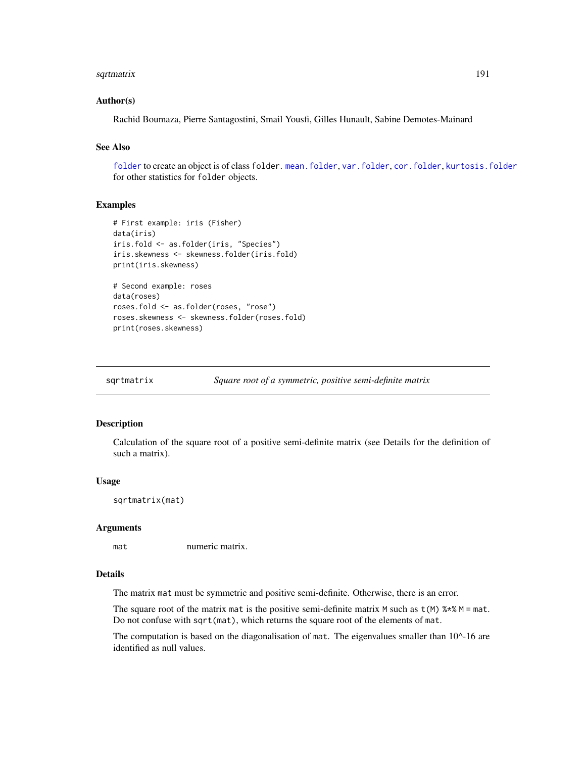### Author(s)

Rachid Boumaza, Pierre Santagostini, Smail Yousfi, Gilles Hunault, Sabine Demotes-Mainard

### See Also

folder to create an object is of class folder. mean.folder, var.folder, cor.folder, kurtosis.folder for other statistics for folder objects.

### Examples

```
# First example: iris (Fisher)
data(iris)
iris.fold <- as.folder(iris, "Species")
iris.skewness <- skewness.folder(iris.fold)
print(iris.skewness)

# Second example: roses
data(roses)
roses.fold <- as.folder(roses, "rose")
roses.skewness <- skewness.folder(roses.fold)
print(roses.skewness)
```

---

## sqrtmatrix — *Square root of a symmetric, positive semi-definite matrix*

---

### Description

Calculation of the square root of a positive semi-definite matrix (see Details for the definition of such a matrix).

### Usage

```
sqrtmatrix(mat)
```

### Arguments

| | |
|---|---|
| mat | numeric matrix. |

### Details

The matrix mat must be symmetric and positive semi-definite. Otherwise, there is an error.

The square root of the matrix mat is the positive semi-definite matrix M such as t(M) %*% M = mat. Do not confuse with sqrt(mat), which returns the square root of the elements of mat.

The computation is based on the diagonalisation of mat. The eigenvalues smaller than 10^-16 are identified as null values.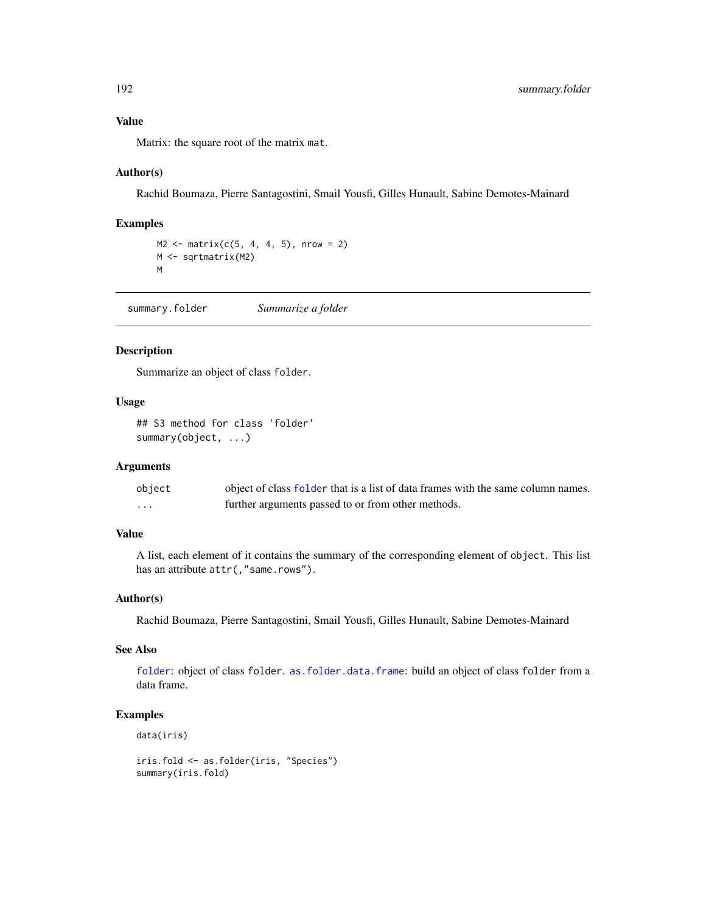### Value

Matrix: the square root of the matrix mat.

### Author(s)

Rachid Boumaza, Pierre Santagostini, Smail Yousfi, Gilles Hunault, Sabine Demotes-Mainard

### Examples

```
M2 <- matrix(c(5, 4, 4, 5), nrow = 2)
M <- sqrtmatrix(M2)
M
```

---

## summary.folder &nbsp;&nbsp;&nbsp; *Summarize a folder*

---

### Description

Summarize an object of class folder.

### Usage

```
## S3 method for class 'folder'
summary(object, ...)
```

### Arguments

| | |
|---|---|
| object | object of class folder that is a list of data frames with the same column names. |
| ... | further arguments passed to or from other methods. |

### Value

A list, each element of it contains the summary of the corresponding element of object. This list has an attribute attr(,"same.rows").

### Author(s)

Rachid Boumaza, Pierre Santagostini, Smail Yousfi, Gilles Hunault, Sabine Demotes-Mainard

### See Also

folder: object of class folder. as.folder.data.frame: build an object of class folder from a data frame.

### Examples

```
data(iris)

iris.fold <- as.folder(iris, "Species")
summary(iris.fold)
```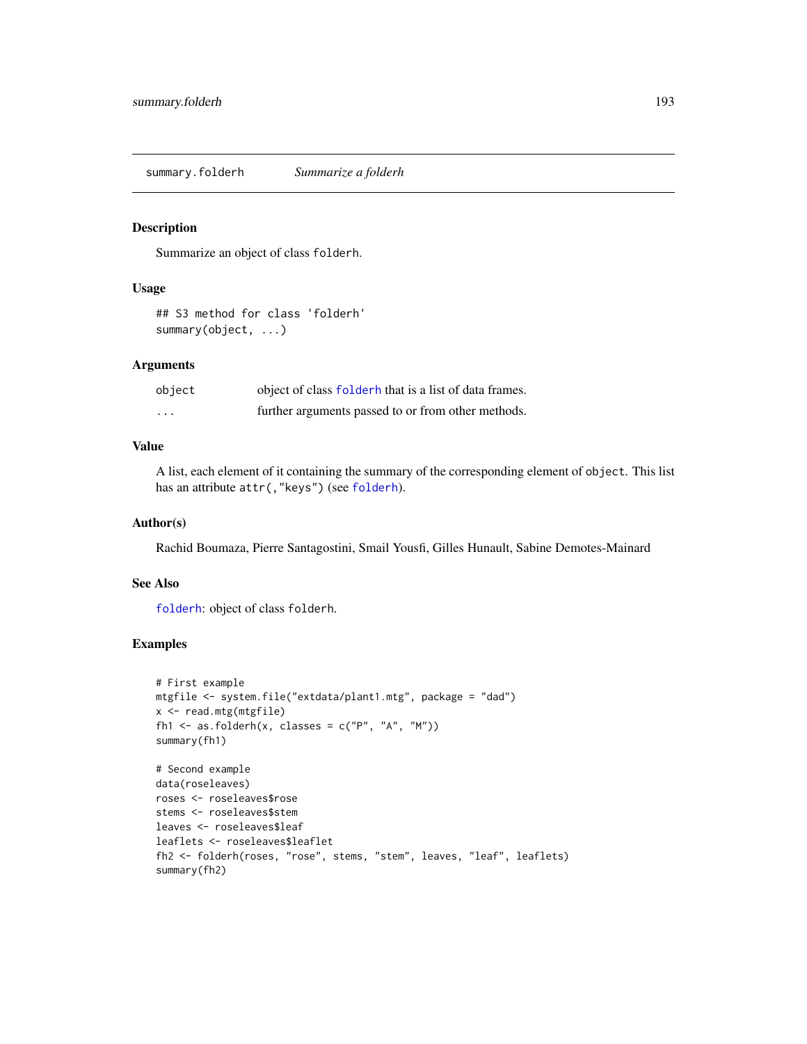## summary.folderh *Summarize a folderh*

### Description

Summarize an object of class `folderh`.

### Usage

```
## S3 method for class 'folderh'
summary(object, ...)
```

### Arguments

| | |
|---|---|
| `object` | object of class `folderh` that is a list of data frames. |
| `...` | further arguments passed to or from other methods. |

### Value

A list, each element of it containing the summary of the corresponding element of `object`. This list has an attribute `attr(,"keys")` (see `folderh`).

### Author(s)

Rachid Boumaza, Pierre Santagostini, Smail Yousfi, Gilles Hunault, Sabine Demotes-Mainard

### See Also

`folderh`: object of class `folderh`.

### Examples

```
# First example
mtgfile <- system.file("extdata/plant1.mtg", package = "dad")
x <- read.mtg(mtgfile)
fh1 <- as.folderh(x, classes = c("P", "A", "M"))
summary(fh1)

# Second example
data(roseleaves)
roses <- roseleaves$rose
stems <- roseleaves$stem
leaves <- roseleaves$leaf
leaflets <- roseleaves$leaflet
fh2 <- folderh(roses, "rose", stems, "stem", leaves, "leaf", leaflets)
summary(fh2)
```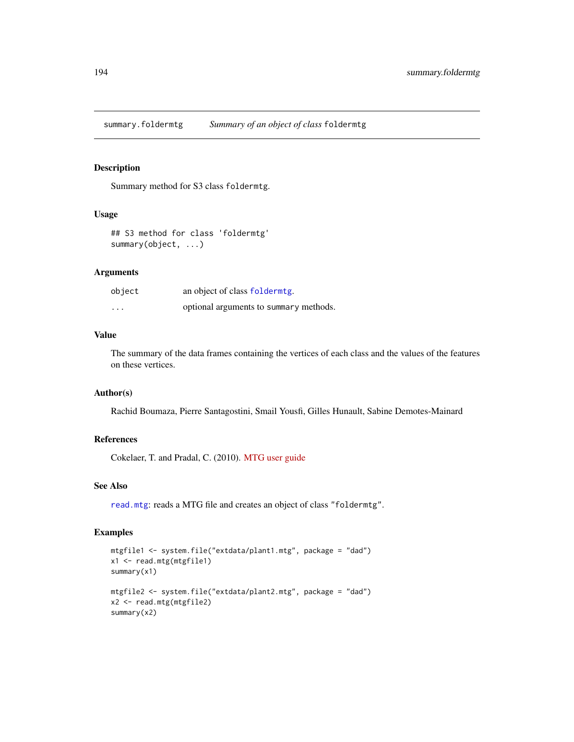summary.foldermtg *Summary of an object of class* foldermtg

## Description

Summary method for S3 class foldermtg.

## Usage

```
## S3 method for class 'foldermtg'
summary(object, ...)
```

## Arguments

| | |
|---|---|
| object | an object of class foldermtg. |
| ... | optional arguments to summary methods. |

## Value

The summary of the data frames containing the vertices of each class and the values of the features on these vertices.

## Author(s)

Rachid Boumaza, Pierre Santagostini, Smail Yousfi, Gilles Hunault, Sabine Demotes-Mainard

## References

Cokelaer, T. and Pradal, C. (2010). MTG user guide

## See Also

read.mtg: reads a MTG file and creates an object of class "foldermtg".

## Examples

```
mtgfile1 <- system.file("extdata/plant1.mtg", package = "dad")
x1 <- read.mtg(mtgfile1)
summary(x1)

mtgfile2 <- system.file("extdata/plant2.mtg", package = "dad")
x2 <- read.mtg(mtgfile2)
summary(x2)
```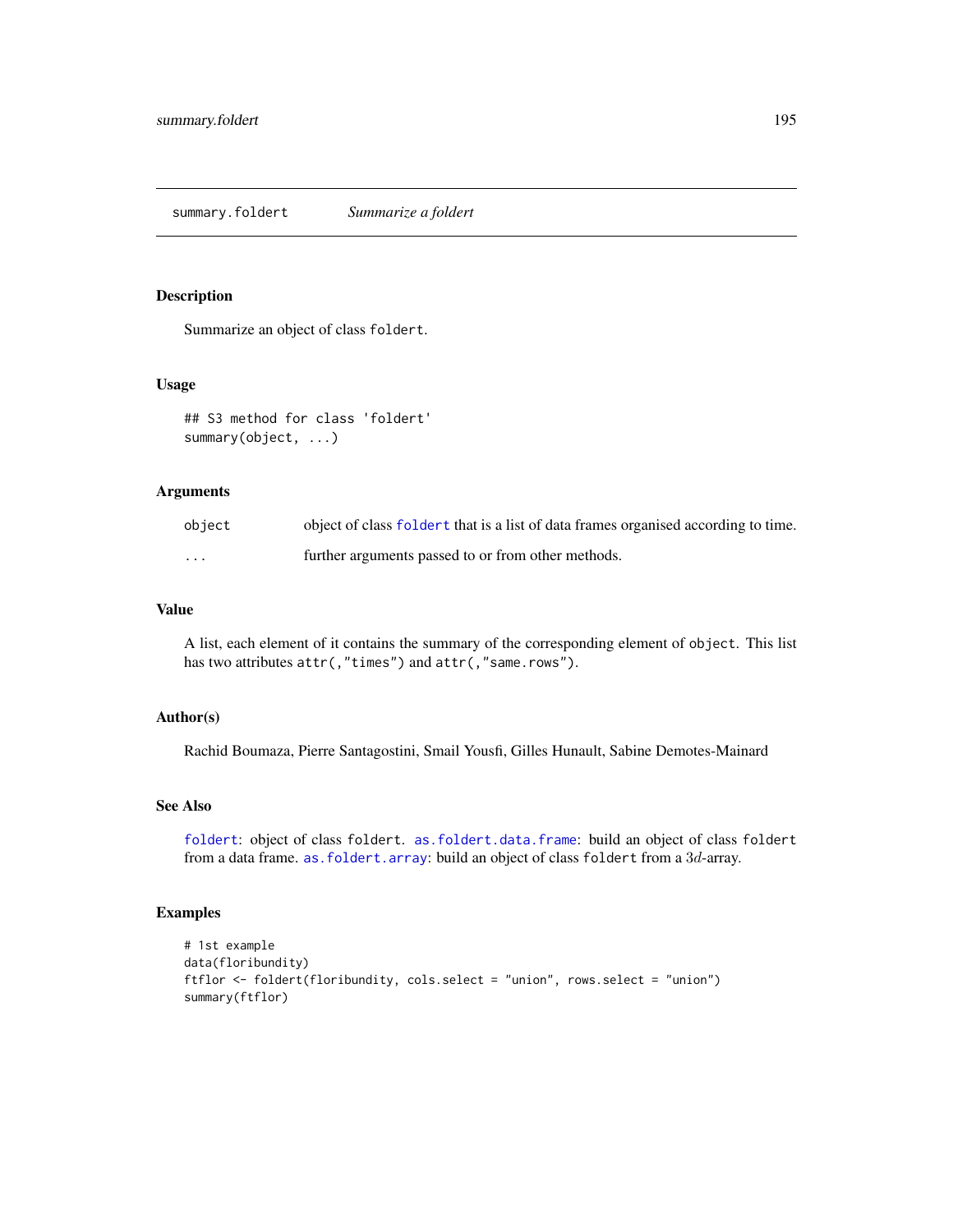## summary.foldert *Summarize a foldert*

### Description

Summarize an object of class `foldert`.

### Usage

```
## S3 method for class 'foldert'
summary(object, ...)
```

### Arguments

| | |
|---|---|
| `object` | object of class `foldert` that is a list of data frames organised according to time. |
| `...` | further arguments passed to or from other methods. |

### Value

A list, each element of it contains the summary of the corresponding element of `object`. This list has two attributes `attr(,"times")` and `attr(,"same.rows")`.

### Author(s)

Rachid Boumaza, Pierre Santagostini, Smail Yousfi, Gilles Hunault, Sabine Demotes-Mainard

### See Also

`foldert`: object of class `foldert`. `as.foldert.data.frame`: build an object of class `foldert` from a data frame. `as.foldert.array`: build an object of class `foldert` from a $3d$-array.

### Examples

```
# 1st example
data(floribundity)
ftflor <- foldert(floribundity, cols.select = "union", rows.select = "union")
summary(ftflor)
```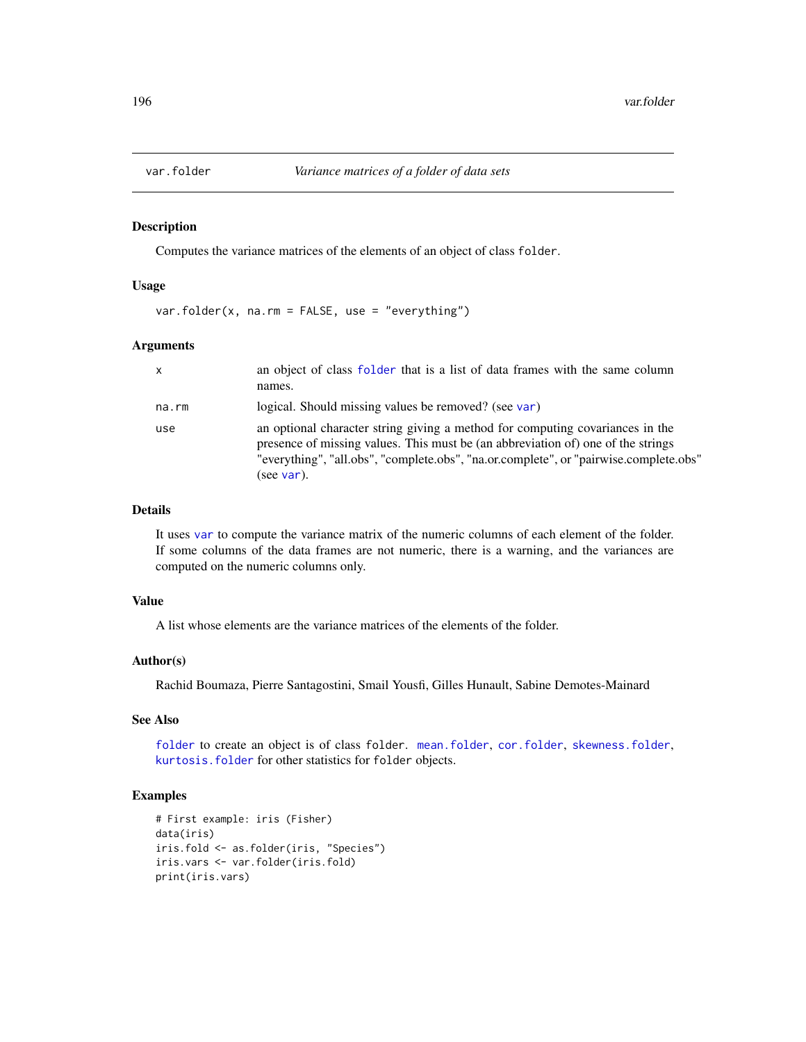var.folder *Variance matrices of a folder of data sets*

## Description

Computes the variance matrices of the elements of an object of class `folder`.

## Usage

```
var.folder(x, na.rm = FALSE, use = "everything")
```

## Arguments

| | |
|---|---|
| `x` | an object of class `folder` that is a list of data frames with the same column names. |
| `na.rm` | logical. Should missing values be removed? (see `var`) |
| `use` | an optional character string giving a method for computing covariances in the presence of missing values. This must be (an abbreviation of) one of the strings "everything", "all.obs", "complete.obs", "na.or.complete", or "pairwise.complete.obs" (see `var`). |

## Details

It uses `var` to compute the variance matrix of the numeric columns of each element of the folder. If some columns of the data frames are not numeric, there is a warning, and the variances are computed on the numeric columns only.

## Value

A list whose elements are the variance matrices of the elements of the folder.

## Author(s)

Rachid Boumaza, Pierre Santagostini, Smail Yousfi, Gilles Hunault, Sabine Demotes-Mainard

## See Also

`folder` to create an object is of class `folder`. `mean.folder`, `cor.folder`, `skewness.folder`, `kurtosis.folder` for other statistics for `folder` objects.

## Examples

```
# First example: iris (Fisher)
data(iris)
iris.fold <- as.folder(iris, "Species")
iris.vars <- var.folder(iris.fold)
print(iris.vars)
```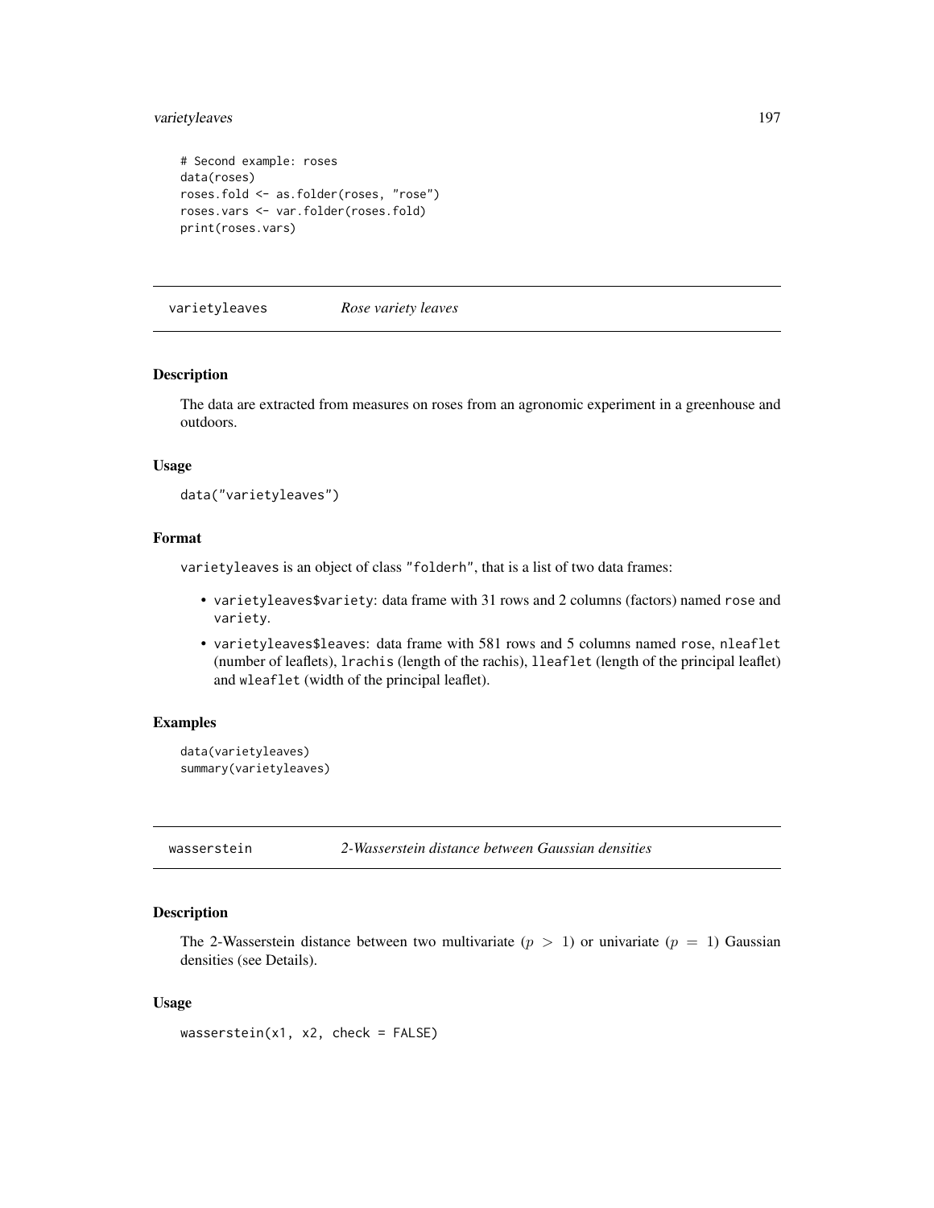```
# Second example: roses
data(roses)
roses.fold <- as.folder(roses, "rose")
roses.vars <- var.folder(roses.fold)
print(roses.vars)
```

---

## varietyleaves — *Rose variety leaves*

### Description

The data are extracted from measures on roses from an agronomic experiment in a greenhouse and outdoors.

### Usage

```
data("varietyleaves")
```

### Format

varietyleaves is an object of class "folderh", that is a list of two data frames:

- varietyleaves$variety: data frame with 31 rows and 2 columns (factors) named rose and variety.
- varietyleaves$leaves: data frame with 581 rows and 5 columns named rose, nleaflet (number of leaflets), lrachis (length of the rachis), lleaflet (length of the principal leaflet) and wleaflet (width of the principal leaflet).

### Examples

```
data(varietyleaves)
summary(varietyleaves)
```

---

## wasserstein — *2-Wasserstein distance between Gaussian densities*

### Description

The 2-Wasserstein distance between two multivariate ($p > 1$) or univariate ($p = 1$) Gaussian densities (see Details).

### Usage

```
wasserstein(x1, x2, check = FALSE)
```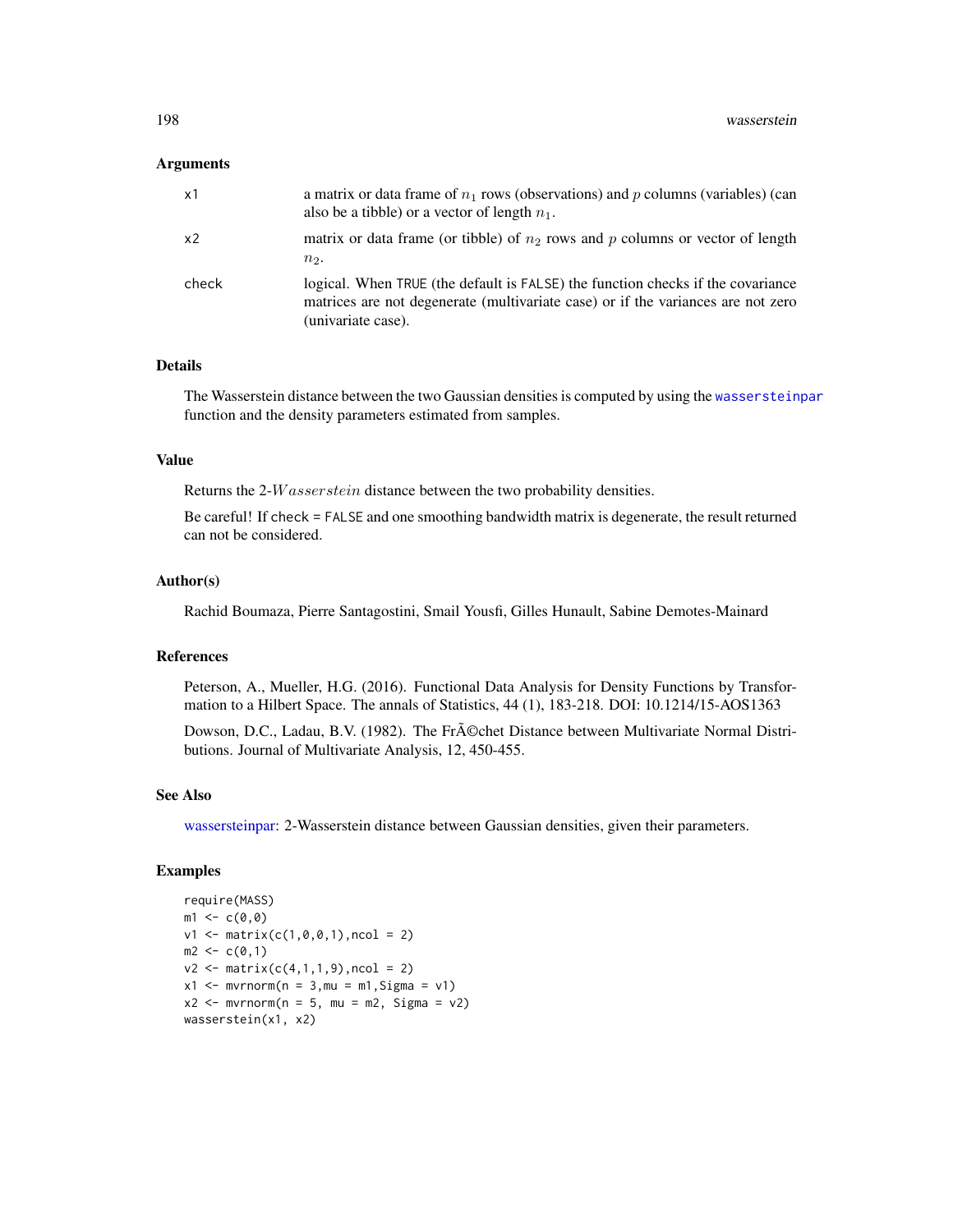## Arguments

| | |
|---|---|
| x1 | a matrix or data frame of $n_1$ rows (observations) and $p$ columns (variables) (can also be a tibble) or a vector of length $n_1$. |
| x2 | matrix or data frame (or tibble) of $n_2$ rows and $p$ columns or vector of length $n_2$. |
| check | logical. When TRUE (the default is FALSE) the function checks if the covariance matrices are not degenerate (multivariate case) or if the variances are not zero (univariate case). |

## Details

The Wasserstein distance between the two Gaussian densities is computed by using the wassersteinpar function and the density parameters estimated from samples.

## Value

Returns the 2-$Wasserstein$ distance between the two probability densities.

Be careful! If check = FALSE and one smoothing bandwidth matrix is degenerate, the result returned can not be considered.

## Author(s)

Rachid Boumaza, Pierre Santagostini, Smail Yousfi, Gilles Hunault, Sabine Demotes-Mainard

## References

Peterson, A., Mueller, H.G. (2016). Functional Data Analysis for Density Functions by Transformation to a Hilbert Space. The annals of Statistics, 44 (1), 183-218. DOI: 10.1214/15-AOS1363

Dowson, D.C., Ladau, B.V. (1982). The FrÃ©chet Distance between Multivariate Normal Distributions. Journal of Multivariate Analysis, 12, 450-455.

## See Also

wassersteinpar: 2-Wasserstein distance between Gaussian densities, given their parameters.

## Examples

```
require(MASS)
m1 <- c(0,0)
v1 <- matrix(c(1,0,0,1),ncol = 2)
m2 <- c(0,1)
v2 <- matrix(c(4,1,1,9),ncol = 2)
x1 <- mvrnorm(n = 3,mu = m1,Sigma = v1)
x2 <- mvrnorm(n = 5, mu = m2, Sigma = v2)
wasserstein(x1, x2)
```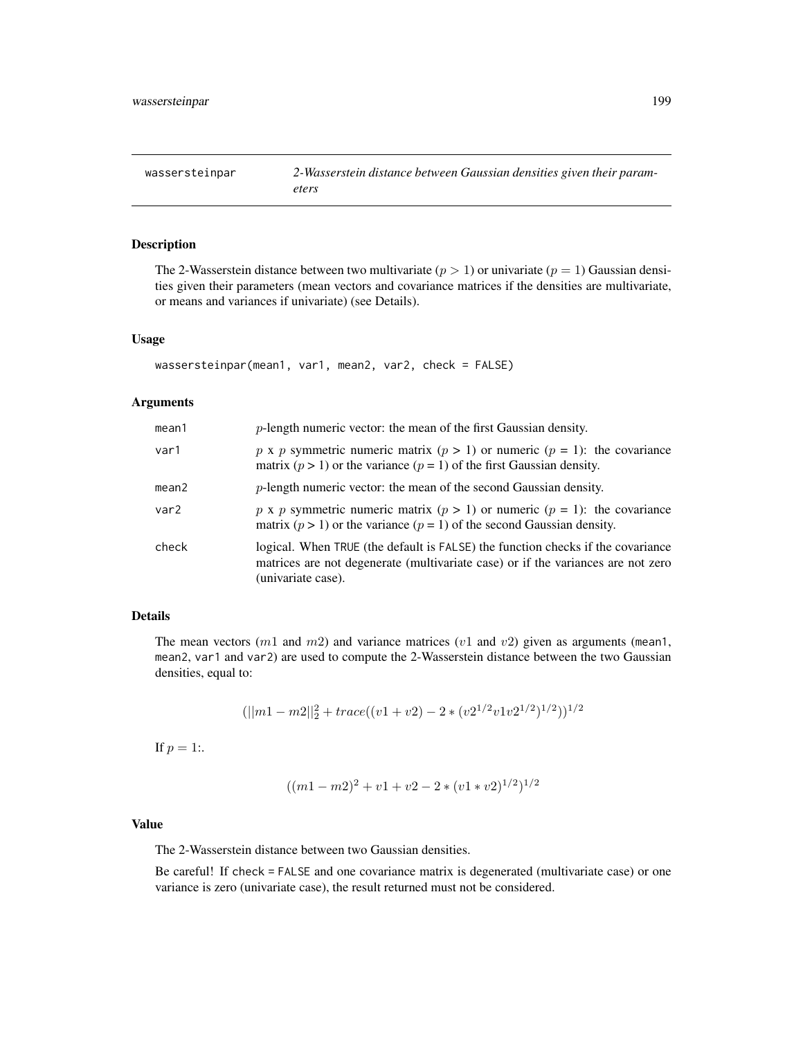# wassersteinpar — *2-Wasserstein distance between Gaussian densities given their parameters*

## Description

The 2-Wasserstein distance between two multivariate ($p > 1$) or univariate ($p = 1$) Gaussian densities given their parameters (mean vectors and covariance matrices if the densities are multivariate, or means and variances if univariate) (see Details).

## Usage

```
wassersteinpar(mean1, var1, mean2, var2, check = FALSE)
```

## Arguments

| | |
|---|---|
| mean1 | $p$-length numeric vector: the mean of the first Gaussian density. |
| var1 | $p$ x $p$ symmetric numeric matrix ($p > 1$) or numeric ($p = 1$): the covariance matrix ($p > 1$) or the variance ($p = 1$) of the first Gaussian density. |
| mean2 | $p$-length numeric vector: the mean of the second Gaussian density. |
| var2 | $p$ x $p$ symmetric numeric matrix ($p > 1$) or numeric ($p = 1$): the covariance matrix ($p > 1$) or the variance ($p = 1$) of the second Gaussian density. |
| check | logical. When TRUE (the default is FALSE) the function checks if the covariance matrices are not degenerate (multivariate case) or if the variances are not zero (univariate case). |

## Details

The mean vectors ($m1$ and $m2$) and variance matrices ($v1$ and $v2$) given as arguments (mean1, mean2, var1 and var2) are used to compute the 2-Wasserstein distance between the two Gaussian densities, equal to:

$$(||m1 - m2||_2^2 + trace((v1 + v2) - 2 * (v2^{1/2} v1 v2^{1/2})^{1/2}))^{1/2}$$

If $p = 1$:.

$$((m1 - m2)^2 + v1 + v2 - 2 * (v1 * v2)^{1/2})^{1/2}$$

## Value

The 2-Wasserstein distance between two Gaussian densities.

Be careful! If check = FALSE and one covariance matrix is degenerated (multivariate case) or one variance is zero (univariate case), the result returned must not be considered.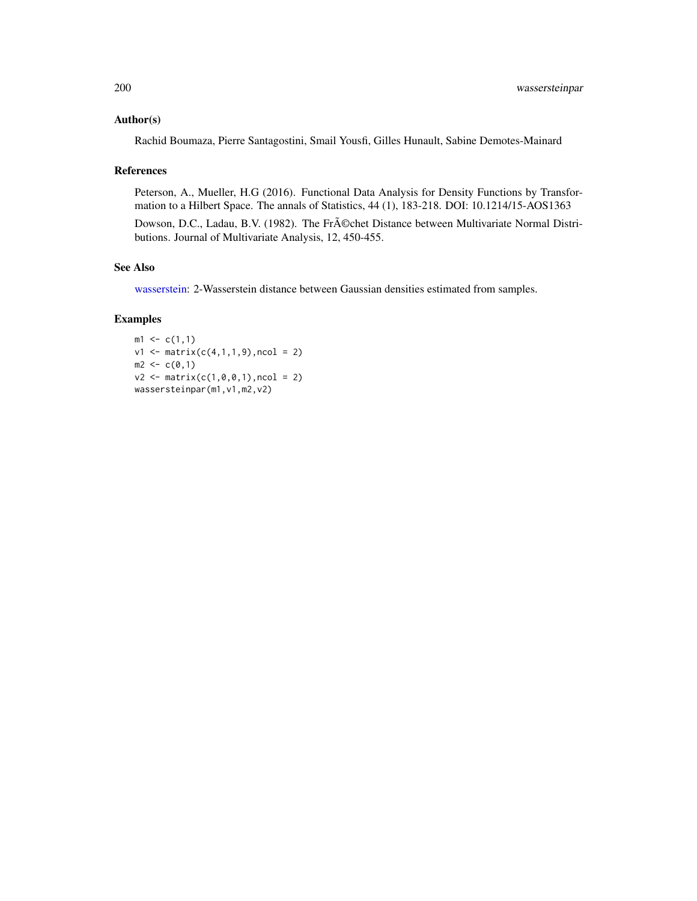## Author(s)

Rachid Boumaza, Pierre Santagostini, Smail Yousfi, Gilles Hunault, Sabine Demotes-Mainard

## References

Peterson, A., Mueller, H.G (2016). Functional Data Analysis for Density Functions by Transformation to a Hilbert Space. The annals of Statistics, 44 (1), 183-218. DOI: 10.1214/15-AOS1363

Dowson, D.C., Ladau, B.V. (1982). The FrÃ©chet Distance between Multivariate Normal Distributions. Journal of Multivariate Analysis, 12, 450-455.

## See Also

wasserstein: 2-Wasserstein distance between Gaussian densities estimated from samples.

## Examples

```
m1 <- c(1,1)
v1 <- matrix(c(4,1,1,9),ncol = 2)
m2 <- c(0,1)
v2 <- matrix(c(1,0,0,1),ncol = 2)
wassersteinpar(m1,v1,m2,v2)
```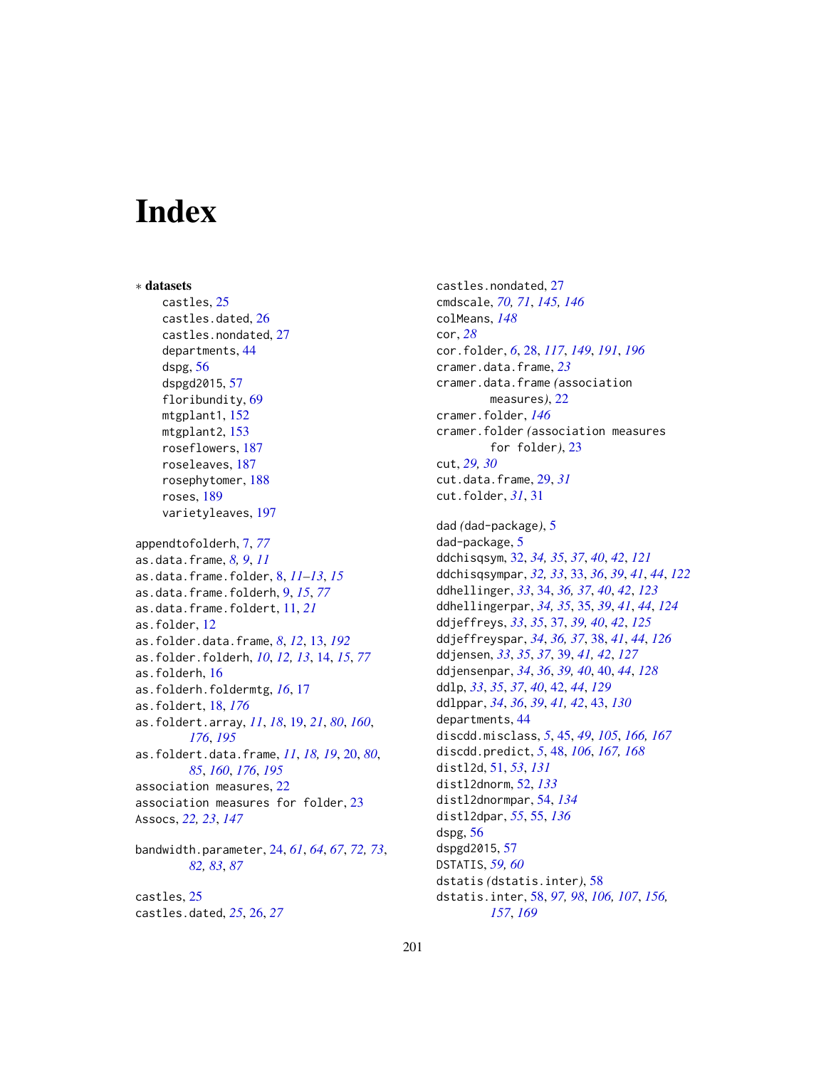# Index

∗ **datasets**

- castles, 25
- castles.dated, 26
- castles.nondated, 27
- departments, 44
- dspg, 56
- dspgd2015, 57
- floribundity, 69
- mtgplant1, 152
- mtgplant2, 153
- roseflowers, 187
- roseleaves, 187
- rosephytomer, 188
- roses, 189
- varietyleaves, 197

appendtofolderh, 7, *77*
as.data.frame, *8, 9*, *11*
as.data.frame.folder, 8, *11–13*, *15*
as.data.frame.folderh, 9, *15*, *77*
as.data.frame.foldert, 11, *21*
as.folder, 12
as.folder.data.frame, *8*, *12*, 13, *192*
as.folder.folderh, *10*, *12, 13*, 14, *15*, *77*
as.folderh, 16
as.folderh.foldermtg, *16*, 17
as.foldert, 18, *176*
as.foldert.array, *11*, *18*, 19, *21*, *80*, *160*, *176*, *195*
as.foldert.data.frame, *11*, *18, 19*, 20, *80*, *85*, *160*, *176*, *195*
association measures, 22
association measures for folder, 23
Assocs, *22, 23*, *147*

bandwidth.parameter, 24, *61*, *64*, *67*, *72, 73*, *82, 83*, *87*

castles, 25
castles.dated, *25*, 26, *27*
castles.nondated, 27
cmdscale, *70, 71*, *145, 146*
colMeans, *148*
cor, *28*
cor.folder, *6*, 28, *117*, *149*, *191*, *196*
cramer.data.frame, *23*
cramer.data.frame *(*association measures*)*, 22
cramer.folder, *146*
cramer.folder *(*association measures for folder*)*, 23
cut, *29, 30*
cut.data.frame, 29, *31*
cut.folder, *31*, 31

dad *(*dad-package*)*, 5
dad-package, 5
ddchisqsym, 32, *34, 35*, *37*, *40*, *42*, *121*
ddchisqsympar, *32, 33*, 33, *36*, *39*, *41*, *44*, *122*
ddhellinger, *33*, 34, *36, 37*, *40*, *42*, *123*
ddhellingerpar, *34, 35*, 35, *39*, *41*, *44*, *124*
ddjeffreys, *33*, *35*, 37, *39, 40*, *42*, *125*
ddjeffreyspar, *34*, *36, 37*, 38, *41*, *44*, *126*
ddjensen, *33*, *35*, *37*, 39, *41, 42*, *127*
ddjensenpar, *34*, *36*, *39, 40*, 40, *44*, *128*
ddlp, *33*, *35*, *37*, *40*, 42, *44*, *129*
ddlppar, *34*, *36*, *39*, *41, 42*, 43, *130*
departments, 44
discdd.misclass, *5*, 45, *49*, *105*, *166, 167*
discdd.predict, *5*, 48, *106*, *167, 168*
distl2d, 51, *53*, *131*
distl2dnorm, 52, *133*
distl2dnormpar, 54, *134*
distl2dpar, *55*, 55, *136*
dspg, 56
dspgd2015, 57
DSTATIS, *59, 60*
dstatis *(*dstatis.inter*)*, 58
dstatis.inter, 58, *97, 98*, *106, 107*, *156, 157*, *169*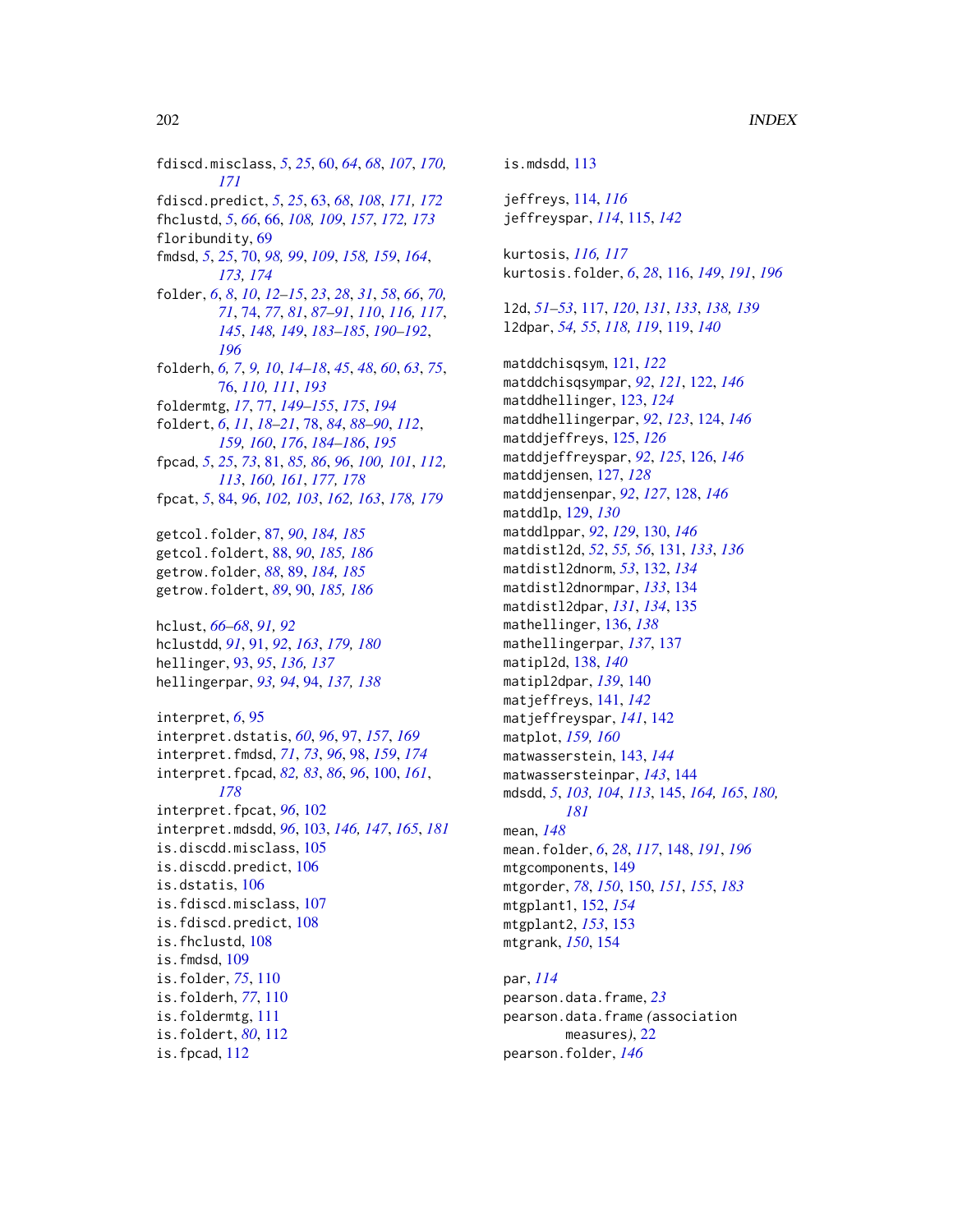fdiscd.misclass, *5*, *25*, 60, *64*, *68*, *107*, *170, 171*
fdiscd.predict, *5*, *25*, 63, *68*, *108*, *171, 172*
fhclustd, *5*, *66*, 66, *108, 109*, *157*, *172, 173*
floribundity, 69
fmdsd, *5*, *25*, 70, *98, 99*, *109*, *158, 159*, *164*, *173, 174*
folder, *6*, *8*, *10*, *12–15*, *23*, *28*, *31*, *58*, *66*, *70, 71*, 74, *77*, *81*, *87–91*, *110*, *116, 117*, *145*, *148, 149*, *183–185*, *190–192*, *196*
folderh, *6, 7*, *9, 10*, *14–18*, *45*, *48*, *60*, *63*, *75*, 76, *110, 111*, *193*
foldermtg, *17*, 77, *149–155*, *175*, *194*
foldert, *6*, *11*, *18–21*, 78, *84*, *88–90*, *112*, *159, 160*, *176*, *184–186*, *195*
fpcad, *5*, *25*, *73*, 81, *85, 86*, *96*, *100, 101*, *112*, *113*, *160, 161*, *177, 178*
fpcat, *5*, 84, *96*, *102, 103*, *162, 163*, *178, 179*

getcol.folder, 87, *90*, *184, 185*
getcol.foldert, 88, *90*, *185, 186*
getrow.folder, *88*, 89, *184, 185*
getrow.foldert, *89*, 90, *185, 186*

hclust, *66–68*, *91, 92*
hclustdd, *91*, 91, *92*, *163*, *179, 180*
hellinger, 93, *95*, *136, 137*
hellingerpar, *93, 94*, 94, *137, 138*

interpret, *6*, 95
interpret.dstatis, *60*, *96*, 97, *157*, *169*
interpret.fmdsd, *71*, *73*, *96*, 98, *159*, *174*
interpret.fpcad, *82, 83*, *86*, *96*, 100, *161*, *178*
interpret.fpcat, *96*, 102
interpret.mdsdd, *96*, 103, *146, 147*, *165*, *181*
is.discdd.misclass, 105
is.discdd.predict, 106
is.dstatis, 106
is.fdiscd.misclass, 107
is.fdiscd.predict, 108
is.fhclustd, 108
is.fmdsd, 109
is.folder, *75*, 110
is.folderh, *77*, 110
is.foldermtg, 111
is.foldert, *80*, 112
is.fpcad, 112
is.mdsdd, 113

jeffreys, 114, *116*
jeffreyspar, *114*, 115, *142*

kurtosis, *116, 117*
kurtosis.folder, *6*, *28*, 116, *149*, *191*, *196*

l2d, *51–53*, 117, *120*, *131*, *133*, *138, 139*
l2dpar, *54, 55*, *118, 119*, 119, *140*

matddchisqsym, 121, *122*
matddchisqsympar, *92*, *121*, 122, *146*
matddhellinger, 123, *124*
matddhellingerpar, *92*, *123*, 124, *146*
matddjeffreys, 125, *126*
matddjeffreyspar, *92*, *125*, 126, *146*
matddjensen, 127, *128*
matddjensenpar, *92*, *127*, 128, *146*
matddlp, 129, *130*
matddlppar, *92*, *129*, 130, *146*
matdistl2d, *52*, *55, 56*, 131, *133*, *136*
matdistl2dnorm, *53*, 132, *134*
matdistl2dnormpar, *133*, 134
matdistl2dpar, *131*, *134*, 135
mathellinger, 136, *138*
mathellingerpar, *137*, 137
matipl2d, 138, *140*
matipl2dpar, *139*, 140
matjeffreys, 141, *142*
matjeffreyspar, *141*, 142
matplot, *159, 160*
matwasserstein, 143, *144*
matwassersteinpar, *143*, 144
mdsdd, *5*, *103, 104*, *113*, 145, *164, 165*, *180, 181*
mean, *148*
mean.folder, *6*, *28*, *117*, 148, *191*, *196*
mtgcomponents, 149
mtgorder, *78*, *150*, 150, *151*, *155*, *183*
mtgplant1, 152, *154*
mtgplant2, *153*, 153
mtgrank, *150*, 154

par, *114*
pearson.data.frame, *23*
pearson.data.frame *(*association measures*)*, 22
pearson.folder, *146*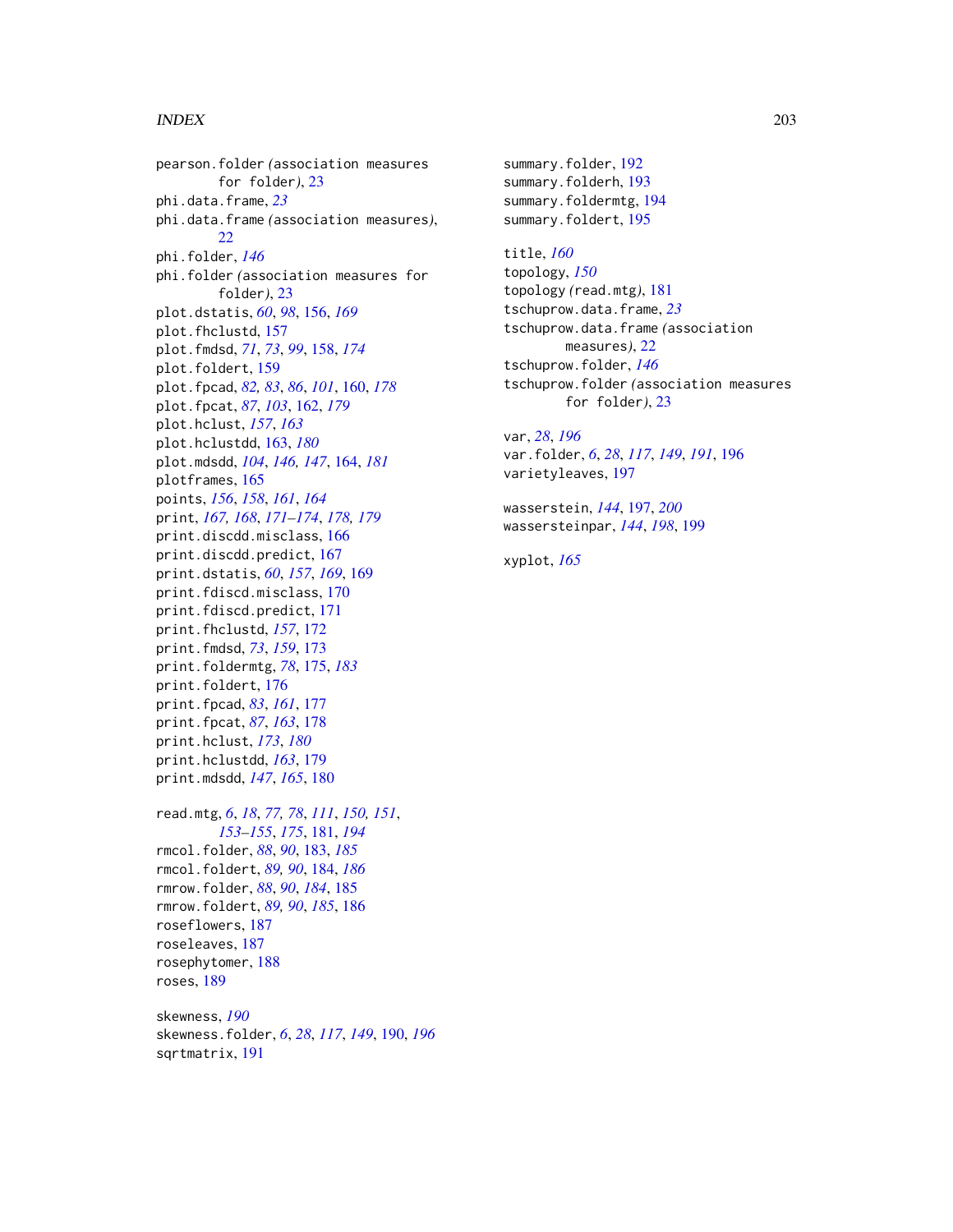pearson.folder (association measures for folder), 23
phi.data.frame, *23*
phi.data.frame (association measures), 22
phi.folder, *146*
phi.folder (association measures for folder), 23
plot.dstatis, *60*, *98*, 156, *169*
plot.fhclustd, 157
plot.fmdsd, *71*, *73*, *99*, 158, *174*
plot.foldert, 159
plot.fpcad, *82, 83*, *86*, *101*, 160, *178*
plot.fpcat, *87*, *103*, 162, *179*
plot.hclust, *157*, *163*
plot.hclustdd, 163, *180*
plot.mdsdd, *104*, *146, 147*, 164, *181*
plotframes, 165
points, *156*, *158*, *161*, *164*
print, *167, 168*, *171–174*, *178, 179*
print.discdd.misclass, 166
print.discdd.predict, 167
print.dstatis, *60*, *157*, *169*, 169
print.fdiscd.misclass, 170
print.fdiscd.predict, 171
print.fhclustd, *157*, 172
print.fmdsd, *73*, *159*, 173
print.foldermtg, *78*, 175, *183*
print.foldert, 176
print.fpcad, *83*, *161*, 177
print.fpcat, *87*, *163*, 178
print.hclust, *173*, *180*
print.hclustdd, *163*, 179
print.mdsdd, *147*, *165*, 180

read.mtg, *6*, *18*, *77, 78*, *111*, *150, 151*, *153–155*, *175*, 181, *194*
rmcol.folder, *88*, *90*, 183, *185*
rmcol.foldert, *89, 90*, 184, *186*
rmrow.folder, *88*, *90*, *184*, 185
rmrow.foldert, *89, 90*, *185*, 186
roseflowers, 187
roseleaves, 187
rosephytomer, 188
roses, 189

skewness, *190*
skewness.folder, *6*, *28*, *117*, *149*, 190, *196*
sqrtmatrix, 191
summary.folder, 192
summary.folderh, 193
summary.foldermtg, 194
summary.foldert, 195

title, *160*
topology, *150*
topology (read.mtg), 181
tschuprow.data.frame, *23*
tschuprow.data.frame (association measures), 22
tschuprow.folder, *146*
tschuprow.folder (association measures for folder), 23

var, *28*, *196*
var.folder, *6*, *28*, *117*, *149*, *191*, 196
varietyleaves, 197

wasserstein, *144*, 197, *200*
wassersteinpar, *144*, *198*, 199

xyplot, *165*